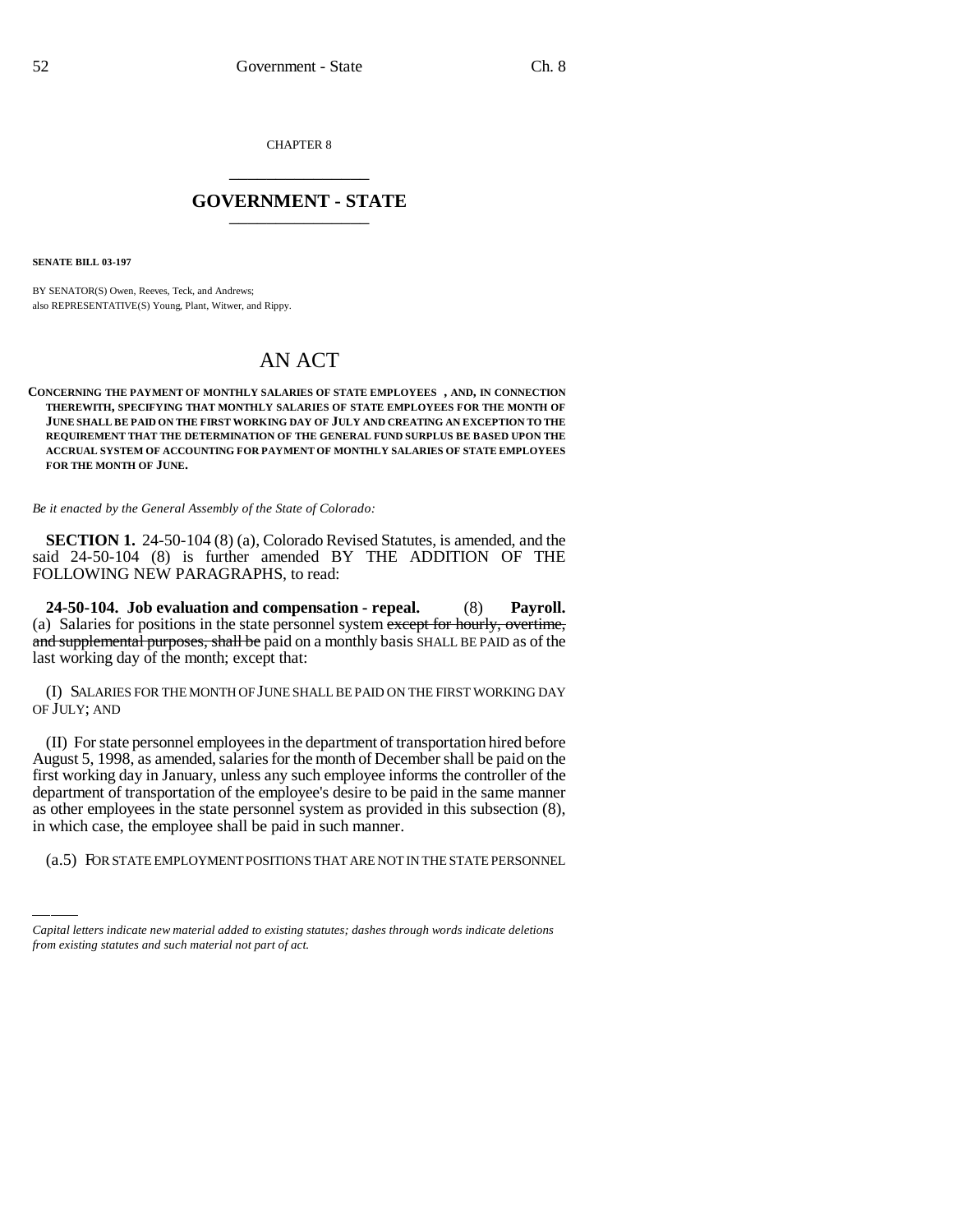CHAPTER 8

# GOVERNMENT - STATE

**SENATE BILL 03-197**

BY SENATOR(S) Owen, Reeves, Teck, and Andrews;
also REPRESENTATIVE(S) Young, Plant, Witwer, and Rippy.

# AN ACT

**CONCERNING THE PAYMENT OF MONTHLY SALARIES OF STATE EMPLOYEES , AND, IN CONNECTION THEREWITH, SPECIFYING THAT MONTHLY SALARIES OF STATE EMPLOYEES FOR THE MONTH OF JUNE SHALL BE PAID ON THE FIRST WORKING DAY OF JULY AND CREATING AN EXCEPTION TO THE REQUIREMENT THAT THE DETERMINATION OF THE GENERAL FUND SURPLUS BE BASED UPON THE ACCRUAL SYSTEM OF ACCOUNTING FOR PAYMENT OF MONTHLY SALARIES OF STATE EMPLOYEES FOR THE MONTH OF JUNE.**

*Be it enacted by the General Assembly of the State of Colorado:*

**SECTION 1.** 24-50-104 (8) (a), Colorado Revised Statutes, is amended, and the said 24-50-104 (8) is further amended BY THE ADDITION OF THE FOLLOWING NEW PARAGRAPHS, to read:

**24-50-104. Job evaluation and compensation - repeal.** (8) **Payroll.** (a) Salaries for positions in the state personnel system ~~except for hourly, overtime, and supplemental purposes, shall be~~ paid on a monthly basis SHALL BE PAID as of the last working day of the month; except that:

(I) SALARIES FOR THE MONTH OF JUNE SHALL BE PAID ON THE FIRST WORKING DAY OF JULY; AND

(II) For state personnel employees in the department of transportation hired before August 5, 1998, as amended, salaries for the month of December shall be paid on the first working day in January, unless any such employee informs the controller of the department of transportation of the employee's desire to be paid in the same manner as other employees in the state personnel system as provided in this subsection (8), in which case, the employee shall be paid in such manner.

(a.5) FOR STATE EMPLOYMENT POSITIONS THAT ARE NOT IN THE STATE PERSONNEL

*Capital letters indicate new material added to existing statutes; dashes through words indicate deletions from existing statutes and such material not part of act.*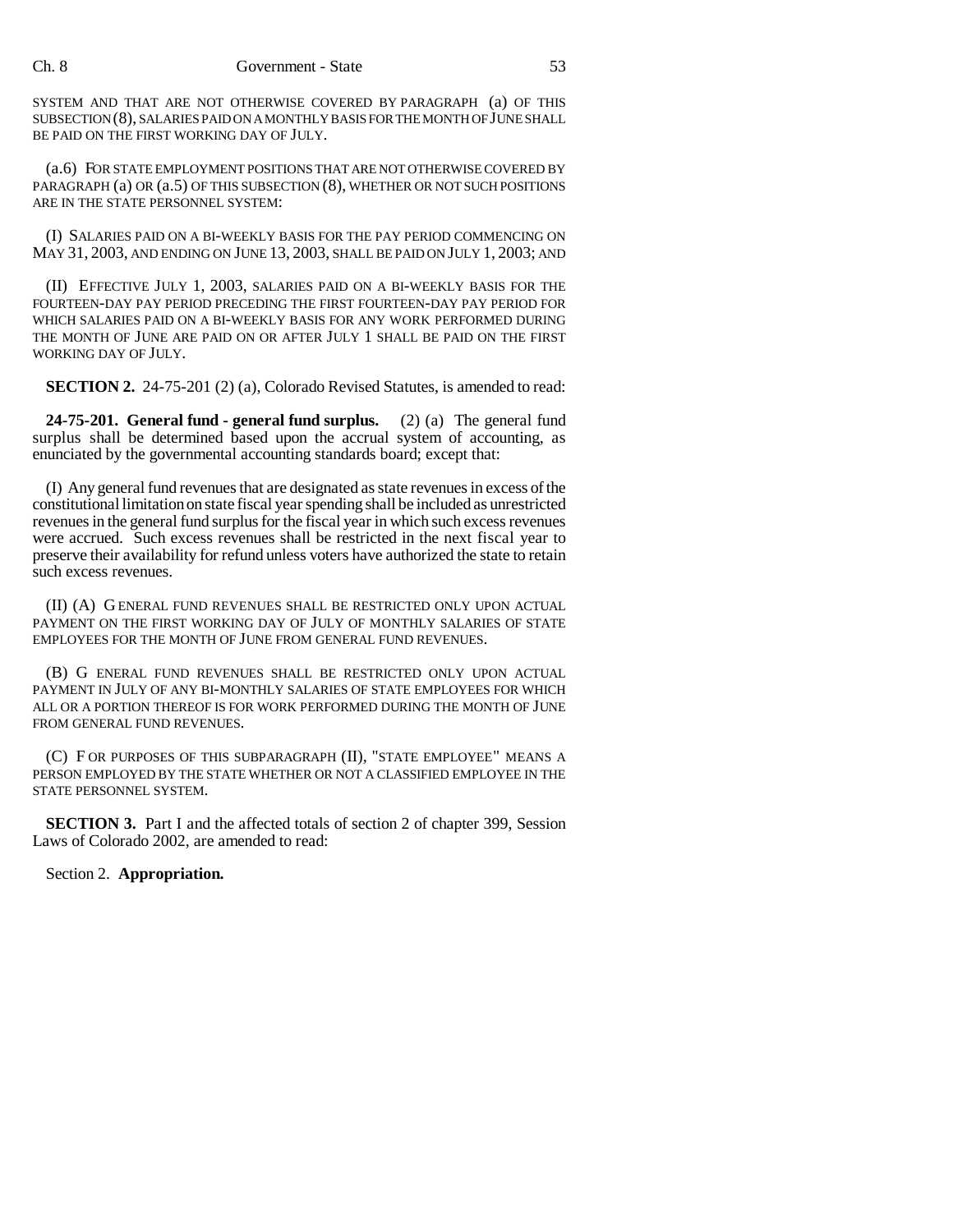SYSTEM AND THAT ARE NOT OTHERWISE COVERED BY PARAGRAPH (a) OF THIS SUBSECTION (8), SALARIES PAID ON A MONTHLY BASIS FOR THE MONTH OF JUNE SHALL BE PAID ON THE FIRST WORKING DAY OF JULY.

(a.6) FOR STATE EMPLOYMENT POSITIONS THAT ARE NOT OTHERWISE COVERED BY PARAGRAPH (a) OR (a.5) OF THIS SUBSECTION (8), WHETHER OR NOT SUCH POSITIONS ARE IN THE STATE PERSONNEL SYSTEM:

(I) SALARIES PAID ON A BI-WEEKLY BASIS FOR THE PAY PERIOD COMMENCING ON MAY 31, 2003, AND ENDING ON JUNE 13, 2003, SHALL BE PAID ON JULY 1, 2003; AND

(II) EFFECTIVE JULY 1, 2003, SALARIES PAID ON A BI-WEEKLY BASIS FOR THE FOURTEEN-DAY PAY PERIOD PRECEDING THE FIRST FOURTEEN-DAY PAY PERIOD FOR WHICH SALARIES PAID ON A BI-WEEKLY BASIS FOR ANY WORK PERFORMED DURING THE MONTH OF JUNE ARE PAID ON OR AFTER JULY 1 SHALL BE PAID ON THE FIRST WORKING DAY OF JULY.

**SECTION 2.** 24-75-201 (2) (a), Colorado Revised Statutes, is amended to read:

**24-75-201. General fund - general fund surplus.** (2) (a) The general fund surplus shall be determined based upon the accrual system of accounting, as enunciated by the governmental accounting standards board; except that:

(I) Any general fund revenues that are designated as state revenues in excess of the constitutional limitation on state fiscal year spending shall be included as unrestricted revenues in the general fund surplus for the fiscal year in which such excess revenues were accrued. Such excess revenues shall be restricted in the next fiscal year to preserve their availability for refund unless voters have authorized the state to retain such excess revenues.

(II) (A) GENERAL FUND REVENUES SHALL BE RESTRICTED ONLY UPON ACTUAL PAYMENT ON THE FIRST WORKING DAY OF JULY OF MONTHLY SALARIES OF STATE EMPLOYEES FOR THE MONTH OF JUNE FROM GENERAL FUND REVENUES.

(B) GENERAL FUND REVENUES SHALL BE RESTRICTED ONLY UPON ACTUAL PAYMENT IN JULY OF ANY BI-MONTHLY SALARIES OF STATE EMPLOYEES FOR WHICH ALL OR A PORTION THEREOF IS FOR WORK PERFORMED DURING THE MONTH OF JUNE FROM GENERAL FUND REVENUES.

(C) FOR PURPOSES OF THIS SUBPARAGRAPH (II), "STATE EMPLOYEE" MEANS A PERSON EMPLOYED BY THE STATE WHETHER OR NOT A CLASSIFIED EMPLOYEE IN THE STATE PERSONNEL SYSTEM.

**SECTION 3.** Part I and the affected totals of section 2 of chapter 399, Session Laws of Colorado 2002, are amended to read:

Section 2. **Appropriation.**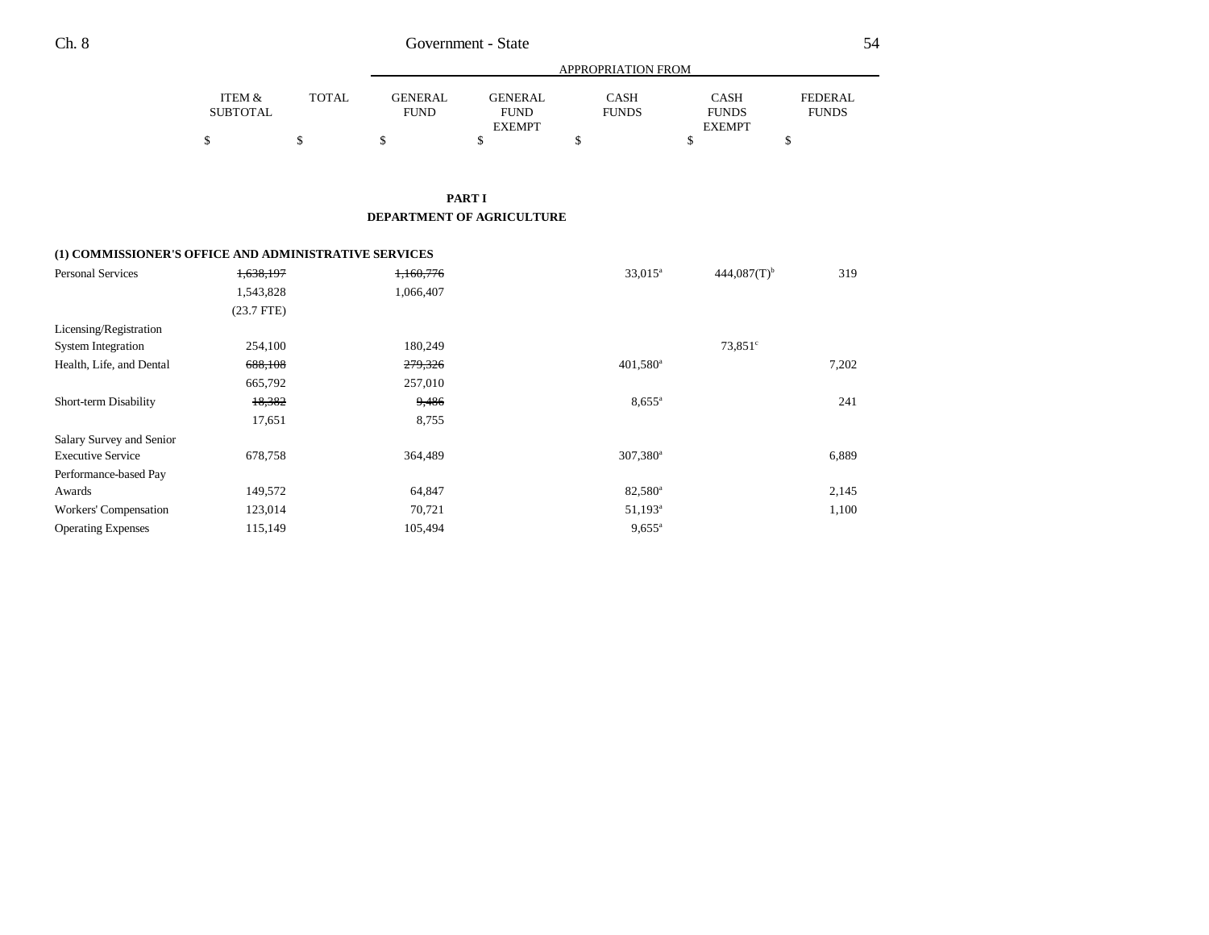## PART I

## DEPARTMENT OF AGRICULTURE

| | ITEM & SUBTOTAL | TOTAL | APPROPRIATION FROM GENERAL FUND | GENERAL FUND EXEMPT | CASH FUNDS | CASH FUNDS EXEMPT | FEDERAL FUNDS |
|---|---|---|---|---|---|---|---|
| | $ | $ | $ | $ | $ | $ | $ |
| **(1) COMMISSIONER'S OFFICE AND ADMINISTRATIVE SERVICES** | | | | | | | |
| Personal Services | ~~1,638,197~~ | | ~~1,160,776~~ | | 33,015[a] | 444,087(T)[b] | 319 |
| | 1,543,828 | | 1,066,407 | | | | |
| | (23.7 FTE) | | | | | | |
| Licensing/Registration System Integration | 254,100 | | 180,249 | | | 73,851[c] | |
| Health, Life, and Dental | ~~688,108~~ | | ~~279,326~~ | | 401,580[a] | | 7,202 |
| | 665,792 | | 257,010 | | | | |
| Short-term Disability | ~~18,382~~ | | ~~9,486~~ | | 8,655[a] | | 241 |
| | 17,651 | | 8,755 | | | | |
| Salary Survey and Senior Executive Service | 678,758 | | 364,489 | | 307,380[a] | | 6,889 |
| Performance-based Pay Awards | 149,572 | | 64,847 | | 82,580[a] | | 2,145 |
| Workers' Compensation | 123,014 | | 70,721 | | 51,193[a] | | 1,100 |
| Operating Expenses | 115,149 | | 105,494 | | 9,655[a] | | |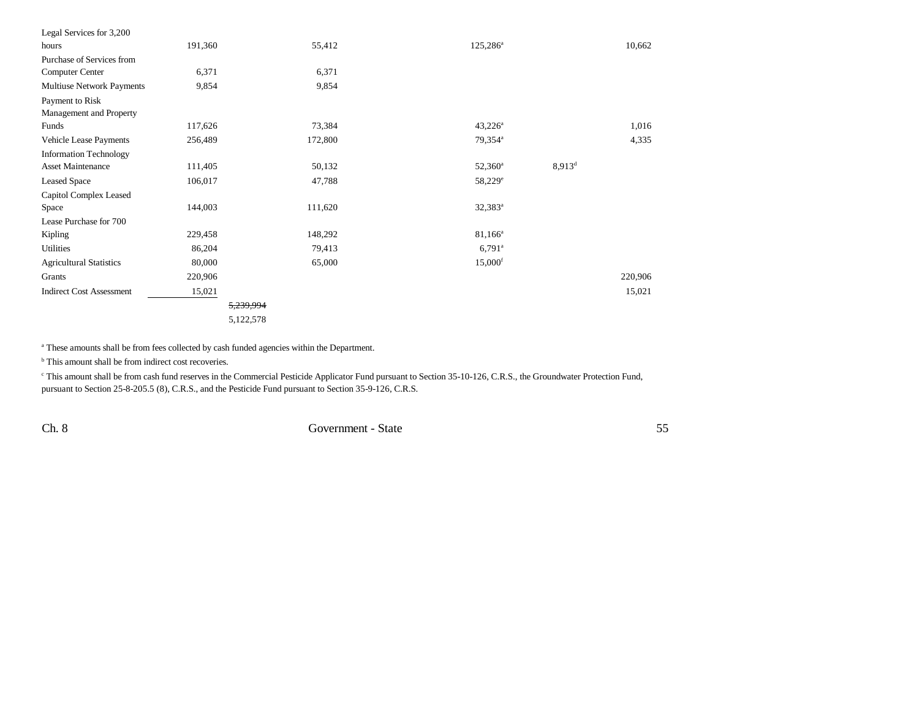| | | | | | | |
|---|---|---|---|---|---|---|
| Legal Services for 3,200 hours | 191,360 | | 55,412 | 125,286[a] | | 10,662 |
| Purchase of Services from Computer Center | 6,371 | | 6,371 | | | |
| Multiuse Network Payments | 9,854 | | 9,854 | | | |
| Payment to Risk Management and Property Funds | 117,626 | | 73,384 | 43,226[a] | | 1,016 |
| Vehicle Lease Payments | 256,489 | | 172,800 | 79,354[a] | | 4,335 |
| Information Technology Asset Maintenance | 111,405 | | 50,132 | 52,360[a] | 8,913[d] | |
| Leased Space | 106,017 | | 47,788 | 58,229[e] | | |
| Capitol Complex Leased Space | 144,003 | | 111,620 | 32,383[a] | | |
| Lease Purchase for 700 Kipling | 229,458 | | 148,292 | 81,166[a] | | |
| Utilities | 86,204 | | 79,413 | 6,791[a] | | |
| Agricultural Statistics | 80,000 | | 65,000 | 15,000[f] | | |
| Grants | 220,906 | | | | | 220,906 |
| Indirect Cost Assessment | 15,021 | | | | | 15,021 |
| | | ~~5,239,994~~ | | | | |
| | | 5,122,578 | | | | |

[a] These amounts shall be from fees collected by cash funded agencies within the Department.

[b] This amount shall be from indirect cost recoveries.

[c] This amount shall be from cash fund reserves in the Commercial Pesticide Applicator Fund pursuant to Section 35-10-126, C.R.S., the Groundwater Protection Fund, pursuant to Section 25-8-205.5 (8), C.R.S., and the Pesticide Fund pursuant to Section 35-9-126, C.R.S.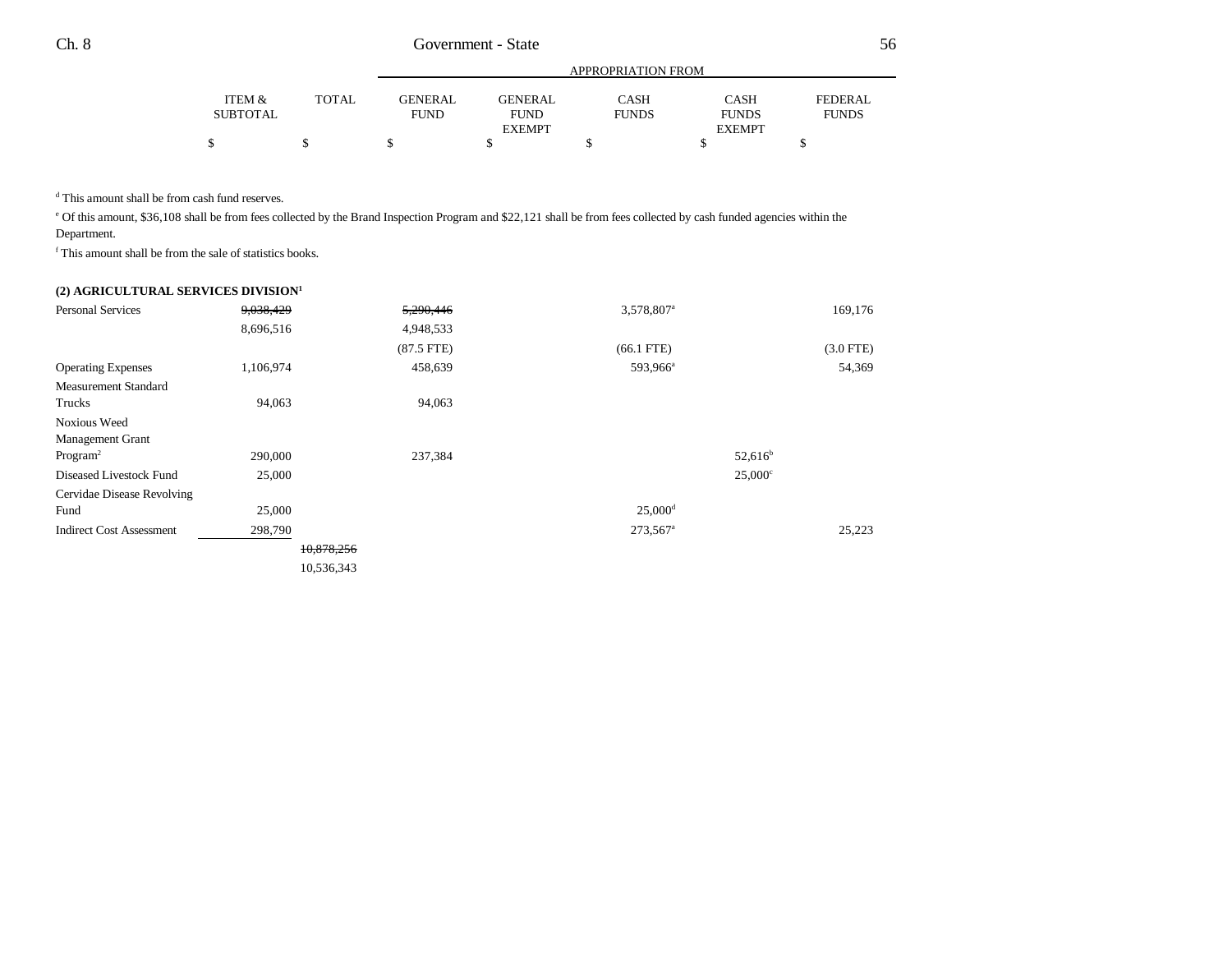| | ITEM & SUBTOTAL | TOTAL | APPROPRIATION FROM GENERAL FUND | GENERAL FUND EXEMPT | CASH FUNDS | CASH FUNDS EXEMPT | FEDERAL FUNDS |
|---|---|---|---|---|---|---|---|
| | $ | $ | $ | $ | $ | $ | $ |

[d] This amount shall be from cash fund reserves.

[e] Of this amount, $36,108 shall be from fees collected by the Brand Inspection Program and $22,121 shall be from fees collected by cash funded agencies within the Department.

[f] This amount shall be from the sale of statistics books.

**(2) AGRICULTURAL SERVICES DIVISION[1]**

| | ITEM & SUBTOTAL | TOTAL | GENERAL FUND | GENERAL FUND EXEMPT | CASH FUNDS | CASH FUNDS EXEMPT | FEDERAL FUNDS |
|---|---|---|---|---|---|---|---|
| Personal Services | ~~9,038,429~~ 8,696,516 | | ~~5,290,446~~ 4,948,533 (87.5 FTE) | | 3,578,807[a] (66.1 FTE) | | 169,176 (3.0 FTE) |
| Operating Expenses | 1,106,974 | | 458,639 | | 593,966[a] | | 54,369 |
| Measurement Standard Trucks | 94,063 | | 94,063 | | | | |
| Noxious Weed Management Grant Program[2] | 290,000 | | 237,384 | | | 52,616[b] | |
| Diseased Livestock Fund | 25,000 | | | | | 25,000[c] | |
| Cervidae Disease Revolving Fund | 25,000 | | | | 25,000[d] | | |
| Indirect Cost Assessment | 298,790 | | | | 273,567[a] | | 25,223 |
| | | ~~10,878,256~~ 10,536,343 | | | | | |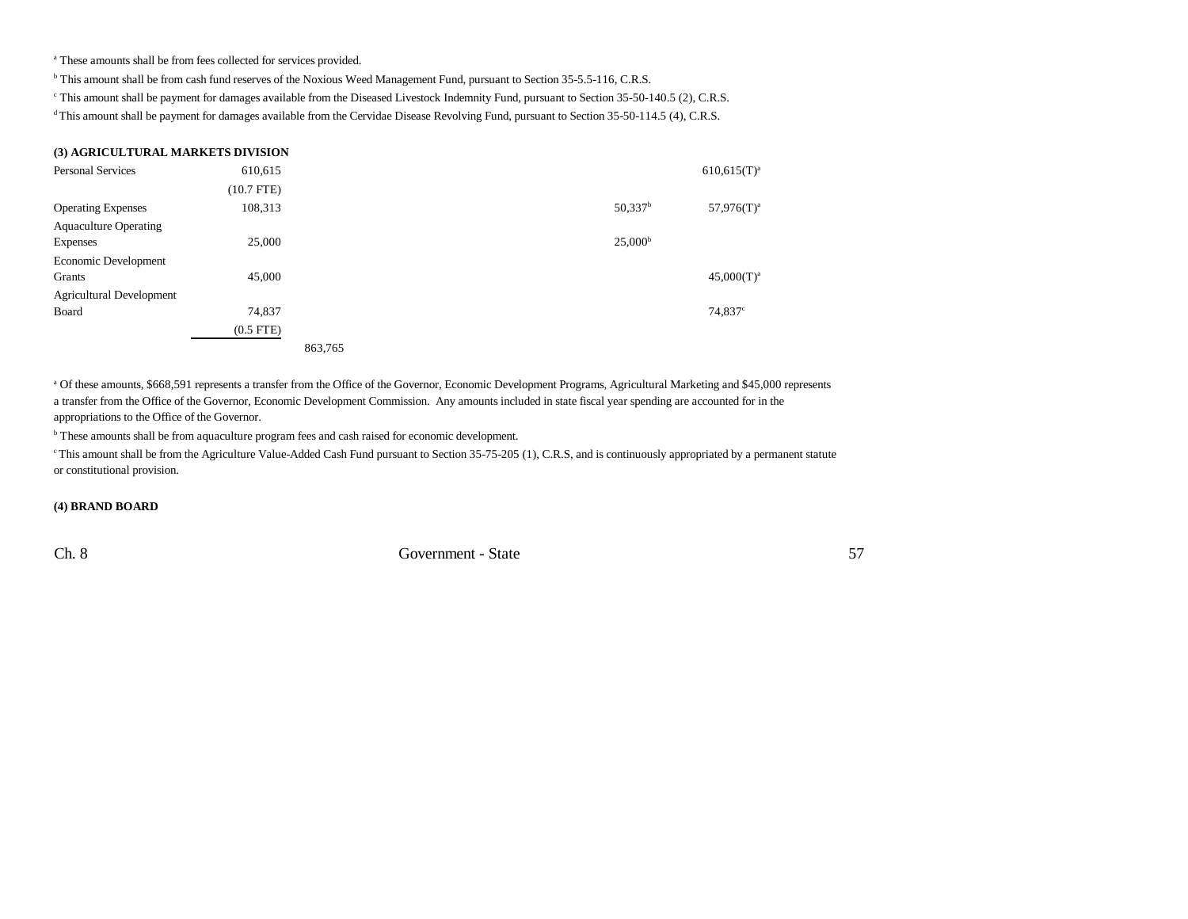[a] These amounts shall be from fees collected for services provided.

[b] This amount shall be from cash fund reserves of the Noxious Weed Management Fund, pursuant to Section 35-5.5-116, C.R.S.

[c] This amount shall be payment for damages available from the Diseased Livestock Indemnity Fund, pursuant to Section 35-50-140.5 (2), C.R.S.

[d] This amount shall be payment for damages available from the Cervidae Disease Revolving Fund, pursuant to Section 35-50-114.5 (4), C.R.S.

**(3) AGRICULTURAL MARKETS DIVISION**

| | | | | | |
|---|---|---|---|---|---|
| Personal Services | 610,615 | | | | 610,615(T)[a] |
| | (10.7 FTE) | | | | |
| Operating Expenses | 108,313 | | | 50,337[b] | 57,976(T)[a] |
| Aquaculture Operating Expenses | 25,000 | | | 25,000[b] | |
| Economic Development Grants | 45,000 | | | | 45,000(T)[a] |
| Agricultural Development Board | 74,837 | | | | 74,837[c] |
| | (0.5 FTE) | | | | |
| | | 863,765 | | | |

[a] Of these amounts, $668,591 represents a transfer from the Office of the Governor, Economic Development Programs, Agricultural Marketing and $45,000 represents a transfer from the Office of the Governor, Economic Development Commission. Any amounts included in state fiscal year spending are accounted for in the appropriations to the Office of the Governor.

[b] These amounts shall be from aquaculture program fees and cash raised for economic development.

[c] This amount shall be from the Agriculture Value-Added Cash Fund pursuant to Section 35-75-205 (1), C.R.S, and is continuously appropriated by a permanent statute or constitutional provision.

**(4) BRAND BOARD**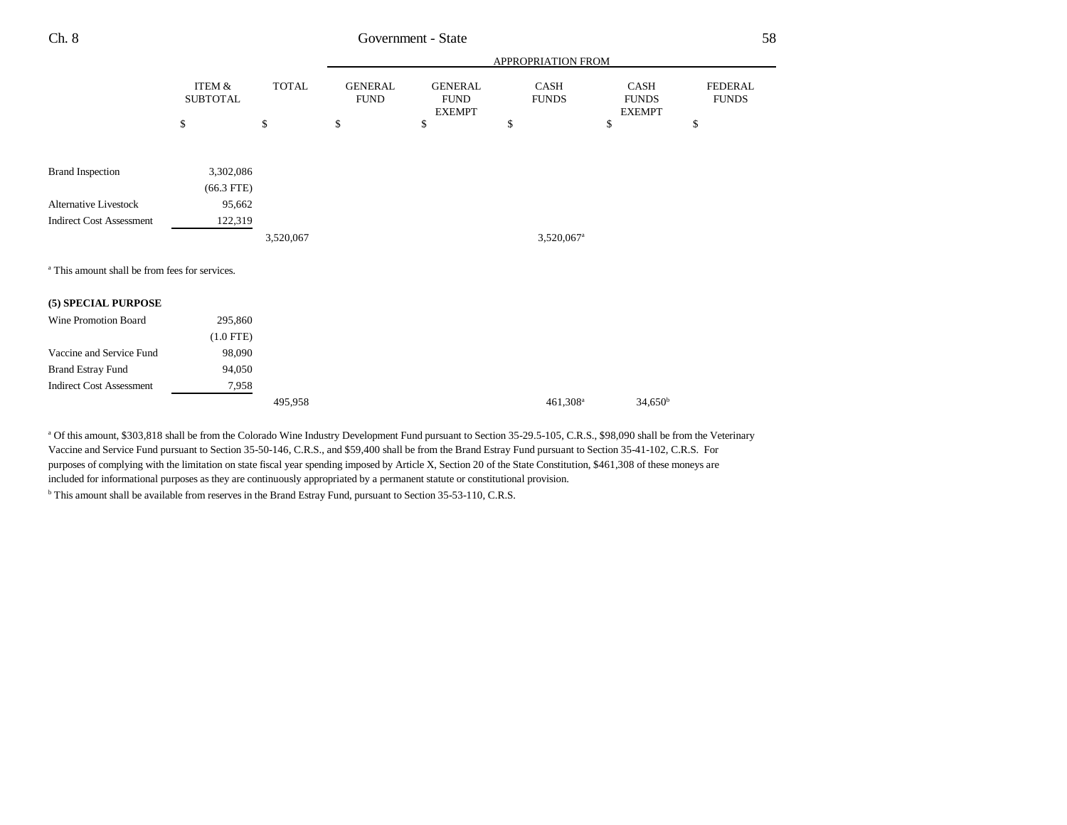| | ITEM & SUBTOTAL | TOTAL | APPROPRIATION FROM GENERAL FUND | GENERAL FUND EXEMPT | CASH FUNDS | CASH FUNDS EXEMPT | FEDERAL FUNDS |
|---|---|---|---|---|---|---|---|
| | $ | $ | $ | $ | $ | $ | $ |
| Brand Inspection | 3,302,086 | | | | | | |
| | (66.3 FTE) | | | | | | |
| Alternative Livestock | 95,662 | | | | | | |
| Indirect Cost Assessment | 122,319 | | | | | | |
| | | 3,520,067 | | | 3,520,067[a] | | |

[a] This amount shall be from fees for services.

**(5) SPECIAL PURPOSE**

| | ITEM & SUBTOTAL | TOTAL | GENERAL FUND | GENERAL FUND EXEMPT | CASH FUNDS | CASH FUNDS EXEMPT | FEDERAL FUNDS |
|---|---|---|---|---|---|---|---|
| Wine Promotion Board | 295,860 | | | | | | |
| | (1.0 FTE) | | | | | | |
| Vaccine and Service Fund | 98,090 | | | | | | |
| Brand Estray Fund | 94,050 | | | | | | |
| Indirect Cost Assessment | 7,958 | | | | | | |
| | | 495,958 | | | 461,308[a] | 34,650[b] | |

[a] Of this amount, $303,818 shall be from the Colorado Wine Industry Development Fund pursuant to Section 35-29.5-105, C.R.S., $98,090 shall be from the Veterinary Vaccine and Service Fund pursuant to Section 35-50-146, C.R.S., and $59,400 shall be from the Brand Estray Fund pursuant to Section 35-41-102, C.R.S. For purposes of complying with the limitation on state fiscal year spending imposed by Article X, Section 20 of the State Constitution, $461,308 of these moneys are included for informational purposes as they are continuously appropriated by a permanent statute or constitutional provision.

[b] This amount shall be available from reserves in the Brand Estray Fund, pursuant to Section 35-53-110, C.R.S.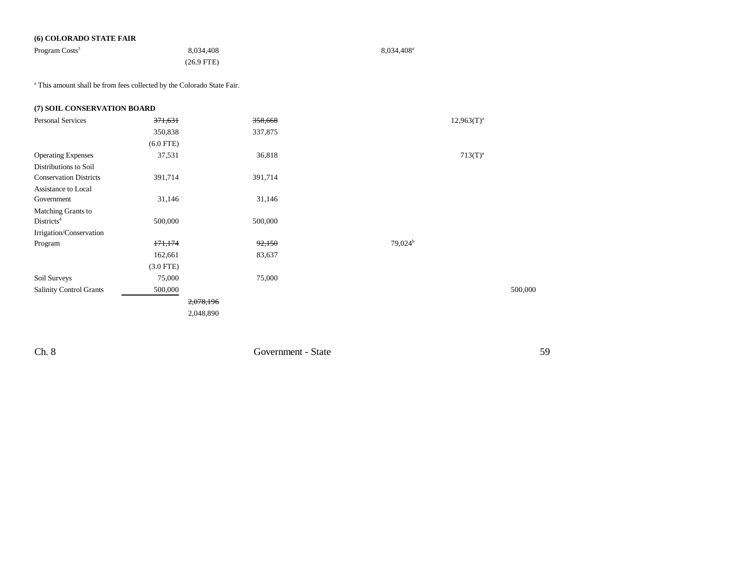**(6) COLORADO STATE FAIR**

| | | | | | | |
|---|---|---|---|---|---|---|
| Program Costs[3] | | 8,034,408 | | 8,034,408[a] | | |
| | | (26.9 FTE) | | | | |

[a] This amount shall be from fees collected by the Colorado State Fair.

**(7) SOIL CONSERVATION BOARD**

| | | | | | | |
|---|---|---|---|---|---|---|
| Personal Services | ~~371,631~~ | | ~~358,668~~ | | 12,963(T)[a] | |
| | 350,838 | | 337,875 | | | |
| | (6.0 FTE) | | | | | |
| Operating Expenses | 37,531 | | 36,818 | | 713(T)[a] | |
| Distributions to Soil Conservation Districts | 391,714 | | 391,714 | | | |
| Assistance to Local Government | 31,146 | | 31,146 | | | |
| Matching Grants to Districts[4] | 500,000 | | 500,000 | | | |
| Irrigation/Conservation Program | ~~171,174~~ | | ~~92,150~~ | 79,024[b] | | |
| | 162,661 | | 83,637 | | | |
| | (3.0 FTE) | | | | | |
| Soil Surveys | 75,000 | | 75,000 | | | |
| Salinity Control Grants | 500,000 | | | | | 500,000 |
| | | ~~2,078,196~~ | | | | |
| | | 2,048,890 | | | | |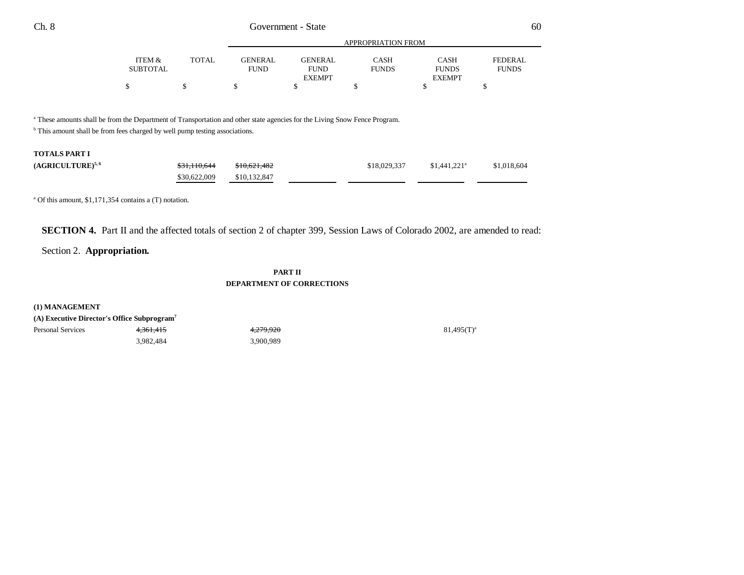| | ITEM & SUBTOTAL | TOTAL | APPROPRIATION FROM GENERAL FUND | GENERAL FUND EXEMPT | CASH FUNDS | CASH FUNDS EXEMPT | FEDERAL FUNDS |
|---|---|---|---|---|---|---|---|
| | $ | $ | $ | $ | $ | $ | $ |

[a] These amounts shall be from the Department of Transportation and other state agencies for the Living Snow Fence Program.

[b] This amount shall be from fees charged by well pump testing associations.

| | ITEM & SUBTOTAL | TOTAL | GENERAL FUND | GENERAL FUND EXEMPT | CASH FUNDS | CASH FUNDS EXEMPT | FEDERAL FUNDS |
|---|---|---|---|---|---|---|---|
| **TOTALS PART I** | | | | | | | |
| **(AGRICULTURE)**[5, 6] | | ~~$31,110,644~~ | ~~$10,621,482~~ | | $18,029,337 | $1,441,221[a] | $1,018,604 |
| | | $30,622,009 | $10,132,847 | | | | |

[a] Of this amount, $1,171,354 contains a (T) notation.

**SECTION 4.** Part II and the affected totals of section 2 of chapter 399, Session Laws of Colorado 2002, are amended to read:

Section 2. **Appropriation.**

**PART II**
**DEPARTMENT OF CORRECTIONS**

**(1) MANAGEMENT**

**(A) Executive Director's Office Subprogram**[7]

| | ITEM & SUBTOTAL | TOTAL | GENERAL FUND | GENERAL FUND EXEMPT | CASH FUNDS | CASH FUNDS EXEMPT | FEDERAL FUNDS |
|---|---|---|---|---|---|---|---|
| Personal Services | ~~4,361,415~~ | | ~~4,279,920~~ | | | 81,495(T)[a] | |
| | 3,982,484 | | 3,900,989 | | | | |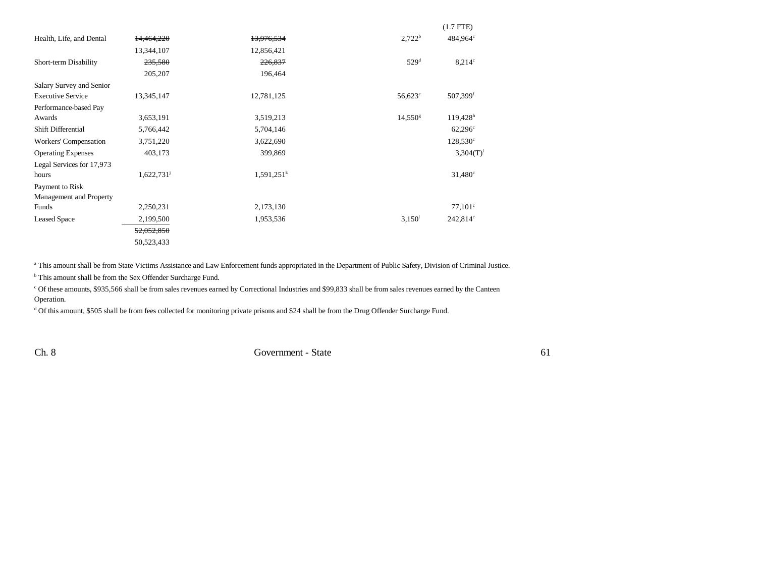| | | | | |
|---|---|---|---|---|
| | | | | (1.7 FTE) |
| Health, Life, and Dental | ~~14,464,220~~ | ~~13,976,534~~ | 2,722[b] | 484,964[c] |
| | 13,344,107 | 12,856,421 | | |
| Short-term Disability | ~~235,580~~ | ~~226,837~~ | 529[d] | 8,214[c] |
| | 205,207 | 196,464 | | |
| Salary Survey and Senior Executive Service | 13,345,147 | 12,781,125 | 56,623[e] | 507,399[f] |
| Performance-based Pay Awards | 3,653,191 | 3,519,213 | 14,550[g] | 119,428[h] |
| Shift Differential | 5,766,442 | 5,704,146 | | 62,296[c] |
| Workers' Compensation | 3,751,220 | 3,622,690 | | 128,530[c] |
| Operating Expenses | 403,173 | 399,869 | | 3,304(T)[i] |
| Legal Services for 17,973 hours | 1,622,731[j] | 1,591,251[k] | | 31,480[c] |
| Payment to Risk Management and Property Funds | 2,250,231 | 2,173,130 | | 77,101[c] |
| Leased Space | 2,199,500 | 1,953,536 | 3,150[l] | 242,814[c] |
| | ~~52,052,850~~ | | | |
| | 50,523,433 | | | |

[a] This amount shall be from State Victims Assistance and Law Enforcement funds appropriated in the Department of Public Safety, Division of Criminal Justice.

[b] This amount shall be from the Sex Offender Surcharge Fund.

[c] Of these amounts, $935,566 shall be from sales revenues earned by Correctional Industries and $99,833 shall be from sales revenues earned by the Canteen Operation.

[d] Of this amount, $505 shall be from fees collected for monitoring private prisons and $24 shall be from the Drug Offender Surcharge Fund.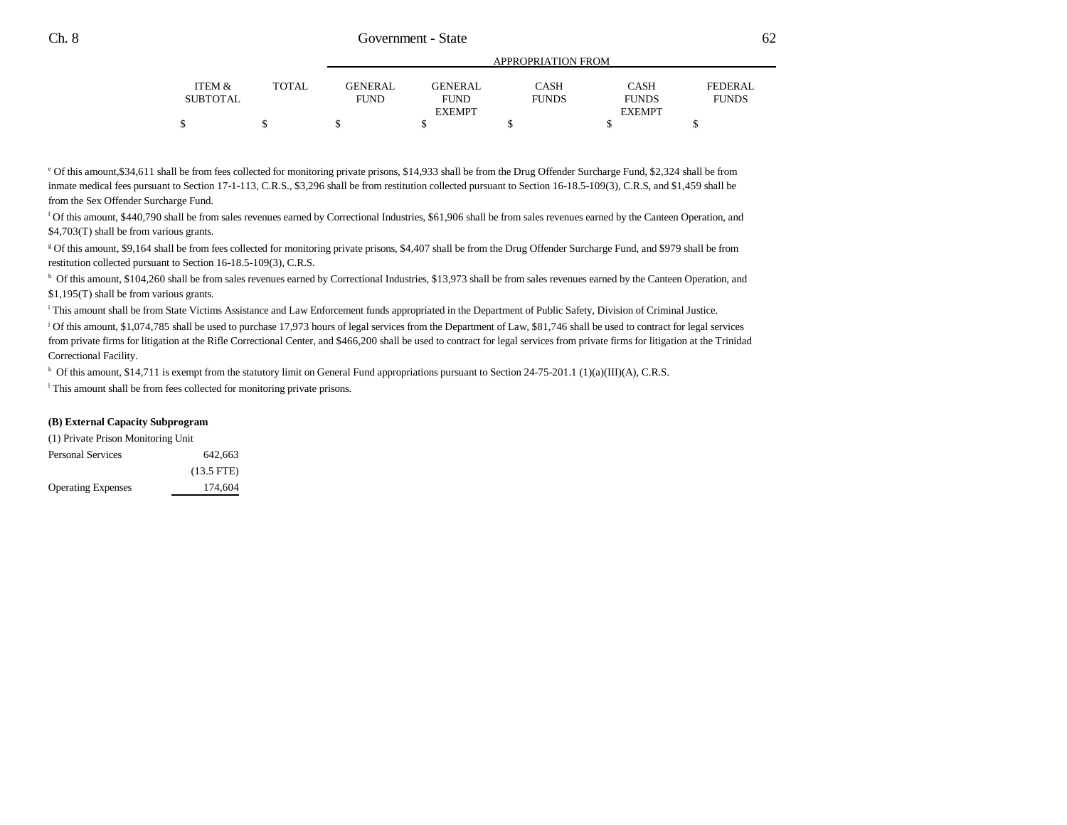| | ITEM & SUBTOTAL | TOTAL | APPROPRIATION FROM | | | | |
|---|---|---|---|---|---|---|---|
| | | | GENERAL FUND | GENERAL FUND EXEMPT | CASH FUNDS | CASH FUNDS EXEMPT | FEDERAL FUNDS |
| | $ | $ | $ | $ | $ | $ | $ |

[e] Of this amount,$34,611 shall be from fees collected for monitoring private prisons, $14,933 shall be from the Drug Offender Surcharge Fund, $2,324 shall be from inmate medical fees pursuant to Section 17-1-113, C.R.S., $3,296 shall be from restitution collected pursuant to Section 16-18.5-109(3), C.R.S, and $1,459 shall be from the Sex Offender Surcharge Fund.

[f] Of this amount, $440,790 shall be from sales revenues earned by Correctional Industries, $61,906 shall be from sales revenues earned by the Canteen Operation, and $4,703(T) shall be from various grants.

[g] Of this amount, $9,164 shall be from fees collected for monitoring private prisons, $4,407 shall be from the Drug Offender Surcharge Fund, and $979 shall be from restitution collected pursuant to Section 16-18.5-109(3), C.R.S.

[h] Of this amount, $104,260 shall be from sales revenues earned by Correctional Industries, $13,973 shall be from sales revenues earned by the Canteen Operation, and $1,195(T) shall be from various grants.

[i] This amount shall be from State Victims Assistance and Law Enforcement funds appropriated in the Department of Public Safety, Division of Criminal Justice.

[j] Of this amount, $1,074,785 shall be used to purchase 17,973 hours of legal services from the Department of Law, $81,746 shall be used to contract for legal services from private firms for litigation at the Rifle Correctional Center, and $466,200 shall be used to contract for legal services from private firms for litigation at the Trinidad Correctional Facility.

[k] Of this amount, $14,711 is exempt from the statutory limit on General Fund appropriations pursuant to Section 24-75-201.1 (1)(a)(III)(A), C.R.S.

[l] This amount shall be from fees collected for monitoring private prisons.

**(B) External Capacity Subprogram**

(1) Private Prison Monitoring Unit

| | ITEM & SUBTOTAL |
|---|---|
| Personal Services | 642,663 |
| | (13.5 FTE) |
| Operating Expenses | 174,604 |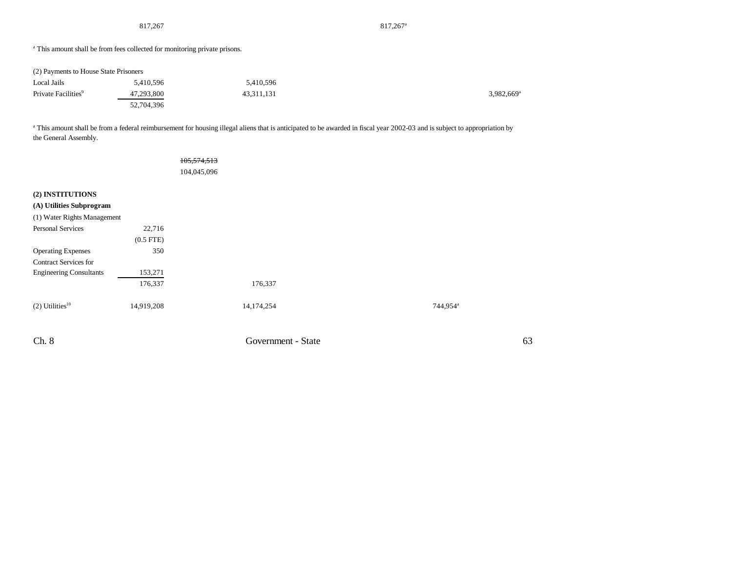| | | | | | |
|---|---|---|---|---|---|
| | 817,267 | | | 817,267[a] | |

[a] This amount shall be from fees collected for monitoring private prisons.

| | | | | | |
|---|---|---|---|---|---|
| (2) Payments to House State Prisoners | | | | | |
| Local Jails | 5,410,596 | | 5,410,596 | | |
| Private Facilities[9] | 47,293,800 | | 43,311,131 | | 3,982,669[a] |
| | 52,704,396 | | | | |

[a] This amount shall be from a federal reimbursement for housing illegal aliens that is anticipated to be awarded in fiscal year 2002-03 and is subject to appropriation by the General Assembly.

| | | |
|---|---|---|
| | | ~~105,574,513~~ |
| | | 104,045,096 |

**(2) INSTITUTIONS**

**(A) Utilities Subprogram**

| | | | | |
|---|---|---|---|---|
| (1) Water Rights Management | | | | |
| Personal Services | 22,716 | | | |
| | (0.5 FTE) | | | |
| Operating Expenses | 350 | | | |
| Contract Services for Engineering Consultants | 153,271 | | | |
| | 176,337 | 176,337 | | |
| (2) Utilities[10] | 14,919,208 | 14,174,254 | | 744,954[a] |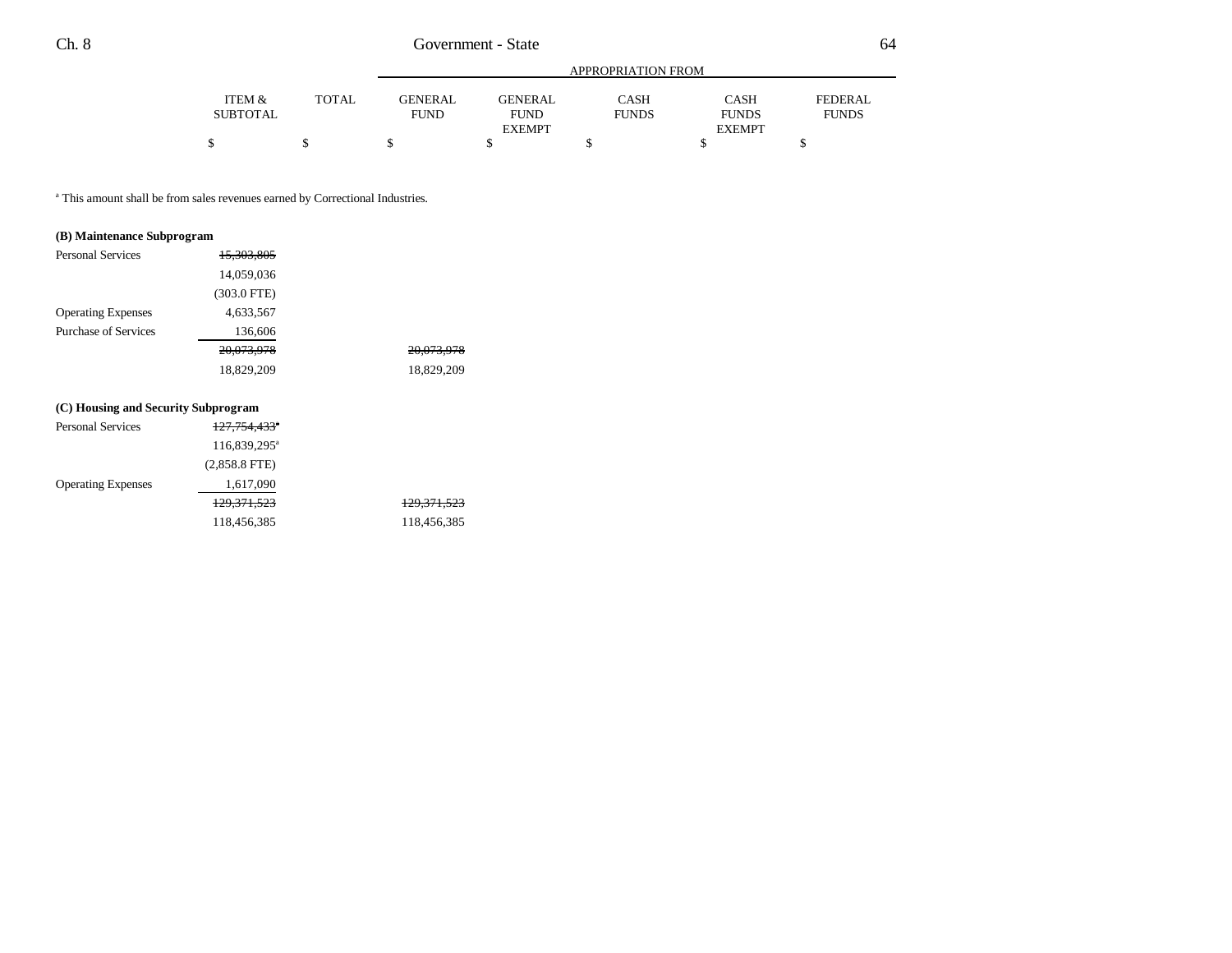| | ITEM & SUBTOTAL | TOTAL | GENERAL FUND | GENERAL FUND EXEMPT | CASH FUNDS | CASH FUNDS EXEMPT | FEDERAL FUNDS |
|---|---|---|---|---|---|---|---|
| | | | APPROPRIATION FROM | | | | |
| | $ | $ | $ | $ | $ | $ | $ |

[a] This amount shall be from sales revenues earned by Correctional Industries.

**(B) Maintenance Subprogram**

| | ITEM & SUBTOTAL | TOTAL | GENERAL FUND | GENERAL FUND EXEMPT | CASH FUNDS | CASH FUNDS EXEMPT | FEDERAL FUNDS |
|---|---|---|---|---|---|---|---|
| Personal Services | ~~15,303,805~~ | | | | | | |
| | 14,059,036 | | | | | | |
| | (303.0 FTE) | | | | | | |
| Operating Expenses | 4,633,567 | | | | | | |
| Purchase of Services | 136,606 | | | | | | |
| | ~~20,073,978~~ | | ~~20,073,978~~ | | | | |
| | 18,829,209 | | 18,829,209 | | | | |

**(C) Housing and Security Subprogram**

| | ITEM & SUBTOTAL | TOTAL | GENERAL FUND | GENERAL FUND EXEMPT | CASH FUNDS | CASH FUNDS EXEMPT | FEDERAL FUNDS |
|---|---|---|---|---|---|---|---|
| Personal Services | ~~127,754,433~~[a] | | | | | | |
| | 116,839,295[a] | | | | | | |
| | (2,858.8 FTE) | | | | | | |
| Operating Expenses | 1,617,090 | | | | | | |
| | ~~129,371,523~~ | | ~~129,371,523~~ | | | | |
| | 118,456,385 | | 118,456,385 | | | | |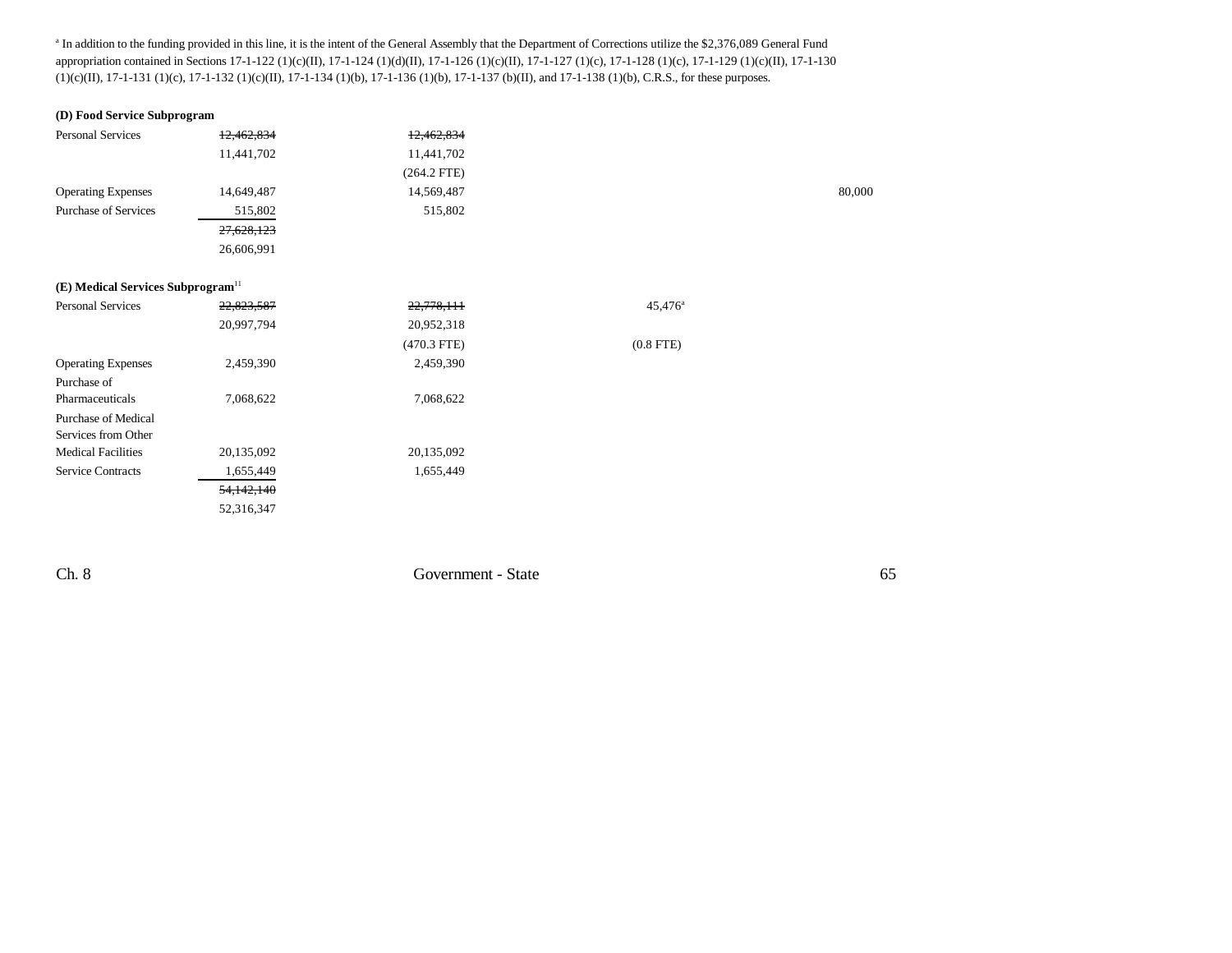[a] In addition to the funding provided in this line, it is the intent of the General Assembly that the Department of Corrections utilize the $2,376,089 General Fund appropriation contained in Sections 17-1-122 (1)(c)(II), 17-1-124 (1)(d)(II), 17-1-126 (1)(c)(II), 17-1-127 (1)(c), 17-1-128 (1)(c), 17-1-129 (1)(c)(II), 17-1-130 (1)(c)(II), 17-1-131 (1)(c), 17-1-132 (1)(c)(II), 17-1-134 (1)(b), 17-1-136 (1)(b), 17-1-137 (b)(II), and 17-1-138 (1)(b), C.R.S., for these purposes.

**(D) Food Service Subprogram**

| | | | | |
|---|---|---|---|---|
| Personal Services | ~~12,462,834~~ | ~~12,462,834~~ | | |
| | 11,441,702 | 11,441,702 | | |
| | | (264.2 FTE) | | |
| Operating Expenses | 14,649,487 | 14,569,487 | | 80,000 |
| Purchase of Services | 515,802 | 515,802 | | |
| | ~~27,628,123~~ | | | |
| | 26,606,991 | | | |

**(E) Medical Services Subprogram[11]**

| | | | | |
|---|---|---|---|---|
| Personal Services | ~~22,823,587~~ | ~~22,778,111~~ | 45,476[a] | |
| | 20,997,794 | 20,952,318 | | |
| | | (470.3 FTE) | (0.8 FTE) | |
| Operating Expenses | 2,459,390 | 2,459,390 | | |
| Purchase of Pharmaceuticals | 7,068,622 | 7,068,622 | | |
| Purchase of Medical Services from Other Medical Facilities | 20,135,092 | 20,135,092 | | |
| Service Contracts | 1,655,449 | 1,655,449 | | |
| | ~~54,142,140~~ | | | |
| | 52,316,347 | | | |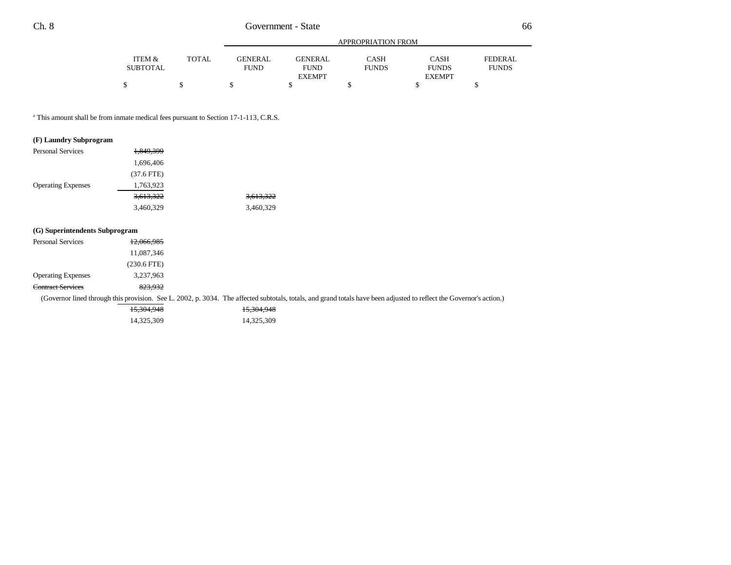| | ITEM & SUBTOTAL | TOTAL | GENERAL FUND | GENERAL FUND EXEMPT | CASH FUNDS | CASH FUNDS EXEMPT | FEDERAL FUNDS |
|---|---|---|---|---|---|---|---|
| | | | APPROPRIATION FROM | | | | |
| | $ | $ | $ | $ | $ | $ | $ |

[a] This amount shall be from inmate medical fees pursuant to Section 17-1-113, C.R.S.

**(F) Laundry Subprogram**

| | ITEM & SUBTOTAL | TOTAL | GENERAL FUND | GENERAL FUND EXEMPT | CASH FUNDS | CASH FUNDS EXEMPT | FEDERAL FUNDS |
|---|---|---|---|---|---|---|---|
| Personal Services | ~~1,849,399~~ | | | | | | |
| | 1,696,406 | | | | | | |
| | (37.6 FTE) | | | | | | |
| Operating Expenses | 1,763,923 | | | | | | |
| | ~~3,613,322~~ | | ~~3,613,322~~ | | | | |
| | 3,460,329 | | 3,460,329 | | | | |

**(G) Superintendents Subprogram**

| | ITEM & SUBTOTAL | TOTAL | GENERAL FUND | GENERAL FUND EXEMPT | CASH FUNDS | CASH FUNDS EXEMPT | FEDERAL FUNDS |
|---|---|---|---|---|---|---|---|
| Personal Services | ~~12,066,985~~ | | | | | | |
| | 11,087,346 | | | | | | |
| | (230.6 FTE) | | | | | | |
| Operating Expenses | 3,237,963 | | | | | | |
| ~~Contract Services~~ | ~~823,932~~ | | | | | | |

(Governor lined through this provision. See L. 2002, p. 3034. The affected subtotals, totals, and grand totals have been adjusted to reflect the Governor's action.)

| | ITEM & SUBTOTAL | TOTAL | GENERAL FUND | GENERAL FUND EXEMPT | CASH FUNDS | CASH FUNDS EXEMPT | FEDERAL FUNDS |
|---|---|---|---|---|---|---|---|
| | ~~15,304,948~~ | | ~~15,304,948~~ | | | | |
| | 14,325,309 | | 14,325,309 | | | | |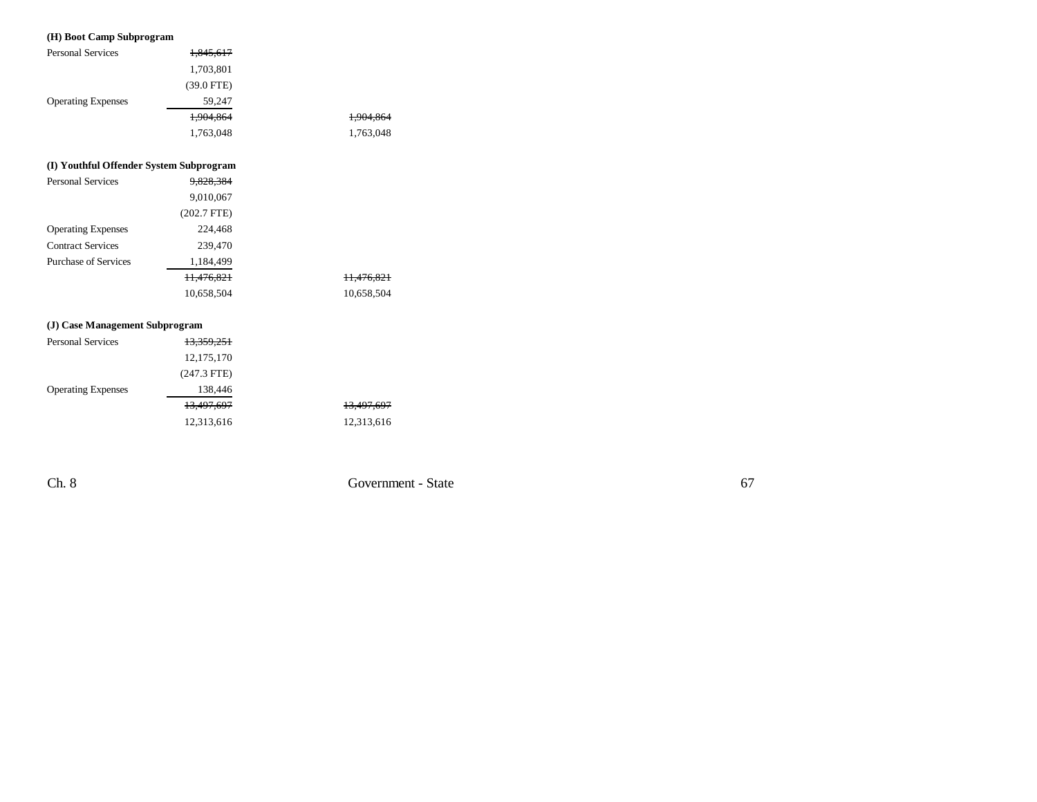**(H) Boot Camp Subprogram**

| | | |
|---|---|---|
| Personal Services | ~~1,845,617~~ | |
| | 1,703,801 | |
| | (39.0 FTE) | |
| Operating Expenses | 59,247 | |
| | ~~1,904,864~~ | ~~1,904,864~~ |
| | 1,763,048 | 1,763,048 |

**(I) Youthful Offender System Subprogram**

| | | |
|---|---|---|
| Personal Services | ~~9,828,384~~ | |
| | 9,010,067 | |
| | (202.7 FTE) | |
| Operating Expenses | 224,468 | |
| Contract Services | 239,470 | |
| Purchase of Services | 1,184,499 | |
| | ~~11,476,821~~ | ~~11,476,821~~ |
| | 10,658,504 | 10,658,504 |

**(J) Case Management Subprogram**

| | | |
|---|---|---|
| Personal Services | ~~13,359,251~~ | |
| | 12,175,170 | |
| | (247.3 FTE) | |
| Operating Expenses | 138,446 | |
| | ~~13,497,697~~ | ~~13,497,697~~ |
| | 12,313,616 | 12,313,616 |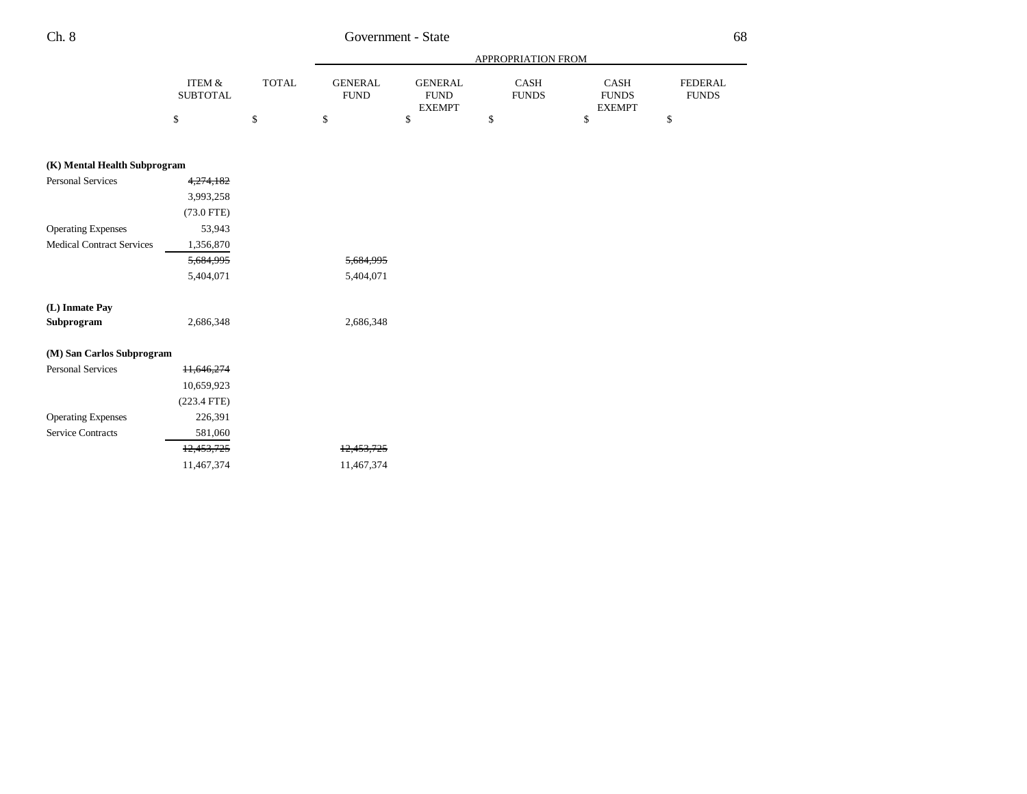| | ITEM & SUBTOTAL | TOTAL | GENERAL FUND | GENERAL FUND EXEMPT | CASH FUNDS | CASH FUNDS EXEMPT | FEDERAL FUNDS |
|---|---|---|---|---|---|---|---|
| | | | APPROPRIATION FROM | | | | |
| | $ | $ | $ | $ | $ | $ | $ |
| **(K) Mental Health Subprogram** | | | | | | | |
| Personal Services | ~~4,274,182~~ | | | | | | |
| | 3,993,258 | | | | | | |
| | (73.0 FTE) | | | | | | |
| Operating Expenses | 53,943 | | | | | | |
| Medical Contract Services | 1,356,870 | | | | | | |
| | ~~5,684,995~~ | | ~~5,684,995~~ | | | | |
| | 5,404,071 | | 5,404,071 | | | | |
| **(L) Inmate Pay Subprogram** | 2,686,348 | | 2,686,348 | | | | |
| **(M) San Carlos Subprogram** | | | | | | | |
| Personal Services | ~~11,646,274~~ | | | | | | |
| | 10,659,923 | | | | | | |
| | (223.4 FTE) | | | | | | |
| Operating Expenses | 226,391 | | | | | | |
| Service Contracts | 581,060 | | | | | | |
| | ~~12,453,725~~ | | ~~12,453,725~~ | | | | |
| | 11,467,374 | | 11,467,374 | | | | |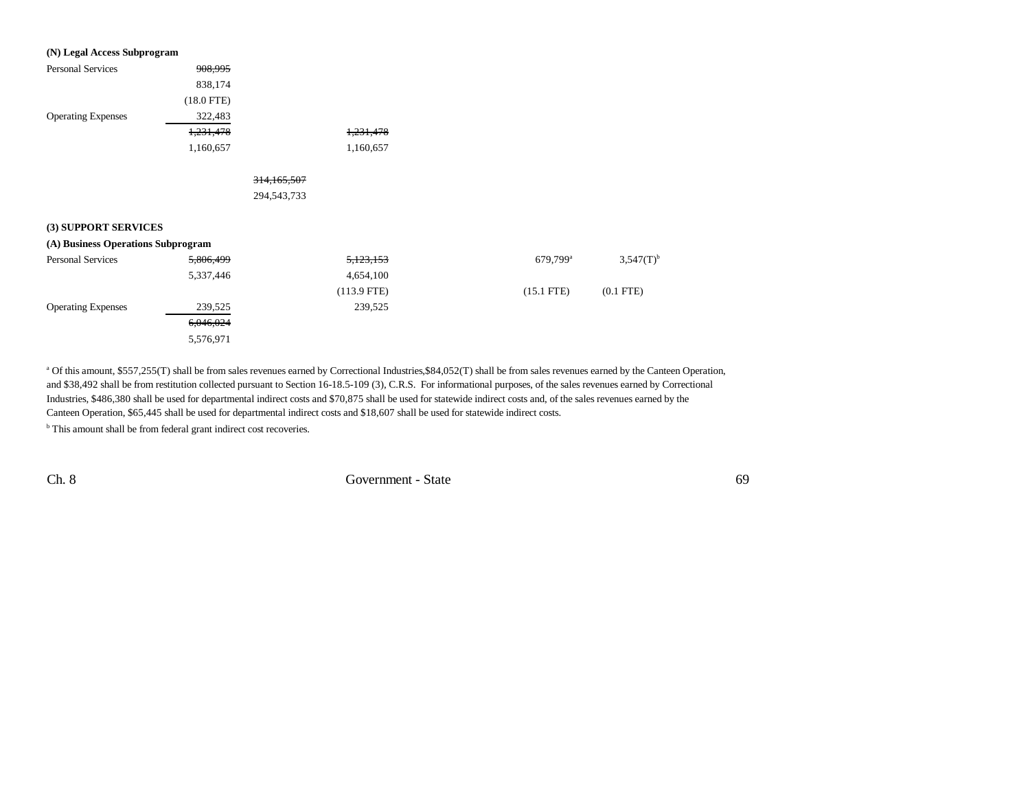**(N) Legal Access Subprogram**

| | | | | | | | |
|---|---|---|---|---|---|---|---|
| Personal Services | ~~908,995~~ | | | | | | |
| | 838,174 | | | | | | |
| | (18.0 FTE) | | | | | | |
| Operating Expenses | 322,483 | | | | | | |
| | ~~1,231,478~~ | | ~~1,231,478~~ | | | | |
| | 1,160,657 | | 1,160,657 | | | | |
| | | ~~314,165,507~~ | | | | | |
| | | 294,543,733 | | | | | |

**(3) SUPPORT SERVICES**

**(A) Business Operations Subprogram**

| | | | | | | | |
|---|---|---|---|---|---|---|---|
| Personal Services | ~~5,806,499~~ | | ~~5,123,153~~ | | | 679,799[a] | 3,547(T)[b] |
| | 5,337,446 | | 4,654,100 | | | | |
| | | | (113.9 FTE) | | | (15.1 FTE) | (0.1 FTE) |
| Operating Expenses | 239,525 | | 239,525 | | | | |
| | ~~6,046,024~~ | | | | | | |
| | 5,576,971 | | | | | | |

[a] Of this amount, $557,255(T) shall be from sales revenues earned by Correctional Industries,$84,052(T) shall be from sales revenues earned by the Canteen Operation, and $38,492 shall be from restitution collected pursuant to Section 16-18.5-109 (3), C.R.S. For informational purposes, of the sales revenues earned by Correctional Industries, $486,380 shall be used for departmental indirect costs and $70,875 shall be used for statewide indirect costs and, of the sales revenues earned by the Canteen Operation, $65,445 shall be used for departmental indirect costs and $18,607 shall be used for statewide indirect costs.

[b] This amount shall be from federal grant indirect cost recoveries.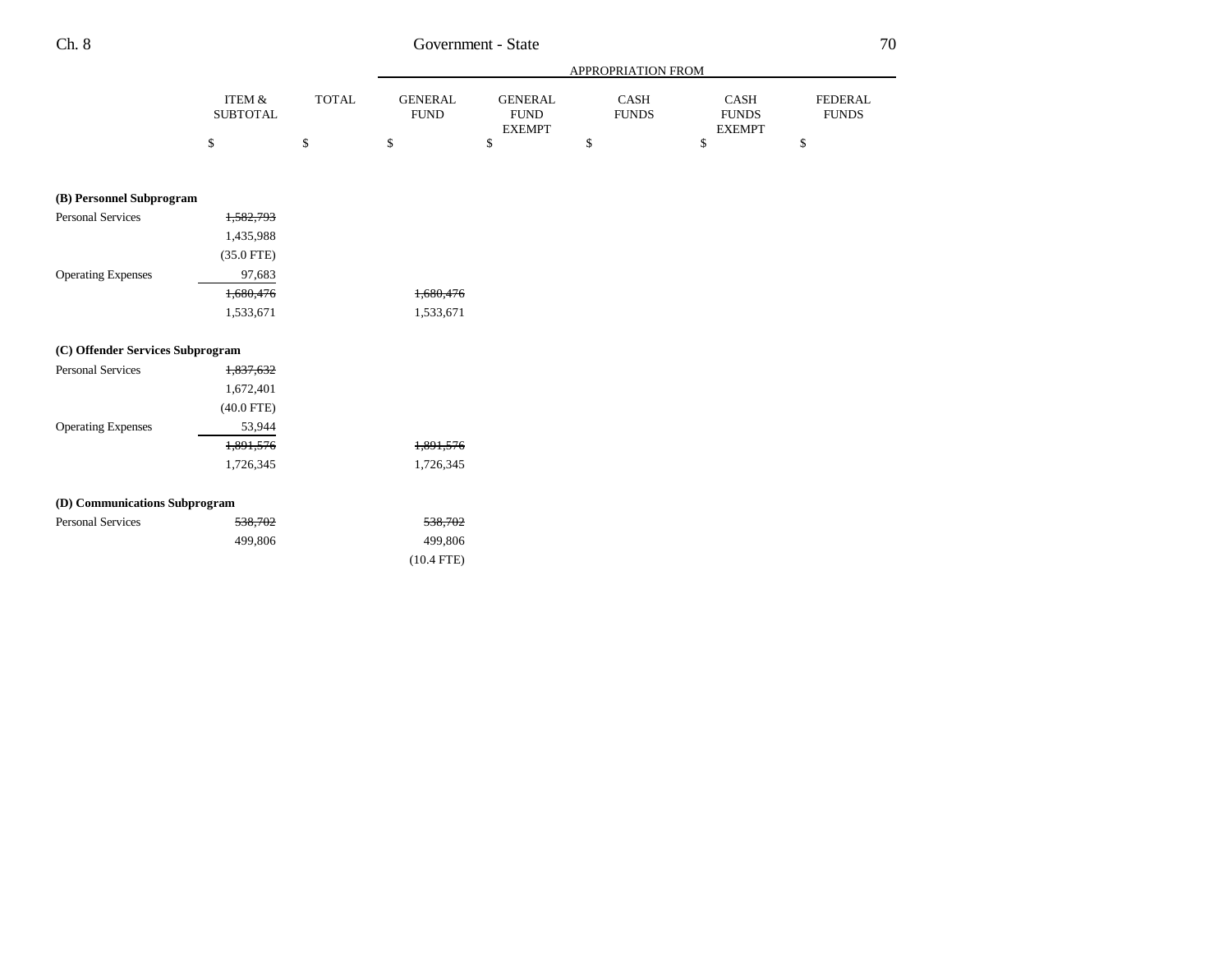| | ITEM & SUBTOTAL | TOTAL | APPROPRIATION FROM GENERAL FUND | GENERAL FUND EXEMPT | CASH FUNDS | CASH FUNDS EXEMPT | FEDERAL FUNDS |
|---|---|---|---|---|---|---|---|
| | $ | $ | $ | $ | $ | $ | $ |
| **(B) Personnel Subprogram** | | | | | | | |
| Personal Services | ~~1,582,793~~ | | | | | | |
| | 1,435,988 | | | | | | |
| | (35.0 FTE) | | | | | | |
| Operating Expenses | 97,683 | | | | | | |
| | ~~1,680,476~~ | | ~~1,680,476~~ | | | | |
| | 1,533,671 | | 1,533,671 | | | | |
| **(C) Offender Services Subprogram** | | | | | | | |
| Personal Services | ~~1,837,632~~ | | | | | | |
| | 1,672,401 | | | | | | |
| | (40.0 FTE) | | | | | | |
| Operating Expenses | 53,944 | | | | | | |
| | ~~1,891,576~~ | | ~~1,891,576~~ | | | | |
| | 1,726,345 | | 1,726,345 | | | | |
| **(D) Communications Subprogram** | | | | | | | |
| Personal Services | ~~538,702~~ | | ~~538,702~~ | | | | |
| | 499,806 | | 499,806 | | | | |
| | | | (10.4 FTE) | | | | |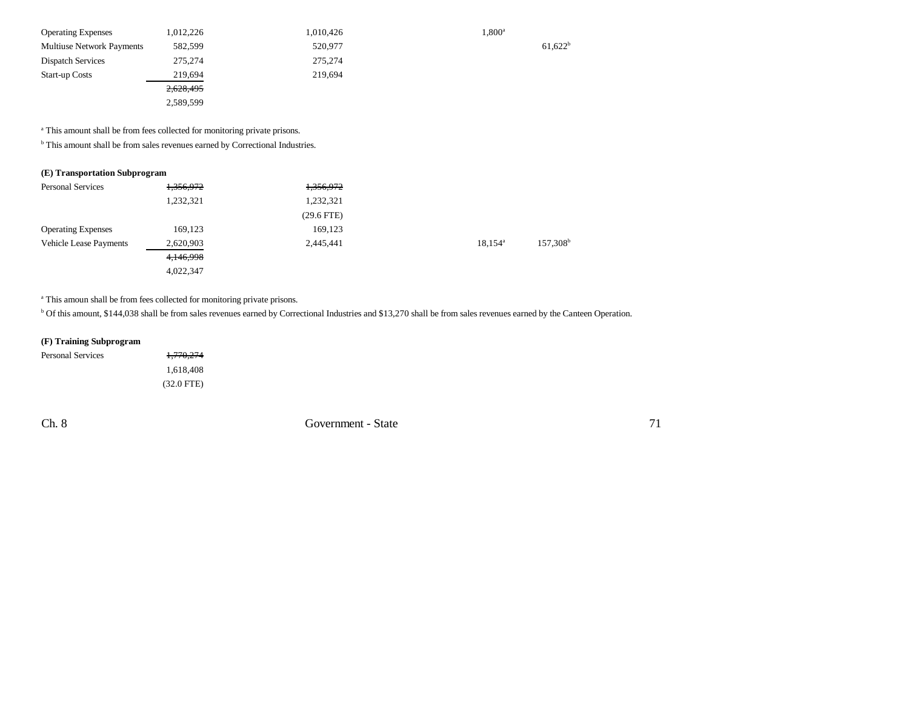| | | | | |
|---|---|---|---|---|
| Operating Expenses | 1,012,226 | 1,010,426 | 1,800[a] | |
| Multiuse Network Payments | 582,599 | 520,977 | | 61,622[b] |
| Dispatch Services | 275,274 | 275,274 | | |
| Start-up Costs | 219,694 | 219,694 | | |
| | ~~2,628,495~~ | | | |
| | 2,589,599 | | | |

[a] This amount shall be from fees collected for monitoring private prisons.

[b] This amount shall be from sales revenues earned by Correctional Industries.

**(E) Transportation Subprogram**

| | | | | |
|---|---|---|---|---|
| Personal Services | ~~1,356,972~~ | ~~1,356,972~~ | | |
| | 1,232,321 | 1,232,321 | | |
| | | (29.6 FTE) | | |
| Operating Expenses | 169,123 | 169,123 | | |
| Vehicle Lease Payments | 2,620,903 | 2,445,441 | 18,154[a] | 157,308[b] |
| | ~~4,146,998~~ | | | |
| | 4,022,347 | | | |

[a] This amoun shall be from fees collected for monitoring private prisons.

[b] Of this amount, $144,038 shall be from sales revenues earned by Correctional Industries and $13,270 shall be from sales revenues earned by the Canteen Operation.

**(F) Training Subprogram**

| | |
|---|---|
| Personal Services | ~~1,770,274~~ |
| | 1,618,408 |
| | (32.0 FTE) |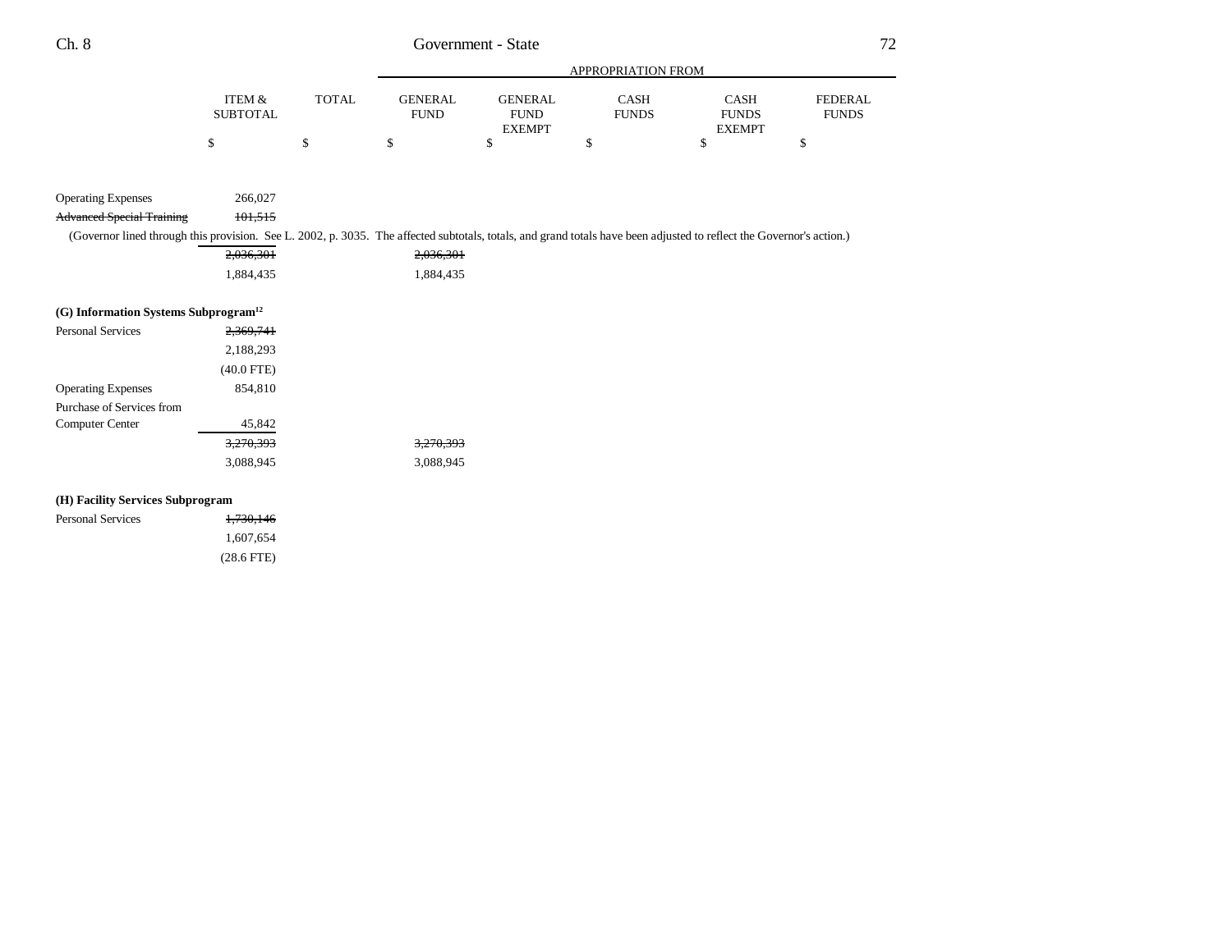| | ITEM & SUBTOTAL | TOTAL | APPROPRIATION FROM GENERAL FUND | GENERAL FUND EXEMPT | CASH FUNDS | CASH FUNDS EXEMPT | FEDERAL FUNDS |
|---|---|---|---|---|---|---|---|
| | $ | $ | $ | $ | $ | $ | $ |
| Operating Expenses | 266,027 | | | | | | |
| ~~Advanced Special Training~~ | ~~101,515~~ | | | | | | |
| (Governor lined through this provision. See L. 2002, p. 3035. The affected subtotals, totals, and grand totals have been adjusted to reflect the Governor's action.) | | | | | | | |
| | ~~2,036,301~~ | | ~~2,036,301~~ | | | | |
| | 1,884,435 | | 1,884,435 | | | | |
| **(G) Information Systems Subprogram**[12] | | | | | | | |
| Personal Services | ~~2,369,741~~ | | | | | | |
| | 2,188,293 | | | | | | |
| | (40.0 FTE) | | | | | | |
| Operating Expenses | 854,810 | | | | | | |
| Purchase of Services from Computer Center | 45,842 | | | | | | |
| | ~~3,270,393~~ | | ~~3,270,393~~ | | | | |
| | 3,088,945 | | 3,088,945 | | | | |
| **(H) Facility Services Subprogram** | | | | | | | |
| Personal Services | ~~1,730,146~~ | | | | | | |
| | 1,607,654 | | | | | | |
| | (28.6 FTE) | | | | | | |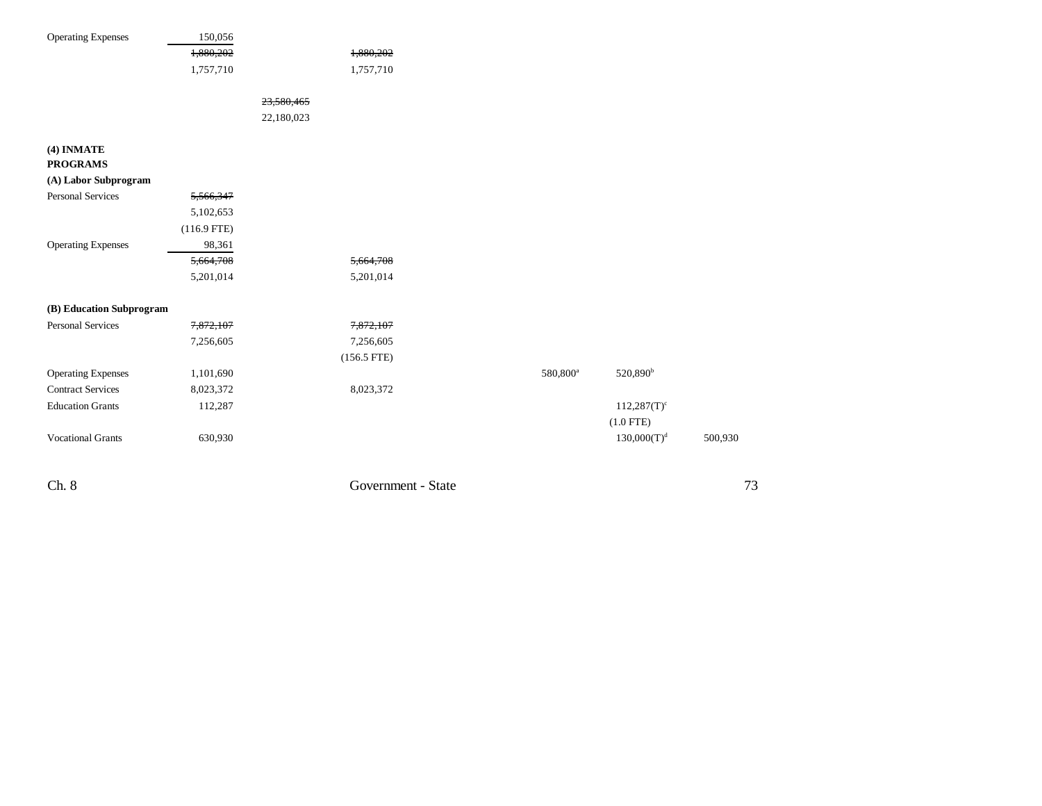| | | | | | | | |
|---|---|---|---|---|---|---|---|
| Operating Expenses | 150,056 | | | | | | |
| | ~~1,880,202~~ | | ~~1,880,202~~ | | | | |
| | 1,757,710 | | 1,757,710 | | | | |
| | | ~~23,580,465~~ | | | | | |
| | | 22,180,023 | | | | | |
| **(4) INMATE PROGRAMS** | | | | | | | |
| **(A) Labor Subprogram** | | | | | | | |
| Personal Services | ~~5,566,347~~ | | | | | | |
| | 5,102,653 | | | | | | |
| | (116.9 FTE) | | | | | | |
| Operating Expenses | 98,361 | | | | | | |
| | ~~5,664,708~~ | | ~~5,664,708~~ | | | | |
| | 5,201,014 | | 5,201,014 | | | | |
| **(B) Education Subprogram** | | | | | | | |
| Personal Services | ~~7,872,107~~ | | ~~7,872,107~~ | | | | |
| | 7,256,605 | | 7,256,605 | | | | |
| | | | (156.5 FTE) | | | | |
| Operating Expenses | 1,101,690 | | | | 580,800[a] | 520,890[b] | |
| Contract Services | 8,023,372 | | 8,023,372 | | | | |
| Education Grants | 112,287 | | | | | 112,287(T)[c] | |
| | | | | | | (1.0 FTE) | |
| Vocational Grants | 630,930 | | | | | 130,000(T)[d] | 500,930 |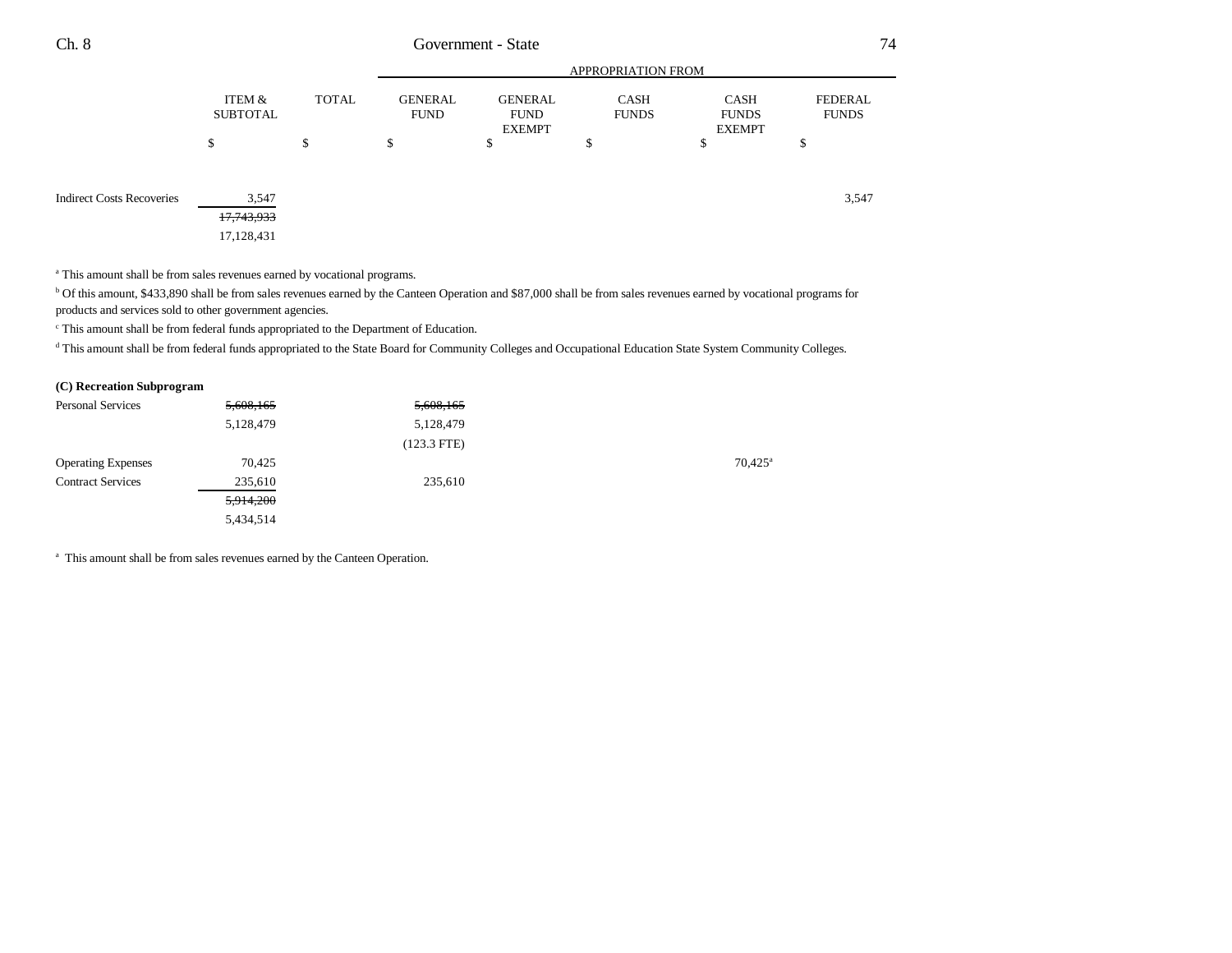| | ITEM & SUBTOTAL | TOTAL | APPROPRIATION FROM GENERAL FUND | GENERAL FUND EXEMPT | CASH FUNDS | CASH FUNDS EXEMPT | FEDERAL FUNDS |
|---|---|---|---|---|---|---|---|
| | $ | $ | $ | $ | $ | $ | $ |
| Indirect Costs Recoveries | 3,547 | | | | | | 3,547 |
| | ~~17,743,933~~ | | | | | | |
| | 17,128,431 | | | | | | |

[a] This amount shall be from sales revenues earned by vocational programs.

[b] Of this amount, $433,890 shall be from sales revenues earned by the Canteen Operation and $87,000 shall be from sales revenues earned by vocational programs for products and services sold to other government agencies.

[c] This amount shall be from federal funds appropriated to the Department of Education.

[d] This amount shall be from federal funds appropriated to the State Board for Community Colleges and Occupational Education State System Community Colleges.

**(C) Recreation Subprogram**

| | ITEM & SUBTOTAL | TOTAL | GENERAL FUND | GENERAL FUND EXEMPT | CASH FUNDS | CASH FUNDS EXEMPT | FEDERAL FUNDS |
|---|---|---|---|---|---|---|---|
| Personal Services | ~~5,608,165~~ | | ~~5,608,165~~ | | | | |
| | 5,128,479 | | 5,128,479 | | | | |
| | | | (123.3 FTE) | | | | |
| Operating Expenses | 70,425 | | | | | 70,425[a] | |
| Contract Services | 235,610 | | 235,610 | | | | |
| | ~~5,914,200~~ | | | | | | |
| | 5,434,514 | | | | | | |

[a] This amount shall be from sales revenues earned by the Canteen Operation.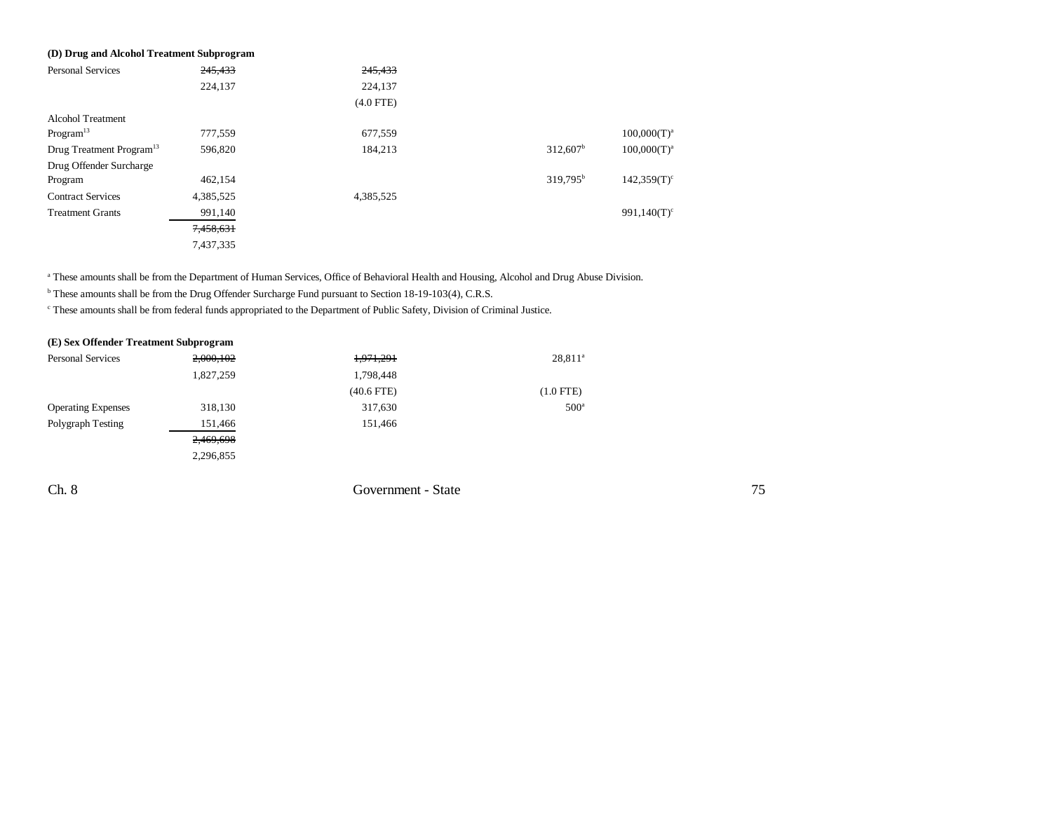**(D) Drug and Alcohol Treatment Subprogram**

| | Total | General Fund | | Cash Funds | Federal/Other Funds |
|---|---|---|---|---|---|
| Personal Services | ~~245,433~~ | ~~245,433~~ | | | |
| | 224,137 | 224,137 | | | |
| | | (4.0 FTE) | | | |
| Alcohol Treatment Program[13] | 777,559 | 677,559 | | | 100,000(T)[a] |
| Drug Treatment Program[13] | 596,820 | 184,213 | | 312,607[b] | 100,000(T)[a] |
| Drug Offender Surcharge Program | 462,154 | | | 319,795[b] | 142,359(T)[c] |
| Contract Services | 4,385,525 | 4,385,525 | | | |
| Treatment Grants | 991,140 | | | | 991,140(T)[c] |
| | ~~7,458,631~~ | | | | |
| | 7,437,335 | | | | |

[a] These amounts shall be from the Department of Human Services, Office of Behavioral Health and Housing, Alcohol and Drug Abuse Division.

[b] These amounts shall be from the Drug Offender Surcharge Fund pursuant to Section 18-19-103(4), C.R.S.

[c] These amounts shall be from federal funds appropriated to the Department of Public Safety, Division of Criminal Justice.

**(E) Sex Offender Treatment Subprogram**

| | Total | General Fund | | Cash Funds | Federal/Other Funds |
|---|---|---|---|---|---|
| Personal Services | ~~2,000,102~~ | ~~1,971,291~~ | | 28,811[a] | |
| | 1,827,259 | 1,798,448 | | | |
| | | (40.6 FTE) | | (1.0 FTE) | |
| Operating Expenses | 318,130 | 317,630 | | 500[a] | |
| Polygraph Testing | 151,466 | 151,466 | | | |
| | ~~2,469,698~~ | | | | |
| | 2,296,855 | | | | |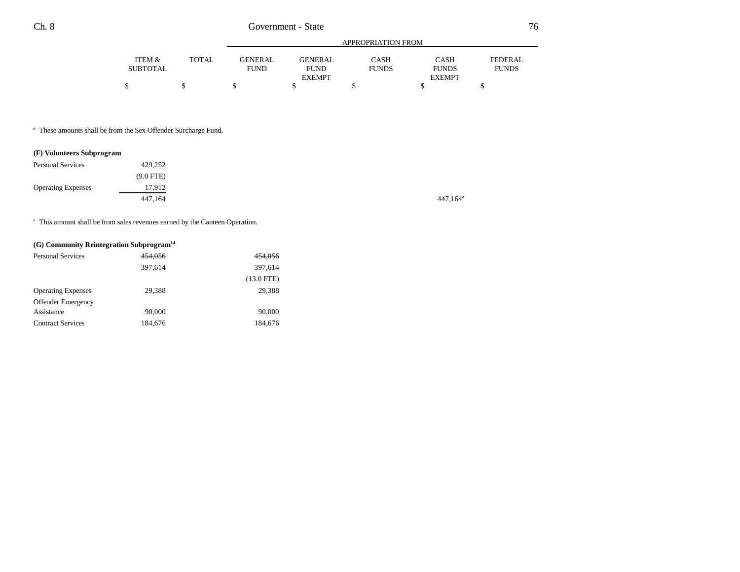| | ITEM & SUBTOTAL | TOTAL | GENERAL FUND | GENERAL FUND EXEMPT | CASH FUNDS | CASH FUNDS EXEMPT | FEDERAL FUNDS |
|---|---|---|---|---|---|---|---|
| | | | APPROPRIATION FROM | | | | |
| | $ | $ | $ | $ | $ | $ | $ |

[a] These amounts shall be from the Sex Offender Surcharge Fund.

**(F) Volunteers Subprogram**

| | ITEM & SUBTOTAL | TOTAL | GENERAL FUND | GENERAL FUND EXEMPT | CASH FUNDS | CASH FUNDS EXEMPT | FEDERAL FUNDS |
|---|---|---|---|---|---|---|---|
| Personal Services | 429,252 | | | | | | |
| | (9.0 FTE) | | | | | | |
| Operating Expenses | 17,912 | | | | | | |
| | 447,164 | | | | | 447,164[a] | |

[a] This amount shall be from sales revenues earned by the Canteen Operation.

**(G) Community Reintegration Subprogram[14]**

| | ITEM & SUBTOTAL | TOTAL | GENERAL FUND | GENERAL FUND EXEMPT | CASH FUNDS | CASH FUNDS EXEMPT | FEDERAL FUNDS |
|---|---|---|---|---|---|---|---|
| Personal Services | ~~454,056~~ | | ~~454,056~~ | | | | |
| | 397,614 | | 397,614 | | | | |
| | | | (13.0 FTE) | | | | |
| Operating Expenses | 29,388 | | 29,388 | | | | |
| Offender Emergency Assistance | 90,000 | | 90,000 | | | | |
| Contract Services | 184,676 | | 184,676 | | | | |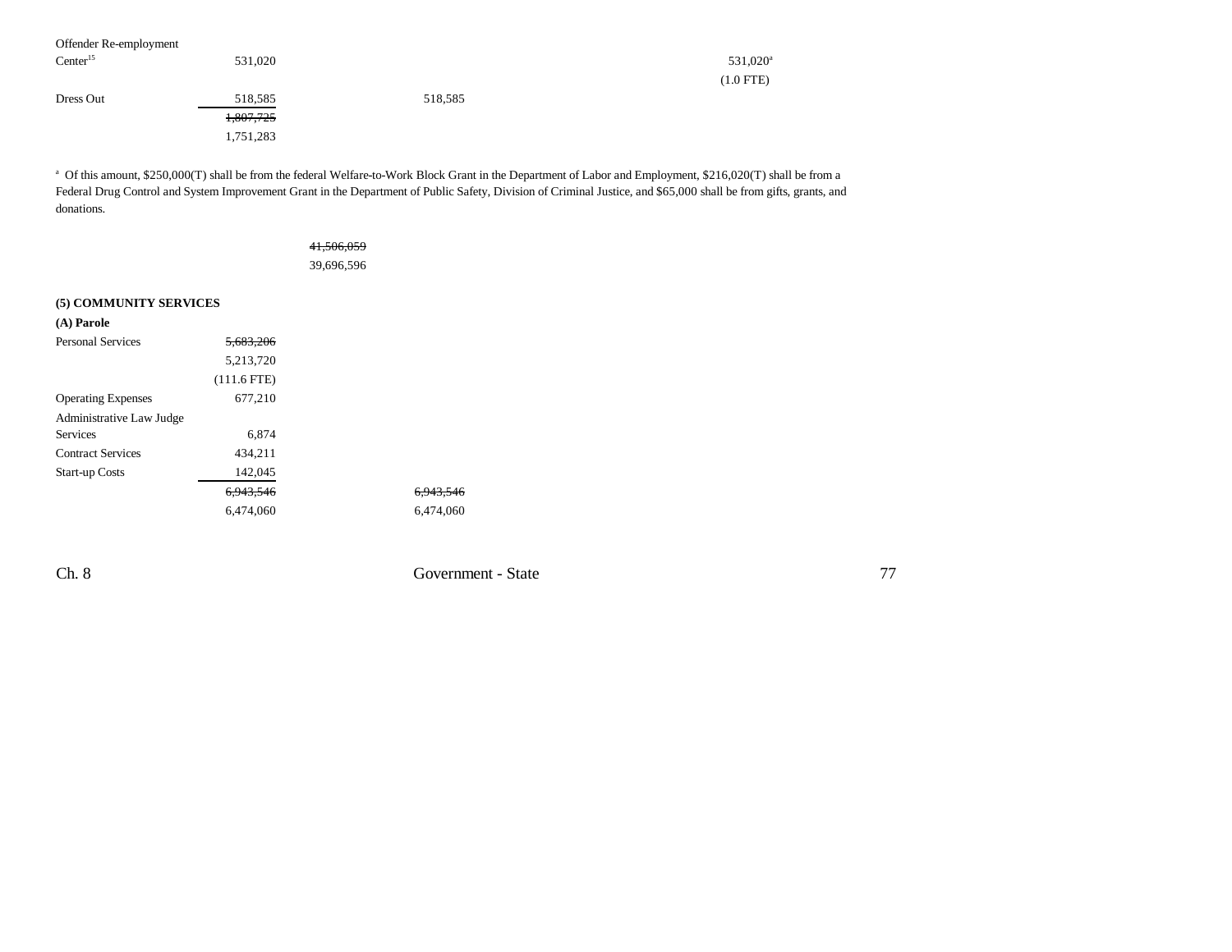| | | | | | | |
|---|---|---|---|---|---|---|
| Offender Re-employment Center[15] | 531,020 | | | | 531,020[a] | |
| | | | | | (1.0 FTE) | |
| Dress Out | 518,585 | | 518,585 | | | |
| | ~~1,807,725~~ | | | | | |
| | 1,751,283 | | | | | |

[a] Of this amount, $250,000(T) shall be from the federal Welfare-to-Work Block Grant in the Department of Labor and Employment, $216,020(T) shall be from a Federal Drug Control and System Improvement Grant in the Department of Public Safety, Division of Criminal Justice, and $65,000 shall be from gifts, grants, and donations.

| | | | |
|---|---|---|---|
| | | ~~41,506,059~~ | |
| | | 39,696,596 | |

**(5) COMMUNITY SERVICES**

**(A) Parole**

| | | | |
|---|---|---|---|
| Personal Services | ~~5,683,206~~ | | |
| | 5,213,720 | | |
| | (111.6 FTE) | | |
| Operating Expenses | 677,210 | | |
| Administrative Law Judge Services | 6,874 | | |
| Contract Services | 434,211 | | |
| Start-up Costs | 142,045 | | |
| | ~~6,943,546~~ | | ~~6,943,546~~ |
| | 6,474,060 | | 6,474,060 |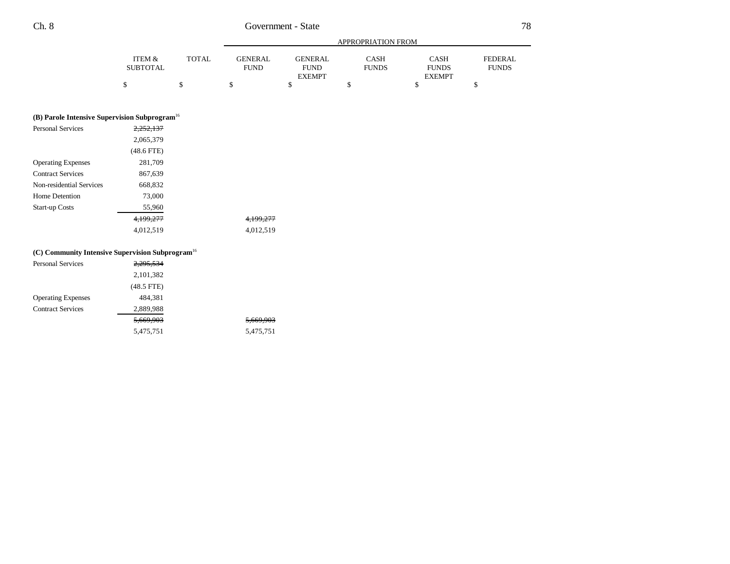| | ITEM & SUBTOTAL | TOTAL | GENERAL FUND | GENERAL FUND EXEMPT | CASH FUNDS | CASH FUNDS EXEMPT | FEDERAL FUNDS |
|---|---|---|---|---|---|---|---|
| | | | APPROPRIATION FROM | | | | |
| | $ | $ | $ | $ | $ | $ | $ |
| **(B) Parole Intensive Supervision Subprogram**[16] | | | | | | | |
| Personal Services | ~~2,252,137~~ | | | | | | |
| | 2,065,379 | | | | | | |
| | (48.6 FTE) | | | | | | |
| Operating Expenses | 281,709 | | | | | | |
| Contract Services | 867,639 | | | | | | |
| Non-residential Services | 668,832 | | | | | | |
| Home Detention | 73,000 | | | | | | |
| Start-up Costs | 55,960 | | | | | | |
| | ~~4,199,277~~ | | ~~4,199,277~~ | | | | |
| | 4,012,519 | | 4,012,519 | | | | |
| **(C) Community Intensive Supervision Subprogram**[16] | | | | | | | |
| Personal Services | ~~2,295,534~~ | | | | | | |
| | 2,101,382 | | | | | | |
| | (48.5 FTE) | | | | | | |
| Operating Expenses | 484,381 | | | | | | |
| Contract Services | 2,889,988 | | | | | | |
| | ~~5,669,903~~ | | ~~5,669,903~~ | | | | |
| | 5,475,751 | | 5,475,751 | | | | |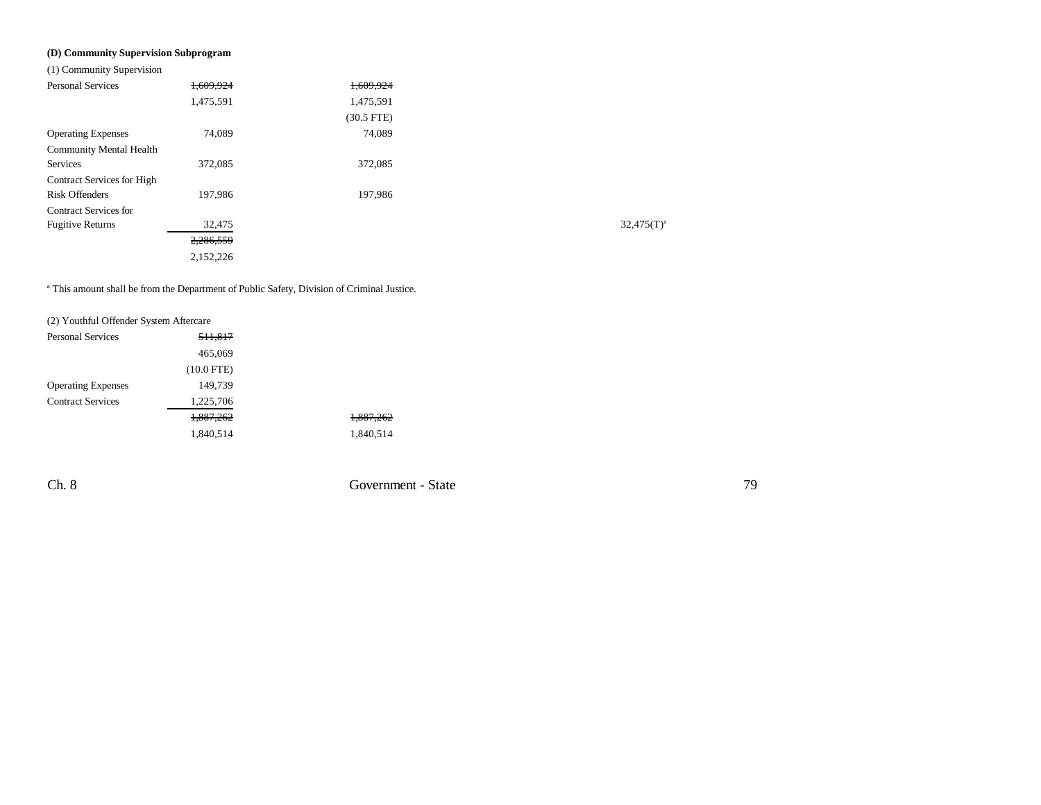**(D) Community Supervision Subprogram**

(1) Community Supervision

| | | | | | |
|---|---|---|---|---|---|
| Personal Services | ~~1,609,924~~ | ~~1,609,924~~ | | | |
| | 1,475,591 | 1,475,591 | | | |
| | | (30.5 FTE) | | | |
| Operating Expenses | 74,089 | 74,089 | | | |
| Community Mental Health Services | 372,085 | 372,085 | | | |
| Contract Services for High Risk Offenders | 197,986 | 197,986 | | | |
| Contract Services for Fugitive Returns | 32,475 | | | 32,475(T)[a] | |
| | ~~2,286,559~~ | | | | |
| | 2,152,226 | | | | |

[a] This amount shall be from the Department of Public Safety, Division of Criminal Justice.

(2) Youthful Offender System Aftercare

| | | |
|---|---|---|
| Personal Services | ~~511,817~~ | |
| | 465,069 | |
| | (10.0 FTE) | |
| Operating Expenses | 149,739 | |
| Contract Services | 1,225,706 | |
| | ~~1,887,262~~ | ~~1,887,262~~ |
| | 1,840,514 | 1,840,514 |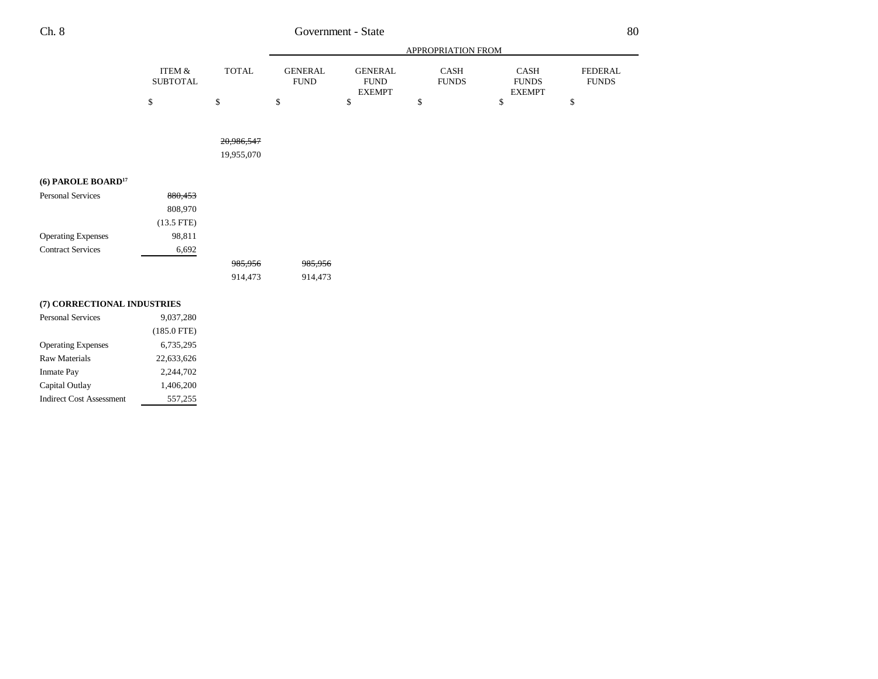| | ITEM & SUBTOTAL | TOTAL | GENERAL FUND | GENERAL FUND EXEMPT | CASH FUNDS | CASH FUNDS EXEMPT | FEDERAL FUNDS |
|---|---|---|---|---|---|---|---|
| | | | APPROPRIATION FROM | | | | |
| | $ | $ | $ | $ | $ | $ | $ |
| | | ~~20,986,547~~ | | | | | |
| | | 19,955,070 | | | | | |
| **(6) PAROLE BOARD**[17] | | | | | | | |
| Personal Services | ~~880,453~~ | | | | | | |
| | 808,970 | | | | | | |
| | (13.5 FTE) | | | | | | |
| Operating Expenses | 98,811 | | | | | | |
| Contract Services | 6,692 | | | | | | |
| | | ~~985,956~~ | ~~985,956~~ | | | | |
| | | 914,473 | 914,473 | | | | |
| **(7) CORRECTIONAL INDUSTRIES** | | | | | | | |
| Personal Services | 9,037,280 | | | | | | |
| | (185.0 FTE) | | | | | | |
| Operating Expenses | 6,735,295 | | | | | | |
| Raw Materials | 22,633,626 | | | | | | |
| Inmate Pay | 2,244,702 | | | | | | |
| Capital Outlay | 1,406,200 | | | | | | |
| Indirect Cost Assessment | 557,255 | | | | | | |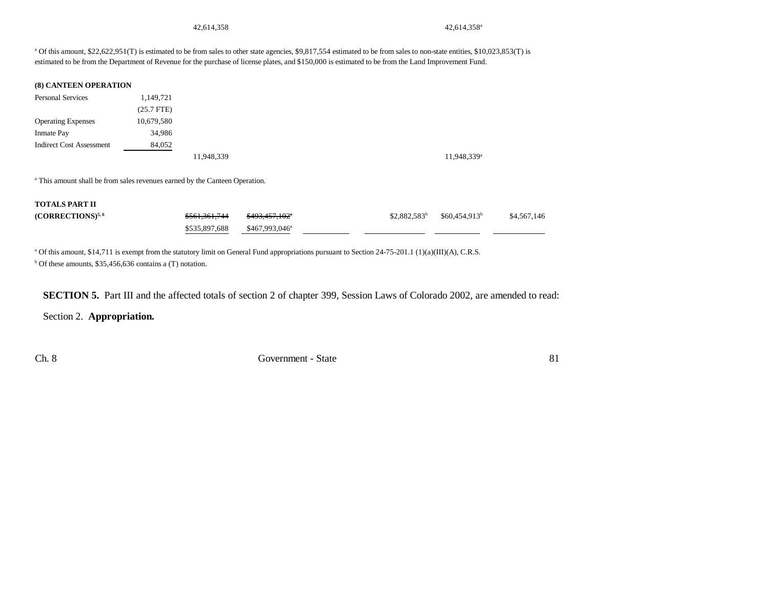| | | | | | | | |
|---|---|---|---|---|---|---|---|
| | | 42,614,358 | | | | 42,614,358[a] | |

[a] Of this amount, $22,622,951(T) is estimated to be from sales to other state agencies, $9,817,554 estimated to be from sales to non-state entities, $10,023,853(T) is estimated to be from the Department of Revenue for the purchase of license plates, and $150,000 is estimated to be from the Land Improvement Fund.

**(8) CANTEEN OPERATION**

| | | | | | | | |
|---|---|---|---|---|---|---|---|
| Personal Services | 1,149,721 | | | | | | |
| | (25.7 FTE) | | | | | | |
| Operating Expenses | 10,679,580 | | | | | | |
| Inmate Pay | 34,986 | | | | | | |
| Indirect Cost Assessment | 84,052 | | | | | | |
| | | 11,948,339 | | | | 11,948,339[a] | |

[a] This amount shall be from sales revenues earned by the Canteen Operation.

| | | | | | | |
|---|---|---|---|---|---|---|
| **TOTALS PART II** | | | | | | |
| **(CORRECTIONS)**[5, 6] | ~~$561,361,744~~ | ~~$493,457,102~~[a] | | $2,882,583[b] | $60,454,913[b] | $4,567,146 |
| | $535,897,688 | $467,993,046[a] | | | | |

[a] Of this amount, $14,711 is exempt from the statutory limit on General Fund appropriations pursuant to Section 24-75-201.1 (1)(a)(III)(A), C.R.S.

[b] Of these amounts, $35,456,636 contains a (T) notation.

**SECTION 5.** Part III and the affected totals of section 2 of chapter 399, Session Laws of Colorado 2002, are amended to read:

Section 2. **Appropriation.**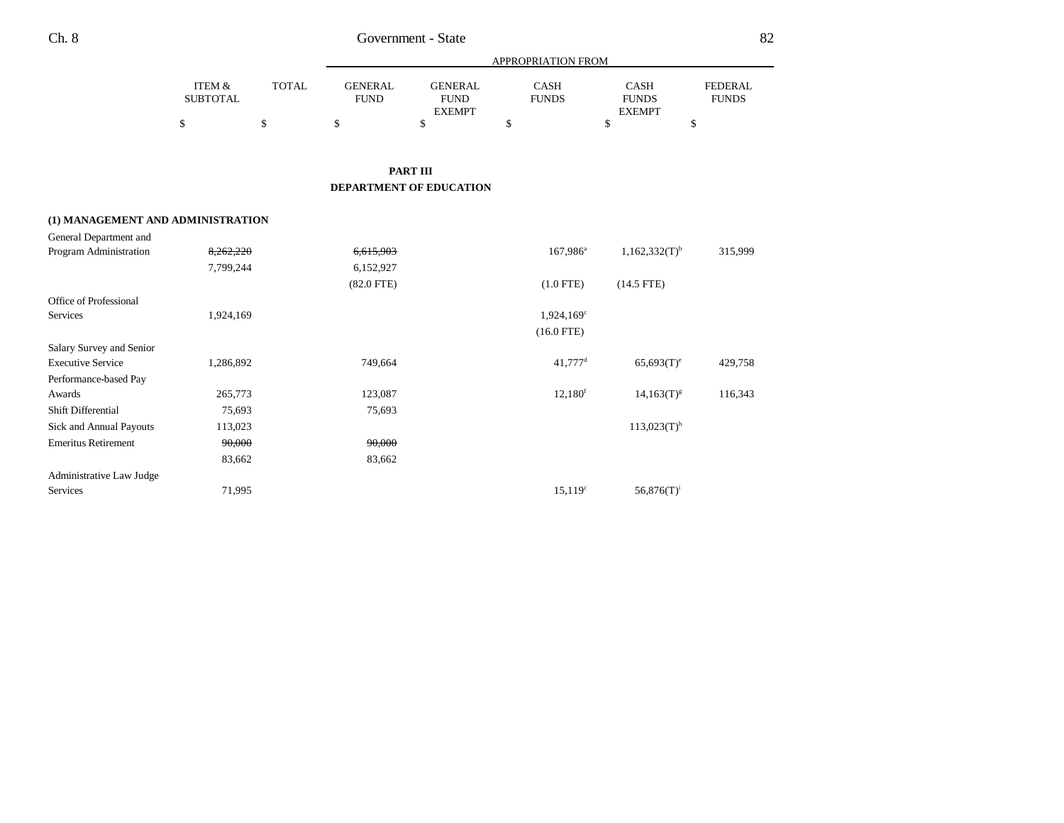## PART III
## DEPARTMENT OF EDUCATION

| | ITEM & SUBTOTAL | TOTAL | GENERAL FUND | GENERAL FUND EXEMPT | CASH FUNDS | CASH FUNDS EXEMPT | FEDERAL FUNDS |
|---|---|---|---|---|---|---|---|
| | $ | $ | $ | $ | $ | $ | $ |
| **(1) MANAGEMENT AND ADMINISTRATION** | | | | | | | |
| General Department and Program Administration | ~~8,262,220~~ | | ~~6,615,903~~ | | 167,986[a] | 1,162,332(T)[b] | 315,999 |
| | 7,799,244 | | 6,152,927 | | | | |
| | | | (82.0 FTE) | | (1.0 FTE) | (14.5 FTE) | |
| Office of Professional Services | 1,924,169 | | | | 1,924,169[c] | | |
| | | | | | (16.0 FTE) | | |
| Salary Survey and Senior Executive Service | 1,286,892 | | 749,664 | | 41,777[d] | 65,693(T)[e] | 429,758 |
| Performance-based Pay Awards | 265,773 | | 123,087 | | 12,180[f] | 14,163(T)[g] | 116,343 |
| Shift Differential | 75,693 | | 75,693 | | | | |
| Sick and Annual Payouts | 113,023 | | | | | 113,023(T)[h] | |
| Emeritus Retirement | ~~90,000~~ | | ~~90,000~~ | | | | |
| | 83,662 | | 83,662 | | | | |
| Administrative Law Judge Services | 71,995 | | | | 15,119[c] | 56,876(T)[i] | |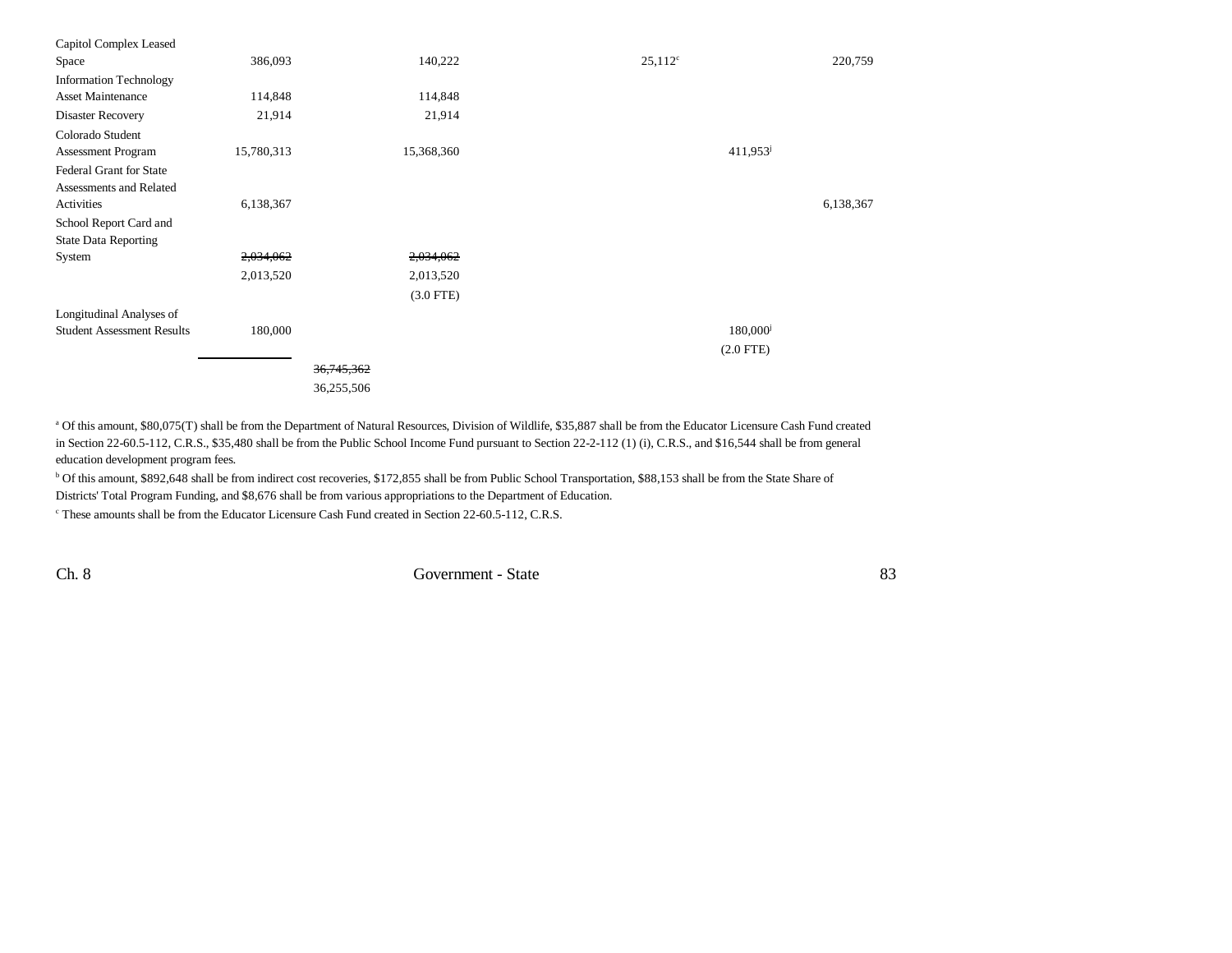| | | | | | | |
|---|---|---|---|---|---|---|
| Capitol Complex Leased Space | 386,093 | | 140,222 | 25,112[c] | | 220,759 |
| Information Technology Asset Maintenance | 114,848 | | 114,848 | | | |
| Disaster Recovery | 21,914 | | 21,914 | | | |
| Colorado Student Assessment Program | 15,780,313 | | 15,368,360 | | 411,953[j] | |
| Federal Grant for State Assessments and Related Activities | 6,138,367 | | | | | 6,138,367 |
| School Report Card and State Data Reporting System | ~~2,034,062~~ | | ~~2,034,062~~ | | | |
| | 2,013,520 | | 2,013,520 | | | |
| | | | (3.0 FTE) | | | |
| Longitudinal Analyses of Student Assessment Results | 180,000 | | | | 180,000[j] | |
| | | | | | (2.0 FTE) | |
| | | ~~36,745,362~~ | | | | |
| | | 36,255,506 | | | | |

[a] Of this amount, $80,075(T) shall be from the Department of Natural Resources, Division of Wildlife, $35,887 shall be from the Educator Licensure Cash Fund created in Section 22-60.5-112, C.R.S., $35,480 shall be from the Public School Income Fund pursuant to Section 22-2-112 (1) (i), C.R.S., and $16,544 shall be from general education development program fees.

[b] Of this amount, $892,648 shall be from indirect cost recoveries, $172,855 shall be from Public School Transportation, $88,153 shall be from the State Share of Districts' Total Program Funding, and $8,676 shall be from various appropriations to the Department of Education.

[c] These amounts shall be from the Educator Licensure Cash Fund created in Section 22-60.5-112, C.R.S.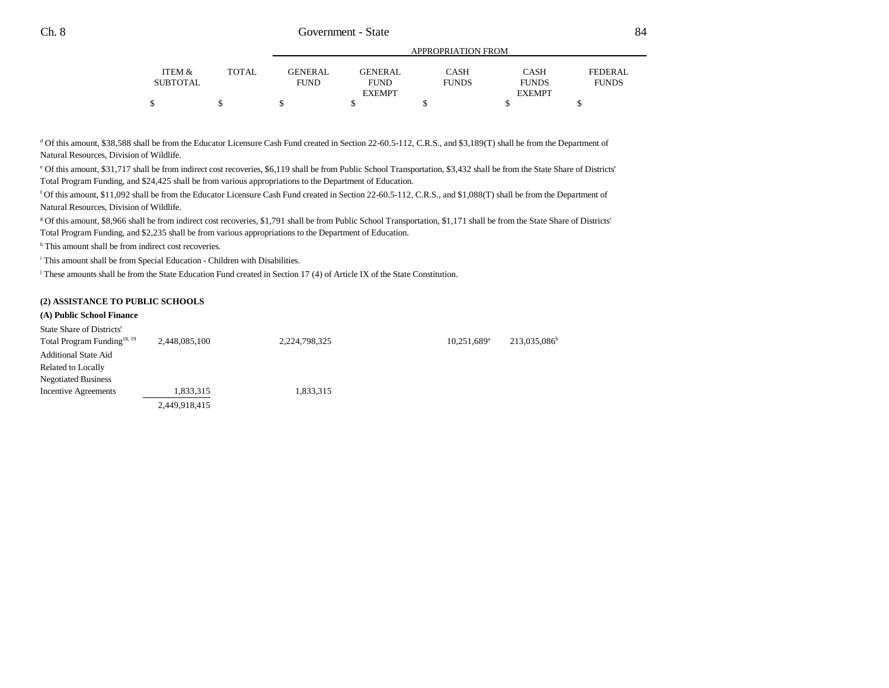| | ITEM & SUBTOTAL | TOTAL | GENERAL FUND | GENERAL FUND EXEMPT | CASH FUNDS | CASH FUNDS EXEMPT | FEDERAL FUNDS |
|---|---|---|---|---|---|---|---|
| | | | APPROPRIATION FROM | | | | |
| | $ | $ | $ | $ | $ | $ | $ |

[d] Of this amount, $38,588 shall be from the Educator Licensure Cash Fund created in Section 22-60.5-112, C.R.S., and $3,189(T) shall be from the Department of Natural Resources, Division of Wildlife.

[e] Of this amount, $31,717 shall be from indirect cost recoveries, $6,119 shall be from Public School Transportation, $3,432 shall be from the State Share of Districts' Total Program Funding, and $24,425 shall be from various appropriations to the Department of Education.

[f] Of this amount, $11,092 shall be from the Educator Licensure Cash Fund created in Section 22-60.5-112, C.R.S., and $1,088(T) shall be from the Department of Natural Resources, Division of Wildlife.

[g] Of this amount, $8,966 shall be from indirect cost recoveries, $1,791 shall be from Public School Transportation, $1,171 shall be from the State Share of Districts' Total Program Funding, and $2,235 shall be from various appropriations to the Department of Education.

[h] This amount shall be from indirect cost recoveries.

[i] This amount shall be from Special Education - Children with Disabilities.

[j] These amounts shall be from the State Education Fund created in Section 17 (4) of Article IX of the State Constitution.

**(2) ASSISTANCE TO PUBLIC SCHOOLS**

**(A) Public School Finance**

| | ITEM & SUBTOTAL | TOTAL | GENERAL FUND | GENERAL FUND EXEMPT | CASH FUNDS | CASH FUNDS EXEMPT | FEDERAL FUNDS |
|---|---|---|---|---|---|---|---|
| State Share of Districts' Total Program Funding[18, 19] | 2,448,085,100 | | 2,224,798,325 | | 10,251,689[a] | 213,035,086[b] | |
| Additional State Aid Related to Locally Negotiated Business Incentive Agreements | 1,833,315 | | 1,833,315 | | | | |
| | 2,449,918,415 | | | | | | |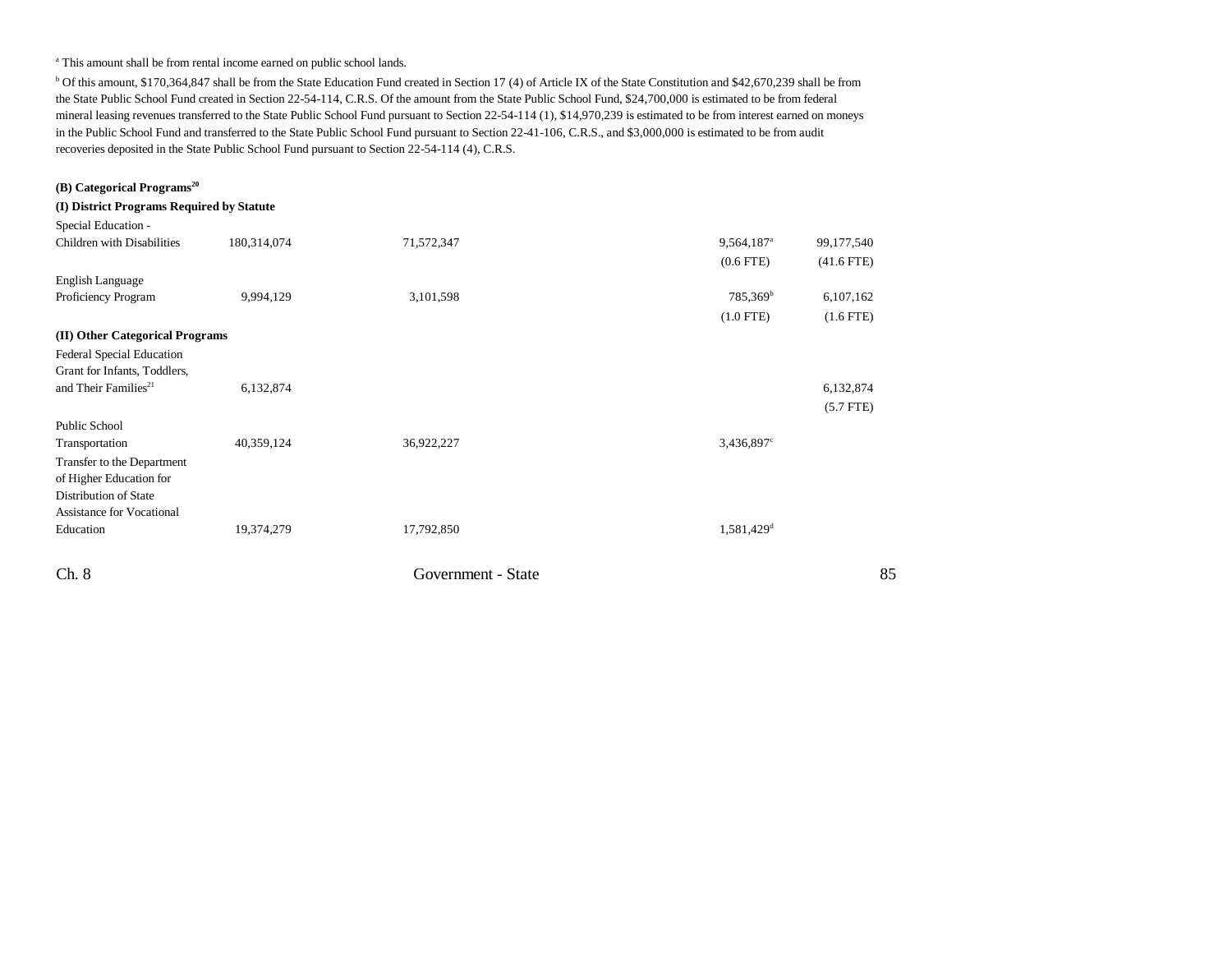[a] This amount shall be from rental income earned on public school lands.

[b] Of this amount, $170,364,847 shall be from the State Education Fund created in Section 17 (4) of Article IX of the State Constitution and $42,670,239 shall be from the State Public School Fund created in Section 22-54-114, C.R.S. Of the amount from the State Public School Fund, $24,700,000 is estimated to be from federal mineral leasing revenues transferred to the State Public School Fund pursuant to Section 22-54-114 (1), $14,970,239 is estimated to be from interest earned on moneys in the Public School Fund and transferred to the State Public School Fund pursuant to Section 22-41-106, C.R.S., and $3,000,000 is estimated to be from audit recoveries deposited in the State Public School Fund pursuant to Section 22-54-114 (4), C.R.S.

**(B) Categorical Programs[20]**

**(I) District Programs Required by Statute**

| | | | | | |
|---|---|---|---|---|---|
| Special Education - Children with Disabilities | 180,314,074 | 71,572,347 | | 9,564,187[a] (0.6 FTE) | 99,177,540 (41.6 FTE) |
| English Language Proficiency Program | 9,994,129 | 3,101,598 | | 785,369[b] (1.0 FTE) | 6,107,162 (1.6 FTE) |
| **(II) Other Categorical Programs** | | | | | |
| Federal Special Education Grant for Infants, Toddlers, and Their Families[21] | 6,132,874 | | | | 6,132,874 (5.7 FTE) |
| Public School Transportation | 40,359,124 | 36,922,227 | | 3,436,897[c] | |
| Transfer to the Department of Higher Education for Distribution of State Assistance for Vocational Education | 19,374,279 | 17,792,850 | | 1,581,429[d] | |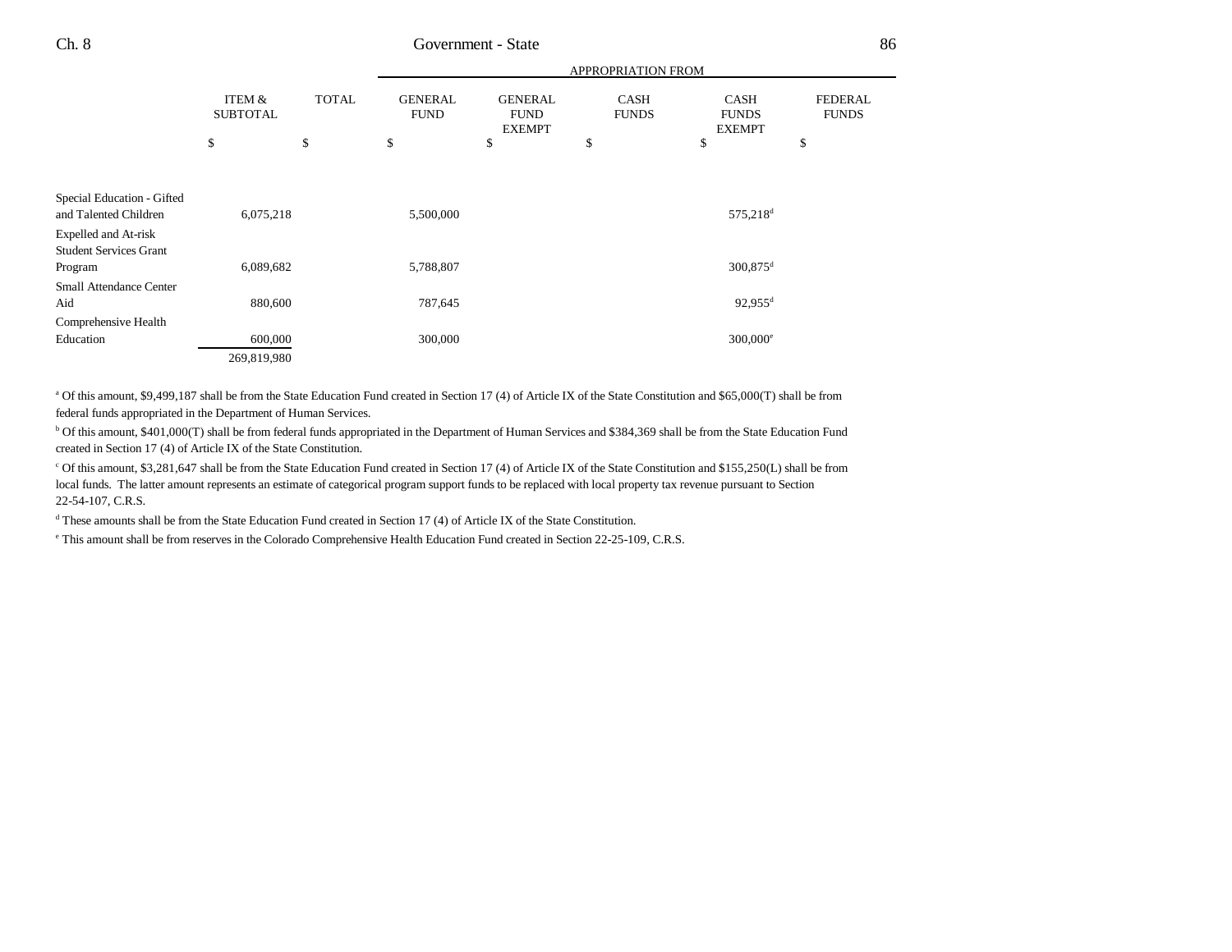| | ITEM & SUBTOTAL | TOTAL | APPROPRIATION FROM GENERAL FUND | GENERAL FUND EXEMPT | CASH FUNDS | CASH FUNDS EXEMPT | FEDERAL FUNDS |
|---|---|---|---|---|---|---|---|
| | $ | $ | $ | $ | $ | $ | $ |
| Special Education - Gifted and Talented Children | 6,075,218 | | 5,500,000 | | | 575,218[d] | |
| Expelled and At-risk Student Services Grant Program | 6,089,682 | | 5,788,807 | | | 300,875[d] | |
| Small Attendance Center Aid | 880,600 | | 787,645 | | | 92,955[d] | |
| Comprehensive Health Education | 600,000 | | 300,000 | | | 300,000[e] | |
| | 269,819,980 | | | | | | |

[a] Of this amount, $9,499,187 shall be from the State Education Fund created in Section 17 (4) of Article IX of the State Constitution and $65,000(T) shall be from federal funds appropriated in the Department of Human Services.

[b] Of this amount, $401,000(T) shall be from federal funds appropriated in the Department of Human Services and $384,369 shall be from the State Education Fund created in Section 17 (4) of Article IX of the State Constitution.

[c] Of this amount, $3,281,647 shall be from the State Education Fund created in Section 17 (4) of Article IX of the State Constitution and $155,250(L) shall be from local funds. The latter amount represents an estimate of categorical program support funds to be replaced with local property tax revenue pursuant to Section 22-54-107, C.R.S.

[d] These amounts shall be from the State Education Fund created in Section 17 (4) of Article IX of the State Constitution.

[e] This amount shall be from reserves in the Colorado Comprehensive Health Education Fund created in Section 22-25-109, C.R.S.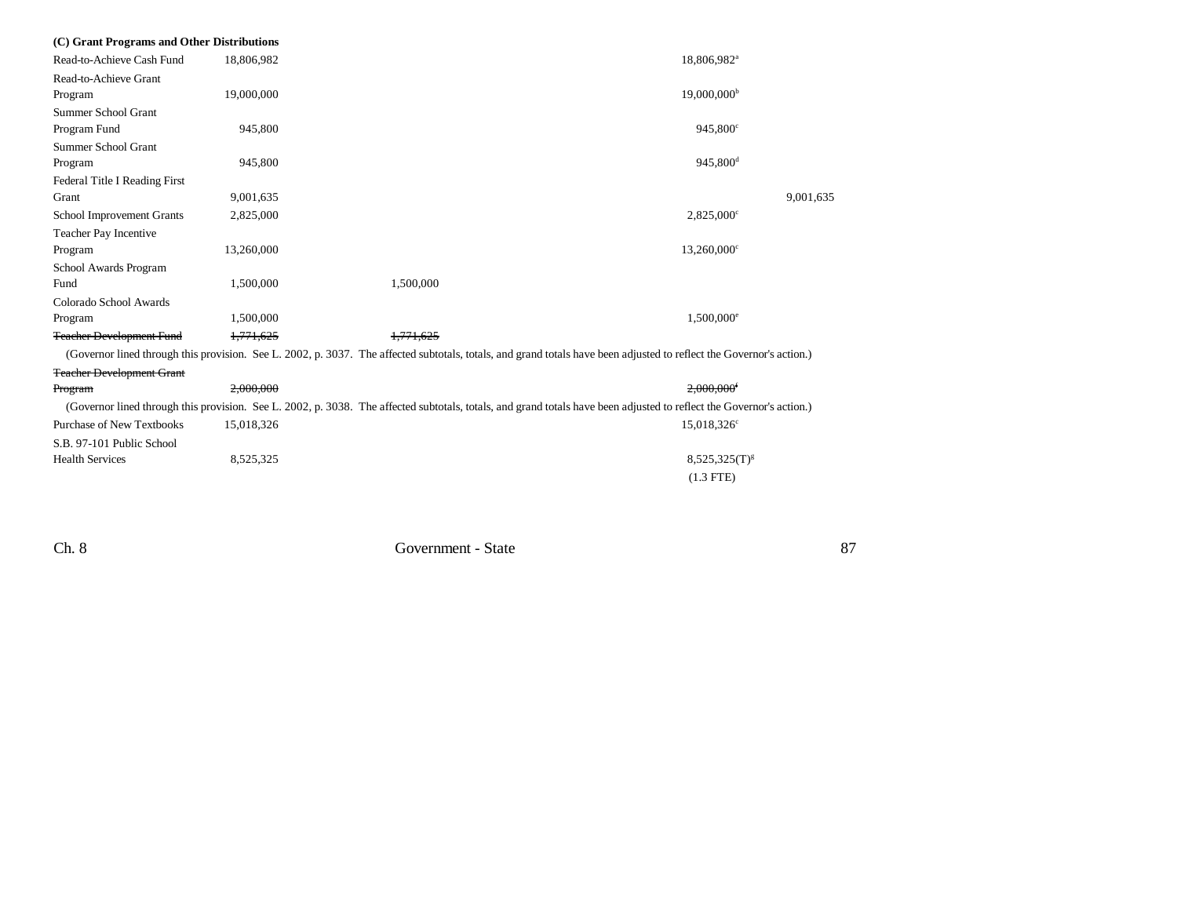**(C) Grant Programs and Other Distributions**

| | | | | | |
|---|---|---|---|---|---|
| Read-to-Achieve Cash Fund | 18,806,982 | | | 18,806,982[a] | |
| Read-to-Achieve Grant Program | 19,000,000 | | | 19,000,000[b] | |
| Summer School Grant Program Fund | 945,800 | | | 945,800[c] | |
| Summer School Grant Program | 945,800 | | | 945,800[d] | |
| Federal Title I Reading First Grant | 9,001,635 | | | | 9,001,635 |
| School Improvement Grants | 2,825,000 | | | 2,825,000[c] | |
| Teacher Pay Incentive Program | 13,260,000 | | | 13,260,000[c] | |
| School Awards Program Fund | 1,500,000 | | 1,500,000 | | |
| Colorado School Awards Program | 1,500,000 | | | 1,500,000[e] | |
| ~~Teacher Development Fund~~ | ~~1,771,625~~ | | ~~1,771,625~~ | | |

(Governor lined through this provision. See L. 2002, p. 3037. The affected subtotals, totals, and grand totals have been adjusted to reflect the Governor's action.)

| | | | | | |
|---|---|---|---|---|---|
| ~~Teacher Development Grant Program~~ | ~~2,000,000~~ | | | ~~2,000,000[f]~~ | |

(Governor lined through this provision. See L. 2002, p. 3038. The affected subtotals, totals, and grand totals have been adjusted to reflect the Governor's action.)

| | | | | | |
|---|---|---|---|---|---|
| Purchase of New Textbooks | 15,018,326 | | | 15,018,326[c] | |
| S.B. 97-101 Public School Health Services | 8,525,325 | | | 8,525,325(T)[g] (1.3 FTE) | |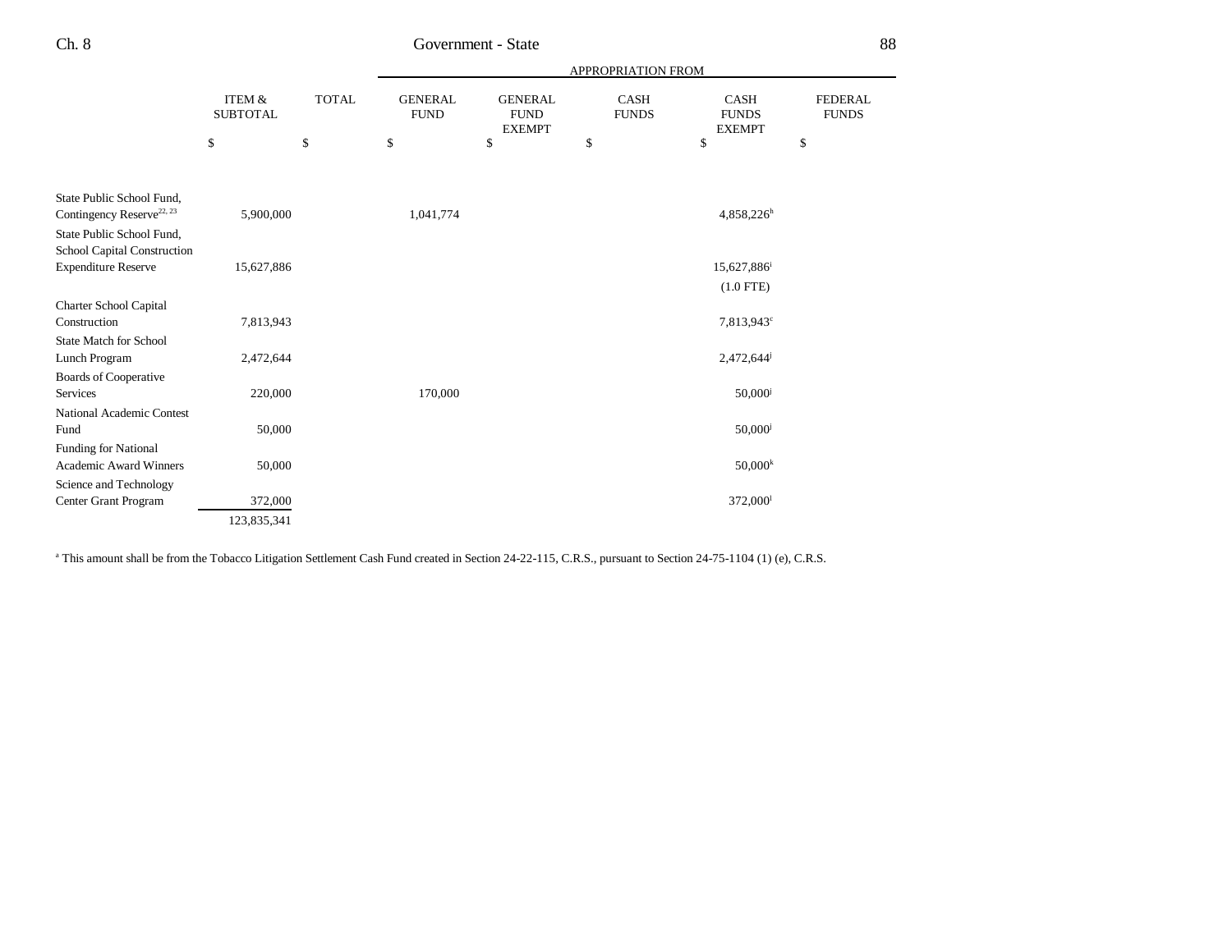| | ITEM & SUBTOTAL | TOTAL | APPROPRIATION FROM GENERAL FUND | GENERAL FUND EXEMPT | CASH FUNDS | CASH FUNDS EXEMPT | FEDERAL FUNDS |
|---|---|---|---|---|---|---|---|
| | $ | $ | $ | $ | $ | $ | $ |
| State Public School Fund, Contingency Reserve[22, 23] | 5,900,000 | | 1,041,774 | | | 4,858,226[h] | |
| State Public School Fund, School Capital Construction Expenditure Reserve | 15,627,886 | | | | | 15,627,886[i] (1.0 FTE) | |
| Charter School Capital Construction | 7,813,943 | | | | | 7,813,943[c] | |
| State Match for School Lunch Program | 2,472,644 | | | | | 2,472,644[j] | |
| Boards of Cooperative Services | 220,000 | | 170,000 | | | 50,000[j] | |
| National Academic Contest Fund | 50,000 | | | | | 50,000[j] | |
| Funding for National Academic Award Winners | 50,000 | | | | | 50,000[k] | |
| Science and Technology Center Grant Program | 372,000 | | | | | 372,000[l] | |
| | 123,835,341 | | | | | | |

[a] This amount shall be from the Tobacco Litigation Settlement Cash Fund created in Section 24-22-115, C.R.S., pursuant to Section 24-75-1104 (1) (e), C.R.S.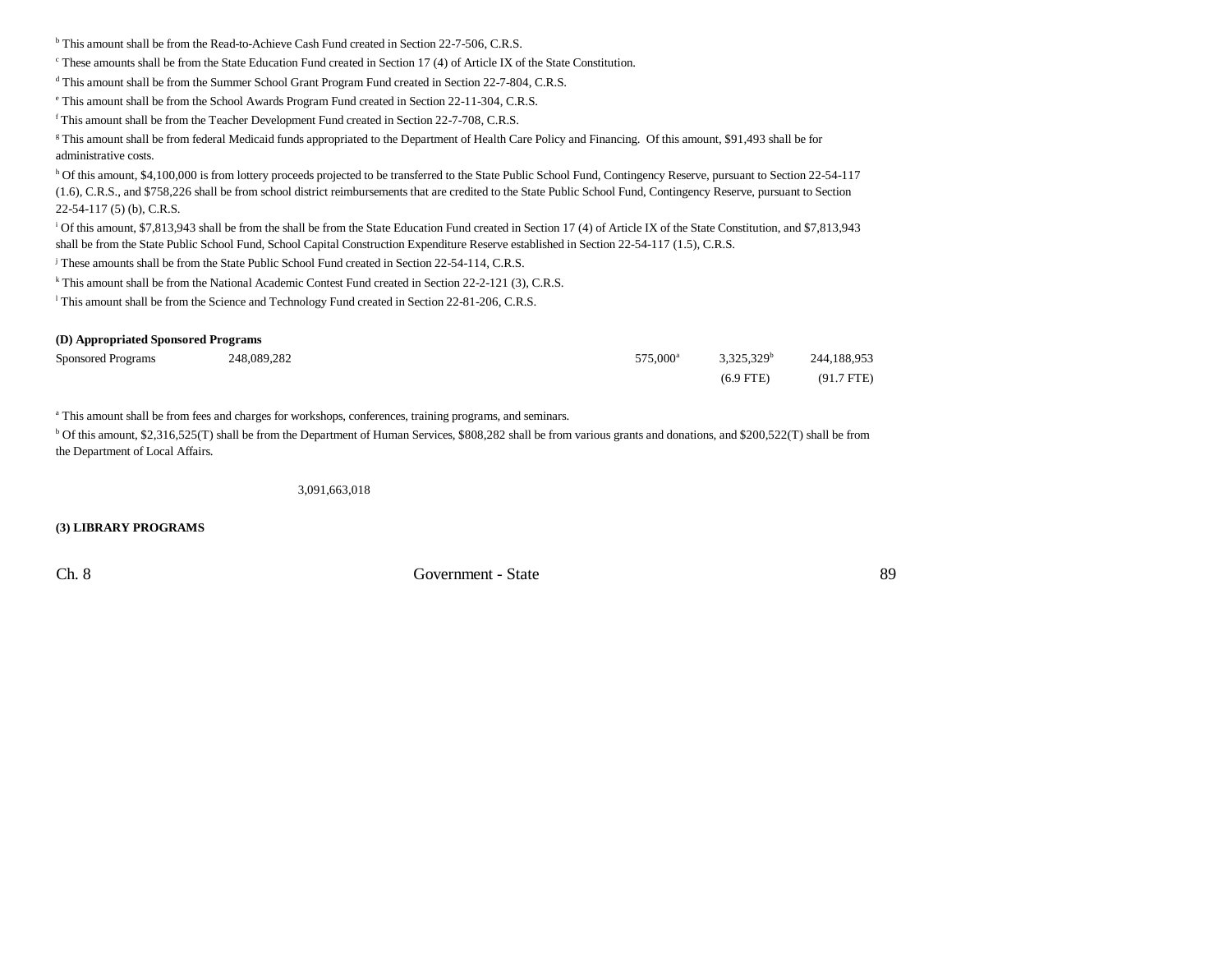[b] This amount shall be from the Read-to-Achieve Cash Fund created in Section 22-7-506, C.R.S.

[c] These amounts shall be from the State Education Fund created in Section 17 (4) of Article IX of the State Constitution.

[d] This amount shall be from the Summer School Grant Program Fund created in Section 22-7-804, C.R.S.

[e] This amount shall be from the School Awards Program Fund created in Section 22-11-304, C.R.S.

[f] This amount shall be from the Teacher Development Fund created in Section 22-7-708, C.R.S.

[g] This amount shall be from federal Medicaid funds appropriated to the Department of Health Care Policy and Financing. Of this amount, $91,493 shall be for administrative costs.

[h] Of this amount, $4,100,000 is from lottery proceeds projected to be transferred to the State Public School Fund, Contingency Reserve, pursuant to Section 22-54-117 (1.6), C.R.S., and $758,226 shall be from school district reimbursements that are credited to the State Public School Fund, Contingency Reserve, pursuant to Section 22-54-117 (5) (b), C.R.S.

[i] Of this amount, $7,813,943 shall be from the shall be from the State Education Fund created in Section 17 (4) of Article IX of the State Constitution, and $7,813,943 shall be from the State Public School Fund, School Capital Construction Expenditure Reserve established in Section 22-54-117 (1.5), C.R.S.

[j] These amounts shall be from the State Public School Fund created in Section 22-54-114, C.R.S.

[k] This amount shall be from the National Academic Contest Fund created in Section 22-2-121 (3), C.R.S.

[l] This amount shall be from the Science and Technology Fund created in Section 22-81-206, C.R.S.

**(D) Appropriated Sponsored Programs**

| | | | | | | |
|---|---|---|---|---|---|---|
| Sponsored Programs | 248,089,282 | | | 575,000[a] | 3,325,329[b] | 244,188,953 |
| | | | | | (6.9 FTE) | (91.7 FTE) |

[a] This amount shall be from fees and charges for workshops, conferences, training programs, and seminars.

[b] Of this amount, $2,316,525(T) shall be from the Department of Human Services, $808,282 shall be from various grants and donations, and $200,522(T) shall be from the Department of Local Affairs.

3,091,663,018

**(3) LIBRARY PROGRAMS**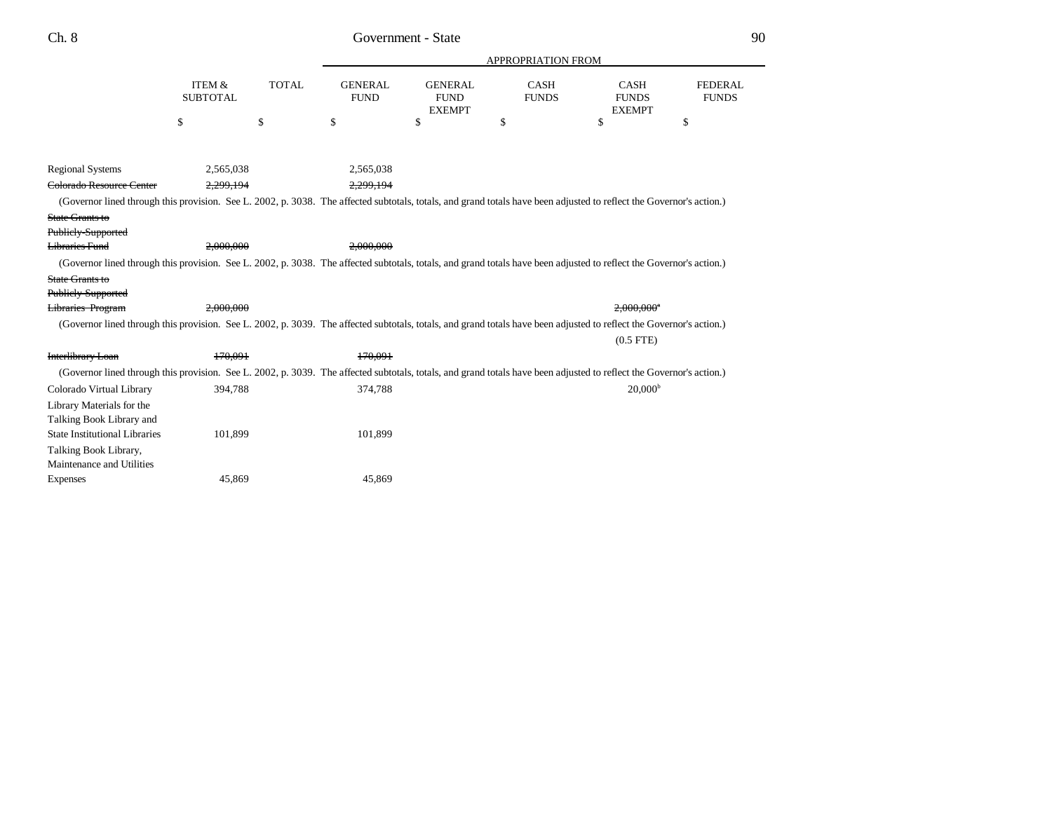| | ITEM & SUBTOTAL | TOTAL | GENERAL FUND | GENERAL FUND EXEMPT | CASH FUNDS | CASH FUNDS EXEMPT | FEDERAL FUNDS |
|---|---|---|---|---|---|---|---|
| | | | APPROPRIATION FROM | | | | |
| | $ | $ | $ | $ | $ | $ | $ |
| Regional Systems | 2,565,038 | | 2,565,038 | | | | |
| ~~Colorado Resource Center~~ | ~~2,299,194~~ | | ~~2,299,194~~ | | | | |
| (Governor lined through this provision. See L. 2002, p. 3038. The affected subtotals, totals, and grand totals have been adjusted to reflect the Governor's action.) | | | | | | | |
| ~~State Grants to Publicly-Supported Libraries Fund~~ | ~~2,000,000~~ | | ~~2,000,000~~ | | | | |
| (Governor lined through this provision. See L. 2002, p. 3038. The affected subtotals, totals, and grand totals have been adjusted to reflect the Governor's action.) | | | | | | | |
| ~~State Grants to Publicly-Supported Libraries Program~~ | ~~2,000,000~~ | | | | | ~~2,000,000[a]~~ | |
| (Governor lined through this provision. See L. 2002, p. 3039. The affected subtotals, totals, and grand totals have been adjusted to reflect the Governor's action.) | | | | | | | |
| | | | | | | (0.5 FTE) | |
| ~~Interlibrary Loan~~ | ~~170,091~~ | | ~~170,091~~ | | | | |
| (Governor lined through this provision. See L. 2002, p. 3039. The affected subtotals, totals, and grand totals have been adjusted to reflect the Governor's action.) | | | | | | | |
| Colorado Virtual Library | 394,788 | | 374,788 | | | 20,000[b] | |
| Library Materials for the Talking Book Library and State Institutional Libraries | 101,899 | | 101,899 | | | | |
| Talking Book Library, Maintenance and Utilities Expenses | 45,869 | | 45,869 | | | | |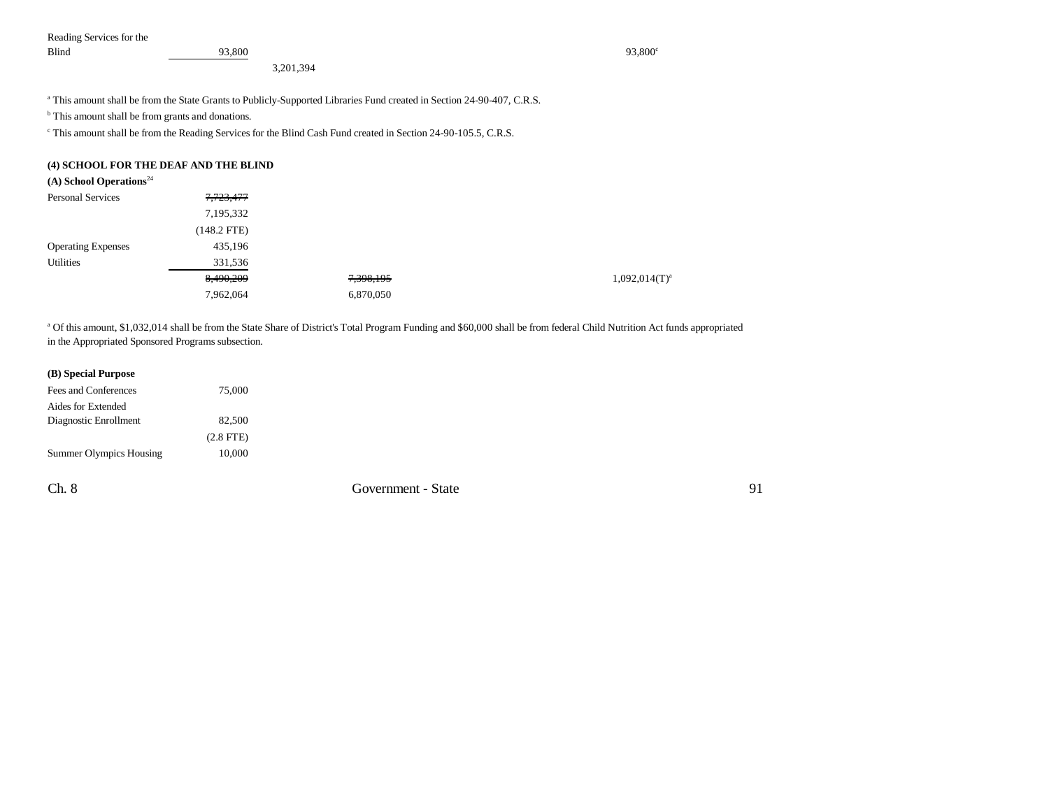| | | | | | |
|---|---|---|---|---|---|
| Reading Services for the Blind | 93,800 | | | 93,800[c] | |
| | | 3,201,394 | | | |

[a] This amount shall be from the State Grants to Publicly-Supported Libraries Fund created in Section 24-90-407, C.R.S.

[b] This amount shall be from grants and donations.

[c] This amount shall be from the Reading Services for the Blind Cash Fund created in Section 24-90-105.5, C.R.S.

**(4) SCHOOL FOR THE DEAF AND THE BLIND**

**(A) School Operations**[24]

| | | | | | |
|---|---|---|---|---|---|
| Personal Services | ~~7,723,477~~ 7,195,332 (148.2 FTE) | | | | |
| Operating Expenses | 435,196 | | | | |
| Utilities | 331,536 | | | | |
| | ~~8,490,209~~ 7,962,064 | | ~~7,398,195~~ 6,870,050 | | 1,092,014(T)[a] |

[a] Of this amount, $1,032,014 shall be from the State Share of District's Total Program Funding and $60,000 shall be from federal Child Nutrition Act funds appropriated in the Appropriated Sponsored Programs subsection.

**(B) Special Purpose**

| | |
|---|---|
| Fees and Conferences | 75,000 |
| Aides for Extended Diagnostic Enrollment | 82,500 (2.8 FTE) |
| Summer Olympics Housing | 10,000 |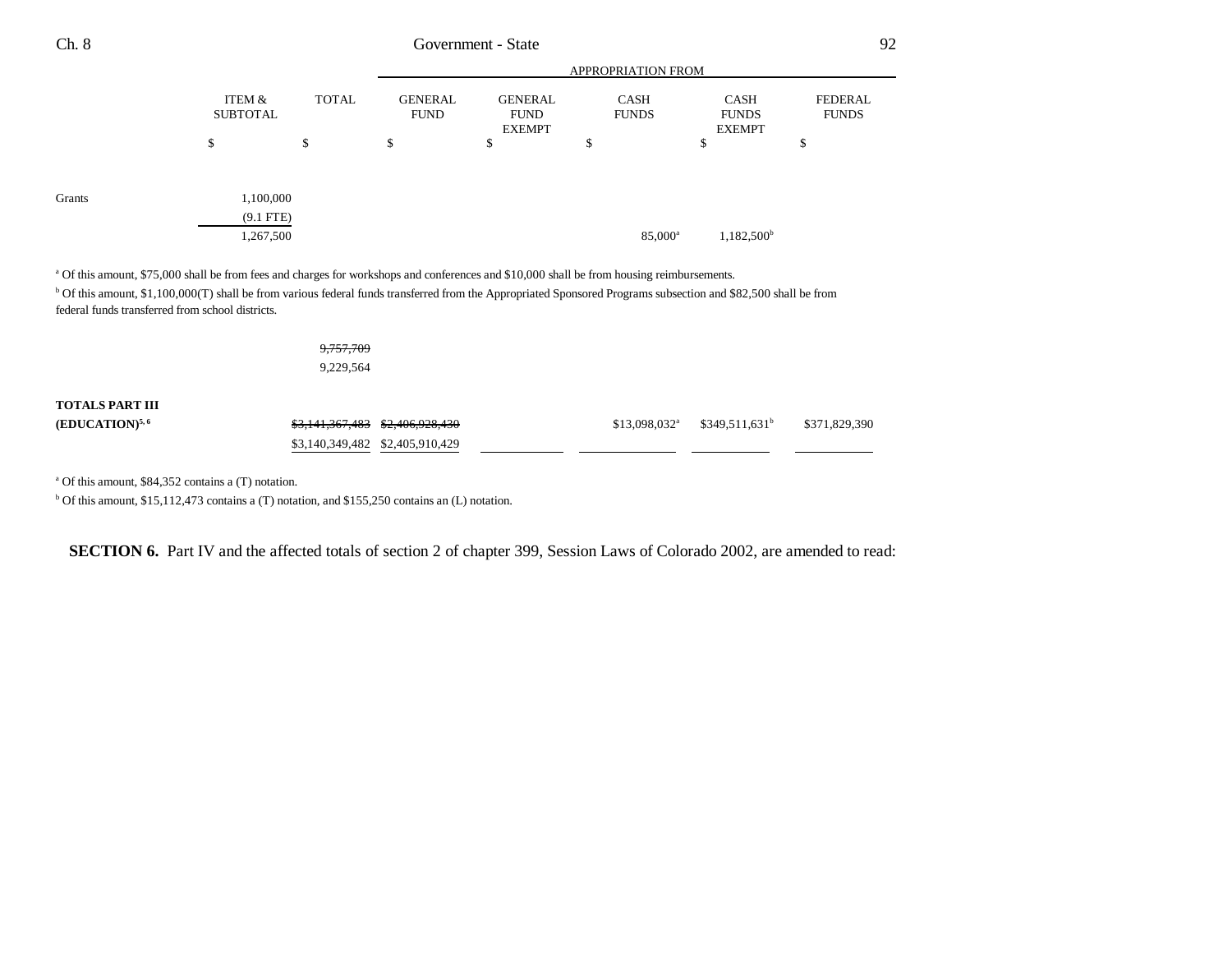| | ITEM & SUBTOTAL | TOTAL | APPROPRIATION FROM GENERAL FUND | GENERAL FUND EXEMPT | CASH FUNDS | CASH FUNDS EXEMPT | FEDERAL FUNDS |
|---|---|---|---|---|---|---|---|
| | $ | $ | $ | $ | $ | $ | $ |
| Grants | 1,100,000 | | | | | | |
| | (9.1 FTE) | | | | | | |
| | 1,267,500 | | | | 85,000[a] | 1,182,500[b] | |

[a] Of this amount, $75,000 shall be from fees and charges for workshops and conferences and $10,000 shall be from housing reimbursements.

[b] Of this amount, $1,100,000(T) shall be from various federal funds transferred from the Appropriated Sponsored Programs subsection and $82,500 shall be from federal funds transferred from school districts.

| | ITEM & SUBTOTAL | TOTAL | GENERAL FUND | GENERAL FUND EXEMPT | CASH FUNDS | CASH FUNDS EXEMPT | FEDERAL FUNDS |
|---|---|---|---|---|---|---|---|
| | | ~~9,757,709~~ | | | | | |
| | | 9,229,564 | | | | | |
| **TOTALS PART III (EDUCATION)**[5, 6] | | ~~$3,141,367,483~~ | ~~$2,406,928,430~~ | | $13,098,032[a] | $349,511,631[b] | $371,829,390 |
| | | $3,140,349,482 | $2,405,910,429 | | | | |

[a] Of this amount, $84,352 contains a (T) notation.

[b] Of this amount, $15,112,473 contains a (T) notation, and $155,250 contains an (L) notation.

**SECTION 6.** Part IV and the affected totals of section 2 of chapter 399, Session Laws of Colorado 2002, are amended to read: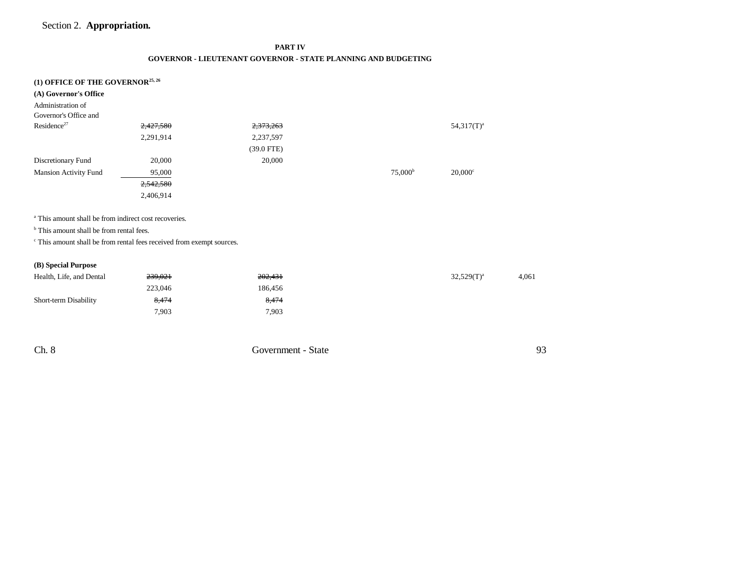Section 2. **Appropriation.**

**PART IV**

**GOVERNOR - LIEUTENANT GOVERNOR - STATE PLANNING AND BUDGETING**

**(1) OFFICE OF THE GOVERNOR[25, 26]**

**(A) Governor's Office**

| | | | | | | |
|---|---|---|---|---|---|---|
| Administration of Governor's Office and Residence[27] | ~~2,427,580~~ | ~~2,373,263~~ | | | 54,317(T)[a] | |
| | 2,291,914 | 2,237,597 | | | | |
| | | (39.0 FTE) | | | | |
| Discretionary Fund | 20,000 | 20,000 | | | | |
| Mansion Activity Fund | 95,000 | | | 75,000[b] | 20,000[c] | |
| | ~~2,542,580~~ | | | | | |
| | 2,406,914 | | | | | |

[a] This amount shall be from indirect cost recoveries.

[b] This amount shall be from rental fees.

[c] This amount shall be from rental fees received from exempt sources.

**(B) Special Purpose**

| | | | | | | |
|---|---|---|---|---|---|---|
| Health, Life, and Dental | ~~239,021~~ | ~~202,431~~ | | | 32,529(T)[a] | 4,061 |
| | 223,046 | 186,456 | | | | |
| Short-term Disability | ~~8,474~~ | ~~8,474~~ | | | | |
| | 7,903 | 7,903 | | | | |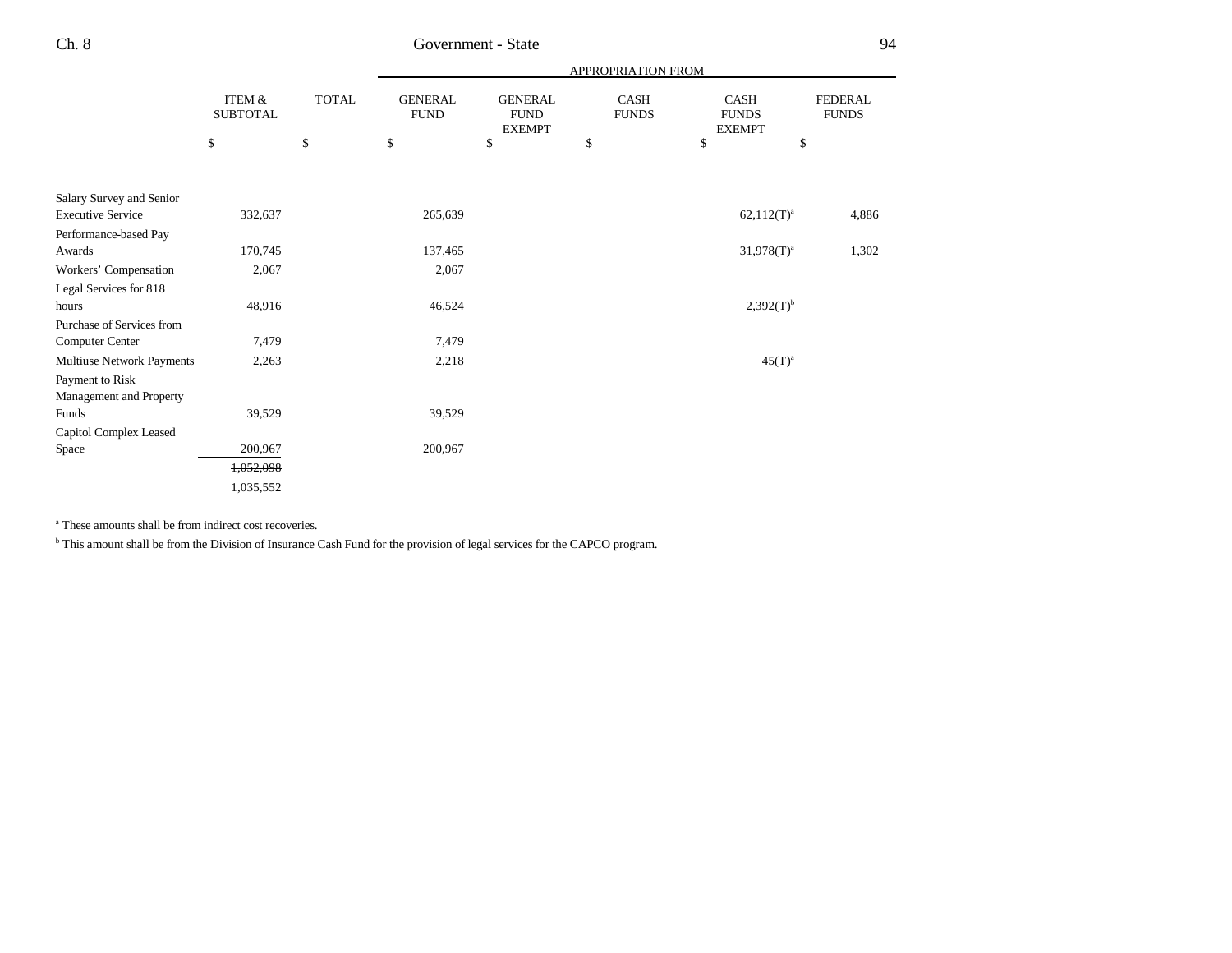| | ITEM & SUBTOTAL | TOTAL | APPROPRIATION FROM GENERAL FUND | GENERAL FUND EXEMPT | CASH FUNDS | CASH FUNDS EXEMPT | FEDERAL FUNDS |
|---|---|---|---|---|---|---|---|
| | $ | $ | $ | $ | $ | $ | $ |
| Salary Survey and Senior Executive Service | 332,637 | | 265,639 | | | 62,112(T)[a] | 4,886 |
| Performance-based Pay Awards | 170,745 | | 137,465 | | | 31,978(T)[a] | 1,302 |
| Workers' Compensation | 2,067 | | 2,067 | | | | |
| Legal Services for 818 hours | 48,916 | | 46,524 | | | 2,392(T)[b] | |
| Purchase of Services from Computer Center | 7,479 | | 7,479 | | | | |
| Multiuse Network Payments | 2,263 | | 2,218 | | | 45(T)[a] | |
| Payment to Risk Management and Property Funds | 39,529 | | 39,529 | | | | |
| Capitol Complex Leased Space | 200,967 | | 200,967 | | | | |
| | ~~1,052,098~~ | | | | | | |
| | 1,035,552 | | | | | | |

[a] These amounts shall be from indirect cost recoveries.

[b] This amount shall be from the Division of Insurance Cash Fund for the provision of legal services for the CAPCO program.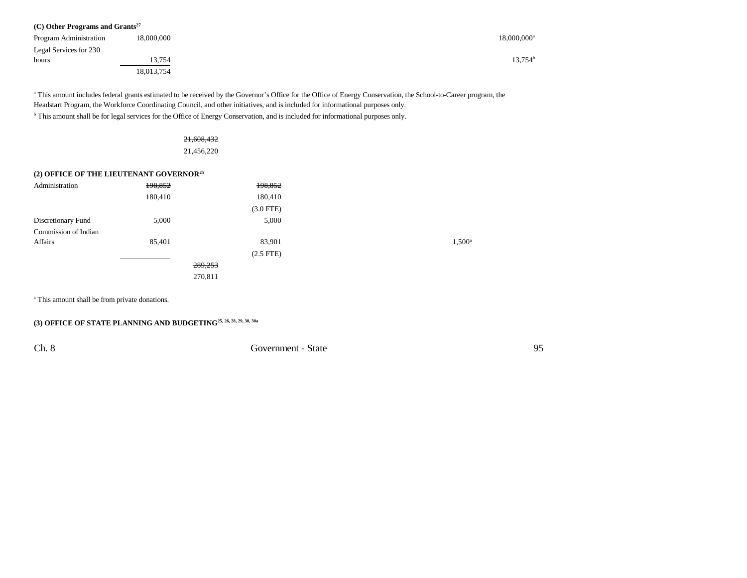**(C) Other Programs and Grants**[27]

| | | | | | | |
|---|---|---|---|---|---|---|
| Program Administration | 18,000,000 | | | | | 18,000,000[a] |
| Legal Services for 230 hours | 13,754 | | | | | 13,754[b] |
| | 18,013,754 | | | | | |

[a] This amount includes federal grants estimated to be received by the Governor's Office for the Office of Energy Conservation, the School-to-Career program, the Headstart Program, the Workforce Coordinating Council, and other initiatives, and is included for informational purposes only.

[b] This amount shall be for legal services for the Office of Energy Conservation, and is included for informational purposes only.

| | | | | | | |
|---|---|---|---|---|---|---|
| | | ~~21,608,432~~ 21,456,220 | | | | |

**(2) OFFICE OF THE LIEUTENANT GOVERNOR**[25]

| | | | | | | |
|---|---|---|---|---|---|---|
| Administration | ~~198,852~~ 180,410 | | ~~198,852~~ 180,410 (3.0 FTE) | | | |
| Discretionary Fund | 5,000 | | 5,000 | | | |
| Commission of Indian Affairs | 85,401 | | 83,901 (2.5 FTE) | | 1,500[a] | |
| | | ~~289,253~~ 270,811 | | | | |

[a] This amount shall be from private donations.

**(3) OFFICE OF STATE PLANNING AND BUDGETING**[25, 26, 28, 29, 30, 30a]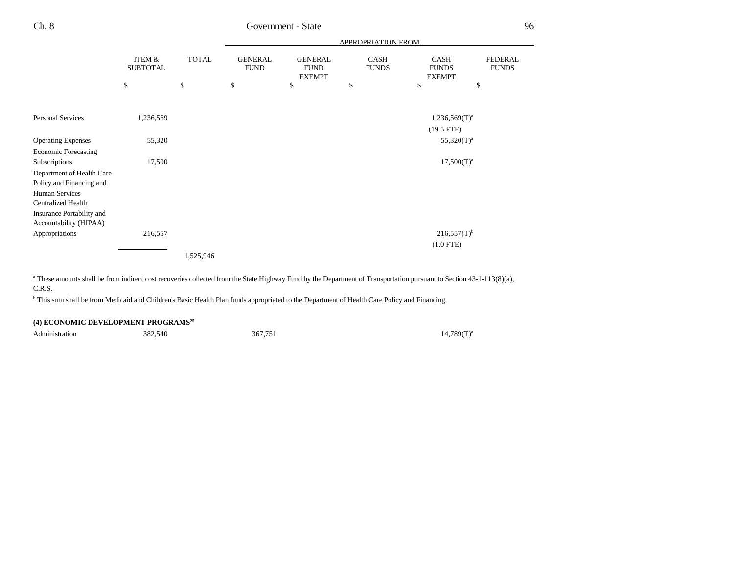| | ITEM & SUBTOTAL | TOTAL | GENERAL FUND | GENERAL FUND EXEMPT | CASH FUNDS | CASH FUNDS EXEMPT | FEDERAL FUNDS |
|---|---|---|---|---|---|---|---|
| | | | APPROPRIATION FROM | | | | |
| | $ | $ | $ | $ | $ | $ | $ |
| Personal Services | 1,236,569 | | | | | 1,236,569(T)[a] | |
| | | | | | | (19.5 FTE) | |
| Operating Expenses | 55,320 | | | | | 55,320(T)[a] | |
| Economic Forecasting Subscriptions | 17,500 | | | | | 17,500(T)[a] | |
| Department of Health Care Policy and Financing and Human Services Centralized Health Insurance Portability and Accountability (HIPAA) Appropriations | 216,557 | | | | | 216,557(T)[b] | |
| | | | | | | (1.0 FTE) | |
| | | 1,525,946 | | | | | |

[a] These amounts shall be from indirect cost recoveries collected from the State Highway Fund by the Department of Transportation pursuant to Section 43-1-113(8)(a), C.R.S.

[b] This sum shall be from Medicaid and Children's Basic Health Plan funds appropriated to the Department of Health Care Policy and Financing.

**(4) ECONOMIC DEVELOPMENT PROGRAMS[25]**

| | ITEM & SUBTOTAL | TOTAL | GENERAL FUND | GENERAL FUND EXEMPT | CASH FUNDS | CASH FUNDS EXEMPT | FEDERAL FUNDS |
|---|---|---|---|---|---|---|---|
| Administration | ~~382,540~~ | | ~~367,751~~ | | | 14,789(T)[a] | |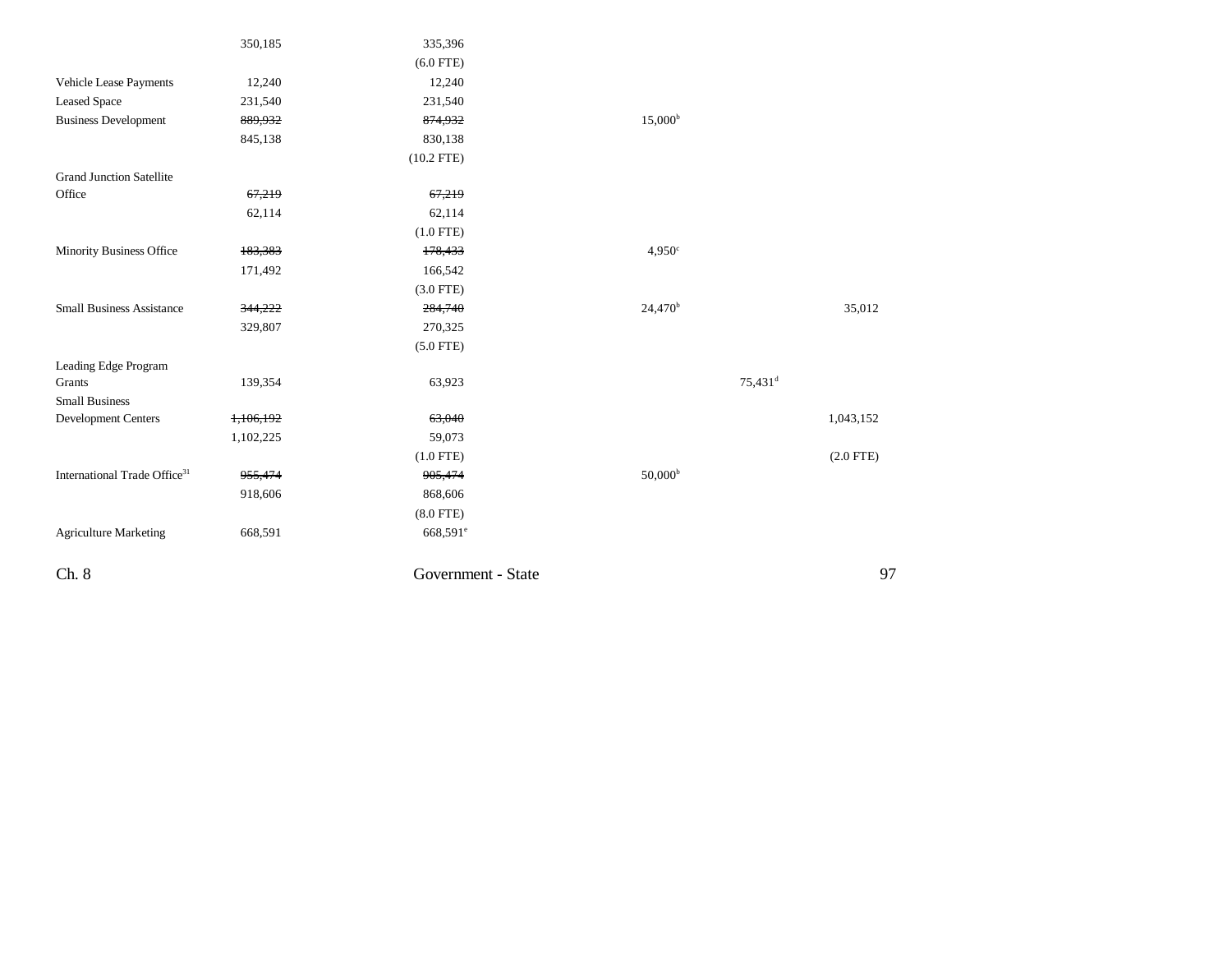| | | | | | |
|---|---|---|---|---|---|
| | 350,185 | 335,396 | | | |
| | | (6.0 FTE) | | | |
| Vehicle Lease Payments | 12,240 | 12,240 | | | |
| Leased Space | 231,540 | 231,540 | | | |
| Business Development | ~~889,932~~ | ~~874,932~~ | 15,000[b] | | |
| | 845,138 | 830,138 | | | |
| | | (10.2 FTE) | | | |
| Grand Junction Satellite Office | ~~67,219~~ | ~~67,219~~ | | | |
| | 62,114 | 62,114 | | | |
| | | (1.0 FTE) | | | |
| Minority Business Office | ~~183,383~~ | ~~178,433~~ | 4,950[c] | | |
| | 171,492 | 166,542 | | | |
| | | (3.0 FTE) | | | |
| Small Business Assistance | ~~344,222~~ | ~~284,740~~ | 24,470[b] | | 35,012 |
| | 329,807 | 270,325 | | | |
| | | (5.0 FTE) | | | |
| Leading Edge Program Grants | 139,354 | 63,923 | | 75,431[d] | |
| Small Business Development Centers | ~~1,106,192~~ | ~~63,040~~ | | | 1,043,152 |
| | 1,102,225 | 59,073 | | | |
| | | (1.0 FTE) | | | (2.0 FTE) |
| International Trade Office[31] | ~~955,474~~ | ~~905,474~~ | 50,000[b] | | |
| | 918,606 | 868,606 | | | |
| | | (8.0 FTE) | | | |
| Agriculture Marketing | 668,591 | 668,591[e] | | | |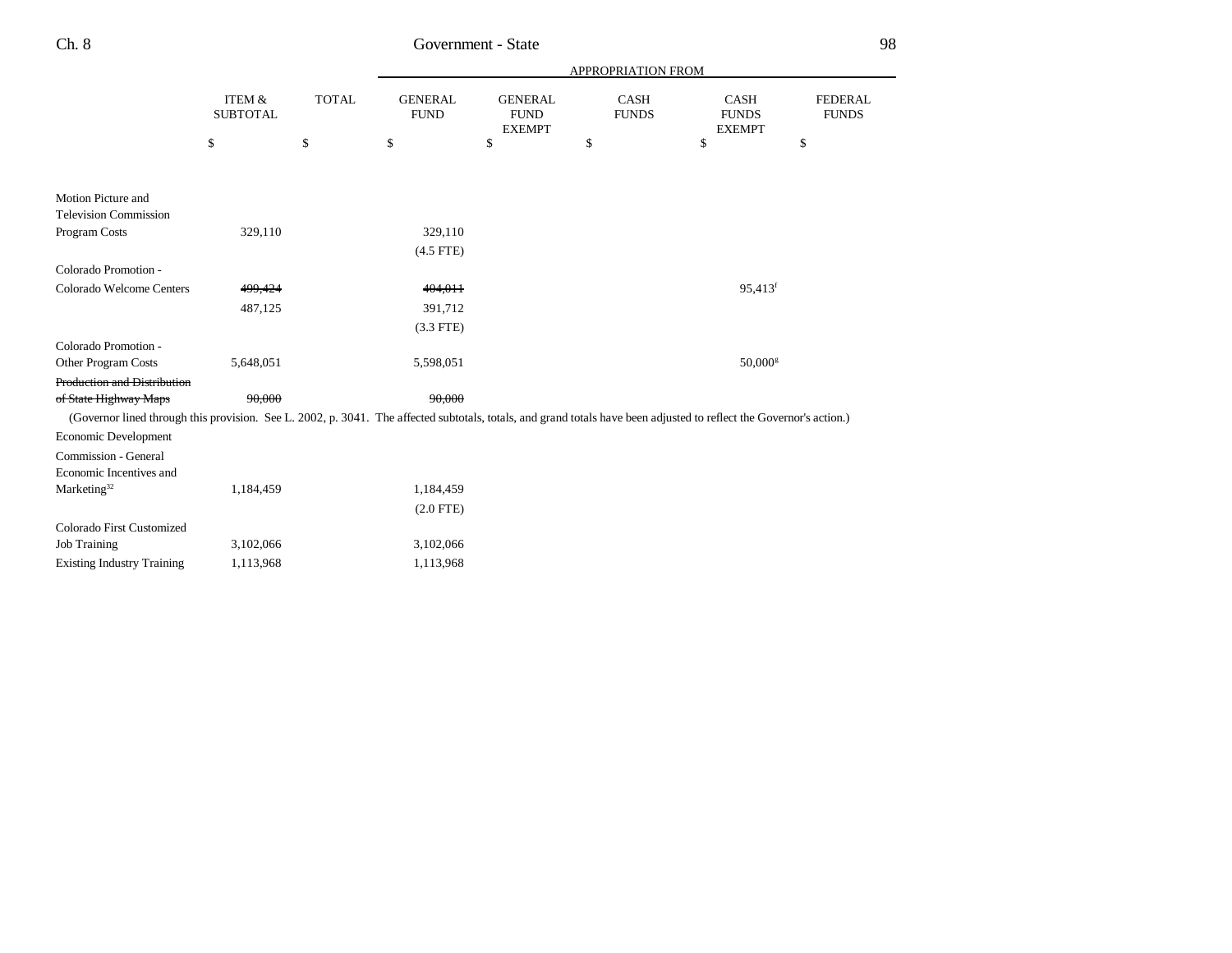| | ITEM & SUBTOTAL | TOTAL | GENERAL FUND | GENERAL FUND EXEMPT | CASH FUNDS | CASH FUNDS EXEMPT | FEDERAL FUNDS |
|---|---|---|---|---|---|---|---|
| | | | APPROPRIATION FROM | | | | |
| | $ | $ | $ | $ | $ | $ | $ |
| Motion Picture and Television Commission Program Costs | 329,110 | | 329,110 (4.5 FTE) | | | | |
| Colorado Promotion - Colorado Welcome Centers | ~~499,424~~ 487,125 | | ~~404,011~~ 391,712 (3.3 FTE) | | | 95,413[f] | |
| Colorado Promotion - Other Program Costs | 5,648,051 | | 5,598,051 | | | 50,000[g] | |
| ~~Production and Distribution of State Highway Maps~~ | ~~90,000~~ | | ~~90,000~~ | | | | |

(Governor lined through this provision. See L. 2002, p. 3041. The affected subtotals, totals, and grand totals have been adjusted to reflect the Governor's action.)

| | ITEM & SUBTOTAL | TOTAL | GENERAL FUND | GENERAL FUND EXEMPT | CASH FUNDS | CASH FUNDS EXEMPT | FEDERAL FUNDS |
|---|---|---|---|---|---|---|---|
| Economic Development Commission - General Economic Incentives and Marketing[32] | 1,184,459 | | 1,184,459 (2.0 FTE) | | | | |
| Colorado First Customized Job Training | 3,102,066 | | 3,102,066 | | | | |
| Existing Industry Training | 1,113,968 | | 1,113,968 | | | | |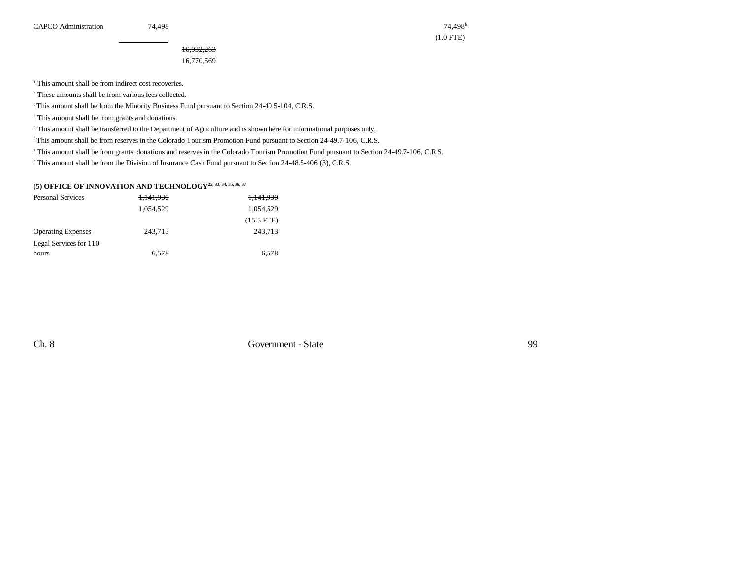| | | | | | |
|---|---|---|---|---|---|
| CAPCO Administration | 74,498 | | | 74,498[h] | |
| | | | | (1.0 FTE) | |
| | | ~~16,932,263~~ | | | |
| | | 16,770,569 | | | |

[a] This amount shall be from indirect cost recoveries.

[b] These amounts shall be from various fees collected.

[c] This amount shall be from the Minority Business Fund pursuant to Section 24-49.5-104, C.R.S.

[d] This amount shall be from grants and donations.

[e] This amount shall be transferred to the Department of Agriculture and is shown here for informational purposes only.

[f] This amount shall be from reserves in the Colorado Tourism Promotion Fund pursuant to Section 24-49.7-106, C.R.S.

[g] This amount shall be from grants, donations and reserves in the Colorado Tourism Promotion Fund pursuant to Section 24-49.7-106, C.R.S.

[h] This amount shall be from the Division of Insurance Cash Fund pursuant to Section 24-48.5-406 (3), C.R.S.

**(5) OFFICE OF INNOVATION AND TECHNOLOGY**[25, 33, 34, 35, 36, 37]

| | | | |
|---|---|---|---|
| Personal Services | ~~1,141,930~~ | | ~~1,141,930~~ |
| | 1,054,529 | | 1,054,529 |
| | | | (15.5 FTE) |
| Operating Expenses | 243,713 | | 243,713 |
| Legal Services for 110 hours | 6,578 | | 6,578 |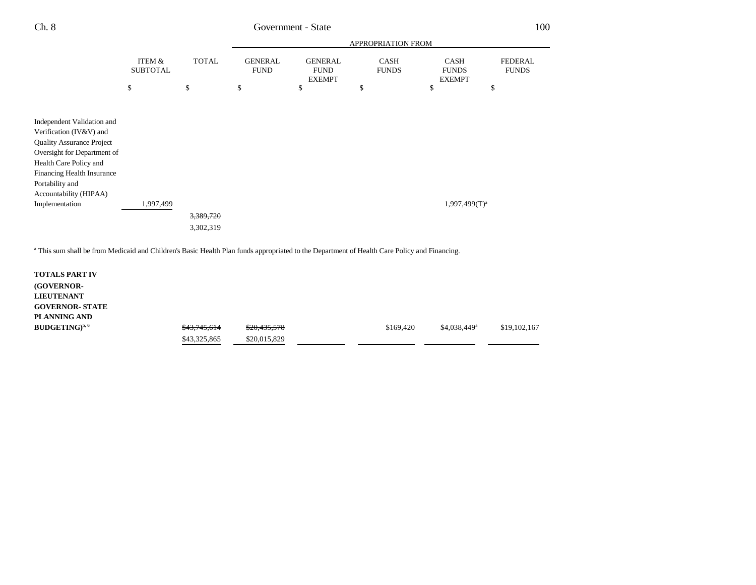| | ITEM & SUBTOTAL | TOTAL | APPROPRIATION FROM GENERAL FUND | GENERAL FUND EXEMPT | CASH FUNDS | CASH FUNDS EXEMPT | FEDERAL FUNDS |
|---|---|---|---|---|---|---|---|
| | $ | $ | $ | $ | $ | $ | $ |
| Independent Validation and Verification (IV&V) and Quality Assurance Project Oversight for Department of Health Care Policy and Financing Health Insurance Portability and Accountability (HIPAA) Implementation | 1,997,499 | | | | | 1,997,499(T)[a] | |
| | | ~~3,389,720~~ 3,302,319 | | | | | |

[a] This sum shall be from Medicaid and Children's Basic Health Plan funds appropriated to the Department of Health Care Policy and Financing.

| | ITEM & SUBTOTAL | TOTAL | GENERAL FUND | GENERAL FUND EXEMPT | CASH FUNDS | CASH FUNDS EXEMPT | FEDERAL FUNDS |
|---|---|---|---|---|---|---|---|
| **TOTALS PART IV (GOVERNOR-LIEUTENANT GOVERNOR- STATE PLANNING AND BUDGETING)[5, 6]** | | ~~$43,745,614~~ $43,325,865 | ~~$20,435,578~~ $20,015,829 | | $169,420 | $4,038,449[a] | $19,102,167 |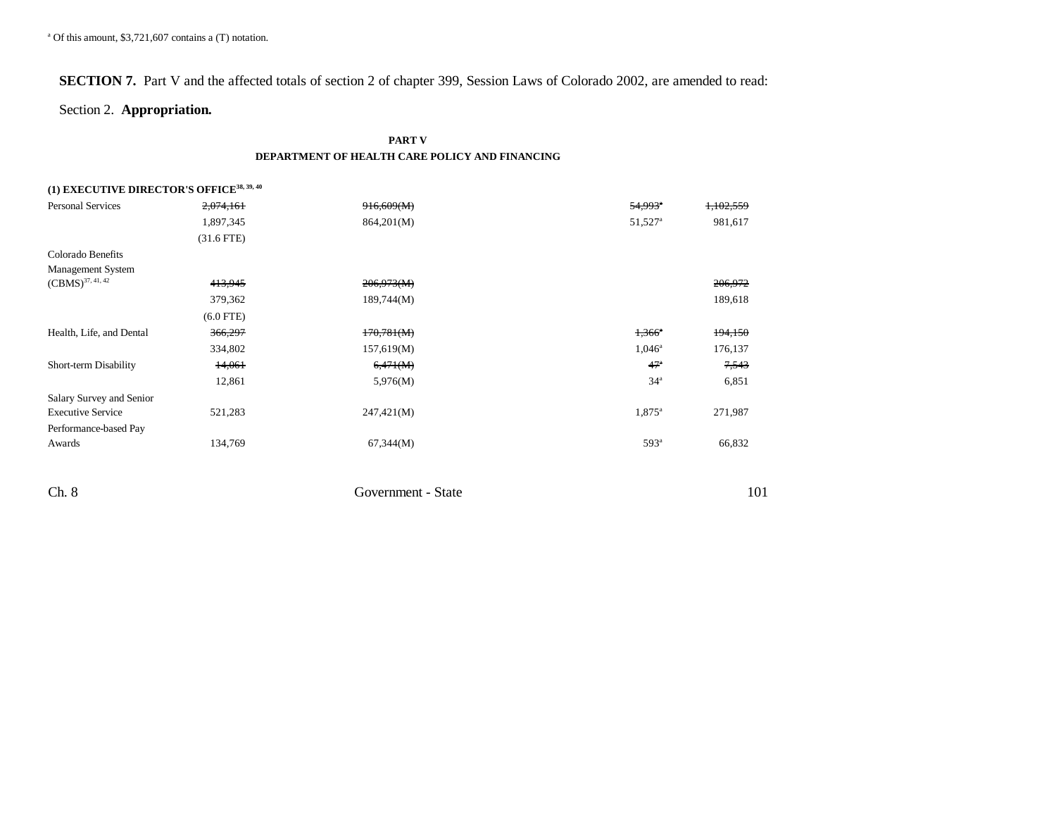[a] Of this amount, $3,721,607 contains a (T) notation.

**SECTION 7.** Part V and the affected totals of section 2 of chapter 399, Session Laws of Colorado 2002, are amended to read:

Section 2. **Appropriation.**

**PART V**
**DEPARTMENT OF HEALTH CARE POLICY AND FINANCING**

| | | | | |
|---|---|---|---|---|
| **(1) EXECUTIVE DIRECTOR'S OFFICE**[38, 39, 40] | | | | |
| Personal Services | ~~2,074,161~~ | ~~916,609(M)~~ | ~~54,993~~[a] | ~~1,102,559~~ |
| | 1,897,345 | 864,201(M) | 51,527[a] | 981,617 |
| | (31.6 FTE) | | | |
| Colorado Benefits Management System (CBMS)[37, 41, 42] | ~~413,945~~ | ~~206,973(M)~~ | | ~~206,972~~ |
| | 379,362 | 189,744(M) | | 189,618 |
| | (6.0 FTE) | | | |
| Health, Life, and Dental | ~~366,297~~ | ~~170,781(M)~~ | ~~1,366~~[a] | ~~194,150~~ |
| | 334,802 | 157,619(M) | 1,046[a] | 176,137 |
| Short-term Disability | ~~14,061~~ | ~~6,471(M)~~ | ~~47~~[a] | ~~7,543~~ |
| | 12,861 | 5,976(M) | 34[a] | 6,851 |
| Salary Survey and Senior Executive Service | 521,283 | 247,421(M) | 1,875[a] | 271,987 |
| Performance-based Pay Awards | 134,769 | 67,344(M) | 593[a] | 66,832 |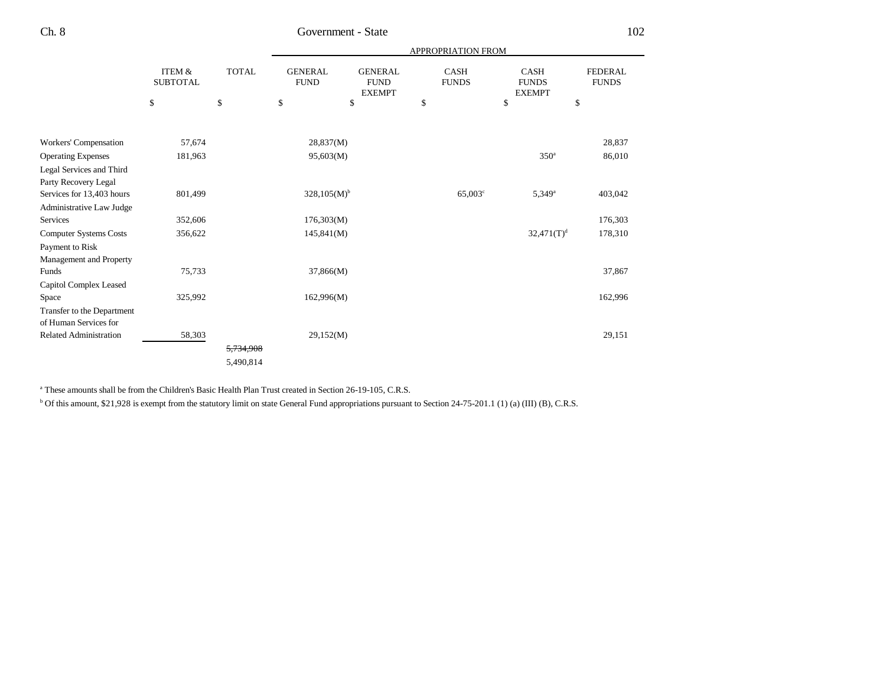| | ITEM & SUBTOTAL | TOTAL | GENERAL FUND | GENERAL FUND EXEMPT | CASH FUNDS | CASH FUNDS EXEMPT | FEDERAL FUNDS |
|---|---|---|---|---|---|---|---|
| | | | APPROPRIATION FROM | | | | |
| | $ | $ | $ | $ | $ | $ | $ |
| Workers' Compensation | 57,674 | | 28,837(M) | | | | 28,837 |
| Operating Expenses | 181,963 | | 95,603(M) | | | 350[a] | 86,010 |
| Legal Services and Third Party Recovery Legal Services for 13,403 hours | 801,499 | | 328,105(M)[b] | | 65,003[c] | 5,349[a] | 403,042 |
| Administrative Law Judge Services | 352,606 | | 176,303(M) | | | | 176,303 |
| Computer Systems Costs | 356,622 | | 145,841(M) | | | 32,471(T)[d] | 178,310 |
| Payment to Risk Management and Property Funds | 75,733 | | 37,866(M) | | | | 37,867 |
| Capitol Complex Leased Space | 325,992 | | 162,996(M) | | | | 162,996 |
| Transfer to the Department of Human Services for Related Administration | 58,303 | | 29,152(M) | | | | 29,151 |
| | | ~~5,734,908~~ 5,490,814 | | | | | |

[a] These amounts shall be from the Children's Basic Health Plan Trust created in Section 26-19-105, C.R.S.

[b] Of this amount, $21,928 is exempt from the statutory limit on state General Fund appropriations pursuant to Section 24-75-201.1 (1) (a) (III) (B), C.R.S.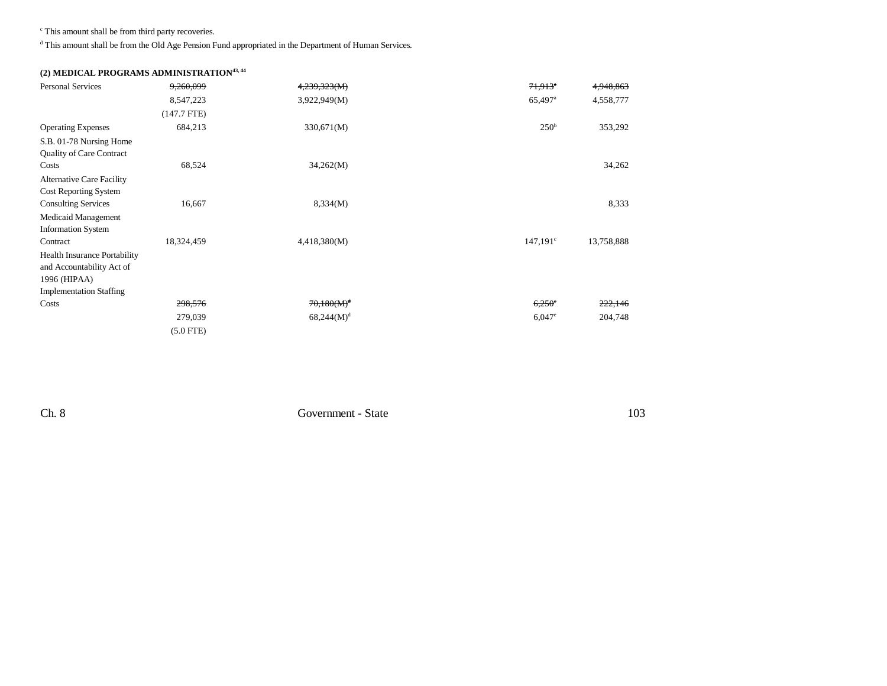[c] This amount shall be from third party recoveries.

[d] This amount shall be from the Old Age Pension Fund appropriated in the Department of Human Services.

**(2) MEDICAL PROGRAMS ADMINISTRATION[43, 44]**

| | | | | | |
|---|---|---|---|---|---|
| Personal Services | ~~9,260,099~~ | ~~4,239,323(M)~~ | | ~~71,913[a]~~ | ~~4,948,863~~ |
| | 8,547,223 | 3,922,949(M) | | 65,497[a] | 4,558,777 |
| | (147.7 FTE) | | | | |
| Operating Expenses | 684,213 | 330,671(M) | | 250[b] | 353,292 |
| S.B. 01-78 Nursing Home Quality of Care Contract Costs | 68,524 | 34,262(M) | | | 34,262 |
| Alternative Care Facility Cost Reporting System Consulting Services | 16,667 | 8,334(M) | | | 8,333 |
| Medicaid Management Information System Contract | 18,324,459 | 4,418,380(M) | | 147,191[c] | 13,758,888 |
| Health Insurance Portability and Accountability Act of 1996 (HIPAA) Implementation Staffing Costs | ~~298,576~~ | ~~70,180(M)[d]~~ | | ~~6,250[e]~~ | ~~222,146~~ |
| | 279,039 | 68,244(M)[d] | | 6,047[e] | 204,748 |
| | (5.0 FTE) | | | | |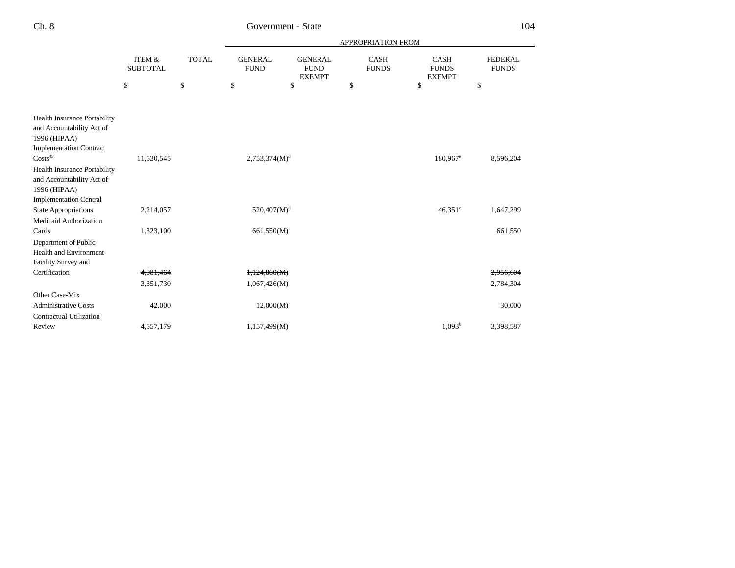| | ITEM & SUBTOTAL | TOTAL | GENERAL FUND | GENERAL FUND EXEMPT | CASH FUNDS | CASH FUNDS EXEMPT | FEDERAL FUNDS |
|---|---|---|---|---|---|---|---|
| | | | APPROPRIATION FROM | | | | |
| | $ | $ | $ | $ | $ | $ | $ |
| Health Insurance Portability and Accountability Act of 1996 (HIPAA) Implementation Contract Costs[45] | 11,530,545 | | 2,753,374(M)[d] | | | 180,967[e] | 8,596,204 |
| Health Insurance Portability and Accountability Act of 1996 (HIPAA) Implementation Central State Appropriations | 2,214,057 | | 520,407(M)[d] | | | 46,351[e] | 1,647,299 |
| Medicaid Authorization Cards | 1,323,100 | | 661,550(M) | | | | 661,550 |
| Department of Public Health and Environment Facility Survey and Certification | ~~4,081,464~~ | | ~~1,124,860(M)~~ | | | | ~~2,956,604~~ |
| | 3,851,730 | | 1,067,426(M) | | | | 2,784,304 |
| Other Case-Mix Administrative Costs | 42,000 | | 12,000(M) | | | | 30,000 |
| Contractual Utilization Review | 4,557,179 | | 1,157,499(M) | | | 1,093[b] | 3,398,587 |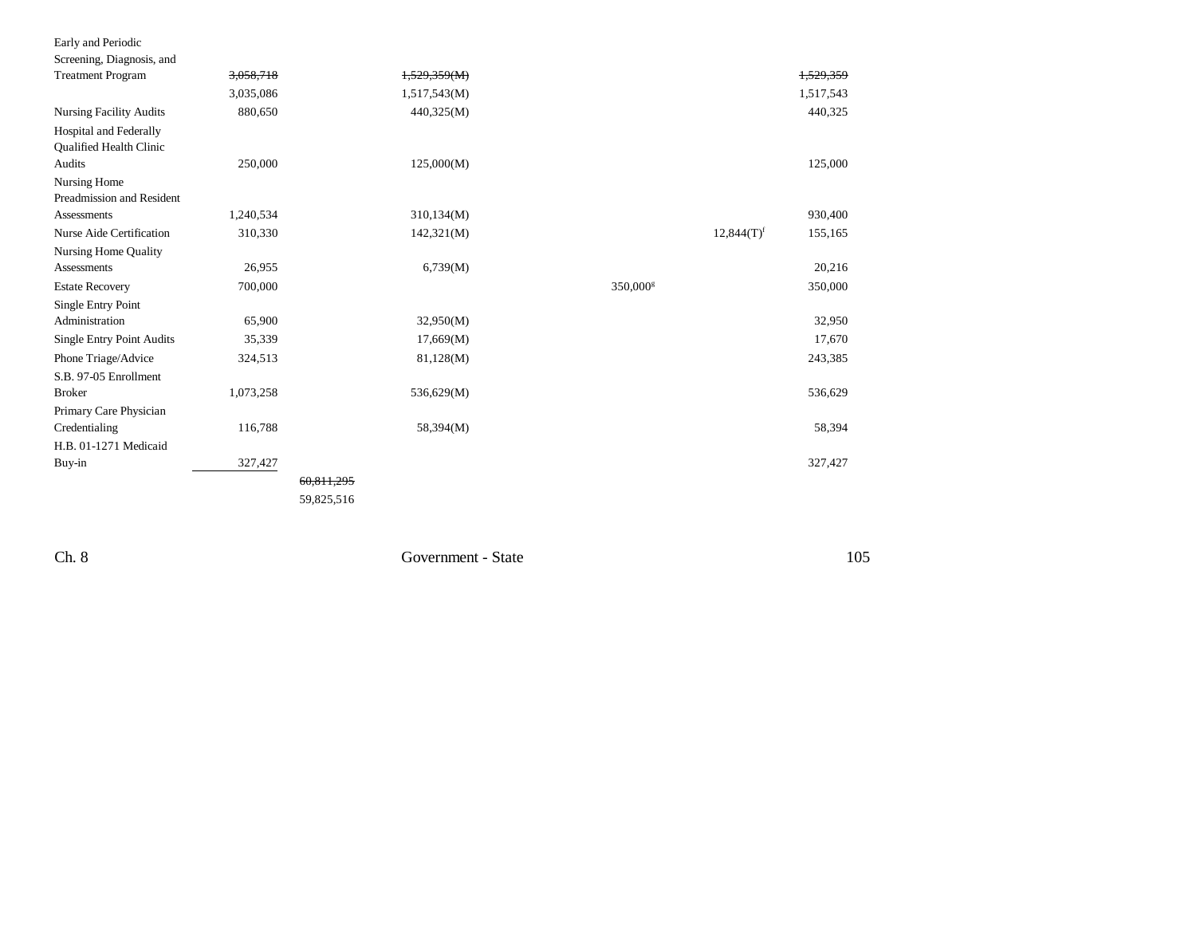| | | | | | | |
|---|---|---|---|---|---|---|
| Early and Periodic Screening, Diagnosis, and Treatment Program | ~~3,058,718~~ | | ~~1,529,359(M)~~ | | | ~~1,529,359~~ |
| | 3,035,086 | | 1,517,543(M) | | | 1,517,543 |
| Nursing Facility Audits | 880,650 | | 440,325(M) | | | 440,325 |
| Hospital and Federally Qualified Health Clinic Audits | 250,000 | | 125,000(M) | | | 125,000 |
| Nursing Home Preadmission and Resident Assessments | 1,240,534 | | 310,134(M) | | | 930,400 |
| Nurse Aide Certification | 310,330 | | 142,321(M) | | 12,844(T)[f] | 155,165 |
| Nursing Home Quality Assessments | 26,955 | | 6,739(M) | | | 20,216 |
| Estate Recovery | 700,000 | | | 350,000[g] | | 350,000 |
| Single Entry Point Administration | 65,900 | | 32,950(M) | | | 32,950 |
| Single Entry Point Audits | 35,339 | | 17,669(M) | | | 17,670 |
| Phone Triage/Advice | 324,513 | | 81,128(M) | | | 243,385 |
| S.B. 97-05 Enrollment Broker | 1,073,258 | | 536,629(M) | | | 536,629 |
| Primary Care Physician Credentialing | 116,788 | | 58,394(M) | | | 58,394 |
| H.B. 01-1271 Medicaid Buy-in | 327,427 | | | | | 327,427 |
| | | ~~60,811,295~~ | | | | |
| | | 59,825,516 | | | | |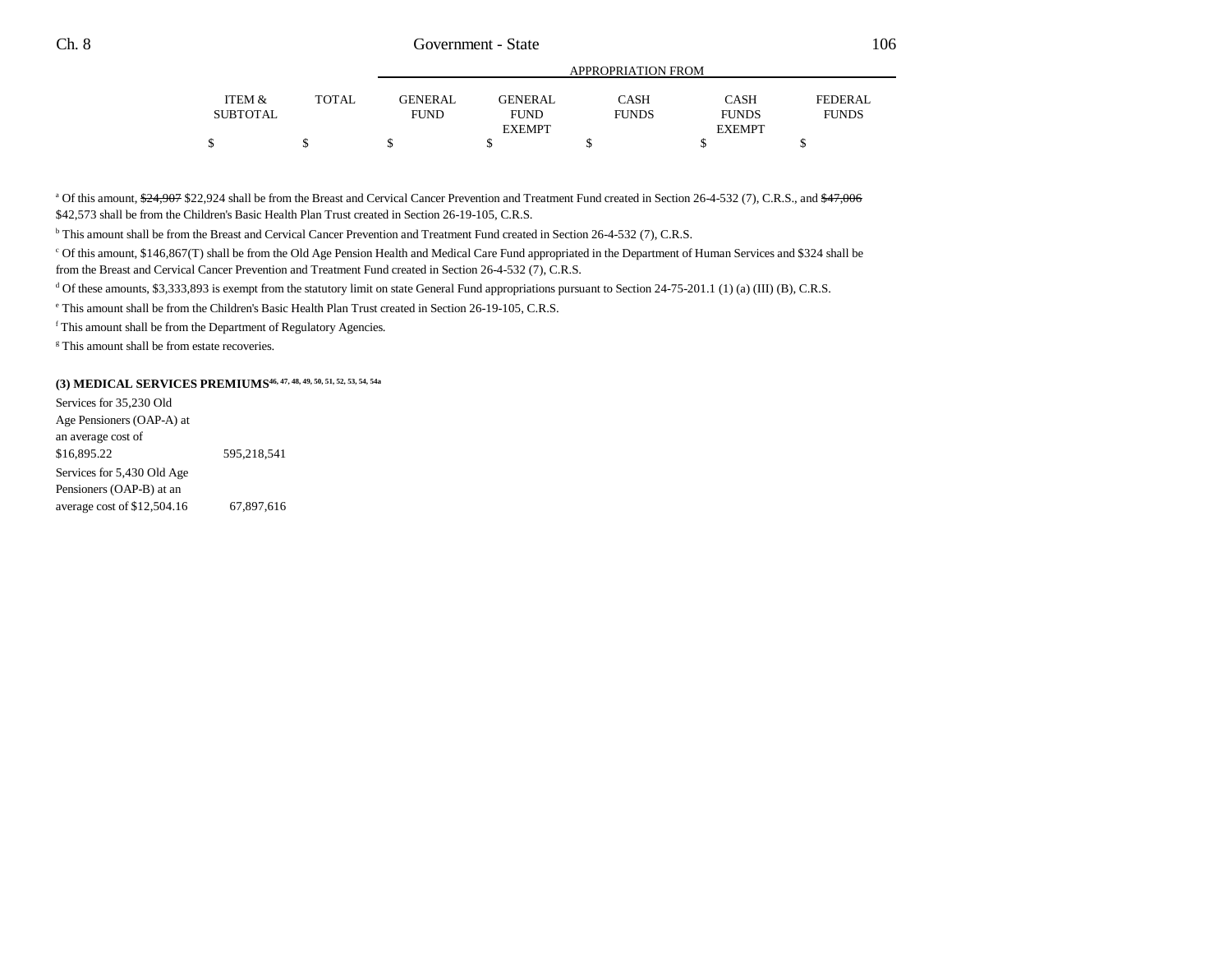| | ITEM & SUBTOTAL | TOTAL | GENERAL FUND | GENERAL FUND EXEMPT | CASH FUNDS | CASH FUNDS EXEMPT | FEDERAL FUNDS |
|---|---|---|---|---|---|---|---|
| | | | APPROPRIATION FROM | | | | |
| | $ | $ | $ | $ | $ | $ | $ |

[a] Of this amount, ~~$24,907~~ $22,924 shall be from the Breast and Cervical Cancer Prevention and Treatment Fund created in Section 26-4-532 (7), C.R.S., and ~~$47,006~~ $42,573 shall be from the Children's Basic Health Plan Trust created in Section 26-19-105, C.R.S.

[b] This amount shall be from the Breast and Cervical Cancer Prevention and Treatment Fund created in Section 26-4-532 (7), C.R.S.

[c] Of this amount, $146,867(T) shall be from the Old Age Pension Health and Medical Care Fund appropriated in the Department of Human Services and $324 shall be from the Breast and Cervical Cancer Prevention and Treatment Fund created in Section 26-4-532 (7), C.R.S.

[d] Of these amounts, $3,333,893 is exempt from the statutory limit on state General Fund appropriations pursuant to Section 24-75-201.1 (1) (a) (III) (B), C.R.S.

[e] This amount shall be from the Children's Basic Health Plan Trust created in Section 26-19-105, C.R.S.

[f] This amount shall be from the Department of Regulatory Agencies.

[g] This amount shall be from estate recoveries.

**(3) MEDICAL SERVICES PREMIUMS**[46, 47, 48, 49, 50, 51, 52, 53, 54, 54a]

| | ITEM & SUBTOTAL | TOTAL | GENERAL FUND | GENERAL FUND EXEMPT | CASH FUNDS | CASH FUNDS EXEMPT | FEDERAL FUNDS |
|---|---|---|---|---|---|---|---|
| Services for 35,230 Old Age Pensioners (OAP-A) at an average cost of $16,895.22 | 595,218,541 | | | | | | |
| Services for 5,430 Old Age Pensioners (OAP-B) at an average cost of $12,504.16 | 67,897,616 | | | | | | |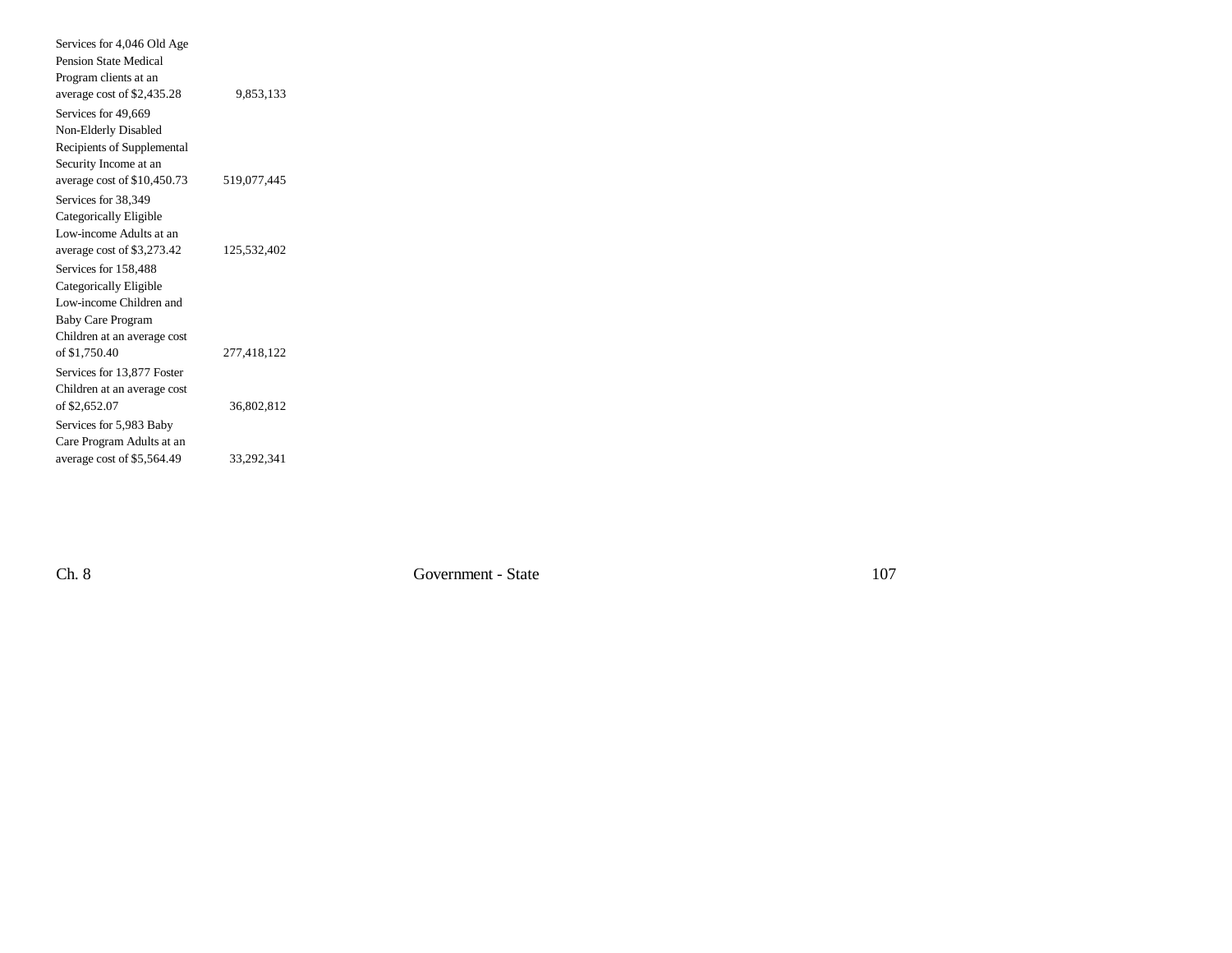| | |
|---|---|
| Services for 4,046 Old Age Pension State Medical Program clients at an average cost of $2,435.28 | 9,853,133 |
| Services for 49,669 Non-Elderly Disabled Recipients of Supplemental Security Income at an average cost of $10,450.73 | 519,077,445 |
| Services for 38,349 Categorically Eligible Low-income Adults at an average cost of $3,273.42 | 125,532,402 |
| Services for 158,488 Categorically Eligible Low-income Children and Baby Care Program Children at an average cost of $1,750.40 | 277,418,122 |
| Services for 13,877 Foster Children at an average cost of $2,652.07 | 36,802,812 |
| Services for 5,983 Baby Care Program Adults at an average cost of $5,564.49 | 33,292,341 |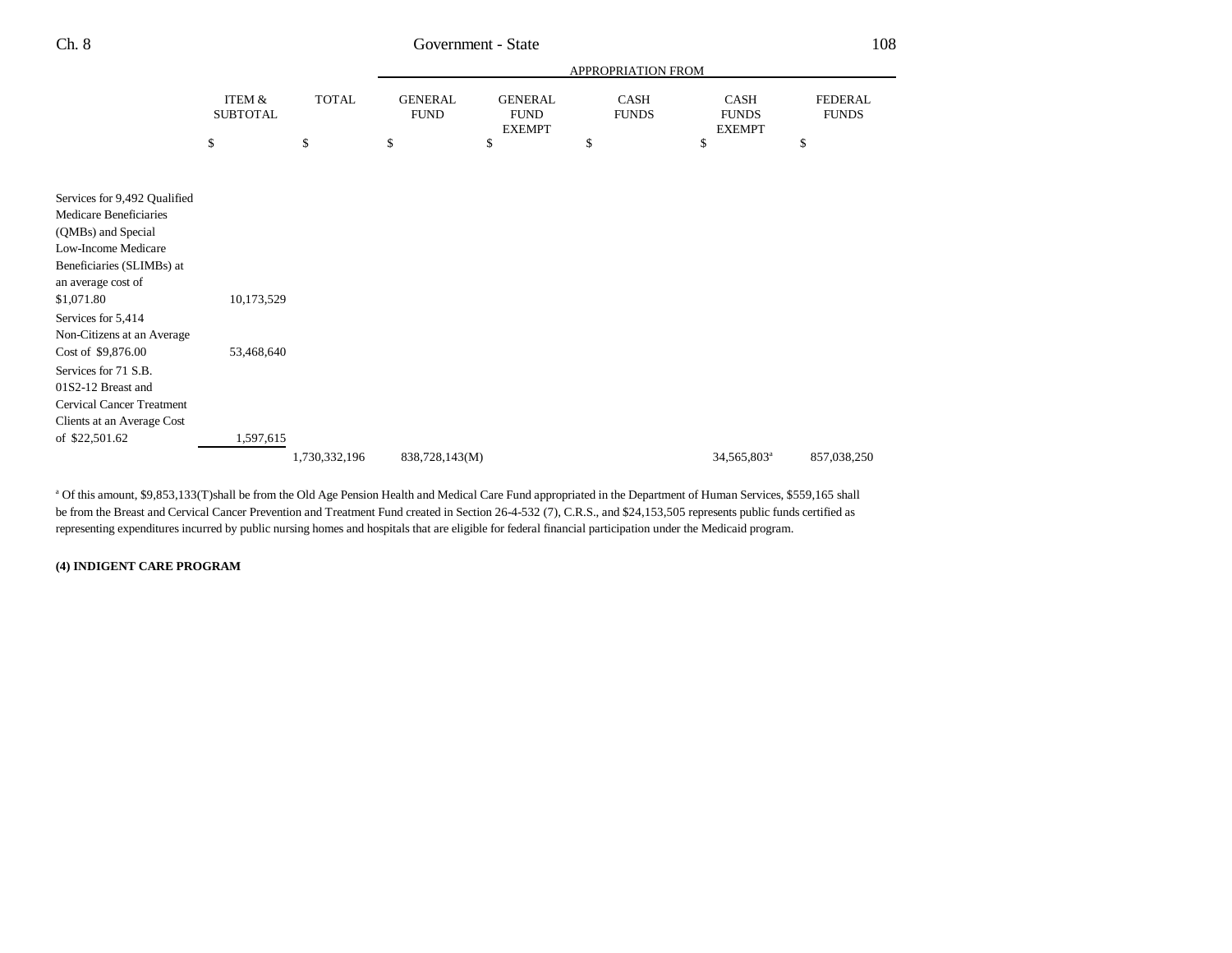| | ITEM & SUBTOTAL | TOTAL | APPROPRIATION FROM GENERAL FUND | GENERAL FUND EXEMPT | CASH FUNDS | CASH FUNDS EXEMPT | FEDERAL FUNDS |
|---|---|---|---|---|---|---|---|
| | $ | $ | $ | $ | $ | $ | $ |
| Services for 9,492 Qualified Medicare Beneficiaries (QMBs) and Special Low-Income Medicare Beneficiaries (SLIMBs) at an average cost of $1,071.80 | 10,173,529 | | | | | | |
| Services for 5,414 Non-Citizens at an Average Cost of $9,876.00 | 53,468,640 | | | | | | |
| Services for 71 S.B. 01S2-12 Breast and Cervical Cancer Treatment Clients at an Average Cost of $22,501.62 | 1,597,615 | | | | | | |
| | | 1,730,332,196 | 838,728,143(M) | | | 34,565,803[a] | 857,038,250 |

[a] Of this amount, $9,853,133(T)shall be from the Old Age Pension Health and Medical Care Fund appropriated in the Department of Human Services, $559,165 shall be from the Breast and Cervical Cancer Prevention and Treatment Fund created in Section 26-4-532 (7), C.R.S., and $24,153,505 represents public funds certified as representing expenditures incurred by public nursing homes and hospitals that are eligible for federal financial participation under the Medicaid program.

**(4) INDIGENT CARE PROGRAM**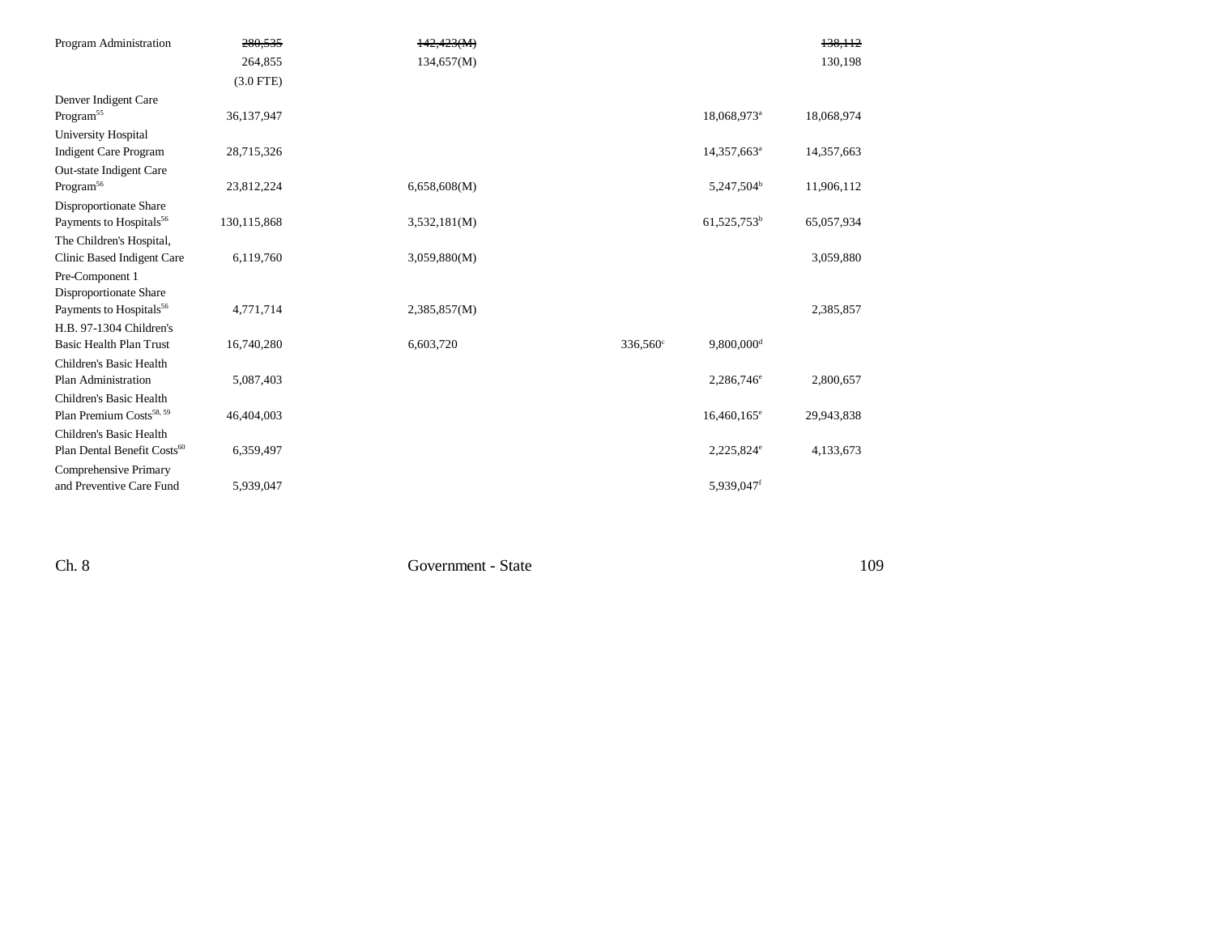| | | | | | |
|---|---|---|---|---|---|
| Program Administration | ~~280,535~~ | ~~142,423(M)~~ | | | ~~138,112~~ |
| | 264,855 | 134,657(M) | | | 130,198 |
| | (3.0 FTE) | | | | |
| Denver Indigent Care Program[55] | 36,137,947 | | | 18,068,973[a] | 18,068,974 |
| University Hospital Indigent Care Program | 28,715,326 | | | 14,357,663[a] | 14,357,663 |
| Out-state Indigent Care Program[56] | 23,812,224 | 6,658,608(M) | | 5,247,504[b] | 11,906,112 |
| Disproportionate Share Payments to Hospitals[56] | 130,115,868 | 3,532,181(M) | | 61,525,753[b] | 65,057,934 |
| The Children's Hospital, Clinic Based Indigent Care | 6,119,760 | 3,059,880(M) | | | 3,059,880 |
| Pre-Component 1 Disproportionate Share Payments to Hospitals[56] | 4,771,714 | 2,385,857(M) | | | 2,385,857 |
| H.B. 97-1304 Children's Basic Health Plan Trust | 16,740,280 | 6,603,720 | 336,560[c] | 9,800,000[d] | |
| Children's Basic Health Plan Administration | 5,087,403 | | | 2,286,746[e] | 2,800,657 |
| Children's Basic Health Plan Premium Costs[58, 59] | 46,404,003 | | | 16,460,165[e] | 29,943,838 |
| Children's Basic Health Plan Dental Benefit Costs[60] | 6,359,497 | | | 2,225,824[e] | 4,133,673 |
| Comprehensive Primary and Preventive Care Fund | 5,939,047 | | | 5,939,047[f] | |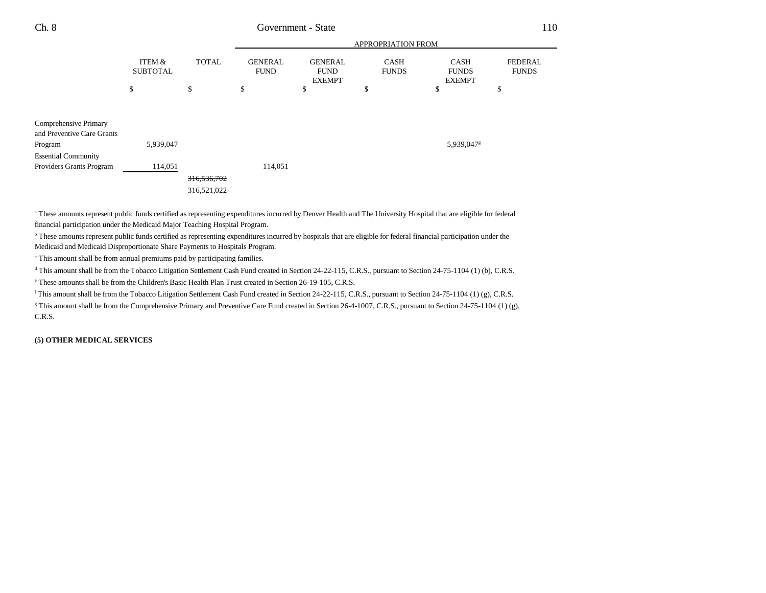| | ITEM & SUBTOTAL | TOTAL | APPROPRIATION FROM GENERAL FUND | GENERAL FUND EXEMPT | CASH FUNDS | CASH FUNDS EXEMPT | FEDERAL FUNDS |
|---|---|---|---|---|---|---|---|
| | $ | $ | $ | $ | $ | $ | $ |
| Comprehensive Primary and Preventive Care Grants Program | 5,939,047 | | | | | 5,939,047[g] | |
| Essential Community Providers Grants Program | 114,051 | | 114,051 | | | | |
| | | ~~316,536,702~~ | | | | | |
| | | 316,521,022 | | | | | |

[a] These amounts represent public funds certified as representing expenditures incurred by Denver Health and The University Hospital that are eligible for federal financial participation under the Medicaid Major Teaching Hospital Program.

[b] These amounts represent public funds certified as representing expenditures incurred by hospitals that are eligible for federal financial participation under the Medicaid and Medicaid Disproportionate Share Payments to Hospitals Program.

[c] This amount shall be from annual premiums paid by participating families.

[d] This amount shall be from the Tobacco Litigation Settlement Cash Fund created in Section 24-22-115, C.R.S., pursuant to Section 24-75-1104 (1) (b), C.R.S.

[e] These amounts shall be from the Children's Basic Health Plan Trust created in Section 26-19-105, C.R.S.

[f] This amount shall be from the Tobacco Litigation Settlement Cash Fund created in Section 24-22-115, C.R.S., pursuant to Section 24-75-1104 (1) (g), C.R.S.

[g] This amount shall be from the Comprehensive Primary and Preventive Care Fund created in Section 26-4-1007, C.R.S., pursuant to Section 24-75-1104 (1) (g), C.R.S.

**(5) OTHER MEDICAL SERVICES**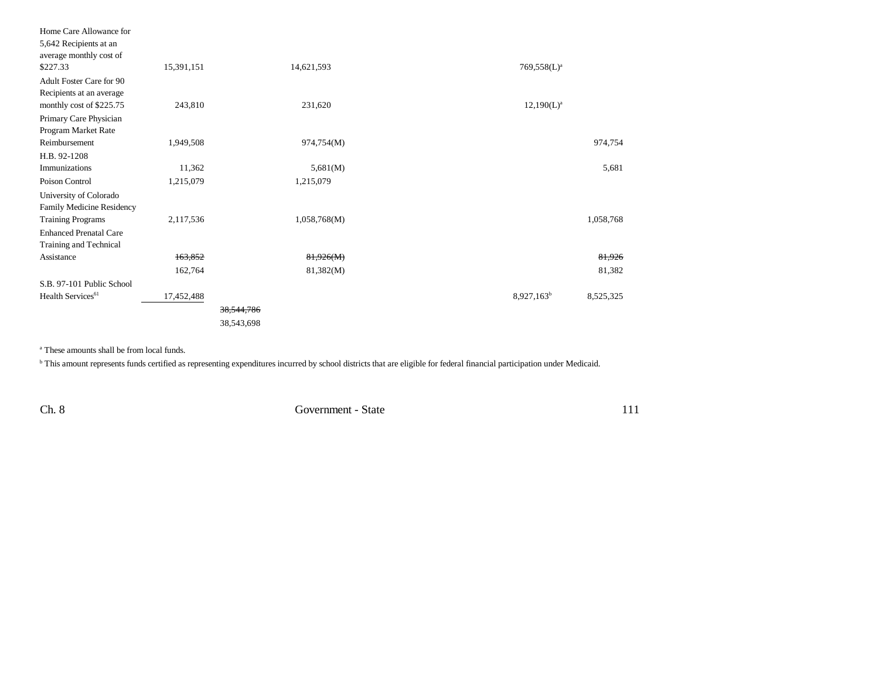| | | | | | |
|---|---|---|---|---|---|
| Home Care Allowance for 5,642 Recipients at an average monthly cost of $227.33 | 15,391,151 | | 14,621,593 | 769,558(L)[a] | |
| Adult Foster Care for 90 Recipients at an average monthly cost of $225.75 | 243,810 | | 231,620 | 12,190(L)[a] | |
| Primary Care Physician Program Market Rate Reimbursement | 1,949,508 | | 974,754(M) | | 974,754 |
| H.B. 92-1208 Immunizations | 11,362 | | 5,681(M) | | 5,681 |
| Poison Control | 1,215,079 | | 1,215,079 | | |
| University of Colorado Family Medicine Residency Training Programs | 2,117,536 | | 1,058,768(M) | | 1,058,768 |
| Enhanced Prenatal Care Training and Technical Assistance | ~~163,852~~ | | ~~81,926(M)~~ | | ~~81,926~~ |
| | 162,764 | | 81,382(M) | | 81,382 |
| S.B. 97-101 Public School Health Services[61] | 17,452,488 | | | 8,927,163[b] | 8,525,325 |
| | | ~~38,544,786~~ | | | |
| | | 38,543,698 | | | |

[a] These amounts shall be from local funds.

[b] This amount represents funds certified as representing expenditures incurred by school districts that are eligible for federal financial participation under Medicaid.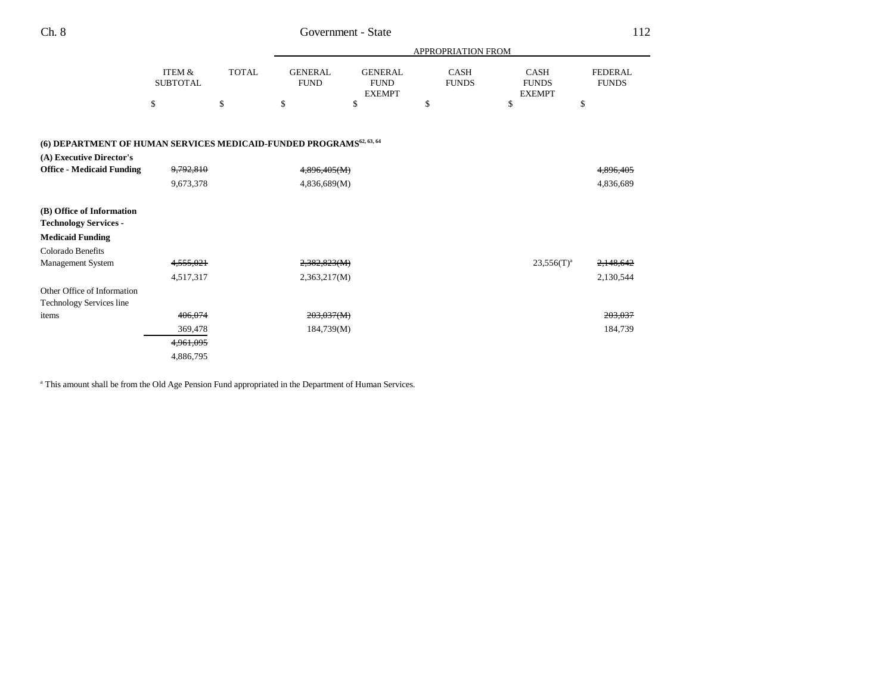| | ITEM & SUBTOTAL | TOTAL | GENERAL FUND | GENERAL FUND EXEMPT | CASH FUNDS | CASH FUNDS EXEMPT | FEDERAL FUNDS |
|---|---|---|---|---|---|---|---|
| | | | APPROPRIATION FROM | | | | |
| | $ | $ | $ | $ | $ | $ | $ |
| **(6) DEPARTMENT OF HUMAN SERVICES MEDICAID-FUNDED PROGRAMS**[62, 63, 64] | | | | | | | |
| **(A) Executive Director's Office - Medicaid Funding** | ~~9,792,810~~ | | ~~4,896,405(M)~~ | | | | ~~4,896,405~~ |
| | 9,673,378 | | 4,836,689(M) | | | | 4,836,689 |
| **(B) Office of Information Technology Services - Medicaid Funding** | | | | | | | |
| Colorado Benefits Management System | ~~4,555,021~~ | | ~~2,382,823(M)~~ | | | 23,556(T)[a] | ~~2,148,642~~ |
| | 4,517,317 | | 2,363,217(M) | | | | 2,130,544 |
| Other Office of Information Technology Services line items | ~~406,074~~ | | ~~203,037(M)~~ | | | | ~~203,037~~ |
| | 369,478 | | 184,739(M) | | | | 184,739 |
| | ~~4,961,095~~ | | | | | | |
| | 4,886,795 | | | | | | |

[a] This amount shall be from the Old Age Pension Fund appropriated in the Department of Human Services.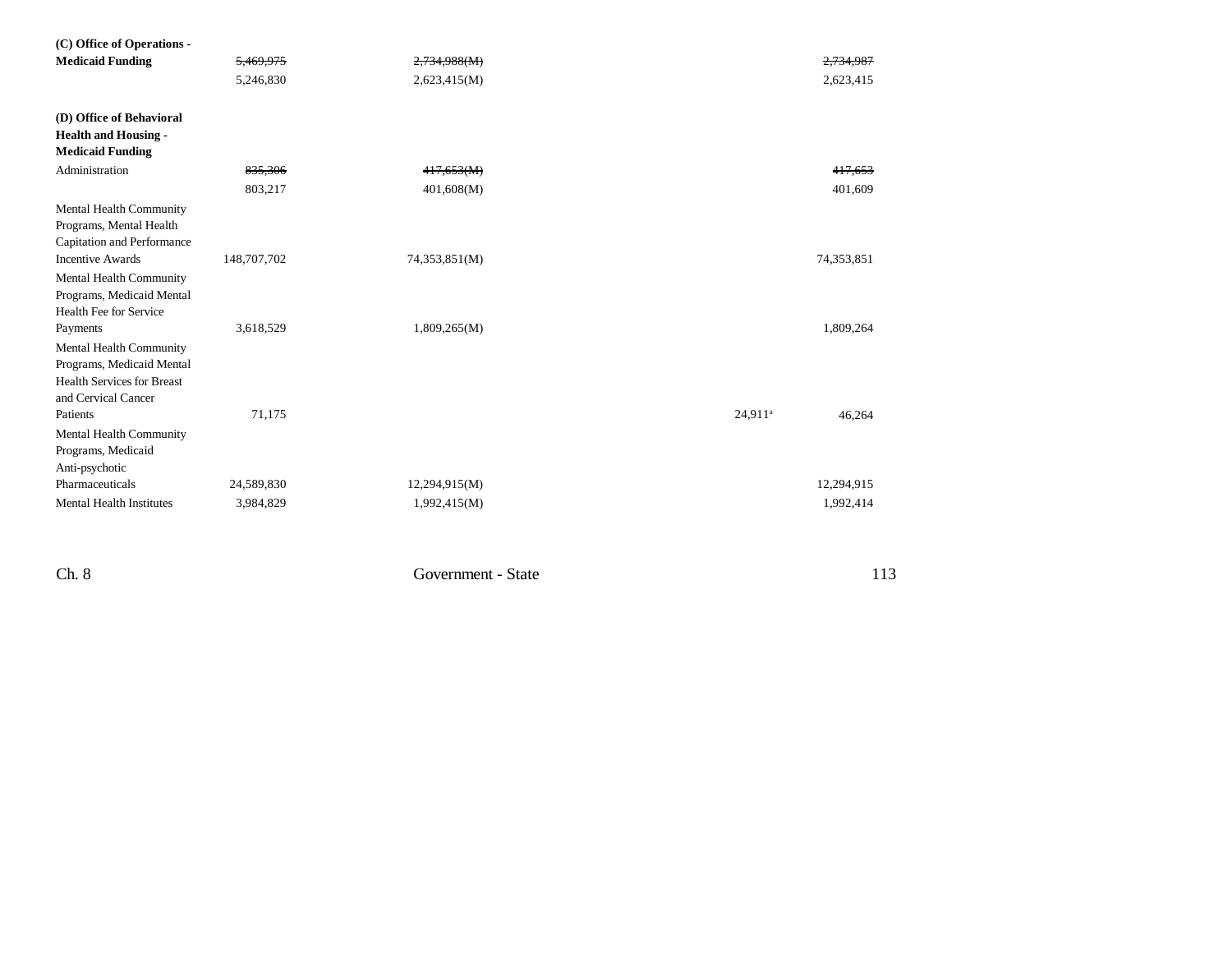| | | | | | |
|---|---|---|---|---|---|
| **(C) Office of Operations - Medicaid Funding** | ~~5,469,975~~ | ~~2,734,988(M)~~ | | | ~~2,734,987~~ |
| | 5,246,830 | 2,623,415(M) | | | 2,623,415 |
| **(D) Office of Behavioral Health and Housing - Medicaid Funding** | | | | | |
| Administration | ~~835,306~~ | ~~417,653(M)~~ | | | ~~417,653~~ |
| | 803,217 | 401,608(M) | | | 401,609 |
| Mental Health Community Programs, Mental Health Capitation and Performance Incentive Awards | 148,707,702 | 74,353,851(M) | | | 74,353,851 |
| Mental Health Community Programs, Medicaid Mental Health Fee for Service Payments | 3,618,529 | 1,809,265(M) | | | 1,809,264 |
| Mental Health Community Programs, Medicaid Mental Health Services for Breast and Cervical Cancer Patients | 71,175 | | | 24,911[a] | 46,264 |
| Mental Health Community Programs, Medicaid Anti-psychotic Pharmaceuticals | 24,589,830 | 12,294,915(M) | | | 12,294,915 |
| Mental Health Institutes | 3,984,829 | 1,992,415(M) | | | 1,992,414 |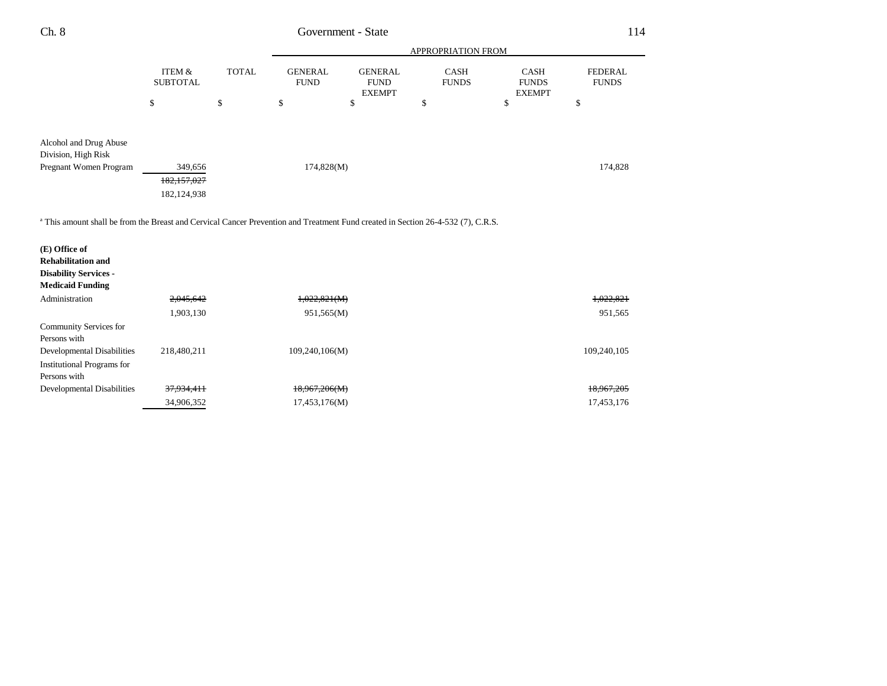| | ITEM & SUBTOTAL | TOTAL | APPROPRIATION FROM GENERAL FUND | GENERAL FUND EXEMPT | CASH FUNDS | CASH FUNDS EXEMPT | FEDERAL FUNDS |
|---|---|---|---|---|---|---|---|
| | $ | $ | $ | $ | $ | $ | $ |
| Alcohol and Drug Abuse Division, High Risk Pregnant Women Program | 349,656 | | 174,828(M) | | | | 174,828 |
| | ~~182,157,027~~ | | | | | | |
| | 182,124,938 | | | | | | |

[a] This amount shall be from the Breast and Cervical Cancer Prevention and Treatment Fund created in Section 26-4-532 (7), C.R.S.

| | ITEM & SUBTOTAL | TOTAL | GENERAL FUND | GENERAL FUND EXEMPT | CASH FUNDS | CASH FUNDS EXEMPT | FEDERAL FUNDS |
|---|---|---|---|---|---|---|---|
| **(E) Office of Rehabilitation and Disability Services - Medicaid Funding** | | | | | | | |
| Administration | ~~2,045,642~~ | | ~~1,022,821(M)~~ | | | | ~~1,022,821~~ |
| | 1,903,130 | | 951,565(M) | | | | 951,565 |
| Community Services for Persons with Developmental Disabilities | 218,480,211 | | 109,240,106(M) | | | | 109,240,105 |
| Institutional Programs for Persons with Developmental Disabilities | ~~37,934,411~~ | | ~~18,967,206(M)~~ | | | | ~~18,967,205~~ |
| | 34,906,352 | | 17,453,176(M) | | | | 17,453,176 |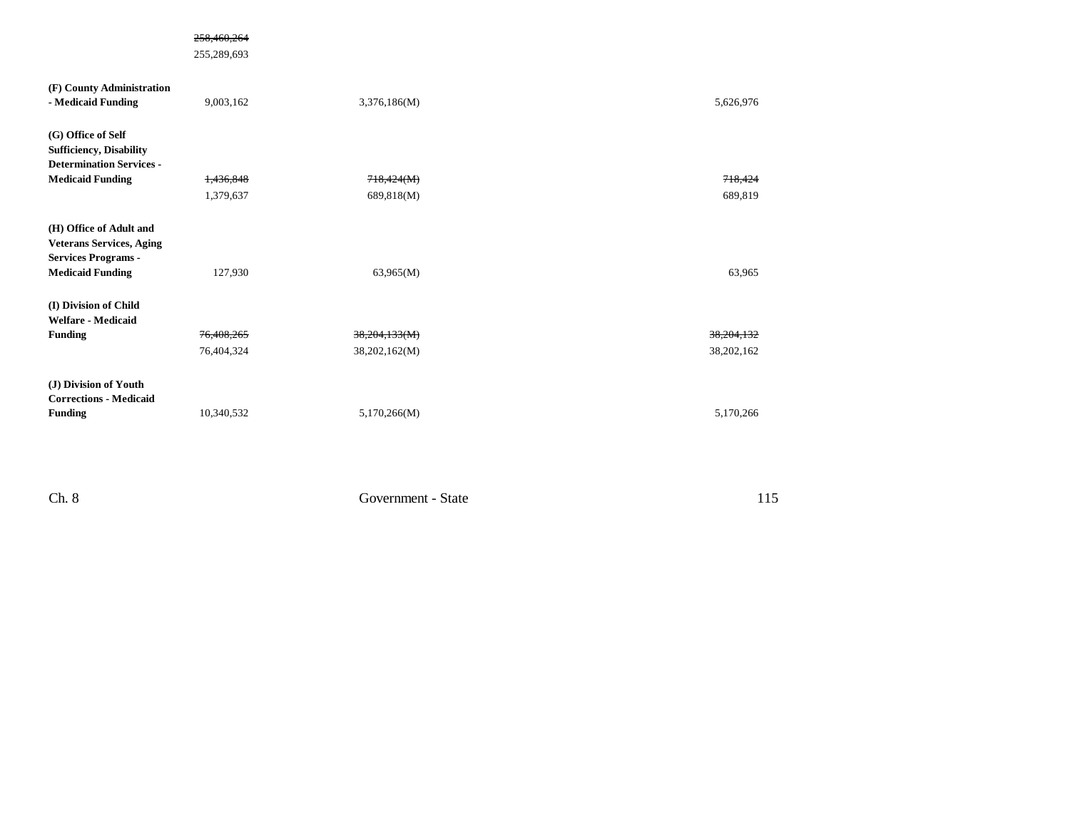| | | | | |
|---|---|---|---|---|
| | ~~258,460,264~~<br>255,289,693 | | | |
| **(F) County Administration - Medicaid Funding** | 9,003,162 | 3,376,186(M) | | 5,626,976 |
| **(G) Office of Self Sufficiency, Disability Determination Services - Medicaid Funding** | ~~1,436,848~~<br>1,379,637 | ~~718,424(M)~~<br>689,818(M) | | ~~718,424~~<br>689,819 |
| **(H) Office of Adult and Veterans Services, Aging Services Programs - Medicaid Funding** | 127,930 | 63,965(M) | | 63,965 |
| **(I) Division of Child Welfare - Medicaid Funding** | ~~76,408,265~~<br>76,404,324 | ~~38,204,133(M)~~<br>38,202,162(M) | | ~~38,204,132~~<br>38,202,162 |
| **(J) Division of Youth Corrections - Medicaid Funding** | 10,340,532 | 5,170,266(M) | | 5,170,266 |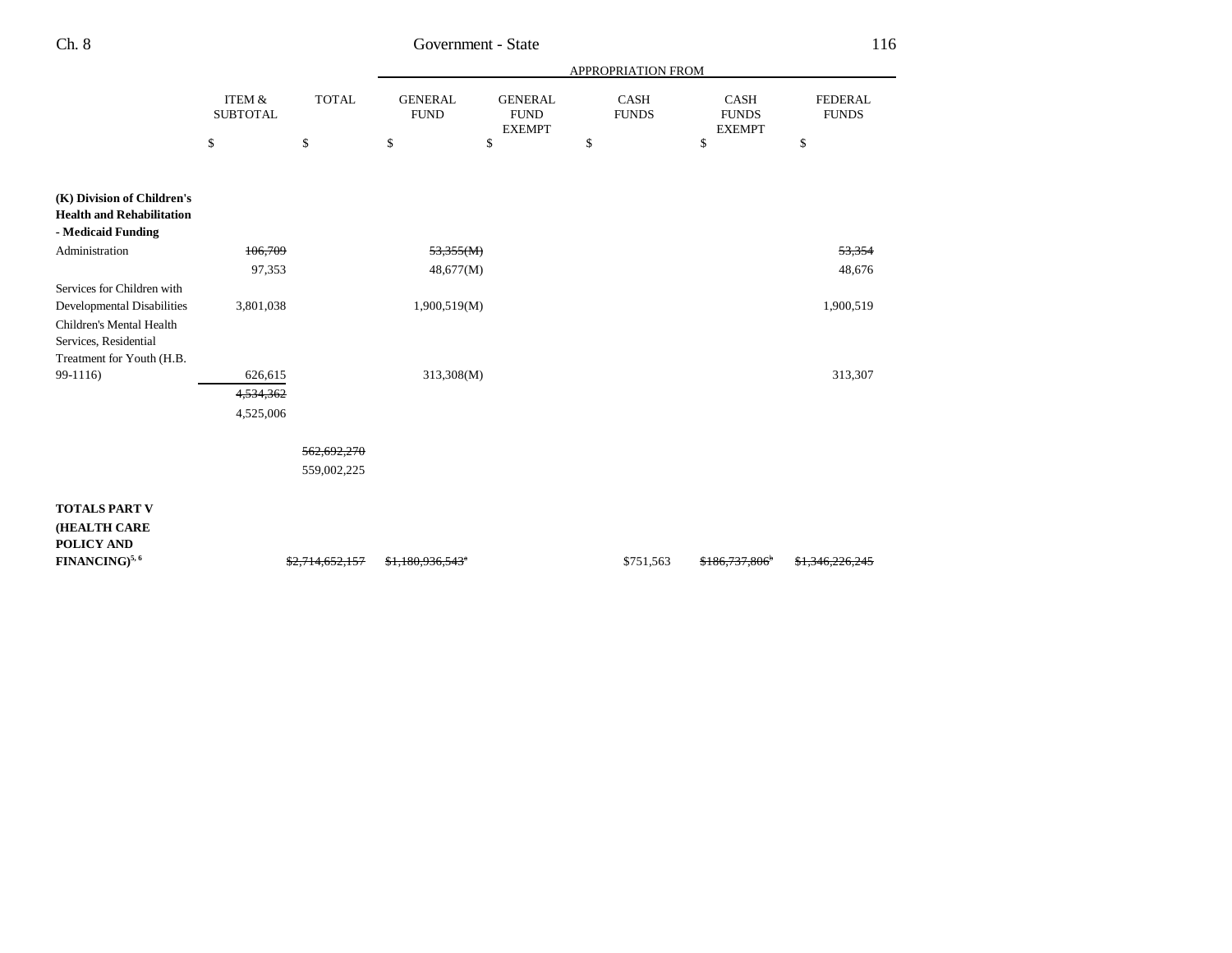| | ITEM & SUBTOTAL | TOTAL | APPROPRIATION FROM | | | | |
|---|---|---|---|---|---|---|---|
| | | | GENERAL FUND | GENERAL FUND EXEMPT | CASH FUNDS | CASH FUNDS EXEMPT | FEDERAL FUNDS |
| | $ | $ | $ | $ | $ | $ | $ |
| **(K) Division of Children's Health and Rehabilitation - Medicaid Funding** | | | | | | | |
| Administration | ~~106,709~~ | | ~~53,355(M)~~ | | | | ~~53,354~~ |
| | 97,353 | | 48,677(M) | | | | 48,676 |
| Services for Children with Developmental Disabilities | 3,801,038 | | 1,900,519(M) | | | | 1,900,519 |
| Children's Mental Health Services, Residential Treatment for Youth (H.B. 99-1116) | 626,615 | | 313,308(M) | | | | 313,307 |
| | ~~4,534,362~~ | | | | | | |
| | 4,525,006 | | | | | | |
| | | ~~562,692,270~~ | | | | | |
| | | 559,002,225 | | | | | |
| **TOTALS PART V (HEALTH CARE POLICY AND FINANCING)[5, 6]** | | ~~$2,714,652,157~~ | ~~$1,180,936,543~~[a] | | $751,563 | ~~$186,737,806~~[b] | ~~$1,346,226,245~~ |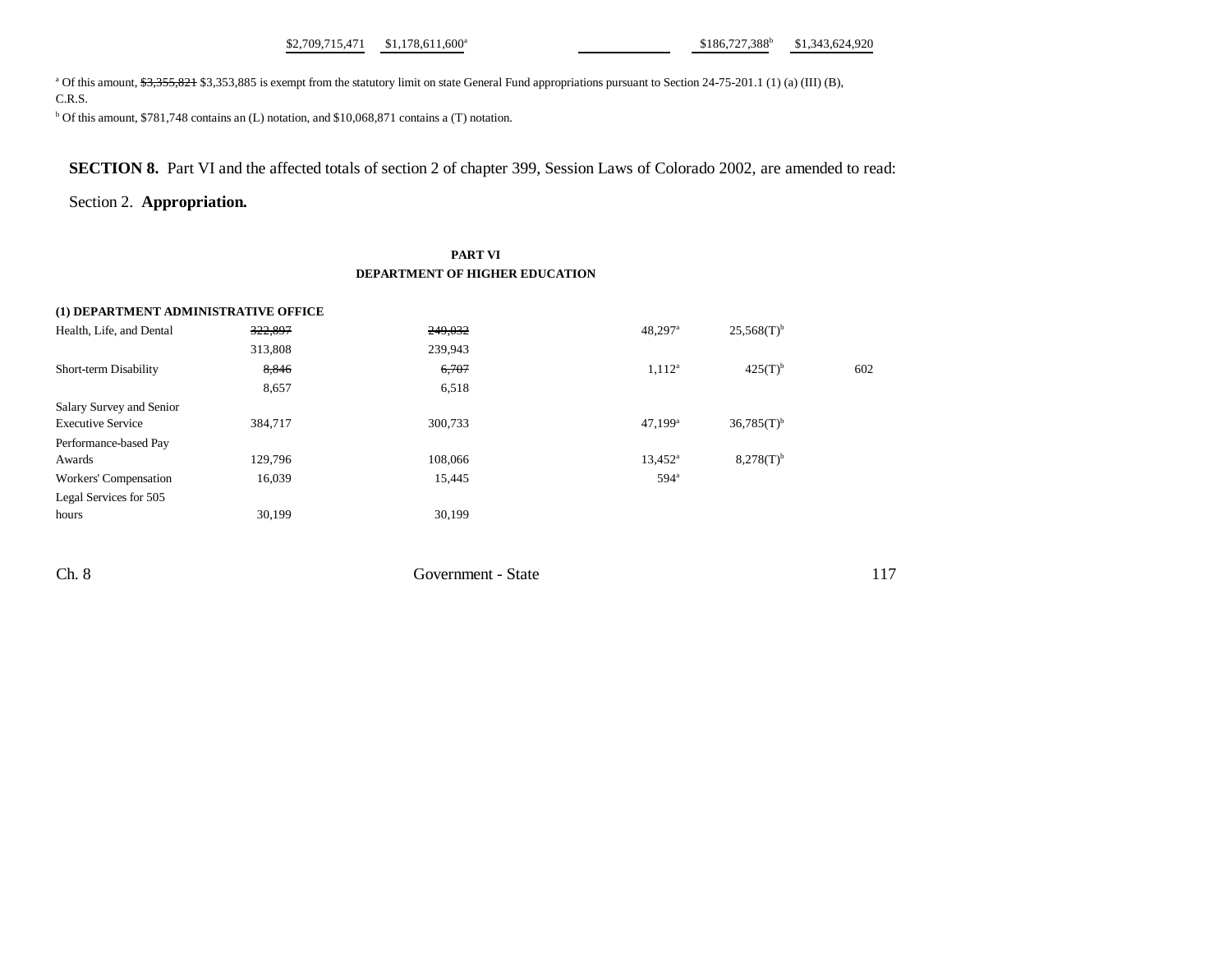| | | | | | |
|---|---|---|---|---|---|
| $2,709,715,471 | $1,178,611,600[a] | | | $186,727,388[b] | $1,343,624,920 |

[a] Of this amount, ~~$3,355,821~~ $3,353,885 is exempt from the statutory limit on state General Fund appropriations pursuant to Section 24-75-201.1 (1) (a) (III) (B), C.R.S.

[b] Of this amount, $781,748 contains an (L) notation, and $10,068,871 contains a (T) notation.

**SECTION 8.** Part VI and the affected totals of section 2 of chapter 399, Session Laws of Colorado 2002, are amended to read:

Section 2. **Appropriation.**

**PART VI**
**DEPARTMENT OF HIGHER EDUCATION**

**(1) DEPARTMENT ADMINISTRATIVE OFFICE**

| | | | | | | |
|---|---|---|---|---|---|---|
| Health, Life, and Dental | ~~322,897~~ 313,808 | ~~249,032~~ 239,943 | | 48,297[a] | 25,568(T)[b] | |
| Short-term Disability | ~~8,846~~ 8,657 | ~~6,707~~ 6,518 | | 1,112[a] | 425(T)[b] | 602 |
| Salary Survey and Senior Executive Service | 384,717 | 300,733 | | 47,199[a] | 36,785(T)[b] | |
| Performance-based Pay Awards | 129,796 | 108,066 | | 13,452[a] | 8,278(T)[b] | |
| Workers' Compensation | 16,039 | 15,445 | | 594[a] | | |
| Legal Services for 505 hours | 30,199 | 30,199 | | | | |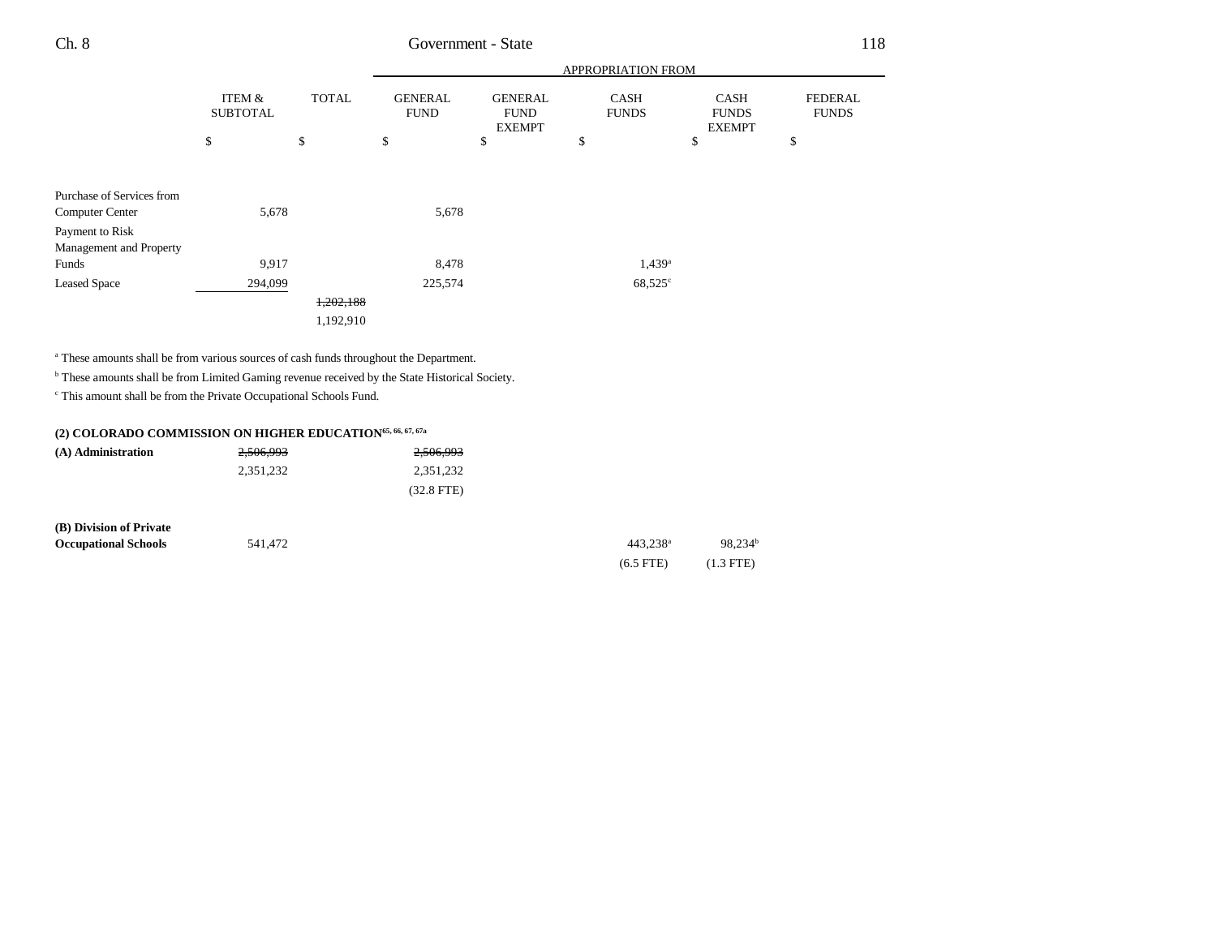| | ITEM & SUBTOTAL | TOTAL | GENERAL FUND | GENERAL FUND EXEMPT | CASH FUNDS | CASH FUNDS EXEMPT | FEDERAL FUNDS |
|---|---|---|---|---|---|---|---|
| | | | APPROPRIATION FROM | | | | |
| | $ | $ | $ | $ | $ | $ | $ |
| Purchase of Services from Computer Center | 5,678 | | 5,678 | | | | |
| Payment to Risk Management and Property Funds | 9,917 | | 8,478 | | 1,439[a] | | |
| Leased Space | 294,099 | | 225,574 | | 68,525[c] | | |
| | | ~~1,202,188~~ | | | | | |
| | | 1,192,910 | | | | | |

[a] These amounts shall be from various sources of cash funds throughout the Department.

[b] These amounts shall be from Limited Gaming revenue received by the State Historical Society.

[c] This amount shall be from the Private Occupational Schools Fund.

**(2) COLORADO COMMISSION ON HIGHER EDUCATION[65, 66, 67, 67a]**

| | ITEM & SUBTOTAL | TOTAL | GENERAL FUND | GENERAL FUND EXEMPT | CASH FUNDS | CASH FUNDS EXEMPT | FEDERAL FUNDS |
|---|---|---|---|---|---|---|---|
| **(A) Administration** | ~~2,506,993~~ | | ~~2,506,993~~ | | | | |
| | 2,351,232 | | 2,351,232 | | | | |
| | | | (32.8 FTE) | | | | |
| **(B) Division of Private Occupational Schools** | 541,472 | | | | 443,238[a] | 98,234[b] | |
| | | | | | (6.5 FTE) | (1.3 FTE) | |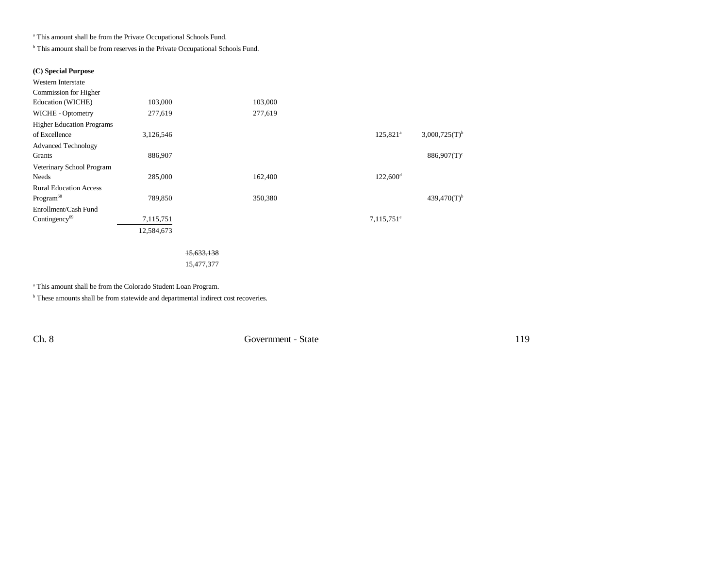[a] This amount shall be from the Private Occupational Schools Fund.

[b] This amount shall be from reserves in the Private Occupational Schools Fund.

**(C) Special Purpose**

| | | | | | |
|---|---|---|---|---|---|
| Western Interstate Commission for Higher Education (WICHE) | 103,000 | | 103,000 | | |
| WICHE - Optometry | 277,619 | | 277,619 | | |
| Higher Education Programs of Excellence | 3,126,546 | | | 125,821[a] | 3,000,725(T)[b] |
| Advanced Technology Grants | 886,907 | | | | 886,907(T)[c] |
| Veterinary School Program Needs | 285,000 | | 162,400 | 122,600[d] | |
| Rural Education Access Program[68] | 789,850 | | 350,380 | | 439,470(T)[b] |
| Enrollment/Cash Fund Contingency[69] | 7,115,751 | | | 7,115,751[e] | |
| | 12,584,673 | | | | |
| | | ~~15,633,138~~ | | | |
| | | 15,477,377 | | | |

[a] This amount shall be from the Colorado Student Loan Program.

[b] These amounts shall be from statewide and departmental indirect cost recoveries.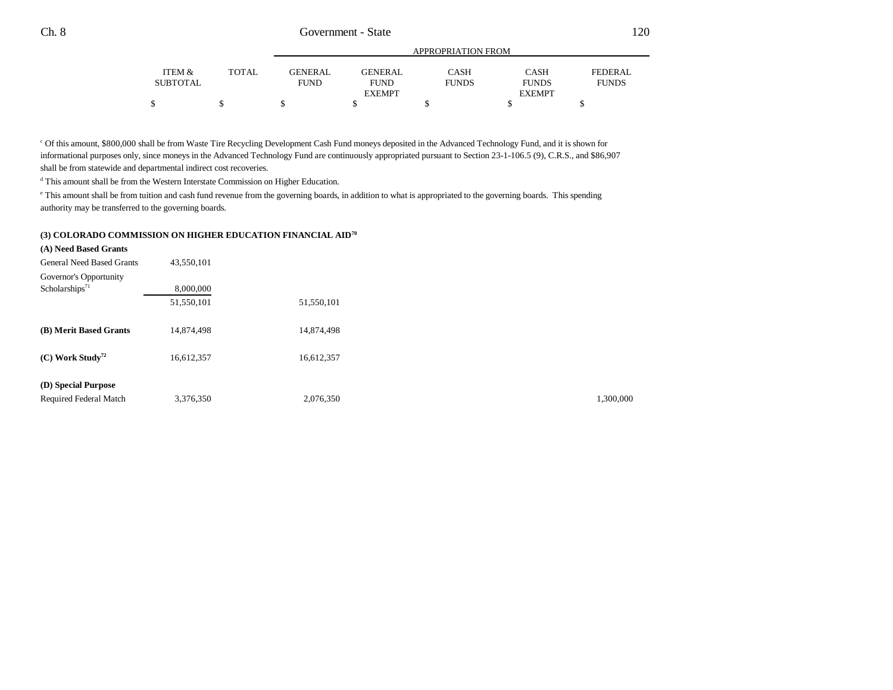| | ITEM & SUBTOTAL | TOTAL | GENERAL FUND | GENERAL FUND EXEMPT | CASH FUNDS | CASH FUNDS EXEMPT | FEDERAL FUNDS |
|---|---|---|---|---|---|---|---|
| | | | APPROPRIATION FROM | | | | |
| | $ | $ | $ | $ | $ | $ | $ |

[c] Of this amount, $800,000 shall be from Waste Tire Recycling Development Cash Fund moneys deposited in the Advanced Technology Fund, and it is shown for informational purposes only, since moneys in the Advanced Technology Fund are continuously appropriated pursuant to Section 23-1-106.5 (9), C.R.S., and $86,907 shall be from statewide and departmental indirect cost recoveries.

[d] This amount shall be from the Western Interstate Commission on Higher Education.

[e] This amount shall be from tuition and cash fund revenue from the governing boards, in addition to what is appropriated to the governing boards. This spending authority may be transferred to the governing boards.

**(3) COLORADO COMMISSION ON HIGHER EDUCATION FINANCIAL AID[70]**

| | ITEM & SUBTOTAL | TOTAL | GENERAL FUND | GENERAL FUND EXEMPT | CASH FUNDS | CASH FUNDS EXEMPT | FEDERAL FUNDS |
|---|---|---|---|---|---|---|---|
| **(A) Need Based Grants** | | | | | | | |
| General Need Based Grants | 43,550,101 | | | | | | |
| Governor's Opportunity Scholarships[71] | 8,000,000 | | | | | | |
| | 51,550,101 | | 51,550,101 | | | | |
| **(B) Merit Based Grants** | 14,874,498 | | 14,874,498 | | | | |
| **(C) Work Study[72]** | 16,612,357 | | 16,612,357 | | | | |
| **(D) Special Purpose** | | | | | | | |
| Required Federal Match | 3,376,350 | | 2,076,350 | | | | 1,300,000 |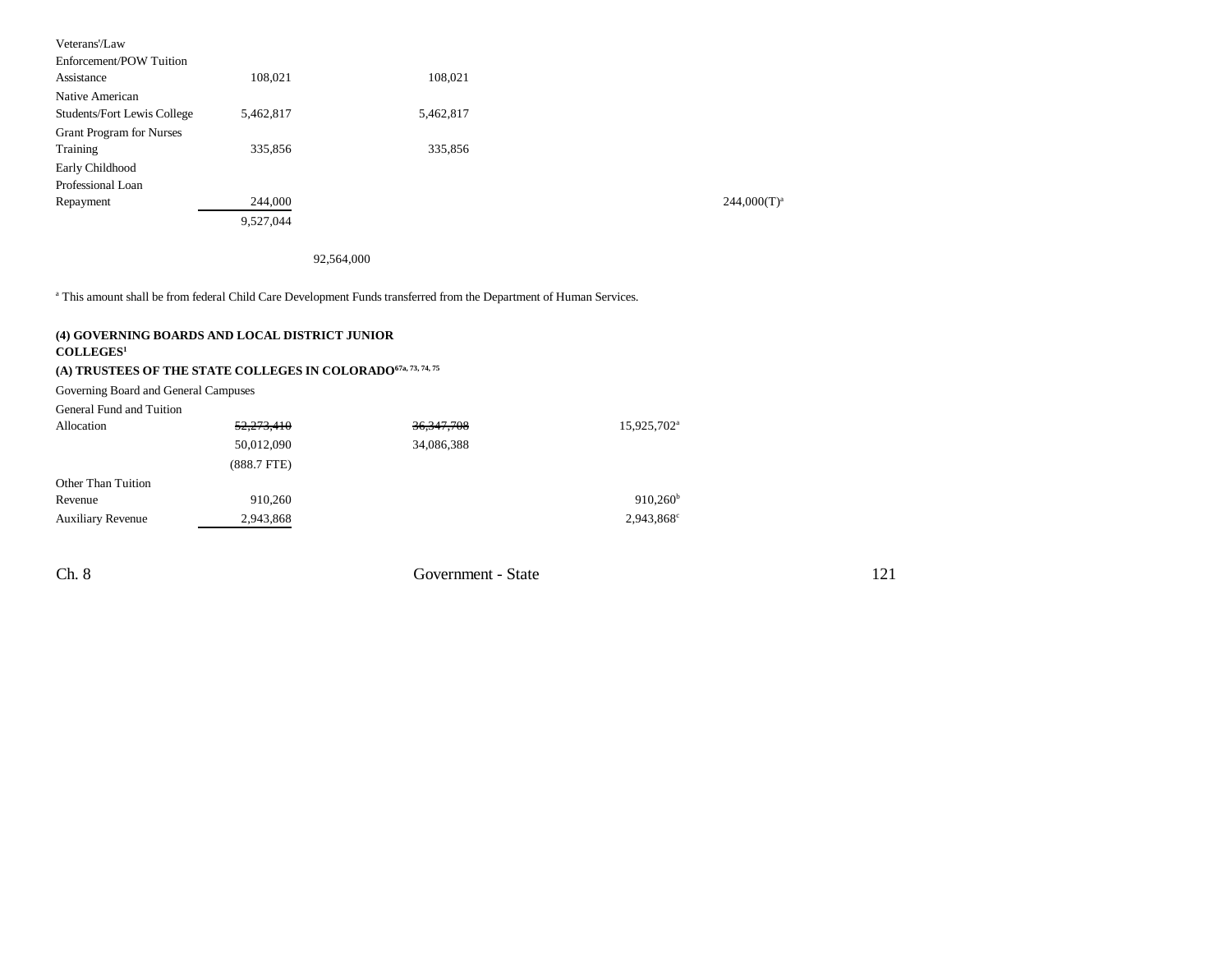| | | | | | |
|---|---|---|---|---|---|
| Veterans'/Law Enforcement/POW Tuition Assistance | 108,021 | 108,021 | | | |
| Native American Students/Fort Lewis College | 5,462,817 | 5,462,817 | | | |
| Grant Program for Nurses Training | 335,856 | 335,856 | | | |
| Early Childhood Professional Loan Repayment | 244,000 | | | | 244,000(T)[a] |
| | 9,527,044 | | | | |
| | | 92,564,000 | | | |

[a] This amount shall be from federal Child Care Development Funds transferred from the Department of Human Services.

**(4) GOVERNING BOARDS AND LOCAL DISTRICT JUNIOR COLLEGES[1]**

**(A) TRUSTEES OF THE STATE COLLEGES IN COLORADO[67a, 73, 74, 75]**

Governing Board and General Campuses

| | | | | |
|---|---|---|---|---|
| General Fund and Tuition Allocation | ~~52,273,410~~ | ~~36,347,708~~ | 15,925,702[a] | |
| | 50,012,090 | 34,086,388 | | |
| | (888.7 FTE) | | | |
| Other Than Tuition Revenue | 910,260 | | 910,260[b] | |
| Auxiliary Revenue | 2,943,868 | | 2,943,868[c] | |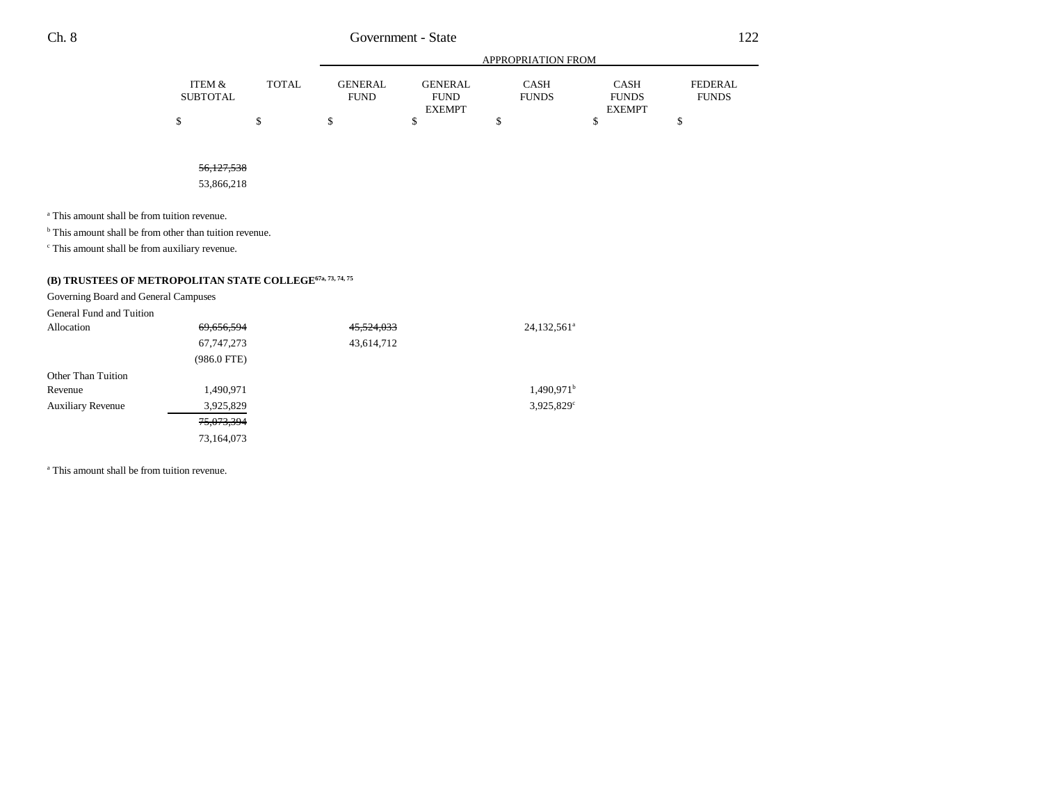| | ITEM & SUBTOTAL | TOTAL | APPROPRIATION FROM GENERAL FUND | GENERAL FUND EXEMPT | CASH FUNDS | CASH FUNDS EXEMPT | FEDERAL FUNDS |
|---|---|---|---|---|---|---|---|
| | $ | $ | $ | $ | $ | $ | $ |
| | ~~56,127,538~~ | | | | | | |
| | 53,866,218 | | | | | | |

[a] This amount shall be from tuition revenue.

[b] This amount shall be from other than tuition revenue.

[c] This amount shall be from auxiliary revenue.

**(B) TRUSTEES OF METROPOLITAN STATE COLLEGE**[67a, 73, 74, 75]

| | ITEM & SUBTOTAL | TOTAL | GENERAL FUND | GENERAL FUND EXEMPT | CASH FUNDS | CASH FUNDS EXEMPT | FEDERAL FUNDS |
|---|---|---|---|---|---|---|---|
| Governing Board and General Campuses | | | | | | | |
| General Fund and Tuition Allocation | ~~69,656,594~~ | | ~~45,524,033~~ | | 24,132,561[a] | | |
| | 67,747,273 | | 43,614,712 | | | | |
| | (986.0 FTE) | | | | | | |
| Other Than Tuition Revenue | 1,490,971 | | | | 1,490,971[b] | | |
| Auxiliary Revenue | 3,925,829 | | | | 3,925,829[c] | | |
| | ~~75,073,394~~ | | | | | | |
| | 73,164,073 | | | | | | |

[a] This amount shall be from tuition revenue.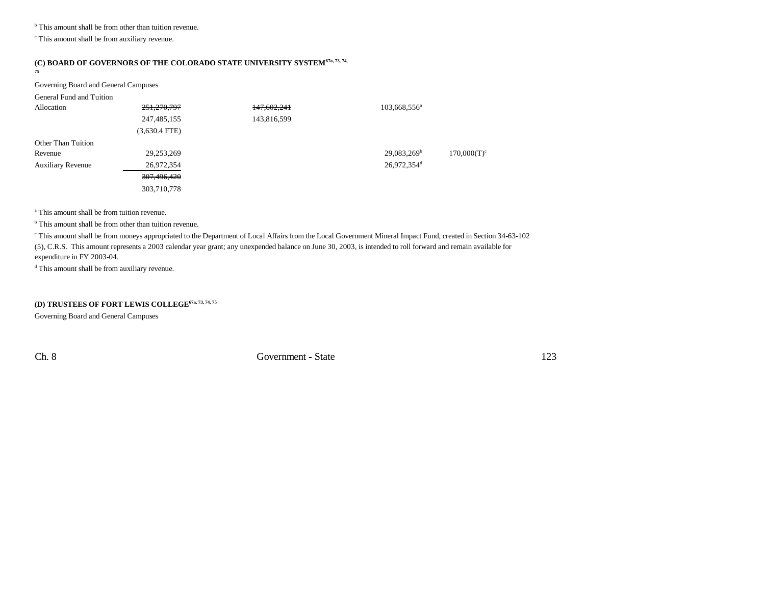[b] This amount shall be from other than tuition revenue.

[c] This amount shall be from auxiliary revenue.

**(C) BOARD OF GOVERNORS OF THE COLORADO STATE UNIVERSITY SYSTEM[67a, 73, 74, 75]**

Governing Board and General Campuses

| | | | | |
|---|---|---|---|---|
| General Fund and Tuition Allocation | ~~251,270,797~~ 247,485,155 (3,630.4 FTE) | ~~147,602,241~~ 143,816,599 | 103,668,556[a] | |
| Other Than Tuition Revenue | 29,253,269 | | 29,083,269[b] | 170,000(T)[c] |
| Auxiliary Revenue | 26,972,354 | | 26,972,354[d] | |
| | ~~307,496,420~~ 303,710,778 | | | |

[a] This amount shall be from tuition revenue.

[b] This amount shall be from other than tuition revenue.

[c] This amount shall be from moneys appropriated to the Department of Local Affairs from the Local Government Mineral Impact Fund, created in Section 34-63-102 (5), C.R.S. This amount represents a 2003 calendar year grant; any unexpended balance on June 30, 2003, is intended to roll forward and remain available for expenditure in FY 2003-04.

[d] This amount shall be from auxiliary revenue.

**(D) TRUSTEES OF FORT LEWIS COLLEGE[67a, 73, 74, 75]**

Governing Board and General Campuses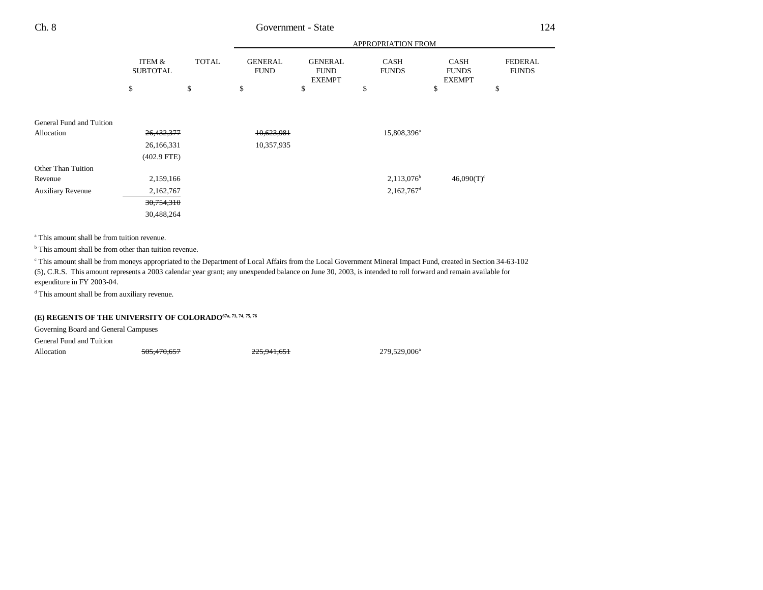| | ITEM & SUBTOTAL | TOTAL | GENERAL FUND | GENERAL FUND EXEMPT | CASH FUNDS | CASH FUNDS EXEMPT | FEDERAL FUNDS |
|---|---|---|---|---|---|---|---|
| | | | APPROPRIATION FROM | | | | |
| | $ | $ | $ | $ | $ | $ | $ |
| General Fund and Tuition Allocation | ~~26,432,377~~ | | ~~10,623,981~~ | | 15,808,396[a] | | |
| | 26,166,331 | | 10,357,935 | | | | |
| | (402.9 FTE) | | | | | | |
| Other Than Tuition Revenue | 2,159,166 | | | | 2,113,076[b] | 46,090(T)[c] | |
| Auxiliary Revenue | 2,162,767 | | | | 2,162,767[d] | | |
| | ~~30,754,310~~ | | | | | | |
| | 30,488,264 | | | | | | |

[a] This amount shall be from tuition revenue.

[b] This amount shall be from other than tuition revenue.

[c] This amount shall be from moneys appropriated to the Department of Local Affairs from the Local Government Mineral Impact Fund, created in Section 34-63-102 (5), C.R.S. This amount represents a 2003 calendar year grant; any unexpended balance on June 30, 2003, is intended to roll forward and remain available for expenditure in FY 2003-04.

[d] This amount shall be from auxiliary revenue.

**(E) REGENTS OF THE UNIVERSITY OF COLORADO[67a, 73, 74, 75, 76]**

Governing Board and General Campuses

| | ITEM & SUBTOTAL | TOTAL | GENERAL FUND | GENERAL FUND EXEMPT | CASH FUNDS | CASH FUNDS EXEMPT | FEDERAL FUNDS |
|---|---|---|---|---|---|---|---|
| General Fund and Tuition Allocation | ~~505,470,657~~ | | ~~225,941,651~~ | | 279,529,006[a] | | |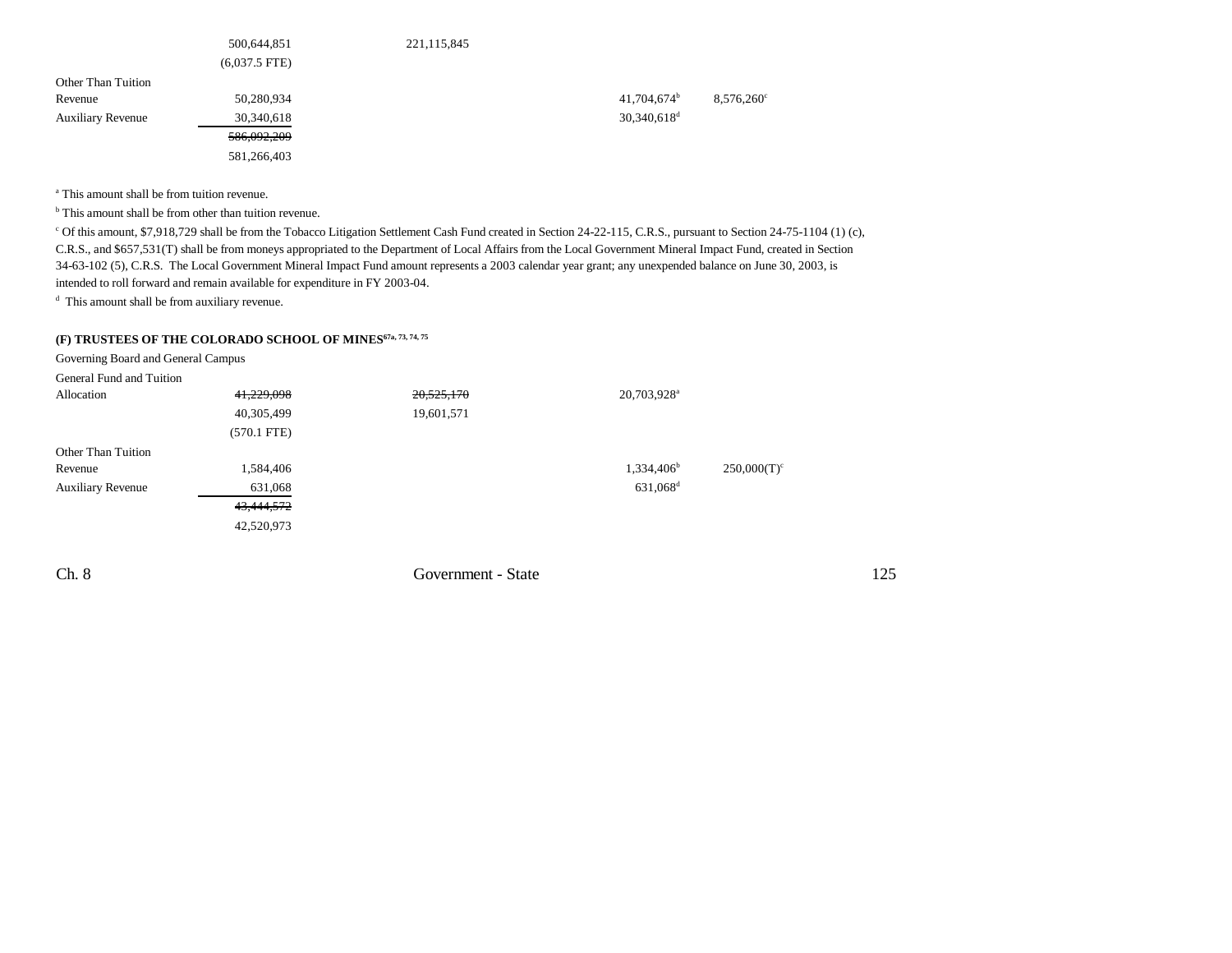| | | | | |
|---|---|---|---|---|
| | 500,644,851 | 221,115,845 | | |
| | (6,037.5 FTE) | | | |
| Other Than Tuition Revenue | 50,280,934 | | 41,704,674[b] | 8,576,260[c] |
| Auxiliary Revenue | 30,340,618 | | 30,340,618[d] | |
| | ~~586,092,209~~ | | | |
| | 581,266,403 | | | |

[a] This amount shall be from tuition revenue.

[b] This amount shall be from other than tuition revenue.

[c] Of this amount, $7,918,729 shall be from the Tobacco Litigation Settlement Cash Fund created in Section 24-22-115, C.R.S., pursuant to Section 24-75-1104 (1) (c), C.R.S., and $657,531(T) shall be from moneys appropriated to the Department of Local Affairs from the Local Government Mineral Impact Fund, created in Section 34-63-102 (5), C.R.S. The Local Government Mineral Impact Fund amount represents a 2003 calendar year grant; any unexpended balance on June 30, 2003, is intended to roll forward and remain available for expenditure in FY 2003-04.

[d] This amount shall be from auxiliary revenue.

**(F) TRUSTEES OF THE COLORADO SCHOOL OF MINES**[67a, 73, 74, 75]

Governing Board and General Campus

| | | | | |
|---|---|---|---|---|
| General Fund and Tuition Allocation | ~~41,229,098~~ | ~~20,525,170~~ | 20,703,928[a] | |
| | 40,305,499 | 19,601,571 | | |
| | (570.1 FTE) | | | |
| Other Than Tuition Revenue | 1,584,406 | | 1,334,406[b] | 250,000(T)[c] |
| Auxiliary Revenue | 631,068 | | 631,068[d] | |
| | ~~43,444,572~~ | | | |
| | 42,520,973 | | | |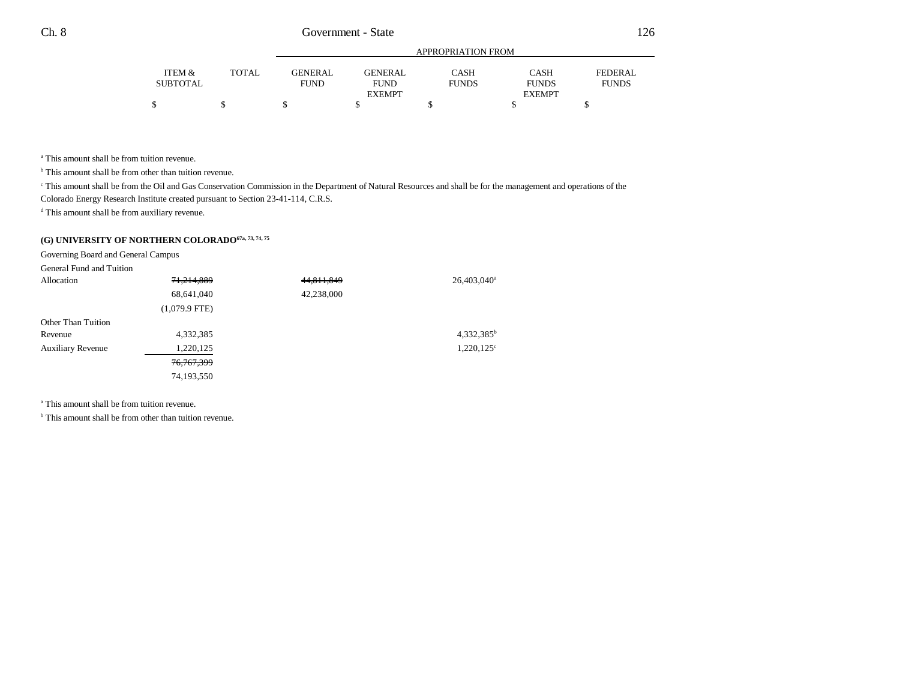| | ITEM & SUBTOTAL | TOTAL | APPROPRIATION FROM GENERAL FUND | GENERAL FUND EXEMPT | CASH FUNDS | CASH FUNDS EXEMPT | FEDERAL FUNDS |
|---|---|---|---|---|---|---|---|
| | $ | $ | $ | $ | $ | $ | $ |

[a] This amount shall be from tuition revenue.

[b] This amount shall be from other than tuition revenue.

[c] This amount shall be from the Oil and Gas Conservation Commission in the Department of Natural Resources and shall be for the management and operations of the Colorado Energy Research Institute created pursuant to Section 23-41-114, C.R.S.

[d] This amount shall be from auxiliary revenue.

**(G) UNIVERSITY OF NORTHERN COLORADO**[67a, 73, 74, 75]

| | ITEM & SUBTOTAL | TOTAL | GENERAL FUND | GENERAL FUND EXEMPT | CASH FUNDS | CASH FUNDS EXEMPT | FEDERAL FUNDS |
|---|---|---|---|---|---|---|---|
| Governing Board and General Campus | | | | | | | |
| General Fund and Tuition Allocation | ~~71,214,889~~ 68,641,040 (1,079.9 FTE) | | ~~44,811,849~~ 42,238,000 | | 26,403,040[a] | | |
| Other Than Tuition Revenue | 4,332,385 | | | | 4,332,385[b] | | |
| Auxiliary Revenue | 1,220,125 | | | | 1,220,125[c] | | |
| | ~~76,767,399~~ 74,193,550 | | | | | | |

[a] This amount shall be from tuition revenue.

[b] This amount shall be from other than tuition revenue.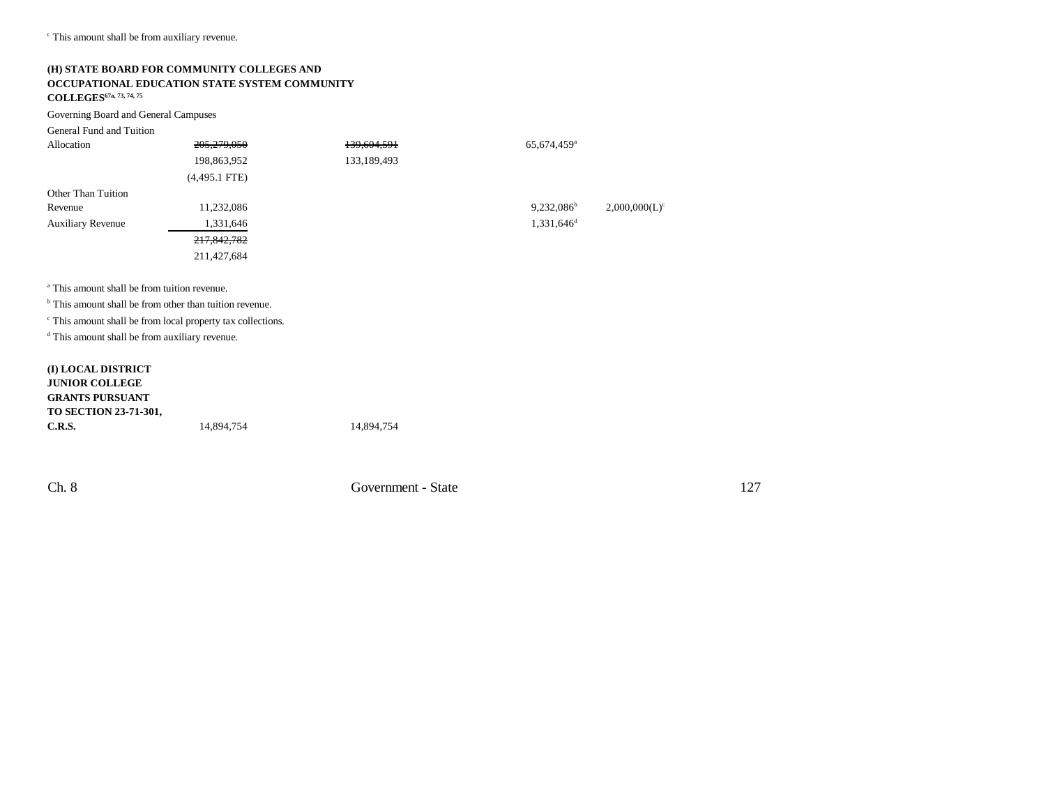[c] This amount shall be from auxiliary revenue.

**(H) STATE BOARD FOR COMMUNITY COLLEGES AND OCCUPATIONAL EDUCATION STATE SYSTEM COMMUNITY COLLEGES[67a, 73, 74, 75]**

Governing Board and General Campuses

| | | | | | |
|---|---|---|---|---|---|
| General Fund and Tuition Allocation | ~~205,279,050~~ | ~~139,604,591~~ | | 65,674,459[a] | |
| | 198,863,952 | 133,189,493 | | | |
| | (4,495.1 FTE) | | | | |
| Other Than Tuition Revenue | 11,232,086 | | | 9,232,086[b] | 2,000,000(L)[c] |
| Auxiliary Revenue | 1,331,646 | | | 1,331,646[d] | |
| | ~~217,842,782~~ | | | | |
| | 211,427,684 | | | | |

[a] This amount shall be from tuition revenue.

[b] This amount shall be from other than tuition revenue.

[c] This amount shall be from local property tax collections.

[d] This amount shall be from auxiliary revenue.

| | | |
|---|---|---|
| **(I) LOCAL DISTRICT JUNIOR COLLEGE GRANTS PURSUANT TO SECTION 23-71-301, C.R.S.** | 14,894,754 | 14,894,754 |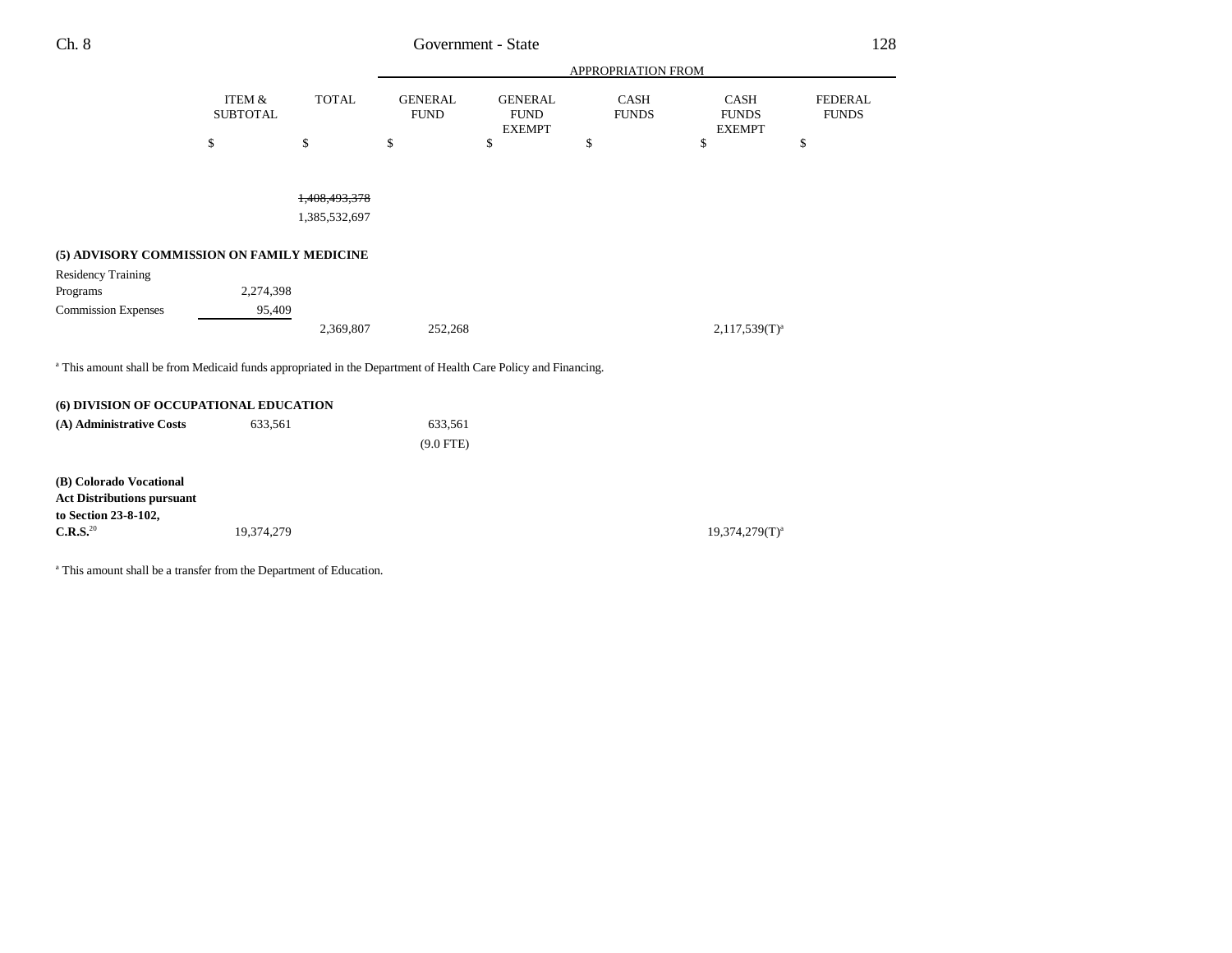| | ITEM & SUBTOTAL | TOTAL | APPROPRIATION FROM GENERAL FUND | GENERAL FUND EXEMPT | CASH FUNDS | CASH FUNDS EXEMPT | FEDERAL FUNDS |
|---|---|---|---|---|---|---|---|
| | $ | $ | $ | $ | $ | $ | $ |
| | | ~~1,408,493,378~~ | | | | | |
| | | 1,385,532,697 | | | | | |
| **(5) ADVISORY COMMISSION ON FAMILY MEDICINE** | | | | | | | |
| Residency Training Programs | 2,274,398 | | | | | | |
| Commission Expenses | 95,409 | | | | | | |
| | | 2,369,807 | 252,268 | | | 2,117,539(T)[a] | |

[a] This amount shall be from Medicaid funds appropriated in the Department of Health Care Policy and Financing.

| | ITEM & SUBTOTAL | TOTAL | GENERAL FUND | GENERAL FUND EXEMPT | CASH FUNDS | CASH FUNDS EXEMPT | FEDERAL FUNDS |
|---|---|---|---|---|---|---|---|
| **(6) DIVISION OF OCCUPATIONAL EDUCATION** | | | | | | | |
| **(A) Administrative Costs** | 633,561 | | 633,561 | | | | |
| | | | (9.0 FTE) | | | | |
| **(B) Colorado Vocational Act Distributions pursuant to Section 23-8-102, C.R.S.**[20] | 19,374,279 | | | | | 19,374,279(T)[a] | |

[a] This amount shall be a transfer from the Department of Education.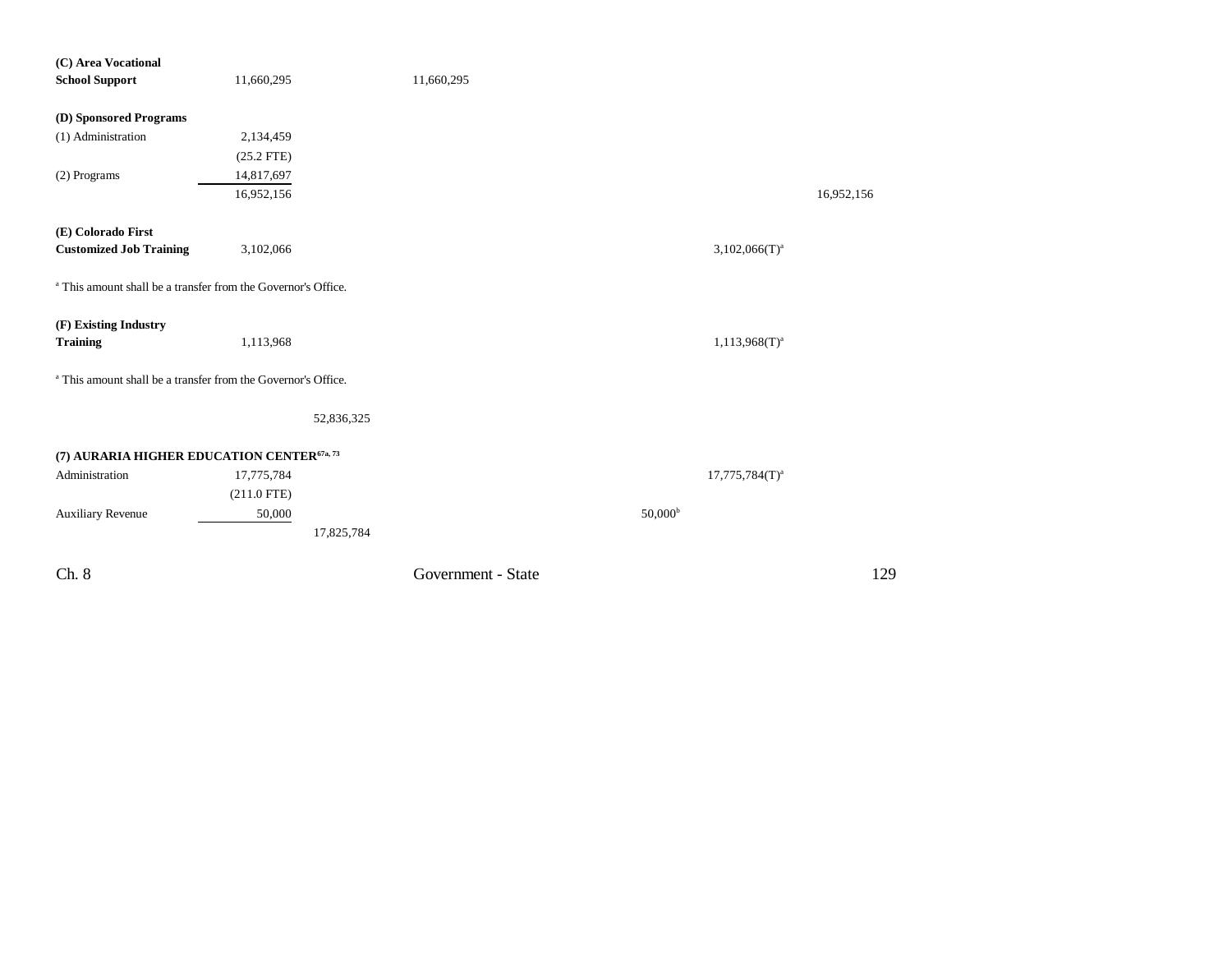| | | | | | | |
|---|---|---|---|---|---|---|
| **(C) Area Vocational School Support** | 11,660,295 | | 11,660,295 | | | |
| | | | | | | |
| **(D) Sponsored Programs** | | | | | | |
| (1) Administration | 2,134,459 | | | | | |
| | (25.2 FTE) | | | | | |
| (2) Programs | 14,817,697 | | | | | |
| | 16,952,156 | | | | | 16,952,156 |
| | | | | | | |
| **(E) Colorado First Customized Job Training** | 3,102,066 | | | | 3,102,066(T)[a] | |

[a] This amount shall be a transfer from the Governor's Office.

| | | | | | | |
|---|---|---|---|---|---|---|
| **(F) Existing Industry Training** | 1,113,968 | | | | 1,113,968(T)[a] | |

[a] This amount shall be a transfer from the Governor's Office.

| | | | | | | |
|---|---|---|---|---|---|---|
| | | 52,836,325 | | | | |
| | | | | | | |
| **(7) AURARIA HIGHER EDUCATION CENTER**[67a, 73] | | | | | | |
| Administration | 17,775,784 | | | | 17,775,784(T)[a] | |
| | (211.0 FTE) | | | | | |
| Auxiliary Revenue | 50,000 | | | 50,000[b] | | |
| | | 17,825,784 | | | | |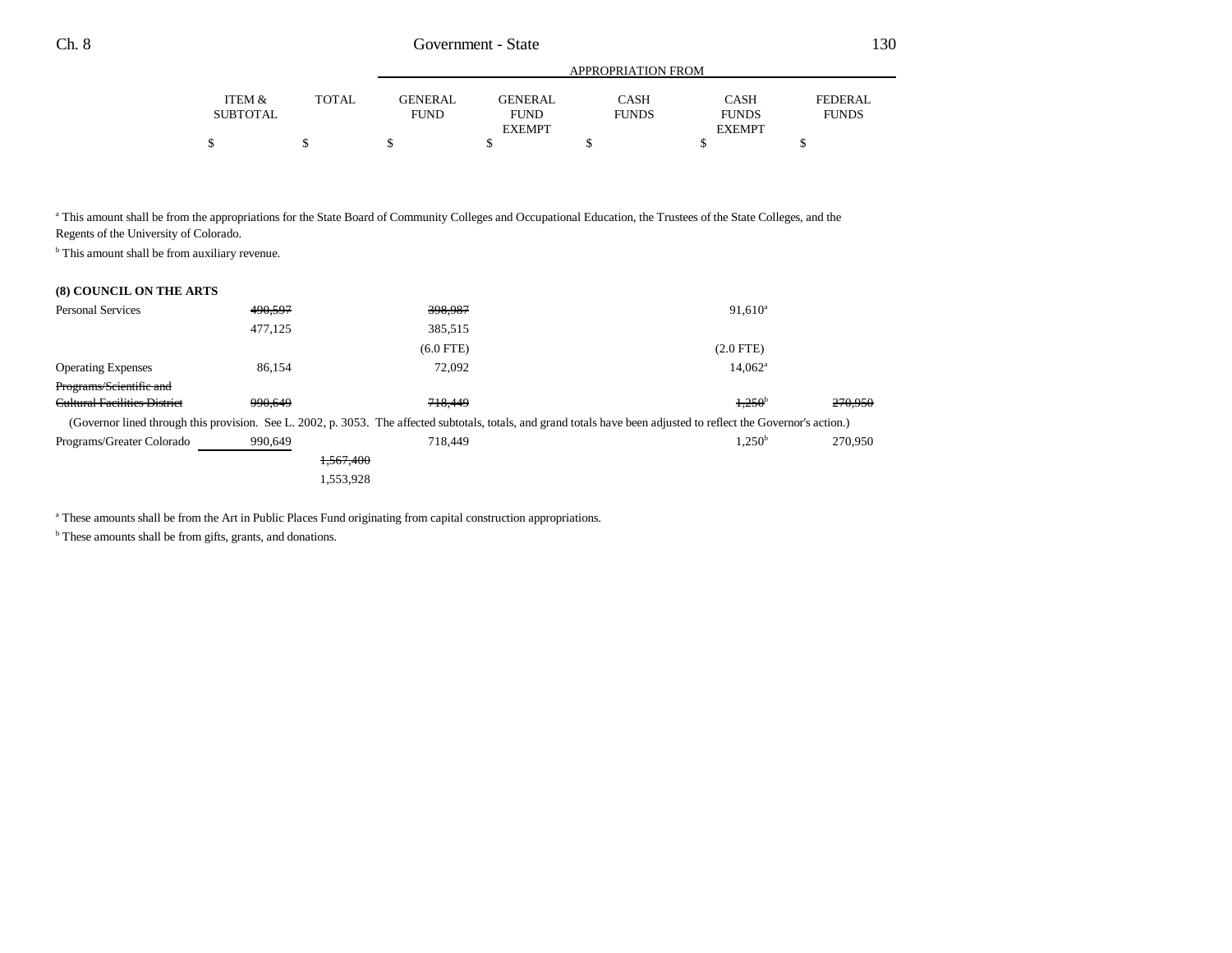| | ITEM & SUBTOTAL | TOTAL | GENERAL FUND | GENERAL FUND EXEMPT | CASH FUNDS | CASH FUNDS EXEMPT | FEDERAL FUNDS |
|---|---|---|---|---|---|---|---|
| | | | APPROPRIATION FROM | | | | |
| | $ | $ | $ | $ | $ | $ | $ |

[a] This amount shall be from the appropriations for the State Board of Community Colleges and Occupational Education, the Trustees of the State Colleges, and the Regents of the University of Colorado.

[b] This amount shall be from auxiliary revenue.

**(8) COUNCIL ON THE ARTS**

| | ITEM & SUBTOTAL | TOTAL | GENERAL FUND | GENERAL FUND EXEMPT | CASH FUNDS | CASH FUNDS EXEMPT | FEDERAL FUNDS |
|---|---|---|---|---|---|---|---|
| Personal Services | ~~490,597~~ | | ~~398,987~~ | | | 91,610[a] | |
| | 477,125 | | 385,515 | | | | |
| | | | (6.0 FTE) | | | (2.0 FTE) | |
| Operating Expenses | 86,154 | | 72,092 | | | 14,062[a] | |
| ~~Programs/Scientific and Cultural Facilities District~~ | ~~990,649~~ | | ~~718,449~~ | | | ~~1,250~~[b] | ~~270,950~~ |
| (Governor lined through this provision. See L. 2002, p. 3053. The affected subtotals, totals, and grand totals have been adjusted to reflect the Governor's action.) | | | | | | | |
| Programs/Greater Colorado | 990,649 | | 718,449 | | | 1,250[b] | 270,950 |
| | | ~~1,567,400~~ | | | | | |
| | | 1,553,928 | | | | | |

[a] These amounts shall be from the Art in Public Places Fund originating from capital construction appropriations.

[b] These amounts shall be from gifts, grants, and donations.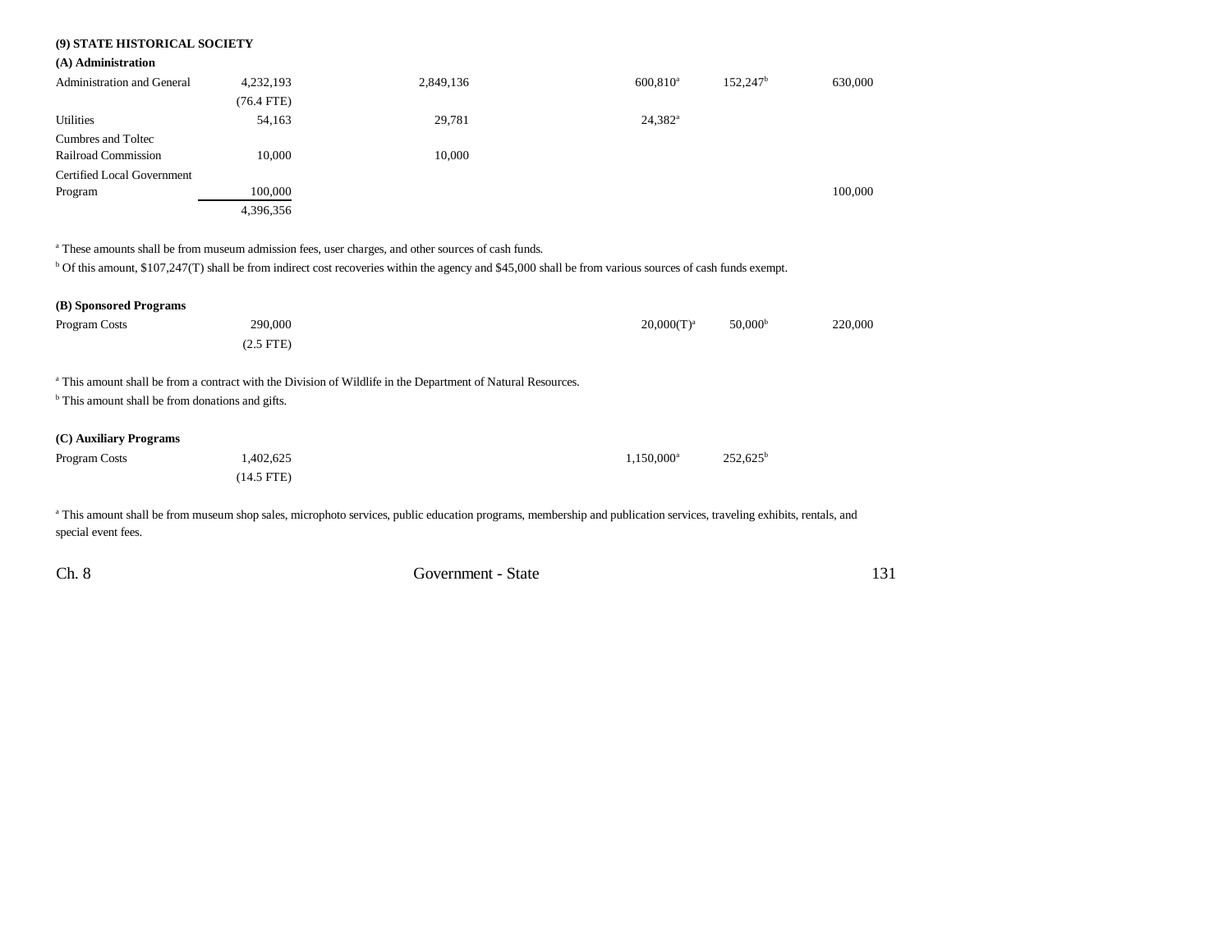## (9) STATE HISTORICAL SOCIETY

### (A) Administration

| | | | | | | |
|---|---|---|---|---|---|---|
| Administration and General | 4,232,193 | 2,849,136 | | 600,810[a] | 152,247[b] | 630,000 |
| | (76.4 FTE) | | | | | |
| Utilities | 54,163 | 29,781 | | 24,382[a] | | |
| Cumbres and Toltec Railroad Commission | 10,000 | 10,000 | | | | |
| Certified Local Government Program | 100,000 | | | | | 100,000 |
| | 4,396,356 | | | | | |

[a] These amounts shall be from museum admission fees, user charges, and other sources of cash funds.

[b] Of this amount, $107,247(T) shall be from indirect cost recoveries within the agency and $45,000 shall be from various sources of cash funds exempt.

### (B) Sponsored Programs

| | | | | | | |
|---|---|---|---|---|---|---|
| Program Costs | 290,000 | | | 20,000(T)[a] | 50,000[b] | 220,000 |
| | (2.5 FTE) | | | | | |

[a] This amount shall be from a contract with the Division of Wildlife in the Department of Natural Resources.

[b] This amount shall be from donations and gifts.

### (C) Auxiliary Programs

| | | | | | | |
|---|---|---|---|---|---|---|
| Program Costs | 1,402,625 | | | 1,150,000[a] | 252,625[b] | |
| | (14.5 FTE) | | | | | |

[a] This amount shall be from museum shop sales, microphoto services, public education programs, membership and publication services, traveling exhibits, rentals, and special event fees.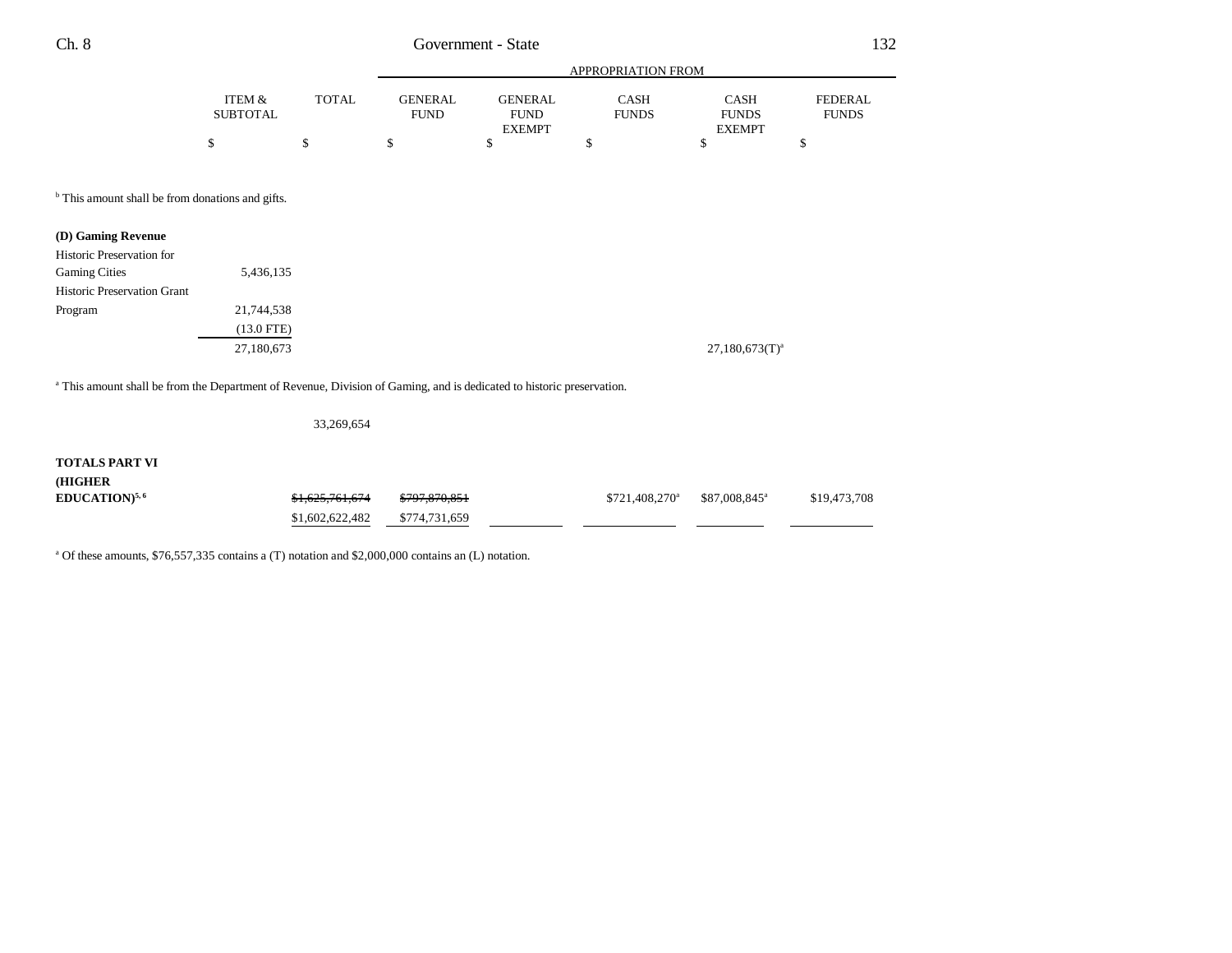| | ITEM & SUBTOTAL | TOTAL | GENERAL FUND | GENERAL FUND EXEMPT | CASH FUNDS | CASH FUNDS EXEMPT | FEDERAL FUNDS |
|---|---|---|---|---|---|---|---|
| | $ | $ | $ | $ | $ | $ | $ |

[b] This amount shall be from donations and gifts.

**(D) Gaming Revenue**

| | ITEM & SUBTOTAL | TOTAL | GENERAL FUND | GENERAL FUND EXEMPT | CASH FUNDS | CASH FUNDS EXEMPT | FEDERAL FUNDS |
|---|---|---|---|---|---|---|---|
| Historic Preservation for Gaming Cities | 5,436,135 | | | | | | |
| Historic Preservation Grant Program | 21,744,538 | | | | | | |
| | (13.0 FTE) | | | | | | |
| | 27,180,673 | | | | | 27,180,673(T)[a] | |

[a] This amount shall be from the Department of Revenue, Division of Gaming, and is dedicated to historic preservation.

| | ITEM & SUBTOTAL | TOTAL | GENERAL FUND | GENERAL FUND EXEMPT | CASH FUNDS | CASH FUNDS EXEMPT | FEDERAL FUNDS |
|---|---|---|---|---|---|---|---|
| | | 33,269,654 | | | | | |
| **TOTALS PART VI (HIGHER EDUCATION)**[5, 6] | | ~~$1,625,761,674~~ | ~~$797,870,851~~ | | $721,408,270[a] | $87,008,845[a] | $19,473,708 |
| | | $1,602,622,482 | $774,731,659 | | | | |

[a] Of these amounts, $76,557,335 contains a (T) notation and $2,000,000 contains an (L) notation.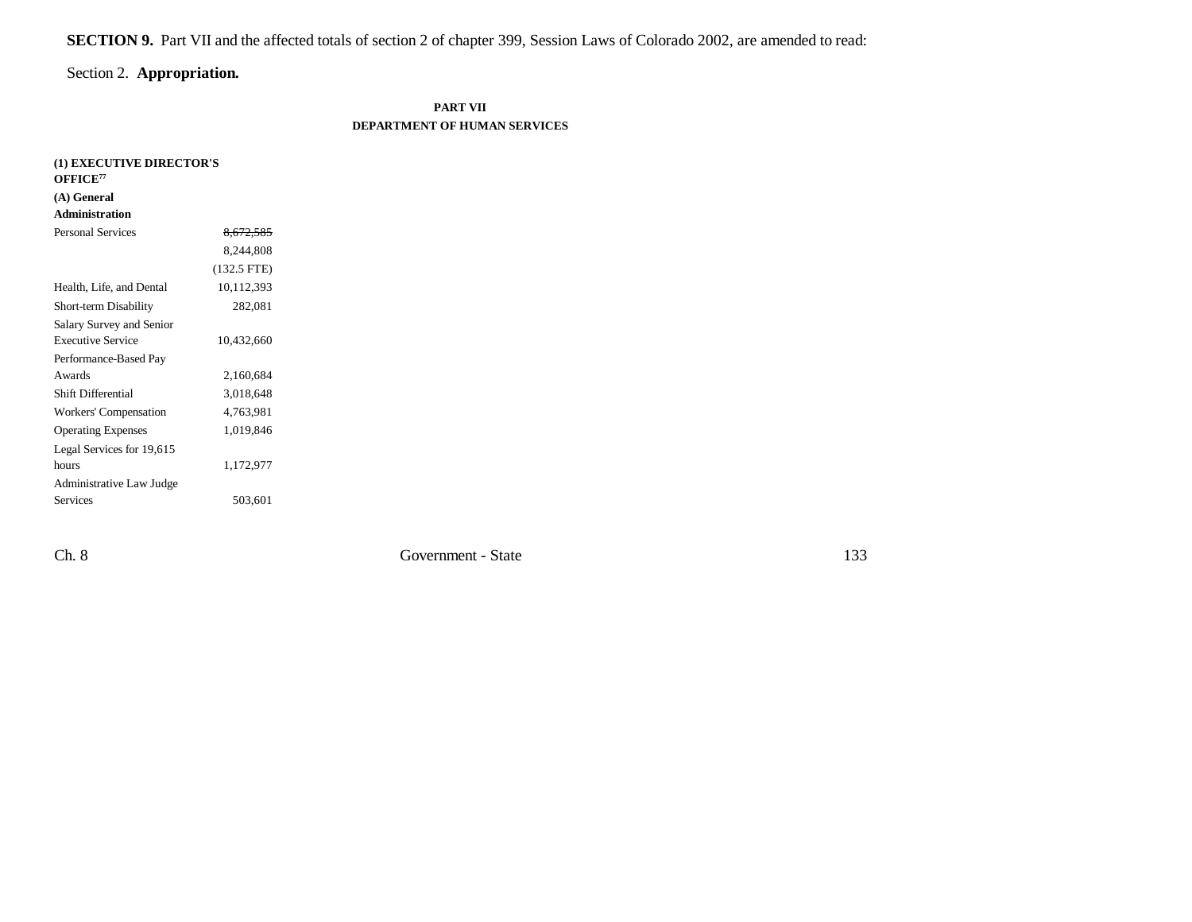**SECTION 9.** Part VII and the affected totals of section 2 of chapter 399, Session Laws of Colorado 2002, are amended to read:

Section 2. **Appropriation.**

**PART VII**
**DEPARTMENT OF HUMAN SERVICES**

**(1) EXECUTIVE DIRECTOR'S OFFICE**[77]

**(A) General Administration**

| | |
|---|---|
| Personal Services | ~~8,672,585~~ |
| | 8,244,808 |
| | (132.5 FTE) |
| Health, Life, and Dental | 10,112,393 |
| Short-term Disability | 282,081 |
| Salary Survey and Senior Executive Service | 10,432,660 |
| Performance-Based Pay Awards | 2,160,684 |
| Shift Differential | 3,018,648 |
| Workers' Compensation | 4,763,981 |
| Operating Expenses | 1,019,846 |
| Legal Services for 19,615 hours | 1,172,977 |
| Administrative Law Judge Services | 503,601 |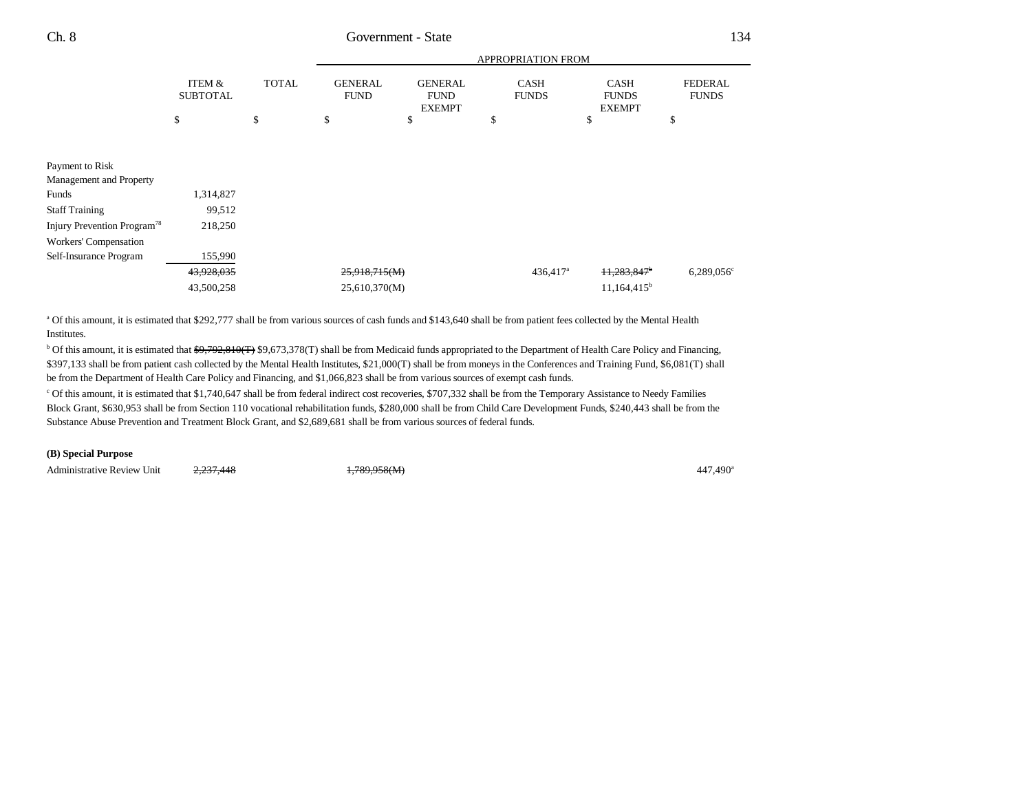| | ITEM & SUBTOTAL | TOTAL | APPROPRIATION FROM GENERAL FUND | GENERAL FUND EXEMPT | CASH FUNDS | CASH FUNDS EXEMPT | FEDERAL FUNDS |
|---|---|---|---|---|---|---|---|
| | $ | $ | $ | $ | $ | $ | $ |
| Payment to Risk Management and Property Funds | 1,314,827 | | | | | | |
| Staff Training | 99,512 | | | | | | |
| Injury Prevention Program[78] | 218,250 | | | | | | |
| Workers' Compensation Self-Insurance Program | 155,990 | | | | | | |
| | ~~43,928,035~~ | | ~~25,918,715(M)~~ | | 436,417[a] | ~~11,283,847[b]~~ | 6,289,056[c] |
| | 43,500,258 | | 25,610,370(M) | | | 11,164,415[b] | |

[a] Of this amount, it is estimated that $292,777 shall be from various sources of cash funds and $143,640 shall be from patient fees collected by the Mental Health Institutes.

[b] Of this amount, it is estimated that ~~$9,792,810(T)~~ $9,673,378(T) shall be from Medicaid funds appropriated to the Department of Health Care Policy and Financing, $397,133 shall be from patient cash collected by the Mental Health Institutes, $21,000(T) shall be from moneys in the Conferences and Training Fund, $6,081(T) shall be from the Department of Health Care Policy and Financing, and $1,066,823 shall be from various sources of exempt cash funds.

[c] Of this amount, it is estimated that $1,740,647 shall be from federal indirect cost recoveries, $707,332 shall be from the Temporary Assistance to Needy Families Block Grant, $630,953 shall be from Section 110 vocational rehabilitation funds, $280,000 shall be from Child Care Development Funds, $240,443 shall be from the Substance Abuse Prevention and Treatment Block Grant, and $2,689,681 shall be from various sources of federal funds.

**(B) Special Purpose**

| | ITEM & SUBTOTAL | TOTAL | GENERAL FUND | GENERAL FUND EXEMPT | CASH FUNDS | CASH FUNDS EXEMPT | FEDERAL FUNDS |
|---|---|---|---|---|---|---|---|
| Administrative Review Unit | ~~2,237,448~~ | | ~~1,789,958(M)~~ | | | | 447,490[a] |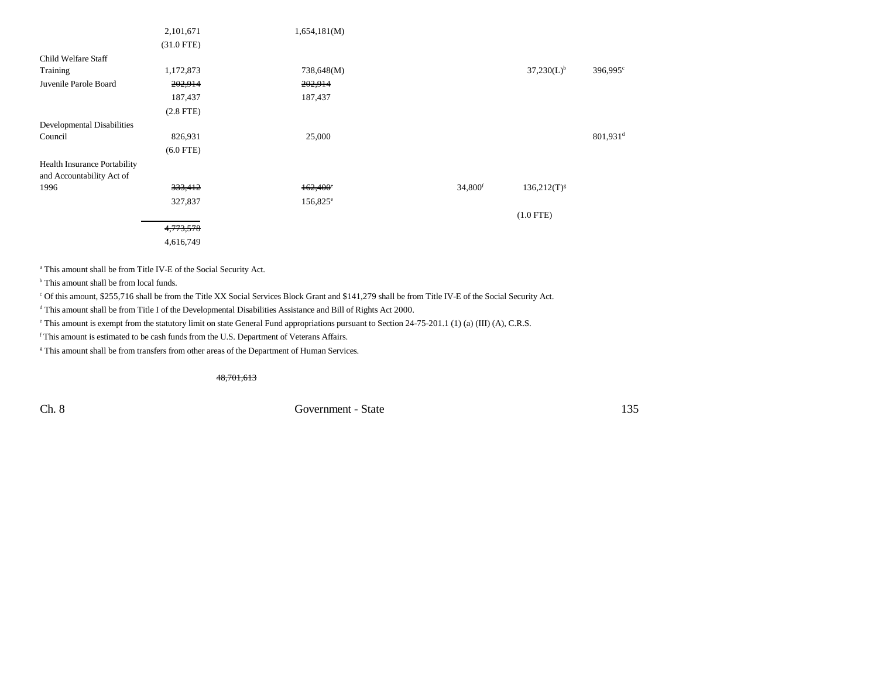| | | | | | | |
|---|---|---|---|---|---|---|
| | 2,101,671 | 1,654,181(M) | | | | |
| | (31.0 FTE) | | | | | |
| Child Welfare Staff Training | 1,172,873 | 738,648(M) | | | 37,230(L)[b] | 396,995[c] |
| Juvenile Parole Board | ~~202,914~~ | ~~202,914~~ | | | | |
| | 187,437 | 187,437 | | | | |
| | (2.8 FTE) | | | | | |
| Developmental Disabilities Council | 826,931 | 25,000 | | | | 801,931[d] |
| | (6.0 FTE) | | | | | |
| Health Insurance Portability and Accountability Act of 1996 | ~~333,412~~ | ~~162,400~~[e] | | 34,800[f] | 136,212(T)[g] | |
| | 327,837 | 156,825[e] | | | | |
| | | | | | (1.0 FTE) | |
| | ~~4,773,578~~ | | | | | |
| | 4,616,749 | | | | | |

[a] This amount shall be from Title IV-E of the Social Security Act.

[b] This amount shall be from local funds.

[c] Of this amount, $255,716 shall be from the Title XX Social Services Block Grant and $141,279 shall be from Title IV-E of the Social Security Act.

[d] This amount shall be from Title I of the Developmental Disabilities Assistance and Bill of Rights Act 2000.

[e] This amount is exempt from the statutory limit on state General Fund appropriations pursuant to Section 24-75-201.1 (1) (a) (III) (A), C.R.S.

[f] This amount is estimated to be cash funds from the U.S. Department of Veterans Affairs.

[g] This amount shall be from transfers from other areas of the Department of Human Services.

~~48,701,613~~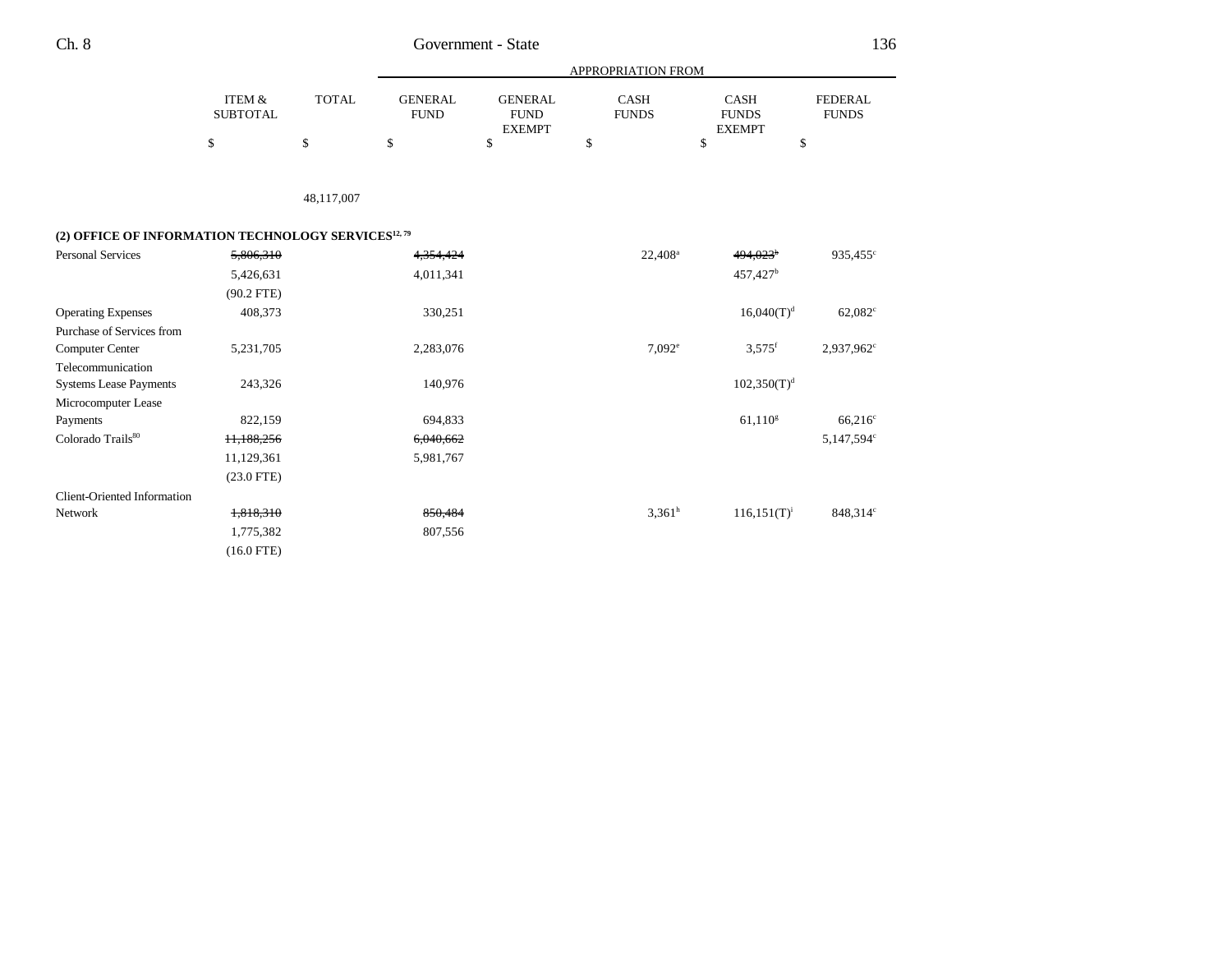| | ITEM & SUBTOTAL | TOTAL | GENERAL FUND | GENERAL FUND EXEMPT | CASH FUNDS | CASH FUNDS EXEMPT | FEDERAL FUNDS |
|---|---|---|---|---|---|---|---|
| | | | APPROPRIATION FROM | | | | |
| | $ | $ | $ | $ | $ | $ | $ |
| | | 48,117,007 | | | | | |
| **(2) OFFICE OF INFORMATION TECHNOLOGY SERVICES[12, 79]** | | | | | | | |
| Personal Services | ~~5,806,310~~ | | ~~4,354,424~~ | | 22,408[a] | ~~494,023[b]~~ | 935,455[c] |
| | 5,426,631 | | 4,011,341 | | | 457,427[b] | |
| | (90.2 FTE) | | | | | | |
| Operating Expenses | 408,373 | | 330,251 | | | 16,040(T)[d] | 62,082[c] |
| Purchase of Services from Computer Center | 5,231,705 | | 2,283,076 | | 7,092[e] | 3,575[f] | 2,937,962[c] |
| Telecommunication Systems Lease Payments | 243,326 | | 140,976 | | | 102,350(T)[d] | |
| Microcomputer Lease Payments | 822,159 | | 694,833 | | | 61,110[g] | 66,216[c] |
| Colorado Trails[80] | ~~11,188,256~~ | | ~~6,040,662~~ | | | | 5,147,594[c] |
| | 11,129,361 | | 5,981,767 | | | | |
| | (23.0 FTE) | | | | | | |
| Client-Oriented Information Network | ~~1,818,310~~ | | ~~850,484~~ | | 3,361[h] | 116,151(T)[i] | 848,314[c] |
| | 1,775,382 | | 807,556 | | | | |
| | (16.0 FTE) | | | | | | |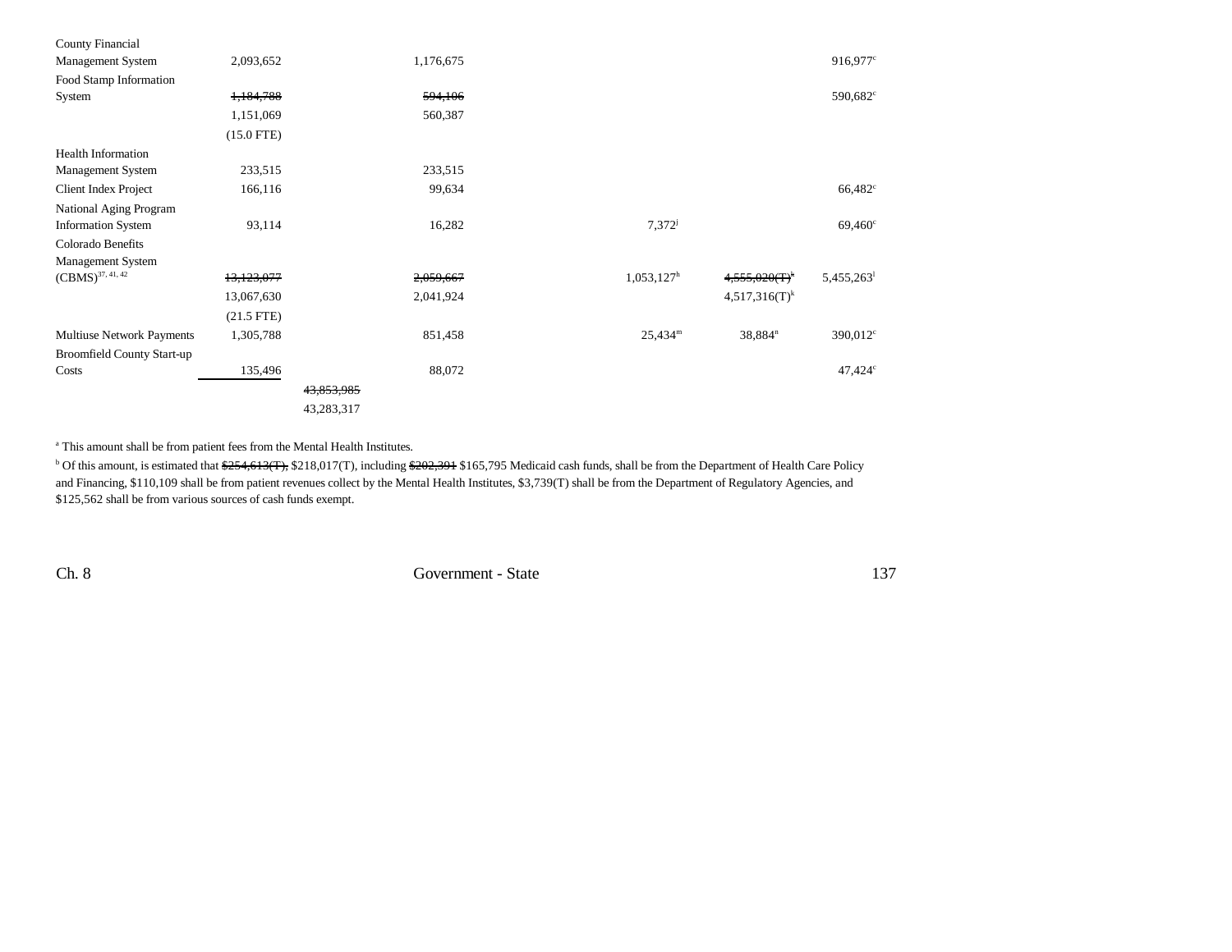| | | | | | | | |
|---|---|---|---|---|---|---|---|
| County Financial Management System | 2,093,652 | | 1,176,675 | | | | 916,977[c] |
| Food Stamp Information System | ~~1,184,788~~ 1,151,069 (15.0 FTE) | | ~~594,106~~ 560,387 | | | | 590,682[c] |
| Health Information Management System | 233,515 | | 233,515 | | | | |
| Client Index Project | 166,116 | | 99,634 | | | | 66,482[c] |
| National Aging Program Information System | 93,114 | | 16,282 | | 7,372[j] | | 69,460[c] |
| Colorado Benefits Management System (CBMS)[37, 41, 42] | ~~13,123,077~~ 13,067,630 (21.5 FTE) | | ~~2,059,667~~ 2,041,924 | | 1,053,127[h] | ~~4,555,020(T)~~[k] 4,517,316(T)[k] | 5,455,263[l] |
| Multiuse Network Payments | 1,305,788 | | 851,458 | | 25,434[m] | 38,884[n] | 390,012[c] |
| Broomfield County Start-up Costs | 135,496 | | 88,072 | | | | 47,424[c] |
| | | ~~43,853,985~~ 43,283,317 | | | | | |

[a] This amount shall be from patient fees from the Mental Health Institutes.

[b] Of this amount, is estimated that ~~$254,613(T),~~ $218,017(T), including ~~$202,391~~ $165,795 Medicaid cash funds, shall be from the Department of Health Care Policy and Financing, $110,109 shall be from patient revenues collect by the Mental Health Institutes, $3,739(T) shall be from the Department of Regulatory Agencies, and $125,562 shall be from various sources of cash funds exempt.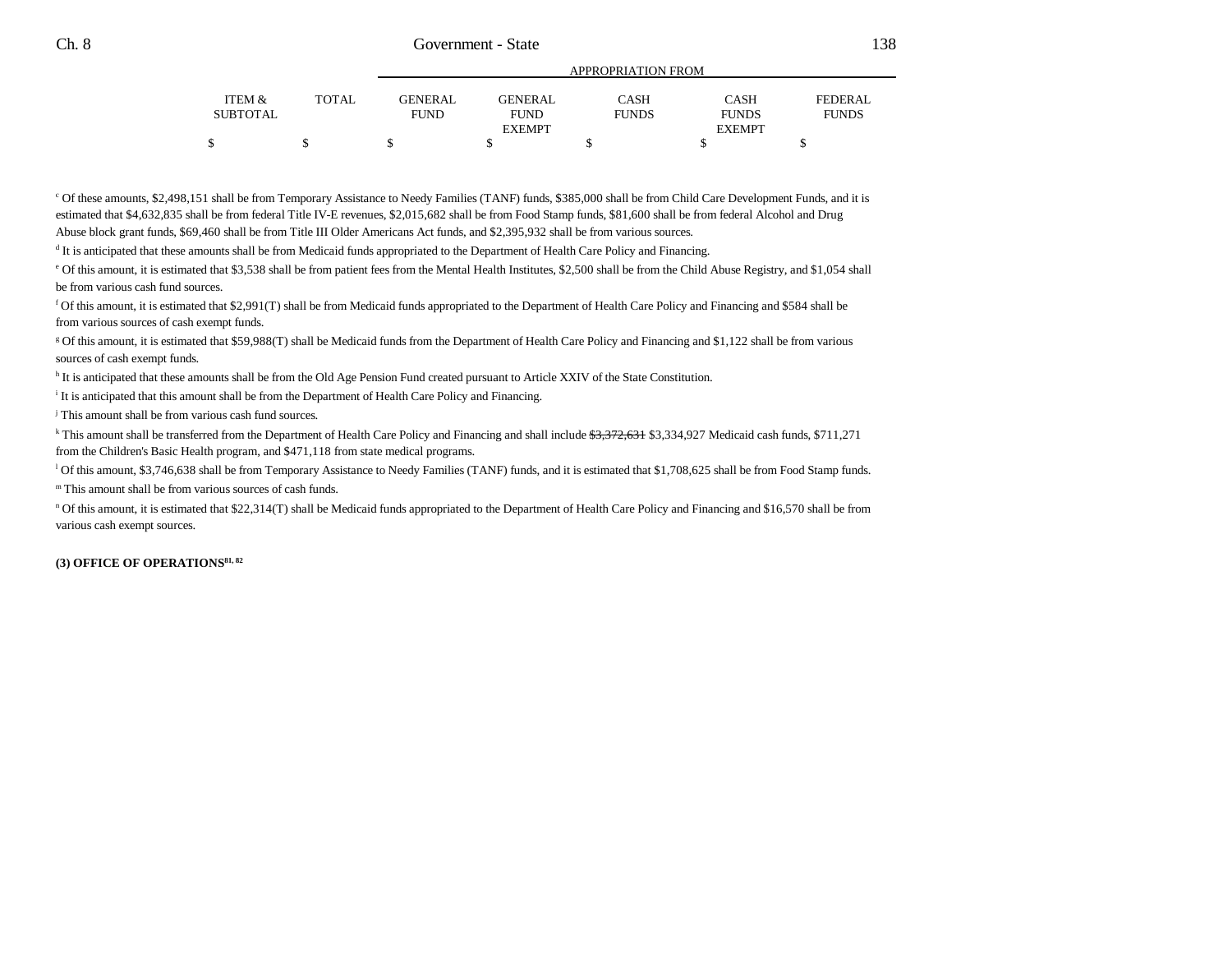| ITEM & SUBTOTAL | TOTAL | APPROPRIATION FROM GENERAL FUND | GENERAL FUND EXEMPT | CASH FUNDS | CASH FUNDS EXEMPT | FEDERAL FUNDS |
|---|---|---|---|---|---|---|
| $ | $ | $ | $ | $ | $ | $ |

[c] Of these amounts, $2,498,151 shall be from Temporary Assistance to Needy Families (TANF) funds, $385,000 shall be from Child Care Development Funds, and it is estimated that $4,632,835 shall be from federal Title IV-E revenues, $2,015,682 shall be from Food Stamp funds, $81,600 shall be from federal Alcohol and Drug Abuse block grant funds, $69,460 shall be from Title III Older Americans Act funds, and $2,395,932 shall be from various sources.

[d] It is anticipated that these amounts shall be from Medicaid funds appropriated to the Department of Health Care Policy and Financing.

[e] Of this amount, it is estimated that $3,538 shall be from patient fees from the Mental Health Institutes, $2,500 shall be from the Child Abuse Registry, and $1,054 shall be from various cash fund sources.

[f] Of this amount, it is estimated that $2,991(T) shall be from Medicaid funds appropriated to the Department of Health Care Policy and Financing and $584 shall be from various sources of cash exempt funds.

[g] Of this amount, it is estimated that $59,988(T) shall be Medicaid funds from the Department of Health Care Policy and Financing and $1,122 shall be from various sources of cash exempt funds.

[h] It is anticipated that these amounts shall be from the Old Age Pension Fund created pursuant to Article XXIV of the State Constitution.

[i] It is anticipated that this amount shall be from the Department of Health Care Policy and Financing.

[j] This amount shall be from various cash fund sources.

[k] This amount shall be transferred from the Department of Health Care Policy and Financing and shall include ~~$3,372,631~~ $3,334,927 Medicaid cash funds, $711,271 from the Children's Basic Health program, and $471,118 from state medical programs.

[l] Of this amount, $3,746,638 shall be from Temporary Assistance to Needy Families (TANF) funds, and it is estimated that $1,708,625 shall be from Food Stamp funds.

[m] This amount shall be from various sources of cash funds.

[n] Of this amount, it is estimated that $22,314(T) shall be Medicaid funds appropriated to the Department of Health Care Policy and Financing and $16,570 shall be from various cash exempt sources.

**(3) OFFICE OF OPERATIONS[81, 82]**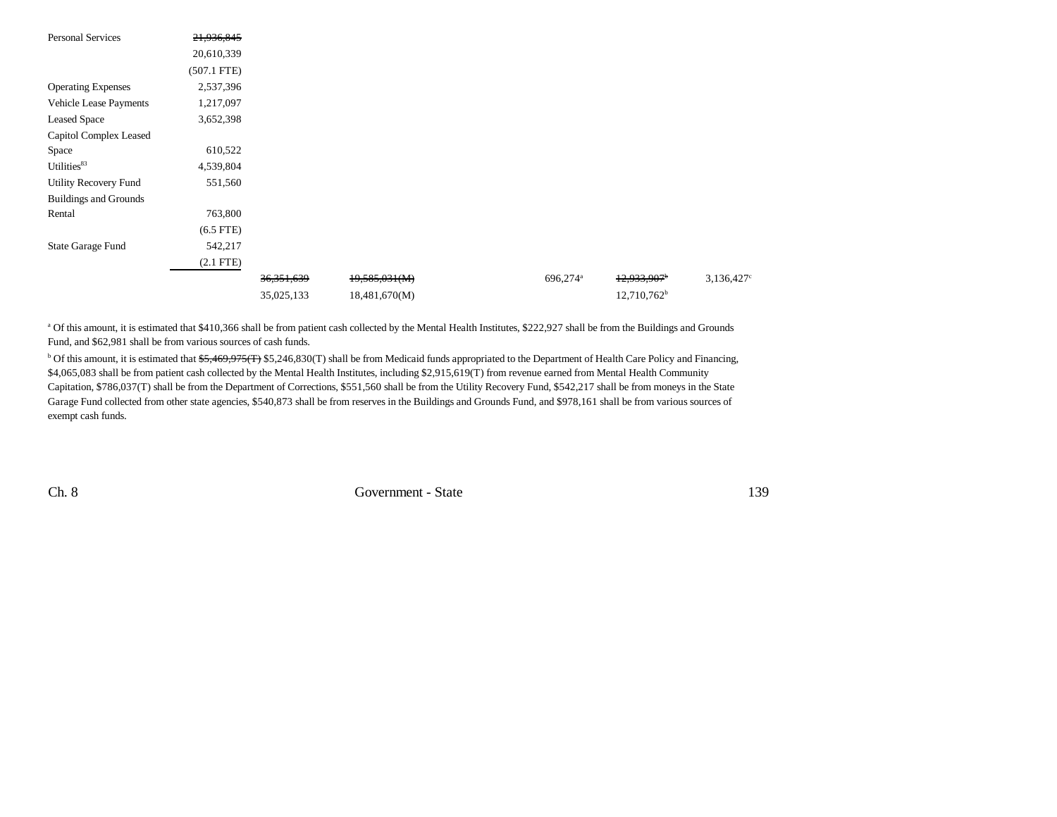| | | | | | | | |
|---|---|---|---|---|---|---|---|
| Personal Services | ~~21,936,845~~ 20,610,339 (507.1 FTE) | | | | | | |
| Operating Expenses | 2,537,396 | | | | | | |
| Vehicle Lease Payments | 1,217,097 | | | | | | |
| Leased Space | 3,652,398 | | | | | | |
| Capitol Complex Leased Space | 610,522 | | | | | | |
| Utilities[83] | 4,539,804 | | | | | | |
| Utility Recovery Fund | 551,560 | | | | | | |
| Buildings and Grounds Rental | 763,800 (6.5 FTE) | | | | | | |
| State Garage Fund | 542,217 (2.1 FTE) | | | | | | |
| | | ~~36,351,639~~ 35,025,133 | ~~19,585,031(M)~~ 18,481,670(M) | | 696,274[a] | ~~12,933,907[b]~~ 12,710,762[b] | 3,136,427[c] |

[a] Of this amount, it is estimated that $410,366 shall be from patient cash collected by the Mental Health Institutes, $222,927 shall be from the Buildings and Grounds Fund, and $62,981 shall be from various sources of cash funds.

[b] Of this amount, it is estimated that ~~$5,469,975(T)~~ $5,246,830(T) shall be from Medicaid funds appropriated to the Department of Health Care Policy and Financing, $4,065,083 shall be from patient cash collected by the Mental Health Institutes, including $2,915,619(T) from revenue earned from Mental Health Community Capitation, $786,037(T) shall be from the Department of Corrections, $551,560 shall be from the Utility Recovery Fund, $542,217 shall be from moneys in the State Garage Fund collected from other state agencies, $540,873 shall be from reserves in the Buildings and Grounds Fund, and $978,161 shall be from various sources of exempt cash funds.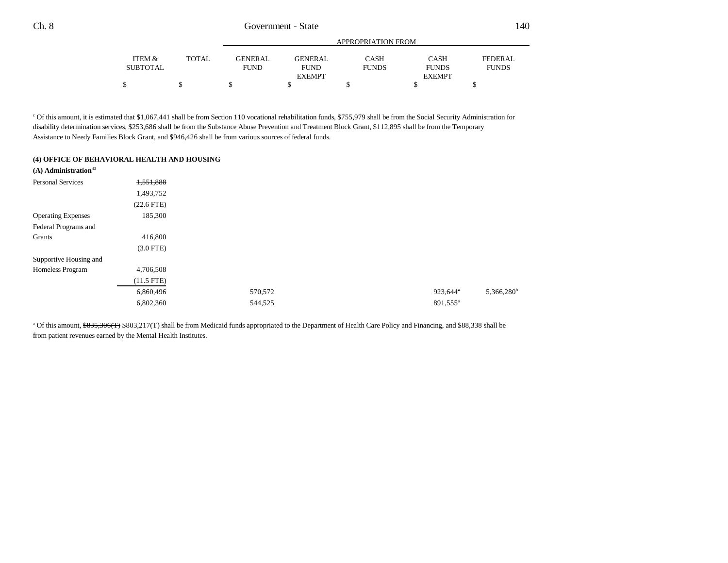| | ITEM & SUBTOTAL | TOTAL | APPROPRIATION FROM GENERAL FUND | GENERAL FUND EXEMPT | CASH FUNDS | CASH FUNDS EXEMPT | FEDERAL FUNDS |
|---|---|---|---|---|---|---|---|
| | $ | $ | $ | $ | $ | $ | $ |

[c] Of this amount, it is estimated that $1,067,441 shall be from Section 110 vocational rehabilitation funds, $755,979 shall be from the Social Security Administration for disability determination services, $253,686 shall be from the Substance Abuse Prevention and Treatment Block Grant, $112,895 shall be from the Temporary Assistance to Needy Families Block Grant, and $946,426 shall be from various sources of federal funds.

**(4) OFFICE OF BEHAVIORAL HEALTH AND HOUSING**

**(A) Administration**[43]

| | ITEM & SUBTOTAL | TOTAL | GENERAL FUND | GENERAL FUND EXEMPT | CASH FUNDS | CASH FUNDS EXEMPT | FEDERAL FUNDS |
|---|---|---|---|---|---|---|---|
| Personal Services | ~~1,551,888~~ | | | | | | |
| | 1,493,752 | | | | | | |
| | (22.6 FTE) | | | | | | |
| Operating Expenses | 185,300 | | | | | | |
| Federal Programs and Grants | 416,800 | | | | | | |
| | (3.0 FTE) | | | | | | |
| Supportive Housing and Homeless Program | 4,706,508 | | | | | | |
| | (11.5 FTE) | | | | | | |
| | | ~~6,860,496~~ | ~~570,572~~ | | | ~~923,644~~[a] | 5,366,280[b] |
| | | 6,802,360 | 544,525 | | | 891,555[a] | |

[a] Of this amount, ~~$835,306(T)~~ $803,217(T) shall be from Medicaid funds appropriated to the Department of Health Care Policy and Financing, and $88,338 shall be from patient revenues earned by the Mental Health Institutes.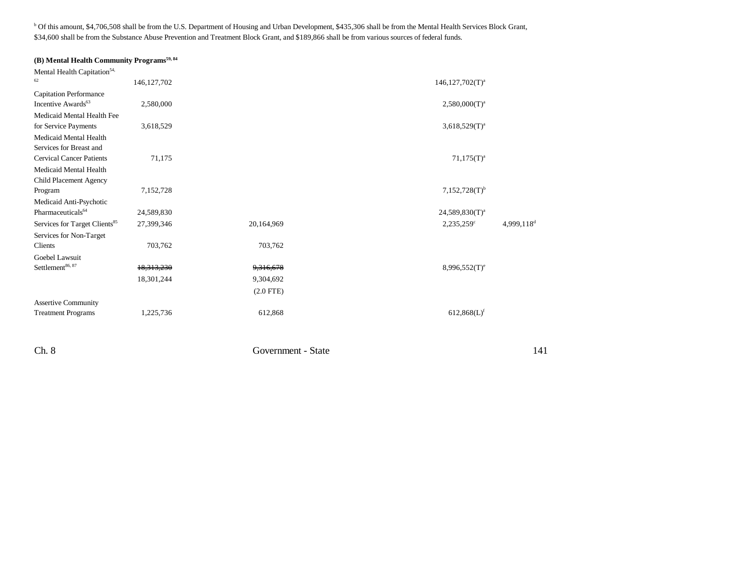[b] Of this amount, $4,706,508 shall be from the U.S. Department of Housing and Urban Development, $435,306 shall be from the Mental Health Services Block Grant, $34,600 shall be from the Substance Abuse Prevention and Treatment Block Grant, and $189,866 shall be from various sources of federal funds.

**(B) Mental Health Community Programs[59, 84]**

| | | | | | |
|---|---|---|---|---|---|
| Mental Health Capitation[54, 62] | 146,127,702 | | | 146,127,702(T)[a] | |
| Capitation Performance Incentive Awards[63] | 2,580,000 | | | 2,580,000(T)[a] | |
| Medicaid Mental Health Fee for Service Payments | 3,618,529 | | | 3,618,529(T)[a] | |
| Medicaid Mental Health Services for Breast and Cervical Cancer Patients | 71,175 | | | 71,175(T)[a] | |
| Medicaid Mental Health Child Placement Agency Program | 7,152,728 | | | 7,152,728(T)[b] | |
| Medicaid Anti-Psychotic Pharmaceuticals[64] | 24,589,830 | | | 24,589,830(T)[a] | |
| Services for Target Clients[85] | 27,399,346 | 20,164,969 | | 2,235,259[c] | 4,999,118[d] |
| Services for Non-Target Clients | 703,762 | 703,762 | | | |
| Goebel Lawsuit Settlement[86, 87] | ~~18,313,230~~ 18,301,244 | ~~9,316,678~~ 9,304,692 (2.0 FTE) | | 8,996,552(T)[e] | |
| Assertive Community Treatment Programs | 1,225,736 | 612,868 | | 612,868(L)[f] | |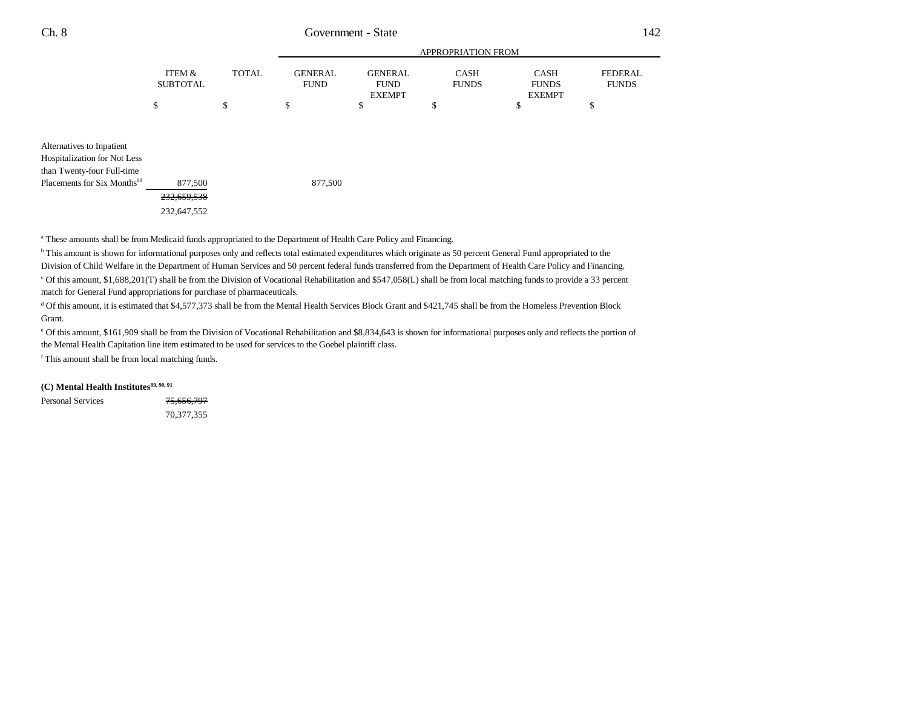| | ITEM & SUBTOTAL | TOTAL | APPROPRIATION FROM GENERAL FUND | GENERAL FUND EXEMPT | CASH FUNDS | CASH FUNDS EXEMPT | FEDERAL FUNDS |
|---|---|---|---|---|---|---|---|
| | $ | $ | $ | $ | $ | $ | $ |
| Alternatives to Inpatient Hospitalization for Not Less than Twenty-four Full-time Placements for Six Months[88] | 877,500 | | 877,500 | | | | |
| | ~~232,659,538~~ | | | | | | |
| | 232,647,552 | | | | | | |

[a] These amounts shall be from Medicaid funds appropriated to the Department of Health Care Policy and Financing.

[b] This amount is shown for informational purposes only and reflects total estimated expenditures which originate as 50 percent General Fund appropriated to the Division of Child Welfare in the Department of Human Services and 50 percent federal funds transferred from the Department of Health Care Policy and Financing.

[c] Of this amount, $1,688,201(T) shall be from the Division of Vocational Rehabilitation and $547,058(L) shall be from local matching funds to provide a 33 percent match for General Fund appropriations for purchase of pharmaceuticals.

[d] Of this amount, it is estimated that $4,577,373 shall be from the Mental Health Services Block Grant and $421,745 shall be from the Homeless Prevention Block Grant.

[e] Of this amount, $161,909 shall be from the Division of Vocational Rehabilitation and $8,834,643 is shown for informational purposes only and reflects the portion of the Mental Health Capitation line item estimated to be used for services to the Goebel plaintiff class.

[f] This amount shall be from local matching funds.

**(C) Mental Health Institutes[89, 90, 91]**

| | ITEM & SUBTOTAL | TOTAL | GENERAL FUND | GENERAL FUND EXEMPT | CASH FUNDS | CASH FUNDS EXEMPT | FEDERAL FUNDS |
|---|---|---|---|---|---|---|---|
| Personal Services | ~~75,656,797~~ | | | | | | |
| | 70,377,355 | | | | | | |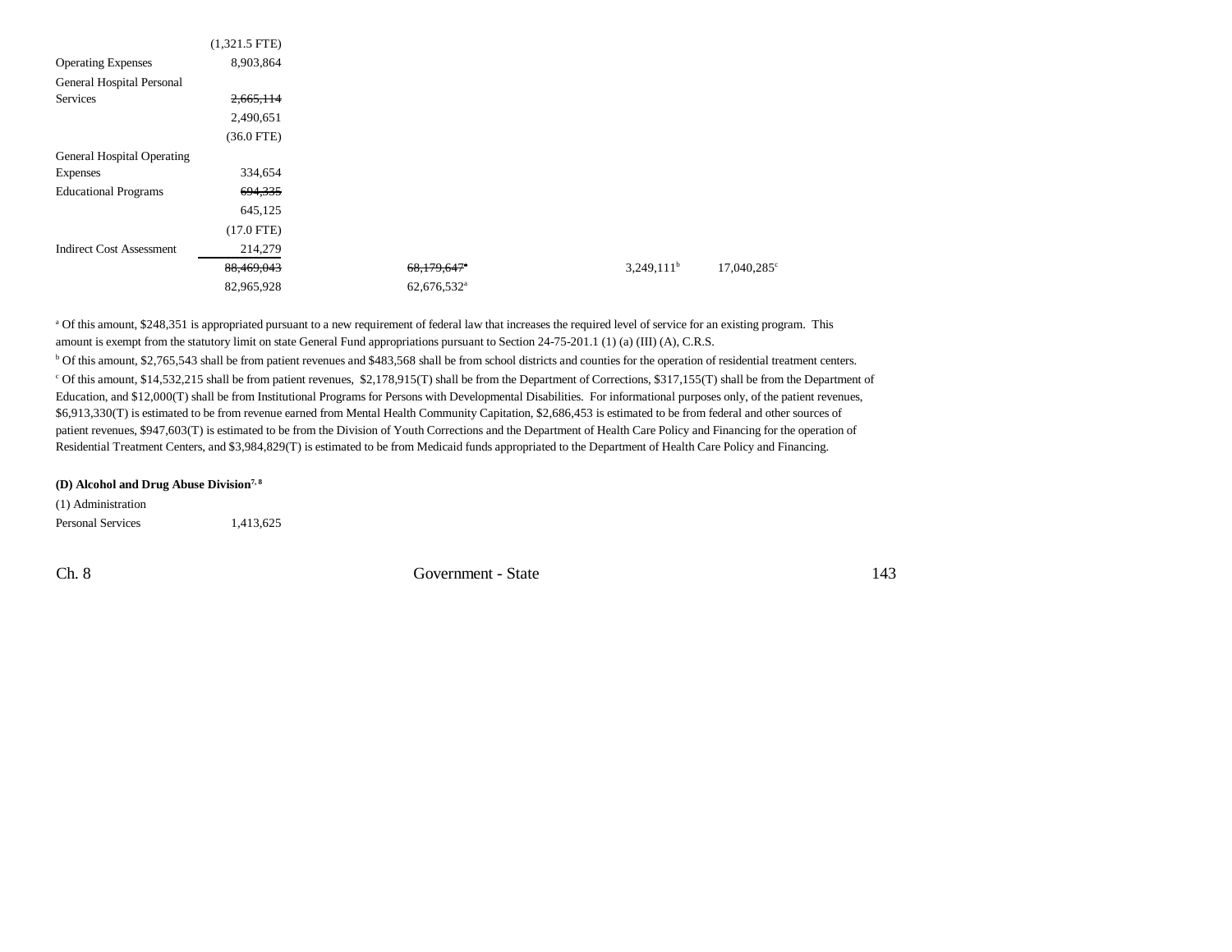| | | | | | |
|---|---|---|---|---|---|
| | (1,321.5 FTE) | | | | |
| Operating Expenses | 8,903,864 | | | | |
| General Hospital Personal Services | ~~2,665,114~~ 2,490,651 (36.0 FTE) | | | | |
| General Hospital Operating Expenses | 334,654 | | | | |
| Educational Programs | ~~694,335~~ 645,125 (17.0 FTE) | | | | |
| Indirect Cost Assessment | 214,279 | | | | |
| | ~~88,469,043~~ 82,965,928 | | ~~68,179,647~~[a] 62,676,532[a] | | 3,249,111[b] | 17,040,285[c] |

[a] Of this amount, $248,351 is appropriated pursuant to a new requirement of federal law that increases the required level of service for an existing program. This amount is exempt from the statutory limit on state General Fund appropriations pursuant to Section 24-75-201.1 (1) (a) (III) (A), C.R.S.

[b] Of this amount, $2,765,543 shall be from patient revenues and $483,568 shall be from school districts and counties for the operation of residential treatment centers.

[c] Of this amount, $14,532,215 shall be from patient revenues, $2,178,915(T) shall be from the Department of Corrections, $317,155(T) shall be from the Department of Education, and $12,000(T) shall be from Institutional Programs for Persons with Developmental Disabilities. For informational purposes only, of the patient revenues, $6,913,330(T) is estimated to be from revenue earned from Mental Health Community Capitation, $2,686,453 is estimated to be from federal and other sources of patient revenues, $947,603(T) is estimated to be from the Division of Youth Corrections and the Department of Health Care Policy and Financing for the operation of Residential Treatment Centers, and $3,984,829(T) is estimated to be from Medicaid funds appropriated to the Department of Health Care Policy and Financing.

**(D) Alcohol and Drug Abuse Division[7, 8]**

(1) Administration

| | |
|---|---|
| Personal Services | 1,413,625 |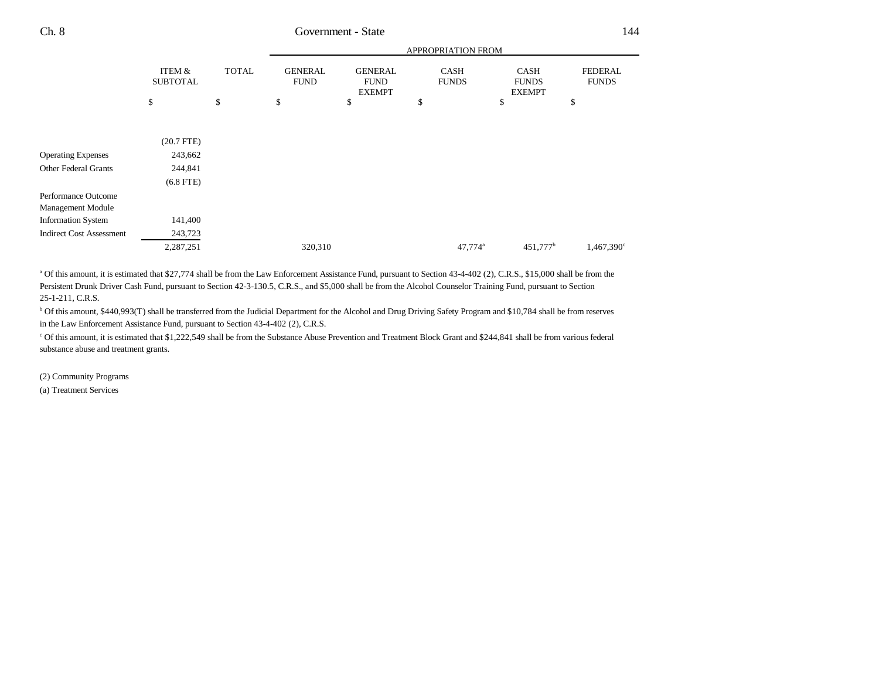| | ITEM & SUBTOTAL | TOTAL | APPROPRIATION FROM GENERAL FUND | GENERAL FUND EXEMPT | CASH FUNDS | CASH FUNDS EXEMPT | FEDERAL FUNDS |
|---|---|---|---|---|---|---|---|
| | $ | $ | $ | $ | $ | $ | $ |
| | (20.7 FTE) | | | | | | |
| Operating Expenses | 243,662 | | | | | | |
| Other Federal Grants | 244,841 | | | | | | |
| | (6.8 FTE) | | | | | | |
| Performance Outcome Management Module Information System | 141,400 | | | | | | |
| Indirect Cost Assessment | 243,723 | | | | | | |
| | 2,287,251 | | 320,310 | | 47,774[a] | 451,777[b] | 1,467,390[c] |

[a] Of this amount, it is estimated that $27,774 shall be from the Law Enforcement Assistance Fund, pursuant to Section 43-4-402 (2), C.R.S., $15,000 shall be from the Persistent Drunk Driver Cash Fund, pursuant to Section 42-3-130.5, C.R.S., and $5,000 shall be from the Alcohol Counselor Training Fund, pursuant to Section 25-1-211, C.R.S.

[b] Of this amount, $440,993(T) shall be transferred from the Judicial Department for the Alcohol and Drug Driving Safety Program and $10,784 shall be from reserves in the Law Enforcement Assistance Fund, pursuant to Section 43-4-402 (2), C.R.S.

[c] Of this amount, it is estimated that $1,222,549 shall be from the Substance Abuse Prevention and Treatment Block Grant and $244,841 shall be from various federal substance abuse and treatment grants.

(2) Community Programs

(a) Treatment Services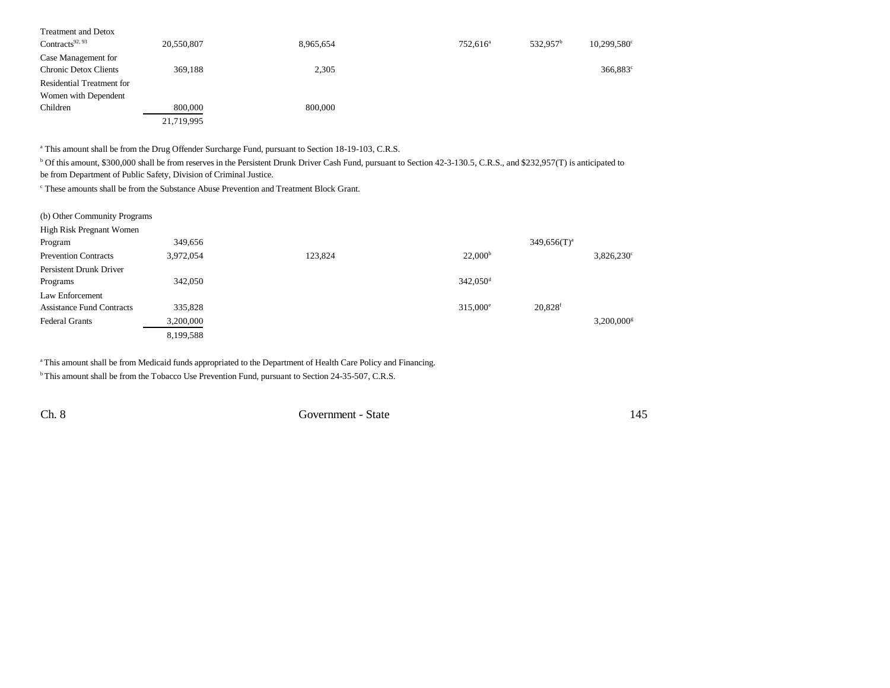| | | | | | | | |
|---|---|---|---|---|---|---|---|
| Treatment and Detox Contracts[92, 93] | 20,550,807 | | 8,965,654 | | 752,616[a] | 532,957[b] | 10,299,580[c] |
| Case Management for Chronic Detox Clients | 369,188 | | 2,305 | | | | 366,883[c] |
| Residential Treatment for Women with Dependent Children | 800,000 | | 800,000 | | | | |
| | 21,719,995 | | | | | | |

[a] This amount shall be from the Drug Offender Surcharge Fund, pursuant to Section 18-19-103, C.R.S.

[b] Of this amount, $300,000 shall be from reserves in the Persistent Drunk Driver Cash Fund, pursuant to Section 42-3-130.5, C.R.S., and $232,957(T) is anticipated to be from Department of Public Safety, Division of Criminal Justice.

[c] These amounts shall be from the Substance Abuse Prevention and Treatment Block Grant.

| (b) Other Community Programs | | | | | | | |
|---|---|---|---|---|---|---|---|
| High Risk Pregnant Women Program | 349,656 | | | | | 349,656(T)[a] | |
| Prevention Contracts | 3,972,054 | | 123,824 | | 22,000[b] | | 3,826,230[c] |
| Persistent Drunk Driver Programs | 342,050 | | | | 342,050[d] | | |
| Law Enforcement Assistance Fund Contracts | 335,828 | | | | 315,000[e] | 20,828[f] | |
| Federal Grants | 3,200,000 | | | | | | 3,200,000[g] |
| | 8,199,588 | | | | | | |

[a] This amount shall be from Medicaid funds appropriated to the Department of Health Care Policy and Financing.

[b] This amount shall be from the Tobacco Use Prevention Fund, pursuant to Section 24-35-507, C.R.S.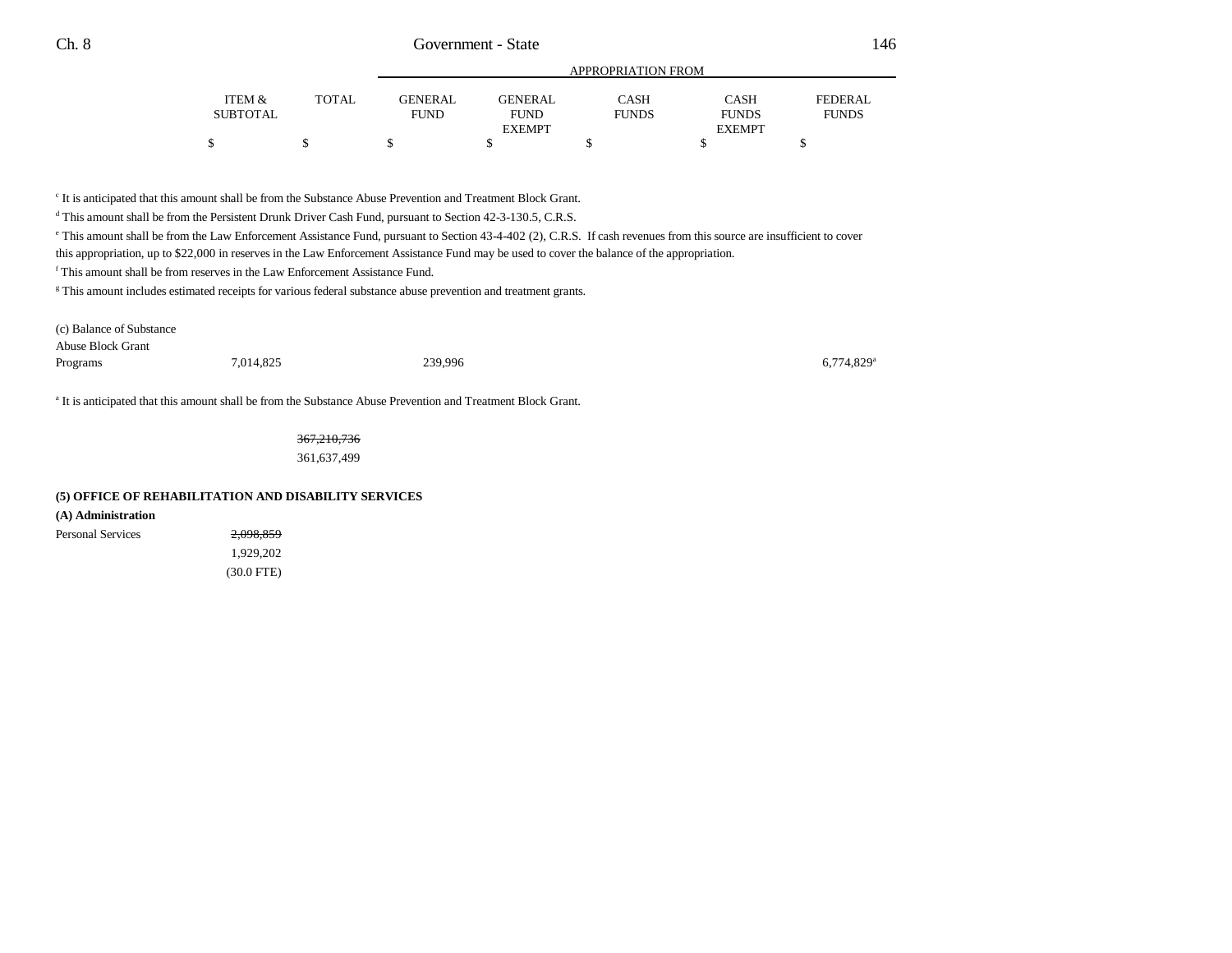| | ITEM & SUBTOTAL | TOTAL | GENERAL FUND | GENERAL FUND EXEMPT | CASH FUNDS | CASH FUNDS EXEMPT | FEDERAL FUNDS |
|---|---|---|---|---|---|---|---|
| | $ | $ | $ | $ | $ | $ | $ |

[c] It is anticipated that this amount shall be from the Substance Abuse Prevention and Treatment Block Grant.

[d] This amount shall be from the Persistent Drunk Driver Cash Fund, pursuant to Section 42-3-130.5, C.R.S.

[e] This amount shall be from the Law Enforcement Assistance Fund, pursuant to Section 43-4-402 (2), C.R.S. If cash revenues from this source are insufficient to cover this appropriation, up to $22,000 in reserves in the Law Enforcement Assistance Fund may be used to cover the balance of the appropriation.

[f] This amount shall be from reserves in the Law Enforcement Assistance Fund.

[g] This amount includes estimated receipts for various federal substance abuse prevention and treatment grants.

| | ITEM & SUBTOTAL | TOTAL | GENERAL FUND | GENERAL FUND EXEMPT | CASH FUNDS | CASH FUNDS EXEMPT | FEDERAL FUNDS |
|---|---|---|---|---|---|---|---|
| (c) Balance of Substance Abuse Block Grant Programs | 7,014,825 | | 239,996 | | | | 6,774,829[a] |

[a] It is anticipated that this amount shall be from the Substance Abuse Prevention and Treatment Block Grant.

| | ITEM & SUBTOTAL | TOTAL | GENERAL FUND | GENERAL FUND EXEMPT | CASH FUNDS | CASH FUNDS EXEMPT | FEDERAL FUNDS |
|---|---|---|---|---|---|---|---|
| | | ~~367,210,736~~ 361,637,499 | | | | | |

**(5) OFFICE OF REHABILITATION AND DISABILITY SERVICES**

**(A) Administration**

| | ITEM & SUBTOTAL | TOTAL | GENERAL FUND | GENERAL FUND EXEMPT | CASH FUNDS | CASH FUNDS EXEMPT | FEDERAL FUNDS |
|---|---|---|---|---|---|---|---|
| Personal Services | ~~2,098,859~~ 1,929,202 (30.0 FTE) | | | | | | |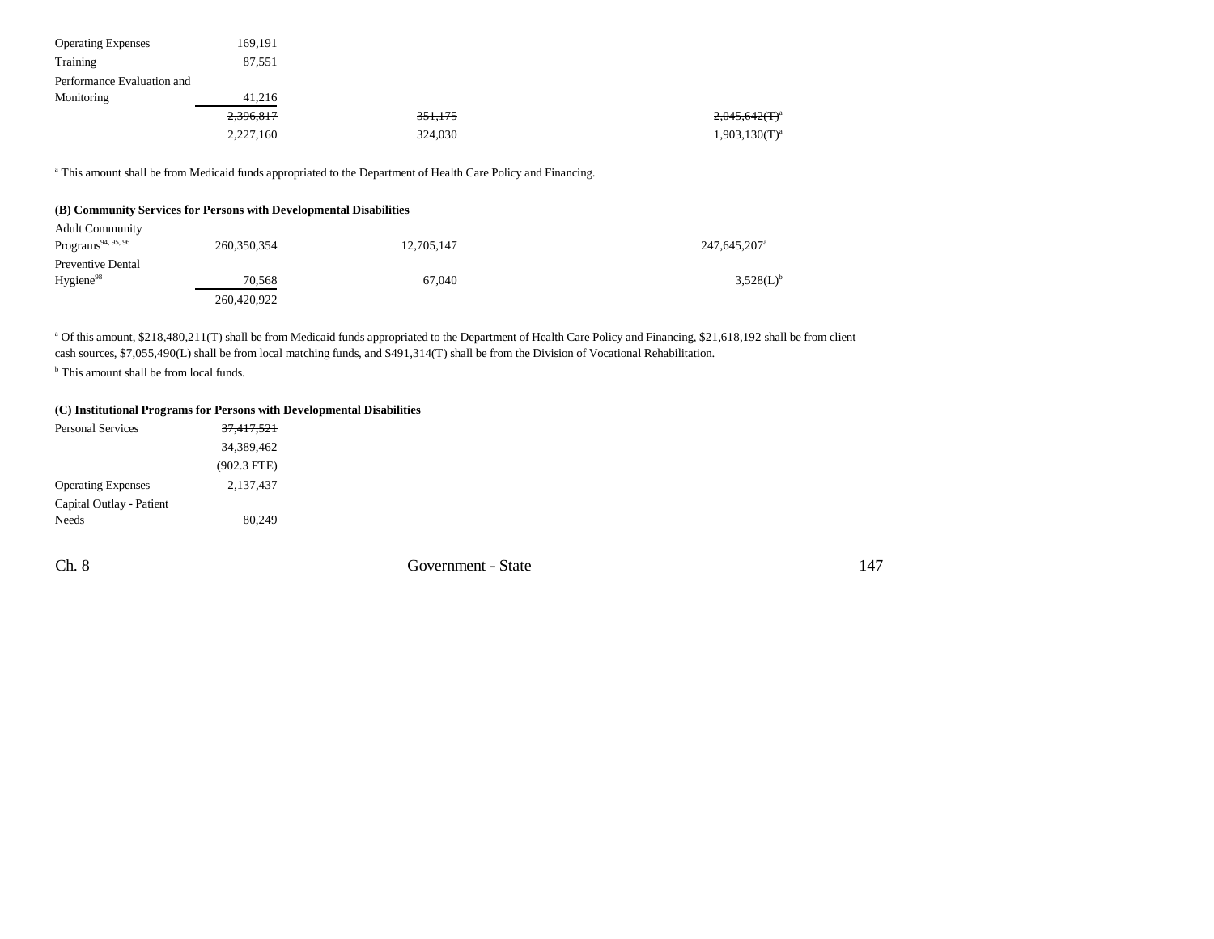| | | | |
|---|---|---|---|
| Operating Expenses | 169,191 | | |
| Training | 87,551 | | |
| Performance Evaluation and Monitoring | 41,216 | | |
| | ~~2,396,817~~ | ~~351,175~~ | ~~2,045,642(T)~~[a] |
| | 2,227,160 | 324,030 | 1,903,130(T)[a] |

[a] This amount shall be from Medicaid funds appropriated to the Department of Health Care Policy and Financing.

**(B) Community Services for Persons with Developmental Disabilities**

| | | | |
|---|---|---|---|
| Adult Community Programs[94, 95, 96] | 260,350,354 | 12,705,147 | 247,645,207[a] |
| Preventive Dental Hygiene[98] | 70,568 | 67,040 | 3,528(L)[b] |
| | 260,420,922 | | |

[a] Of this amount, $218,480,211(T) shall be from Medicaid funds appropriated to the Department of Health Care Policy and Financing, $21,618,192 shall be from client cash sources, $7,055,490(L) shall be from local matching funds, and $491,314(T) shall be from the Division of Vocational Rehabilitation.

[b] This amount shall be from local funds.

**(C) Institutional Programs for Persons with Developmental Disabilities**

| | |
|---|---|
| Personal Services | ~~37,417,521~~ |
| | 34,389,462 |
| | (902.3 FTE) |
| Operating Expenses | 2,137,437 |
| Capital Outlay - Patient Needs | 80,249 |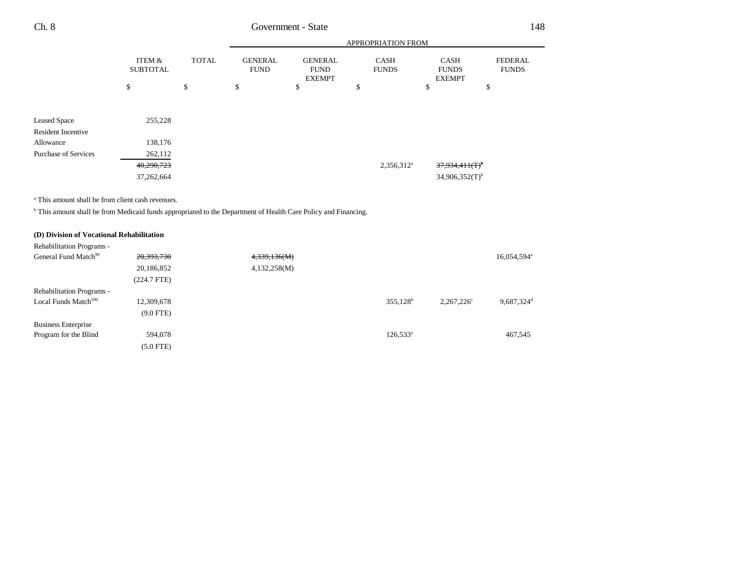| | ITEM & SUBTOTAL | TOTAL | APPROPRIATION FROM GENERAL FUND | GENERAL FUND EXEMPT | CASH FUNDS | CASH FUNDS EXEMPT | FEDERAL FUNDS |
|---|---|---|---|---|---|---|---|
| | $ | $ | $ | $ | $ | $ | $ |
| Leased Space | 255,228 | | | | | | |
| Resident Incentive Allowance | 138,176 | | | | | | |
| Purchase of Services | 262,112 | | | | | | |
| | ~~40,290,723~~ 37,262,664 | | | | 2,356,312[a] | ~~37,934,411(T)~~[b] 34,906,352(T)[b] | |

[a] This amount shall be from client cash revenues.

[b] This amount shall be from Medicaid funds appropriated to the Department of Health Care Policy and Financing.

**(D) Division of Vocational Rehabilitation**

| | ITEM & SUBTOTAL | TOTAL | GENERAL FUND | GENERAL FUND EXEMPT | CASH FUNDS | CASH FUNDS EXEMPT | FEDERAL FUNDS |
|---|---|---|---|---|---|---|---|
| Rehabilitation Programs - General Fund Match[99] | ~~20,393,730~~ 20,186,852 (224.7 FTE) | | ~~4,339,136(M)~~ 4,132,258(M) | | | | 16,054,594[a] |
| Rehabilitation Programs - Local Funds Match[100] | 12,309,678 (9.0 FTE) | | | | 355,128[b] | 2,267,226[c] | 9,687,324[d] |
| Business Enterprise Program for the Blind | 594,078 (5.0 FTE) | | | | 126,533[e] | | 467,545 |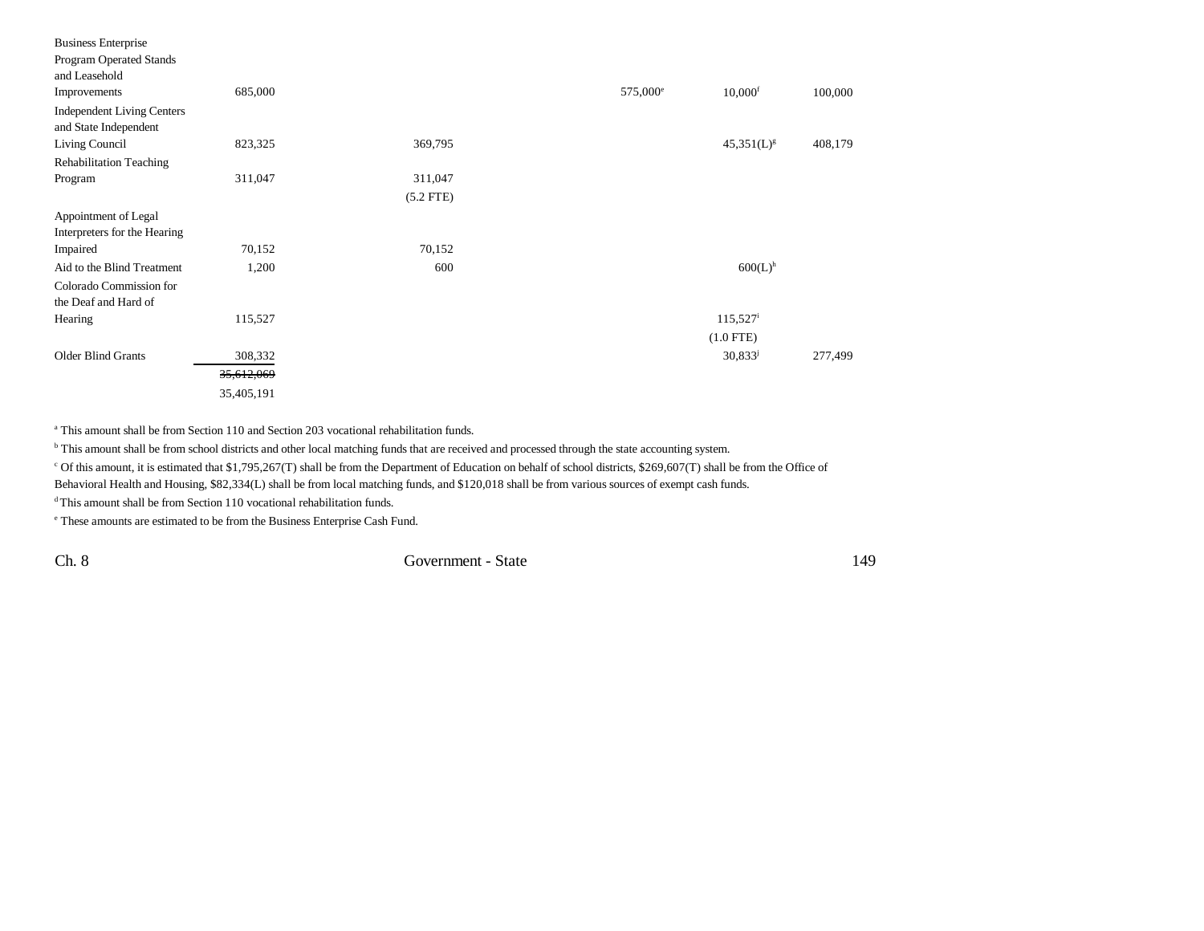| | | | | | | |
|---|---|---|---|---|---|---|
| Business Enterprise Program Operated Stands and Leasehold Improvements | 685,000 | | | 575,000[e] | 10,000[f] | 100,000 |
| Independent Living Centers and State Independent Living Council | 823,325 | 369,795 | | | 45,351(L)[g] | 408,179 |
| Rehabilitation Teaching Program | 311,047 | 311,047<br>(5.2 FTE) | | | | |
| Appointment of Legal Interpreters for the Hearing Impaired | 70,152 | 70,152 | | | | |
| Aid to the Blind Treatment | 1,200 | 600 | | | 600(L)[h] | |
| Colorado Commission for the Deaf and Hard of Hearing | 115,527 | | | | 115,527[i]<br>(1.0 FTE) | |
| Older Blind Grants | 308,332 | | | | 30,833[j] | 277,499 |
| | ~~35,612,069~~<br>35,405,191 | | | | | |

[a] This amount shall be from Section 110 and Section 203 vocational rehabilitation funds.

[b] This amount shall be from school districts and other local matching funds that are received and processed through the state accounting system.

[c] Of this amount, it is estimated that $1,795,267(T) shall be from the Department of Education on behalf of school districts, $269,607(T) shall be from the Office of Behavioral Health and Housing, $82,334(L) shall be from local matching funds, and $120,018 shall be from various sources of exempt cash funds.

[d] This amount shall be from Section 110 vocational rehabilitation funds.

[e] These amounts are estimated to be from the Business Enterprise Cash Fund.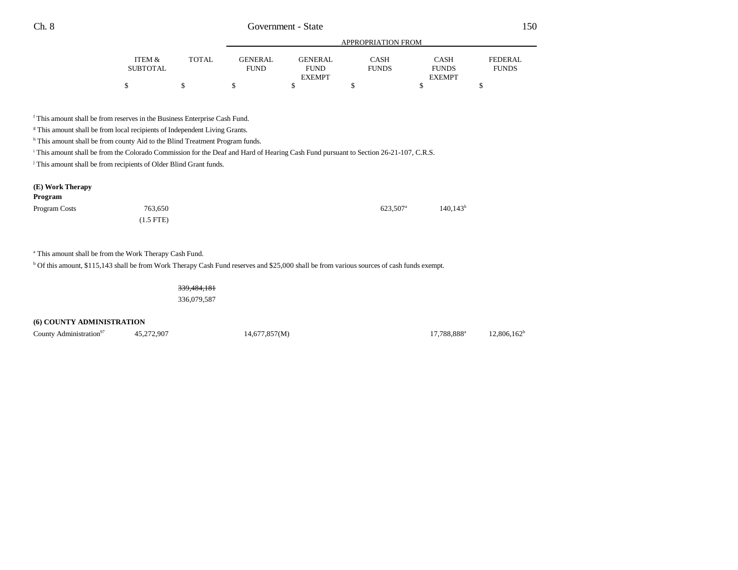| | ITEM & SUBTOTAL | TOTAL | APPROPRIATION FROM GENERAL FUND | GENERAL FUND EXEMPT | CASH FUNDS | CASH FUNDS EXEMPT | FEDERAL FUNDS |
|---|---|---|---|---|---|---|---|
| | $ | $ | $ | $ | $ | $ | $ |

[f] This amount shall be from reserves in the Business Enterprise Cash Fund.

[g] This amount shall be from local recipients of Independent Living Grants.

[h] This amount shall be from county Aid to the Blind Treatment Program funds.

[i] This amount shall be from the Colorado Commission for the Deaf and Hard of Hearing Cash Fund pursuant to Section 26-21-107, C.R.S.

[j] This amount shall be from recipients of Older Blind Grant funds.

**(E) Work Therapy Program**

| | ITEM & SUBTOTAL | TOTAL | GENERAL FUND | GENERAL FUND EXEMPT | CASH FUNDS | CASH FUNDS EXEMPT | FEDERAL FUNDS |
|---|---|---|---|---|---|---|---|
| Program Costs | 763,650 (1.5 FTE) | | | | 623,507[a] | 140,143[b] | |

[a] This amount shall be from the Work Therapy Cash Fund.

[b] Of this amount, $115,143 shall be from Work Therapy Cash Fund reserves and $25,000 shall be from various sources of cash funds exempt.

| | ITEM & SUBTOTAL | TOTAL | GENERAL FUND | GENERAL FUND EXEMPT | CASH FUNDS | CASH FUNDS EXEMPT | FEDERAL FUNDS |
|---|---|---|---|---|---|---|---|
| | | ~~339,484,181~~ 336,079,587 | | | | | |

**(6) COUNTY ADMINISTRATION**

| | ITEM & SUBTOTAL | TOTAL | GENERAL FUND | GENERAL FUND EXEMPT | CASH FUNDS | CASH FUNDS EXEMPT | FEDERAL FUNDS |
|---|---|---|---|---|---|---|---|
| County Administration[97] | 45,272,907 | | 14,677,857(M) | | | 17,788,888[a] | 12,806,162[b] |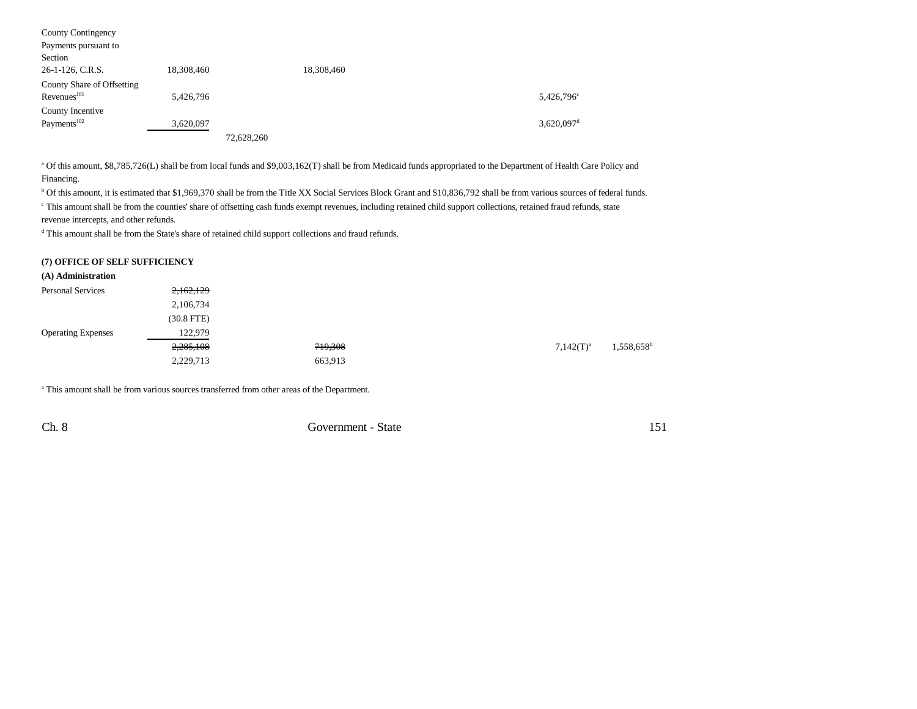| | | | | | | |
|---|---|---|---|---|---|---|
| County Contingency Payments pursuant to Section 26-1-126, C.R.S. | 18,308,460 | | 18,308,460 | | | |
| County Share of Offsetting Revenues[101] | 5,426,796 | | | | 5,426,796[c] | |
| County Incentive Payments[102] | 3,620,097 | | | | 3,620,097[d] | |
| | | 72,628,260 | | | | |

[a] Of this amount, $8,785,726(L) shall be from local funds and $9,003,162(T) shall be from Medicaid funds appropriated to the Department of Health Care Policy and Financing.

[b] Of this amount, it is estimated that $1,969,370 shall be from the Title XX Social Services Block Grant and $10,836,792 shall be from various sources of federal funds.

[c] This amount shall be from the counties' share of offsetting cash funds exempt revenues, including retained child support collections, retained fraud refunds, state revenue intercepts, and other refunds.

[d] This amount shall be from the State's share of retained child support collections and fraud refunds.

**(7) OFFICE OF SELF SUFFICIENCY**

**(A) Administration**

| | | | | | | |
|---|---|---|---|---|---|---|
| Personal Services | ~~2,162,129~~ 2,106,734 (30.8 FTE) | | | | | |
| Operating Expenses | 122,979 | | | | | |
| | ~~2,285,108~~ 2,229,713 | | ~~719,308~~ 663,913 | | 7,142(T)[a] | 1,558,658[b] |

[a] This amount shall be from various sources transferred from other areas of the Department.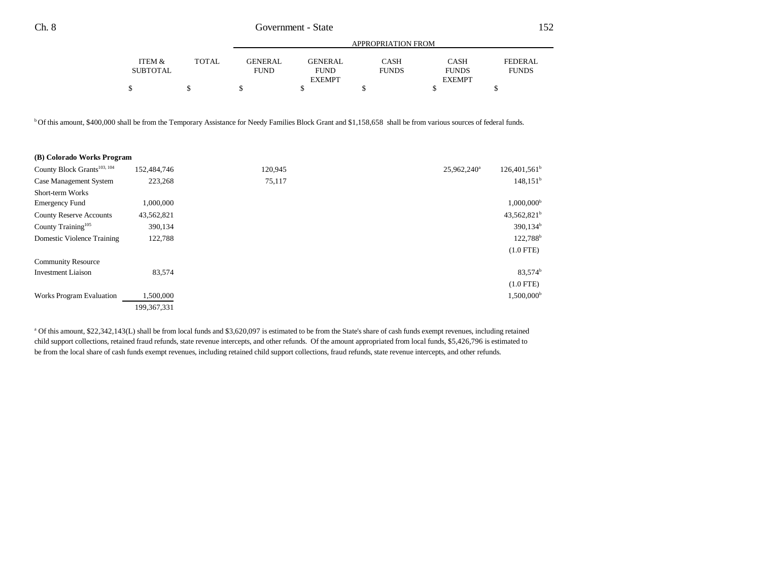| | ITEM & SUBTOTAL | TOTAL | APPROPRIATION FROM GENERAL FUND | GENERAL FUND EXEMPT | CASH FUNDS | CASH FUNDS EXEMPT | FEDERAL FUNDS |
|---|---|---|---|---|---|---|---|
| | $ | $ | $ | $ | $ | $ | $ |

[b] Of this amount, $400,000 shall be from the Temporary Assistance for Needy Families Block Grant and $1,158,658 shall be from various sources of federal funds.

| | ITEM & SUBTOTAL | TOTAL | GENERAL FUND | GENERAL FUND EXEMPT | CASH FUNDS | CASH FUNDS EXEMPT | FEDERAL FUNDS |
|---|---|---|---|---|---|---|---|
| **(B) Colorado Works Program** | | | | | | | |
| County Block Grants[103, 104] | 152,484,746 | | 120,945 | | | 25,962,240[a] | 126,401,561[b] |
| Case Management System | 223,268 | | 75,117 | | | | 148,151[b] |
| Short-term Works Emergency Fund | 1,000,000 | | | | | | 1,000,000[b] |
| County Reserve Accounts | 43,562,821 | | | | | | 43,562,821[b] |
| County Training[105] | 390,134 | | | | | | 390,134[b] |
| Domestic Violence Training | 122,788 | | | | | | 122,788[b] (1.0 FTE) |
| Community Resource Investment Liaison | 83,574 | | | | | | 83,574[b] (1.0 FTE) |
| Works Program Evaluation | 1,500,000 | | | | | | 1,500,000[b] |
| | 199,367,331 | | | | | | |

[a] Of this amount, $22,342,143(L) shall be from local funds and $3,620,097 is estimated to be from the State's share of cash funds exempt revenues, including retained child support collections, retained fraud refunds, state revenue intercepts, and other refunds. Of the amount appropriated from local funds, $5,426,796 is estimated to be from the local share of cash funds exempt revenues, including retained child support collections, fraud refunds, state revenue intercepts, and other refunds.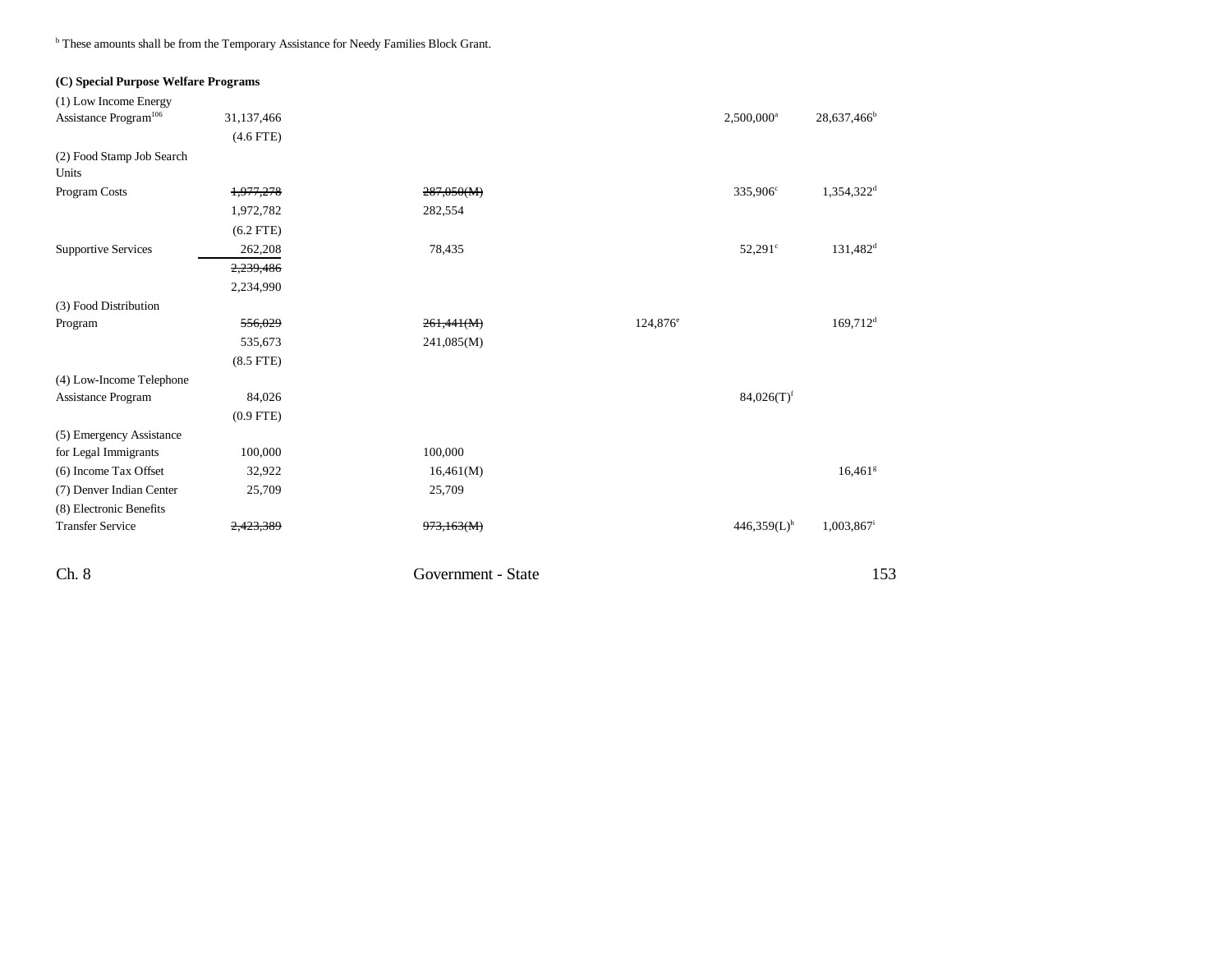[b] These amounts shall be from the Temporary Assistance for Needy Families Block Grant.

**(C) Special Purpose Welfare Programs**

| | | | | | |
|---|---|---|---|---|---|
| (1) Low Income Energy Assistance Program[106] | 31,137,466 | | | 2,500,000[a] | 28,637,466[b] |
| | (4.6 FTE) | | | | |
| (2) Food Stamp Job Search Units | | | | | |
| Program Costs | ~~1,977,278~~ | ~~287,050(M)~~ | | 335,906[c] | 1,354,322[d] |
| | 1,972,782 | 282,554 | | | |
| | (6.2 FTE) | | | | |
| Supportive Services | 262,208 | 78,435 | | 52,291[c] | 131,482[d] |
| | ~~2,239,486~~ | | | | |
| | 2,234,990 | | | | |
| (3) Food Distribution Program | ~~556,029~~ | ~~261,441(M)~~ | 124,876[e] | | 169,712[d] |
| | 535,673 | 241,085(M) | | | |
| | (8.5 FTE) | | | | |
| (4) Low-Income Telephone Assistance Program | 84,026 | | | 84,026(T)[f] | |
| | (0.9 FTE) | | | | |
| (5) Emergency Assistance for Legal Immigrants | 100,000 | 100,000 | | | |
| (6) Income Tax Offset | 32,922 | 16,461(M) | | | 16,461[g] |
| (7) Denver Indian Center | 25,709 | 25,709 | | | |
| (8) Electronic Benefits Transfer Service | ~~2,423,389~~ | ~~973,163(M)~~ | | 446,359(L)[h] | 1,003,867[i] |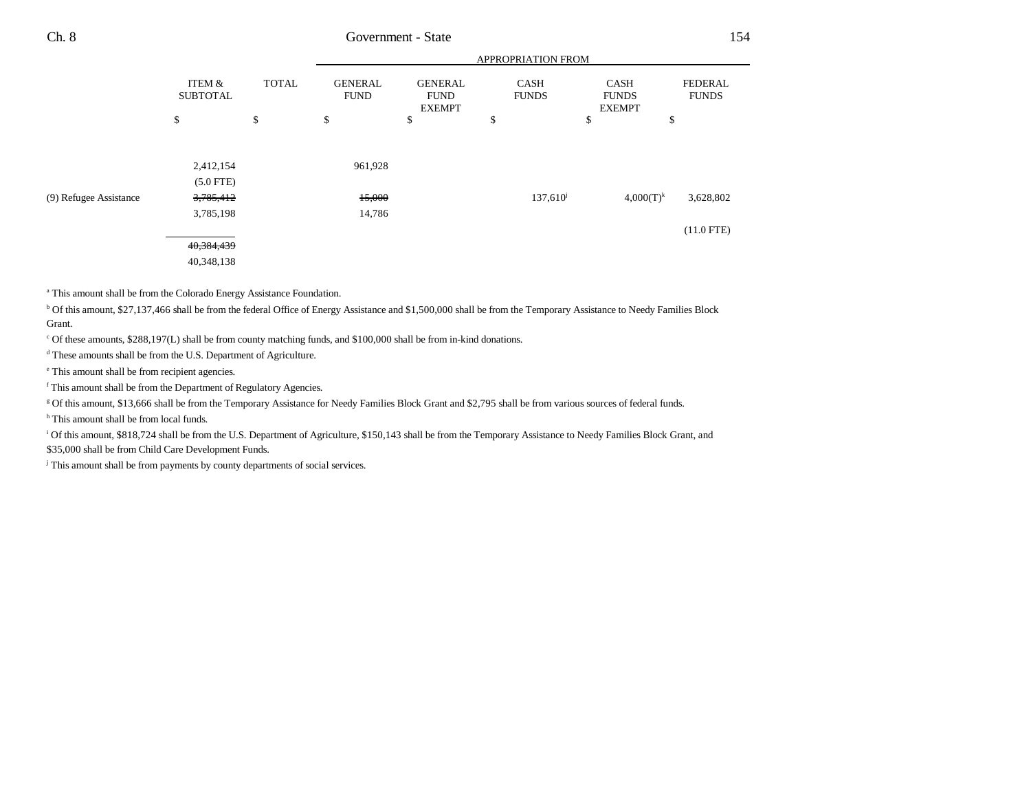| | ITEM & SUBTOTAL | TOTAL | GENERAL FUND | GENERAL FUND EXEMPT | CASH FUNDS | CASH FUNDS EXEMPT | FEDERAL FUNDS |
|---|---|---|---|---|---|---|---|
| | | | APPROPRIATION FROM | | | | |
| | $ | $ | $ | $ | $ | $ | $ |
| | 2,412,154 | | 961,928 | | | | |
| | (5.0 FTE) | | | | | | |
| (9) Refugee Assistance | ~~3,785,412~~ | | ~~15,000~~ | | 137,610[j] | 4,000(T)[k] | 3,628,802 |
| | 3,785,198 | | 14,786 | | | | |
| | | | | | | | (11.0 FTE) |
| | ~~40,384,439~~ | | | | | | |
| | 40,348,138 | | | | | | |

[a] This amount shall be from the Colorado Energy Assistance Foundation.

[b] Of this amount, $27,137,466 shall be from the federal Office of Energy Assistance and $1,500,000 shall be from the Temporary Assistance to Needy Families Block Grant.

[c] Of these amounts, $288,197(L) shall be from county matching funds, and $100,000 shall be from in-kind donations.

[d] These amounts shall be from the U.S. Department of Agriculture.

[e] This amount shall be from recipient agencies.

[f] This amount shall be from the Department of Regulatory Agencies.

[g] Of this amount, $13,666 shall be from the Temporary Assistance for Needy Families Block Grant and $2,795 shall be from various sources of federal funds.

[h] This amount shall be from local funds.

[i] Of this amount, $818,724 shall be from the U.S. Department of Agriculture, $150,143 shall be from the Temporary Assistance to Needy Families Block Grant, and $35,000 shall be from Child Care Development Funds.

[j] This amount shall be from payments by county departments of social services.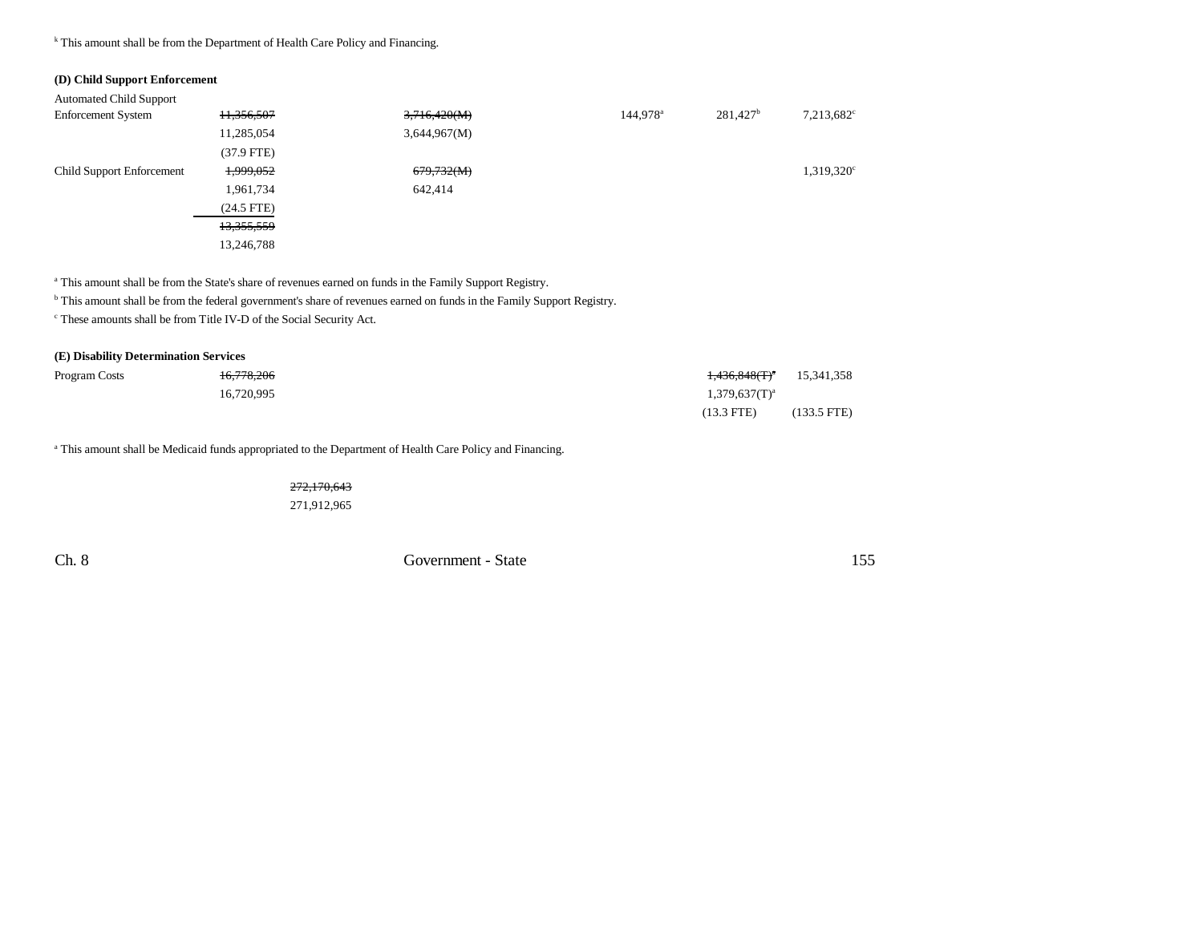[k] This amount shall be from the Department of Health Care Policy and Financing.

**(D) Child Support Enforcement**

| | | | | | | |
|---|---|---|---|---|---|---|
| Automated Child Support Enforcement System | ~~11,356,507~~ 11,285,054 (37.9 FTE) | ~~3,716,420(M)~~ 3,644,967(M) | | 144,978[a] | 281,427[b] | 7,213,682[c] |
| Child Support Enforcement | ~~1,999,052~~ 1,961,734 (24.5 FTE) | ~~679,732(M)~~ 642,414 | | | | 1,319,320[c] |
| | ~~13,355,559~~ 13,246,788 | | | | | |

[a] This amount shall be from the State's share of revenues earned on funds in the Family Support Registry.

[b] This amount shall be from the federal government's share of revenues earned on funds in the Family Support Registry.

[c] These amounts shall be from Title IV-D of the Social Security Act.

**(E) Disability Determination Services**

| | | | | | | |
|---|---|---|---|---|---|---|
| Program Costs | ~~16,778,206~~ 16,720,995 | | | | ~~1,436,848(T)[a]~~ 1,379,637(T)[a] (13.3 FTE) | 15,341,358 (133.5 FTE) |

[a] This amount shall be Medicaid funds appropriated to the Department of Health Care Policy and Financing.

~~272,170,643~~
271,912,965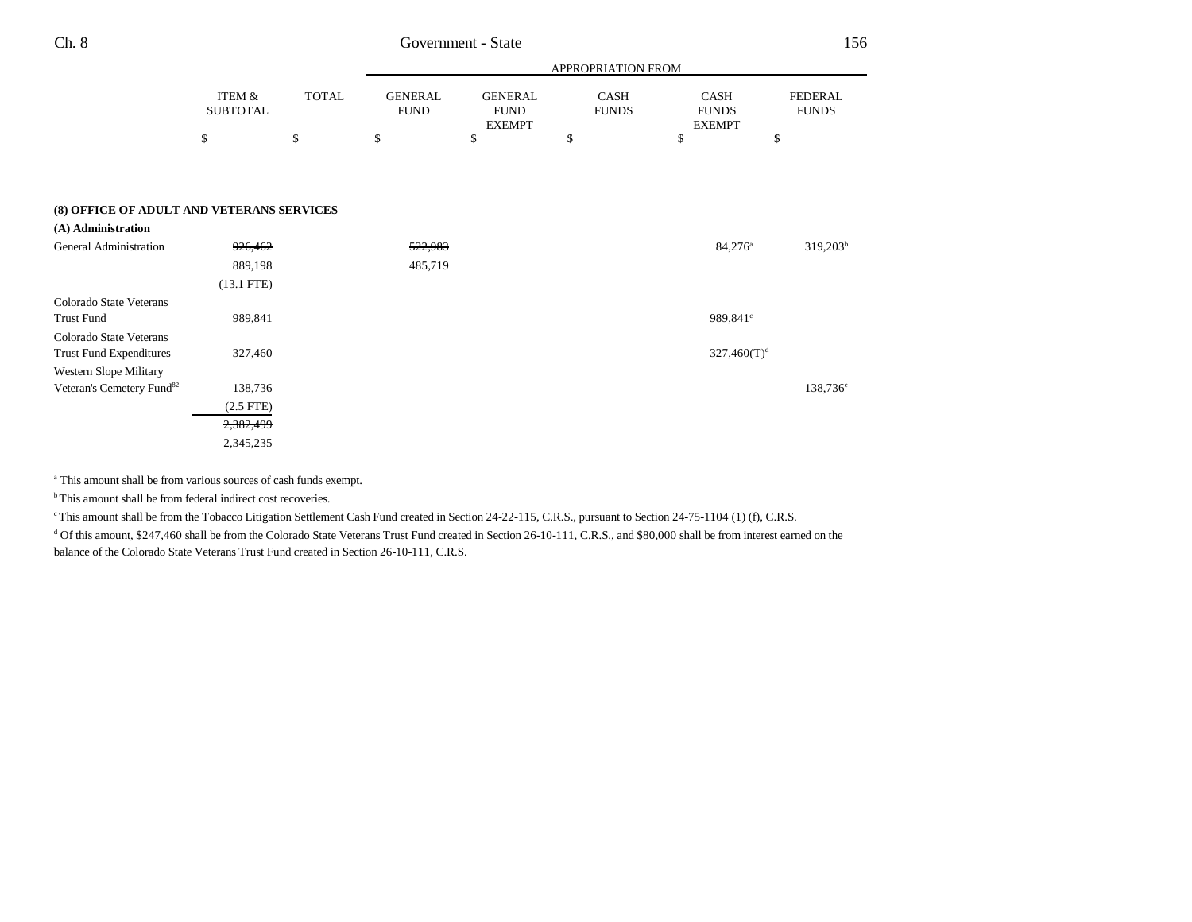| | ITEM & SUBTOTAL | TOTAL | GENERAL FUND | GENERAL FUND EXEMPT | CASH FUNDS | CASH FUNDS EXEMPT | FEDERAL FUNDS |
|---|---|---|---|---|---|---|---|
| | | | APPROPRIATION FROM | | | | |
| | $ | $ | $ | $ | $ | $ | $ |
| **(8) OFFICE OF ADULT AND VETERANS SERVICES** | | | | | | | |
| **(A) Administration** | | | | | | | |
| General Administration | ~~926,462~~ | | ~~522,983~~ | | | 84,276[a] | 319,203[b] |
| | 889,198 | | 485,719 | | | | |
| | (13.1 FTE) | | | | | | |
| Colorado State Veterans Trust Fund | 989,841 | | | | | 989,841[c] | |
| Colorado State Veterans Trust Fund Expenditures | 327,460 | | | | | 327,460(T)[d] | |
| Western Slope Military Veteran's Cemetery Fund[82] | 138,736 | | | | | | 138,736[e] |
| | (2.5 FTE) | | | | | | |
| | ~~2,382,499~~ | | | | | | |
| | 2,345,235 | | | | | | |

[a] This amount shall be from various sources of cash funds exempt.

[b] This amount shall be from federal indirect cost recoveries.

[c] This amount shall be from the Tobacco Litigation Settlement Cash Fund created in Section 24-22-115, C.R.S., pursuant to Section 24-75-1104 (1) (f), C.R.S.

[d] Of this amount, $247,460 shall be from the Colorado State Veterans Trust Fund created in Section 26-10-111, C.R.S., and $80,000 shall be from interest earned on the balance of the Colorado State Veterans Trust Fund created in Section 26-10-111, C.R.S.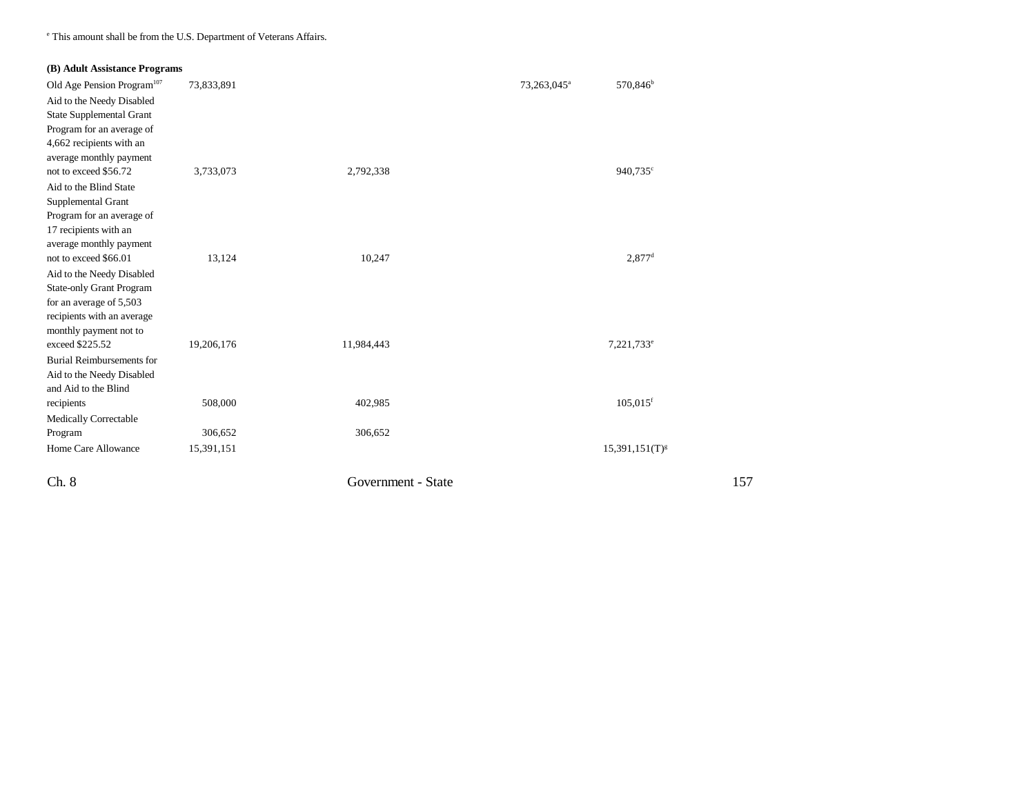[e] This amount shall be from the U.S. Department of Veterans Affairs.

**(B) Adult Assistance Programs**

| | | | | | | |
|---|---|---|---|---|---|---|
| Old Age Pension Program[107] | 73,833,891 | | | 73,263,045[a] | 570,846[b] | |
| Aid to the Needy Disabled State Supplemental Grant Program for an average of 4,662 recipients with an average monthly payment not to exceed $56.72 | 3,733,073 | 2,792,338 | | | 940,735[c] | |
| Aid to the Blind State Supplemental Grant Program for an average of 17 recipients with an average monthly payment not to exceed $66.01 | 13,124 | 10,247 | | | 2,877[d] | |
| Aid to the Needy Disabled State-only Grant Program for an average of 5,503 recipients with an average monthly payment not to exceed $225.52 | 19,206,176 | 11,984,443 | | | 7,221,733[e] | |
| Burial Reimbursements for Aid to the Needy Disabled and Aid to the Blind recipients | 508,000 | 402,985 | | | 105,015[f] | |
| Medically Correctable Program | 306,652 | 306,652 | | | | |
| Home Care Allowance | 15,391,151 | | | | 15,391,151(T)[g] | |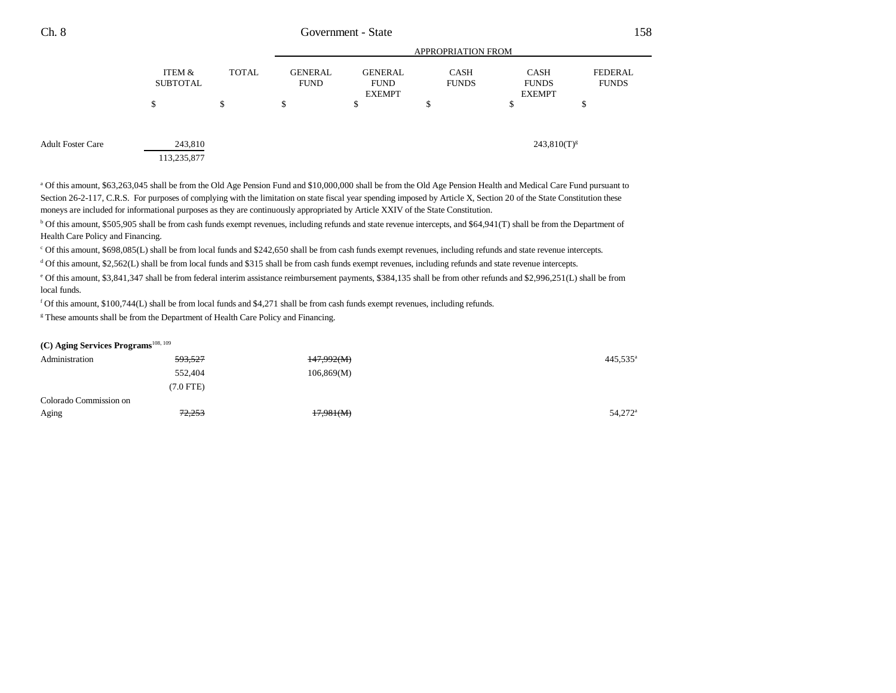| | ITEM & SUBTOTAL | TOTAL | GENERAL FUND | GENERAL FUND EXEMPT | CASH FUNDS | CASH FUNDS EXEMPT | FEDERAL FUNDS |
|---|---|---|---|---|---|---|---|
| | $ | $ | $ | $ | $ | $ | $ |
| Adult Foster Care | 243,810 | | | | | 243,810(T)[g] | |
| | 113,235,877 | | | | | | |

[a] Of this amount, $63,263,045 shall be from the Old Age Pension Fund and $10,000,000 shall be from the Old Age Pension Health and Medical Care Fund pursuant to Section 26-2-117, C.R.S. For purposes of complying with the limitation on state fiscal year spending imposed by Article X, Section 20 of the State Constitution these moneys are included for informational purposes as they are continuously appropriated by Article XXIV of the State Constitution.

[b] Of this amount, $505,905 shall be from cash funds exempt revenues, including refunds and state revenue intercepts, and $64,941(T) shall be from the Department of Health Care Policy and Financing.

[c] Of this amount, $698,085(L) shall be from local funds and $242,650 shall be from cash funds exempt revenues, including refunds and state revenue intercepts.

[d] Of this amount, $2,562(L) shall be from local funds and $315 shall be from cash funds exempt revenues, including refunds and state revenue intercepts.

[e] Of this amount, $3,841,347 shall be from federal interim assistance reimbursement payments, $384,135 shall be from other refunds and $2,996,251(L) shall be from local funds.

[f] Of this amount, $100,744(L) shall be from local funds and $4,271 shall be from cash funds exempt revenues, including refunds.

[g] These amounts shall be from the Department of Health Care Policy and Financing.

**(C) Aging Services Programs**[108, 109]

| | ITEM & SUBTOTAL | TOTAL | GENERAL FUND | GENERAL FUND EXEMPT | CASH FUNDS | CASH FUNDS EXEMPT | FEDERAL FUNDS |
|---|---|---|---|---|---|---|---|
| Administration | ~~593,527~~ | | ~~147,992(M)~~ | | | | 445,535[a] |
| | 552,404 | | 106,869(M) | | | | |
| | (7.0 FTE) | | | | | | |
| Colorado Commission on Aging | ~~72,253~~ | | ~~17,981(M)~~ | | | | 54,272[a] |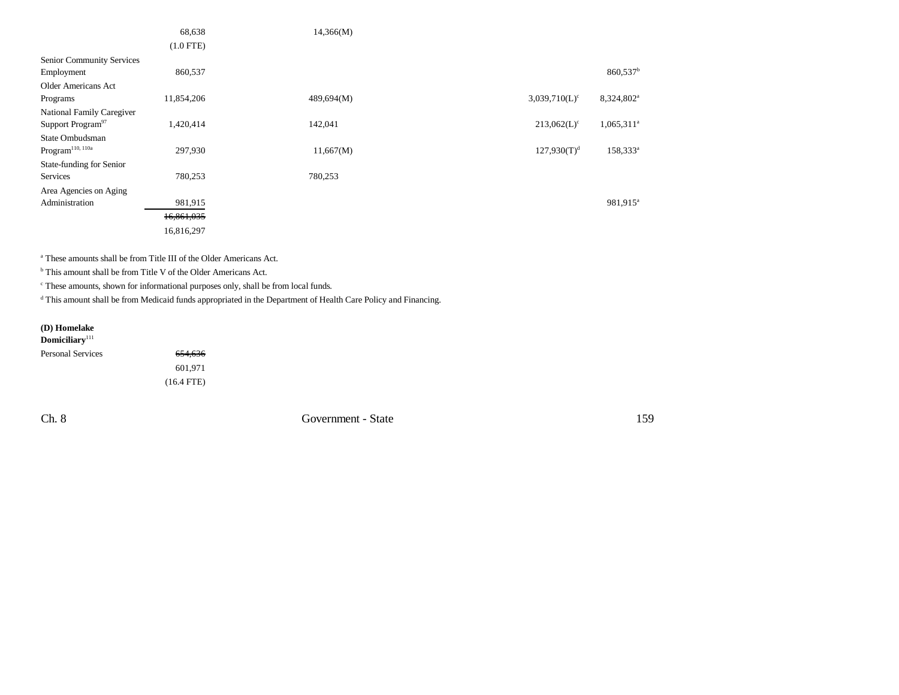| | | | | | | |
|---|---|---|---|---|---|---|
| | 68,638 | 14,366(M) | | | | |
| | (1.0 FTE) | | | | | |
| Senior Community Services Employment | 860,537 | | | | | 860,537[b] |
| Older Americans Act Programs | 11,854,206 | 489,694(M) | | | 3,039,710(L)[c] | 8,324,802[a] |
| National Family Caregiver Support Program[97] | 1,420,414 | 142,041 | | | 213,062(L)[c] | 1,065,311[a] |
| State Ombudsman Program[110, 110a] | 297,930 | 11,667(M) | | | 127,930(T)[d] | 158,333[a] |
| State-funding for Senior Services | 780,253 | 780,253 | | | | |
| Area Agencies on Aging Administration | 981,915 | | | | | 981,915[a] |
| | ~~16,861,035~~ | | | | | |
| | 16,816,297 | | | | | |

[a] These amounts shall be from Title III of the Older Americans Act.

[b] This amount shall be from Title V of the Older Americans Act.

[c] These amounts, shown for informational purposes only, shall be from local funds.

[d] This amount shall be from Medicaid funds appropriated in the Department of Health Care Policy and Financing.

**(D) Homelake Domiciliary**[111]

| | |
|---|---|
| Personal Services | ~~654,636~~ |
| | 601,971 |
| | (16.4 FTE) |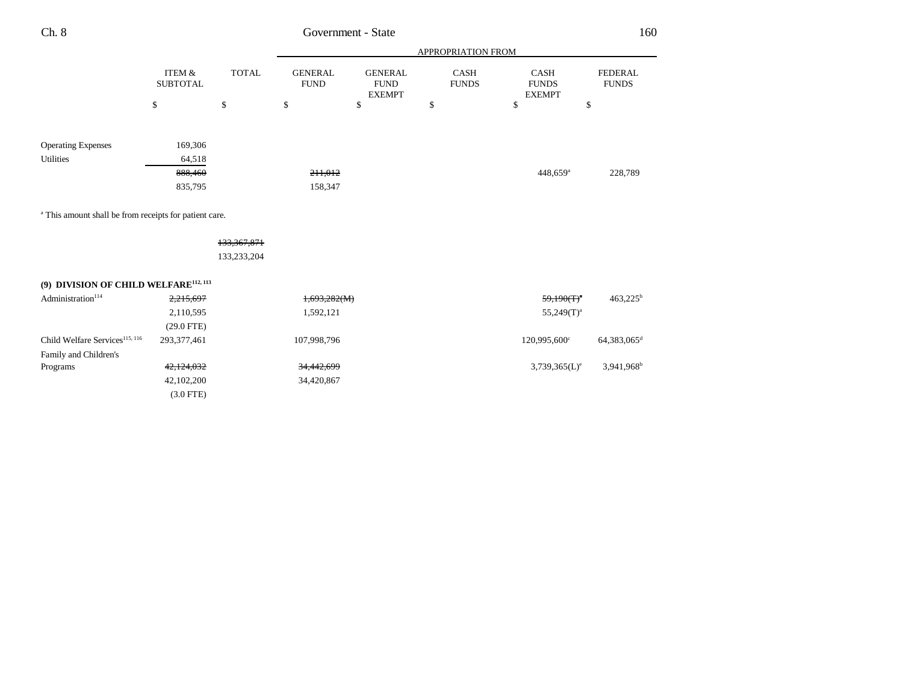| | ITEM & SUBTOTAL | TOTAL | APPROPRIATION FROM GENERAL FUND | GENERAL FUND EXEMPT | CASH FUNDS | CASH FUNDS EXEMPT | FEDERAL FUNDS |
|---|---|---|---|---|---|---|---|
| | $ | $ | $ | $ | $ | $ | $ |
| Operating Expenses | 169,306 | | | | | | |
| Utilities | 64,518 | | | | | | |
| | ~~888,460~~ | | ~~211,012~~ | | | 448,659[a] | 228,789 |
| | 835,795 | | 158,347 | | | | |

[a] This amount shall be from receipts for patient care.

| | ITEM & SUBTOTAL | TOTAL | GENERAL FUND | GENERAL FUND EXEMPT | CASH FUNDS | CASH FUNDS EXEMPT | FEDERAL FUNDS |
|---|---|---|---|---|---|---|---|
| | | ~~133,367,871~~ | | | | | |
| | | 133,233,204 | | | | | |
| **(9) DIVISION OF CHILD WELFARE[112, 113]** | | | | | | | |
| Administration[114] | ~~2,215,697~~ | | ~~1,693,282(M)~~ | | | ~~59,190(T)~~[a] | 463,225[b] |
| | 2,110,595 | | 1,592,121 | | | 55,249(T)[a] | |
| | (29.0 FTE) | | | | | | |
| Child Welfare Services[115, 116] | 293,377,461 | | 107,998,796 | | | 120,995,600[c] | 64,383,065[d] |
| Family and Children's Programs | ~~42,124,032~~ | | ~~34,442,699~~ | | | 3,739,365(L)[e] | 3,941,968[b] |
| | 42,102,200 | | 34,420,867 | | | | |
| | (3.0 FTE) | | | | | | |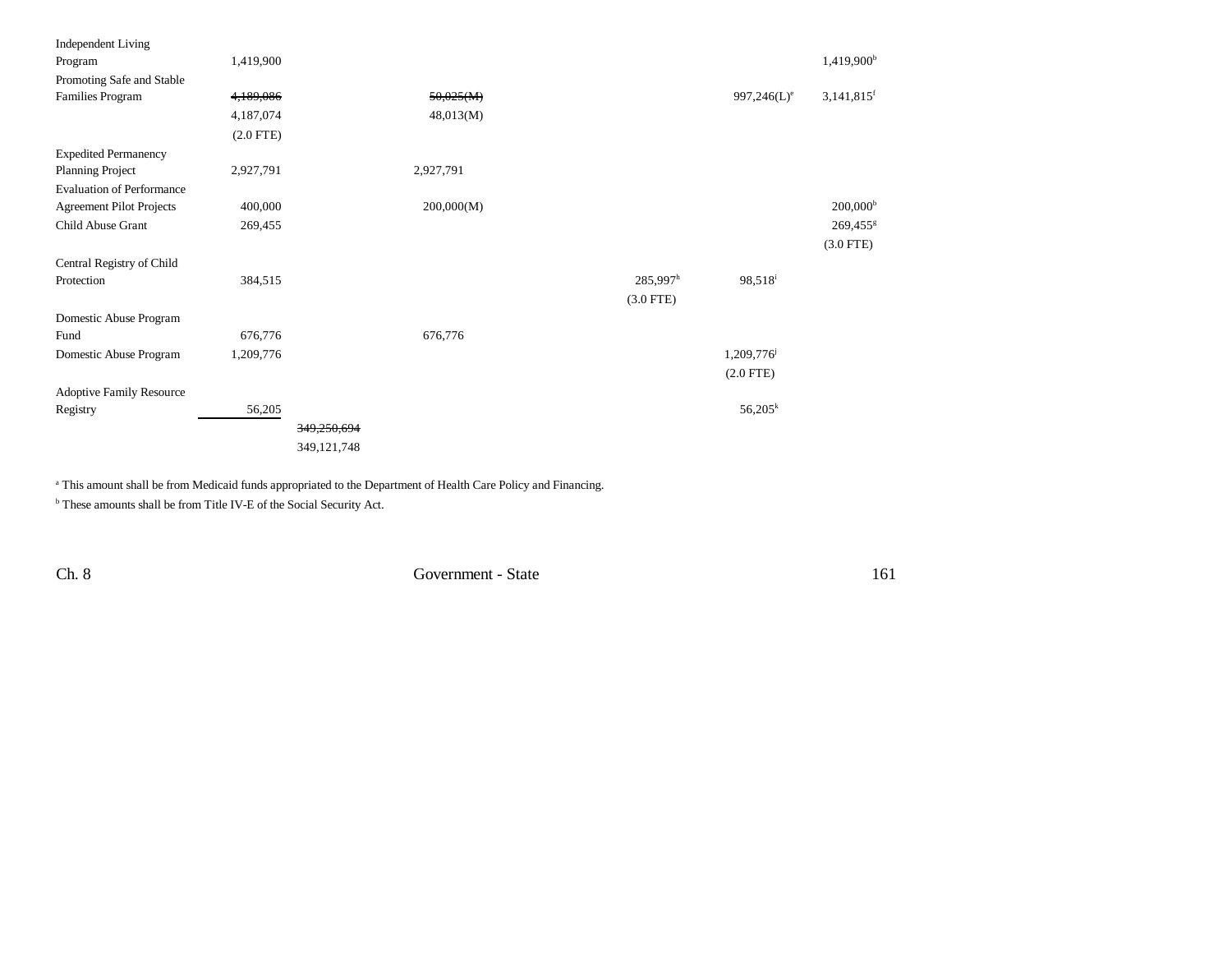| | | | | | | |
|---|---|---|---|---|---|---|
| Independent Living Program | 1,419,900 | | | | | 1,419,900[b] |
| Promoting Safe and Stable Families Program | ~~4,189,086~~ 4,187,074 (2.0 FTE) | | ~~50,025(M)~~ 48,013(M) | | 997,246(L)[e] | 3,141,815[f] |
| Expedited Permanency Planning Project | 2,927,791 | | 2,927,791 | | | |
| Evaluation of Performance Agreement Pilot Projects | 400,000 | | 200,000(M) | | | 200,000[b] |
| Child Abuse Grant | 269,455 | | | | | 269,455[g] (3.0 FTE) |
| Central Registry of Child Protection | 384,515 | | | 285,997[h] (3.0 FTE) | 98,518[i] | |
| Domestic Abuse Program Fund | 676,776 | | 676,776 | | | |
| Domestic Abuse Program | 1,209,776 | | | | 1,209,776[j] (2.0 FTE) | |
| Adoptive Family Resource Registry | 56,205 | | | | 56,205[k] | |
| | | ~~349,250,694~~ 349,121,748 | | | | |

[a] This amount shall be from Medicaid funds appropriated to the Department of Health Care Policy and Financing.

[b] These amounts shall be from Title IV-E of the Social Security Act.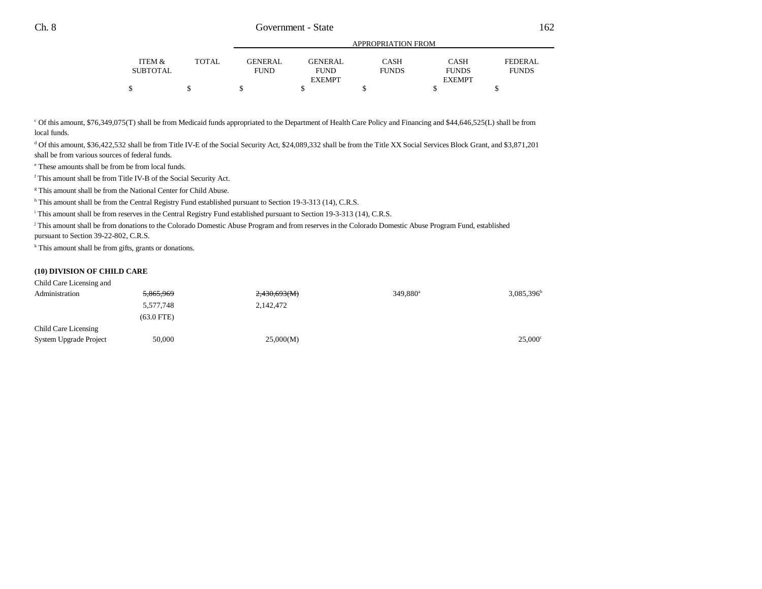| | ITEM & SUBTOTAL | TOTAL | GENERAL FUND | GENERAL FUND EXEMPT | CASH FUNDS | CASH FUNDS EXEMPT | FEDERAL FUNDS |
|---|---|---|---|---|---|---|---|
| | $ | $ | $ | $ | $ | $ | $ |

[c] Of this amount, $76,349,075(T) shall be from Medicaid funds appropriated to the Department of Health Care Policy and Financing and $44,646,525(L) shall be from local funds.

[d] Of this amount, $36,422,532 shall be from Title IV-E of the Social Security Act, $24,089,332 shall be from the Title XX Social Services Block Grant, and $3,871,201 shall be from various sources of federal funds.

[e] These amounts shall be from be from local funds.

[f] This amount shall be from Title IV-B of the Social Security Act.

[g] This amount shall be from the National Center for Child Abuse.

[h] This amount shall be from the Central Registry Fund established pursuant to Section 19-3-313 (14), C.R.S.

[i] This amount shall be from reserves in the Central Registry Fund established pursuant to Section 19-3-313 (14), C.R.S.

[j] This amount shall be from donations to the Colorado Domestic Abuse Program and from reserves in the Colorado Domestic Abuse Program Fund, established pursuant to Section 39-22-802, C.R.S.

[k] This amount shall be from gifts, grants or donations.

**(10) DIVISION OF CHILD CARE**

| | ITEM & SUBTOTAL | TOTAL | GENERAL FUND | GENERAL FUND EXEMPT | CASH FUNDS | CASH FUNDS EXEMPT | FEDERAL FUNDS |
|---|---|---|---|---|---|---|---|
| Child Care Licensing and Administration | ~~5,865,969~~ | | ~~2,430,693(M)~~ | | 349,880[a] | | 3,085,396[b] |
| | 5,577,748 | | 2,142,472 | | | | |
| | (63.0 FTE) | | | | | | |
| Child Care Licensing System Upgrade Project | 50,000 | | 25,000(M) | | | | 25,000[c] |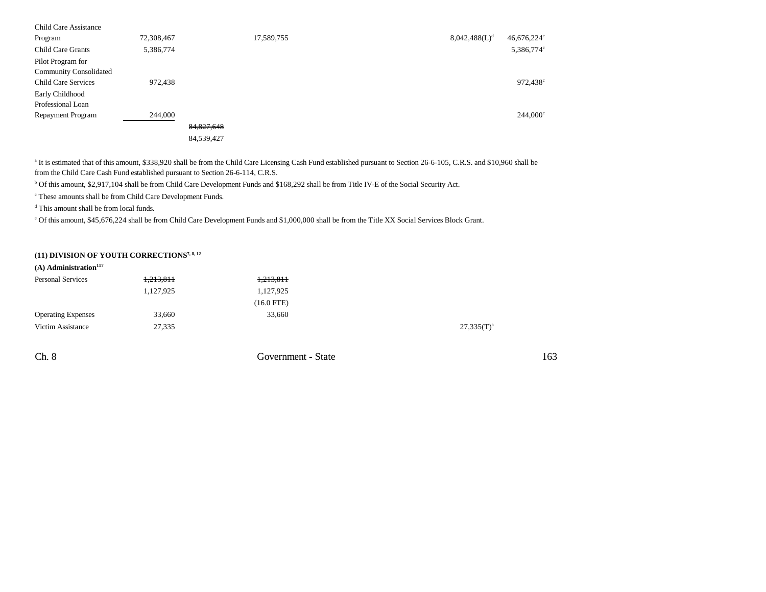| | | | | | |
|---|---|---|---|---|---|
| Child Care Assistance Program | 72,308,467 | | 17,589,755 | 8,042,488(L)[d] | 46,676,224[e] |
| Child Care Grants | 5,386,774 | | | | 5,386,774[c] |
| Pilot Program for Community Consolidated Child Care Services | 972,438 | | | | 972,438[c] |
| Early Childhood Professional Loan Repayment Program | 244,000 | | | | 244,000[c] |
| | | ~~84,827,648~~ 84,539,427 | | | |

[a] It is estimated that of this amount, $338,920 shall be from the Child Care Licensing Cash Fund established pursuant to Section 26-6-105, C.R.S. and $10,960 shall be from the Child Care Cash Fund established pursuant to Section 26-6-114, C.R.S.

[b] Of this amount, $2,917,104 shall be from Child Care Development Funds and $168,292 shall be from Title IV-E of the Social Security Act.

[c] These amounts shall be from Child Care Development Funds.

[d] This amount shall be from local funds.

[e] Of this amount, $45,676,224 shall be from Child Care Development Funds and $1,000,000 shall be from the Title XX Social Services Block Grant.

**(11) DIVISION OF YOUTH CORRECTIONS[7, 8, 12]**

**(A) Administration[117]**

| | | | |
|---|---|---|---|
| Personal Services | ~~1,213,811~~ 1,127,925 | ~~1,213,811~~ 1,127,925 (16.0 FTE) | |
| Operating Expenses | 33,660 | 33,660 | |
| Victim Assistance | 27,335 | | 27,335(T)[a] |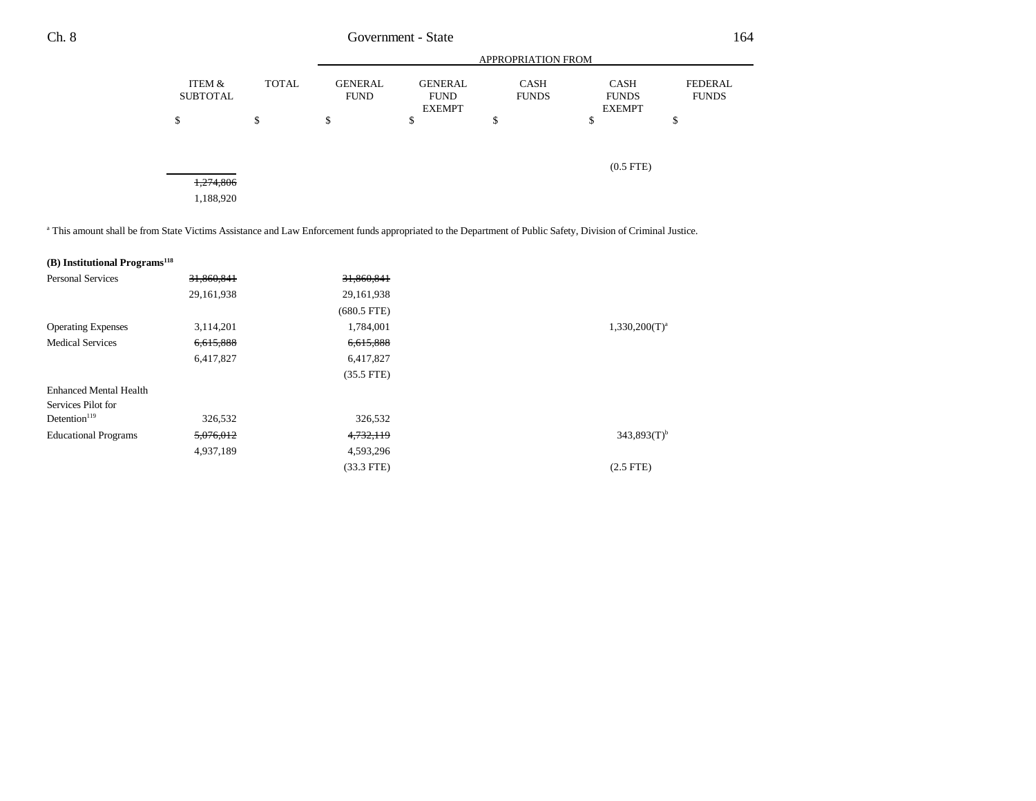| | ITEM & SUBTOTAL | TOTAL | GENERAL FUND | GENERAL FUND EXEMPT | CASH FUNDS | CASH FUNDS EXEMPT | FEDERAL FUNDS |
|---|---|---|---|---|---|---|---|
| | $ | $ | $ | $ | $ | $ | $ |
| | | | | | | (0.5 FTE) | |
| | ~~1,274,806~~ | | | | | | |
| | 1,188,920 | | | | | | |

[a] This amount shall be from State Victims Assistance and Law Enforcement funds appropriated to the Department of Public Safety, Division of Criminal Justice.

**(B) Institutional Programs[118]**

| | ITEM & SUBTOTAL | TOTAL | GENERAL FUND | GENERAL FUND EXEMPT | CASH FUNDS | CASH FUNDS EXEMPT | FEDERAL FUNDS |
|---|---|---|---|---|---|---|---|
| Personal Services | ~~31,860,841~~ | | ~~31,860,841~~ | | | | |
| | 29,161,938 | | 29,161,938 | | | | |
| | | | (680.5 FTE) | | | | |
| Operating Expenses | 3,114,201 | | 1,784,001 | | | 1,330,200(T)[a] | |
| Medical Services | ~~6,615,888~~ | | ~~6,615,888~~ | | | | |
| | 6,417,827 | | 6,417,827 | | | | |
| | | | (35.5 FTE) | | | | |
| Enhanced Mental Health Services Pilot for Detention[119] | 326,532 | | 326,532 | | | | |
| Educational Programs | ~~5,076,012~~ | | ~~4,732,119~~ | | | 343,893(T)[b] | |
| | 4,937,189 | | 4,593,296 | | | | |
| | | | (33.3 FTE) | | | (2.5 FTE) | |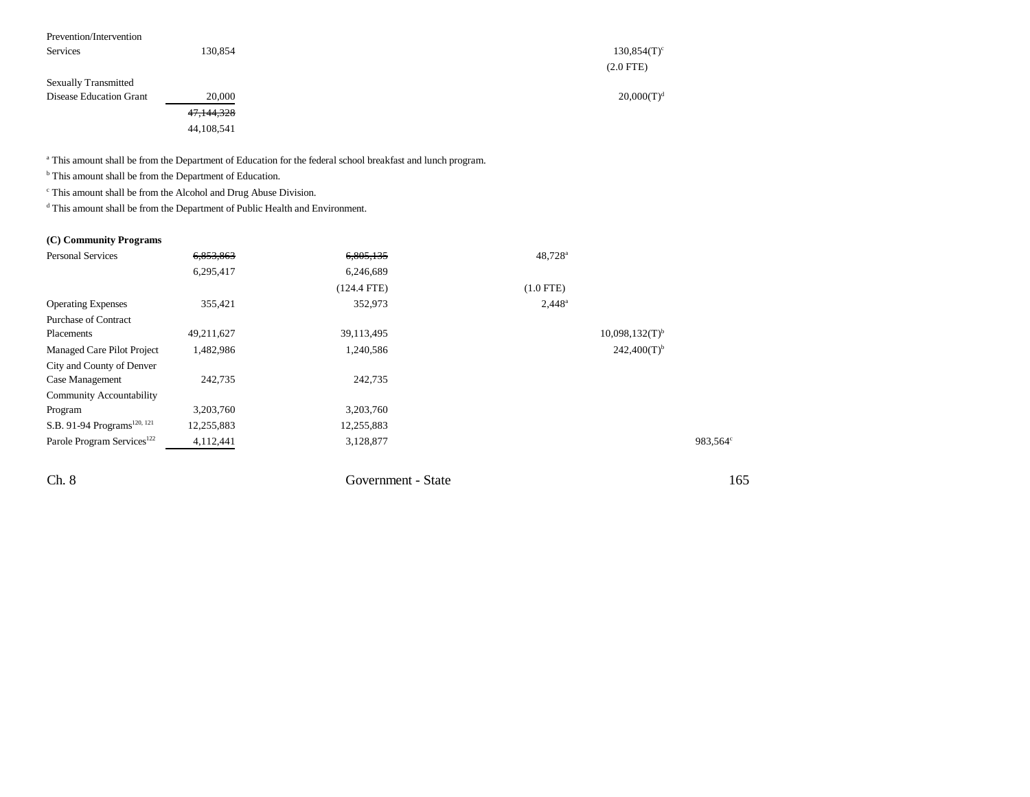| | | | | | |
|---|---|---|---|---|---|
| Prevention/Intervention Services | 130,854 | | | 130,854(T)[c] (2.0 FTE) | |
| Sexually Transmitted Disease Education Grant | 20,000 | | | 20,000(T)[d] | |
| | ~~47,144,328~~ 44,108,541 | | | | |

[a] This amount shall be from the Department of Education for the federal school breakfast and lunch program.

[b] This amount shall be from the Department of Education.

[c] This amount shall be from the Alcohol and Drug Abuse Division.

[d] This amount shall be from the Department of Public Health and Environment.

**(C) Community Programs**

| | | | | | |
|---|---|---|---|---|---|
| Personal Services | ~~6,853,863~~ 6,295,417 | ~~6,805,135~~ 6,246,689 (124.4 FTE) | 48,728[a] (1.0 FTE) | | |
| Operating Expenses | 355,421 | 352,973 | 2,448[a] | | |
| Purchase of Contract Placements | 49,211,627 | 39,113,495 | | 10,098,132(T)[b] | |
| Managed Care Pilot Project | 1,482,986 | 1,240,586 | | 242,400(T)[b] | |
| City and County of Denver Case Management | 242,735 | 242,735 | | | |
| Community Accountability Program | 3,203,760 | 3,203,760 | | | |
| S.B. 91-94 Programs[120, 121] | 12,255,883 | 12,255,883 | | | |
| Parole Program Services[122] | 4,112,441 | 3,128,877 | | | 983,564[c] |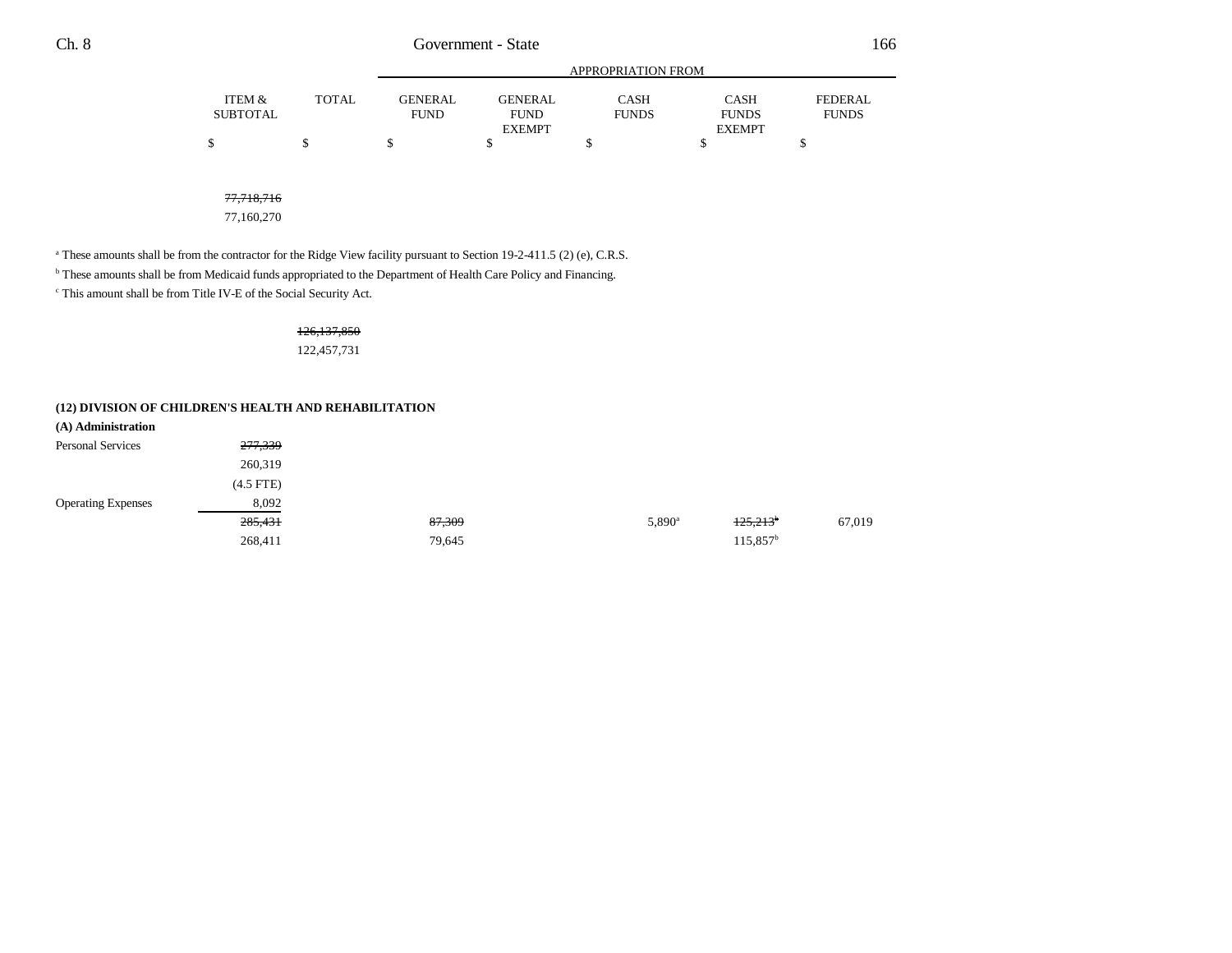| | ITEM & SUBTOTAL | TOTAL | GENERAL FUND | GENERAL FUND EXEMPT | CASH FUNDS | CASH FUNDS EXEMPT | FEDERAL FUNDS |
|---|---|---|---|---|---|---|---|
| | | | APPROPRIATION FROM | | | | |
| | $ | $ | $ | $ | $ | $ | $ |
| | ~~77,718,716~~ | | | | | | |
| | 77,160,270 | | | | | | |

[a] These amounts shall be from the contractor for the Ridge View facility pursuant to Section 19-2-411.5 (2) (e), C.R.S.

[b] These amounts shall be from Medicaid funds appropriated to the Department of Health Care Policy and Financing.

[c] This amount shall be from Title IV-E of the Social Security Act.

| | ITEM & SUBTOTAL | TOTAL | GENERAL FUND | GENERAL FUND EXEMPT | CASH FUNDS | CASH FUNDS EXEMPT | FEDERAL FUNDS |
|---|---|---|---|---|---|---|---|
| | | ~~126,137,850~~ | | | | | |
| | | 122,457,731 | | | | | |
| **(12) DIVISION OF CHILDREN'S HEALTH AND REHABILITATION** | | | | | | | |
| **(A) Administration** | | | | | | | |
| Personal Services | ~~277,339~~ | | | | | | |
| | 260,319 | | | | | | |
| | (4.5 FTE) | | | | | | |
| Operating Expenses | 8,092 | | | | | | |
| | ~~285,431~~ | | ~~87,309~~ | | 5,890[a] | ~~125,213~~[b] | 67,019 |
| | 268,411 | | 79,645 | | | 115,857[b] | |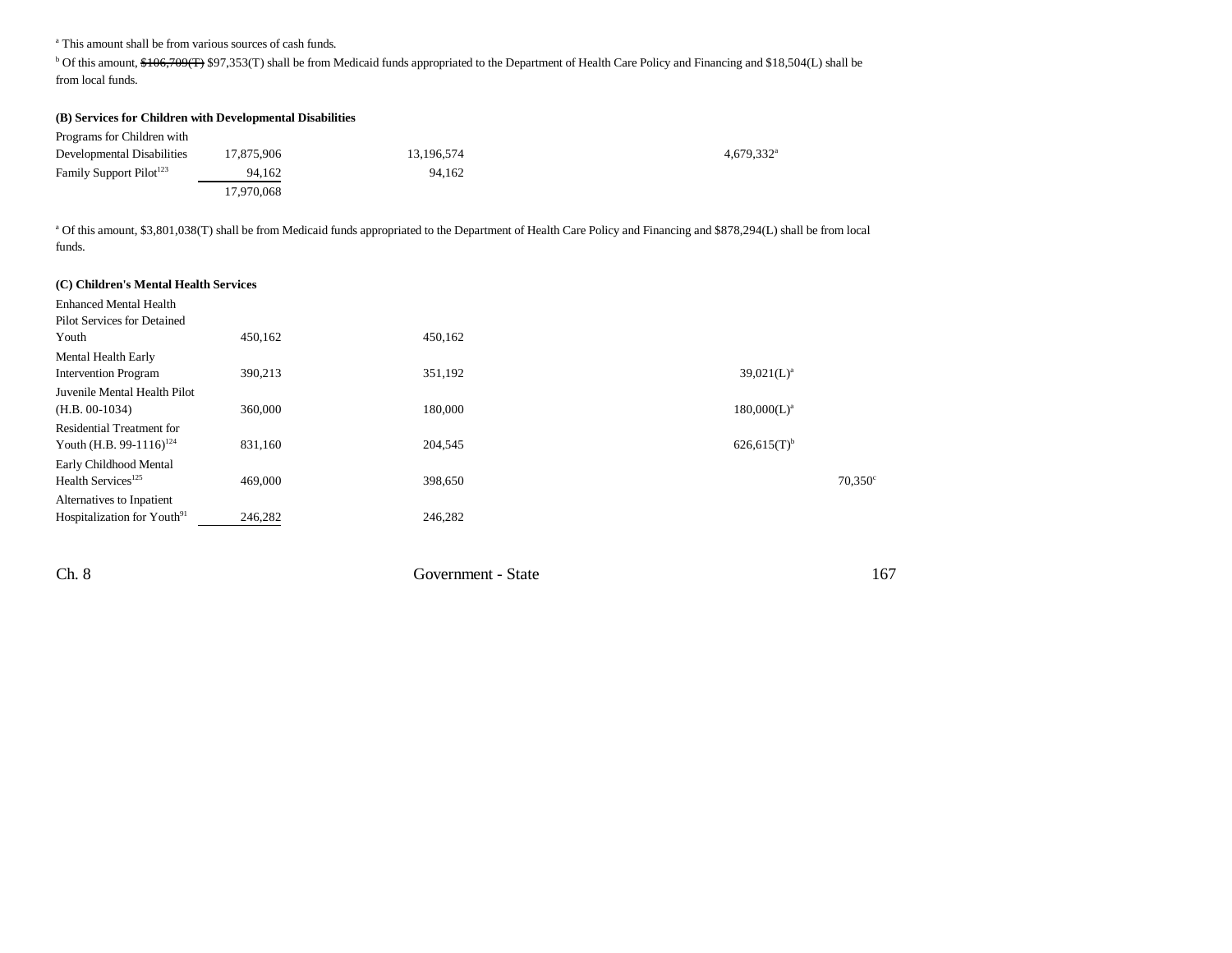[a] This amount shall be from various sources of cash funds.

[b] Of this amount, ~~$106,709(T)~~ $97,353(T) shall be from Medicaid funds appropriated to the Department of Health Care Policy and Financing and $18,504(L) shall be from local funds.

**(B) Services for Children with Developmental Disabilities**

| | | | | | |
|---|---|---|---|---|---|
| Programs for Children with Developmental Disabilities | 17,875,906 | 13,196,574 | | 4,679,332[a] | |
| Family Support Pilot[123] | 94,162 | 94,162 | | | |
| | 17,970,068 | | | | |

[a] Of this amount, $3,801,038(T) shall be from Medicaid funds appropriated to the Department of Health Care Policy and Financing and $878,294(L) shall be from local funds.

**(C) Children's Mental Health Services**

| | | | | | |
|---|---|---|---|---|---|
| Enhanced Mental Health Pilot Services for Detained Youth | 450,162 | 450,162 | | | |
| Mental Health Early Intervention Program | 390,213 | 351,192 | | 39,021(L)[a] | |
| Juvenile Mental Health Pilot (H.B. 00-1034) | 360,000 | 180,000 | | 180,000(L)[a] | |
| Residential Treatment for Youth (H.B. 99-1116)[124] | 831,160 | 204,545 | | 626,615(T)[b] | |
| Early Childhood Mental Health Services[125] | 469,000 | 398,650 | | | 70,350[c] |
| Alternatives to Inpatient Hospitalization for Youth[91] | 246,282 | 246,282 | | | |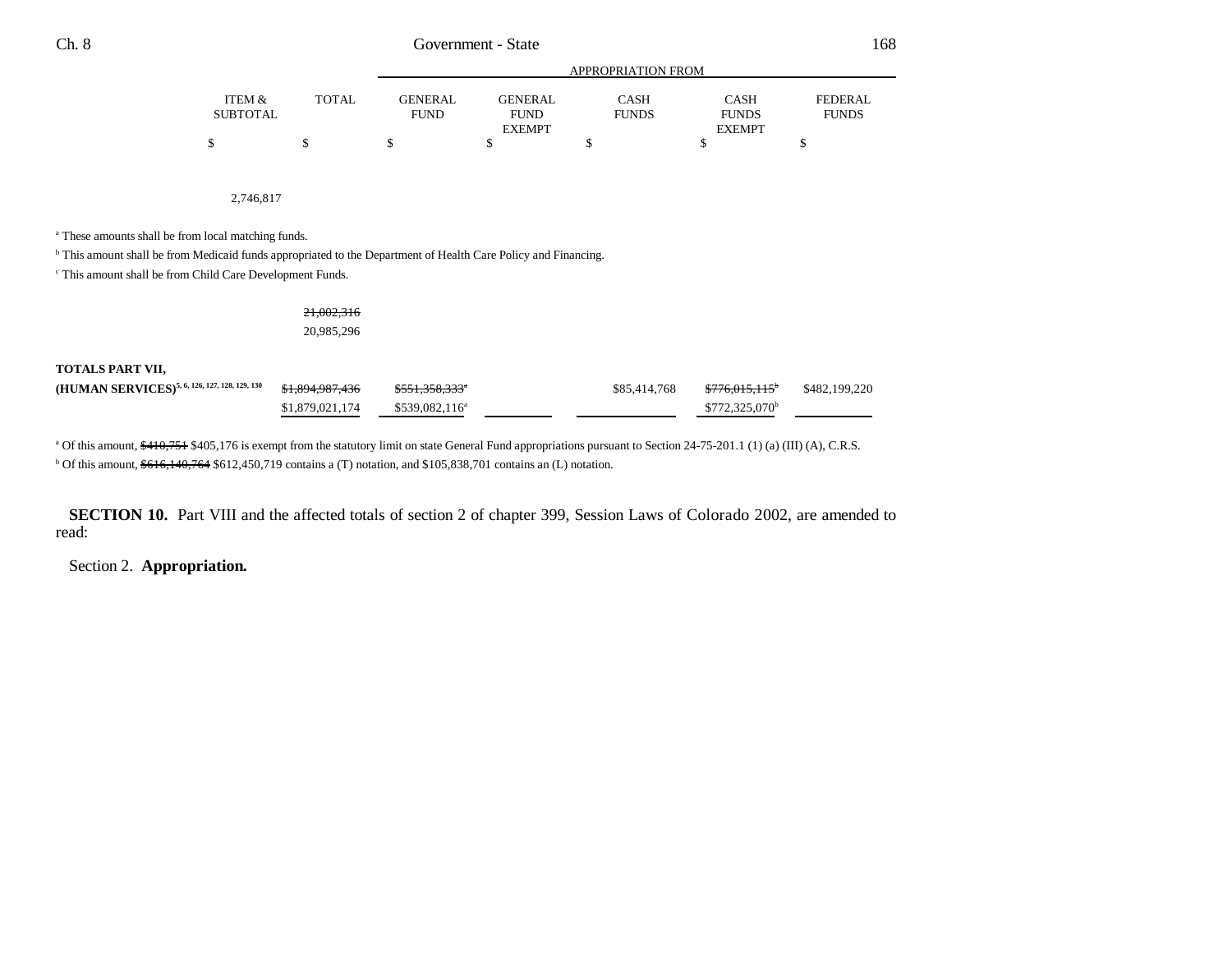| | ITEM & SUBTOTAL | TOTAL | APPROPRIATION FROM GENERAL FUND | GENERAL FUND EXEMPT | CASH FUNDS | CASH FUNDS EXEMPT | FEDERAL FUNDS |
|---|---|---|---|---|---|---|---|
| | $ | $ | $ | $ | $ | $ | $ |
| | 2,746,817 | | | | | | |

[a] These amounts shall be from local matching funds.

[b] This amount shall be from Medicaid funds appropriated to the Department of Health Care Policy and Financing.

[c] This amount shall be from Child Care Development Funds.

| | ITEM & SUBTOTAL | TOTAL | GENERAL FUND | GENERAL FUND EXEMPT | CASH FUNDS | CASH FUNDS EXEMPT | FEDERAL FUNDS |
|---|---|---|---|---|---|---|---|
| | | ~~21,002,316~~ 20,985,296 | | | | | |
| **TOTALS PART VII, (HUMAN SERVICES)**[5, 6, 126, 127, 128, 129, 130] | | ~~$1,894,987,436~~ $1,879,021,174 | ~~$551,358,333[a]~~ $539,082,116[a] | | $85,414,768 | ~~$776,015,115[b]~~ $772,325,070[b] | $482,199,220 |

[a] Of this amount, ~~$410,751~~ $405,176 is exempt from the statutory limit on state General Fund appropriations pursuant to Section 24-75-201.1 (1) (a) (III) (A), C.R.S.

[b] Of this amount, ~~$616,140,764~~ $612,450,719 contains a (T) notation, and $105,838,701 contains an (L) notation.

**SECTION 10.** Part VIII and the affected totals of section 2 of chapter 399, Session Laws of Colorado 2002, are amended to read:

Section 2. **Appropriation.**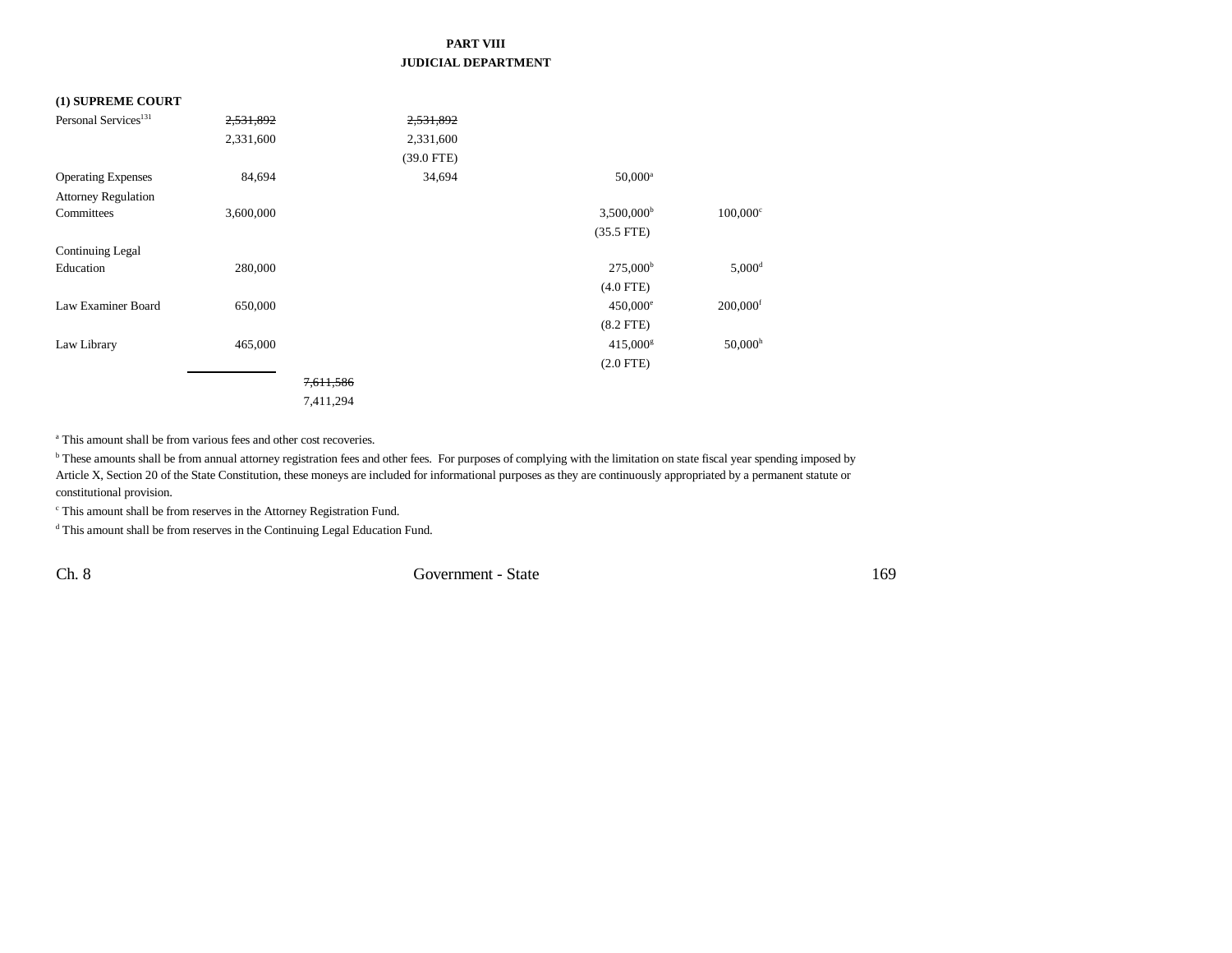# PART VIII
## JUDICIAL DEPARTMENT

| | | | | | |
|---|---|---|---|---|---|
| **(1) SUPREME COURT** | | | | | |
| Personal Services[131] | ~~2,531,892~~ 2,331,600 | | ~~2,531,892~~ 2,331,600 (39.0 FTE) | | |
| Operating Expenses | 84,694 | | 34,694 | 50,000[a] | |
| Attorney Regulation Committees | 3,600,000 | | | 3,500,000[b] (35.5 FTE) | 100,000[c] |
| Continuing Legal Education | 280,000 | | | 275,000[b] (4.0 FTE) | 5,000[d] |
| Law Examiner Board | 650,000 | | | 450,000[e] (8.2 FTE) | 200,000[f] |
| Law Library | 465,000 | | | 415,000[g] (2.0 FTE) | 50,000[h] |
| | | ~~7,611,586~~ 7,411,294 | | | |

[a] This amount shall be from various fees and other cost recoveries.

[b] These amounts shall be from annual attorney registration fees and other fees. For purposes of complying with the limitation on state fiscal year spending imposed by Article X, Section 20 of the State Constitution, these moneys are included for informational purposes as they are continuously appropriated by a permanent statute or constitutional provision.

[c] This amount shall be from reserves in the Attorney Registration Fund.

[d] This amount shall be from reserves in the Continuing Legal Education Fund.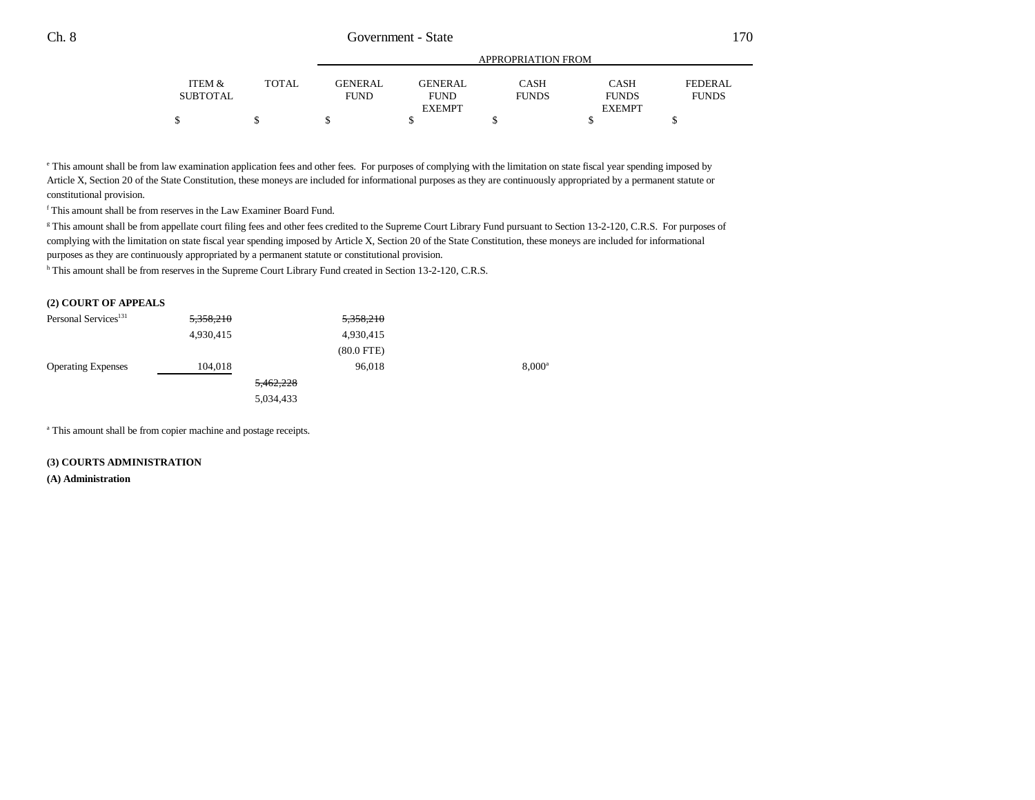| | ITEM & SUBTOTAL | TOTAL | GENERAL FUND | GENERAL FUND EXEMPT | CASH FUNDS | CASH FUNDS EXEMPT | FEDERAL FUNDS |
|---|---|---|---|---|---|---|---|
| | $ | $ | $ | $ | $ | $ | $ |

[e] This amount shall be from law examination application fees and other fees. For purposes of complying with the limitation on state fiscal year spending imposed by Article X, Section 20 of the State Constitution, these moneys are included for informational purposes as they are continuously appropriated by a permanent statute or constitutional provision.

[f] This amount shall be from reserves in the Law Examiner Board Fund.

[g] This amount shall be from appellate court filing fees and other fees credited to the Supreme Court Library Fund pursuant to Section 13-2-120, C.R.S. For purposes of complying with the limitation on state fiscal year spending imposed by Article X, Section 20 of the State Constitution, these moneys are included for informational purposes as they are continuously appropriated by a permanent statute or constitutional provision.

[h] This amount shall be from reserves in the Supreme Court Library Fund created in Section 13-2-120, C.R.S.

**(2) COURT OF APPEALS**

| | ITEM & SUBTOTAL | TOTAL | GENERAL FUND | GENERAL FUND EXEMPT | CASH FUNDS | CASH FUNDS EXEMPT | FEDERAL FUNDS |
|---|---|---|---|---|---|---|---|
| Personal Services[131] | ~~5,358,210~~ | | ~~5,358,210~~ | | | | |
| | 4,930,415 | | 4,930,415 | | | | |
| | | | (80.0 FTE) | | | | |
| Operating Expenses | 104,018 | | 96,018 | | 8,000[a] | | |
| | | ~~5,462,228~~ | | | | | |
| | | 5,034,433 | | | | | |

[a] This amount shall be from copier machine and postage receipts.

**(3) COURTS ADMINISTRATION**

**(A) Administration**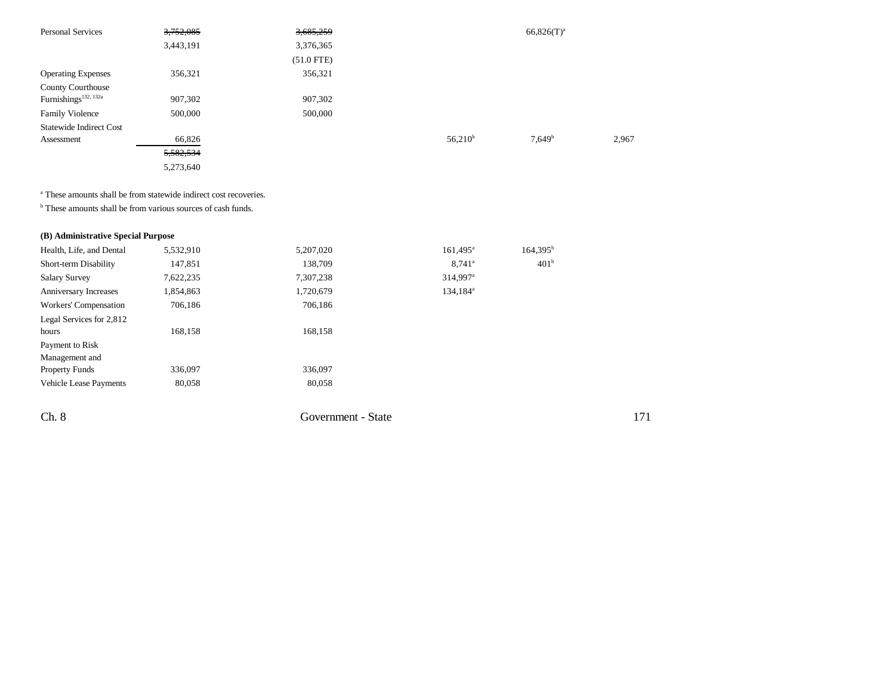| | | | | | |
|---|---|---|---|---|---|
| Personal Services | ~~3,752,085~~ | ~~3,685,259~~ | | 66,826(T)[a] | |
| | 3,443,191 | 3,376,365 | | | |
| | | (51.0 FTE) | | | |
| Operating Expenses | 356,321 | 356,321 | | | |
| County Courthouse Furnishings[132, 132a] | 907,302 | 907,302 | | | |
| Family Violence | 500,000 | 500,000 | | | |
| Statewide Indirect Cost Assessment | 66,826 | | 56,210[b] | 7,649[b] | 2,967 |
| | ~~5,582,534~~ | | | | |
| | 5,273,640 | | | | |

[a] These amounts shall be from statewide indirect cost recoveries.

[b] These amounts shall be from various sources of cash funds.

**(B) Administrative Special Purpose**

| | | | | | |
|---|---|---|---|---|---|
| Health, Life, and Dental | 5,532,910 | 5,207,020 | 161,495[a] | 164,395[b] | |
| Short-term Disability | 147,851 | 138,709 | 8,741[a] | 401[b] | |
| Salary Survey | 7,622,235 | 7,307,238 | 314,997[a] | | |
| Anniversary Increases | 1,854,863 | 1,720,679 | 134,184[a] | | |
| Workers' Compensation | 706,186 | 706,186 | | | |
| Legal Services for 2,812 hours | 168,158 | 168,158 | | | |
| Payment to Risk Management and Property Funds | 336,097 | 336,097 | | | |
| Vehicle Lease Payments | 80,058 | 80,058 | | | |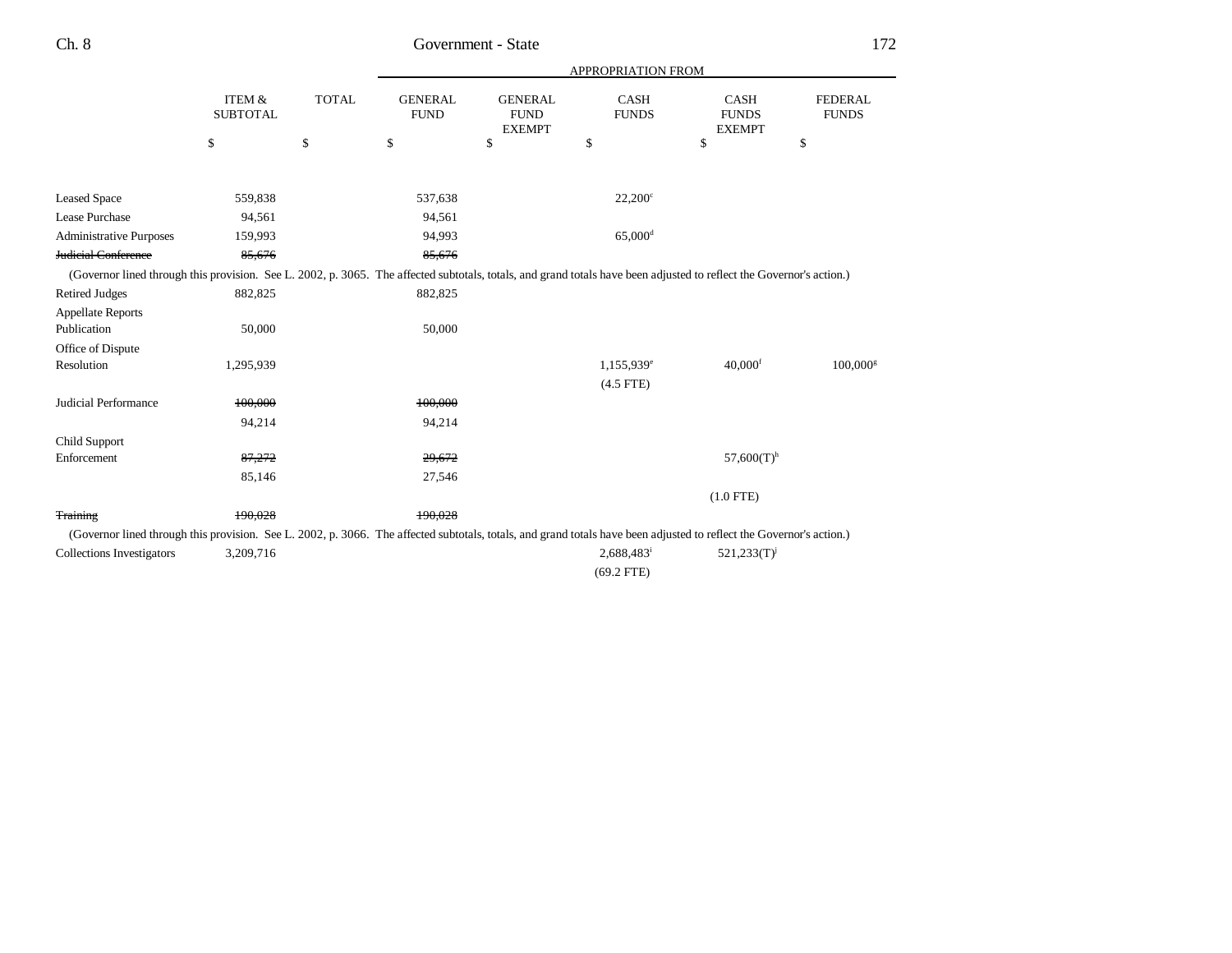| | ITEM & SUBTOTAL | TOTAL | GENERAL FUND | GENERAL FUND EXEMPT | CASH FUNDS | CASH FUNDS EXEMPT | FEDERAL FUNDS |
|---|---|---|---|---|---|---|---|
| | | | APPROPRIATION FROM | | | | |
| | $ | $ | $ | $ | $ | $ | $ |
| Leased Space | 559,838 | | 537,638 | | 22,200[c] | | |
| Lease Purchase | 94,561 | | 94,561 | | | | |
| Administrative Purposes | 159,993 | | 94,993 | | 65,000[d] | | |
| ~~Judicial Conference~~ | ~~85,676~~ | | ~~85,676~~ | | | | |
| (Governor lined through this provision. See L. 2002, p. 3065. The affected subtotals, totals, and grand totals have been adjusted to reflect the Governor's action.) | | | | | | | |
| Retired Judges | 882,825 | | 882,825 | | | | |
| Appellate Reports Publication | 50,000 | | 50,000 | | | | |
| Office of Dispute Resolution | 1,295,939 | | | | 1,155,939[e] | 40,000[f] | 100,000[g] |
| | | | | | (4.5 FTE) | | |
| Judicial Performance | ~~100,000~~ | | ~~100,000~~ | | | | |
| | 94,214 | | 94,214 | | | | |
| Child Support Enforcement | ~~87,272~~ | | ~~29,672~~ | | | 57,600(T)[h] | |
| | 85,146 | | 27,546 | | | | |
| | | | | | | (1.0 FTE) | |
| ~~Training~~ | ~~190,028~~ | | ~~190,028~~ | | | | |
| (Governor lined through this provision. See L. 2002, p. 3066. The affected subtotals, totals, and grand totals have been adjusted to reflect the Governor's action.) | | | | | | | |
| Collections Investigators | 3,209,716 | | | | 2,688,483[i] | 521,233(T)[j] | |
| | | | | | (69.2 FTE) | | |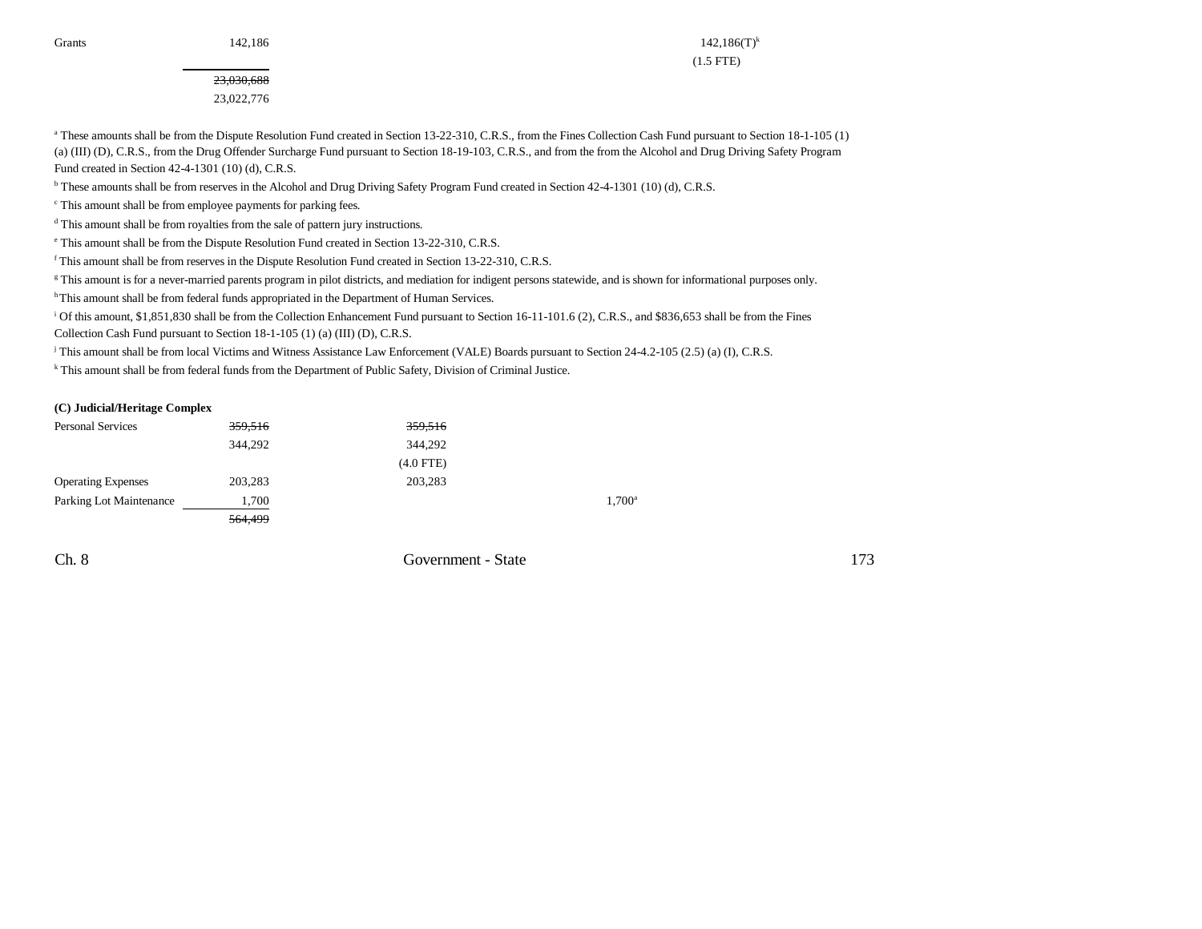| | | | | |
|---|---|---|---|---|
| Grants | 142,186 | | | 142,186(T)[k] |
| | | | | (1.5 FTE) |
| | ~~23,030,688~~ | | | |
| | 23,022,776 | | | |

[a] These amounts shall be from the Dispute Resolution Fund created in Section 13-22-310, C.R.S., from the Fines Collection Cash Fund pursuant to Section 18-1-105 (1) (a) (III) (D), C.R.S., from the Drug Offender Surcharge Fund pursuant to Section 18-19-103, C.R.S., and from the from the Alcohol and Drug Driving Safety Program Fund created in Section 42-4-1301 (10) (d), C.R.S.

[b] These amounts shall be from reserves in the Alcohol and Drug Driving Safety Program Fund created in Section 42-4-1301 (10) (d), C.R.S.

[c] This amount shall be from employee payments for parking fees.

[d] This amount shall be from royalties from the sale of pattern jury instructions.

[e] This amount shall be from the Dispute Resolution Fund created in Section 13-22-310, C.R.S.

[f] This amount shall be from reserves in the Dispute Resolution Fund created in Section 13-22-310, C.R.S.

[g] This amount is for a never-married parents program in pilot districts, and mediation for indigent persons statewide, and is shown for informational purposes only.

[h] This amount shall be from federal funds appropriated in the Department of Human Services.

[i] Of this amount, $1,851,830 shall be from the Collection Enhancement Fund pursuant to Section 16-11-101.6 (2), C.R.S., and $836,653 shall be from the Fines Collection Cash Fund pursuant to Section 18-1-105 (1) (a) (III) (D), C.R.S.

[j] This amount shall be from local Victims and Witness Assistance Law Enforcement (VALE) Boards pursuant to Section 24-4.2-105 (2.5) (a) (I), C.R.S.

[k] This amount shall be from federal funds from the Department of Public Safety, Division of Criminal Justice.

**(C) Judicial/Heritage Complex**

| | | | | |
|---|---|---|---|---|
| Personal Services | ~~359,516~~ | ~~359,516~~ | | |
| | 344,292 | 344,292 | | |
| | | (4.0 FTE) | | |
| Operating Expenses | 203,283 | 203,283 | | |
| Parking Lot Maintenance | 1,700 | | 1,700[a] | |
| | ~~564,499~~ | | | |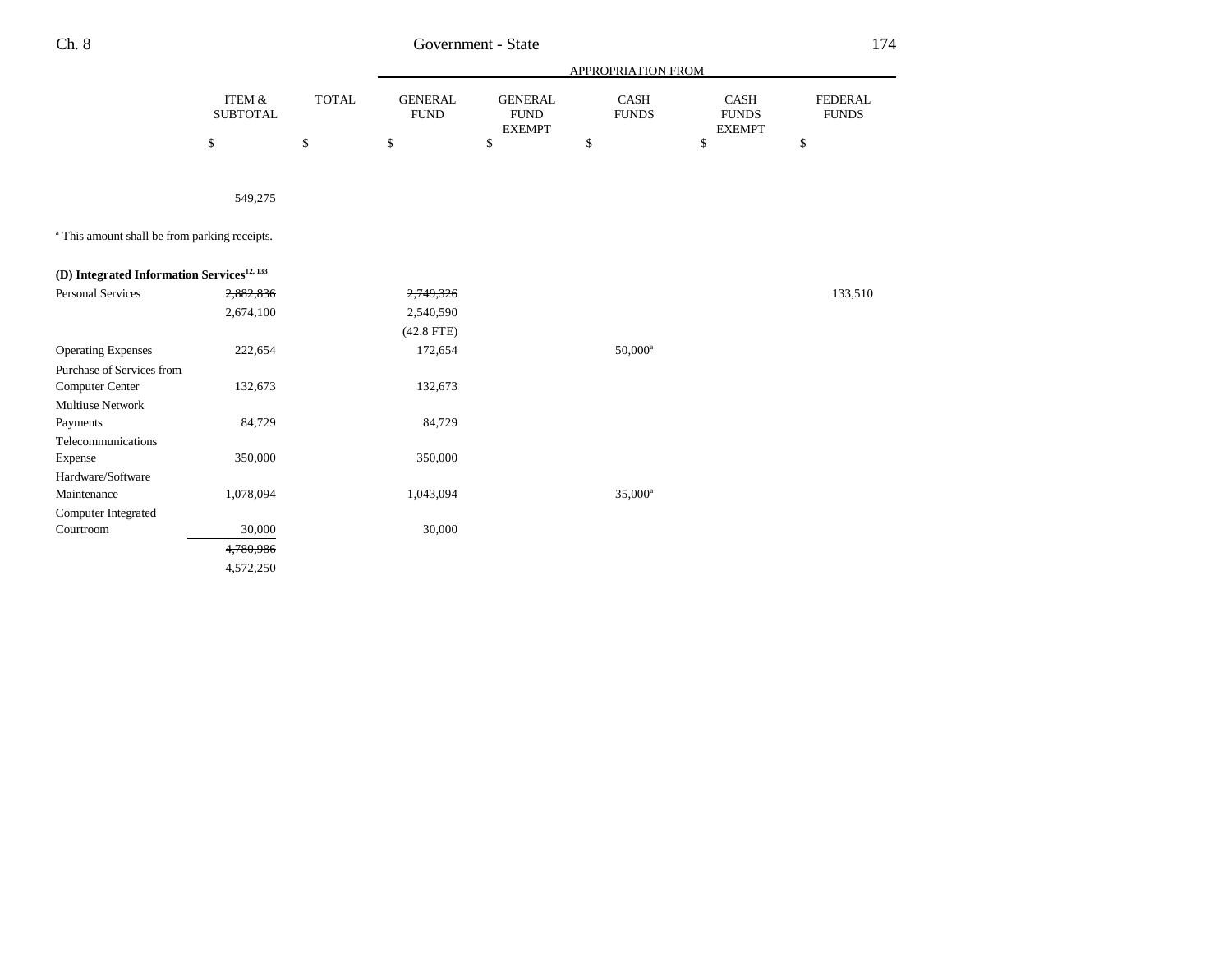| | ITEM & SUBTOTAL | TOTAL | GENERAL FUND | GENERAL FUND EXEMPT | CASH FUNDS | CASH FUNDS EXEMPT | FEDERAL FUNDS |
|---|---|---|---|---|---|---|---|
| | | | APPROPRIATION FROM | | | | |
| | $ | $ | $ | $ | $ | $ | $ |
| | | 549,275 | | | | | |

[a] This amount shall be from parking receipts.

**(D) Integrated Information Services[12, 133]**

| | ITEM & SUBTOTAL | TOTAL | GENERAL FUND | GENERAL FUND EXEMPT | CASH FUNDS | CASH FUNDS EXEMPT | FEDERAL FUNDS |
|---|---|---|---|---|---|---|---|
| Personal Services | ~~2,882,836~~ 2,674,100 | | ~~2,749,326~~ 2,540,590 (42.8 FTE) | | | | 133,510 |
| Operating Expenses | 222,654 | | 172,654 | | 50,000[a] | | |
| Purchase of Services from Computer Center | 132,673 | | 132,673 | | | | |
| Multiuse Network Payments | 84,729 | | 84,729 | | | | |
| Telecommunications Expense | 350,000 | | 350,000 | | | | |
| Hardware/Software Maintenance | 1,078,094 | | 1,043,094 | | 35,000[a] | | |
| Computer Integrated Courtroom | 30,000 | | 30,000 | | | | |
| | ~~4,780,986~~ 4,572,250 | | | | | | |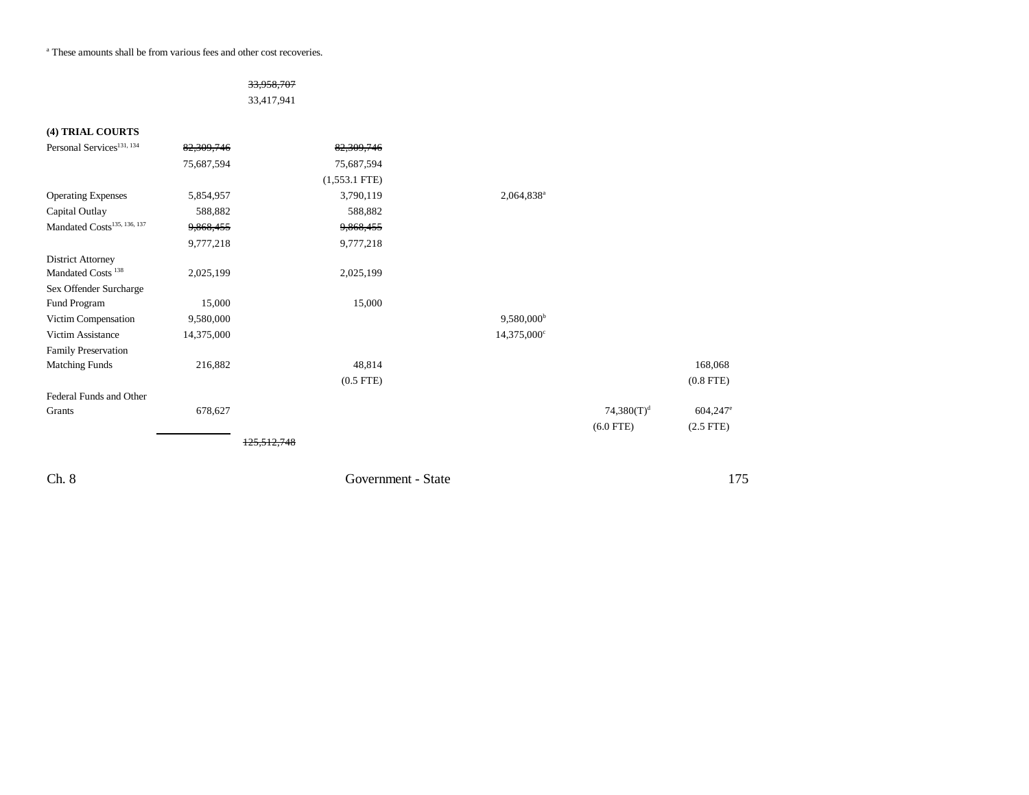[a] These amounts shall be from various fees and other cost recoveries.

| | | | | | | |
|---|---|---|---|---|---|---|
| | | ~~33,958,707~~ | | | | |
| | | 33,417,941 | | | | |

| | | | | | | |
|---|---|---|---|---|---|---|
| **(4) TRIAL COURTS** | | | | | | |
| Personal Services[131, 134] | ~~82,309,746~~ | | ~~82,309,746~~ | | | |
| | 75,687,594 | | 75,687,594 | | | |
| | | | (1,553.1 FTE) | | | |
| Operating Expenses | 5,854,957 | | 3,790,119 | 2,064,838[a] | | |
| Capital Outlay | 588,882 | | 588,882 | | | |
| Mandated Costs[135, 136, 137] | ~~9,868,455~~ | | ~~9,868,455~~ | | | |
| | 9,777,218 | | 9,777,218 | | | |
| District Attorney Mandated Costs [138] | 2,025,199 | | 2,025,199 | | | |
| Sex Offender Surcharge Fund Program | 15,000 | | 15,000 | | | |
| Victim Compensation | 9,580,000 | | | 9,580,000[b] | | |
| Victim Assistance | 14,375,000 | | | 14,375,000[c] | | |
| Family Preservation Matching Funds | 216,882 | | 48,814 | | | 168,068 |
| | | | (0.5 FTE) | | | (0.8 FTE) |
| Federal Funds and Other Grants | 678,627 | | | | 74,380(T)[d] | 604,247[e] |
| | | | | | (6.0 FTE) | (2.5 FTE) |
| | | ~~125,512,748~~ | | | | |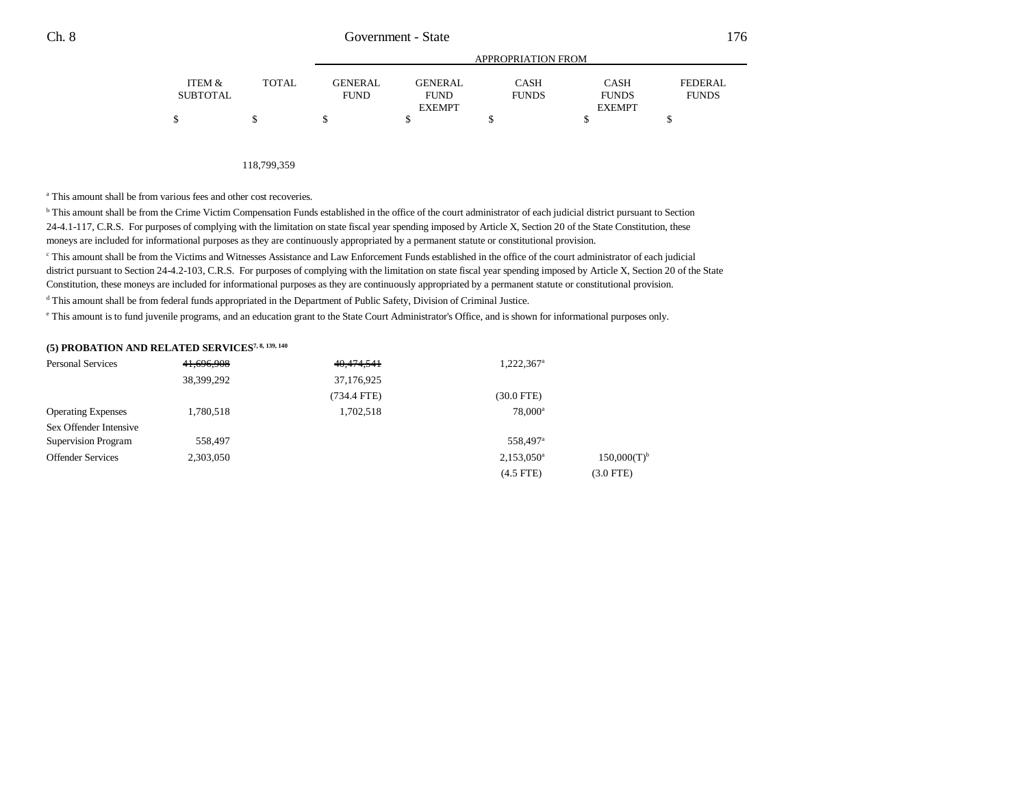| | ITEM & SUBTOTAL | TOTAL | APPROPRIATION FROM GENERAL FUND | GENERAL FUND EXEMPT | CASH FUNDS | CASH FUNDS EXEMPT | FEDERAL FUNDS |
|---|---|---|---|---|---|---|---|
| | $ | $ | $ | $ | $ | $ | $ |
| | | 118,799,359 | | | | | |

[a] This amount shall be from various fees and other cost recoveries.

[b] This amount shall be from the Crime Victim Compensation Funds established in the office of the court administrator of each judicial district pursuant to Section 24-4.1-117, C.R.S. For purposes of complying with the limitation on state fiscal year spending imposed by Article X, Section 20 of the State Constitution, these moneys are included for informational purposes as they are continuously appropriated by a permanent statute or constitutional provision.

[c] This amount shall be from the Victims and Witnesses Assistance and Law Enforcement Funds established in the office of the court administrator of each judicial district pursuant to Section 24-4.2-103, C.R.S. For purposes of complying with the limitation on state fiscal year spending imposed by Article X, Section 20 of the State Constitution, these moneys are included for informational purposes as they are continuously appropriated by a permanent statute or constitutional provision.

[d] This amount shall be from federal funds appropriated in the Department of Public Safety, Division of Criminal Justice.

[e] This amount is to fund juvenile programs, and an education grant to the State Court Administrator's Office, and is shown for informational purposes only.

**(5) PROBATION AND RELATED SERVICES[7, 8, 139, 140]**

| | ITEM & SUBTOTAL | TOTAL | GENERAL FUND | GENERAL FUND EXEMPT | CASH FUNDS | CASH FUNDS EXEMPT | FEDERAL FUNDS |
|---|---|---|---|---|---|---|---|
| Personal Services | ~~41,696,908~~ | | ~~40,474,541~~ | | 1,222,367[a] | | |
| | 38,399,292 | | 37,176,925 | | | | |
| | | | (734.4 FTE) | | (30.0 FTE) | | |
| Operating Expenses | 1,780,518 | | 1,702,518 | | 78,000[a] | | |
| Sex Offender Intensive Supervision Program | 558,497 | | | | 558,497[a] | | |
| Offender Services | 2,303,050 | | | | 2,153,050[a] | 150,000(T)[b] | |
| | | | | | (4.5 FTE) | (3.0 FTE) | |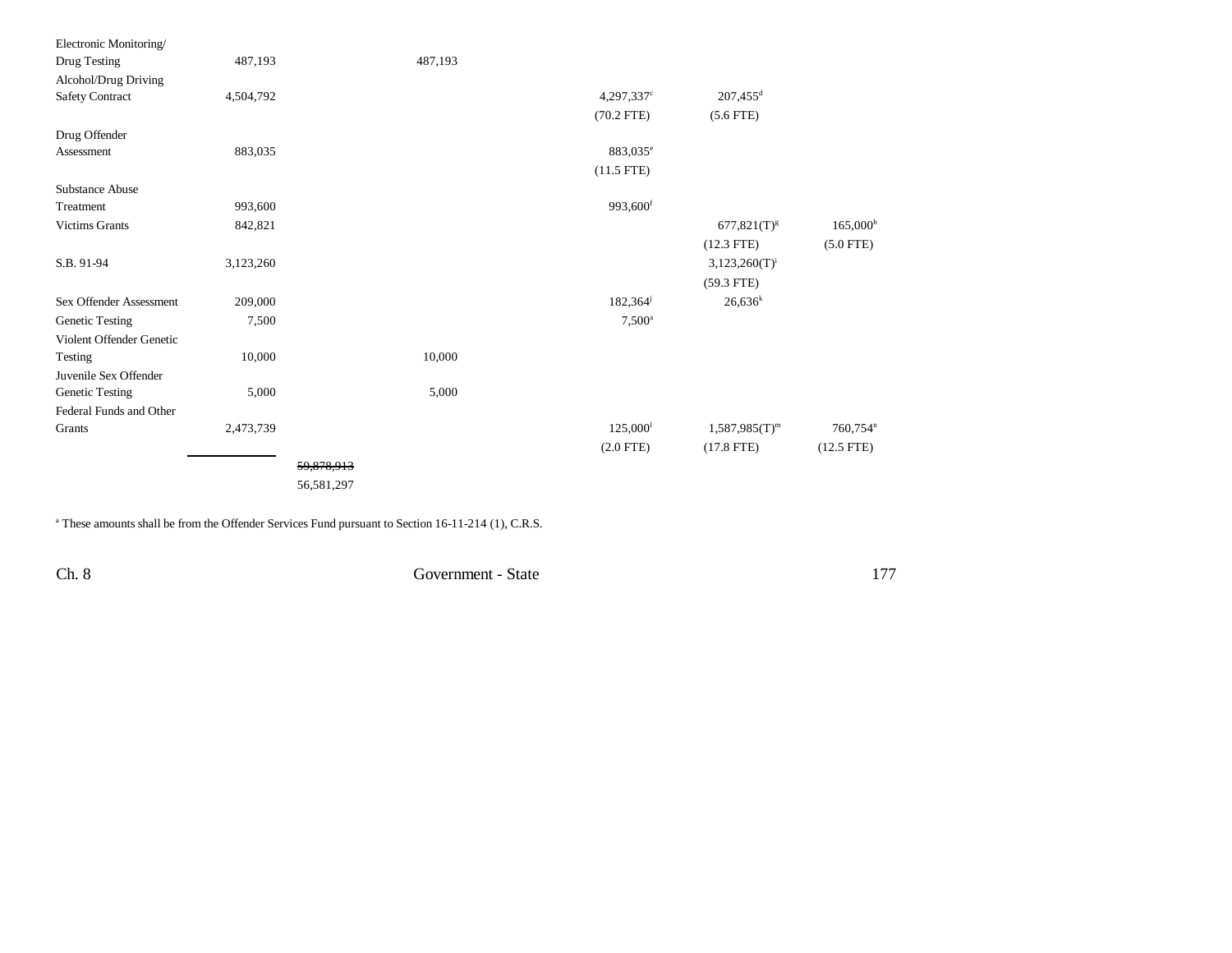| | | | | | | |
|---|---|---|---|---|---|---|
| Electronic Monitoring/ Drug Testing | 487,193 | | 487,193 | | | |
| Alcohol/Drug Driving Safety Contract | 4,504,792 | | | 4,297,337[c] | 207,455[d] | |
| | | | | (70.2 FTE) | (5.6 FTE) | |
| Drug Offender Assessment | 883,035 | | | 883,035[e] | | |
| | | | | (11.5 FTE) | | |
| Substance Abuse Treatment | 993,600 | | | 993,600[f] | | |
| Victims Grants | 842,821 | | | | 677,821(T)[g] | 165,000[h] |
| | | | | | (12.3 FTE) | (5.0 FTE) |
| S.B. 91-94 | 3,123,260 | | | | 3,123,260(T)[i] | |
| | | | | | (59.3 FTE) | |
| Sex Offender Assessment | 209,000 | | | 182,364[j] | 26,636[k] | |
| Genetic Testing | 7,500 | | | 7,500[a] | | |
| Violent Offender Genetic Testing | 10,000 | | 10,000 | | | |
| Juvenile Sex Offender Genetic Testing | 5,000 | | 5,000 | | | |
| Federal Funds and Other Grants | 2,473,739 | | | 125,000[l] | 1,587,985(T)[m] | 760,754[n] |
| | | | | (2.0 FTE) | (17.8 FTE) | (12.5 FTE) |
| | | ~~59,878,913~~ 56,581,297 | | | | |

[a] These amounts shall be from the Offender Services Fund pursuant to Section 16-11-214 (1), C.R.S.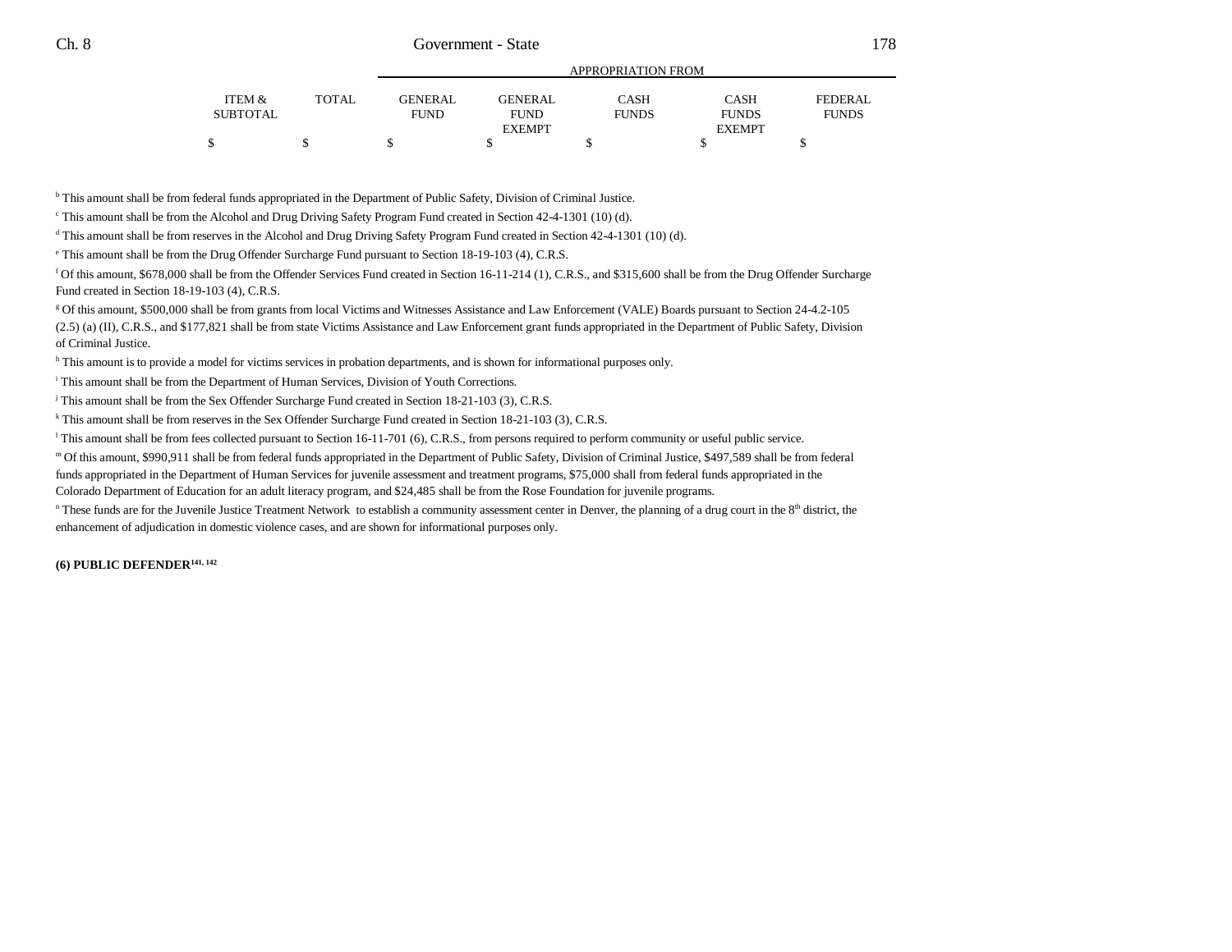| ITEM & SUBTOTAL | TOTAL | APPROPRIATION FROM GENERAL FUND | GENERAL FUND EXEMPT | CASH FUNDS | CASH FUNDS EXEMPT | FEDERAL FUNDS |
|---|---|---|---|---|---|---|
| $ | $ | $ | $ | $ | $ | $ |

[b] This amount shall be from federal funds appropriated in the Department of Public Safety, Division of Criminal Justice.

[c] This amount shall be from the Alcohol and Drug Driving Safety Program Fund created in Section 42-4-1301 (10) (d).

[d] This amount shall be from reserves in the Alcohol and Drug Driving Safety Program Fund created in Section 42-4-1301 (10) (d).

[e] This amount shall be from the Drug Offender Surcharge Fund pursuant to Section 18-19-103 (4), C.R.S.

[f] Of this amount, $678,000 shall be from the Offender Services Fund created in Section 16-11-214 (1), C.R.S., and $315,600 shall be from the Drug Offender Surcharge Fund created in Section 18-19-103 (4), C.R.S.

[g] Of this amount, $500,000 shall be from grants from local Victims and Witnesses Assistance and Law Enforcement (VALE) Boards pursuant to Section 24-4.2-105 (2.5) (a) (II), C.R.S., and $177,821 shall be from state Victims Assistance and Law Enforcement grant funds appropriated in the Department of Public Safety, Division of Criminal Justice.

[h] This amount is to provide a model for victims services in probation departments, and is shown for informational purposes only.

[i] This amount shall be from the Department of Human Services, Division of Youth Corrections.

[j] This amount shall be from the Sex Offender Surcharge Fund created in Section 18-21-103 (3), C.R.S.

[k] This amount shall be from reserves in the Sex Offender Surcharge Fund created in Section 18-21-103 (3), C.R.S.

[l] This amount shall be from fees collected pursuant to Section 16-11-701 (6), C.R.S., from persons required to perform community or useful public service.

[m] Of this amount, $990,911 shall be from federal funds appropriated in the Department of Public Safety, Division of Criminal Justice, $497,589 shall be from federal funds appropriated in the Department of Human Services for juvenile assessment and treatment programs, $75,000 shall from federal funds appropriated in the Colorado Department of Education for an adult literacy program, and $24,485 shall be from the Rose Foundation for juvenile programs.

[n] These funds are for the Juvenile Justice Treatment Network to establish a community assessment center in Denver, the planning of a drug court in the 8th district, the enhancement of adjudication in domestic violence cases, and are shown for informational purposes only.

**(6) PUBLIC DEFENDER[141, 142]**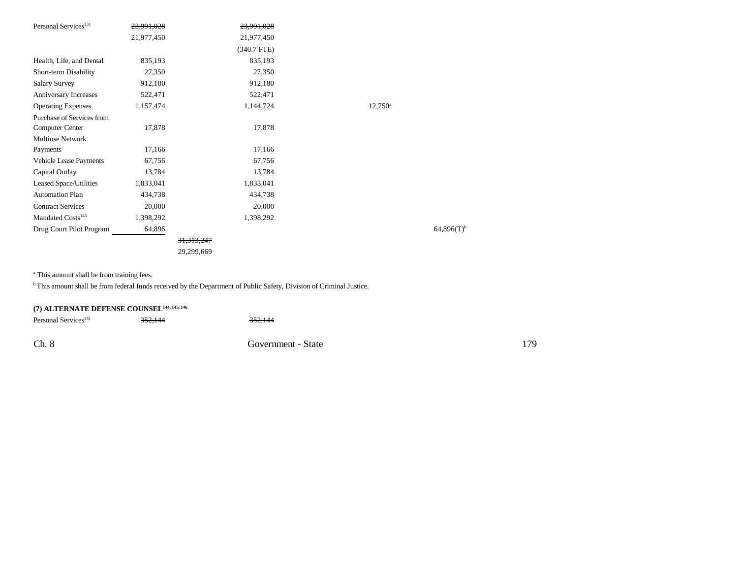| | | | | | |
|---|---|---|---|---|---|
| Personal Services[131] | ~~23,991,028~~ | | ~~23,991,028~~ | | |
| | 21,977,450 | | 21,977,450 | | |
| | | | (340.7 FTE) | | |
| Health, Life, and Dental | 835,193 | | 835,193 | | |
| Short-term Disability | 27,350 | | 27,350 | | |
| Salary Survey | 912,180 | | 912,180 | | |
| Anniversary Increases | 522,471 | | 522,471 | | |
| Operating Expenses | 1,157,474 | | 1,144,724 | 12,750[a] | |
| Purchase of Services from Computer Center | 17,878 | | 17,878 | | |
| Multiuse Network Payments | 17,166 | | 17,166 | | |
| Vehicle Lease Payments | 67,756 | | 67,756 | | |
| Capital Outlay | 13,784 | | 13,784 | | |
| Leased Space/Utilities | 1,833,041 | | 1,833,041 | | |
| Automation Plan | 434,738 | | 434,738 | | |
| Contract Services | 20,000 | | 20,000 | | |
| Mandated Costs[143] | 1,398,292 | | 1,398,292 | | |
| Drug Court Pilot Program | 64,896 | | | | 64,896(T)[b] |
| | | ~~31,313,247~~ | | | |
| | | 29,299,669 | | | |

[a] This amount shall be from training fees.

[b] This amount shall be from federal funds received by the Department of Public Safety, Division of Criminal Justice.

**(7) ALTERNATE DEFENSE COUNSEL[144, 145, 146]**

| | | | | | |
|---|---|---|---|---|---|
| Personal Services[131] | ~~352,144~~ | | ~~352,144~~ | | |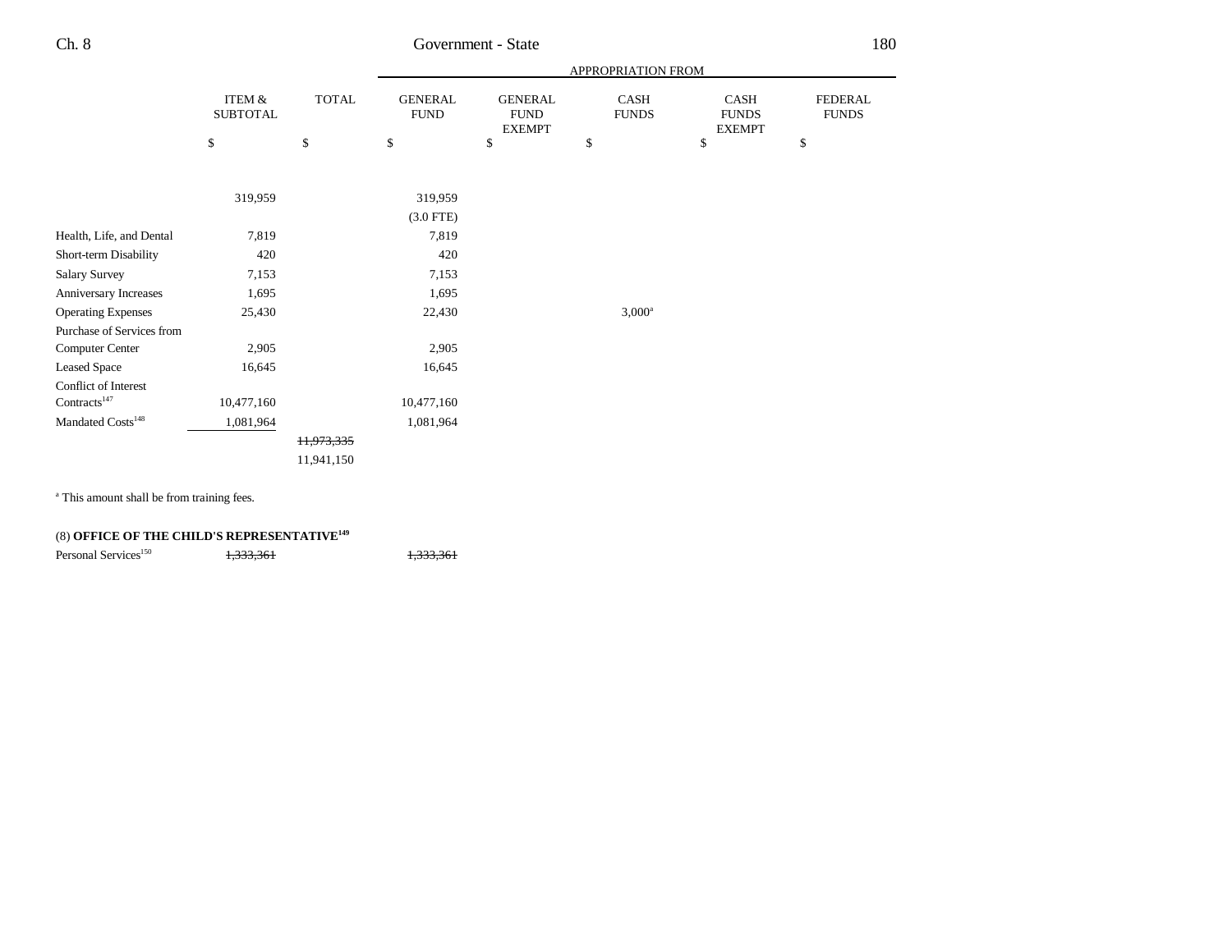| | ITEM & SUBTOTAL | TOTAL | GENERAL FUND | GENERAL FUND EXEMPT | CASH FUNDS | CASH FUNDS EXEMPT | FEDERAL FUNDS |
|---|---|---|---|---|---|---|---|
| | | | APPROPRIATION FROM | | | | |
| | $ | $ | $ | $ | $ | $ | $ |
| | 319,959 | | 319,959 | | | | |
| | | | (3.0 FTE) | | | | |
| Health, Life, and Dental | 7,819 | | 7,819 | | | | |
| Short-term Disability | 420 | | 420 | | | | |
| Salary Survey | 7,153 | | 7,153 | | | | |
| Anniversary Increases | 1,695 | | 1,695 | | | | |
| Operating Expenses | 25,430 | | 22,430 | | 3,000[a] | | |
| Purchase of Services from Computer Center | 2,905 | | 2,905 | | | | |
| Leased Space | 16,645 | | 16,645 | | | | |
| Conflict of Interest Contracts[147] | 10,477,160 | | 10,477,160 | | | | |
| Mandated Costs[148] | 1,081,964 | | 1,081,964 | | | | |
| | | ~~11,973,335~~ | | | | | |
| | | 11,941,150 | | | | | |

[a] This amount shall be from training fees.

(8) **OFFICE OF THE CHILD'S REPRESENTATIVE**[149]

| | ITEM & SUBTOTAL | TOTAL | GENERAL FUND | GENERAL FUND EXEMPT | CASH FUNDS | CASH FUNDS EXEMPT | FEDERAL FUNDS |
|---|---|---|---|---|---|---|---|
| Personal Services[150] | ~~1,333,361~~ | | ~~1,333,361~~ | | | | |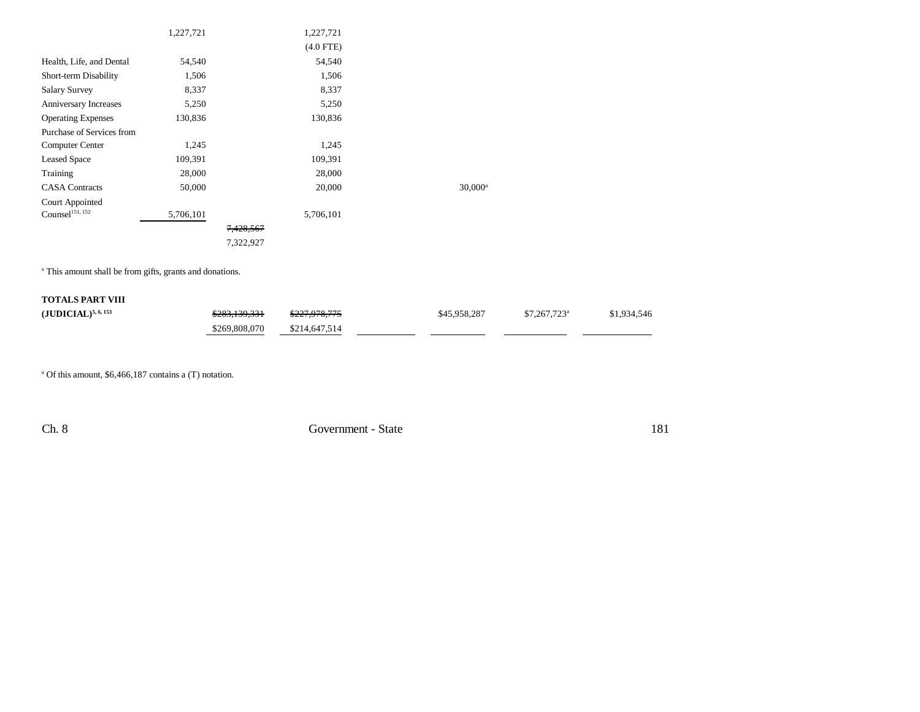| | | | | | | | |
|---|---|---|---|---|---|---|---|
| | 1,227,721 | | 1,227,721 | | | | |
| | | | (4.0 FTE) | | | | |
| Health, Life, and Dental | 54,540 | | 54,540 | | | | |
| Short-term Disability | 1,506 | | 1,506 | | | | |
| Salary Survey | 8,337 | | 8,337 | | | | |
| Anniversary Increases | 5,250 | | 5,250 | | | | |
| Operating Expenses | 130,836 | | 130,836 | | | | |
| Purchase of Services from Computer Center | 1,245 | | 1,245 | | | | |
| Leased Space | 109,391 | | 109,391 | | | | |
| Training | 28,000 | | 28,000 | | | | |
| CASA Contracts | 50,000 | | 20,000 | | 30,000[a] | | |
| Court Appointed Counsel[151, 152] | 5,706,101 | | 5,706,101 | | | | |
| | | ~~7,428,567~~ | | | | | |
| | | 7,322,927 | | | | | |

[a] This amount shall be from gifts, grants and donations.

| | | | | | | |
|---|---|---|---|---|---|---|
| **TOTALS PART VIII (JUDICIAL)**[5, 6, 153] | ~~$283,139,331~~ | ~~$227,978,775~~ | | $45,958,287 | $7,267,723[a] | $1,934,546 |
| | $269,808,070 | $214,647,514 | | | | |

[a] Of this amount, $6,466,187 contains a (T) notation.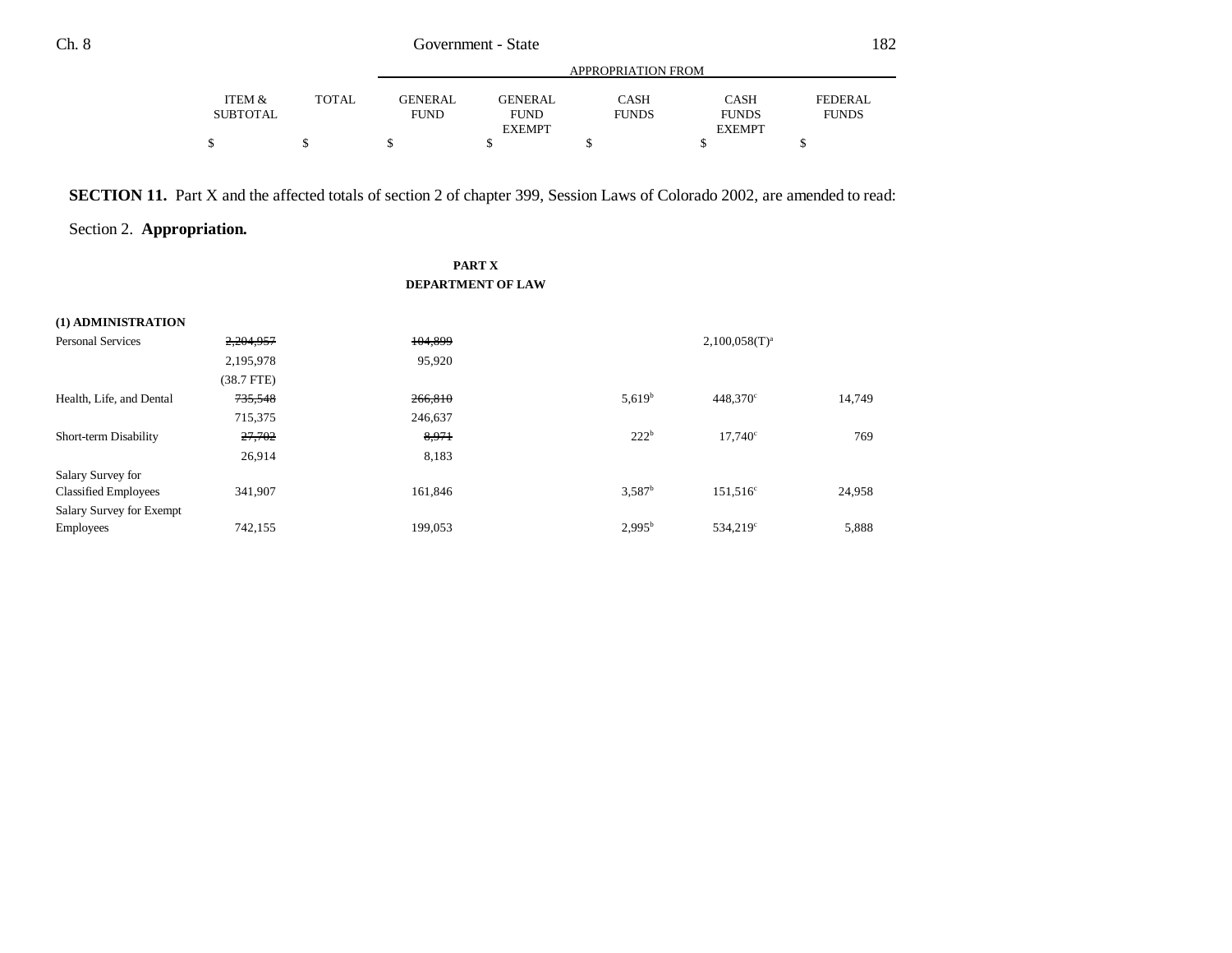| | ITEM & SUBTOTAL | TOTAL | APPROPRIATION FROM | | | | |
|---|---|---|---|---|---|---|---|
| | | | GENERAL FUND | GENERAL FUND EXEMPT | CASH FUNDS | CASH FUNDS EXEMPT | FEDERAL FUNDS |
| | $ | $ | $ | $ | $ | $ | $ |

**SECTION 11.** Part X and the affected totals of section 2 of chapter 399, Session Laws of Colorado 2002, are amended to read:

Section 2. **Appropriation.**

**PART X**
**DEPARTMENT OF LAW**

| | ITEM & SUBTOTAL | TOTAL | GENERAL FUND | GENERAL FUND EXEMPT | CASH FUNDS | CASH FUNDS EXEMPT | FEDERAL FUNDS |
|---|---|---|---|---|---|---|---|
| **(1) ADMINISTRATION** | | | | | | | |
| Personal Services | ~~2,204,957~~ | | ~~104,899~~ | | | 2,100,058(T)[a] | |
| | 2,195,978 | | 95,920 | | | | |
| | (38.7 FTE) | | | | | | |
| Health, Life, and Dental | ~~735,548~~ | | ~~266,810~~ | | 5,619[b] | 448,370[c] | 14,749 |
| | 715,375 | | 246,637 | | | | |
| Short-term Disability | ~~27,702~~ | | ~~8,971~~ | | 222[b] | 17,740[c] | 769 |
| | 26,914 | | 8,183 | | | | |
| Salary Survey for Classified Employees | 341,907 | | 161,846 | | 3,587[b] | 151,516[c] | 24,958 |
| Salary Survey for Exempt Employees | 742,155 | | 199,053 | | 2,995[b] | 534,219[c] | 5,888 |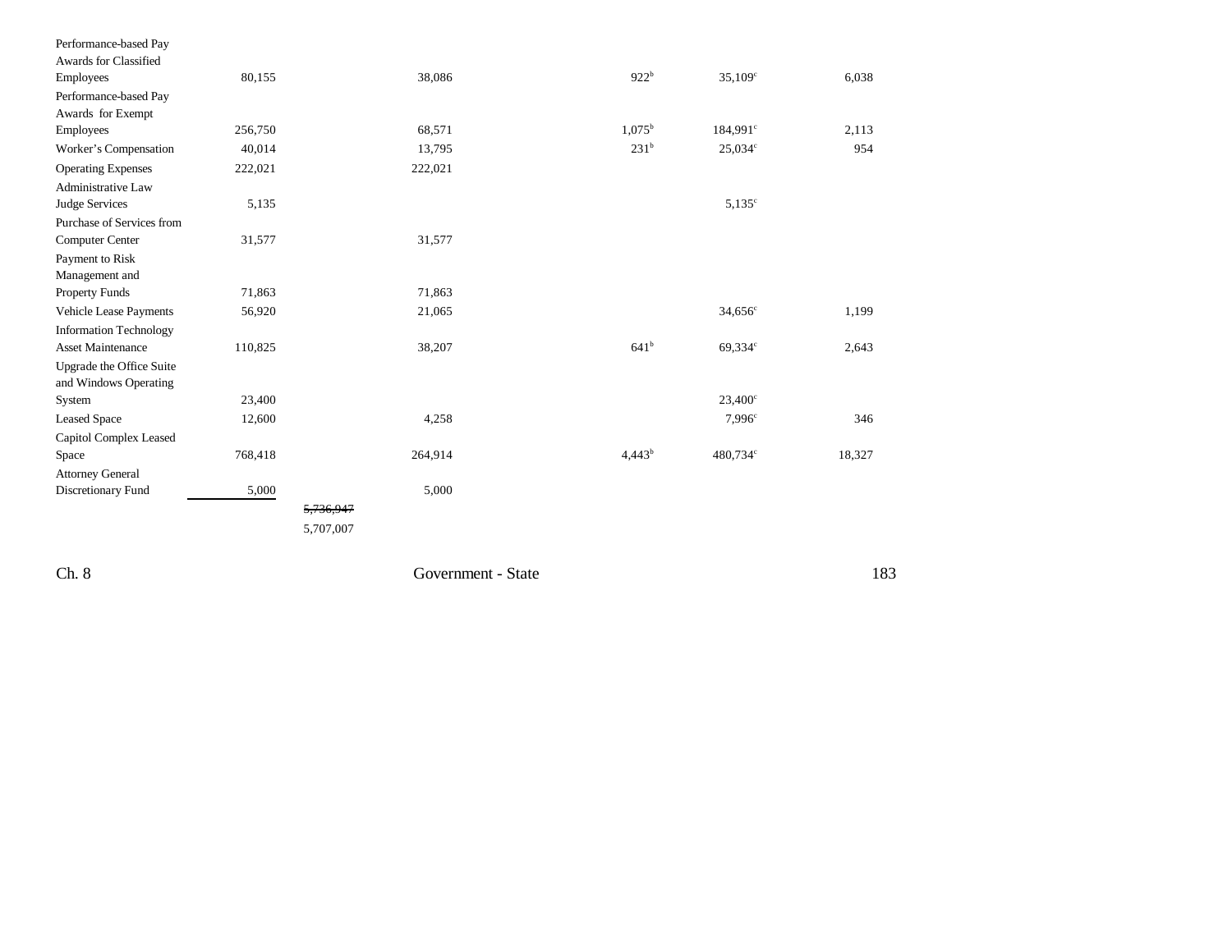| | | | | | | |
|---|---|---|---|---|---|---|
| Performance-based Pay Awards for Classified Employees | 80,155 | | 38,086 | 922[b] | 35,109[c] | 6,038 |
| Performance-based Pay Awards for Exempt Employees | 256,750 | | 68,571 | 1,075[b] | 184,991[c] | 2,113 |
| Worker's Compensation | 40,014 | | 13,795 | 231[b] | 25,034[c] | 954 |
| Operating Expenses | 222,021 | | 222,021 | | | |
| Administrative Law Judge Services | 5,135 | | | | 5,135[c] | |
| Purchase of Services from Computer Center | 31,577 | | 31,577 | | | |
| Payment to Risk Management and Property Funds | 71,863 | | 71,863 | | | |
| Vehicle Lease Payments | 56,920 | | 21,065 | | 34,656[c] | 1,199 |
| Information Technology Asset Maintenance | 110,825 | | 38,207 | 641[b] | 69,334[c] | 2,643 |
| Upgrade the Office Suite and Windows Operating System | 23,400 | | | | 23,400[c] | |
| Leased Space | 12,600 | | 4,258 | | 7,996[c] | 346 |
| Capitol Complex Leased Space | 768,418 | | 264,914 | 4,443[b] | 480,734[c] | 18,327 |
| Attorney General Discretionary Fund | 5,000 | | 5,000 | | | |
| | | ~~5,736,947~~ 5,707,007 | | | | |

Ch. 8 Government - State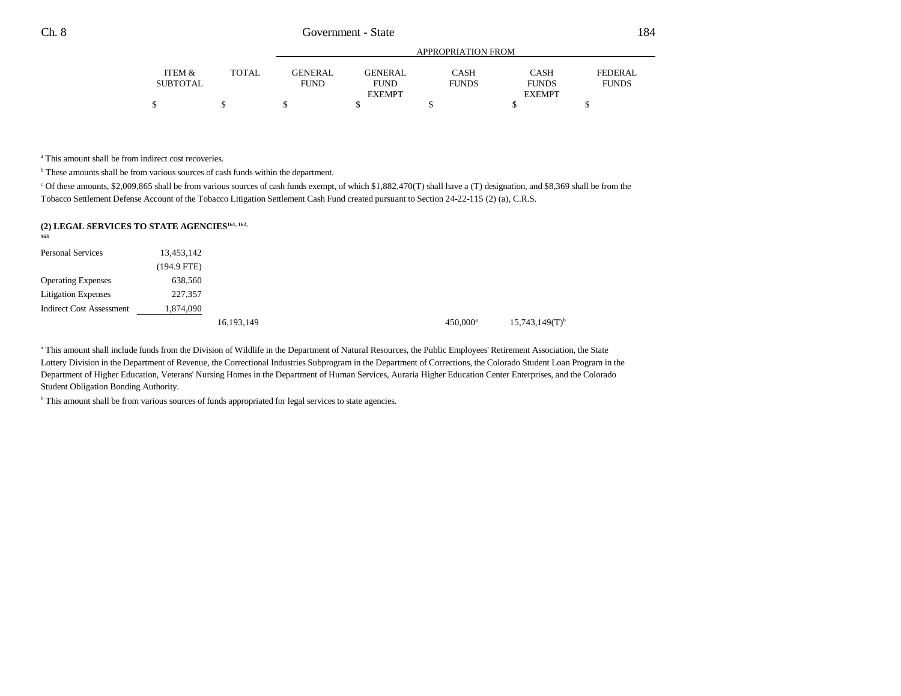| | ITEM & SUBTOTAL | TOTAL | GENERAL FUND | GENERAL FUND EXEMPT | CASH FUNDS | CASH FUNDS EXEMPT | FEDERAL FUNDS |
|---|---|---|---|---|---|---|---|
| | | | APPROPRIATION FROM | | | | |
| | $ | $ | $ | $ | $ | $ | $ |

[a] This amount shall be from indirect cost recoveries.

[b] These amounts shall be from various sources of cash funds within the department.

[c] Of these amounts, $2,009,865 shall be from various sources of cash funds exempt, of which $1,882,470(T) shall have a (T) designation, and $8,369 shall be from the Tobacco Settlement Defense Account of the Tobacco Litigation Settlement Cash Fund created pursuant to Section 24-22-115 (2) (a), C.R.S.

**(2) LEGAL SERVICES TO STATE AGENCIES[161, 162, 163]**

| | ITEM & SUBTOTAL | TOTAL | GENERAL FUND | GENERAL FUND EXEMPT | CASH FUNDS | CASH FUNDS EXEMPT | FEDERAL FUNDS |
|---|---|---|---|---|---|---|---|
| Personal Services | 13,453,142 | | | | | | |
| | (194.9 FTE) | | | | | | |
| Operating Expenses | 638,560 | | | | | | |
| Litigation Expenses | 227,357 | | | | | | |
| Indirect Cost Assessment | 1,874,090 | | | | | | |
| | | 16,193,149 | | | 450,000[a] | 15,743,149(T)[b] | |

[a] This amount shall include funds from the Division of Wildlife in the Department of Natural Resources, the Public Employees' Retirement Association, the State Lottery Division in the Department of Revenue, the Correctional Industries Subprogram in the Department of Corrections, the Colorado Student Loan Program in the Department of Higher Education, Veterans' Nursing Homes in the Department of Human Services, Auraria Higher Education Center Enterprises, and the Colorado Student Obligation Bonding Authority.

[b] This amount shall be from various sources of funds appropriated for legal services to state agencies.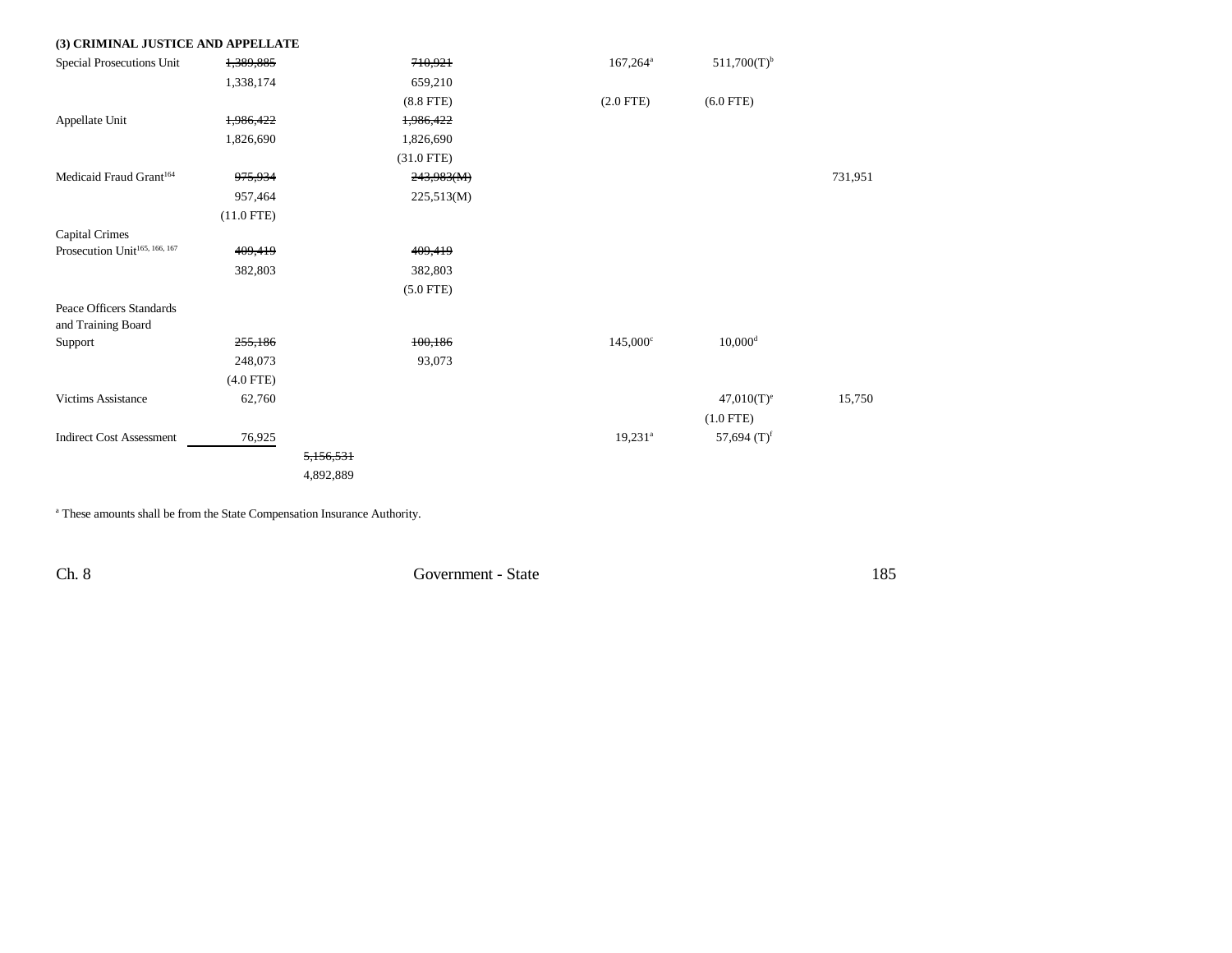### (3) CRIMINAL JUSTICE AND APPELLATE

| | | | | | | |
|---|---|---|---|---|---|---|
| Special Prosecutions Unit | ~~1,389,885~~ | | ~~710,921~~ | 167,264[a] | 511,700(T)[b] | |
| | 1,338,174 | | 659,210 | | | |
| | | | (8.8 FTE) | (2.0 FTE) | (6.0 FTE) | |
| Appellate Unit | ~~1,986,422~~ | | ~~1,986,422~~ | | | |
| | 1,826,690 | | 1,826,690 | | | |
| | | | (31.0 FTE) | | | |
| Medicaid Fraud Grant[164] | ~~975,934~~ | | ~~243,983(M)~~ | | | 731,951 |
| | 957,464 | | 225,513(M) | | | |
| | (11.0 FTE) | | | | | |
| Capital Crimes Prosecution Unit[165, 166, 167] | ~~409,419~~ | | ~~409,419~~ | | | |
| | 382,803 | | 382,803 | | | |
| | | | (5.0 FTE) | | | |
| Peace Officers Standards and Training Board Support | ~~255,186~~ | | ~~100,186~~ | 145,000[c] | 10,000[d] | |
| | 248,073 | | 93,073 | | | |
| | (4.0 FTE) | | | | | |
| Victims Assistance | 62,760 | | | | 47,010(T)[e] | 15,750 |
| | | | | | (1.0 FTE) | |
| Indirect Cost Assessment | 76,925 | | | 19,231[a] | 57,694 (T)[f] | |
| | | ~~5,156,531~~ | | | | |
| | | 4,892,889 | | | | |

[a] These amounts shall be from the State Compensation Insurance Authority.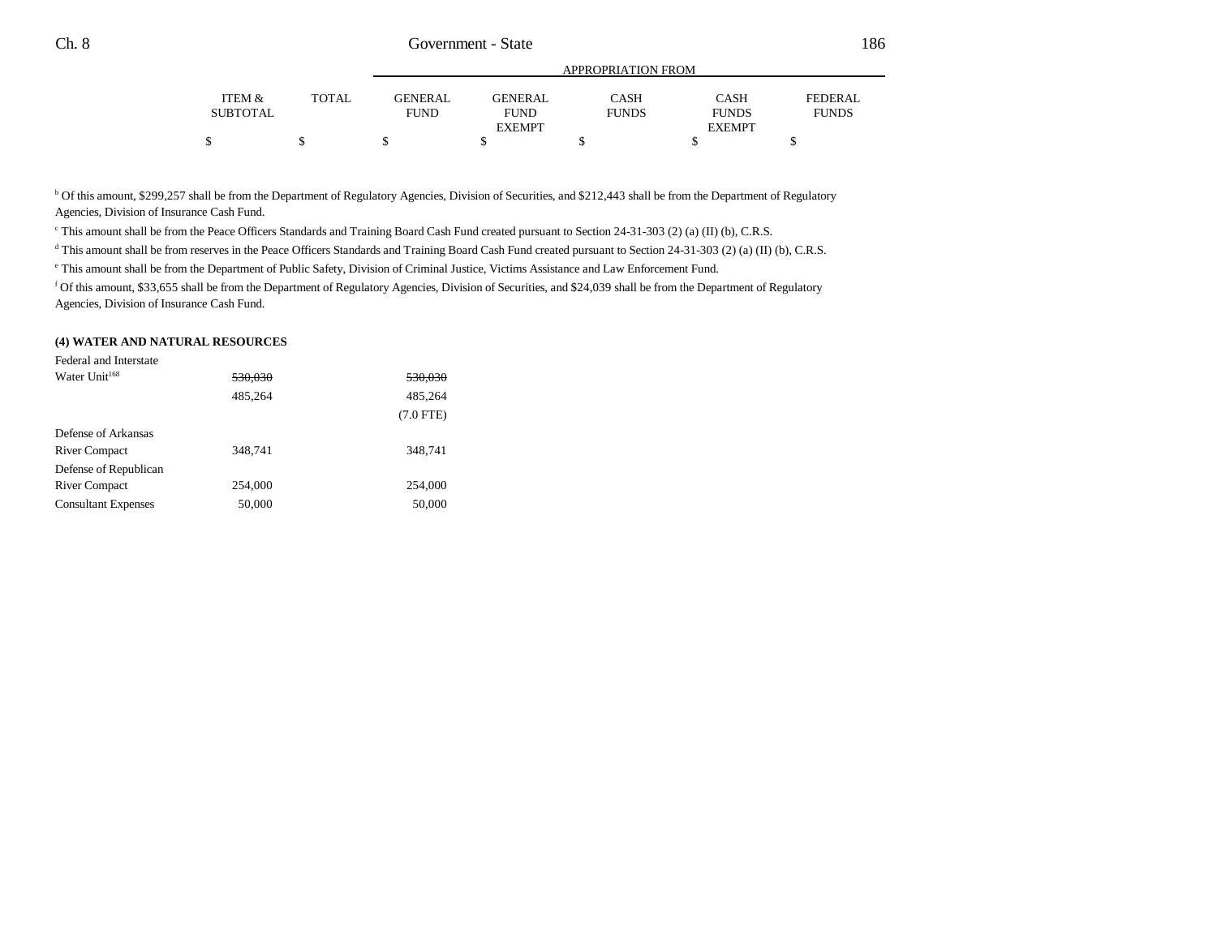| | ITEM & SUBTOTAL | TOTAL | GENERAL FUND | GENERAL FUND EXEMPT | CASH FUNDS | CASH FUNDS EXEMPT | FEDERAL FUNDS |
|---|---|---|---|---|---|---|---|
| | | | APPROPRIATION FROM | | | | |
| | $ | $ | $ | $ | $ | $ | $ |

[b] Of this amount, $299,257 shall be from the Department of Regulatory Agencies, Division of Securities, and $212,443 shall be from the Department of Regulatory Agencies, Division of Insurance Cash Fund.

[c] This amount shall be from the Peace Officers Standards and Training Board Cash Fund created pursuant to Section 24-31-303 (2) (a) (II) (b), C.R.S.

[d] This amount shall be from reserves in the Peace Officers Standards and Training Board Cash Fund created pursuant to Section 24-31-303 (2) (a) (II) (b), C.R.S.

[e] This amount shall be from the Department of Public Safety, Division of Criminal Justice, Victims Assistance and Law Enforcement Fund.

[f] Of this amount, $33,655 shall be from the Department of Regulatory Agencies, Division of Securities, and $24,039 shall be from the Department of Regulatory Agencies, Division of Insurance Cash Fund.

**(4) WATER AND NATURAL RESOURCES**

| | ITEM & SUBTOTAL | TOTAL | GENERAL FUND | GENERAL FUND EXEMPT | CASH FUNDS | CASH FUNDS EXEMPT | FEDERAL FUNDS |
|---|---|---|---|---|---|---|---|
| Federal and Interstate Water Unit[168] | ~~530,030~~ | | ~~530,030~~ | | | | |
| | 485,264 | | 485,264 | | | | |
| | | | (7.0 FTE) | | | | |
| Defense of Arkansas River Compact | 348,741 | | 348,741 | | | | |
| Defense of Republican River Compact | 254,000 | | 254,000 | | | | |
| Consultant Expenses | 50,000 | | 50,000 | | | | |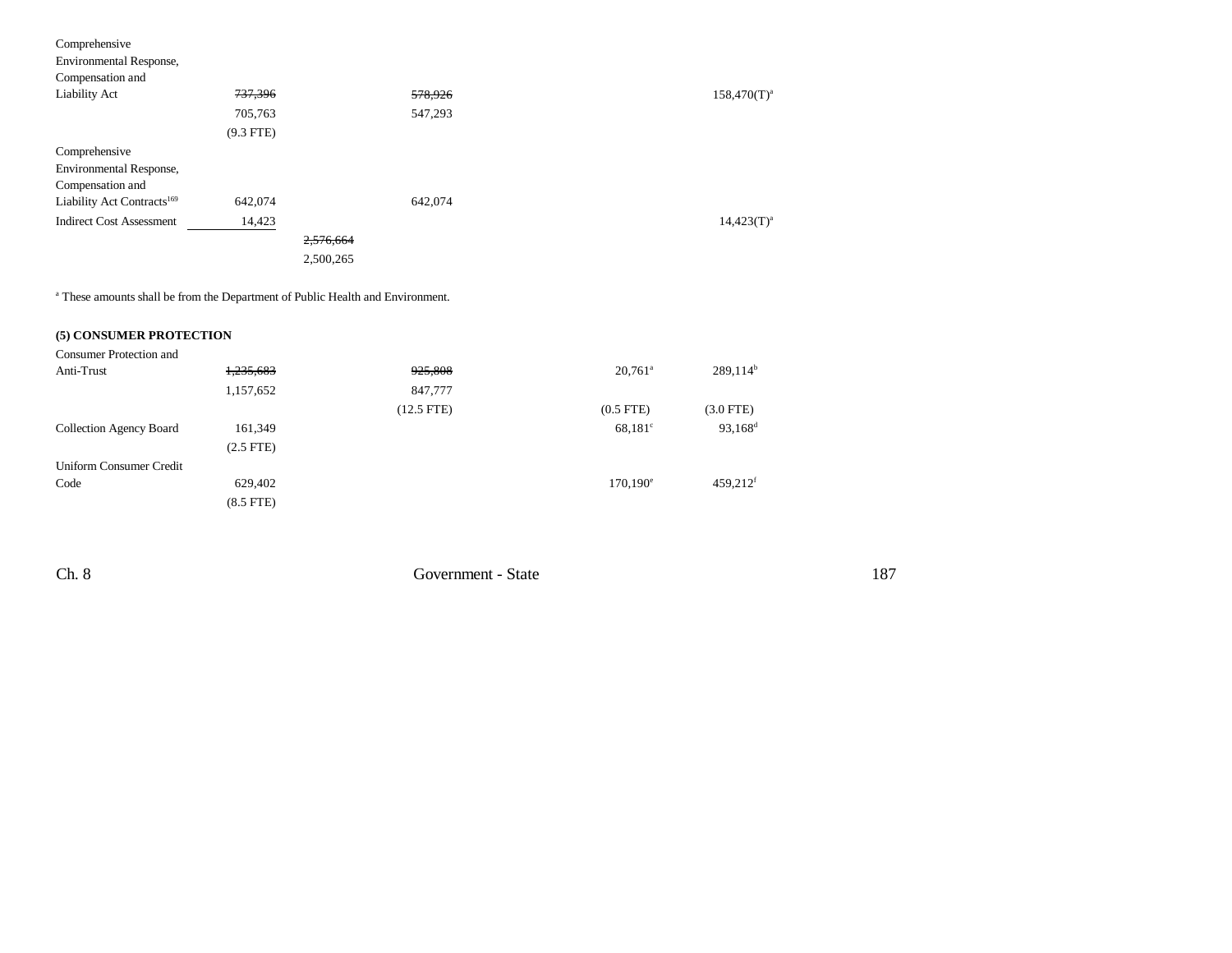| | | | | | |
|---|---|---|---|---|---|
| Comprehensive Environmental Response, Compensation and Liability Act | ~~737,396~~ 705,763 (9.3 FTE) | | ~~578,926~~ 547,293 | | 158,470(T)[a] |
| Comprehensive Environmental Response, Compensation and Liability Act Contracts[169] | 642,074 | | 642,074 | | |
| Indirect Cost Assessment | 14,423 | | | | 14,423(T)[a] |
| | | ~~2,576,664~~ 2,500,265 | | | |

[a] These amounts shall be from the Department of Public Health and Environment.

**(5) CONSUMER PROTECTION**

| | | | | | |
|---|---|---|---|---|---|
| Consumer Protection and Anti-Trust | ~~1,235,683~~ 1,157,652 | | ~~925,808~~ 847,777 (12.5 FTE) | 20,761[a] (0.5 FTE) | 289,114[b] (3.0 FTE) |
| Collection Agency Board | 161,349 (2.5 FTE) | | | 68,181[c] | 93,168[d] |
| Uniform Consumer Credit Code | 629,402 (8.5 FTE) | | | 170,190[e] | 459,212[f] |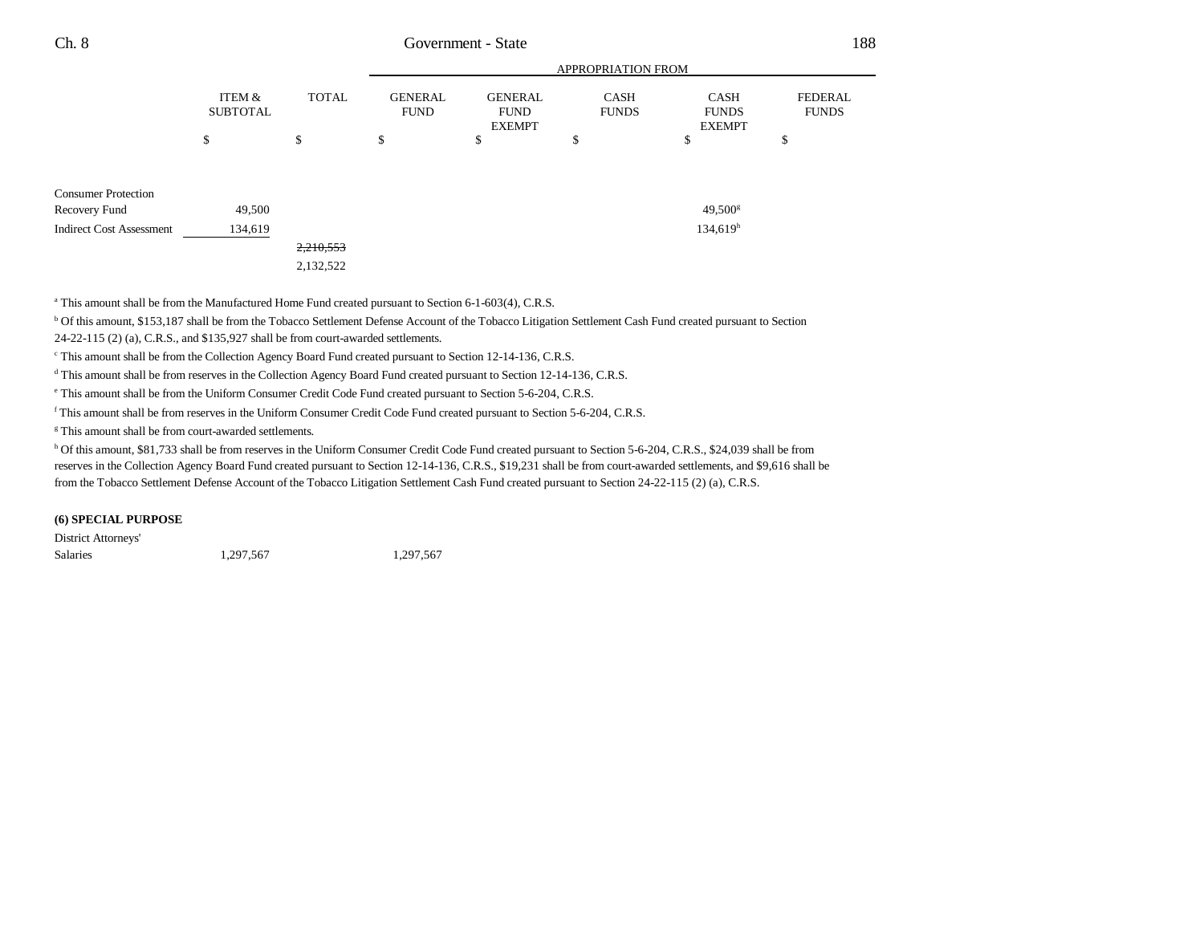| | ITEM & SUBTOTAL | TOTAL | GENERAL FUND | GENERAL FUND EXEMPT | CASH FUNDS | CASH FUNDS EXEMPT | FEDERAL FUNDS |
|---|---|---|---|---|---|---|---|
| | | | APPROPRIATION FROM | | | | |
| | $ | $ | $ | $ | $ | $ | $ |
| Consumer Protection Recovery Fund | 49,500 | | | | | 49,500[g] | |
| Indirect Cost Assessment | 134,619 | | | | | 134,619[h] | |
| | | ~~2,210,553~~ | | | | | |
| | | 2,132,522 | | | | | |

[a] This amount shall be from the Manufactured Home Fund created pursuant to Section 6-1-603(4), C.R.S.

[b] Of this amount, $153,187 shall be from the Tobacco Settlement Defense Account of the Tobacco Litigation Settlement Cash Fund created pursuant to Section 24-22-115 (2) (a), C.R.S., and $135,927 shall be from court-awarded settlements.

[c] This amount shall be from the Collection Agency Board Fund created pursuant to Section 12-14-136, C.R.S.

[d] This amount shall be from reserves in the Collection Agency Board Fund created pursuant to Section 12-14-136, C.R.S.

[e] This amount shall be from the Uniform Consumer Credit Code Fund created pursuant to Section 5-6-204, C.R.S.

[f] This amount shall be from reserves in the Uniform Consumer Credit Code Fund created pursuant to Section 5-6-204, C.R.S.

[g] This amount shall be from court-awarded settlements.

[h] Of this amount, $81,733 shall be from reserves in the Uniform Consumer Credit Code Fund created pursuant to Section 5-6-204, C.R.S., $24,039 shall be from reserves in the Collection Agency Board Fund created pursuant to Section 12-14-136, C.R.S., $19,231 shall be from court-awarded settlements, and $9,616 shall be from the Tobacco Settlement Defense Account of the Tobacco Litigation Settlement Cash Fund created pursuant to Section 24-22-115 (2) (a), C.R.S.

**(6) SPECIAL PURPOSE**

| | ITEM & SUBTOTAL | TOTAL | GENERAL FUND | GENERAL FUND EXEMPT | CASH FUNDS | CASH FUNDS EXEMPT | FEDERAL FUNDS |
|---|---|---|---|---|---|---|---|
| District Attorneys' Salaries | 1,297,567 | | 1,297,567 | | | | |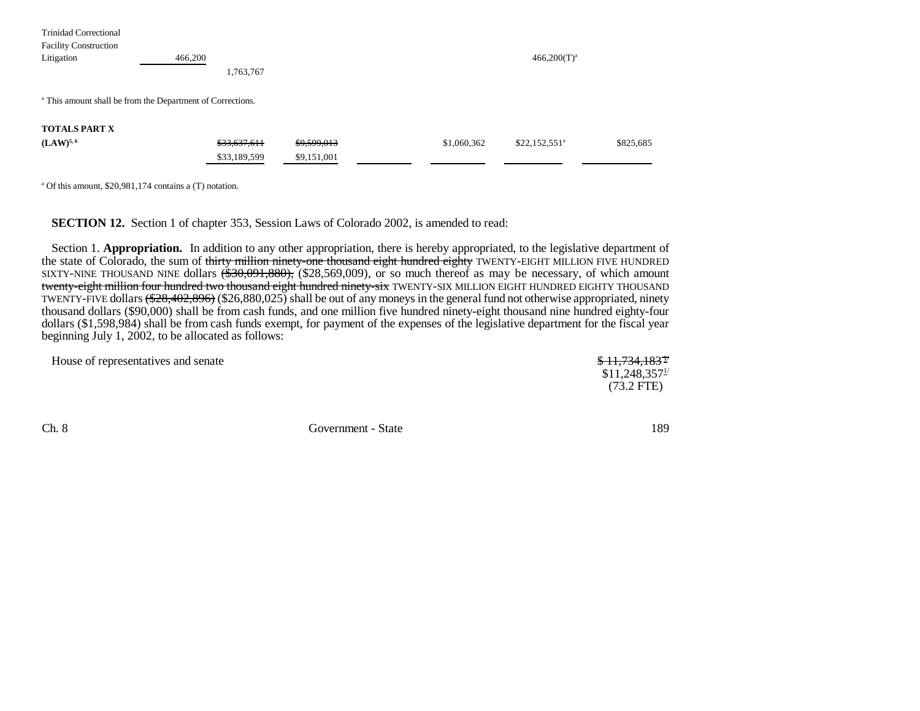| | | | | | | | |
|---|---|---|---|---|---|---|---|
| Trinidad Correctional Facility Construction Litigation | 466,200 | | | | | 466,200(T)[a] | |
| | | 1,763,767 | | | | | |

[a] This amount shall be from the Department of Corrections.

| | | | | | | |
|---|---|---|---|---|---|---|
| **TOTALS PART X (LAW)**[5, 6] | ~~$33,637,611~~ | ~~$9,599,013~~ | | $1,060,362 | $22,152,551[a] | $825,685 |
| | $33,189,599 | $9,151,001 | | | | |

[a] Of this amount, $20,981,174 contains a (T) notation.

**SECTION 12.** Section 1 of chapter 353, Session Laws of Colorado 2002, is amended to read:

Section 1. **Appropriation.** In addition to any other appropriation, there is hereby appropriated, to the legislative department of the state of Colorado, the sum of ~~thirty million ninety-one thousand eight hundred eighty~~ TWENTY-EIGHT MILLION FIVE HUNDRED SIXTY-NINE THOUSAND NINE dollars ~~($30,091,880),~~ ($28,569,009), or so much thereof as may be necessary, of which amount ~~twenty-eight million four hundred two thousand eight hundred ninety-six~~ TWENTY-SIX MILLION EIGHT HUNDRED EIGHTY THOUSAND TWENTY-FIVE dollars ~~($28,402,896)~~ ($26,880,025) shall be out of any moneys in the general fund not otherwise appropriated, ninety thousand dollars ($90,000) shall be from cash funds, and one million five hundred ninety-eight thousand nine hundred eighty-four dollars ($1,598,984) shall be from cash funds exempt, for payment of the expenses of the legislative department for the fiscal year beginning July 1, 2002, to be allocated as follows:

| | |
|---|---|
| House of representatives and senate | ~~$ 11,734,183~~[1/] |
| | $11,248,357[1/] |
| | (73.2 FTE) |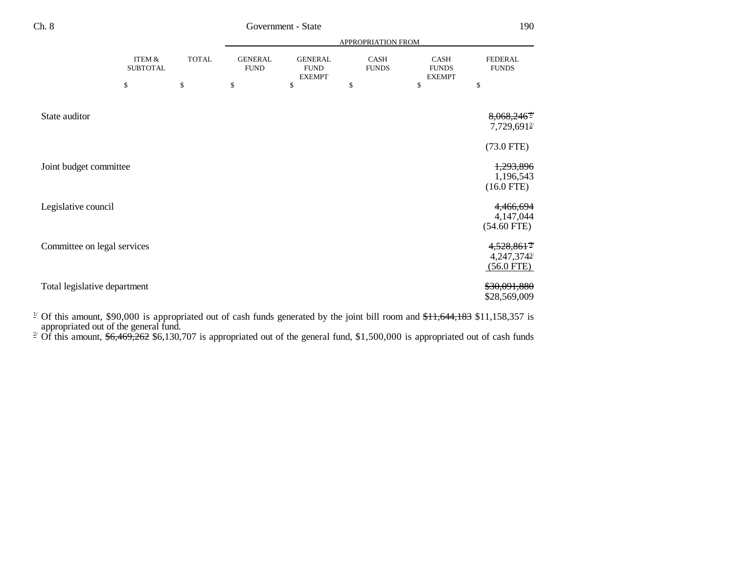| | ITEM & SUBTOTAL | TOTAL | GENERAL FUND | GENERAL FUND EXEMPT | CASH FUNDS | CASH FUNDS EXEMPT | FEDERAL FUNDS |
|---|---|---|---|---|---|---|---|
| | | | APPROPRIATION FROM | | | | |
| | $ | $ | $ | $ | $ | $ | $ |
| State auditor | | | | | | | ~~8,068,246~~[2] 7,729,691[2] (73.0 FTE) |
| Joint budget committee | | | | | | | ~~1,293,896~~ 1,196,543 (16.0 FTE) |
| Legislative council | | | | | | | ~~4,466,694~~ 4,147,044 (54.60 FTE) |
| Committee on legal services | | | | | | | ~~4,528,861~~[3] 4,247,374[3] (56.0 FTE) |
| Total legislative department | | | | | | | ~~$30,091,880~~ $28,569,009 |

[1] Of this amount, $90,000 is appropriated out of cash funds generated by the joint bill room and ~~$11,644,183~~ $11,158,357 is appropriated out of the general fund.

[2] Of this amount, ~~$6,469,262~~ $6,130,707 is appropriated out of the general fund, $1,500,000 is appropriated out of cash funds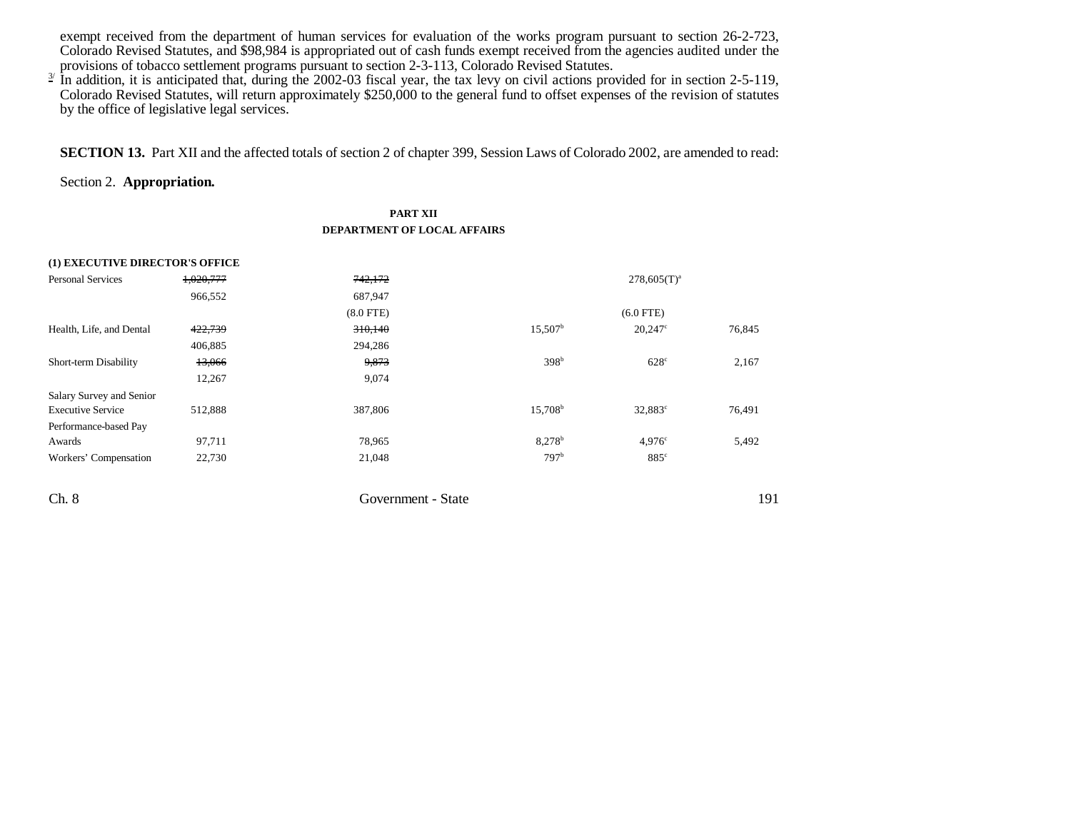exempt received from the department of human services for evaluation of the works program pursuant to section 26-2-723, Colorado Revised Statutes, and $98,984 is appropriated out of cash funds exempt received from the agencies audited under the provisions of tobacco settlement programs pursuant to section 2-3-113, Colorado Revised Statutes.

[3/] In addition, it is anticipated that, during the 2002-03 fiscal year, the tax levy on civil actions provided for in section 2-5-119, Colorado Revised Statutes, will return approximately $250,000 to the general fund to offset expenses of the revision of statutes by the office of legislative legal services.

**SECTION 13.** Part XII and the affected totals of section 2 of chapter 399, Session Laws of Colorado 2002, are amended to read:

Section 2. **Appropriation.**

**PART XII**
**DEPARTMENT OF LOCAL AFFAIRS**

| | | | | | |
|---|---|---|---|---|---|
| **(1) EXECUTIVE DIRECTOR'S OFFICE** | | | | | |
| Personal Services | ~~1,020,777~~ | ~~742,172~~ | | 278,605(T)[a] | |
| | 966,552 | 687,947 | | | |
| | | (8.0 FTE) | | (6.0 FTE) | |
| Health, Life, and Dental | ~~422,739~~ | ~~310,140~~ | 15,507[b] | 20,247[c] | 76,845 |
| | 406,885 | 294,286 | | | |
| Short-term Disability | ~~13,066~~ | ~~9,873~~ | 398[b] | 628[c] | 2,167 |
| | 12,267 | 9,074 | | | |
| Salary Survey and Senior Executive Service | 512,888 | 387,806 | 15,708[b] | 32,883[c] | 76,491 |
| Performance-based Pay Awards | 97,711 | 78,965 | 8,278[b] | 4,976[c] | 5,492 |
| Workers' Compensation | 22,730 | 21,048 | 797[b] | 885[c] | |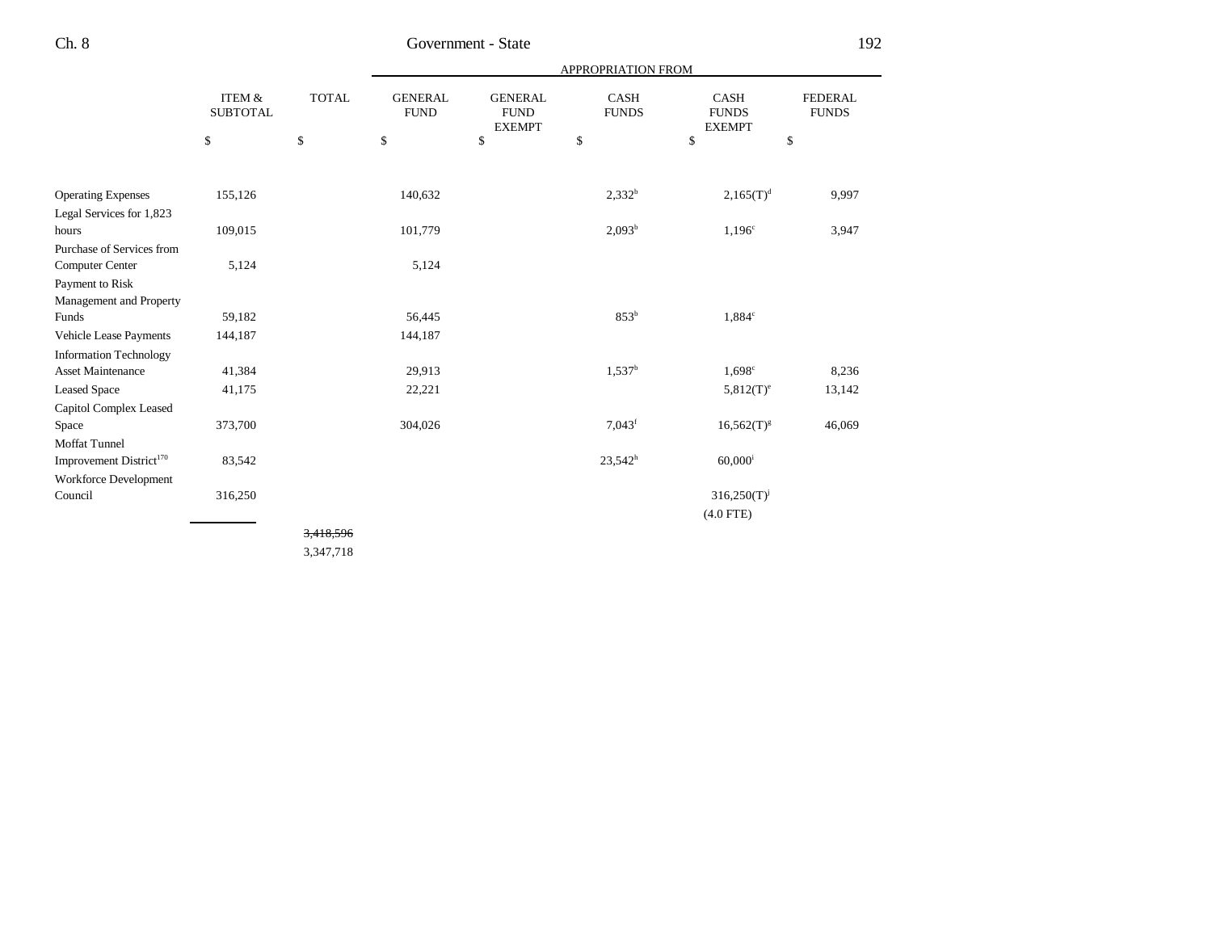| | ITEM & SUBTOTAL | TOTAL | APPROPRIATION FROM GENERAL FUND | GENERAL FUND EXEMPT | CASH FUNDS | CASH FUNDS EXEMPT | FEDERAL FUNDS |
|---|---|---|---|---|---|---|---|
| | $ | $ | $ | $ | $ | $ | $ |
| Operating Expenses | 155,126 | | 140,632 | | 2,332[b] | 2,165(T)[d] | 9,997 |
| Legal Services for 1,823 hours | 109,015 | | 101,779 | | 2,093[b] | 1,196[c] | 3,947 |
| Purchase of Services from Computer Center | 5,124 | | 5,124 | | | | |
| Payment to Risk Management and Property Funds | 59,182 | | 56,445 | | 853[b] | 1,884[c] | |
| Vehicle Lease Payments | 144,187 | | 144,187 | | | | |
| Information Technology Asset Maintenance | 41,384 | | 29,913 | | 1,537[b] | 1,698[c] | 8,236 |
| Leased Space | 41,175 | | 22,221 | | | 5,812(T)[e] | 13,142 |
| Capitol Complex Leased Space | 373,700 | | 304,026 | | 7,043[f] | 16,562(T)[g] | 46,069 |
| Moffat Tunnel Improvement District[170] | 83,542 | | | | 23,542[h] | 60,000[i] | |
| Workforce Development Council | 316,250 | | | | | 316,250(T)[j] (4.0 FTE) | |
| | | ~~3,418,596~~ 3,347,718 | | | | | |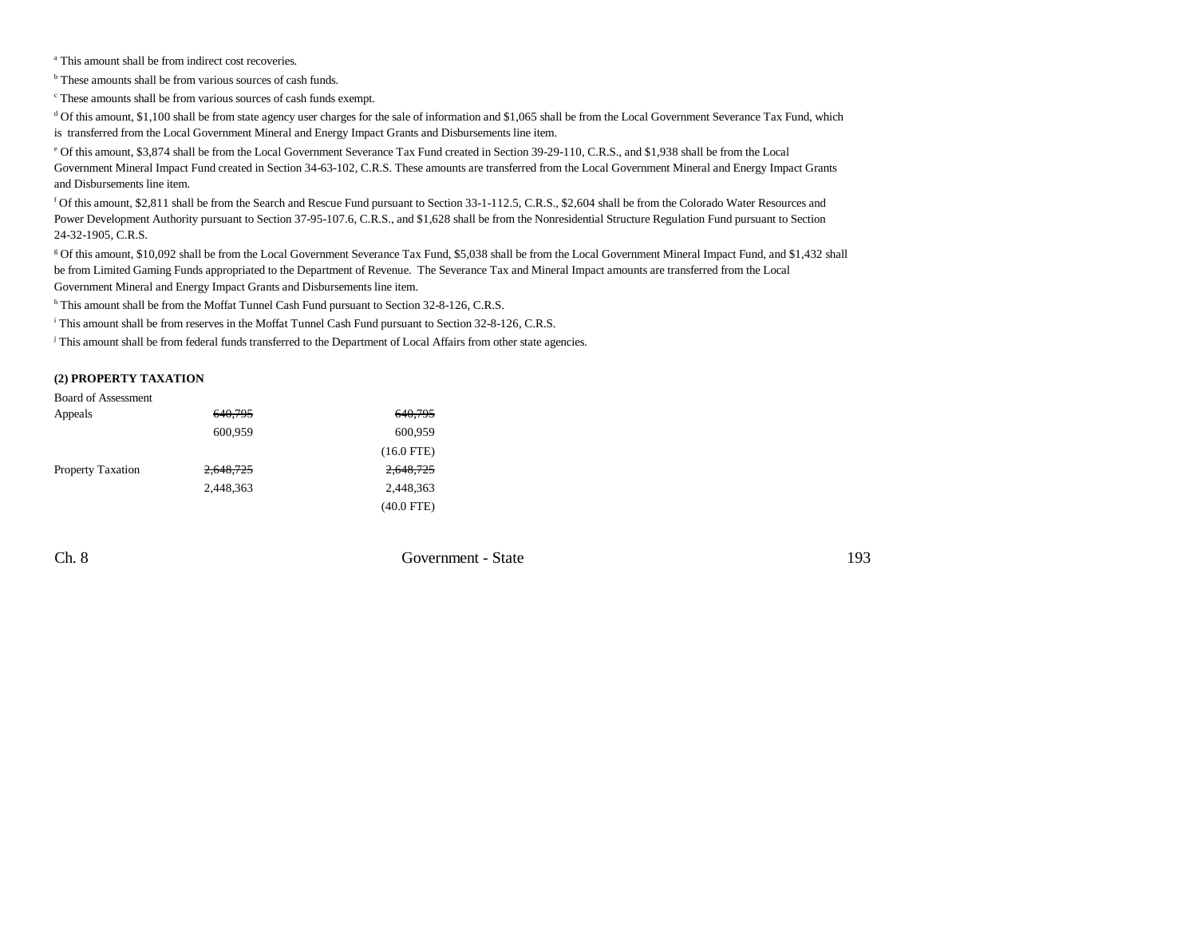[a] This amount shall be from indirect cost recoveries.

[b] These amounts shall be from various sources of cash funds.

[c] These amounts shall be from various sources of cash funds exempt.

[d] Of this amount, $1,100 shall be from state agency user charges for the sale of information and $1,065 shall be from the Local Government Severance Tax Fund, which is transferred from the Local Government Mineral and Energy Impact Grants and Disbursements line item.

[e] Of this amount, $3,874 shall be from the Local Government Severance Tax Fund created in Section 39-29-110, C.R.S., and $1,938 shall be from the Local Government Mineral Impact Fund created in Section 34-63-102, C.R.S. These amounts are transferred from the Local Government Mineral and Energy Impact Grants and Disbursements line item.

[f] Of this amount, $2,811 shall be from the Search and Rescue Fund pursuant to Section 33-1-112.5, C.R.S., $2,604 shall be from the Colorado Water Resources and Power Development Authority pursuant to Section 37-95-107.6, C.R.S., and $1,628 shall be from the Nonresidential Structure Regulation Fund pursuant to Section 24-32-1905, C.R.S.

[g] Of this amount, $10,092 shall be from the Local Government Severance Tax Fund, $5,038 shall be from the Local Government Mineral Impact Fund, and $1,432 shall be from Limited Gaming Funds appropriated to the Department of Revenue. The Severance Tax and Mineral Impact amounts are transferred from the Local Government Mineral and Energy Impact Grants and Disbursements line item.

[h] This amount shall be from the Moffat Tunnel Cash Fund pursuant to Section 32-8-126, C.R.S.

[i] This amount shall be from reserves in the Moffat Tunnel Cash Fund pursuant to Section 32-8-126, C.R.S.

[j] This amount shall be from federal funds transferred to the Department of Local Affairs from other state agencies.

**(2) PROPERTY TAXATION**

| | | |
|---|---|---|
| Board of Assessment Appeals | ~~640,795~~ | ~~640,795~~ |
| | 600,959 | 600,959 |
| | | (16.0 FTE) |
| Property Taxation | ~~2,648,725~~ | ~~2,648,725~~ |
| | 2,448,363 | 2,448,363 |
| | | (40.0 FTE) |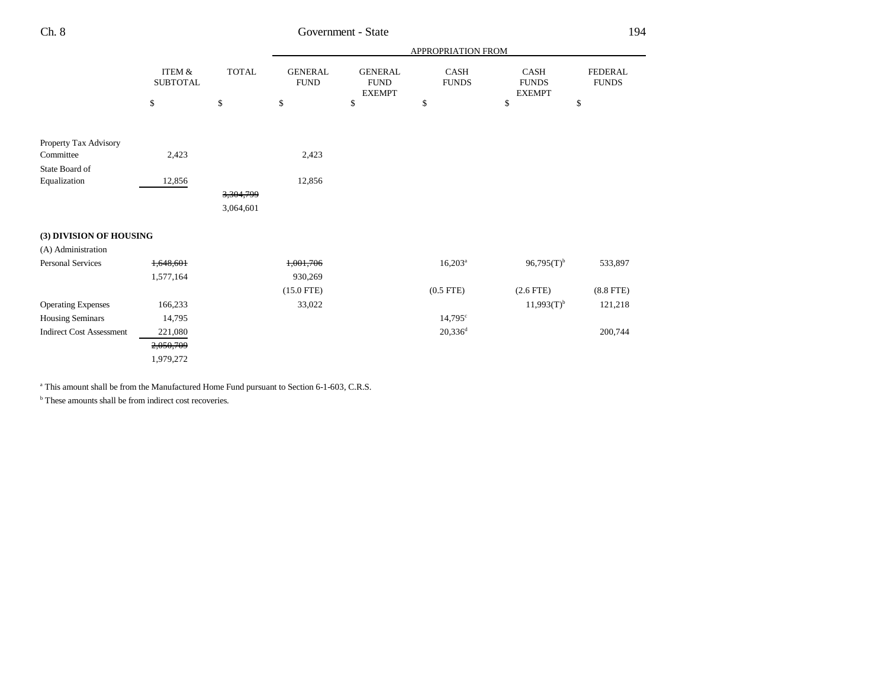| | ITEM & SUBTOTAL | TOTAL | GENERAL FUND | GENERAL FUND EXEMPT | CASH FUNDS | CASH FUNDS EXEMPT | FEDERAL FUNDS |
|---|---|---|---|---|---|---|---|
| | | | APPROPRIATION FROM | | | | |
| | $ | $ | $ | $ | $ | $ | $ |
| Property Tax Advisory Committee | 2,423 | | 2,423 | | | | |
| State Board of Equalization | 12,856 | | 12,856 | | | | |
| | | ~~3,304,799~~ | | | | | |
| | | 3,064,601 | | | | | |
| **(3) DIVISION OF HOUSING** | | | | | | | |
| (A) Administration | | | | | | | |
| Personal Services | ~~1,648,601~~ | | ~~1,001,706~~ | | 16,203[a] | 96,795(T)[b] | 533,897 |
| | 1,577,164 | | 930,269 | | | | |
| | | | (15.0 FTE) | | (0.5 FTE) | (2.6 FTE) | (8.8 FTE) |
| Operating Expenses | 166,233 | | 33,022 | | | 11,993(T)[b] | 121,218 |
| Housing Seminars | 14,795 | | | | 14,795[c] | | |
| Indirect Cost Assessment | 221,080 | | | | 20,336[d] | | 200,744 |
| | ~~2,050,709~~ | | | | | | |
| | 1,979,272 | | | | | | |

[a] This amount shall be from the Manufactured Home Fund pursuant to Section 6-1-603, C.R.S.

[b] These amounts shall be from indirect cost recoveries.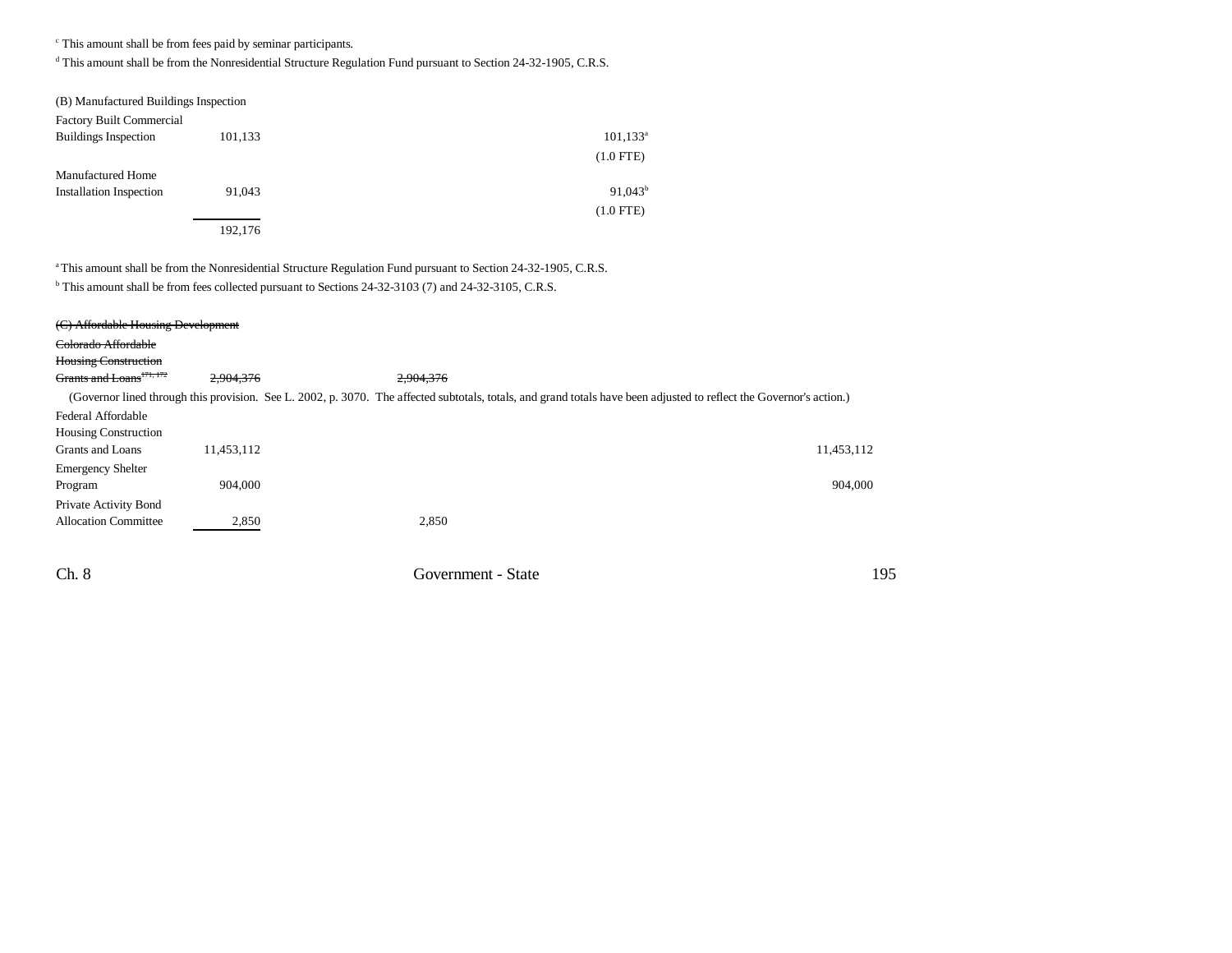[c] This amount shall be from fees paid by seminar participants.

[d] This amount shall be from the Nonresidential Structure Regulation Fund pursuant to Section 24-32-1905, C.R.S.

(B) Manufactured Buildings Inspection

| | Total | General Fund | General Fund Exempt | Cash Funds | Cash Funds Exempt | Federal Funds |
|---|---|---|---|---|---|---|
| Factory Built Commercial Buildings Inspection | 101,133 | | | | 101,133[a] (1.0 FTE) | |
| Manufactured Home Installation Inspection | 91,043 | | | | 91,043[b] (1.0 FTE) | |
| | 192,176 | | | | | |

[a] This amount shall be from the Nonresidential Structure Regulation Fund pursuant to Section 24-32-1905, C.R.S.

[b] This amount shall be from fees collected pursuant to Sections 24-32-3103 (7) and 24-32-3105, C.R.S.

~~(C) Affordable Housing Development~~

| | Total | General Fund | General Fund Exempt | Cash Funds | Cash Funds Exempt | Federal Funds |
|---|---|---|---|---|---|---|
| ~~Colorado Affordable Housing Construction Grants and Loans[171, 172]~~ | ~~2,904,376~~ | ~~2,904,376~~ | | | | |

(Governor lined through this provision. See L. 2002, p. 3070. The affected subtotals, totals, and grand totals have been adjusted to reflect the Governor's action.)

| | Total | General Fund | General Fund Exempt | Cash Funds | Cash Funds Exempt | Federal Funds |
|---|---|---|---|---|---|---|
| Federal Affordable Housing Construction Grants and Loans | 11,453,112 | | | | | 11,453,112 |
| Emergency Shelter Program | 904,000 | | | | | 904,000 |
| Private Activity Bond Allocation Committee | 2,850 | 2,850 | | | | |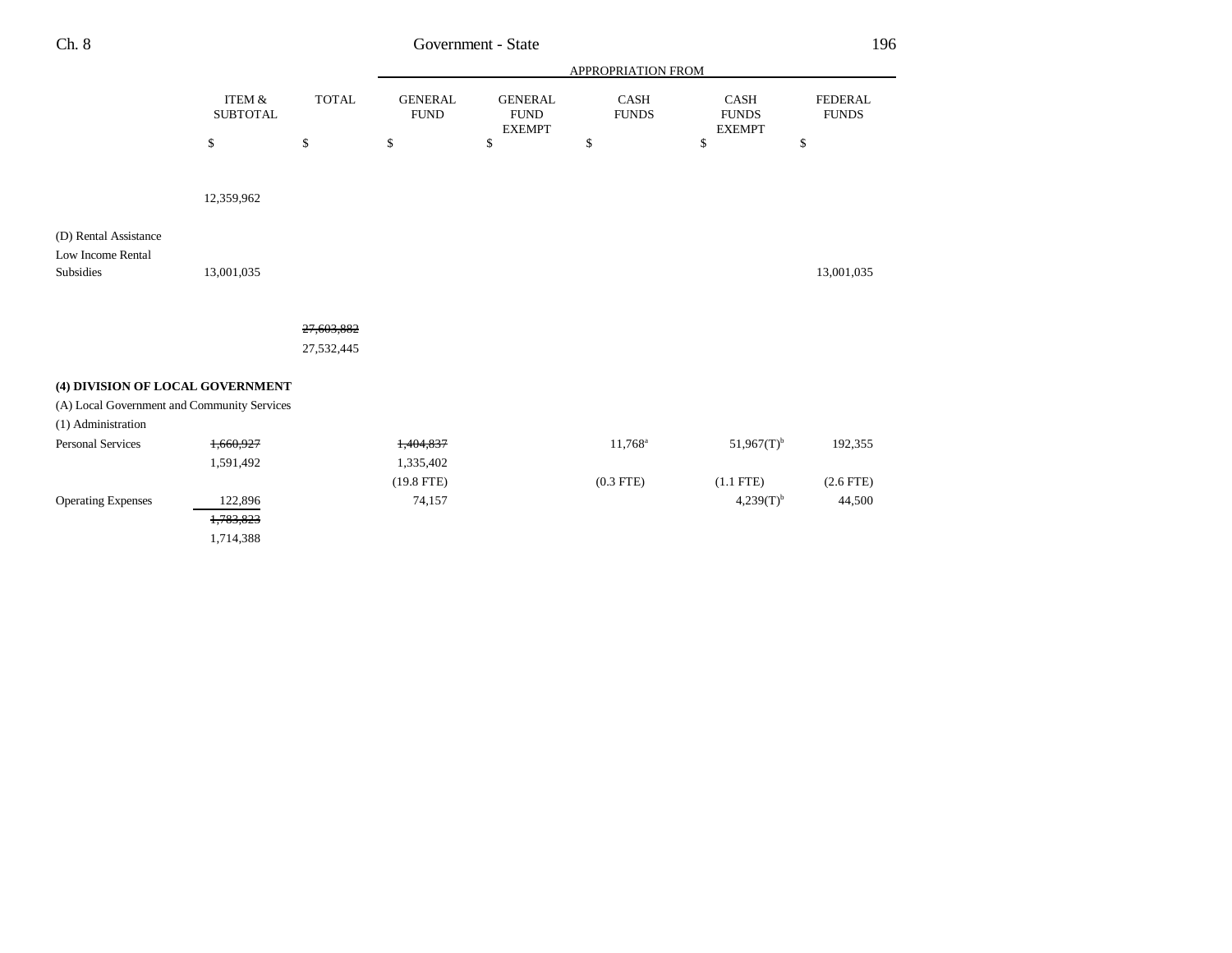| | ITEM & SUBTOTAL | TOTAL | APPROPRIATION FROM GENERAL FUND | GENERAL FUND EXEMPT | CASH FUNDS | CASH FUNDS EXEMPT | FEDERAL FUNDS |
|---|---|---|---|---|---|---|---|
| | $ | $ | $ | $ | $ | $ | $ |
| | 12,359,962 | | | | | | |
| (D) Rental Assistance | | | | | | | |
| Low Income Rental Subsidies | 13,001,035 | | | | | | 13,001,035 |
| | | ~~27,603,882~~ 27,532,445 | | | | | |
| **(4) DIVISION OF LOCAL GOVERNMENT** | | | | | | | |
| (A) Local Government and Community Services | | | | | | | |
| (1) Administration | | | | | | | |
| Personal Services | ~~1,660,927~~ 1,591,492 | | ~~1,404,837~~ 1,335,402 | | 11,768[a] | 51,967(T)[b] | 192,355 |
| | | | (19.8 FTE) | | (0.3 FTE) | (1.1 FTE) | (2.6 FTE) |
| Operating Expenses | 122,896 | | 74,157 | | | 4,239(T)[b] | 44,500 |
| | ~~1,783,823~~ 1,714,388 | | | | | | |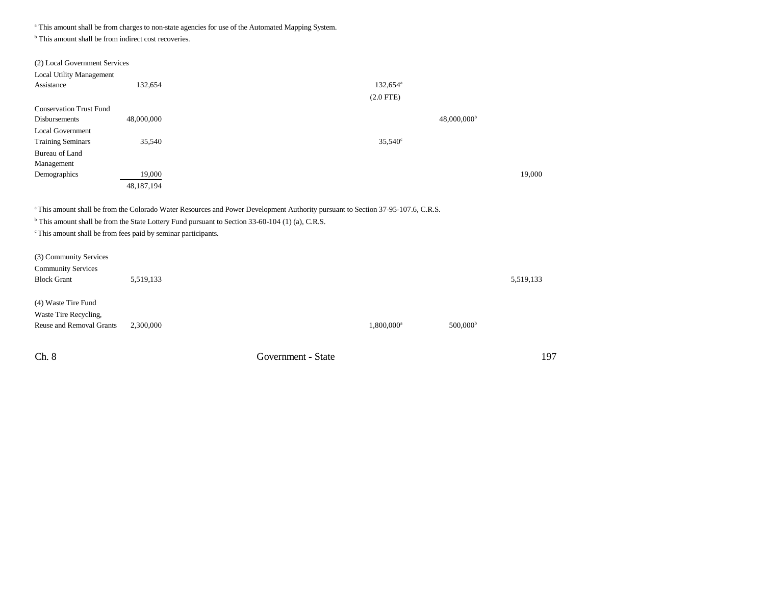[a] This amount shall be from charges to non-state agencies for use of the Automated Mapping System.

[b] This amount shall be from indirect cost recoveries.

| | | | | | |
|---|---|---|---|---|---|
| (2) Local Government Services | | | | | |
| Local Utility Management Assistance | 132,654 | | 132,654[a] (2.0 FTE) | | |
| Conservation Trust Fund Disbursements | 48,000,000 | | | 48,000,000[b] | |
| Local Government Training Seminars | 35,540 | | 35,540[c] | | |
| Bureau of Land Management Demographics | 19,000 | | | | 19,000 |
| | 48,187,194 | | | | |

[a] This amount shall be from the Colorado Water Resources and Power Development Authority pursuant to Section 37-95-107.6, C.R.S.

[b] This amount shall be from the State Lottery Fund pursuant to Section 33-60-104 (1) (a), C.R.S.

[c] This amount shall be from fees paid by seminar participants.

| | | | | | |
|---|---|---|---|---|---|
| (3) Community Services | | | | | |
| Community Services Block Grant | 5,519,133 | | | | 5,519,133 |
| (4) Waste Tire Fund | | | | | |
| Waste Tire Recycling, Reuse and Removal Grants | 2,300,000 | | 1,800,000[a] | 500,000[b] | |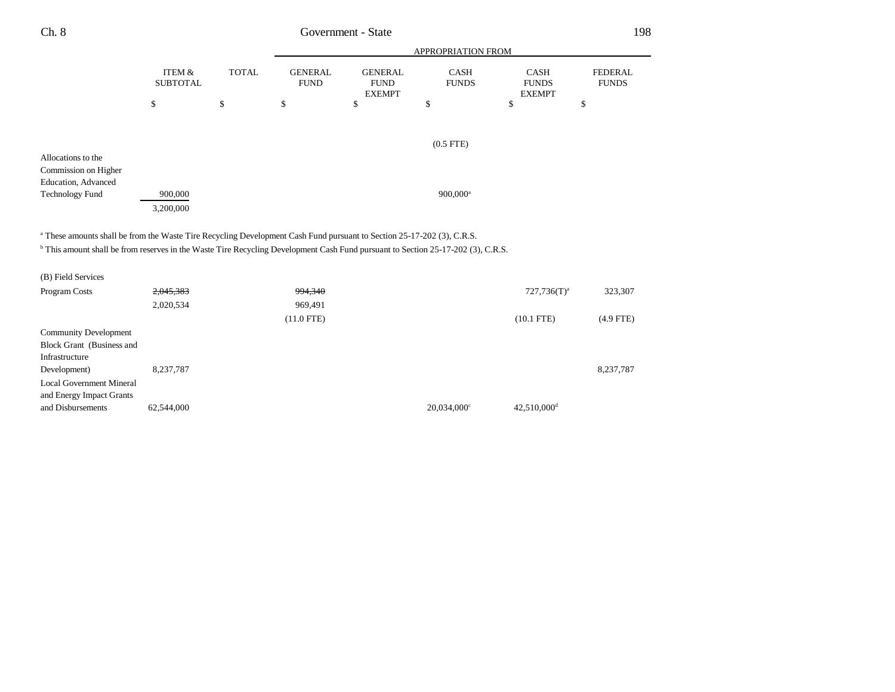| | ITEM & SUBTOTAL | TOTAL | GENERAL FUND | GENERAL FUND EXEMPT | CASH FUNDS | CASH FUNDS EXEMPT | FEDERAL FUNDS |
|---|---|---|---|---|---|---|---|
| | $ | $ | $ | $ | $ | $ | $ |
| | | | | | (0.5 FTE) | | |
| Allocations to the Commission on Higher Education, Advanced Technology Fund | 900,000 | | | | 900,000[a] | | |
| | 3,200,000 | | | | | | |

[a] These amounts shall be from the Waste Tire Recycling Development Cash Fund pursuant to Section 25-17-202 (3), C.R.S.

[b] This amount shall be from reserves in the Waste Tire Recycling Development Cash Fund pursuant to Section 25-17-202 (3), C.R.S.

| | ITEM & SUBTOTAL | TOTAL | GENERAL FUND | GENERAL FUND EXEMPT | CASH FUNDS | CASH FUNDS EXEMPT | FEDERAL FUNDS |
|---|---|---|---|---|---|---|---|
| (B) Field Services | | | | | | | |
| Program Costs | ~~2,045,383~~ | | ~~994,340~~ | | | 727,736(T)[a] | 323,307 |
| | 2,020,534 | | 969,491 | | | | |
| | | | (11.0 FTE) | | | (10.1 FTE) | (4.9 FTE) |
| Community Development Block Grant (Business and Infrastructure Development) | 8,237,787 | | | | | | 8,237,787 |
| Local Government Mineral and Energy Impact Grants and Disbursements | 62,544,000 | | | | 20,034,000[c] | 42,510,000[d] | |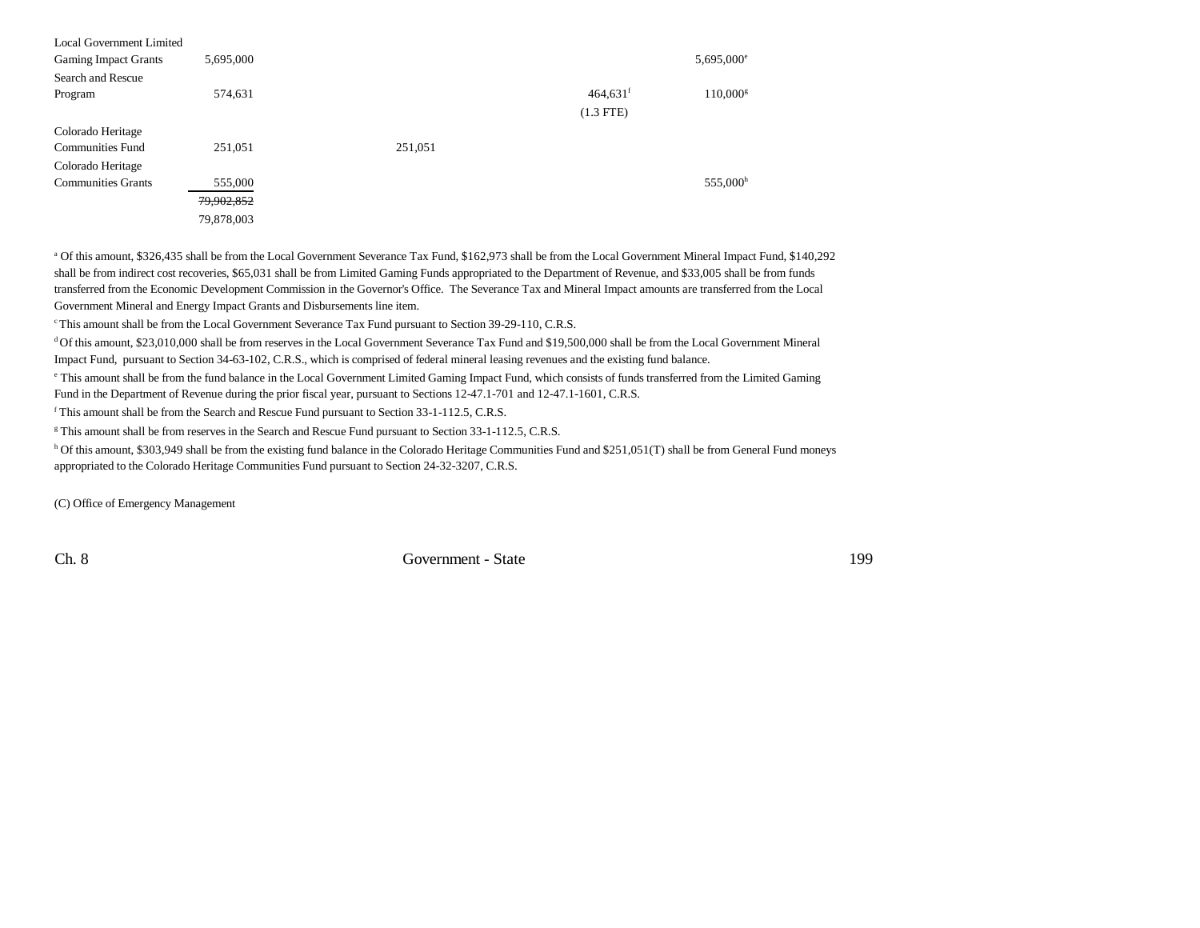| | | | | | |
|---|---|---|---|---|---|
| Local Government Limited Gaming Impact Grants | 5,695,000 | | | | 5,695,000[e] |
| Search and Rescue Program | 574,631 | | | 464,631[f] | 110,000[g] |
| | | | | (1.3 FTE) | |
| Colorado Heritage Communities Fund | 251,051 | | 251,051 | | |
| Colorado Heritage Communities Grants | 555,000 | | | | 555,000[h] |
| | ~~79,902,852~~ | | | | |
| | 79,878,003 | | | | |

[a] Of this amount, $326,435 shall be from the Local Government Severance Tax Fund, $162,973 shall be from the Local Government Mineral Impact Fund, $140,292 shall be from indirect cost recoveries, $65,031 shall be from Limited Gaming Funds appropriated to the Department of Revenue, and $33,005 shall be from funds transferred from the Economic Development Commission in the Governor's Office. The Severance Tax and Mineral Impact amounts are transferred from the Local Government Mineral and Energy Impact Grants and Disbursements line item.

[c] This amount shall be from the Local Government Severance Tax Fund pursuant to Section 39-29-110, C.R.S.

[d] Of this amount, $23,010,000 shall be from reserves in the Local Government Severance Tax Fund and $19,500,000 shall be from the Local Government Mineral Impact Fund, pursuant to Section 34-63-102, C.R.S., which is comprised of federal mineral leasing revenues and the existing fund balance.

[e] This amount shall be from the fund balance in the Local Government Limited Gaming Impact Fund, which consists of funds transferred from the Limited Gaming Fund in the Department of Revenue during the prior fiscal year, pursuant to Sections 12-47.1-701 and 12-47.1-1601, C.R.S.

[f] This amount shall be from the Search and Rescue Fund pursuant to Section 33-1-112.5, C.R.S.

[g] This amount shall be from reserves in the Search and Rescue Fund pursuant to Section 33-1-112.5, C.R.S.

[h] Of this amount, $303,949 shall be from the existing fund balance in the Colorado Heritage Communities Fund and $251,051(T) shall be from General Fund moneys appropriated to the Colorado Heritage Communities Fund pursuant to Section 24-32-3207, C.R.S.

(C) Office of Emergency Management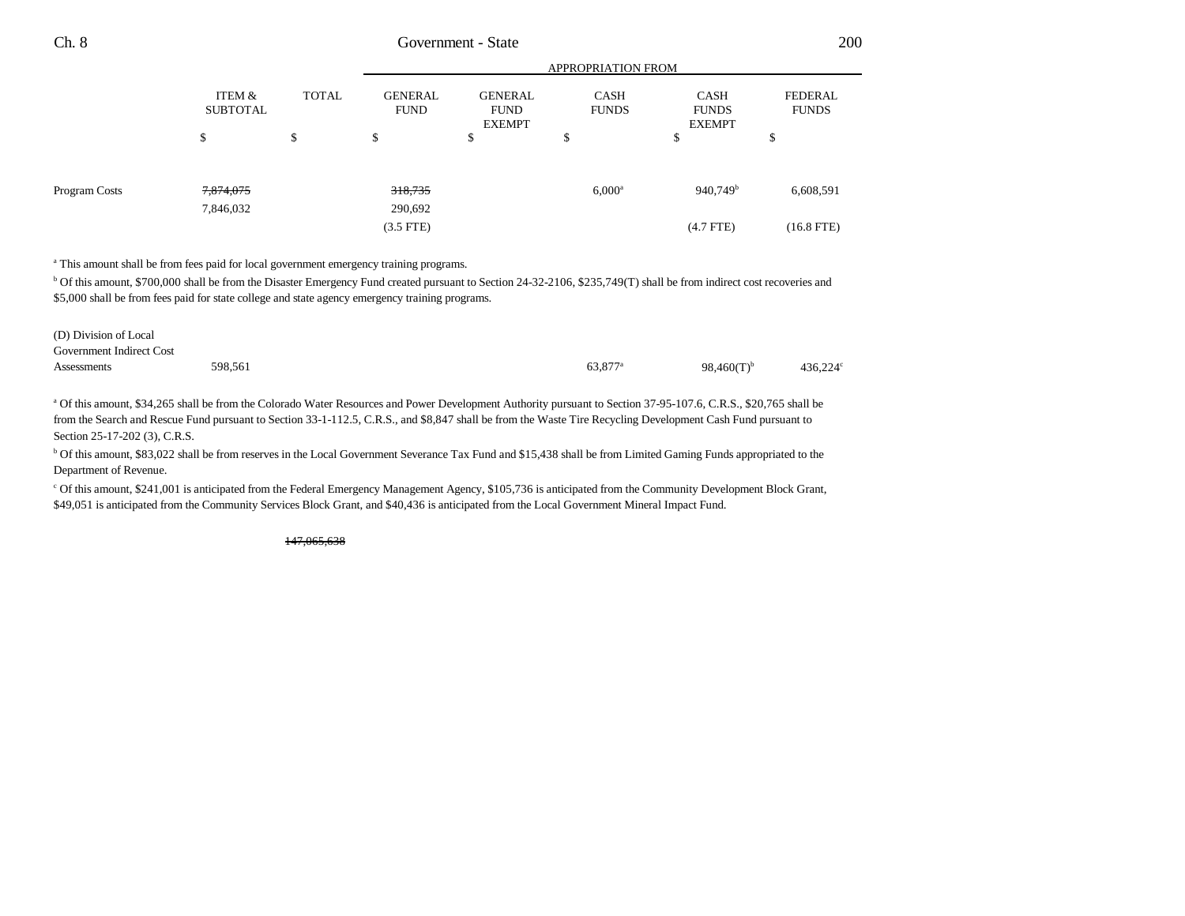| | ITEM & SUBTOTAL | TOTAL | GENERAL FUND | GENERAL FUND EXEMPT | CASH FUNDS | CASH FUNDS EXEMPT | FEDERAL FUNDS |
|---|---|---|---|---|---|---|---|
| | | | APPROPRIATION FROM | | | | |
| | $ | $ | $ | $ | $ | $ | $ |
| Program Costs | ~~7,874,075~~ | | ~~318,735~~ | | 6,000[a] | 940,749[b] | 6,608,591 |
| | 7,846,032 | | 290,692 | | | | |
| | | | (3.5 FTE) | | | (4.7 FTE) | (16.8 FTE) |

[a] This amount shall be from fees paid for local government emergency training programs.

[b] Of this amount, $700,000 shall be from the Disaster Emergency Fund created pursuant to Section 24-32-2106, $235,749(T) shall be from indirect cost recoveries and $5,000 shall be from fees paid for state college and state agency emergency training programs.

| | ITEM & SUBTOTAL | TOTAL | GENERAL FUND | GENERAL FUND EXEMPT | CASH FUNDS | CASH FUNDS EXEMPT | FEDERAL FUNDS |
|---|---|---|---|---|---|---|---|
| (D) Division of Local Government Indirect Cost Assessments | 598,561 | | | | 63,877[a] | 98,460(T)[b] | 436,224[c] |

[a] Of this amount, $34,265 shall be from the Colorado Water Resources and Power Development Authority pursuant to Section 37-95-107.6, C.R.S., $20,765 shall be from the Search and Rescue Fund pursuant to Section 33-1-112.5, C.R.S., and $8,847 shall be from the Waste Tire Recycling Development Cash Fund pursuant to Section 25-17-202 (3), C.R.S.

[b] Of this amount, $83,022 shall be from reserves in the Local Government Severance Tax Fund and $15,438 shall be from Limited Gaming Funds appropriated to the Department of Revenue.

[c] Of this amount, $241,001 is anticipated from the Federal Emergency Management Agency, $105,736 is anticipated from the Community Development Block Grant, $49,051 is anticipated from the Community Services Block Grant, and $40,436 is anticipated from the Local Government Mineral Impact Fund.

| | ITEM & SUBTOTAL | TOTAL | GENERAL FUND | GENERAL FUND EXEMPT | CASH FUNDS | CASH FUNDS EXEMPT | FEDERAL FUNDS |
|---|---|---|---|---|---|---|---|
| | | ~~147,065,638~~ | | | | | |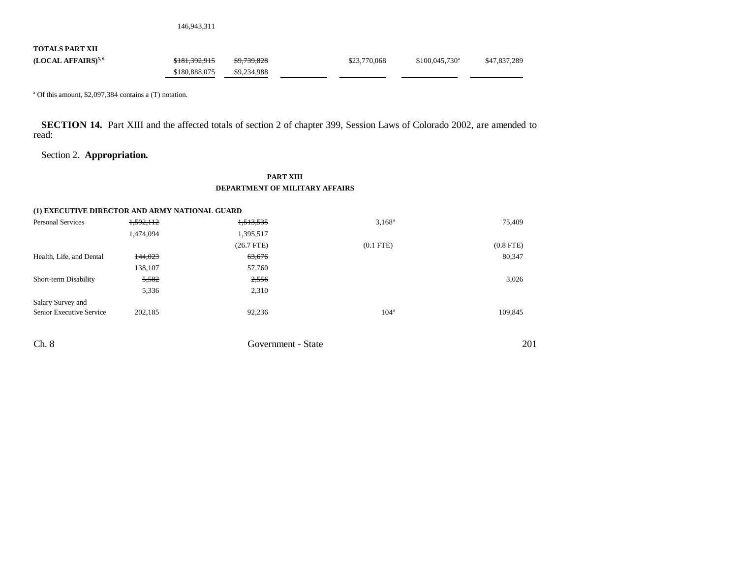146,943,311

| | | | | | | |
|---|---|---|---|---|---|---|
| **TOTALS PART XII (LOCAL AFFAIRS)**[5, 6] | ~~$181,392,915~~ $180,888,075 | ~~$9,739,828~~ $9,234,988 | | $23,770,068 | $100,045,730[a] | $47,837,289 |

[a] Of this amount, $2,097,384 contains a (T) notation.

**SECTION 14.** Part XIII and the affected totals of section 2 of chapter 399, Session Laws of Colorado 2002, are amended to read:

Section 2. **Appropriation.**

**PART XIII**
**DEPARTMENT OF MILITARY AFFAIRS**

**(1) EXECUTIVE DIRECTOR AND ARMY NATIONAL GUARD**

| | | | | | | |
|---|---|---|---|---|---|---|
| Personal Services | ~~1,592,112~~ 1,474,094 | ~~1,513,535~~ 1,395,517 (26.7 FTE) | | 3,168[a] (0.1 FTE) | | 75,409 (0.8 FTE) |
| Health, Life, and Dental | ~~144,023~~ 138,107 | ~~63,676~~ 57,760 | | | | 80,347 |
| Short-term Disability | ~~5,582~~ 5,336 | ~~2,556~~ 2,310 | | | | 3,026 |
| Salary Survey and Senior Executive Service | 202,185 | 92,236 | | 104[a] | | 109,845 |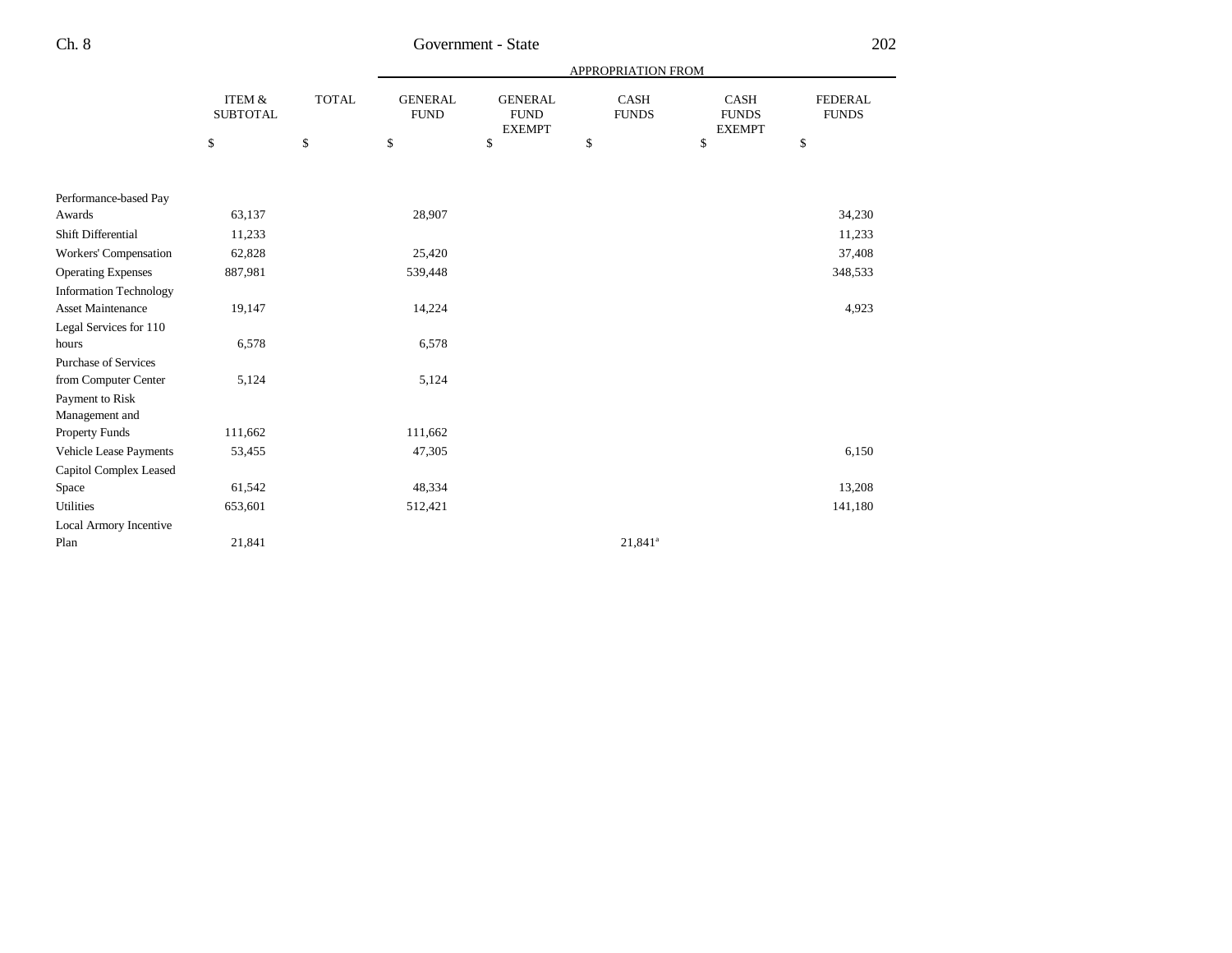| | ITEM & SUBTOTAL | TOTAL | APPROPRIATION FROM GENERAL FUND | GENERAL FUND EXEMPT | CASH FUNDS | CASH FUNDS EXEMPT | FEDERAL FUNDS |
|---|---|---|---|---|---|---|---|
| | $ | $ | $ | $ | $ | $ | $ |
| Performance-based Pay Awards | 63,137 | | 28,907 | | | | 34,230 |
| Shift Differential | 11,233 | | | | | | 11,233 |
| Workers' Compensation | 62,828 | | 25,420 | | | | 37,408 |
| Operating Expenses | 887,981 | | 539,448 | | | | 348,533 |
| Information Technology Asset Maintenance | 19,147 | | 14,224 | | | | 4,923 |
| Legal Services for 110 hours | 6,578 | | 6,578 | | | | |
| Purchase of Services from Computer Center | 5,124 | | 5,124 | | | | |
| Payment to Risk Management and Property Funds | 111,662 | | 111,662 | | | | |
| Vehicle Lease Payments | 53,455 | | 47,305 | | | | 6,150 |
| Capitol Complex Leased Space | 61,542 | | 48,334 | | | | 13,208 |
| Utilities | 653,601 | | 512,421 | | | | 141,180 |
| Local Armory Incentive Plan | 21,841 | | | | 21,841[a] | | |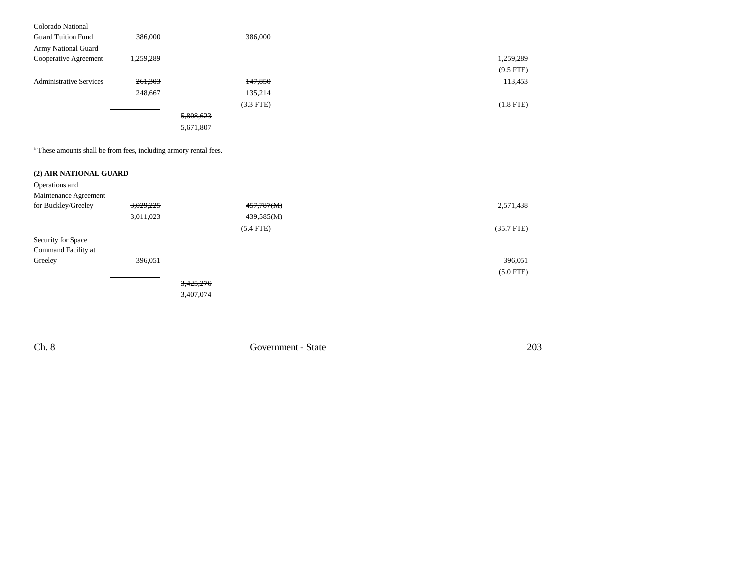| | | | | | | |
|---|---|---|---|---|---|---|
| Colorado National Guard Tuition Fund | 386,000 | | 386,000 | | | |
| Army National Guard Cooperative Agreement | 1,259,289 | | | | | 1,259,289 (9.5 FTE) |
| Administrative Services | ~~261,303~~ 248,667 | | ~~147,850~~ 135,214 (3.3 FTE) | | | 113,453 (1.8 FTE) |
| | | ~~5,808,623~~ 5,671,807 | | | | |

[a] These amounts shall be from fees, including armory rental fees.

**(2) AIR NATIONAL GUARD**

| | | | | | | |
|---|---|---|---|---|---|---|
| Operations and Maintenance Agreement for Buckley/Greeley | ~~3,029,225~~ 3,011,023 | | ~~457,787(M)~~ 439,585(M) (5.4 FTE) | | | 2,571,438 (35.7 FTE) |
| Security for Space Command Facility at Greeley | 396,051 | | | | | 396,051 (5.0 FTE) |
| | | ~~3,425,276~~ 3,407,074 | | | | |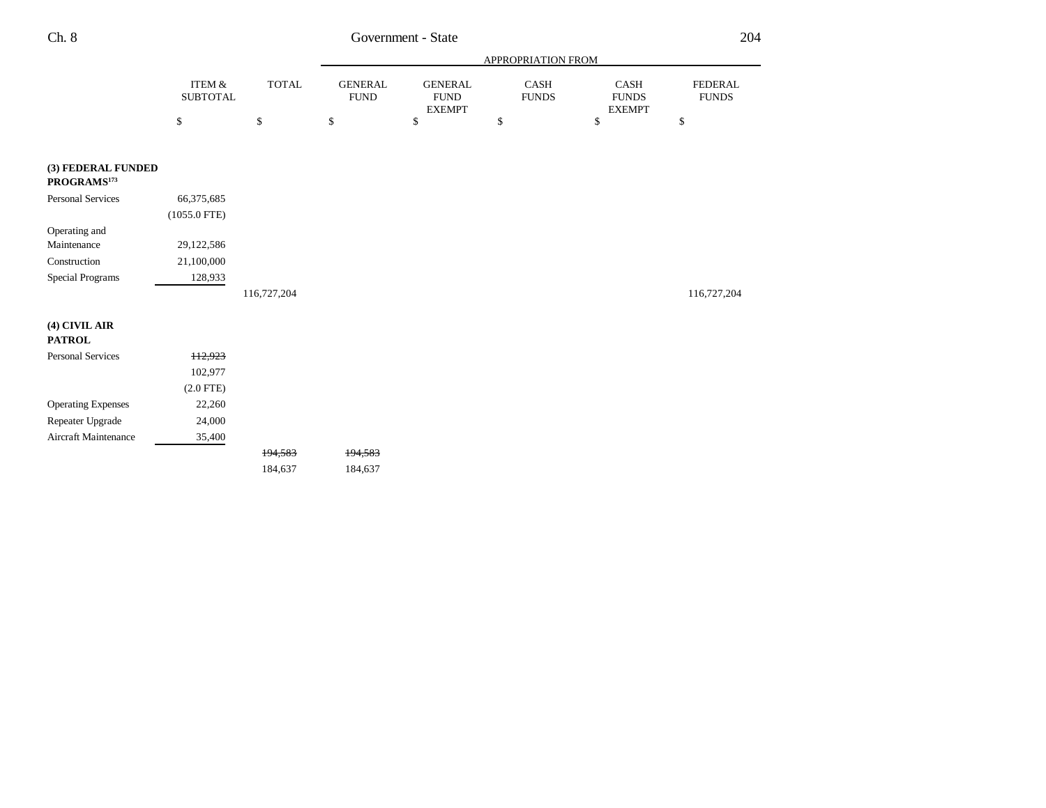| | ITEM & SUBTOTAL | TOTAL | APPROPRIATION FROM | | | | |
|---|---|---|---|---|---|---|---|
| | | | GENERAL FUND | GENERAL FUND EXEMPT | CASH FUNDS | CASH FUNDS EXEMPT | FEDERAL FUNDS |
| | $ | $ | $ | $ | $ | $ | $ |
| **(3) FEDERAL FUNDED PROGRAMS**[173] | | | | | | | |
| Personal Services | 66,375,685 | | | | | | |
| | (1055.0 FTE) | | | | | | |
| Operating and Maintenance | 29,122,586 | | | | | | |
| Construction | 21,100,000 | | | | | | |
| Special Programs | 128,933 | | | | | | |
| | | 116,727,204 | | | | | 116,727,204 |
| **(4) CIVIL AIR PATROL** | | | | | | | |
| Personal Services | ~~112,923~~ | | | | | | |
| | 102,977 | | | | | | |
| | (2.0 FTE) | | | | | | |
| Operating Expenses | 22,260 | | | | | | |
| Repeater Upgrade | 24,000 | | | | | | |
| Aircraft Maintenance | 35,400 | | | | | | |
| | | ~~194,583~~ | ~~194,583~~ | | | | |
| | | 184,637 | 184,637 | | | | |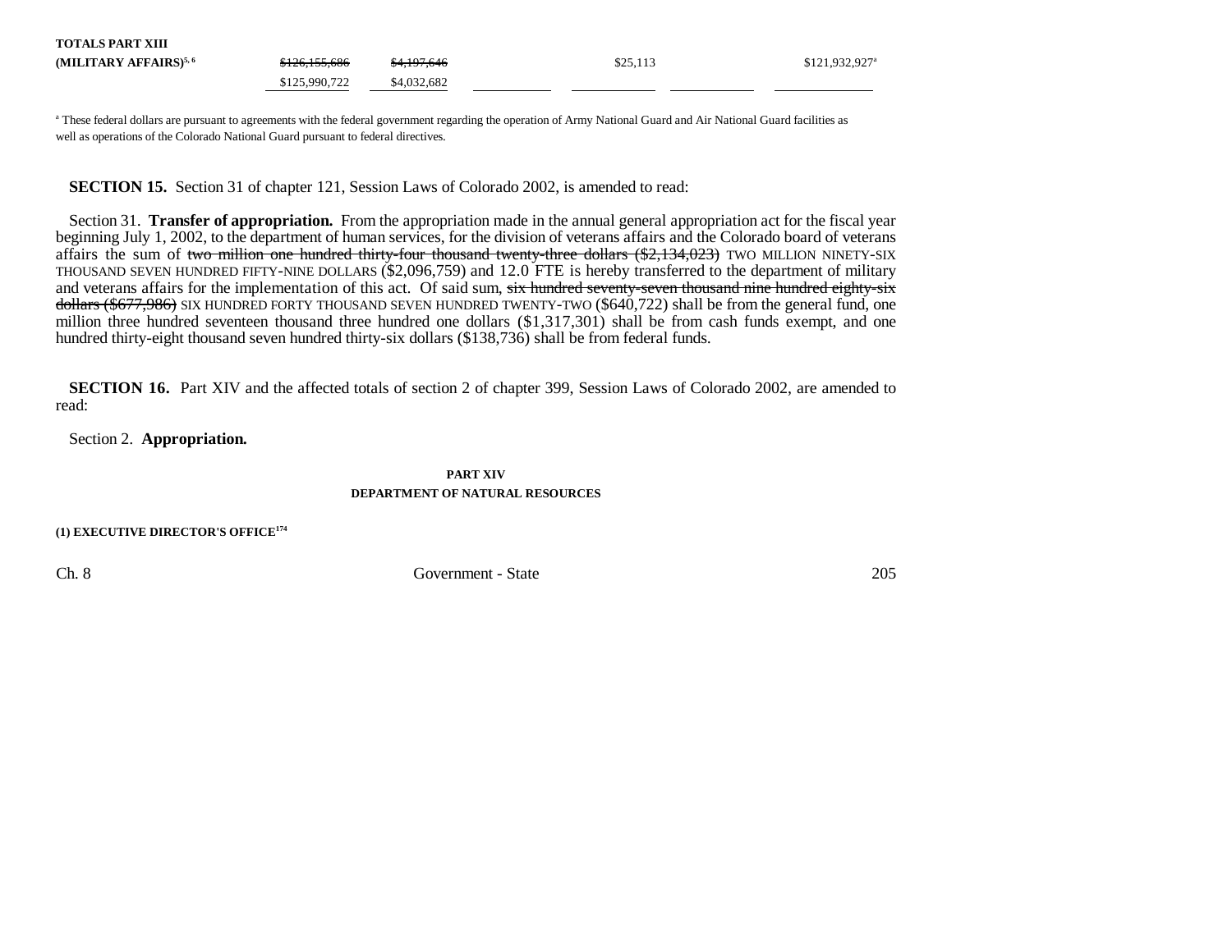| | | | | | | |
|---|---|---|---|---|---|---|
| **TOTALS PART XIII** | | | | | | |
| **(MILITARY AFFAIRS)**[5, 6] | ~~$126,155,686~~ | ~~$4,197,646~~ | | $25,113 | | $121,932,927[a] |
| | $125,990,722 | $4,032,682 | | | | |

[a] These federal dollars are pursuant to agreements with the federal government regarding the operation of Army National Guard and Air National Guard facilities as well as operations of the Colorado National Guard pursuant to federal directives.

**SECTION 15.** Section 31 of chapter 121, Session Laws of Colorado 2002, is amended to read:

Section 31. **Transfer of appropriation.** From the appropriation made in the annual general appropriation act for the fiscal year beginning July 1, 2002, to the department of human services, for the division of veterans affairs and the Colorado board of veterans affairs the sum of ~~two million one hundred thirty-four thousand twenty-three dollars ($2,134,023)~~ TWO MILLION NINETY-SIX THOUSAND SEVEN HUNDRED FIFTY-NINE DOLLARS ($2,096,759) and 12.0 FTE is hereby transferred to the department of military and veterans affairs for the implementation of this act. Of said sum, ~~six hundred seventy-seven thousand nine hundred eighty-six dollars ($677,986)~~ SIX HUNDRED FORTY THOUSAND SEVEN HUNDRED TWENTY-TWO ($640,722) shall be from the general fund, one million three hundred seventeen thousand three hundred one dollars ($1,317,301) shall be from cash funds exempt, and one hundred thirty-eight thousand seven hundred thirty-six dollars ($138,736) shall be from federal funds.

**SECTION 16.** Part XIV and the affected totals of section 2 of chapter 399, Session Laws of Colorado 2002, are amended to read:

Section 2. **Appropriation.**

**PART XIV**

**DEPARTMENT OF NATURAL RESOURCES**

**(1) EXECUTIVE DIRECTOR'S OFFICE**[174]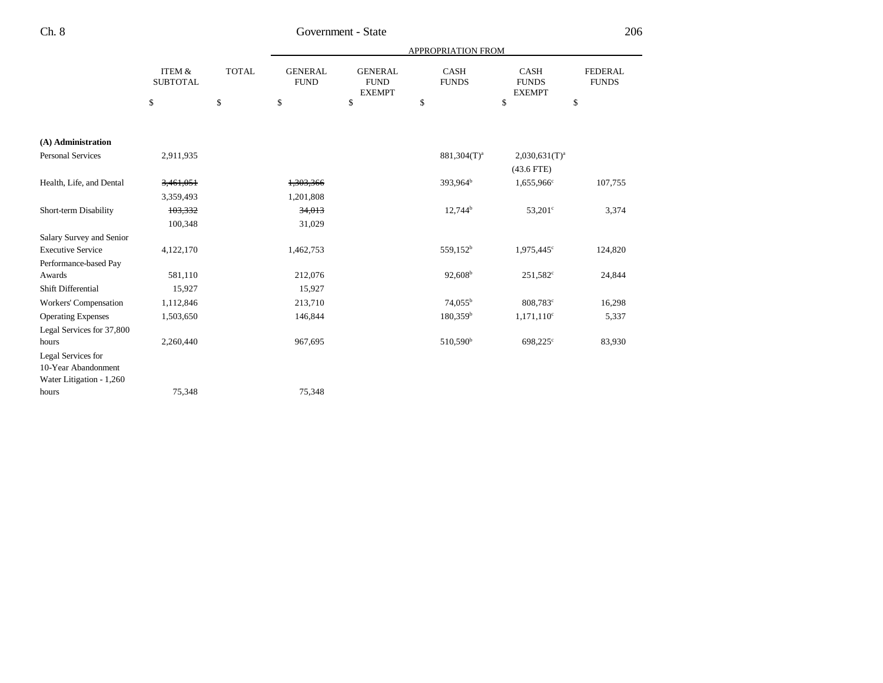| | ITEM & SUBTOTAL | TOTAL | APPROPRIATION FROM GENERAL FUND | GENERAL FUND EXEMPT | CASH FUNDS | CASH FUNDS EXEMPT | FEDERAL FUNDS |
|---|---|---|---|---|---|---|---|
| | $ | $ | $ | $ | $ | $ | $ |
| **(A) Administration** | | | | | | | |
| Personal Services | 2,911,935 | | | | 881,304(T)[a] | 2,030,631(T)[a] | |
| | | | | | | (43.6 FTE) | |
| Health, Life, and Dental | ~~3,461,051~~ | | ~~1,303,366~~ | | 393,964[b] | 1,655,966[c] | 107,755 |
| | 3,359,493 | | 1,201,808 | | | | |
| Short-term Disability | ~~103,332~~ | | ~~34,013~~ | | 12,744[b] | 53,201[c] | 3,374 |
| | 100,348 | | 31,029 | | | | |
| Salary Survey and Senior Executive Service | 4,122,170 | | 1,462,753 | | 559,152[b] | 1,975,445[c] | 124,820 |
| Performance-based Pay Awards | 581,110 | | 212,076 | | 92,608[b] | 251,582[c] | 24,844 |
| Shift Differential | 15,927 | | 15,927 | | | | |
| Workers' Compensation | 1,112,846 | | 213,710 | | 74,055[b] | 808,783[c] | 16,298 |
| Operating Expenses | 1,503,650 | | 146,844 | | 180,359[b] | 1,171,110[c] | 5,337 |
| Legal Services for 37,800 hours | 2,260,440 | | 967,695 | | 510,590[b] | 698,225[c] | 83,930 |
| Legal Services for 10-Year Abandonment Water Litigation - 1,260 hours | 75,348 | | 75,348 | | | | |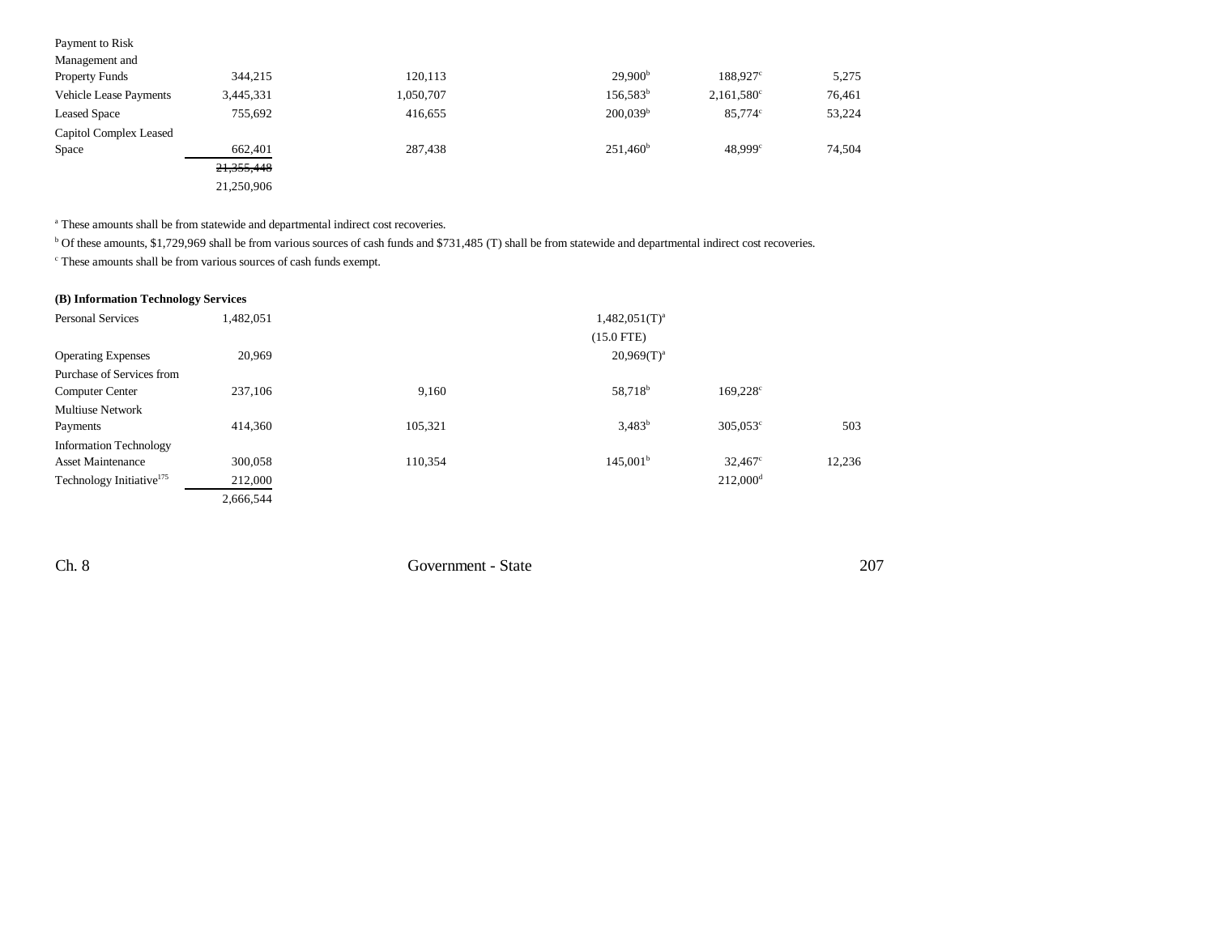| | | | | | |
|---|---|---|---|---|---|
| Payment to Risk Management and Property Funds | 344,215 | 120,113 | 29,900[b] | 188,927[c] | 5,275 |
| Vehicle Lease Payments | 3,445,331 | 1,050,707 | 156,583[b] | 2,161,580[c] | 76,461 |
| Leased Space | 755,692 | 416,655 | 200,039[b] | 85,774[c] | 53,224 |
| Capitol Complex Leased Space | 662,401 | 287,438 | 251,460[b] | 48,999[c] | 74,504 |
| | ~~21,355,448~~ | | | | |
| | 21,250,906 | | | | |

[a] These amounts shall be from statewide and departmental indirect cost recoveries.

[b] Of these amounts, $1,729,969 shall be from various sources of cash funds and $731,485 (T) shall be from statewide and departmental indirect cost recoveries.

[c] These amounts shall be from various sources of cash funds exempt.

**(B) Information Technology Services**

| | | | | | |
|---|---|---|---|---|---|
| Personal Services | 1,482,051 | | 1,482,051(T)[a] | | |
| | | | (15.0 FTE) | | |
| Operating Expenses | 20,969 | | 20,969(T)[a] | | |
| Purchase of Services from Computer Center | 237,106 | 9,160 | 58,718[b] | 169,228[c] | |
| Multiuse Network Payments | 414,360 | 105,321 | 3,483[b] | 305,053[c] | 503 |
| Information Technology Asset Maintenance | 300,058 | 110,354 | 145,001[b] | 32,467[c] | 12,236 |
| Technology Initiative[175] | 212,000 | | | 212,000[d] | |
| | 2,666,544 | | | | |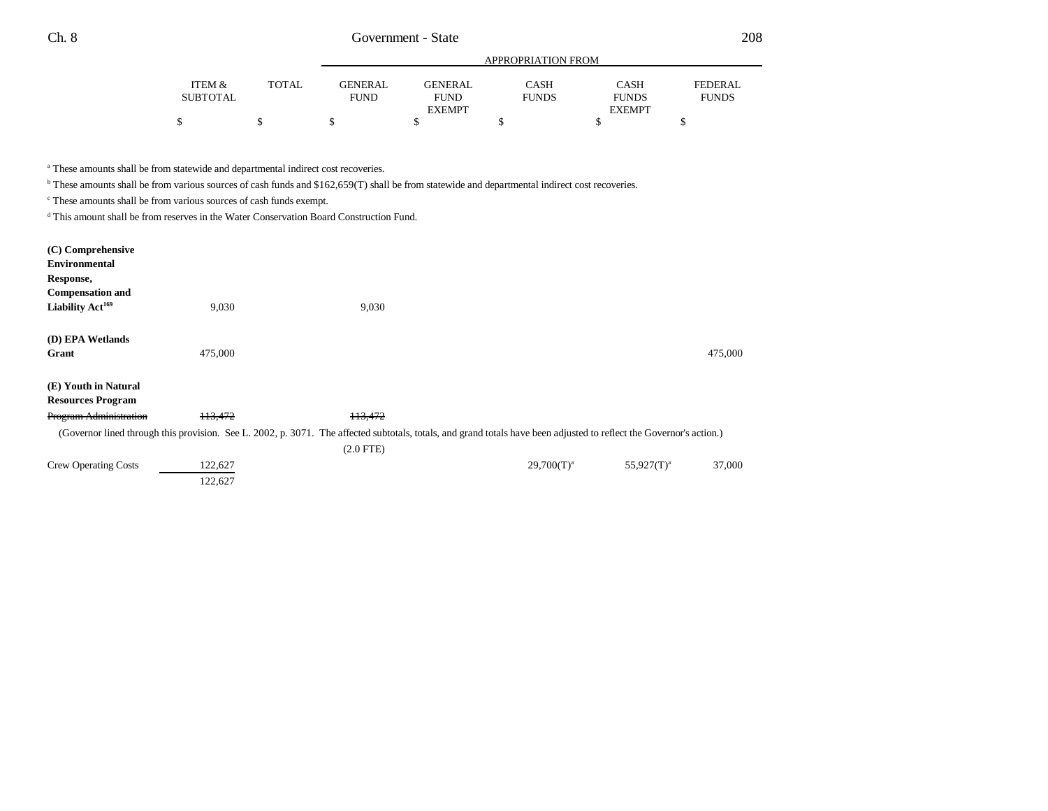| | ITEM & SUBTOTAL | TOTAL | GENERAL FUND | GENERAL FUND EXEMPT | CASH FUNDS | CASH FUNDS EXEMPT | FEDERAL FUNDS |
|---|---|---|---|---|---|---|---|
| | | | APPROPRIATION FROM | | | | |
| | $ | $ | $ | $ | $ | $ | $ |

[a] These amounts shall be from statewide and departmental indirect cost recoveries.

[b] These amounts shall be from various sources of cash funds and $162,659(T) shall be from statewide and departmental indirect cost recoveries.

[c] These amounts shall be from various sources of cash funds exempt.

[d] This amount shall be from reserves in the Water Conservation Board Construction Fund.

| | ITEM & SUBTOTAL | TOTAL | GENERAL FUND | GENERAL FUND EXEMPT | CASH FUNDS | CASH FUNDS EXEMPT | FEDERAL FUNDS |
|---|---|---|---|---|---|---|---|
| **(C) Comprehensive Environmental Response, Compensation and Liability Act[169]** | 9,030 | | 9,030 | | | | |
| **(D) EPA Wetlands Grant** | 475,000 | | | | | | 475,000 |
| **(E) Youth in Natural Resources Program** | | | | | | | |
| ~~Program Administration~~ | ~~113,472~~ | | ~~113,472~~ | | | | |
| (Governor lined through this provision. See L. 2002, p. 3071. The affected subtotals, totals, and grand totals have been adjusted to reflect the Governor's action.) | | | | | | | |
| | | | (2.0 FTE) | | | | |
| Crew Operating Costs | 122,627 | | | | 29,700(T)[a] | 55,927(T)[a] | 37,000 |
| | 122,627 | | | | | | |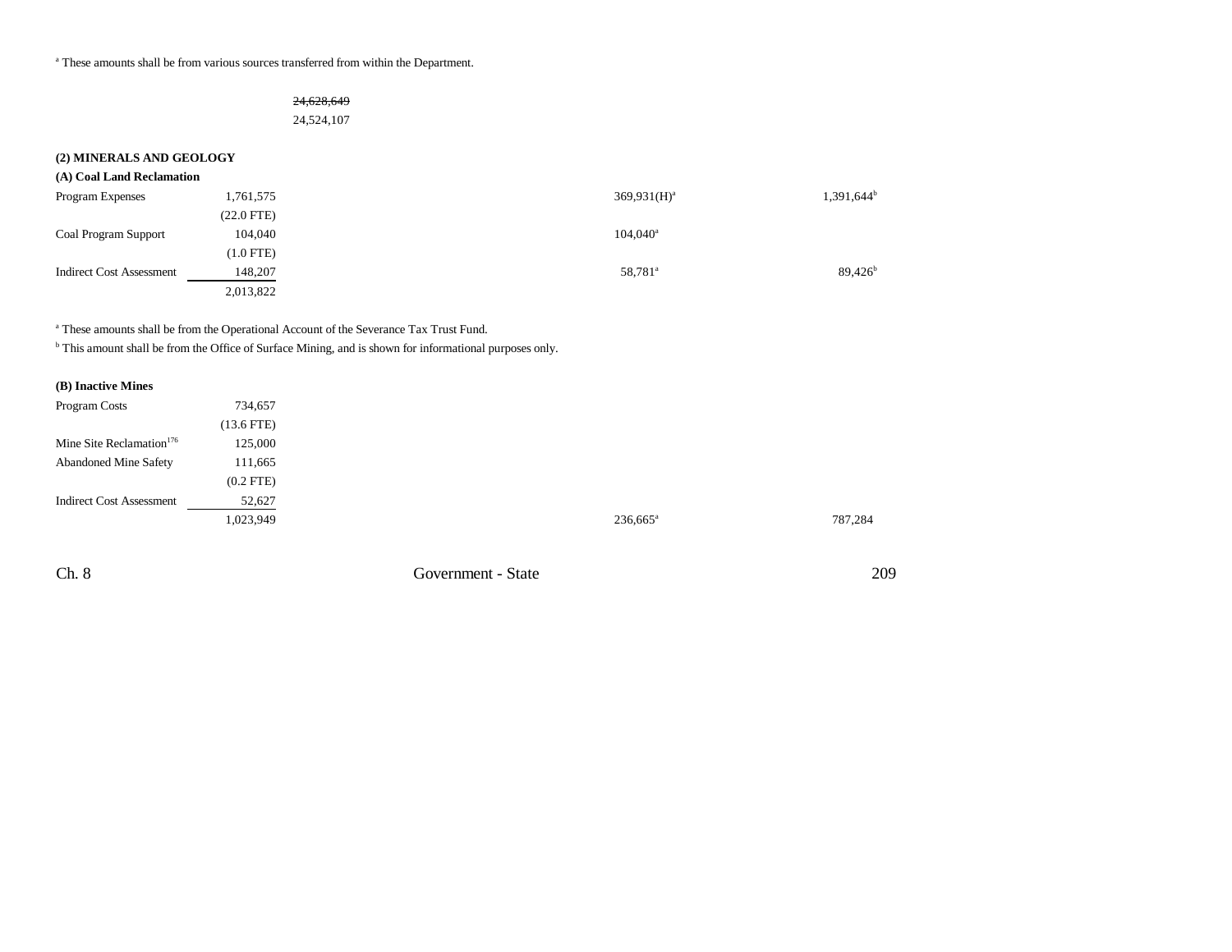[a] These amounts shall be from various sources transferred from within the Department.

| | | | | |
|---|---|---|---|---|
| | | ~~24,628,649~~ | | |
| | | 24,524,107 | | |

**(2) MINERALS AND GEOLOGY**

**(A) Coal Land Reclamation**

| | | | | |
|---|---|---|---|---|
| Program Expenses | 1,761,575 | | 369,931(H)[a] | 1,391,644[b] |
| | (22.0 FTE) | | | |
| Coal Program Support | 104,040 | | 104,040[a] | |
| | (1.0 FTE) | | | |
| Indirect Cost Assessment | 148,207 | | 58,781[a] | 89,426[b] |
| | 2,013,822 | | | |

[a] These amounts shall be from the Operational Account of the Severance Tax Trust Fund.
[b] This amount shall be from the Office of Surface Mining, and is shown for informational purposes only.

**(B) Inactive Mines**

| | | | | |
|---|---|---|---|---|
| Program Costs | 734,657 | | | |
| | (13.6 FTE) | | | |
| Mine Site Reclamation[176] | 125,000 | | | |
| Abandoned Mine Safety | 111,665 | | | |
| | (0.2 FTE) | | | |
| Indirect Cost Assessment | 52,627 | | | |
| | 1,023,949 | | 236,665[a] | 787,284 |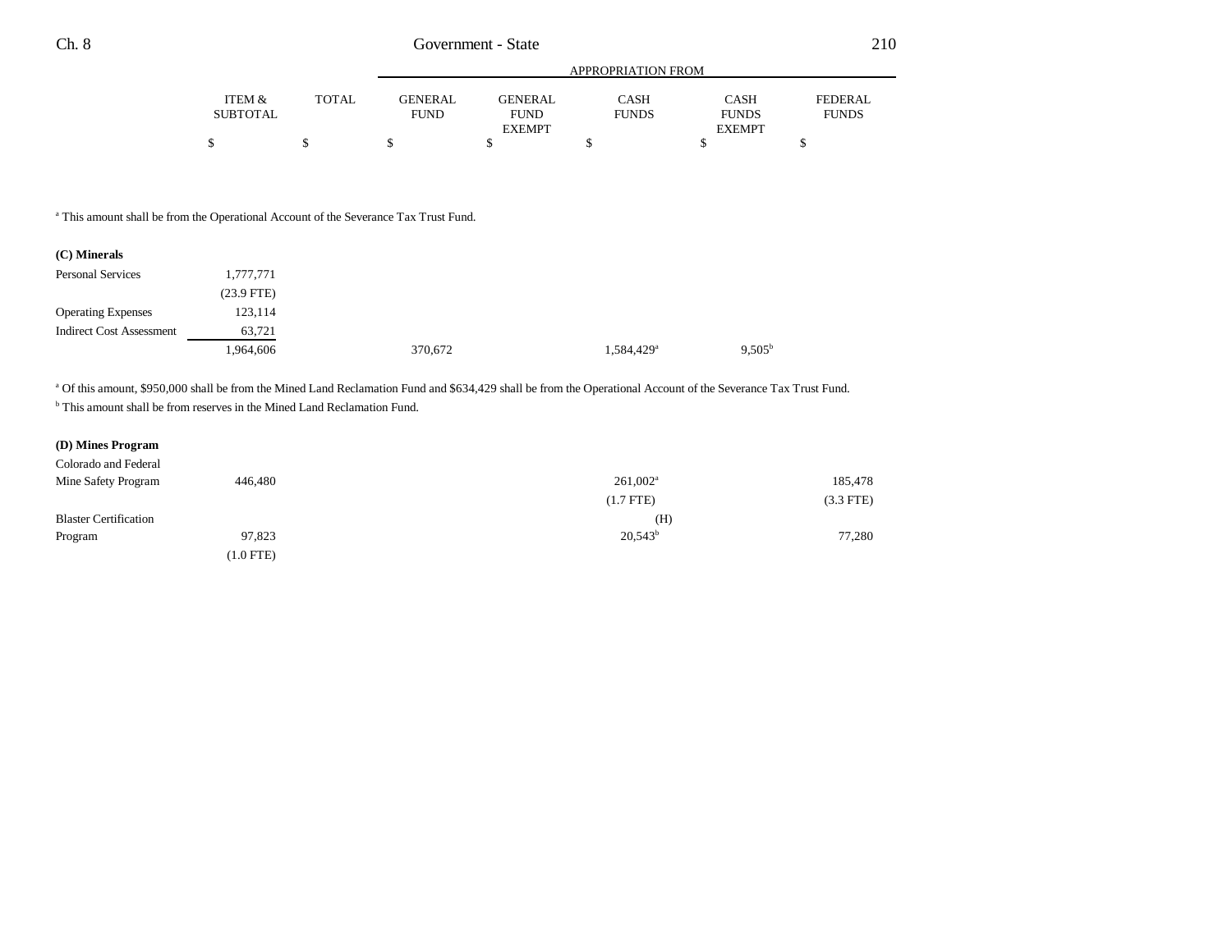| | ITEM & SUBTOTAL | TOTAL | GENERAL FUND | GENERAL FUND EXEMPT | CASH FUNDS | CASH FUNDS EXEMPT | FEDERAL FUNDS |
|---|---|---|---|---|---|---|---|
| | $ | $ | $ | $ | $ | $ | $ |

[a] This amount shall be from the Operational Account of the Severance Tax Trust Fund.

| | ITEM & SUBTOTAL | TOTAL | GENERAL FUND | GENERAL FUND EXEMPT | CASH FUNDS | CASH FUNDS EXEMPT | FEDERAL FUNDS |
|---|---|---|---|---|---|---|---|
| **(C) Minerals** | | | | | | | |
| Personal Services | 1,777,771 | | | | | | |
| | (23.9 FTE) | | | | | | |
| Operating Expenses | 123,114 | | | | | | |
| Indirect Cost Assessment | 63,721 | | | | | | |
| | 1,964,606 | | 370,672 | | 1,584,429[a] | 9,505[b] | |

[a] Of this amount, $950,000 shall be from the Mined Land Reclamation Fund and $634,429 shall be from the Operational Account of the Severance Tax Trust Fund.

[b] This amount shall be from reserves in the Mined Land Reclamation Fund.

| | ITEM & SUBTOTAL | TOTAL | GENERAL FUND | GENERAL FUND EXEMPT | CASH FUNDS | CASH FUNDS EXEMPT | FEDERAL FUNDS |
|---|---|---|---|---|---|---|---|
| **(D) Mines Program** | | | | | | | |
| Colorado and Federal Mine Safety Program | 446,480 | | | | 261,002[a] | | 185,478 |
| | | | | | (1.7 FTE) | | (3.3 FTE) |
| Blaster Certification Program | 97,823 | | | | 20,543[b] (H) | | 77,280 |
| | (1.0 FTE) | | | | | | |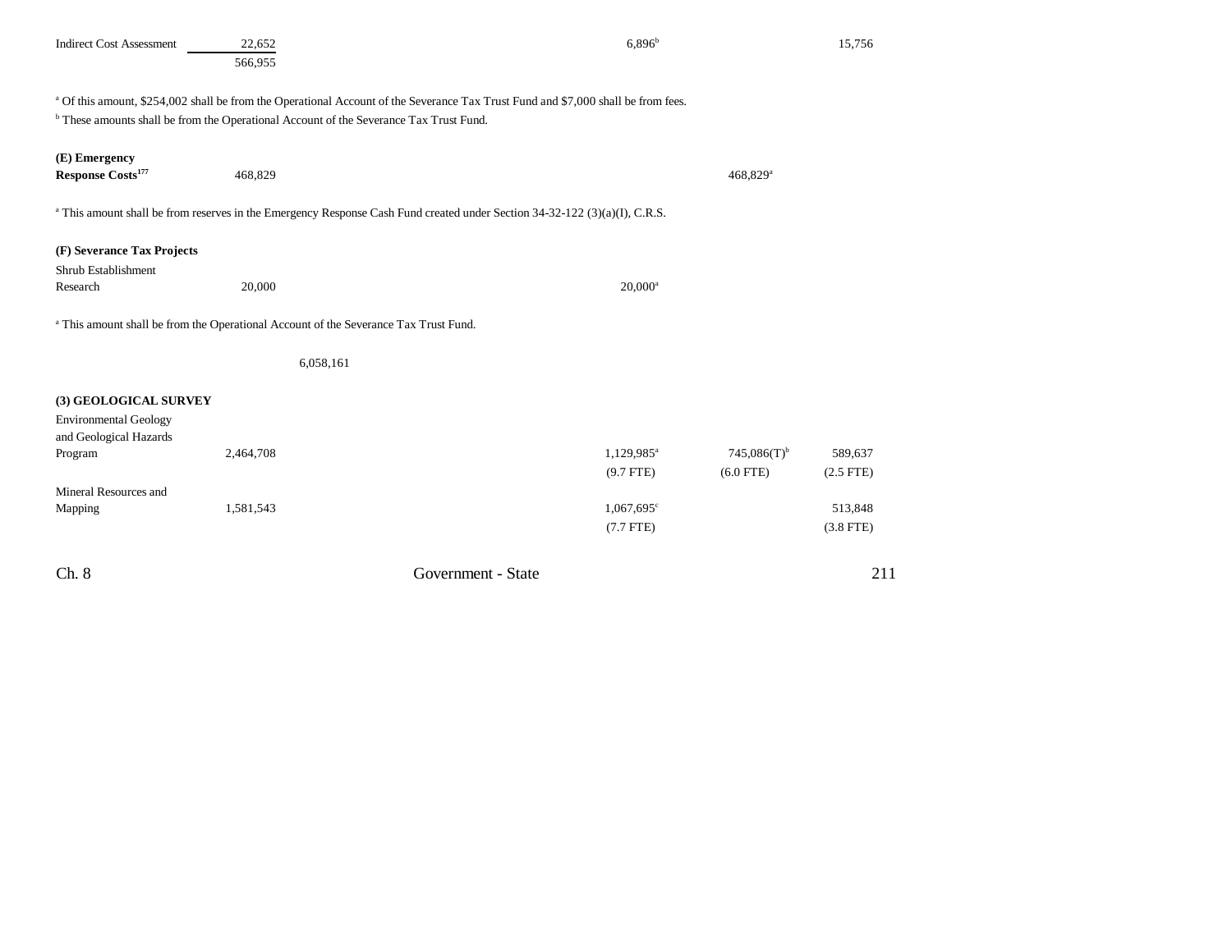| | | | | | | |
|---|---|---|---|---|---|---|
| Indirect Cost Assessment | 22,652 | | | 6,896[b] | | 15,756 |
| | 566,955 | | | | | |

[a] Of this amount, $254,002 shall be from the Operational Account of the Severance Tax Trust Fund and $7,000 shall be from fees.

[b] These amounts shall be from the Operational Account of the Severance Tax Trust Fund.

| | | | | | | |
|---|---|---|---|---|---|---|
| **(E) Emergency Response Costs**[177] | 468,829 | | | | 468,829[a] | |

[a] This amount shall be from reserves in the Emergency Response Cash Fund created under Section 34-32-122 (3)(a)(I), C.R.S.

**(F) Severance Tax Projects**

| | | | | | | |
|---|---|---|---|---|---|---|
| Shrub Establishment Research | 20,000 | | | 20,000[a] | | |

[a] This amount shall be from the Operational Account of the Severance Tax Trust Fund.

| | | | | | | |
|---|---|---|---|---|---|---|
| | | 6,058,161 | | | | |

**(3) GEOLOGICAL SURVEY**

| | | | | | | |
|---|---|---|---|---|---|---|
| Environmental Geology and Geological Hazards Program | 2,464,708 | | | 1,129,985[a] | 745,086(T)[b] | 589,637 |
| | | | | (9.7 FTE) | (6.0 FTE) | (2.5 FTE) |
| Mineral Resources and Mapping | 1,581,543 | | | 1,067,695[c] | | 513,848 |
| | | | | (7.7 FTE) | | (3.8 FTE) |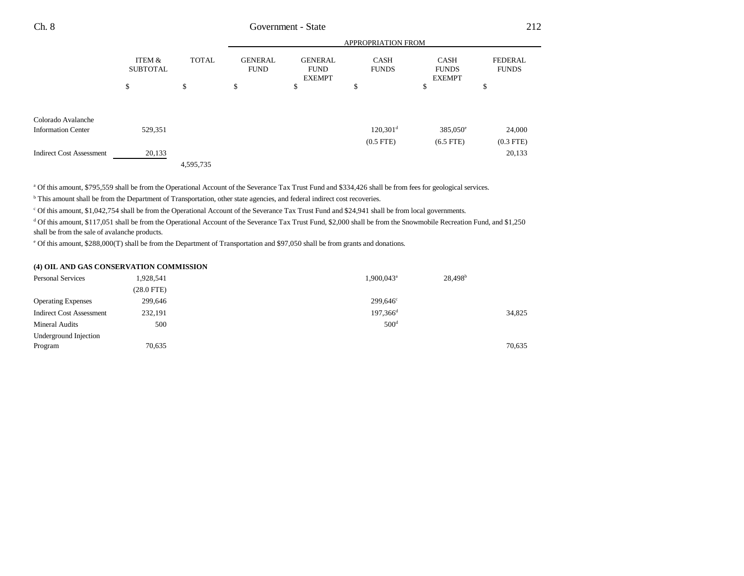| | ITEM & SUBTOTAL | TOTAL | APPROPRIATION FROM GENERAL FUND | GENERAL FUND EXEMPT | CASH FUNDS | CASH FUNDS EXEMPT | FEDERAL FUNDS |
|---|---|---|---|---|---|---|---|
| | $ | $ | $ | $ | $ | $ | $ |
| Colorado Avalanche Information Center | 529,351 | | | | 120,301[d] | 385,050[e] | 24,000 |
| | | | | | (0.5 FTE) | (6.5 FTE) | (0.3 FTE) |
| Indirect Cost Assessment | 20,133 | | | | | | 20,133 |
| | | 4,595,735 | | | | | |

[a] Of this amount, $795,559 shall be from the Operational Account of the Severance Tax Trust Fund and $334,426 shall be from fees for geological services.

[b] This amount shall be from the Department of Transportation, other state agencies, and federal indirect cost recoveries.

[c] Of this amount, $1,042,754 shall be from the Operational Account of the Severance Tax Trust Fund and $24,941 shall be from local governments.

[d] Of this amount, $117,051 shall be from the Operational Account of the Severance Tax Trust Fund, $2,000 shall be from the Snowmobile Recreation Fund, and $1,250 shall be from the sale of avalanche products.

[e] Of this amount, $288,000(T) shall be from the Department of Transportation and $97,050 shall be from grants and donations.

**(4) OIL AND GAS CONSERVATION COMMISSION**

| | ITEM & SUBTOTAL | TOTAL | GENERAL FUND | GENERAL FUND EXEMPT | CASH FUNDS | CASH FUNDS EXEMPT | FEDERAL FUNDS |
|---|---|---|---|---|---|---|---|
| Personal Services | 1,928,541 | | | | 1,900,043[a] | 28,498[b] | |
| | (28.0 FTE) | | | | | | |
| Operating Expenses | 299,646 | | | | 299,646[c] | | |
| Indirect Cost Assessment | 232,191 | | | | 197,366[d] | | 34,825 |
| Mineral Audits | 500 | | | | 500[d] | | |
| Underground Injection Program | 70,635 | | | | | | 70,635 |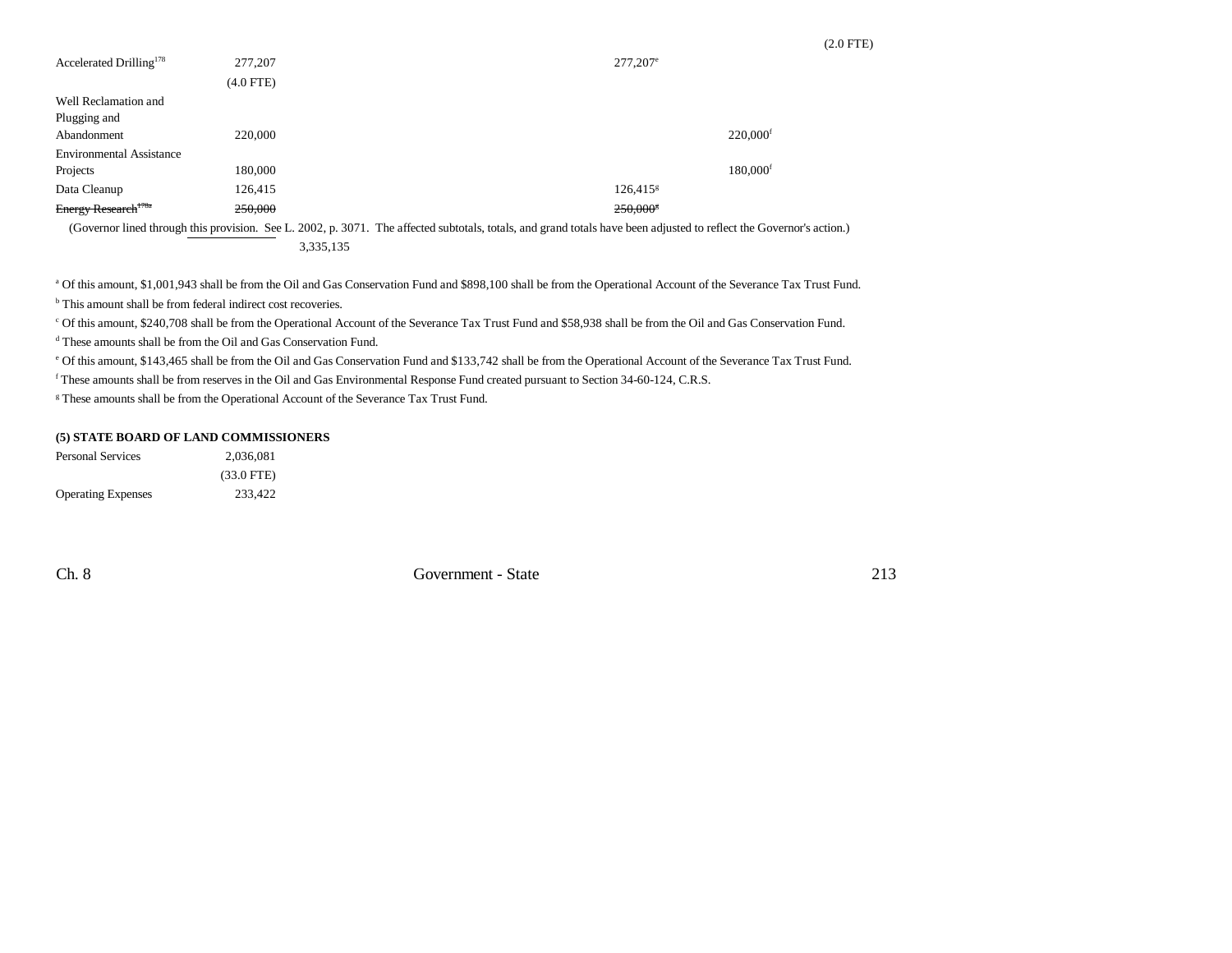| | | | | | | |
|---|---|---|---|---|---|---|
| | | | | | | (2.0 FTE) |
| Accelerated Drilling[178] | 277,207 | | | 277,207[e] | | |
| | (4.0 FTE) | | | | | |
| Well Reclamation and Plugging and Abandonment | 220,000 | | | | 220,000[f] | |
| Environmental Assistance Projects | 180,000 | | | | 180,000[f] | |
| Data Cleanup | 126,415 | | | 126,415[g] | | |
| ~~Energy Research[178a]~~ | ~~250,000~~ | | | ~~250,000[g]~~ | | |

(Governor lined through this provision. See L. 2002, p. 3071. The affected subtotals, totals, and grand totals have been adjusted to reflect the Governor's action.)

3,335,135

[a] Of this amount, $1,001,943 shall be from the Oil and Gas Conservation Fund and $898,100 shall be from the Operational Account of the Severance Tax Trust Fund.

[b] This amount shall be from federal indirect cost recoveries.

[c] Of this amount, $240,708 shall be from the Operational Account of the Severance Tax Trust Fund and $58,938 shall be from the Oil and Gas Conservation Fund.

[d] These amounts shall be from the Oil and Gas Conservation Fund.

[e] Of this amount, $143,465 shall be from the Oil and Gas Conservation Fund and $133,742 shall be from the Operational Account of the Severance Tax Trust Fund.

[f] These amounts shall be from reserves in the Oil and Gas Environmental Response Fund created pursuant to Section 34-60-124, C.R.S.

[g] These amounts shall be from the Operational Account of the Severance Tax Trust Fund.

**(5) STATE BOARD OF LAND COMMISSIONERS**

| | |
|---|---|
| Personal Services | 2,036,081 |
| | (33.0 FTE) |
| Operating Expenses | 233,422 |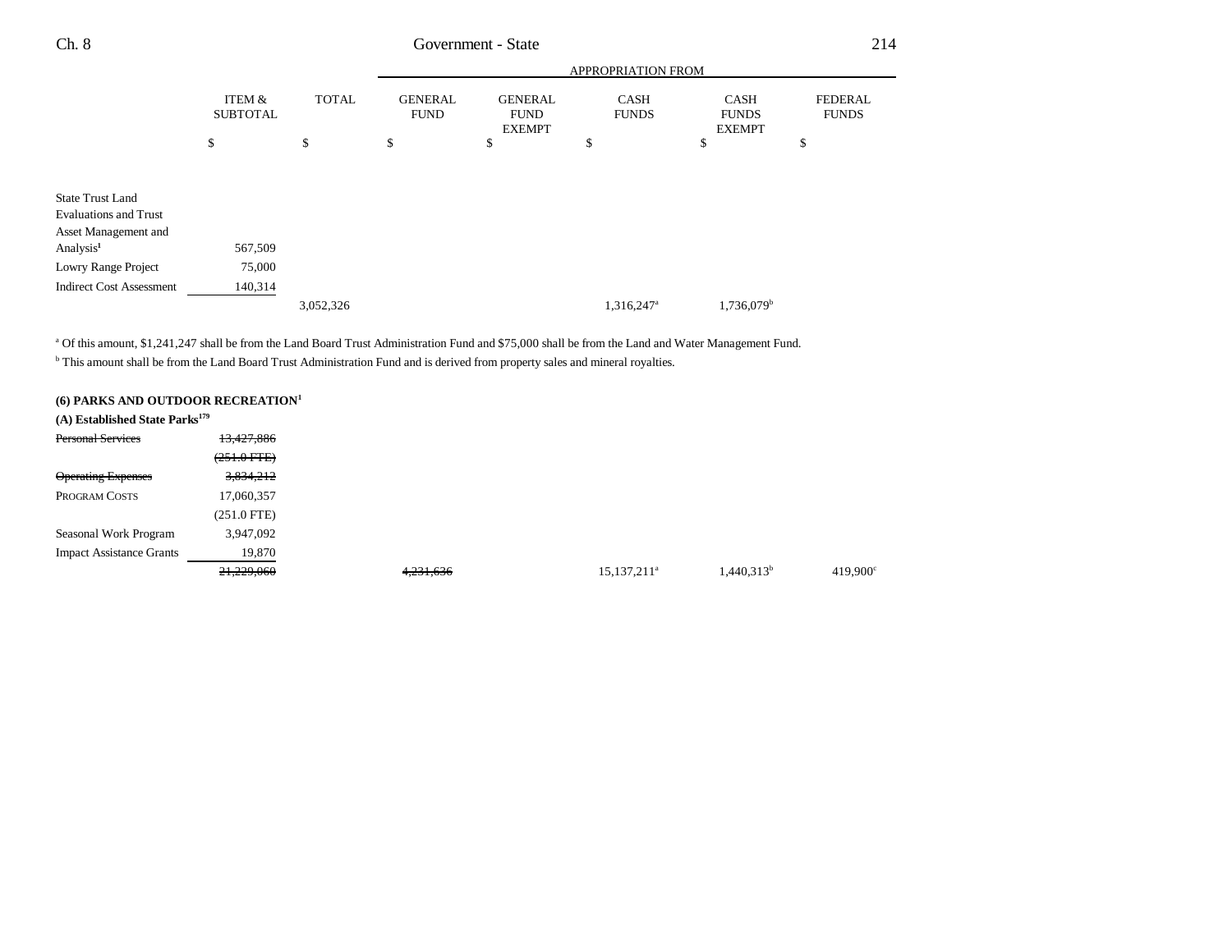| | ITEM & SUBTOTAL | TOTAL | APPROPRIATION FROM GENERAL FUND | GENERAL FUND EXEMPT | CASH FUNDS | CASH FUNDS EXEMPT | FEDERAL FUNDS |
|---|---|---|---|---|---|---|---|
| | $ | $ | $ | $ | $ | $ | $ |
| State Trust Land Evaluations and Trust Asset Management and Analysis[1] | 567,509 | | | | | | |
| Lowry Range Project | 75,000 | | | | | | |
| Indirect Cost Assessment | 140,314 | | | | | | |
| | | 3,052,326 | | | 1,316,247[a] | 1,736,079[b] | |

[a] Of this amount, $1,241,247 shall be from the Land Board Trust Administration Fund and $75,000 shall be from the Land and Water Management Fund.

[b] This amount shall be from the Land Board Trust Administration Fund and is derived from property sales and mineral royalties.

**(6) PARKS AND OUTDOOR RECREATION[1]**

**(A) Established State Parks[179]**

| | ITEM & SUBTOTAL | TOTAL | GENERAL FUND | GENERAL FUND EXEMPT | CASH FUNDS | CASH FUNDS EXEMPT | FEDERAL FUNDS |
|---|---|---|---|---|---|---|---|
| ~~Personal Services~~ | ~~13,427,886~~ | | | | | | |
| | ~~(251.0 FTE)~~ | | | | | | |
| ~~Operating Expenses~~ | ~~3,834,212~~ | | | | | | |
| PROGRAM COSTS | 17,060,357 | | | | | | |
| | (251.0 FTE) | | | | | | |
| Seasonal Work Program | 3,947,092 | | | | | | |
| Impact Assistance Grants | 19,870 | | | | | | |
| | ~~21,229,060~~ | | ~~4,231,636~~ | | 15,137,211[a] | 1,440,313[b] | 419,900[c] |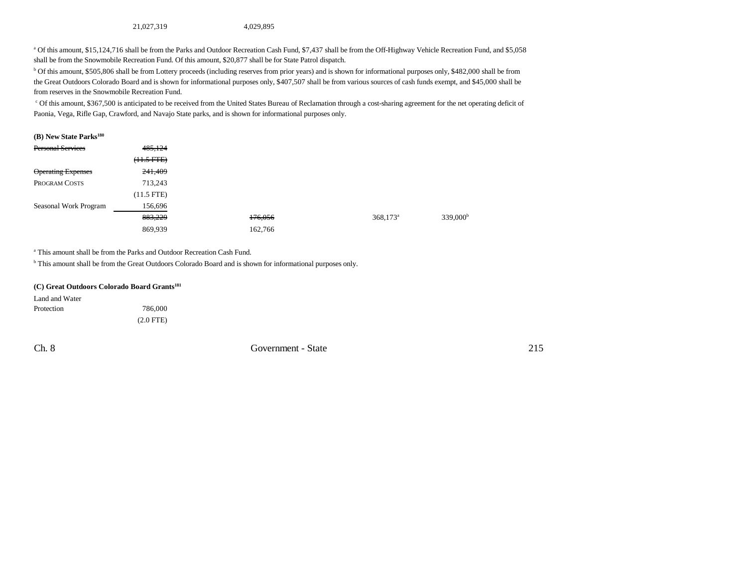| | | | | |
|---|---|---|---|---|
| | 21,027,319 | 4,029,895 | | |

[a] Of this amount, $15,124,716 shall be from the Parks and Outdoor Recreation Cash Fund, $7,437 shall be from the Off-Highway Vehicle Recreation Fund, and $5,058 shall be from the Snowmobile Recreation Fund. Of this amount, $20,877 shall be for State Patrol dispatch.

[b] Of this amount, $505,806 shall be from Lottery proceeds (including reserves from prior years) and is shown for informational purposes only, $482,000 shall be from the Great Outdoors Colorado Board and is shown for informational purposes only, $407,507 shall be from various sources of cash funds exempt, and $45,000 shall be from reserves in the Snowmobile Recreation Fund.

[c] Of this amount, $367,500 is anticipated to be received from the United States Bureau of Reclamation through a cost-sharing agreement for the net operating deficit of Paonia, Vega, Rifle Gap, Crawford, and Navajo State parks, and is shown for informational purposes only.

**(B) New State Parks[180]**

| | | | | |
|---|---|---|---|---|
| ~~Personal Services~~ | ~~485,124~~ | | | |
| | ~~(11.5 FTE)~~ | | | |
| ~~Operating Expenses~~ | ~~241,409~~ | | | |
| PROGRAM COSTS | 713,243 | | | |
| | (11.5 FTE) | | | |
| Seasonal Work Program | 156,696 | | | |
| | ~~883,229~~ | ~~176,056~~ | 368,173[a] | 339,000[b] |
| | 869,939 | 162,766 | | |

[a] This amount shall be from the Parks and Outdoor Recreation Cash Fund.

[b] This amount shall be from the Great Outdoors Colorado Board and is shown for informational purposes only.

**(C) Great Outdoors Colorado Board Grants[181]**

| | |
|---|---|
| Land and Water Protection | 786,000 |
| | (2.0 FTE) |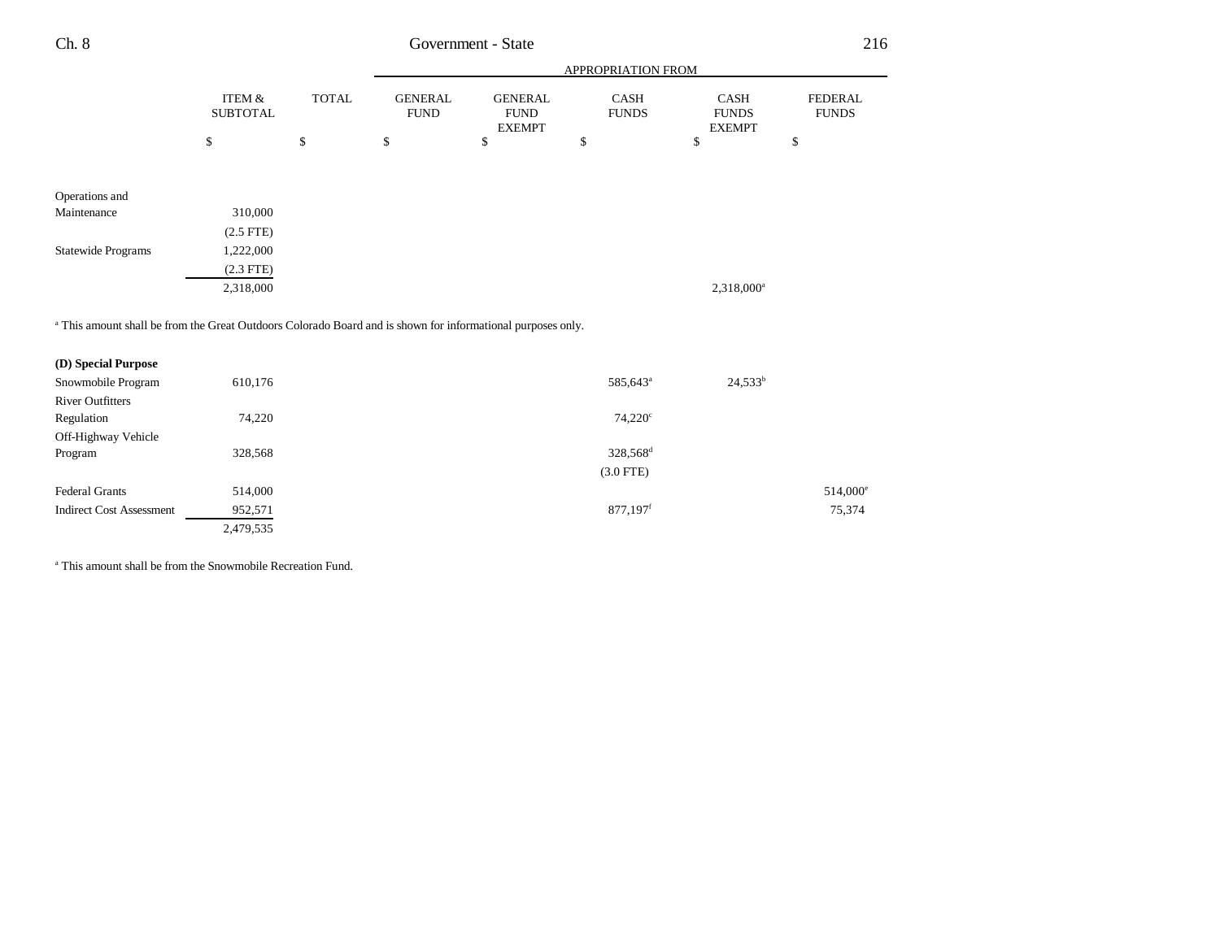| | ITEM & SUBTOTAL | TOTAL | GENERAL FUND | GENERAL FUND EXEMPT | CASH FUNDS | CASH FUNDS EXEMPT | FEDERAL FUNDS |
|---|---|---|---|---|---|---|---|
| | | | APPROPRIATION FROM | | | | |
| | $ | $ | $ | $ | $ | $ | $ |
| Operations and Maintenance | 310,000 | | | | | | |
| | (2.5 FTE) | | | | | | |
| Statewide Programs | 1,222,000 | | | | | | |
| | (2.3 FTE) | | | | | | |
| | 2,318,000 | | | | | 2,318,000[a] | |

[a] This amount shall be from the Great Outdoors Colorado Board and is shown for informational purposes only.

| | ITEM & SUBTOTAL | TOTAL | GENERAL FUND | GENERAL FUND EXEMPT | CASH FUNDS | CASH FUNDS EXEMPT | FEDERAL FUNDS |
|---|---|---|---|---|---|---|---|
| **(D) Special Purpose** | | | | | | | |
| Snowmobile Program | 610,176 | | | | 585,643[a] | 24,533[b] | |
| River Outfitters Regulation | 74,220 | | | | 74,220[c] | | |
| Off-Highway Vehicle Program | 328,568 | | | | 328,568[d] | | |
| | | | | | (3.0 FTE) | | |
| Federal Grants | 514,000 | | | | | | 514,000[e] |
| Indirect Cost Assessment | 952,571 | | | | 877,197[f] | | 75,374 |
| | 2,479,535 | | | | | | |

[a] This amount shall be from the Snowmobile Recreation Fund.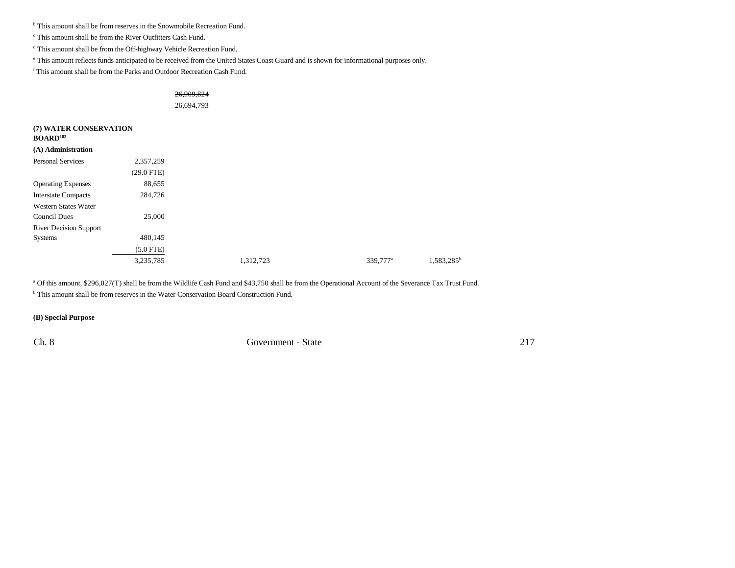[b] This amount shall be from reserves in the Snowmobile Recreation Fund.

[c] This amount shall be from the River Outfitters Cash Fund.

[d] This amount shall be from the Off-highway Vehicle Recreation Fund.

[e] This amount reflects funds anticipated to be received from the United States Coast Guard and is shown for informational purposes only.

[f] This amount shall be from the Parks and Outdoor Recreation Cash Fund.

~~26,909,824~~
26,694,793

**(7) WATER CONSERVATION BOARD[182]**

**(A) Administration**

| | | | | | |
|---|---|---|---|---|---|
| Personal Services | 2,357,259 | | | | |
| | (29.0 FTE) | | | | |
| Operating Expenses | 88,655 | | | | |
| Interstate Compacts | 284,726 | | | | |
| Western States Water Council Dues | 25,000 | | | | |
| River Decision Support Systems | 480,145 | | | | |
| | (5.0 FTE) | | | | |
| | 3,235,785 | | 1,312,723 | 339,777[a] | 1,583,285[b] |

[a] Of this amount, $296,027(T) shall be from the Wildlife Cash Fund and $43,750 shall be from the Operational Account of the Severance Tax Trust Fund.

[b] This amount shall be from reserves in the Water Conservation Board Construction Fund.

**(B) Special Purpose**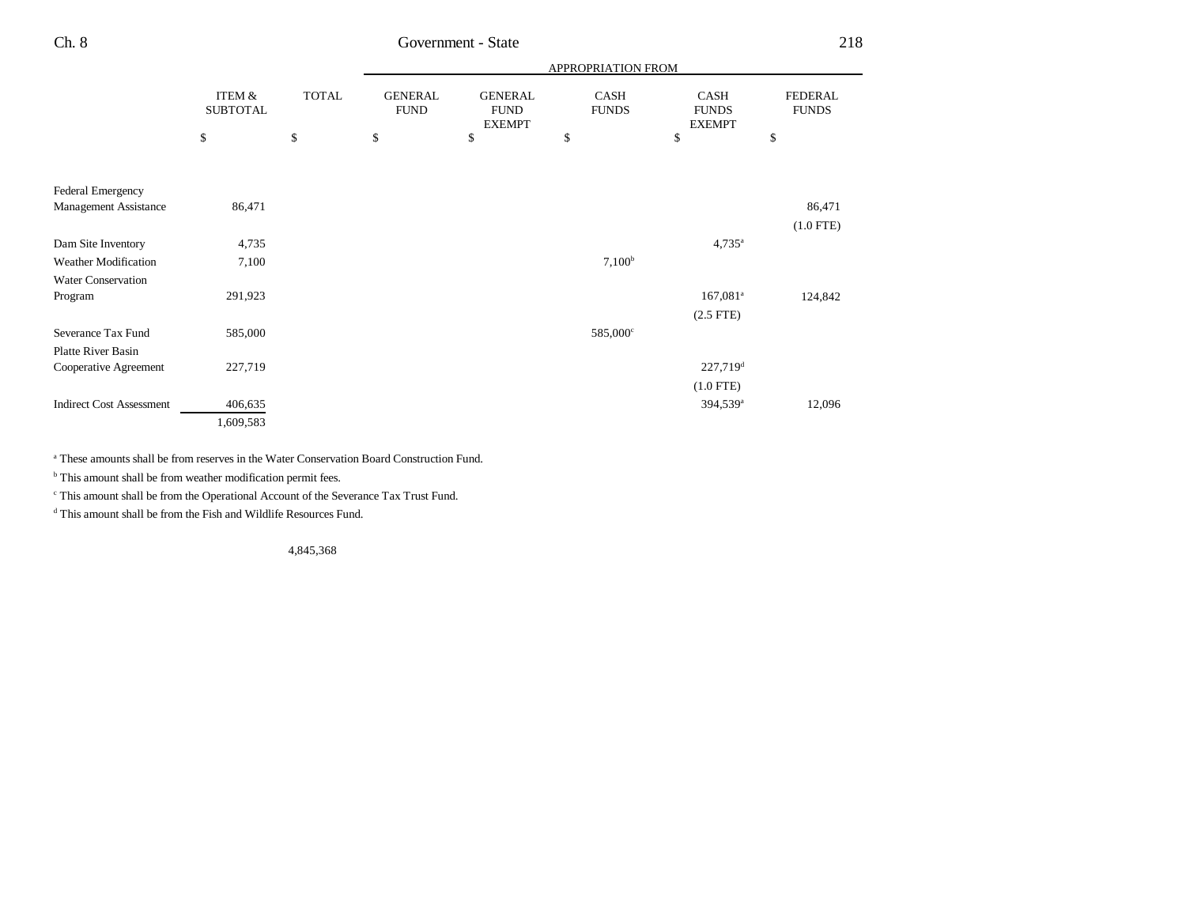| | ITEM & SUBTOTAL | TOTAL | APPROPRIATION FROM | | | | |
|---|---|---|---|---|---|---|---|
| | | | GENERAL FUND | GENERAL FUND EXEMPT | CASH FUNDS | CASH FUNDS EXEMPT | FEDERAL FUNDS |
| | $ | $ | $ | $ | $ | $ | $ |
| Federal Emergency Management Assistance | 86,471 | | | | | | 86,471 (1.0 FTE) |
| Dam Site Inventory | 4,735 | | | | | 4,735[a] | |
| Weather Modification | 7,100 | | | | 7,100[b] | | |
| Water Conservation Program | 291,923 | | | | | 167,081[a] (2.5 FTE) | 124,842 |
| Severance Tax Fund | 585,000 | | | | 585,000[c] | | |
| Platte River Basin Cooperative Agreement | 227,719 | | | | | 227,719[d] (1.0 FTE) | |
| Indirect Cost Assessment | 406,635 | | | | | 394,539[a] | 12,096 |
| | 1,609,583 | | | | | | |
| | | 4,845,368 | | | | | |

[a] These amounts shall be from reserves in the Water Conservation Board Construction Fund.

[b] This amount shall be from weather modification permit fees.

[c] This amount shall be from the Operational Account of the Severance Tax Trust Fund.

[d] This amount shall be from the Fish and Wildlife Resources Fund.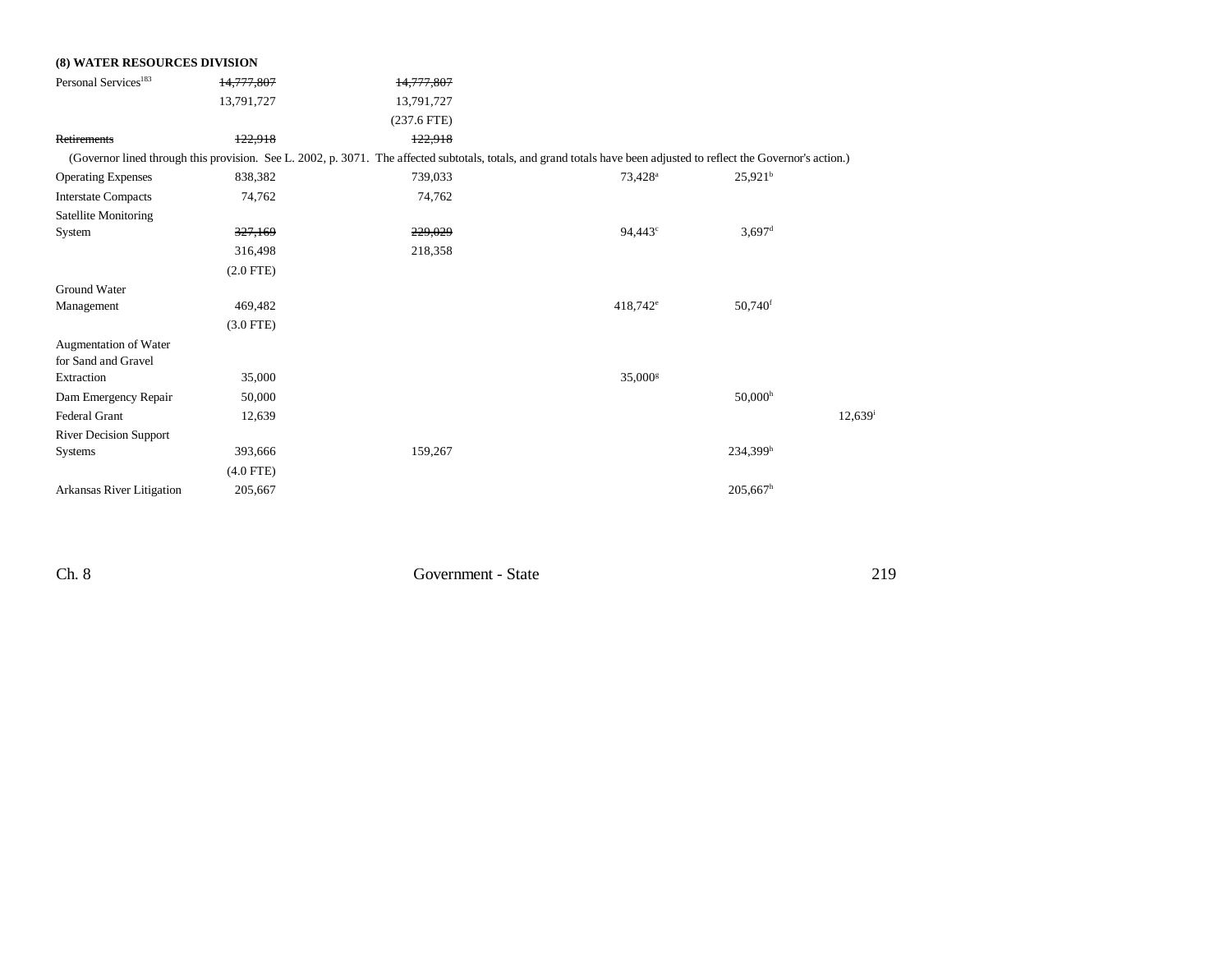**(8) WATER RESOURCES DIVISION**

| | | | | | |
|---|---|---|---|---|---|
| Personal Services[183] | ~~14,777,807~~ | ~~14,777,807~~ | | | |
| | 13,791,727 | 13,791,727 | | | |
| | | (237.6 FTE) | | | |
| ~~Retirements~~ | ~~122,918~~ | ~~122,918~~ | | | |
| (Governor lined through this provision. See L. 2002, p. 3071. The affected subtotals, totals, and grand totals have been adjusted to reflect the Governor's action.) | | | | | |
| Operating Expenses | 838,382 | 739,033 | 73,428[a] | 25,921[b] | |
| Interstate Compacts | 74,762 | 74,762 | | | |
| Satellite Monitoring System | ~~327,169~~ | ~~229,029~~ | 94,443[c] | 3,697[d] | |
| | 316,498 | 218,358 | | | |
| | (2.0 FTE) | | | | |
| Ground Water Management | 469,482 | | 418,742[e] | 50,740[f] | |
| | (3.0 FTE) | | | | |
| Augmentation of Water for Sand and Gravel Extraction | 35,000 | | 35,000[g] | | |
| Dam Emergency Repair | 50,000 | | | 50,000[h] | |
| Federal Grant | 12,639 | | | | 12,639[i] |
| River Decision Support Systems | 393,666 | 159,267 | | 234,399[h] | |
| | (4.0 FTE) | | | | |
| Arkansas River Litigation | 205,667 | | | 205,667[h] | |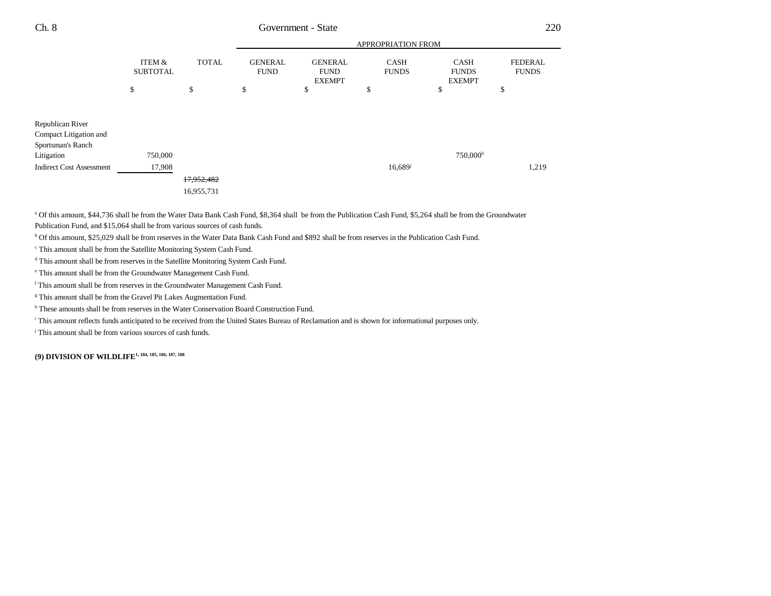| | ITEM & SUBTOTAL | TOTAL | GENERAL FUND | GENERAL FUND EXEMPT | CASH FUNDS | CASH FUNDS EXEMPT | FEDERAL FUNDS |
|---|---|---|---|---|---|---|---|
| | | | APPROPRIATION FROM | | | | |
| | $ | $ | $ | $ | $ | $ | $ |
| Republican River Compact Litigation and Sportsman's Ranch Litigation | 750,000 | | | | | 750,000[h] | |
| Indirect Cost Assessment | 17,908 | | | | 16,689[j] | | 1,219 |
| | | ~~17,952,482~~ | | | | | |
| | | 16,955,731 | | | | | |

[a] Of this amount, $44,736 shall be from the Water Data Bank Cash Fund, $8,364 shall be from the Publication Cash Fund, $5,264 shall be from the Groundwater Publication Fund, and $15,064 shall be from various sources of cash funds.

[b] Of this amount, $25,029 shall be from reserves in the Water Data Bank Cash Fund and $892 shall be from reserves in the Publication Cash Fund.

[c] This amount shall be from the Satellite Monitoring System Cash Fund.

[d] This amount shall be from reserves in the Satellite Monitoring System Cash Fund.

[e] This amount shall be from the Groundwater Management Cash Fund.

[f] This amount shall be from reserves in the Groundwater Management Cash Fund.

[g] This amount shall be from the Gravel Pit Lakes Augmentation Fund.

[h] These amounts shall be from reserves in the Water Conservation Board Construction Fund.

[i] This amount reflects funds anticipated to be received from the United States Bureau of Reclamation and is shown for informational purposes only.

[j] This amount shall be from various sources of cash funds.

**(9) DIVISION OF WILDLIFE[1, 184, 185, 186, 187, 188]**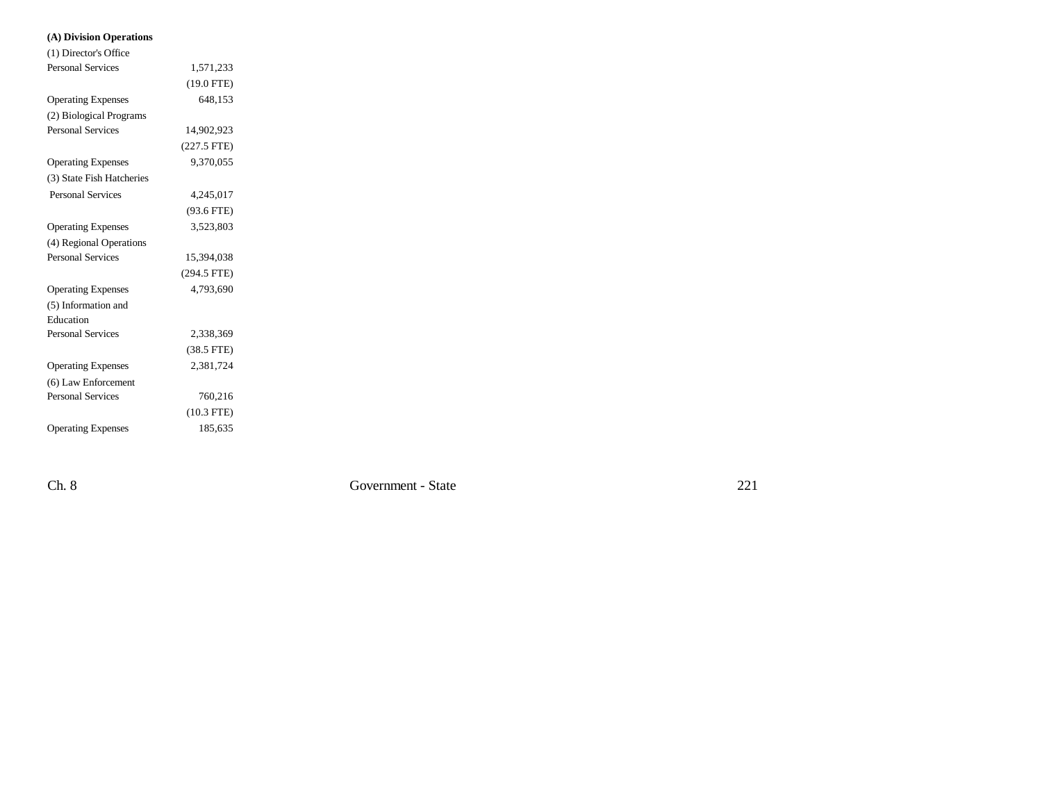**(A) Division Operations**

| | |
|---|---|
| (1) Director's Office | |
| Personal Services | 1,571,233 |
| | (19.0 FTE) |
| Operating Expenses | 648,153 |
| (2) Biological Programs | |
| Personal Services | 14,902,923 |
| | (227.5 FTE) |
| Operating Expenses | 9,370,055 |
| (3) State Fish Hatcheries | |
| Personal Services | 4,245,017 |
| | (93.6 FTE) |
| Operating Expenses | 3,523,803 |
| (4) Regional Operations | |
| Personal Services | 15,394,038 |
| | (294.5 FTE) |
| Operating Expenses | 4,793,690 |
| (5) Information and Education | |
| Personal Services | 2,338,369 |
| | (38.5 FTE) |
| Operating Expenses | 2,381,724 |
| (6) Law Enforcement | |
| Personal Services | 760,216 |
| | (10.3 FTE) |
| Operating Expenses | 185,635 |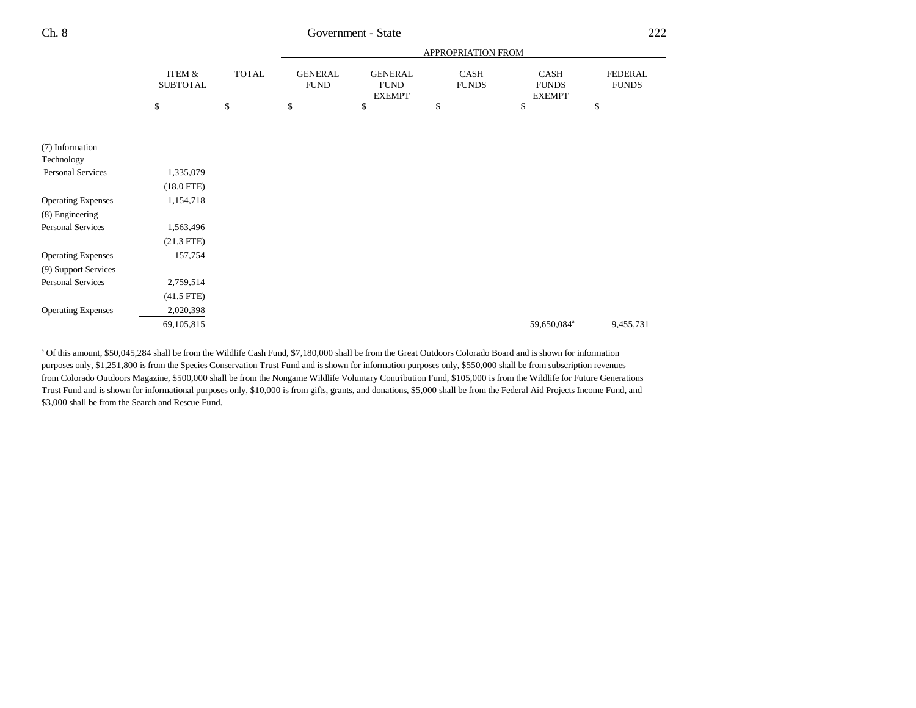| | ITEM & SUBTOTAL | TOTAL | APPROPRIATION FROM GENERAL FUND | GENERAL FUND EXEMPT | CASH FUNDS | CASH FUNDS EXEMPT | FEDERAL FUNDS |
|---|---|---|---|---|---|---|---|
| | $ | $ | $ | $ | $ | $ | $ |
| (7) Information Technology | | | | | | | |
| Personal Services | 1,335,079 | | | | | | |
| | (18.0 FTE) | | | | | | |
| Operating Expenses | 1,154,718 | | | | | | |
| (8) Engineering | | | | | | | |
| Personal Services | 1,563,496 | | | | | | |
| | (21.3 FTE) | | | | | | |
| Operating Expenses | 157,754 | | | | | | |
| (9) Support Services | | | | | | | |
| Personal Services | 2,759,514 | | | | | | |
| | (41.5 FTE) | | | | | | |
| Operating Expenses | 2,020,398 | | | | | | |
| | 69,105,815 | | | | | 59,650,084[a] | 9,455,731 |

[a] Of this amount, $50,045,284 shall be from the Wildlife Cash Fund, $7,180,000 shall be from the Great Outdoors Colorado Board and is shown for information purposes only, $1,251,800 is from the Species Conservation Trust Fund and is shown for information purposes only, $550,000 shall be from subscription revenues from Colorado Outdoors Magazine, $500,000 shall be from the Nongame Wildlife Voluntary Contribution Fund, $105,000 is from the Wildlife for Future Generations Trust Fund and is shown for informational purposes only, $10,000 is from gifts, grants, and donations, $5,000 shall be from the Federal Aid Projects Income Fund, and $3,000 shall be from the Search and Rescue Fund.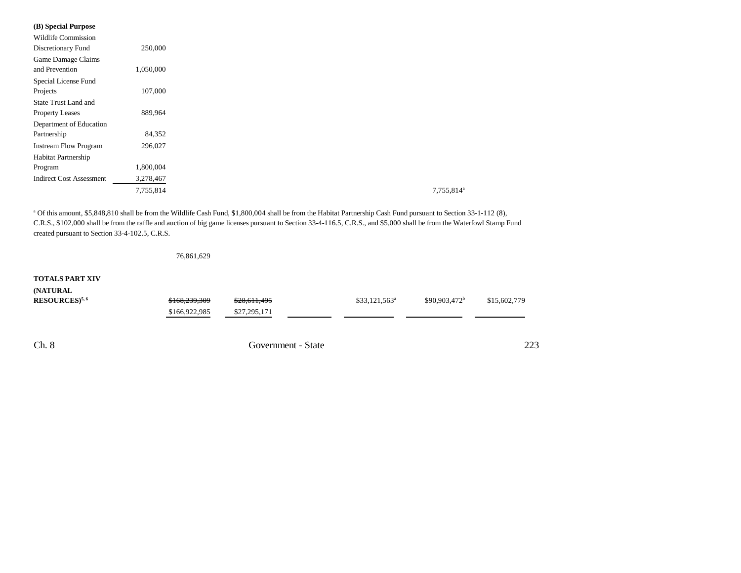**(B) Special Purpose**

| | | | | | | | |
|---|---|---|---|---|---|---|---|
| Wildlife Commission Discretionary Fund | 250,000 | | | | | | |
| Game Damage Claims and Prevention | 1,050,000 | | | | | | |
| Special License Fund Projects | 107,000 | | | | | | |
| State Trust Land and Property Leases | 889,964 | | | | | | |
| Department of Education Partnership | 84,352 | | | | | | |
| Instream Flow Program | 296,027 | | | | | | |
| Habitat Partnership Program | 1,800,004 | | | | | | |
| Indirect Cost Assessment | 3,278,467 | | | | | | |
| | 7,755,814 | | | | | 7,755,814[a] | |

[a] Of this amount, $5,848,810 shall be from the Wildlife Cash Fund, $1,800,004 shall be from the Habitat Partnership Cash Fund pursuant to Section 33-1-112 (8), C.R.S., $102,000 shall be from the raffle and auction of big game licenses pursuant to Section 33-4-116.5, C.R.S., and $5,000 shall be from the Waterfowl Stamp Fund created pursuant to Section 33-4-102.5, C.R.S.

| | | | | | | |
|---|---|---|---|---|---|---|
| | 76,861,629 | | | | | |
| **TOTALS PART XIV (NATURAL RESOURCES)**[5, 6] | ~~$168,239,309~~ $166,922,985 | ~~$28,611,495~~ $27,295,171 | | $33,121,563[a] | $90,903,472[b] | $15,602,779 |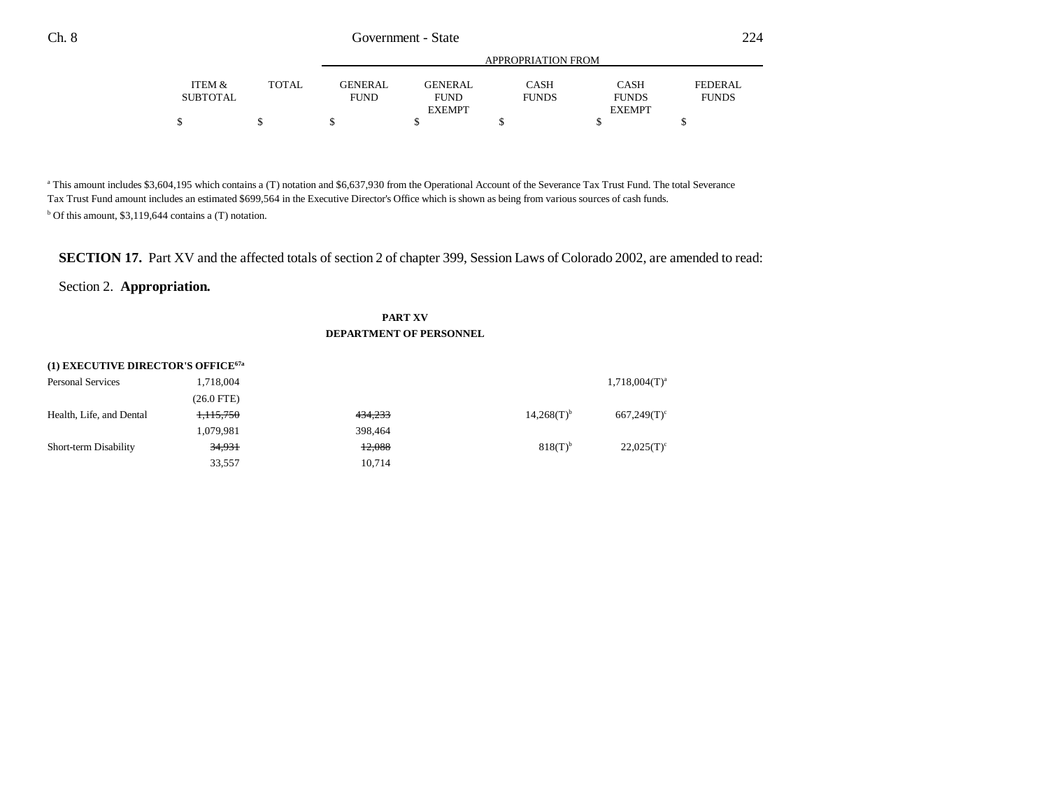| | ITEM & SUBTOTAL | TOTAL | GENERAL FUND | GENERAL FUND EXEMPT | CASH FUNDS | CASH FUNDS EXEMPT | FEDERAL FUNDS |
|---|---|---|---|---|---|---|---|
| | | | APPROPRIATION FROM | | | | |
| | $ | $ | $ | $ | $ | $ | $ |

[a] This amount includes $3,604,195 which contains a (T) notation and $6,637,930 from the Operational Account of the Severance Tax Trust Fund. The total Severance Tax Trust Fund amount includes an estimated $699,564 in the Executive Director's Office which is shown as being from various sources of cash funds.

[b] Of this amount, $3,119,644 contains a (T) notation.

**SECTION 17.** Part XV and the affected totals of section 2 of chapter 399, Session Laws of Colorado 2002, are amended to read:

Section 2. **Appropriation.**

**PART XV**
**DEPARTMENT OF PERSONNEL**

| | ITEM & SUBTOTAL | TOTAL | GENERAL FUND | GENERAL FUND EXEMPT | CASH FUNDS | CASH FUNDS EXEMPT | FEDERAL FUNDS |
|---|---|---|---|---|---|---|---|
| **(1) EXECUTIVE DIRECTOR'S OFFICE[67a]** | | | | | | | |
| Personal Services | 1,718,004 | | | | | 1,718,004(T)[a] | |
| | (26.0 FTE) | | | | | | |
| Health, Life, and Dental | ~~1,115,750~~ | | ~~434,233~~ | | 14,268(T)[b] | 667,249(T)[c] | |
| | 1,079,981 | | 398,464 | | | | |
| Short-term Disability | ~~34,931~~ | | ~~12,088~~ | | 818(T)[b] | 22,025(T)[c] | |
| | 33,557 | | 10,714 | | | | |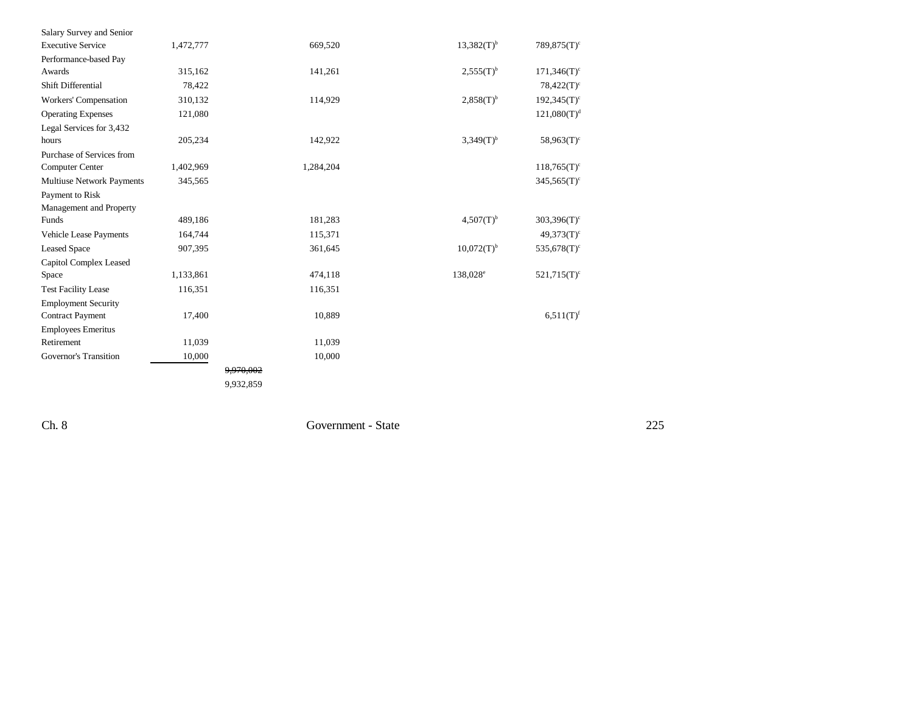| | | | | | | |
|---|---|---|---|---|---|---|
| Salary Survey and Senior Executive Service | 1,472,777 | | 669,520 | | 13,382(T)[b] | 789,875(T)[c] |
| Performance-based Pay Awards | 315,162 | | 141,261 | | 2,555(T)[b] | 171,346(T)[c] |
| Shift Differential | 78,422 | | | | | 78,422(T)[c] |
| Workers' Compensation | 310,132 | | 114,929 | | 2,858(T)[b] | 192,345(T)[c] |
| Operating Expenses | 121,080 | | | | | 121,080(T)[d] |
| Legal Services for 3,432 hours | 205,234 | | 142,922 | | 3,349(T)[b] | 58,963(T)[c] |
| Purchase of Services from Computer Center | 1,402,969 | | 1,284,204 | | | 118,765(T)[c] |
| Multiuse Network Payments | 345,565 | | | | | 345,565(T)[c] |
| Payment to Risk Management and Property Funds | 489,186 | | 181,283 | | 4,507(T)[b] | 303,396(T)[c] |
| Vehicle Lease Payments | 164,744 | | 115,371 | | | 49,373(T)[c] |
| Leased Space | 907,395 | | 361,645 | | 10,072(T)[b] | 535,678(T)[c] |
| Capitol Complex Leased Space | 1,133,861 | | 474,118 | | 138,028[e] | 521,715(T)[c] |
| Test Facility Lease | 116,351 | | 116,351 | | | |
| Employment Security Contract Payment | 17,400 | | 10,889 | | | 6,511(T)[f] |
| Employees Emeritus Retirement | 11,039 | | 11,039 | | | |
| Governor's Transition | 10,000 | | 10,000 | | | |
| | | ~~9,970,002~~ 9,932,859 | | | | |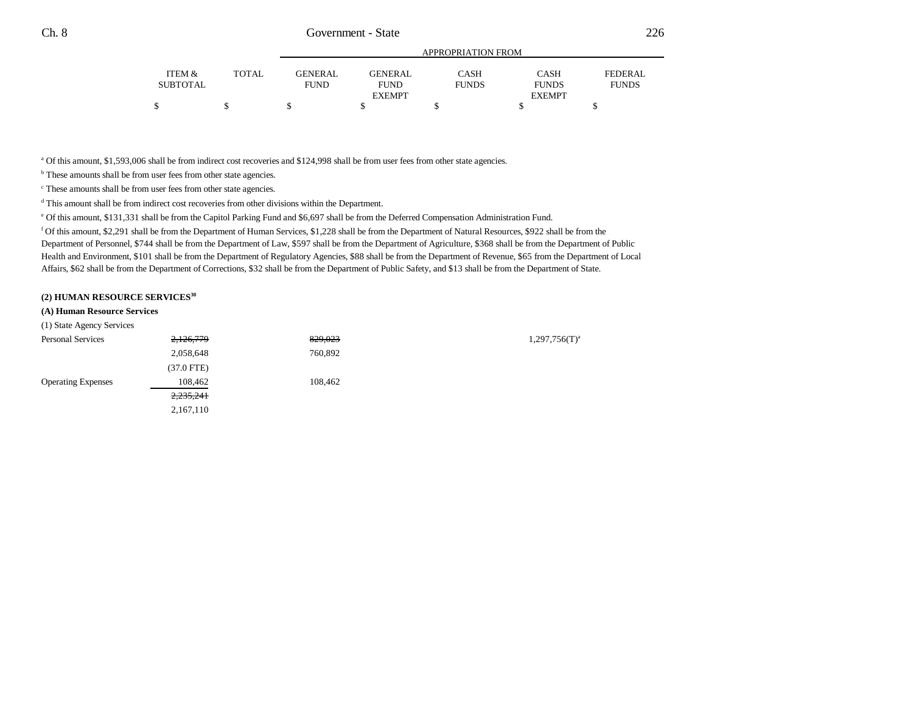| | ITEM & SUBTOTAL | TOTAL | GENERAL FUND | GENERAL FUND EXEMPT | CASH FUNDS | CASH FUNDS EXEMPT | FEDERAL FUNDS |
|---|---|---|---|---|---|---|---|
| | | | APPROPRIATION FROM | | | | |
| | $ | $ | $ | $ | $ | $ | $ |

[a] Of this amount, $1,593,006 shall be from indirect cost recoveries and $124,998 shall be from user fees from other state agencies.

[b] These amounts shall be from user fees from other state agencies.

[c] These amounts shall be from user fees from other state agencies.

[d] This amount shall be from indirect cost recoveries from other divisions within the Department.

[e] Of this amount, $131,331 shall be from the Capitol Parking Fund and $6,697 shall be from the Deferred Compensation Administration Fund.

[f] Of this amount, $2,291 shall be from the Department of Human Services, $1,228 shall be from the Department of Natural Resources, $922 shall be from the Department of Personnel, $744 shall be from the Department of Law, $597 shall be from the Department of Agriculture, $368 shall be from the Department of Public Health and Environment, $101 shall be from the Department of Regulatory Agencies, $88 shall be from the Department of Revenue, $65 from the Department of Local Affairs, $62 shall be from the Department of Corrections, $32 shall be from the Department of Public Safety, and $13 shall be from the Department of State.

**(2) HUMAN RESOURCE SERVICES[30]**

**(A) Human Resource Services**

(1) State Agency Services

| | ITEM & SUBTOTAL | TOTAL | GENERAL FUND | GENERAL FUND EXEMPT | CASH FUNDS | CASH FUNDS EXEMPT | FEDERAL FUNDS |
|---|---|---|---|---|---|---|---|
| Personal Services | ~~2,126,779~~ | | ~~829,023~~ | | | 1,297,756(T)[a] | |
| | 2,058,648 | | 760,892 | | | | |
| | (37.0 FTE) | | | | | | |
| Operating Expenses | 108,462 | | 108,462 | | | | |
| | ~~2,235,241~~ | | | | | | |
| | 2,167,110 | | | | | | |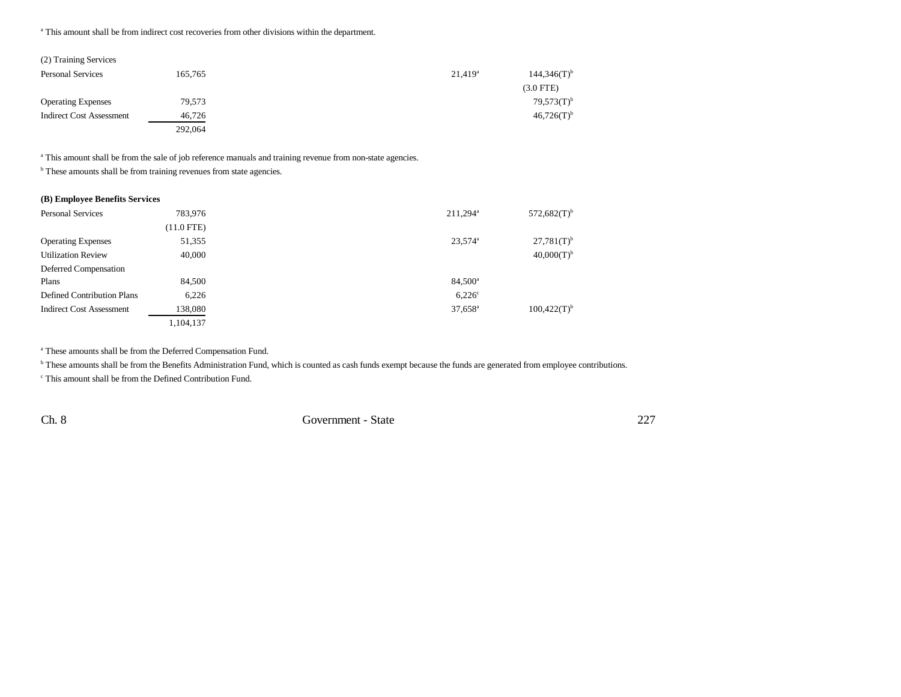[a] This amount shall be from indirect cost recoveries from other divisions within the department.

(2) Training Services

| | | | |
|---|---|---|---|
| Personal Services | 165,765 | 21,419[a] | 144,346(T)[b] |
| | | | (3.0 FTE) |
| Operating Expenses | 79,573 | | 79,573(T)[b] |
| Indirect Cost Assessment | 46,726 | | 46,726(T)[b] |
| | 292,064 | | |

[a] This amount shall be from the sale of job reference manuals and training revenue from non-state agencies.

[b] These amounts shall be from training revenues from state agencies.

**(B) Employee Benefits Services**

| | | | |
|---|---|---|---|
| Personal Services | 783,976 | 211,294[a] | 572,682(T)[b] |
| | (11.0 FTE) | | |
| Operating Expenses | 51,355 | 23,574[a] | 27,781(T)[b] |
| Utilization Review | 40,000 | | 40,000(T)[b] |
| Deferred Compensation Plans | 84,500 | 84,500[a] | |
| Defined Contribution Plans | 6,226 | 6,226[c] | |
| Indirect Cost Assessment | 138,080 | 37,658[a] | 100,422(T)[b] |
| | 1,104,137 | | |

[a] These amounts shall be from the Deferred Compensation Fund.

[b] These amounts shall be from the Benefits Administration Fund, which is counted as cash funds exempt because the funds are generated from employee contributions.

[c] This amount shall be from the Defined Contribution Fund.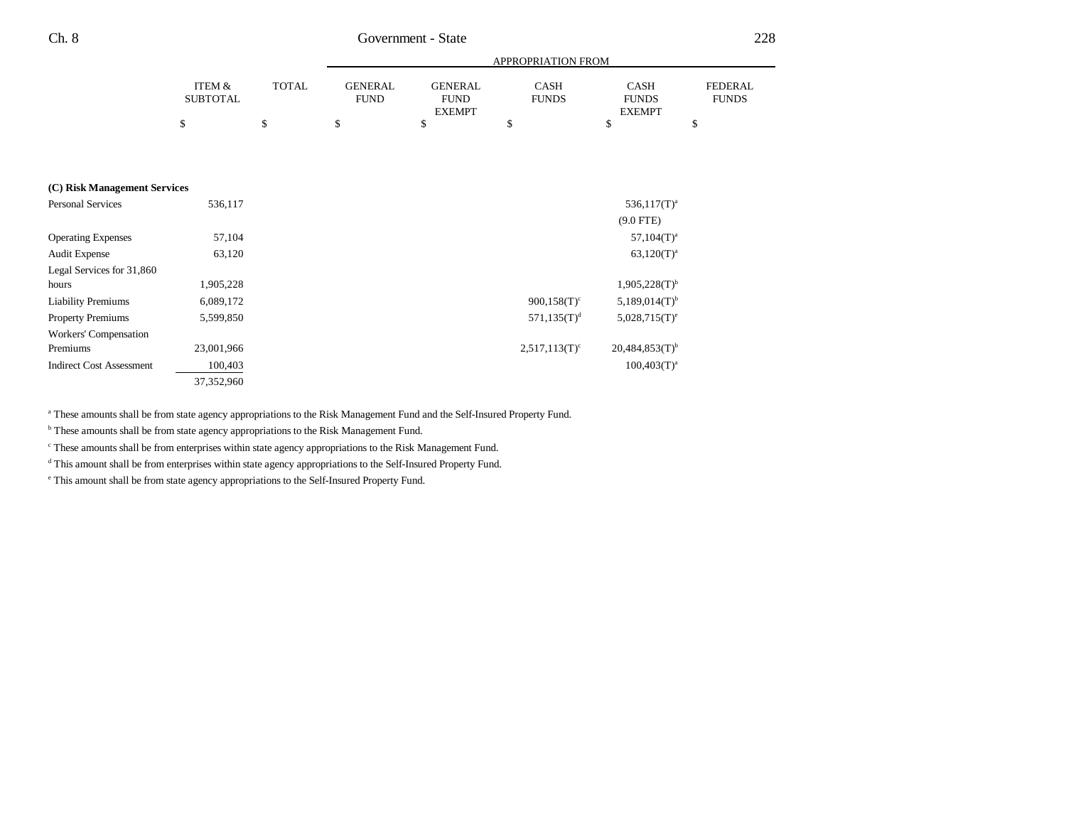| | ITEM & SUBTOTAL | TOTAL | APPROPRIATION FROM GENERAL FUND | GENERAL FUND EXEMPT | CASH FUNDS | CASH FUNDS EXEMPT | FEDERAL FUNDS |
|---|---|---|---|---|---|---|---|
| | $ | $ | $ | $ | $ | $ | $ |
| **(C) Risk Management Services** | | | | | | | |
| Personal Services | 536,117 | | | | | 536,117(T)[a] (9.0 FTE) | |
| Operating Expenses | 57,104 | | | | | 57,104(T)[a] | |
| Audit Expense | 63,120 | | | | | 63,120(T)[a] | |
| Legal Services for 31,860 hours | 1,905,228 | | | | | 1,905,228(T)[b] | |
| Liability Premiums | 6,089,172 | | | | 900,158(T)[c] | 5,189,014(T)[b] | |
| Property Premiums | 5,599,850 | | | | 571,135(T)[d] | 5,028,715(T)[e] | |
| Workers' Compensation Premiums | 23,001,966 | | | | 2,517,113(T)[c] | 20,484,853(T)[b] | |
| Indirect Cost Assessment | 100,403 | | | | | 100,403(T)[a] | |
| | 37,352,960 | | | | | | |

[a] These amounts shall be from state agency appropriations to the Risk Management Fund and the Self-Insured Property Fund.

[b] These amounts shall be from state agency appropriations to the Risk Management Fund.

[c] These amounts shall be from enterprises within state agency appropriations to the Risk Management Fund.

[d] This amount shall be from enterprises within state agency appropriations to the Self-Insured Property Fund.

[e] This amount shall be from state agency appropriations to the Self-Insured Property Fund.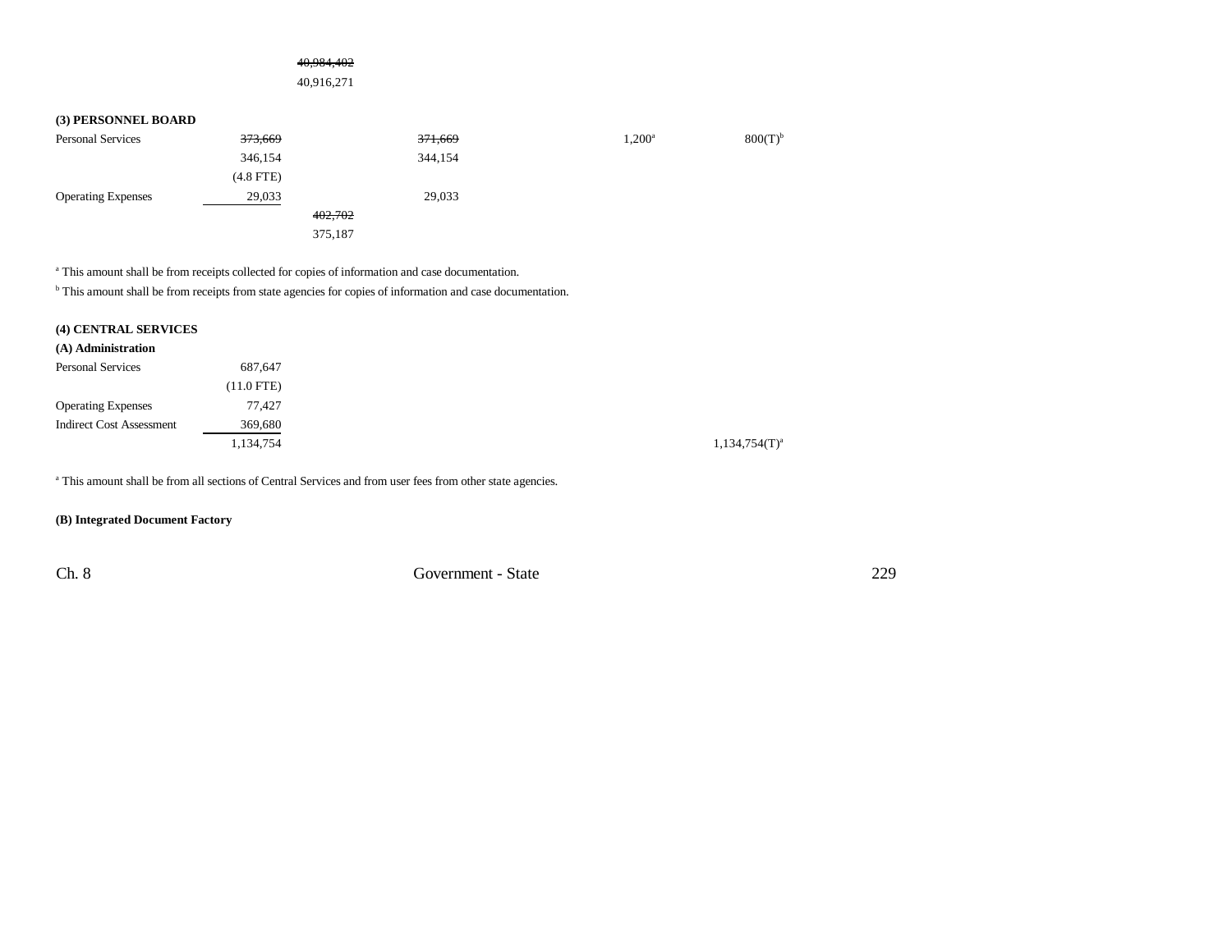| | | | | | | |
|---|---|---|---|---|---|---|
| | | ~~40,984,402~~ | | | | |
| | | 40,916,271 | | | | |

**(3) PERSONNEL BOARD**

| | | | | | | |
|---|---|---|---|---|---|---|
| Personal Services | ~~373,669~~ | | ~~371,669~~ | | 1,200[a] | 800(T)[b] |
| | 346,154 | | 344,154 | | | |
| | (4.8 FTE) | | | | | |
| Operating Expenses | 29,033 | | 29,033 | | | |
| | | ~~402,702~~ | | | | |
| | | 375,187 | | | | |

[a] This amount shall be from receipts collected for copies of information and case documentation.

[b] This amount shall be from receipts from state agencies for copies of information and case documentation.

**(4) CENTRAL SERVICES**

**(A) Administration**

| | | | | | | |
|---|---|---|---|---|---|---|
| Personal Services | 687,647 | | | | | |
| | (11.0 FTE) | | | | | |
| Operating Expenses | 77,427 | | | | | |
| Indirect Cost Assessment | 369,680 | | | | | |
| | 1,134,754 | | | | | 1,134,754(T)[a] |

[a] This amount shall be from all sections of Central Services and from user fees from other state agencies.

**(B) Integrated Document Factory**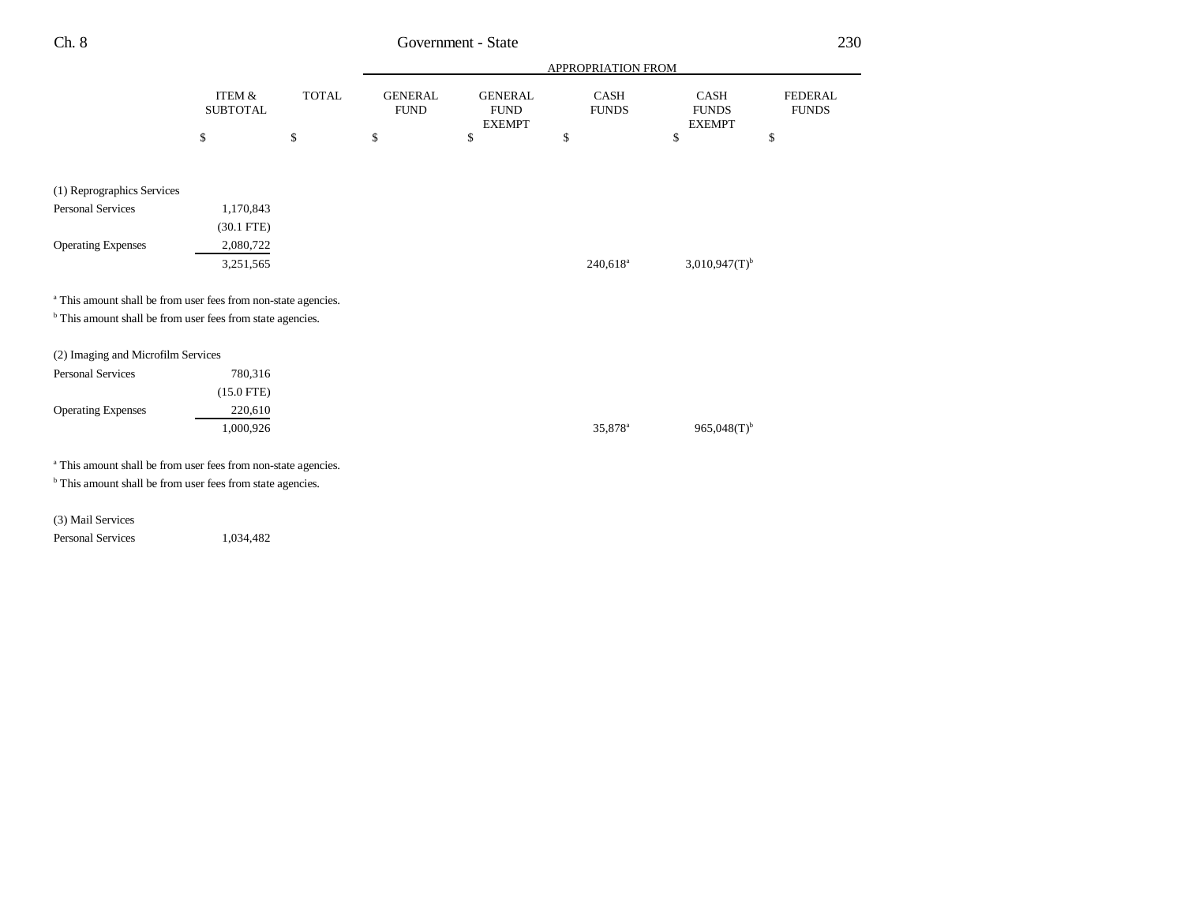| | ITEM & SUBTOTAL | TOTAL | APPROPRIATION FROM GENERAL FUND | GENERAL FUND EXEMPT | CASH FUNDS | CASH FUNDS EXEMPT | FEDERAL FUNDS |
|---|---|---|---|---|---|---|---|
| | $ | $ | $ | $ | $ | $ | $ |
| (1) Reprographics Services | | | | | | | |
| Personal Services | 1,170,843 | | | | | | |
| | (30.1 FTE) | | | | | | |
| Operating Expenses | 2,080,722 | | | | | | |
| | 3,251,565 | | | | 240,618[a] | 3,010,947(T)[b] | |

[a] This amount shall be from user fees from non-state agencies.
[b] This amount shall be from user fees from state agencies.

| | ITEM & SUBTOTAL | TOTAL | GENERAL FUND | GENERAL FUND EXEMPT | CASH FUNDS | CASH FUNDS EXEMPT | FEDERAL FUNDS |
|---|---|---|---|---|---|---|---|
| (2) Imaging and Microfilm Services | | | | | | | |
| Personal Services | 780,316 | | | | | | |
| | (15.0 FTE) | | | | | | |
| Operating Expenses | 220,610 | | | | | | |
| | 1,000,926 | | | | 35,878[a] | 965,048(T)[b] | |

[a] This amount shall be from user fees from non-state agencies.
[b] This amount shall be from user fees from state agencies.

| | ITEM & SUBTOTAL | TOTAL | GENERAL FUND | GENERAL FUND EXEMPT | CASH FUNDS | CASH FUNDS EXEMPT | FEDERAL FUNDS |
|---|---|---|---|---|---|---|---|
| (3) Mail Services | | | | | | | |
| Personal Services | 1,034,482 | | | | | | |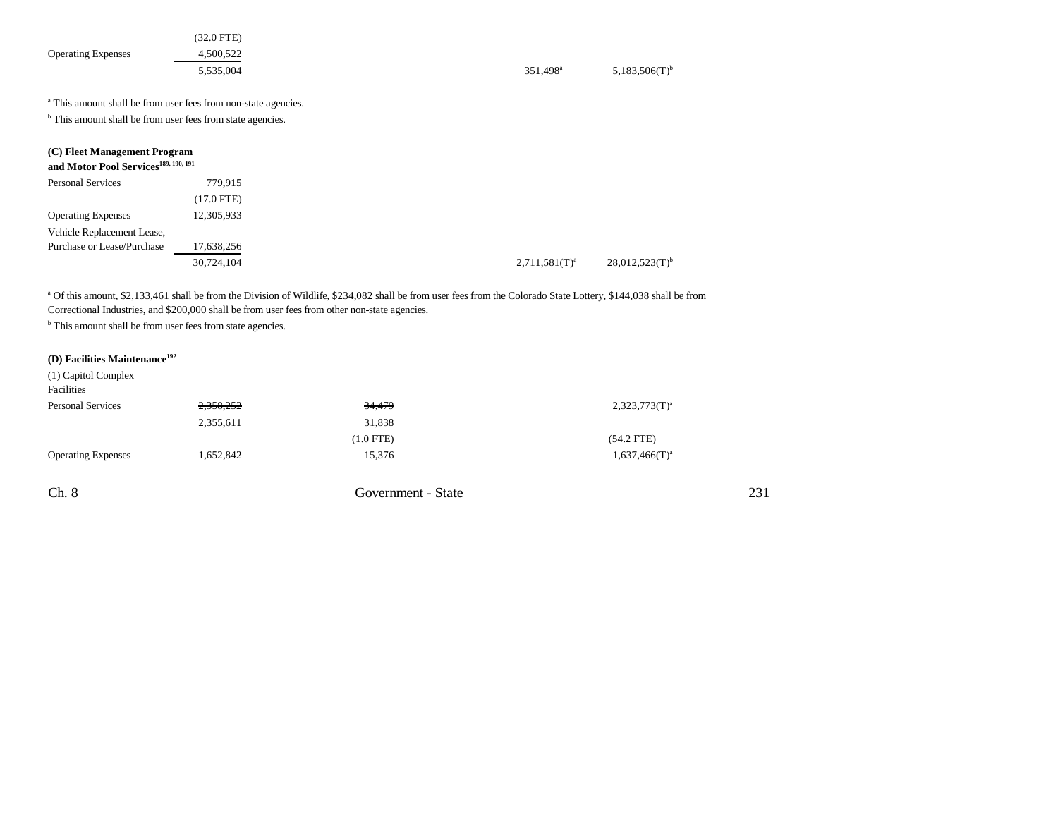| | | | | | |
|---|---|---|---|---|---|
| | (32.0 FTE) | | | | |
| Operating Expenses | 4,500,522 | | | | |
| | 5,535,004 | | | 351,498[a] | 5,183,506(T)[b] |

[a] This amount shall be from user fees from non-state agencies.

[b] This amount shall be from user fees from state agencies.

**(C) Fleet Management Program and Motor Pool Services[189, 190, 191]**

| | | | | | |
|---|---|---|---|---|---|
| Personal Services | 779,915 | | | | |
| | (17.0 FTE) | | | | |
| Operating Expenses | 12,305,933 | | | | |
| Vehicle Replacement Lease, Purchase or Lease/Purchase | 17,638,256 | | | | |
| | 30,724,104 | | | 2,711,581(T)[a] | 28,012,523(T)[b] |

[a] Of this amount, $2,133,461 shall be from the Division of Wildlife, $234,082 shall be from user fees from the Colorado State Lottery, $144,038 shall be from Correctional Industries, and $200,000 shall be from user fees from other non-state agencies.

[b] This amount shall be from user fees from state agencies.

**(D) Facilities Maintenance[192]**

| | | | | | |
|---|---|---|---|---|---|
| (1) Capitol Complex Facilities | | | | | |
| Personal Services | ~~2,358,252~~ | ~~34,479~~ | | | 2,323,773(T)[a] |
| | 2,355,611 | 31,838 | | | |
| | | (1.0 FTE) | | | (54.2 FTE) |
| Operating Expenses | 1,652,842 | 15,376 | | | 1,637,466(T)[a] |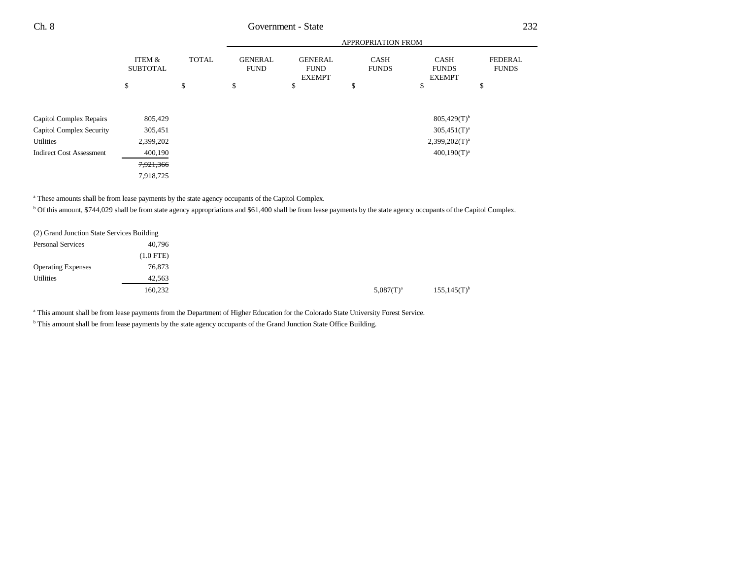| | ITEM & SUBTOTAL | TOTAL | APPROPRIATION FROM GENERAL FUND | GENERAL FUND EXEMPT | CASH FUNDS | CASH FUNDS EXEMPT | FEDERAL FUNDS |
|---|---|---|---|---|---|---|---|
| | $ | $ | $ | $ | $ | $ | $ |
| Capitol Complex Repairs | 805,429 | | | | | 805,429(T)[b] | |
| Capitol Complex Security | 305,451 | | | | | 305,451(T)[a] | |
| Utilities | 2,399,202 | | | | | 2,399,202(T)[a] | |
| Indirect Cost Assessment | 400,190 | | | | | 400,190(T)[a] | |
| | ~~7,921,366~~ | | | | | | |
| | 7,918,725 | | | | | | |

[a] These amounts shall be from lease payments by the state agency occupants of the Capitol Complex.

[b] Of this amount, $744,029 shall be from state agency appropriations and $61,400 shall be from lease payments by the state agency occupants of the Capitol Complex.

| | ITEM & SUBTOTAL | TOTAL | GENERAL FUND | GENERAL FUND EXEMPT | CASH FUNDS | CASH FUNDS EXEMPT | FEDERAL FUNDS |
|---|---|---|---|---|---|---|---|
| (2) Grand Junction State Services Building | | | | | | | |
| Personal Services | 40,796 | | | | | | |
| | (1.0 FTE) | | | | | | |
| Operating Expenses | 76,873 | | | | | | |
| Utilities | 42,563 | | | | | | |
| | 160,232 | | | | 5,087(T)[a] | 155,145(T)[b] | |

[a] This amount shall be from lease payments from the Department of Higher Education for the Colorado State University Forest Service.

[b] This amount shall be from lease payments by the state agency occupants of the Grand Junction State Office Building.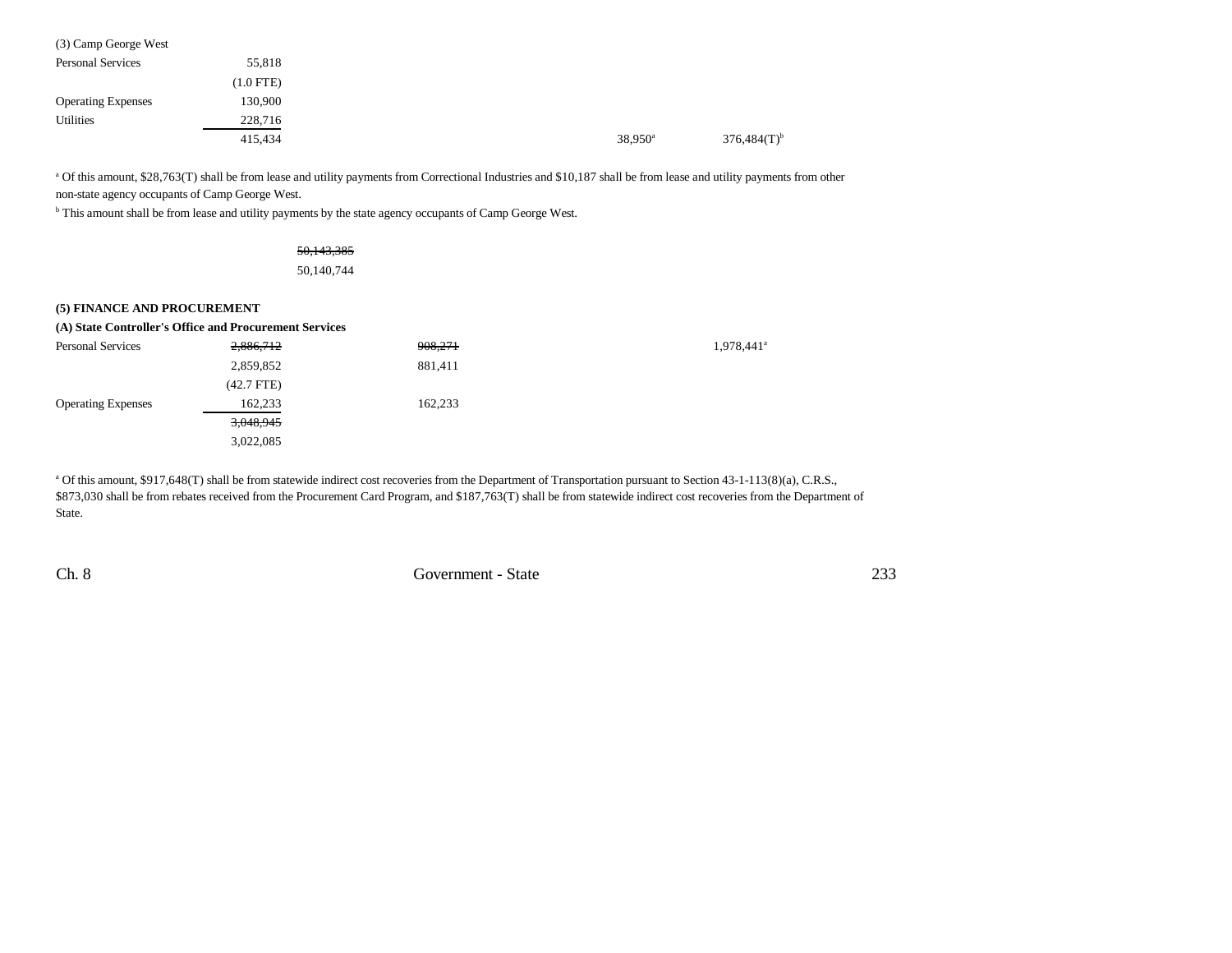| | | | | | | |
|---|---|---|---|---|---|---|
| (3) Camp George West | | | | | | |
| Personal Services | 55,818 | | | | | |
| | (1.0 FTE) | | | | | |
| Operating Expenses | 130,900 | | | | | |
| Utilities | 228,716 | | | | | |
| | 415,434 | | | | 38,950[a] | 376,484(T)[b] |

[a] Of this amount, $28,763(T) shall be from lease and utility payments from Correctional Industries and $10,187 shall be from lease and utility payments from other non-state agency occupants of Camp George West.

[b] This amount shall be from lease and utility payments by the state agency occupants of Camp George West.

| | | |
|---|---|---|
| | | ~~50,143,385~~ |
| | | 50,140,744 |

**(5) FINANCE AND PROCUREMENT**

**(A) State Controller's Office and Procurement Services**

| | | | | | |
|---|---|---|---|---|---|
| Personal Services | ~~2,886,712~~ | ~~908,271~~ | | | 1,978,441[a] |
| | 2,859,852 | 881,411 | | | |
| | (42.7 FTE) | | | | |
| Operating Expenses | 162,233 | 162,233 | | | |
| | ~~3,048,945~~ | | | | |
| | 3,022,085 | | | | |

[a] Of this amount, $917,648(T) shall be from statewide indirect cost recoveries from the Department of Transportation pursuant to Section 43-1-113(8)(a), C.R.S., $873,030 shall be from rebates received from the Procurement Card Program, and $187,763(T) shall be from statewide indirect cost recoveries from the Department of State.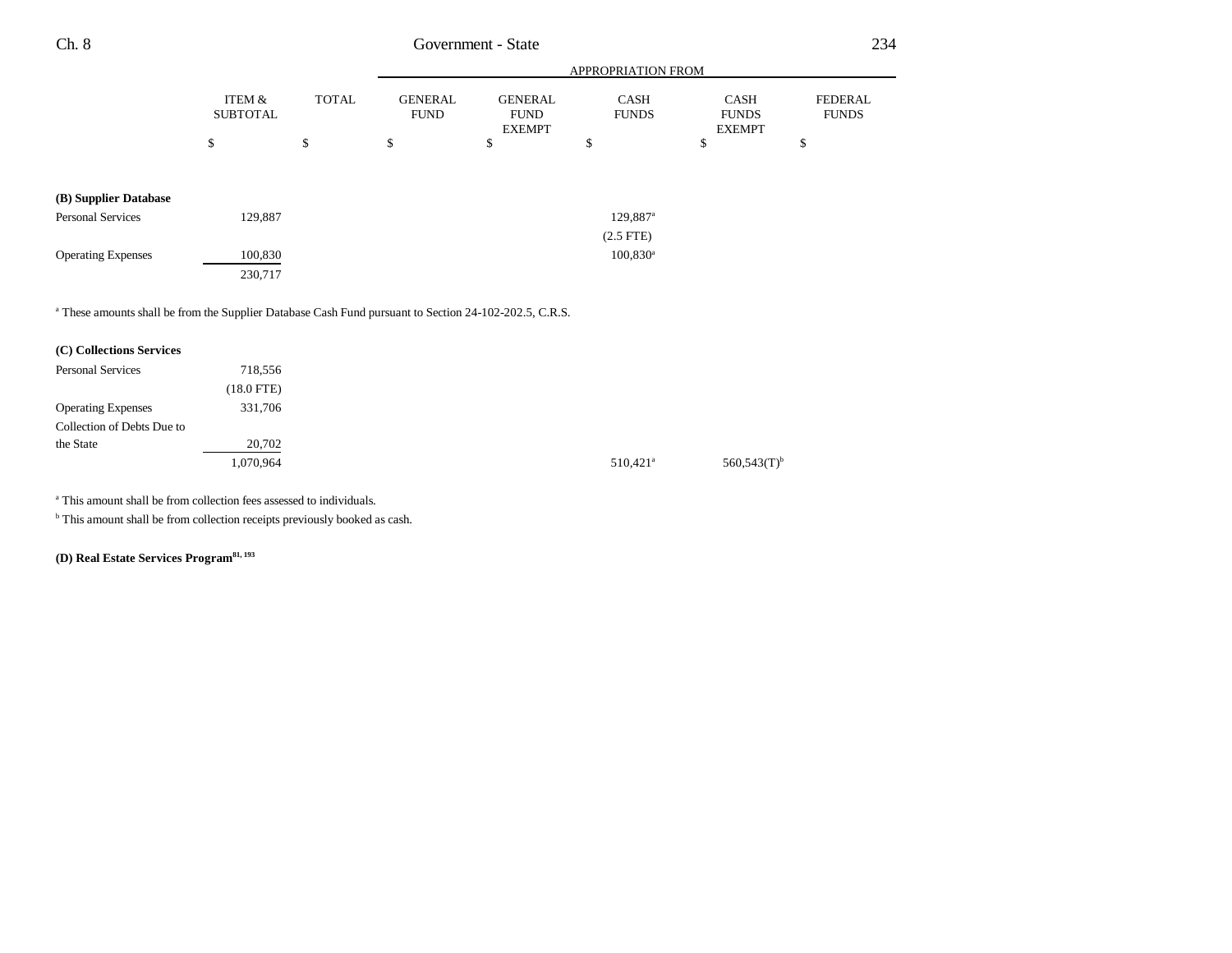| | ITEM & SUBTOTAL | TOTAL | APPROPRIATION FROM GENERAL FUND | GENERAL FUND EXEMPT | CASH FUNDS | CASH FUNDS EXEMPT | FEDERAL FUNDS |
|---|---|---|---|---|---|---|---|
| | $ | $ | $ | $ | $ | $ | $ |
| **(B) Supplier Database** | | | | | | | |
| Personal Services | 129,887 | | | | 129,887[a] | | |
| | | | | | (2.5 FTE) | | |
| Operating Expenses | 100,830 | | | | 100,830[a] | | |
| | 230,717 | | | | | | |

[a] These amounts shall be from the Supplier Database Cash Fund pursuant to Section 24-102-202.5, C.R.S.

| | ITEM & SUBTOTAL | TOTAL | GENERAL FUND | GENERAL FUND EXEMPT | CASH FUNDS | CASH FUNDS EXEMPT | FEDERAL FUNDS |
|---|---|---|---|---|---|---|---|
| **(C) Collections Services** | | | | | | | |
| Personal Services | 718,556 | | | | | | |
| | (18.0 FTE) | | | | | | |
| Operating Expenses | 331,706 | | | | | | |
| Collection of Debts Due to the State | 20,702 | | | | | | |
| | 1,070,964 | | | | 510,421[a] | 560,543(T)[b] | |

[a] This amount shall be from collection fees assessed to individuals.

[b] This amount shall be from collection receipts previously booked as cash.

**(D) Real Estate Services Program[81, 193]**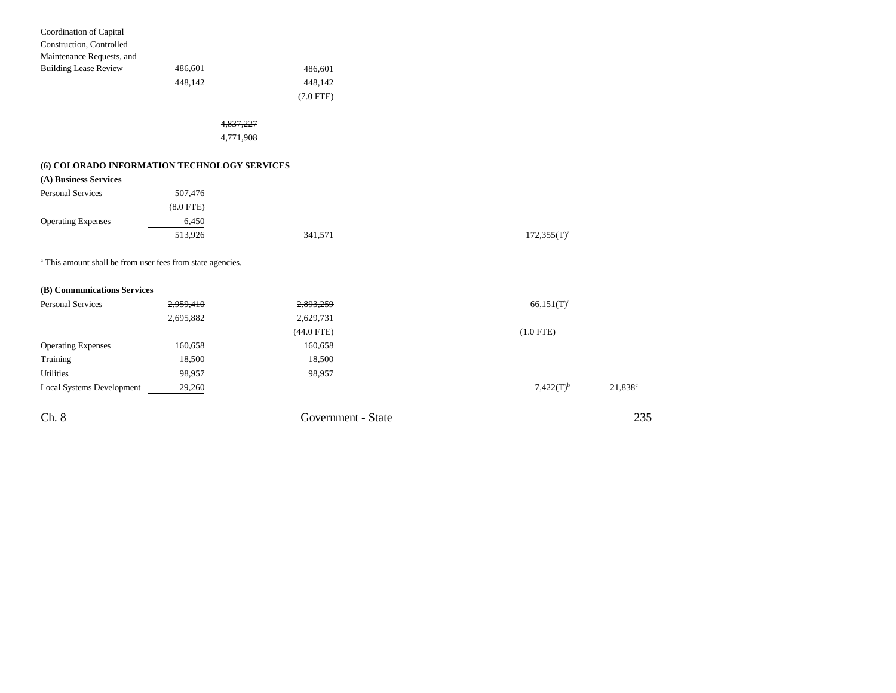| | | | | | |
|---|---|---|---|---|---|
| Coordination of Capital Construction, Controlled Maintenance Requests, and Building Lease Review | ~~486,601~~ 448,142 | | ~~486,601~~ 448,142 (7.0 FTE) | | |
| | | ~~4,837,227~~ 4,771,908 | | | |

**(6) COLORADO INFORMATION TECHNOLOGY SERVICES**

**(A) Business Services**

| | | | | | |
|---|---|---|---|---|---|
| Personal Services | 507,476 (8.0 FTE) | | | | |
| Operating Expenses | 6,450 | | | | |
| | 513,926 | | 341,571 | 172,355(T)[a] | |

[a] This amount shall be from user fees from state agencies.

**(B) Communications Services**

| | | | | | |
|---|---|---|---|---|---|
| Personal Services | ~~2,959,410~~ 2,695,882 | | ~~2,893,259~~ 2,629,731 (44.0 FTE) | 66,151(T)[a] (1.0 FTE) | |
| Operating Expenses | 160,658 | | 160,658 | | |
| Training | 18,500 | | 18,500 | | |
| Utilities | 98,957 | | 98,957 | | |
| Local Systems Development | 29,260 | | | 7,422(T)[b] | 21,838[c] |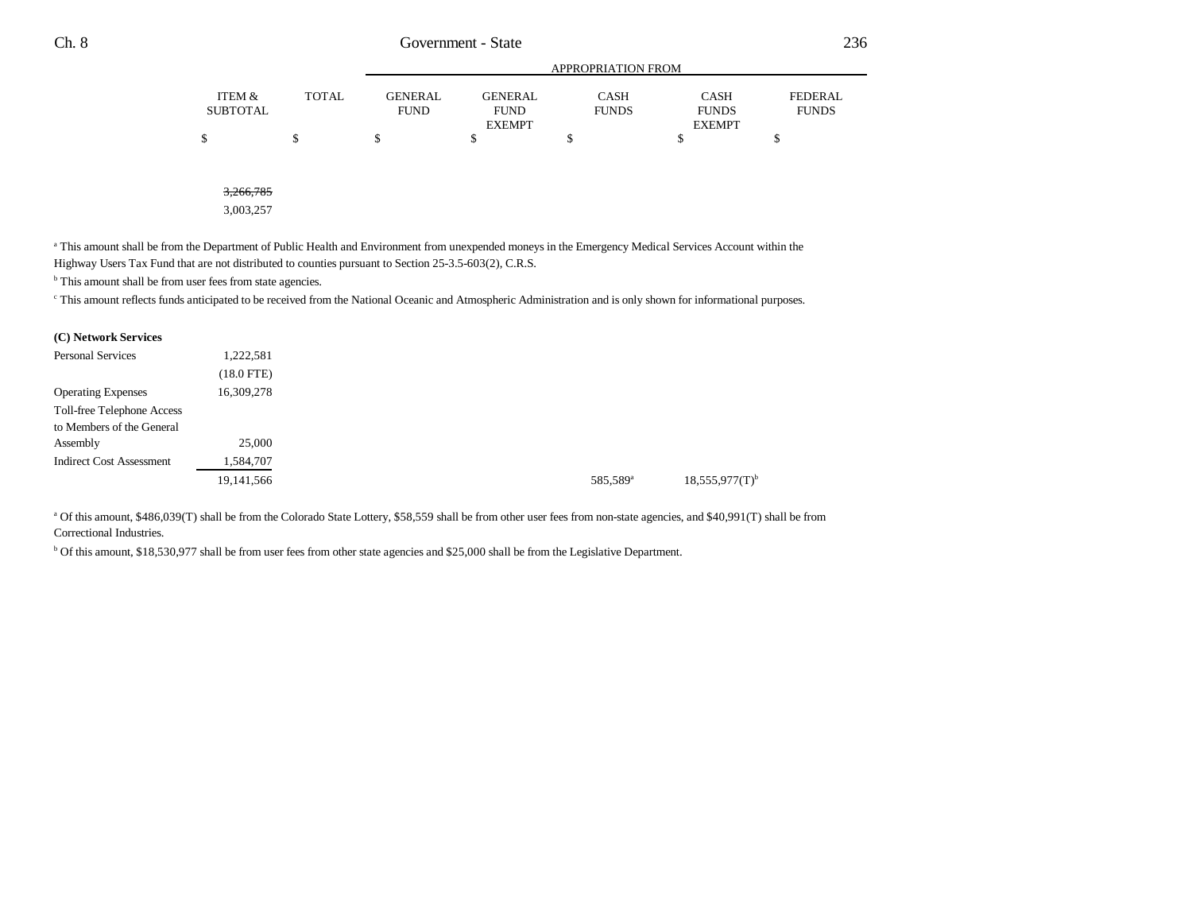| | ITEM & SUBTOTAL | TOTAL | APPROPRIATION FROM GENERAL FUND | GENERAL FUND EXEMPT | CASH FUNDS | CASH FUNDS EXEMPT | FEDERAL FUNDS |
|---|---|---|---|---|---|---|---|
| | $ | $ | $ | $ | $ | $ | $ |
| | ~~3,266,785~~ | | | | | | |
| | 3,003,257 | | | | | | |

[a] This amount shall be from the Department of Public Health and Environment from unexpended moneys in the Emergency Medical Services Account within the Highway Users Tax Fund that are not distributed to counties pursuant to Section 25-3.5-603(2), C.R.S.

[b] This amount shall be from user fees from state agencies.

[c] This amount reflects funds anticipated to be received from the National Oceanic and Atmospheric Administration and is only shown for informational purposes.

| **(C) Network Services** | ITEM & SUBTOTAL | TOTAL | GENERAL FUND | GENERAL FUND EXEMPT | CASH FUNDS | CASH FUNDS EXEMPT | FEDERAL FUNDS |
|---|---|---|---|---|---|---|---|
| Personal Services | 1,222,581 | | | | | | |
| | (18.0 FTE) | | | | | | |
| Operating Expenses | 16,309,278 | | | | | | |
| Toll-free Telephone Access to Members of the General Assembly | 25,000 | | | | | | |
| Indirect Cost Assessment | 1,584,707 | | | | | | |
| | 19,141,566 | | | | 585,589[a] | 18,555,977(T)[b] | |

[a] Of this amount, $486,039(T) shall be from the Colorado State Lottery, $58,559 shall be from other user fees from non-state agencies, and $40,991(T) shall be from Correctional Industries.

[b] Of this amount, $18,530,977 shall be from user fees from other state agencies and $25,000 shall be from the Legislative Department.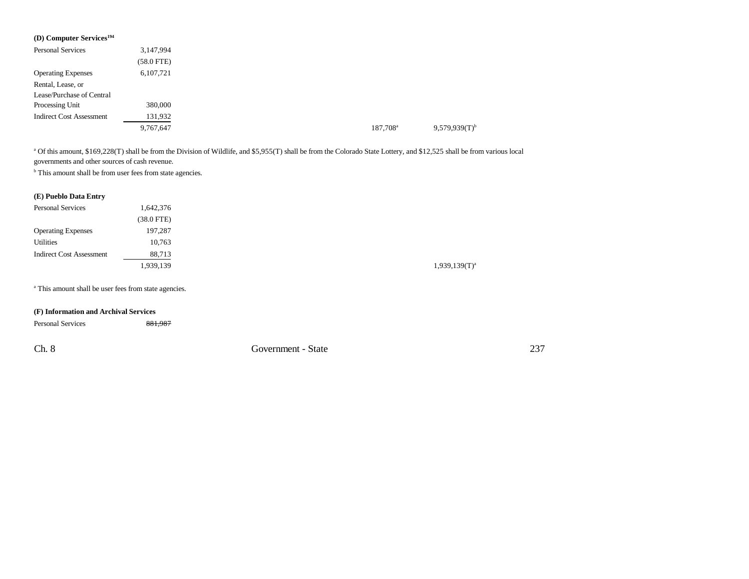**(D) Computer Services**[194]

| | | | | |
|---|---|---|---|---|
| Personal Services | 3,147,994 | | | |
| | (58.0 FTE) | | | |
| Operating Expenses | 6,107,721 | | | |
| Rental, Lease, or Lease/Purchase of Central Processing Unit | 380,000 | | | |
| Indirect Cost Assessment | 131,932 | | | |
| | 9,767,647 | | 187,708[a] | 9,579,939(T)[b] |

[a] Of this amount, $169,228(T) shall be from the Division of Wildlife, and $5,955(T) shall be from the Colorado State Lottery, and $12,525 shall be from various local governments and other sources of cash revenue.

[b] This amount shall be from user fees from state agencies.

**(E) Pueblo Data Entry**

| | | | | |
|---|---|---|---|---|
| Personal Services | 1,642,376 | | | |
| | (38.0 FTE) | | | |
| Operating Expenses | 197,287 | | | |
| Utilities | 10,763 | | | |
| Indirect Cost Assessment | 88,713 | | | |
| | 1,939,139 | | | 1,939,139(T)[a] |

[a] This amount shall be user fees from state agencies.

**(F) Information and Archival Services**

| | |
|---|---|
| Personal Services | ~~881,987~~ |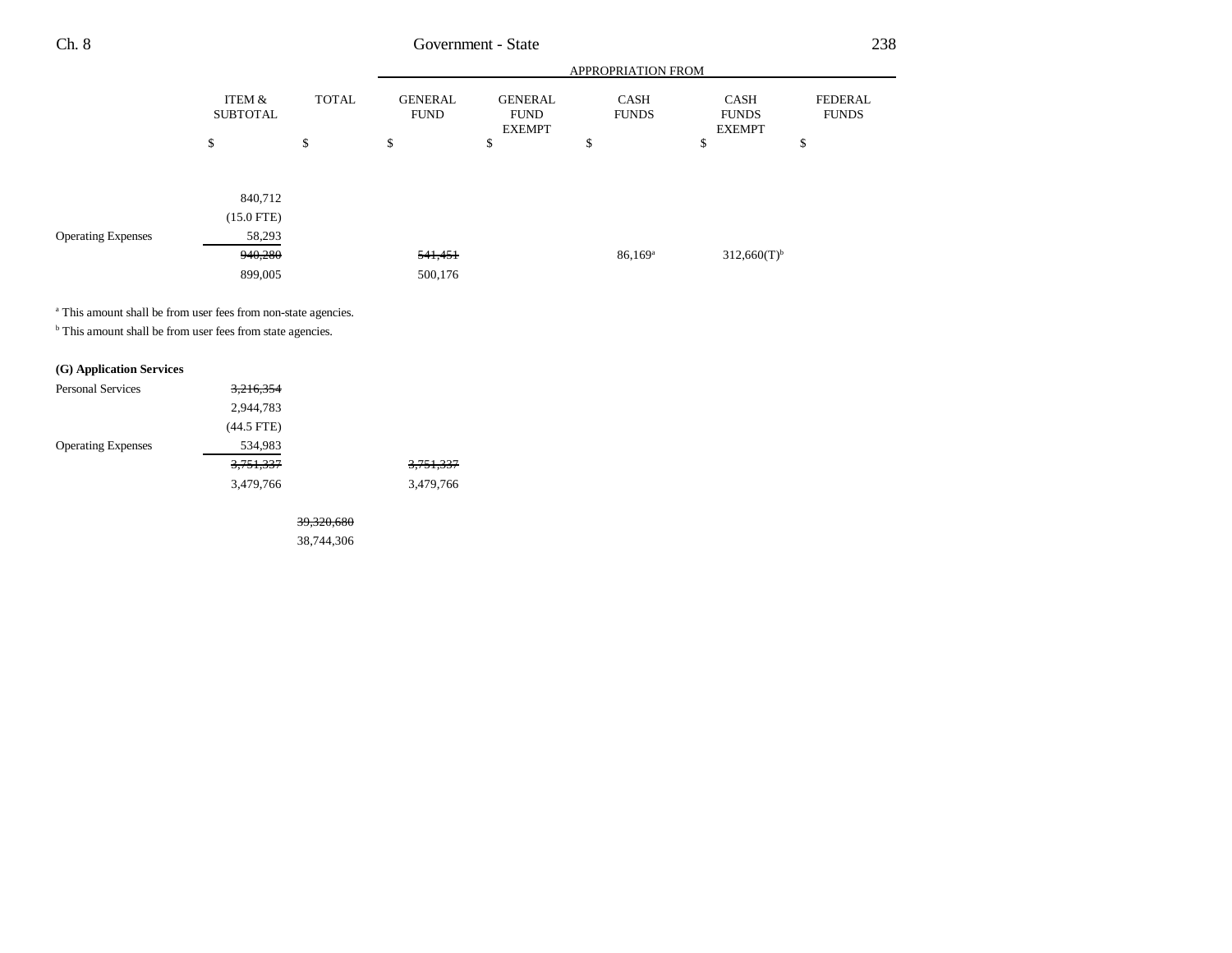| | ITEM & SUBTOTAL | TOTAL | GENERAL FUND | GENERAL FUND EXEMPT | CASH FUNDS | CASH FUNDS EXEMPT | FEDERAL FUNDS |
|---|---|---|---|---|---|---|---|
| | | | APPROPRIATION FROM | | | | |
| | $ | $ | $ | $ | $ | $ | $ |
| | 840,712 | | | | | | |
| | (15.0 FTE) | | | | | | |
| Operating Expenses | 58,293 | | | | | | |
| | ~~940,280~~ | | ~~541,451~~ | | 86,169[a] | 312,660(T)[b] | |
| | 899,005 | | 500,176 | | | | |

[a] This amount shall be from user fees from non-state agencies.

[b] This amount shall be from user fees from state agencies.

| | ITEM & SUBTOTAL | TOTAL | GENERAL FUND | GENERAL FUND EXEMPT | CASH FUNDS | CASH FUNDS EXEMPT | FEDERAL FUNDS |
|---|---|---|---|---|---|---|---|
| **(G) Application Services** | | | | | | | |
| Personal Services | ~~3,216,354~~ | | | | | | |
| | 2,944,783 | | | | | | |
| | (44.5 FTE) | | | | | | |
| Operating Expenses | 534,983 | | | | | | |
| | ~~3,751,337~~ | | ~~3,751,337~~ | | | | |
| | 3,479,766 | | 3,479,766 | | | | |
| | | ~~39,320,680~~ | | | | | |
| | | 38,744,306 | | | | | |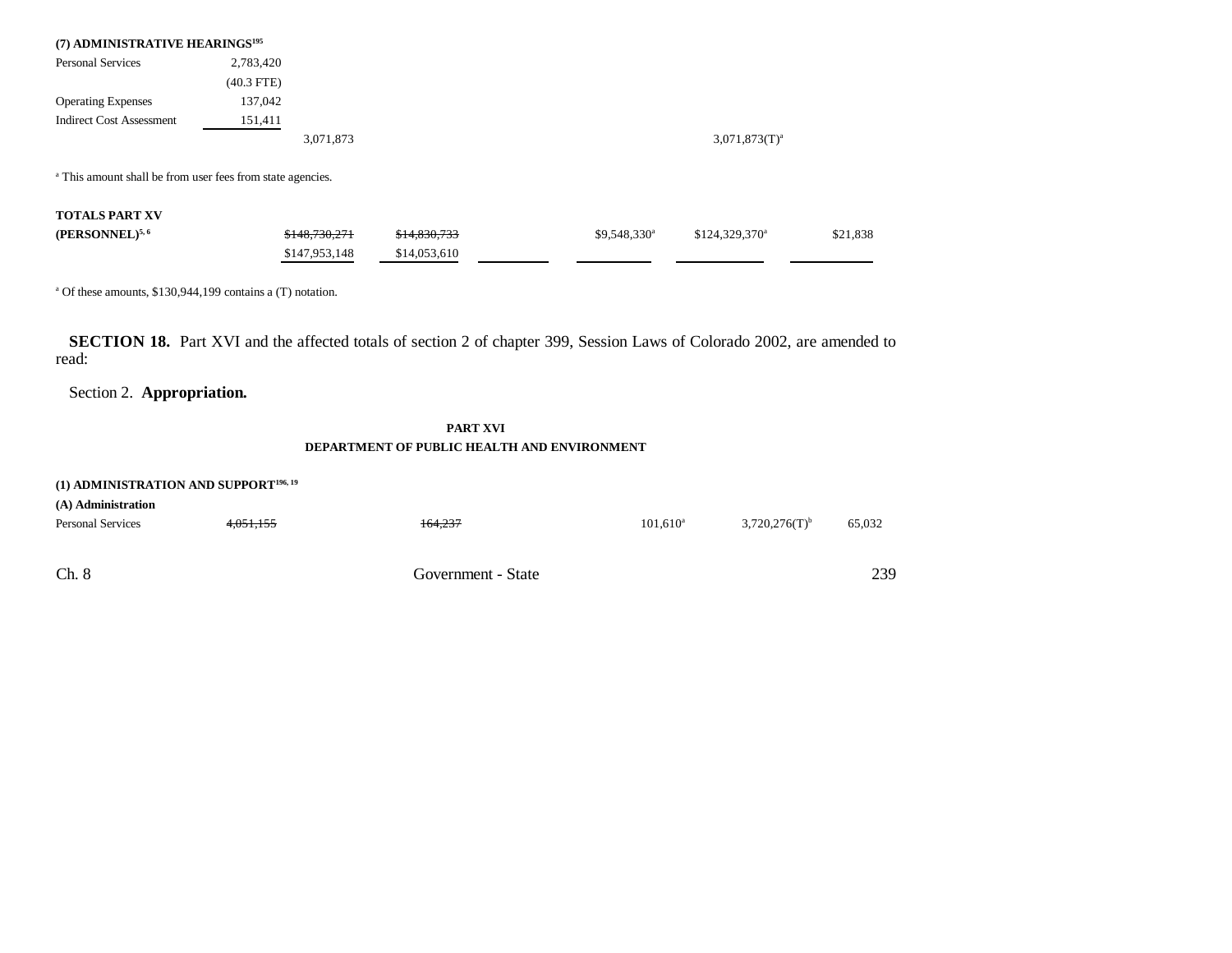**(7) ADMINISTRATIVE HEARINGS[195]**

| | | | | | | | |
|---|---|---|---|---|---|---|---|
| Personal Services | 2,783,420 | | | | | | |
| | (40.3 FTE) | | | | | | |
| Operating Expenses | 137,042 | | | | | | |
| Indirect Cost Assessment | 151,411 | | | | | | |
| | | 3,071,873 | | | | 3,071,873(T)[a] | |

[a] This amount shall be from user fees from state agencies.

| | | | | | | |
|---|---|---|---|---|---|---|
| **TOTALS PART XV (PERSONNEL)[5, 6]** | ~~$148,730,271~~ | ~~$14,830,733~~ | | $9,548,330[a] | $124,329,370[a] | $21,838 |
| | $147,953,148 | $14,053,610 | | | | |

[a] Of these amounts, $130,944,199 contains a (T) notation.

**SECTION 18.** Part XVI and the affected totals of section 2 of chapter 399, Session Laws of Colorado 2002, are amended to read:

Section 2. **Appropriation.**

**PART XVI**
**DEPARTMENT OF PUBLIC HEALTH AND ENVIRONMENT**

**(1) ADMINISTRATION AND SUPPORT[196, 19]**

**(A) Administration**

| | | | | | | | |
|---|---|---|---|---|---|---|---|
| Personal Services | ~~4,051,155~~ | | ~~164,237~~ | | 101,610[a] | 3,720,276(T)[b] | 65,032 |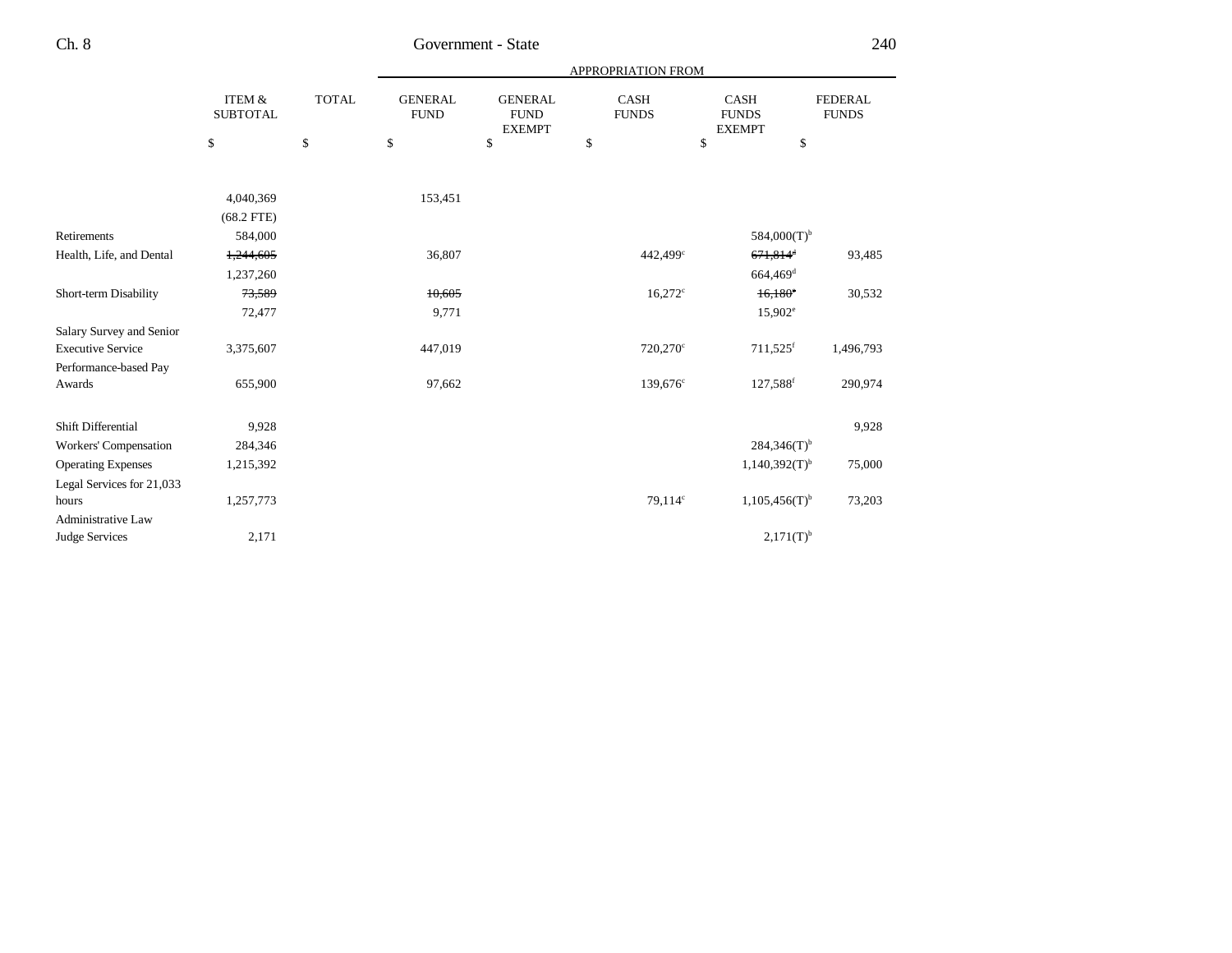| | ITEM & SUBTOTAL | TOTAL | APPROPRIATION FROM GENERAL FUND | GENERAL FUND EXEMPT | CASH FUNDS | CASH FUNDS EXEMPT | FEDERAL FUNDS |
|---|---|---|---|---|---|---|---|
| | $ | $ | $ | $ | $ | $ | $ |
| | 4,040,369 | | 153,451 | | | | |
| | (68.2 FTE) | | | | | | |
| Retirements | 584,000 | | | | | 584,000(T)[b] | |
| Health, Life, and Dental | ~~1,244,605~~ | | 36,807 | | 442,499[c] | ~~671,814~~[d] | 93,485 |
| | 1,237,260 | | | | | 664,469[d] | |
| Short-term Disability | ~~73,589~~ | | ~~10,605~~ | | 16,272[c] | ~~16,180~~[e] | 30,532 |
| | 72,477 | | 9,771 | | | 15,902[e] | |
| Salary Survey and Senior Executive Service | 3,375,607 | | 447,019 | | 720,270[c] | 711,525[f] | 1,496,793 |
| Performance-based Pay Awards | 655,900 | | 97,662 | | 139,676[c] | 127,588[f] | 290,974 |
| Shift Differential | 9,928 | | | | | | 9,928 |
| Workers' Compensation | 284,346 | | | | | 284,346(T)[b] | |
| Operating Expenses | 1,215,392 | | | | | 1,140,392(T)[b] | 75,000 |
| Legal Services for 21,033 hours | 1,257,773 | | | | 79,114[c] | 1,105,456(T)[b] | 73,203 |
| Administrative Law Judge Services | 2,171 | | | | | 2,171(T)[b] | |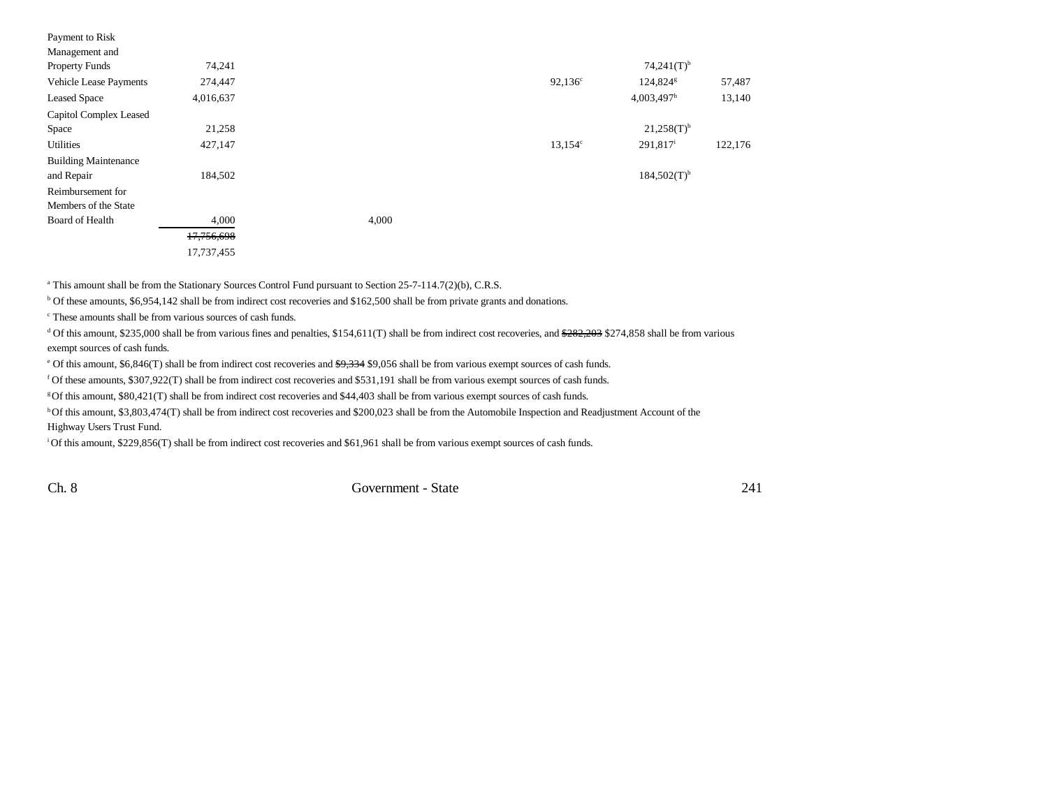| | | | | | | |
|---|---|---|---|---|---|---|
| Payment to Risk Management and Property Funds | 74,241 | | | | 74,241(T)[b] | |
| Vehicle Lease Payments | 274,447 | | | 92,136[c] | 124,824[g] | 57,487 |
| Leased Space | 4,016,637 | | | | 4,003,497[h] | 13,140 |
| Capitol Complex Leased Space | 21,258 | | | | 21,258(T)[b] | |
| Utilities | 427,147 | | | 13,154[c] | 291,817[i] | 122,176 |
| Building Maintenance and Repair | 184,502 | | | | 184,502(T)[b] | |
| Reimbursement for Members of the State Board of Health | 4,000 | | 4,000 | | | |
| | ~~17,756,698~~ | | | | | |
| | 17,737,455 | | | | | |

[a] This amount shall be from the Stationary Sources Control Fund pursuant to Section 25-7-114.7(2)(b), C.R.S.

[b] Of these amounts, $6,954,142 shall be from indirect cost recoveries and $162,500 shall be from private grants and donations.

[c] These amounts shall be from various sources of cash funds.

[d] Of this amount, $235,000 shall be from various fines and penalties, $154,611(T) shall be from indirect cost recoveries, and ~~$282,203~~ $274,858 shall be from various exempt sources of cash funds.

[e] Of this amount, $6,846(T) shall be from indirect cost recoveries and ~~$9,334~~ $9,056 shall be from various exempt sources of cash funds.

[f] Of these amounts, $307,922(T) shall be from indirect cost recoveries and $531,191 shall be from various exempt sources of cash funds.

[g] Of this amount, $80,421(T) shall be from indirect cost recoveries and $44,403 shall be from various exempt sources of cash funds.

[h] Of this amount, $3,803,474(T) shall be from indirect cost recoveries and $200,023 shall be from the Automobile Inspection and Readjustment Account of the Highway Users Trust Fund.

[i] Of this amount, $229,856(T) shall be from indirect cost recoveries and $61,961 shall be from various exempt sources of cash funds.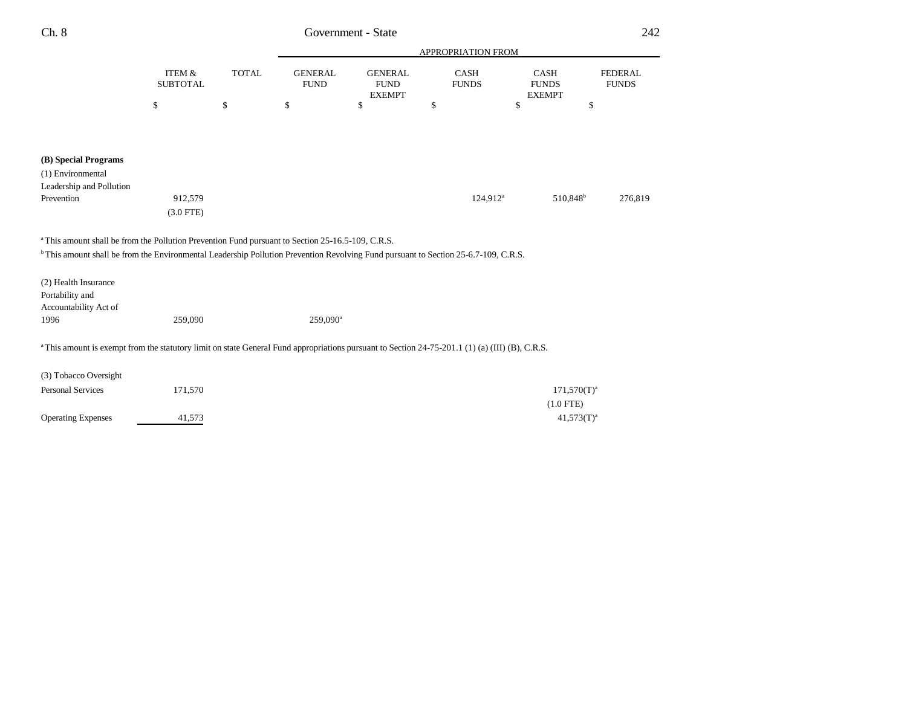| | ITEM & SUBTOTAL | TOTAL | APPROPRIATION FROM GENERAL FUND | GENERAL FUND EXEMPT | CASH FUNDS | CASH FUNDS EXEMPT | FEDERAL FUNDS |
|---|---|---|---|---|---|---|---|
| | $ | $ | $ | $ | $ | $ | $ |
| **(B) Special Programs** | | | | | | | |
| (1) Environmental Leadership and Pollution Prevention | 912,579 | | | | 124,912[a] | 510,848[b] | 276,819 |
| | (3.0 FTE) | | | | | | |

[a] This amount shall be from the Pollution Prevention Fund pursuant to Section 25-16.5-109, C.R.S.

[b] This amount shall be from the Environmental Leadership Pollution Prevention Revolving Fund pursuant to Section 25-6.7-109, C.R.S.

| | ITEM & SUBTOTAL | TOTAL | GENERAL FUND | GENERAL FUND EXEMPT | CASH FUNDS | CASH FUNDS EXEMPT | FEDERAL FUNDS |
|---|---|---|---|---|---|---|---|
| (2) Health Insurance Portability and Accountability Act of 1996 | 259,090 | | 259,090[a] | | | | |

[a] This amount is exempt from the statutory limit on state General Fund appropriations pursuant to Section 24-75-201.1 (1) (a) (III) (B), C.R.S.

| | ITEM & SUBTOTAL | TOTAL | GENERAL FUND | GENERAL FUND EXEMPT | CASH FUNDS | CASH FUNDS EXEMPT | FEDERAL FUNDS |
|---|---|---|---|---|---|---|---|
| (3) Tobacco Oversight | | | | | | | |
| Personal Services | 171,570 | | | | | 171,570(T)[a] | |
| | | | | | | (1.0 FTE) | |
| Operating Expenses | 41,573 | | | | | 41,573(T)[a] | |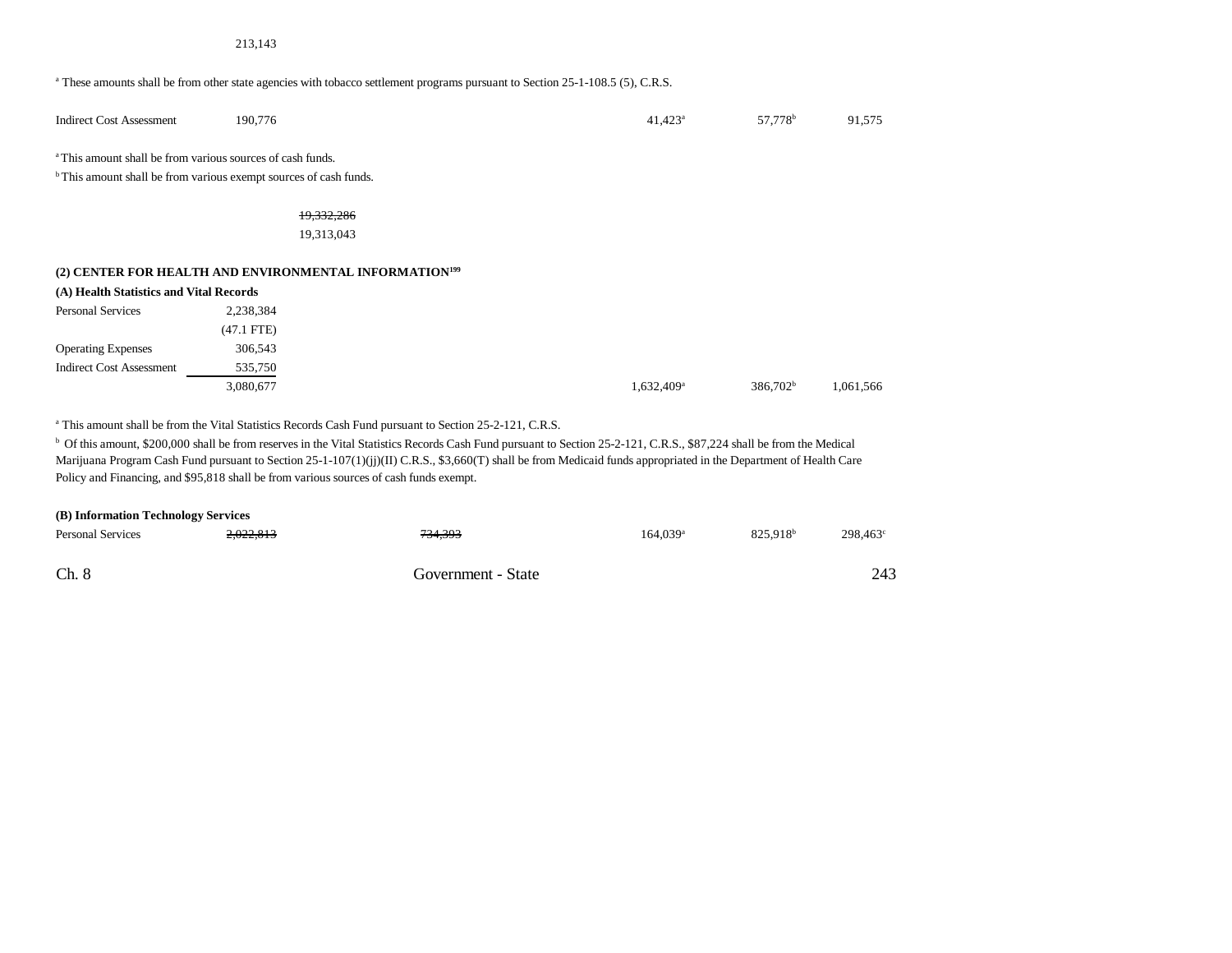213,143

[a] These amounts shall be from other state agencies with tobacco settlement programs pursuant to Section 25-1-108.5 (5), C.R.S.

| | | | | | | |
|---|---|---|---|---|---|---|
| Indirect Cost Assessment | 190,776 | | | 41,423[a] | 57,778[b] | 91,575 |

[a] This amount shall be from various sources of cash funds.

[b] This amount shall be from various exempt sources of cash funds.

~~19,332,286~~
19,313,043

### (2) CENTER FOR HEALTH AND ENVIRONMENTAL INFORMATION[199]

#### (A) Health Statistics and Vital Records

| | | | | | | |
|---|---|---|---|---|---|---|
| Personal Services | 2,238,384 | | | | | |
| | (47.1 FTE) | | | | | |
| Operating Expenses | 306,543 | | | | | |
| Indirect Cost Assessment | 535,750 | | | | | |
| | 3,080,677 | | | 1,632,409[a] | 386,702[b] | 1,061,566 |

[a] This amount shall be from the Vital Statistics Records Cash Fund pursuant to Section 25-2-121, C.R.S.

[b] Of this amount, $200,000 shall be from reserves in the Vital Statistics Records Cash Fund pursuant to Section 25-2-121, C.R.S., $87,224 shall be from the Medical Marijuana Program Cash Fund pursuant to Section 25-1-107(1)(jj)(II) C.R.S., $3,660(T) shall be from Medicaid funds appropriated in the Department of Health Care Policy and Financing, and $95,818 shall be from various sources of cash funds exempt.

#### (B) Information Technology Services

| | | | | | | |
|---|---|---|---|---|---|---|
| Personal Services | ~~2,022,813~~ | | ~~734,393~~ | 164,039[a] | 825,918[b] | 298,463[c] |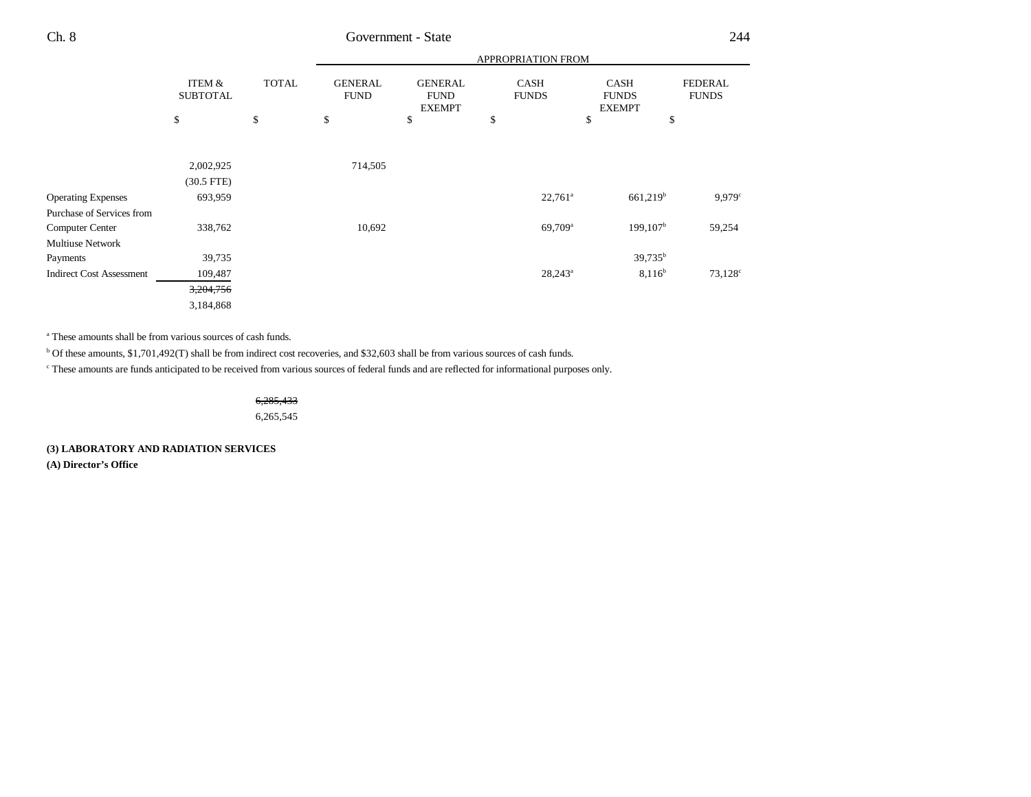| | ITEM & SUBTOTAL | TOTAL | GENERAL FUND | GENERAL FUND EXEMPT | CASH FUNDS | CASH FUNDS EXEMPT | FEDERAL FUNDS |
|---|---|---|---|---|---|---|---|
| | | | APPROPRIATION FROM | | | | |
| | $ | $ | $ | $ | $ | $ | $ |
| | 2,002,925 | | 714,505 | | | | |
| | (30.5 FTE) | | | | | | |
| Operating Expenses | 693,959 | | | | 22,761[a] | 661,219[b] | 9,979[c] |
| Purchase of Services from Computer Center | 338,762 | | 10,692 | | 69,709[a] | 199,107[b] | 59,254 |
| Multiuse Network Payments | 39,735 | | | | | 39,735[b] | |
| Indirect Cost Assessment | 109,487 | | | | 28,243[a] | 8,116[b] | 73,128[c] |
| | ~~3,204,756~~ | | | | | | |
| | 3,184,868 | | | | | | |

[a] These amounts shall be from various sources of cash funds.

[b] Of these amounts, $1,701,492(T) shall be from indirect cost recoveries, and $32,603 shall be from various sources of cash funds.

[c] These amounts are funds anticipated to be received from various sources of federal funds and are reflected for informational purposes only.

| | | TOTAL |
|---|---|---|
| | | ~~6,285,433~~ |
| | | 6,265,545 |

**(3) LABORATORY AND RADIATION SERVICES**

**(A) Director's Office**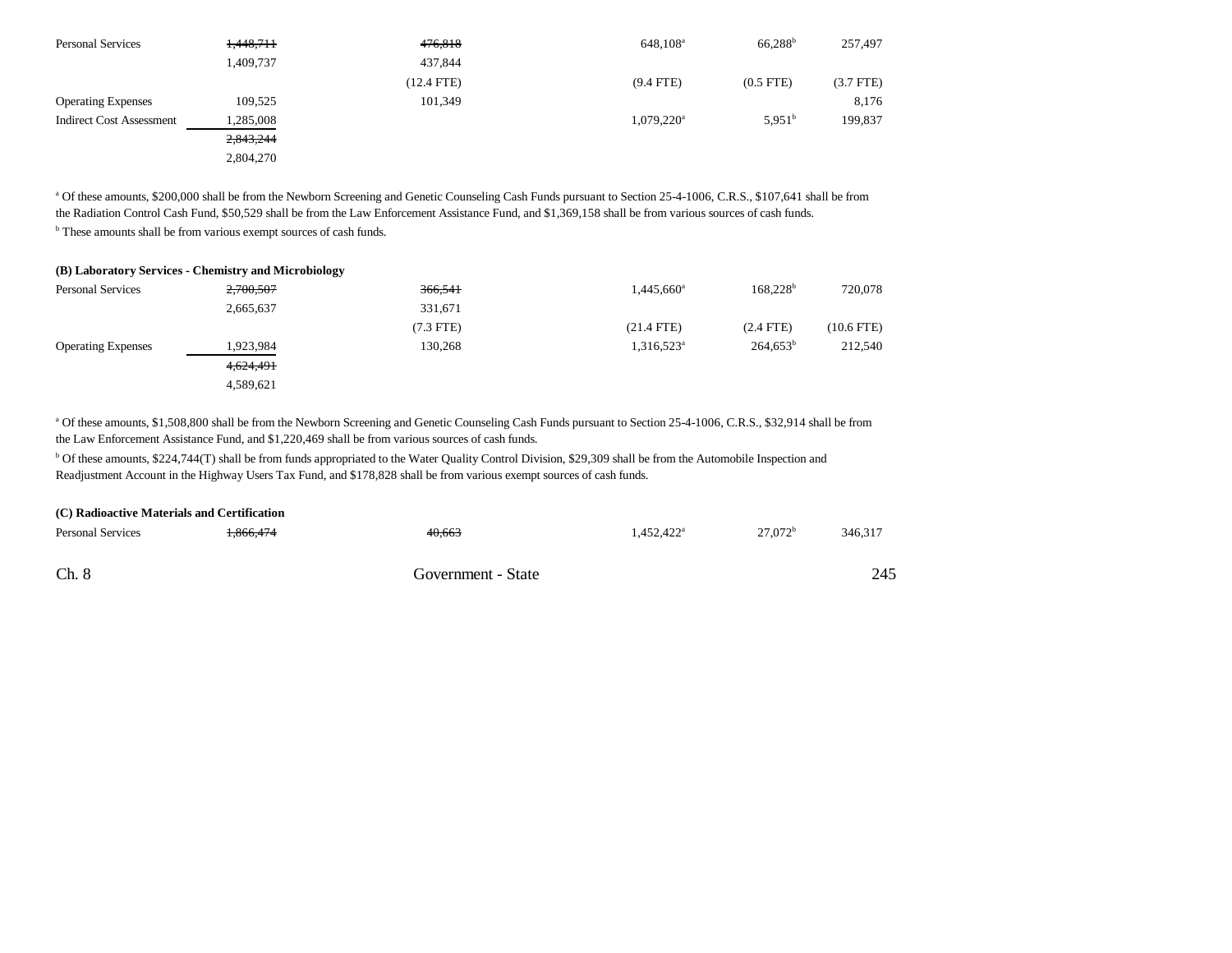| | | | | | |
|---|---|---|---|---|---|
| Personal Services | ~~1,448,711~~ 1,409,737 | ~~476,818~~ 437,844 (12.4 FTE) | 648,108[a] (9.4 FTE) | 66,288[b] (0.5 FTE) | 257,497 (3.7 FTE) |
| Operating Expenses | 109,525 | 101,349 | | | 8,176 |
| Indirect Cost Assessment | 1,285,008 | | 1,079,220[a] | 5,951[b] | 199,837 |
| | ~~2,843,244~~ 2,804,270 | | | | |

[a] Of these amounts, $200,000 shall be from the Newborn Screening and Genetic Counseling Cash Funds pursuant to Section 25-4-1006, C.R.S., $107,641 shall be from the Radiation Control Cash Fund, $50,529 shall be from the Law Enforcement Assistance Fund, and $1,369,158 shall be from various sources of cash funds.

[b] These amounts shall be from various exempt sources of cash funds.

**(B) Laboratory Services - Chemistry and Microbiology**

| | | | | | |
|---|---|---|---|---|---|
| Personal Services | ~~2,700,507~~ 2,665,637 | ~~366,541~~ 331,671 (7.3 FTE) | 1,445,660[a] (21.4 FTE) | 168,228[b] (2.4 FTE) | 720,078 (10.6 FTE) |
| Operating Expenses | 1,923,984 | 130,268 | 1,316,523[a] | 264,653[b] | 212,540 |
| | ~~4,624,491~~ 4,589,621 | | | | |

[a] Of these amounts, $1,508,800 shall be from the Newborn Screening and Genetic Counseling Cash Funds pursuant to Section 25-4-1006, C.R.S., $32,914 shall be from the Law Enforcement Assistance Fund, and $1,220,469 shall be from various sources of cash funds.

[b] Of these amounts, $224,744(T) shall be from funds appropriated to the Water Quality Control Division, $29,309 shall be from the Automobile Inspection and Readjustment Account in the Highway Users Tax Fund, and $178,828 shall be from various exempt sources of cash funds.

**(C) Radioactive Materials and Certification**

| | | | | | |
|---|---|---|---|---|---|
| Personal Services | ~~1,866,474~~ | ~~40,663~~ | 1,452,422[a] | 27,072[b] | 346,317 |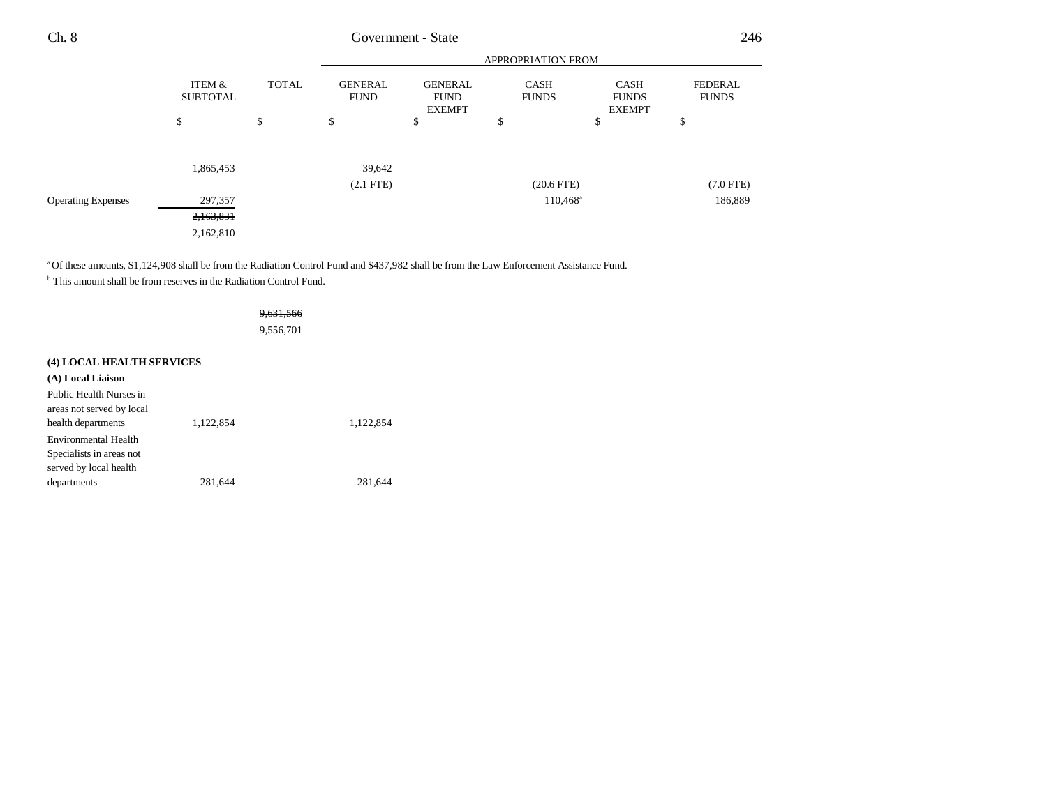| | ITEM & SUBTOTAL | TOTAL | GENERAL FUND | GENERAL FUND EXEMPT | CASH FUNDS | CASH FUNDS EXEMPT | FEDERAL FUNDS |
|---|---|---|---|---|---|---|---|
| | | | APPROPRIATION FROM | | | | |
| | $ | $ | $ | $ | $ | $ | $ |
| | 1,865,453 | | 39,642 | | | | |
| | | | (2.1 FTE) | | (20.6 FTE) | | (7.0 FTE) |
| Operating Expenses | 297,357 | | | | 110,468[a] | | 186,889 |
| | ~~2,163,831~~ | | | | | | |
| | 2,162,810 | | | | | | |

[a] Of these amounts, $1,124,908 shall be from the Radiation Control Fund and $437,982 shall be from the Law Enforcement Assistance Fund.

[b] This amount shall be from reserves in the Radiation Control Fund.

| | ITEM & SUBTOTAL | TOTAL | GENERAL FUND | GENERAL FUND EXEMPT | CASH FUNDS | CASH FUNDS EXEMPT | FEDERAL FUNDS |
|---|---|---|---|---|---|---|---|
| | | ~~9,631,566~~ | | | | | |
| | | 9,556,701 | | | | | |
| **(4) LOCAL HEALTH SERVICES** | | | | | | | |
| **(A) Local Liaison** | | | | | | | |
| Public Health Nurses in areas not served by local health departments | 1,122,854 | | 1,122,854 | | | | |
| Environmental Health Specialists in areas not served by local health departments | 281,644 | | 281,644 | | | | |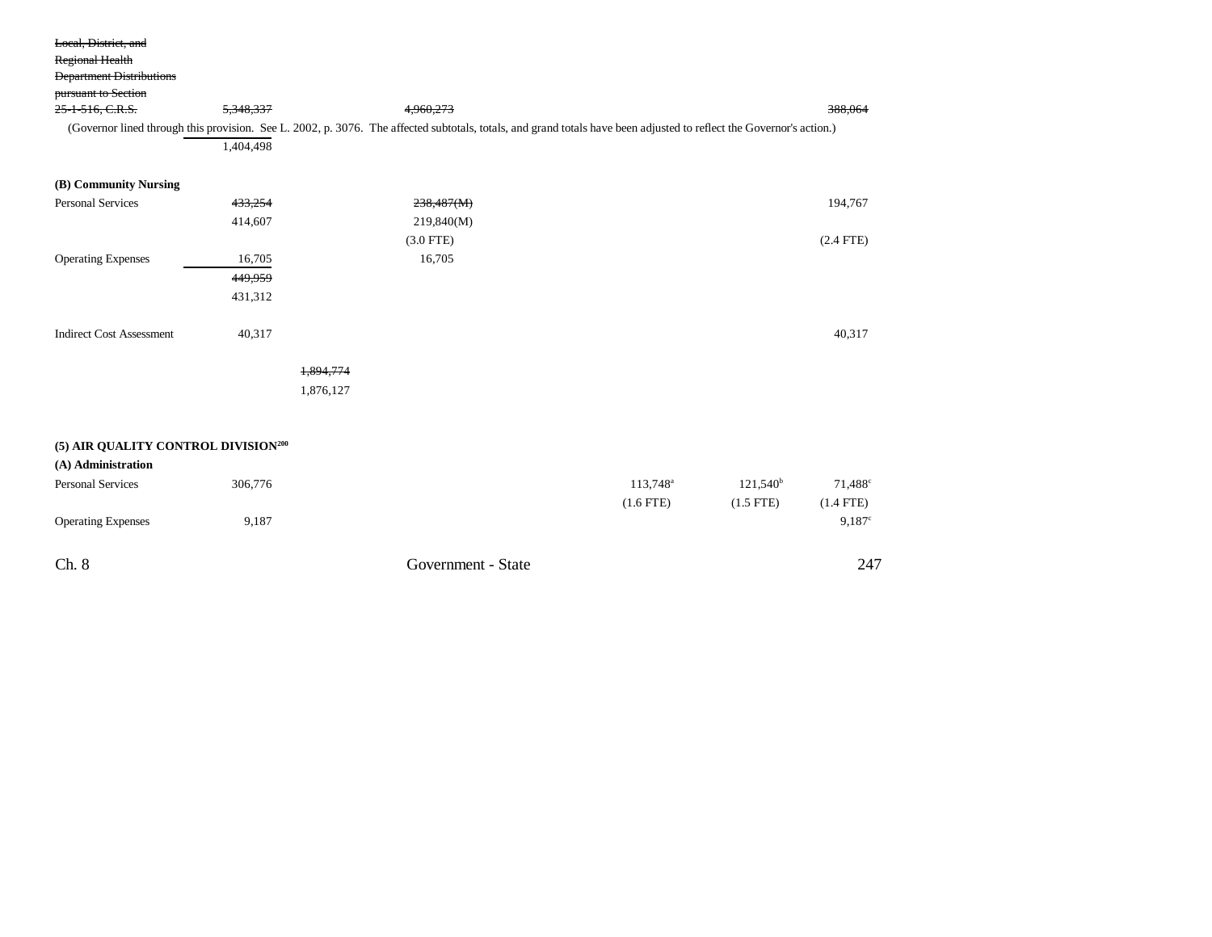| | | | | | | |
|---|---|---|---|---|---|---|
| ~~Local, District, and Regional Health Department Distributions pursuant to Section 25-1-516, C.R.S.~~ | ~~5,348,337~~ | | ~~4,960,273~~ | | | ~~388,064~~ |

(Governor lined through this provision. See L. 2002, p. 3076. The affected subtotals, totals, and grand totals have been adjusted to reflect the Governor's action.)

| | | | | | | |
|---|---|---|---|---|---|---|
| | 1,404,498 | | | | | |
| **(B) Community Nursing** | | | | | | |
| Personal Services | ~~433,254~~ | | ~~238,487(M)~~ | | | 194,767 |
| | 414,607 | | 219,840(M) | | | |
| | | | (3.0 FTE) | | | (2.4 FTE) |
| Operating Expenses | 16,705 | | 16,705 | | | |
| | ~~449,959~~ | | | | | |
| | 431,312 | | | | | |
| Indirect Cost Assessment | 40,317 | | | | | 40,317 |
| | | ~~1,894,774~~ | | | | |
| | | 1,876,127 | | | | |

**(5) AIR QUALITY CONTROL DIVISION[200]**

| | | | | | | |
|---|---|---|---|---|---|---|
| **(A) Administration** | | | | | | |
| Personal Services | 306,776 | | | 113,748[a] | 121,540[b] | 71,488[c] |
| | | | | (1.6 FTE) | (1.5 FTE) | (1.4 FTE) |
| Operating Expenses | 9,187 | | | | | 9,187[c] |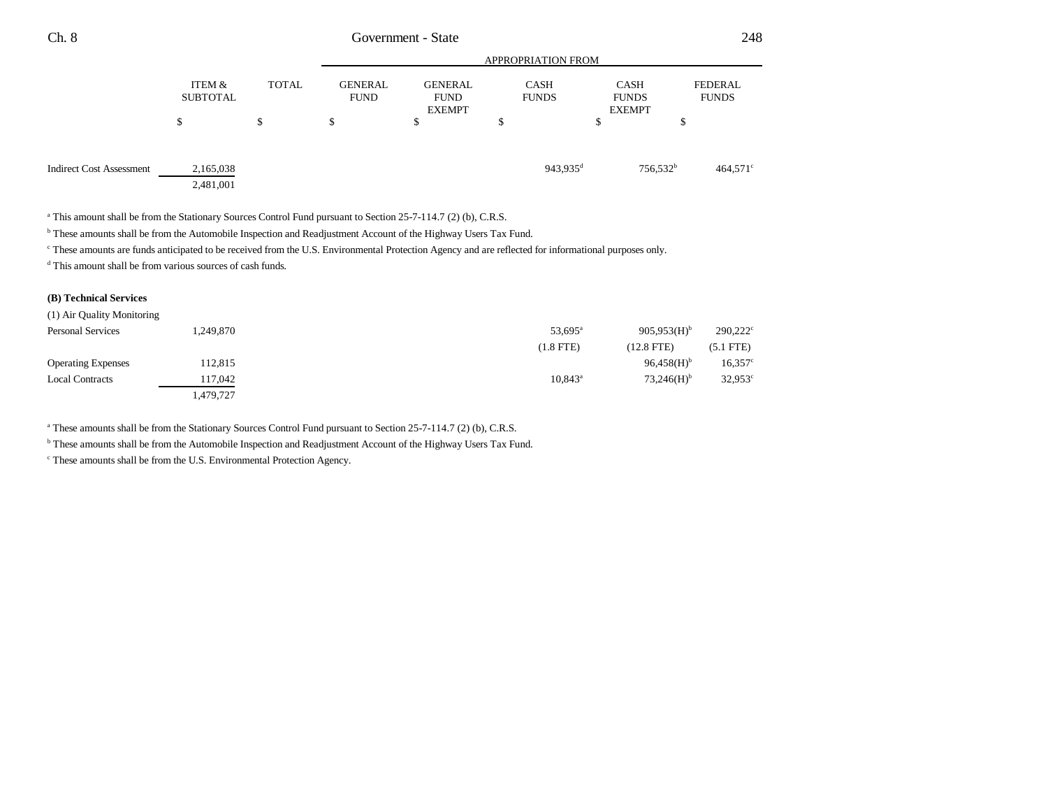| | ITEM & SUBTOTAL | TOTAL | APPROPRIATION FROM GENERAL FUND | GENERAL FUND EXEMPT | CASH FUNDS | CASH FUNDS EXEMPT | FEDERAL FUNDS |
|---|---|---|---|---|---|---|---|
| | $ | $ | $ | $ | $ | $ | $ |
| Indirect Cost Assessment | 2,165,038 | | | | 943,935[d] | 756,532[b] | 464,571[c] |
| | 2,481,001 | | | | | | |

[a] This amount shall be from the Stationary Sources Control Fund pursuant to Section 25-7-114.7 (2) (b), C.R.S.

[b] These amounts shall be from the Automobile Inspection and Readjustment Account of the Highway Users Tax Fund.

[c] These amounts are funds anticipated to be received from the U.S. Environmental Protection Agency and are reflected for informational purposes only.

[d] This amount shall be from various sources of cash funds.

**(B) Technical Services**

| (1) Air Quality Monitoring | ITEM & SUBTOTAL | TOTAL | GENERAL FUND | GENERAL FUND EXEMPT | CASH FUNDS | CASH FUNDS EXEMPT | FEDERAL FUNDS |
|---|---|---|---|---|---|---|---|
| Personal Services | 1,249,870 | | | | 53,695[a] | 905,953(H)[b] | 290,222[c] |
| | | | | | (1.8 FTE) | (12.8 FTE) | (5.1 FTE) |
| Operating Expenses | 112,815 | | | | | 96,458(H)[b] | 16,357[c] |
| Local Contracts | 117,042 | | | | 10,843[a] | 73,246(H)[b] | 32,953[c] |
| | 1,479,727 | | | | | | |

[a] These amounts shall be from the Stationary Sources Control Fund pursuant to Section 25-7-114.7 (2) (b), C.R.S.

[b] These amounts shall be from the Automobile Inspection and Readjustment Account of the Highway Users Tax Fund.

[c] These amounts shall be from the U.S. Environmental Protection Agency.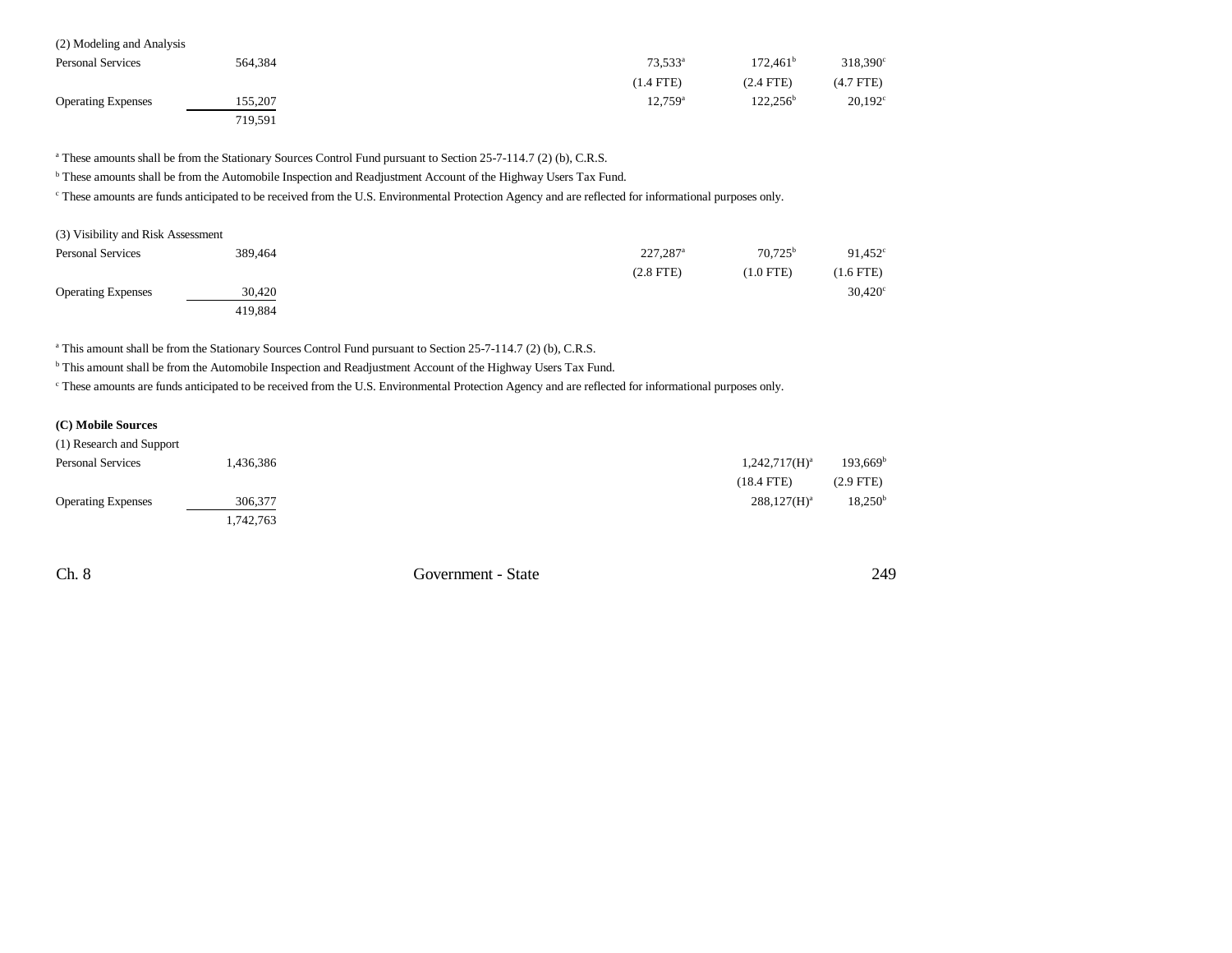| | | | | | |
|---|---|---|---|---|---|
| (2) Modeling and Analysis | | | | | |
| Personal Services | 564,384 | | 73,533[a] | 172,461[b] | 318,390[c] |
| | | | (1.4 FTE) | (2.4 FTE) | (4.7 FTE) |
| Operating Expenses | 155,207 | | 12,759[a] | 122,256[b] | 20,192[c] |
| | 719,591 | | | | |

[a] These amounts shall be from the Stationary Sources Control Fund pursuant to Section 25-7-114.7 (2) (b), C.R.S.

[b] These amounts shall be from the Automobile Inspection and Readjustment Account of the Highway Users Tax Fund.

[c] These amounts are funds anticipated to be received from the U.S. Environmental Protection Agency and are reflected for informational purposes only.

| | | | | | |
|---|---|---|---|---|---|
| (3) Visibility and Risk Assessment | | | | | |
| Personal Services | 389,464 | | 227,287[a] | 70,725[b] | 91,452[c] |
| | | | (2.8 FTE) | (1.0 FTE) | (1.6 FTE) |
| Operating Expenses | 30,420 | | | | 30,420[c] |
| | 419,884 | | | | |

[a] This amount shall be from the Stationary Sources Control Fund pursuant to Section 25-7-114.7 (2) (b), C.R.S.

[b] This amount shall be from the Automobile Inspection and Readjustment Account of the Highway Users Tax Fund.

[c] These amounts are funds anticipated to be received from the U.S. Environmental Protection Agency and are reflected for informational purposes only.

**(C) Mobile Sources**

| | | | | | |
|---|---|---|---|---|---|
| (1) Research and Support | | | | | |
| Personal Services | 1,436,386 | | | 1,242,717(H)[a] | 193,669[b] |
| | | | | (18.4 FTE) | (2.9 FTE) |
| Operating Expenses | 306,377 | | | 288,127(H)[a] | 18,250[b] |
| | 1,742,763 | | | | |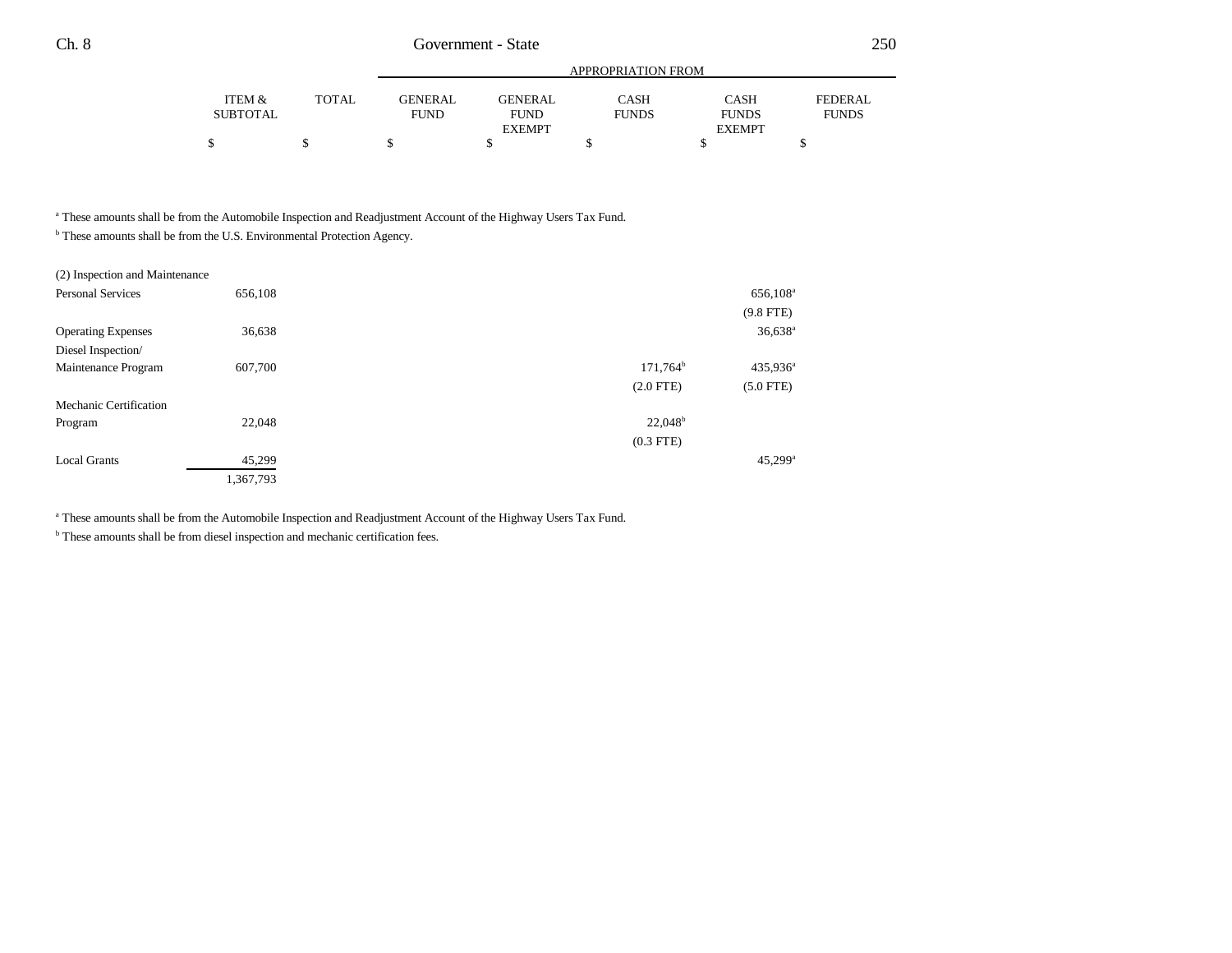| | ITEM & SUBTOTAL | TOTAL | APPROPRIATION FROM GENERAL FUND | GENERAL FUND EXEMPT | CASH FUNDS | CASH FUNDS EXEMPT | FEDERAL FUNDS |
|---|---|---|---|---|---|---|---|
| | $ | $ | $ | $ | $ | $ | $ |

[a] These amounts shall be from the Automobile Inspection and Readjustment Account of the Highway Users Tax Fund.
[b] These amounts shall be from the U.S. Environmental Protection Agency.

| | ITEM & SUBTOTAL | TOTAL | GENERAL FUND | GENERAL FUND EXEMPT | CASH FUNDS | CASH FUNDS EXEMPT | FEDERAL FUNDS |
|---|---|---|---|---|---|---|---|
| (2) Inspection and Maintenance | | | | | | | |
| Personal Services | 656,108 | | | | | 656,108[a] | |
| | | | | | | (9.8 FTE) | |
| Operating Expenses | 36,638 | | | | | 36,638[a] | |
| Diesel Inspection/ Maintenance Program | 607,700 | | | | 171,764[b] | 435,936[a] | |
| | | | | | (2.0 FTE) | (5.0 FTE) | |
| Mechanic Certification Program | 22,048 | | | | 22,048[b] | | |
| | | | | | (0.3 FTE) | | |
| Local Grants | 45,299 | | | | | 45,299[a] | |
| | 1,367,793 | | | | | | |

[a] These amounts shall be from the Automobile Inspection and Readjustment Account of the Highway Users Tax Fund.
[b] These amounts shall be from diesel inspection and mechanic certification fees.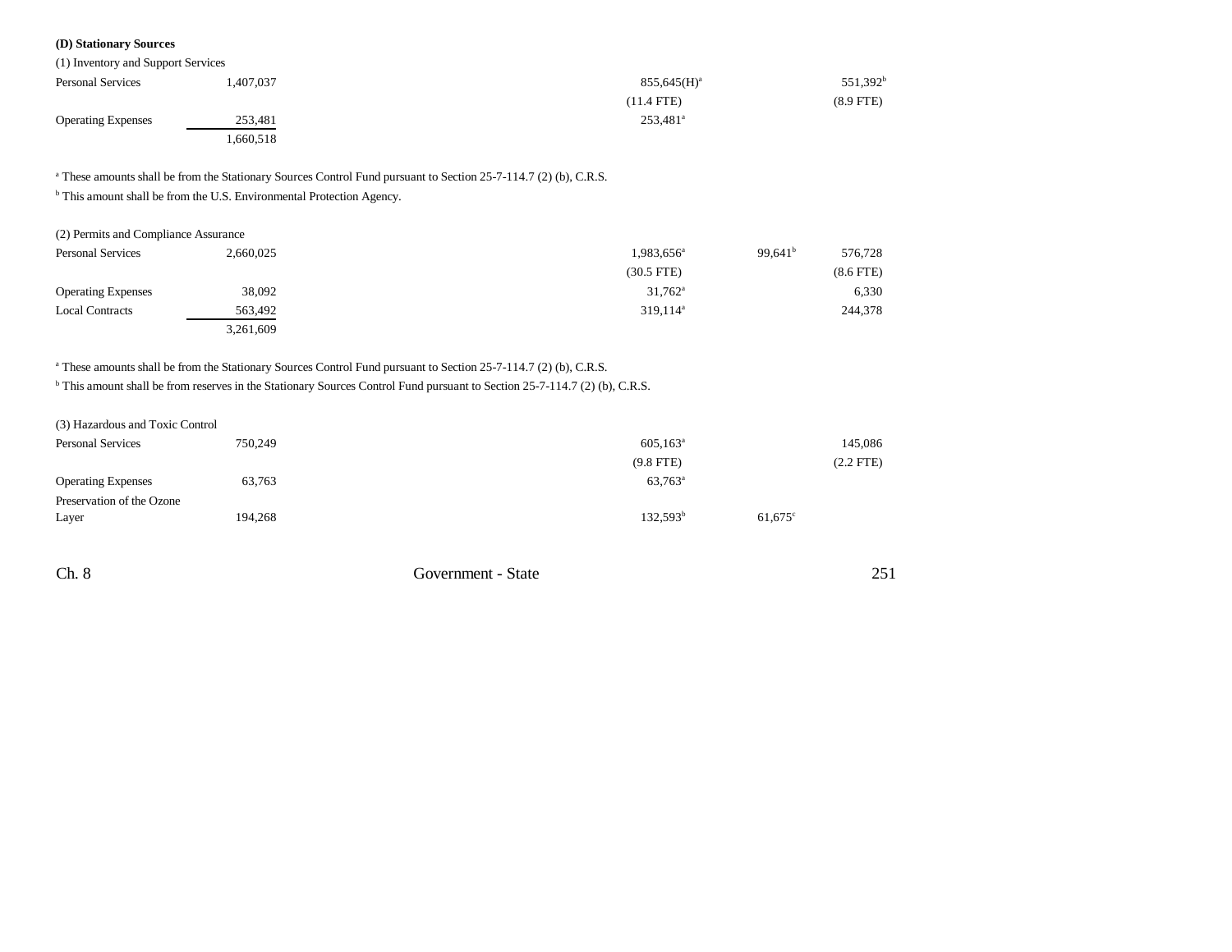**(D) Stationary Sources**

(1) Inventory and Support Services

| | | | | | | |
|---|---|---|---|---|---|---|
| Personal Services | 1,407,037 | | | 855,645(H)[a] | | 551,392[b] |
| | | | | (11.4 FTE) | | (8.9 FTE) |
| Operating Expenses | 253,481 | | | 253,481[a] | | |
| | 1,660,518 | | | | | |

[a] These amounts shall be from the Stationary Sources Control Fund pursuant to Section 25-7-114.7 (2) (b), C.R.S.

[b] This amount shall be from the U.S. Environmental Protection Agency.

(2) Permits and Compliance Assurance

| | | | | | | |
|---|---|---|---|---|---|---|
| Personal Services | 2,660,025 | | | 1,983,656[a] | 99,641[b] | 576,728 |
| | | | | (30.5 FTE) | | (8.6 FTE) |
| Operating Expenses | 38,092 | | | 31,762[a] | | 6,330 |
| Local Contracts | 563,492 | | | 319,114[a] | | 244,378 |
| | 3,261,609 | | | | | |

[a] These amounts shall be from the Stationary Sources Control Fund pursuant to Section 25-7-114.7 (2) (b), C.R.S.

[b] This amount shall be from reserves in the Stationary Sources Control Fund pursuant to Section 25-7-114.7 (2) (b), C.R.S.

(3) Hazardous and Toxic Control

| | | | | | | |
|---|---|---|---|---|---|---|
| Personal Services | 750,249 | | | 605,163[a] | | 145,086 |
| | | | | (9.8 FTE) | | (2.2 FTE) |
| Operating Expenses | 63,763 | | | 63,763[a] | | |
| Preservation of the Ozone Layer | 194,268 | | | 132,593[b] | 61,675[c] | |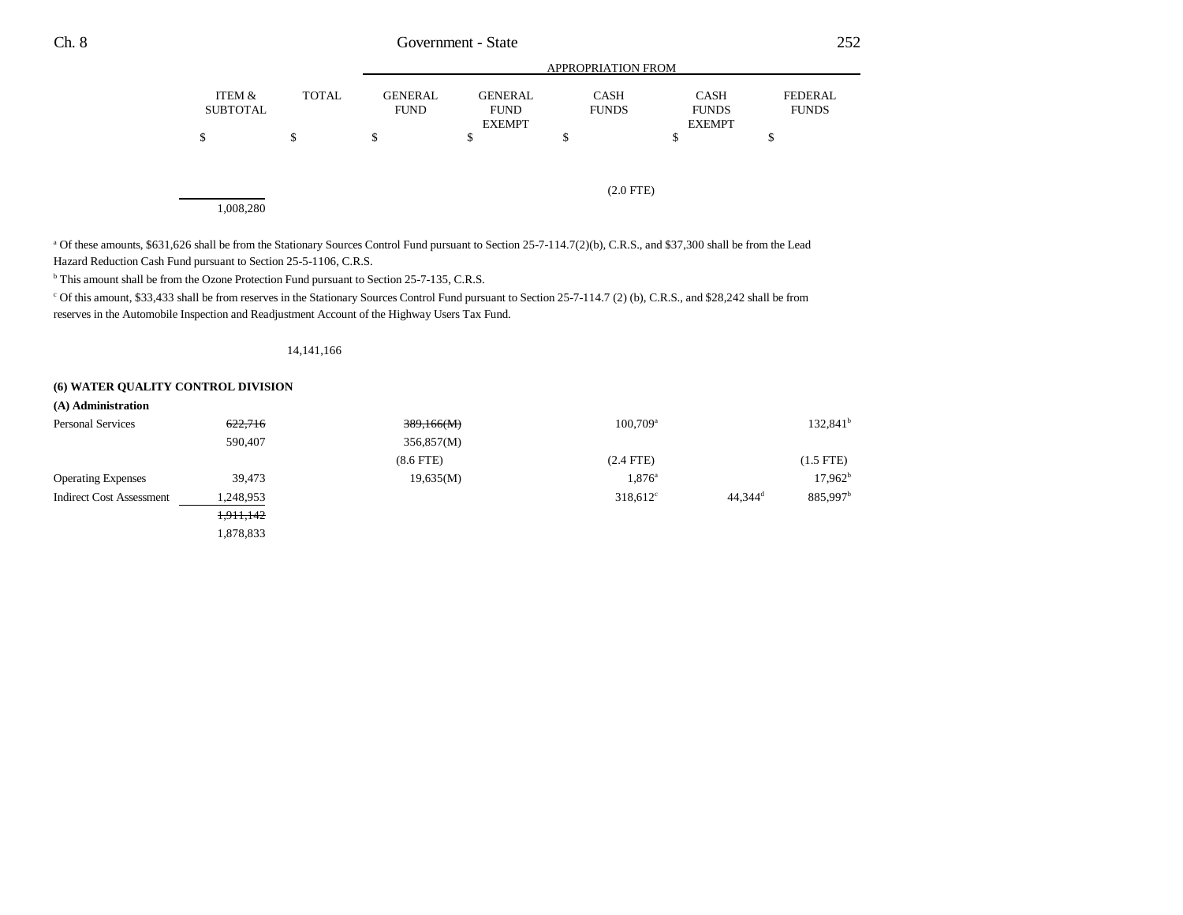| | ITEM & SUBTOTAL | TOTAL | APPROPRIATION FROM GENERAL FUND | GENERAL FUND EXEMPT | CASH FUNDS | CASH FUNDS EXEMPT | FEDERAL FUNDS |
|---|---|---|---|---|---|---|---|
| | $ | $ | $ | $ | $ | $ | $ |
| | | | | | (2.0 FTE) | | |
| | 1,008,280 | | | | | | |

[a] Of these amounts, $631,626 shall be from the Stationary Sources Control Fund pursuant to Section 25-7-114.7(2)(b), C.R.S., and $37,300 shall be from the Lead Hazard Reduction Cash Fund pursuant to Section 25-5-1106, C.R.S.

[b] This amount shall be from the Ozone Protection Fund pursuant to Section 25-7-135, C.R.S.

[c] Of this amount, $33,433 shall be from reserves in the Stationary Sources Control Fund pursuant to Section 25-7-114.7 (2) (b), C.R.S., and $28,242 shall be from reserves in the Automobile Inspection and Readjustment Account of the Highway Users Tax Fund.

| | ITEM & SUBTOTAL | TOTAL | GENERAL FUND | GENERAL FUND EXEMPT | CASH FUNDS | CASH FUNDS EXEMPT | FEDERAL FUNDS |
|---|---|---|---|---|---|---|---|
| | | 14,141,166 | | | | | |
| **(6) WATER QUALITY CONTROL DIVISION** | | | | | | | |
| **(A) Administration** | | | | | | | |
| Personal Services | ~~622,716~~ | | ~~389,166(M)~~ | | 100,709[a] | | 132,841[b] |
| | 590,407 | | 356,857(M) | | | | |
| | | | (8.6 FTE) | | (2.4 FTE) | | (1.5 FTE) |
| Operating Expenses | 39,473 | | 19,635(M) | | 1,876[a] | | 17,962[b] |
| Indirect Cost Assessment | 1,248,953 | | | | 318,612[c] | 44,344[d] | 885,997[b] |
| | ~~1,911,142~~ | | | | | | |
| | 1,878,833 | | | | | | |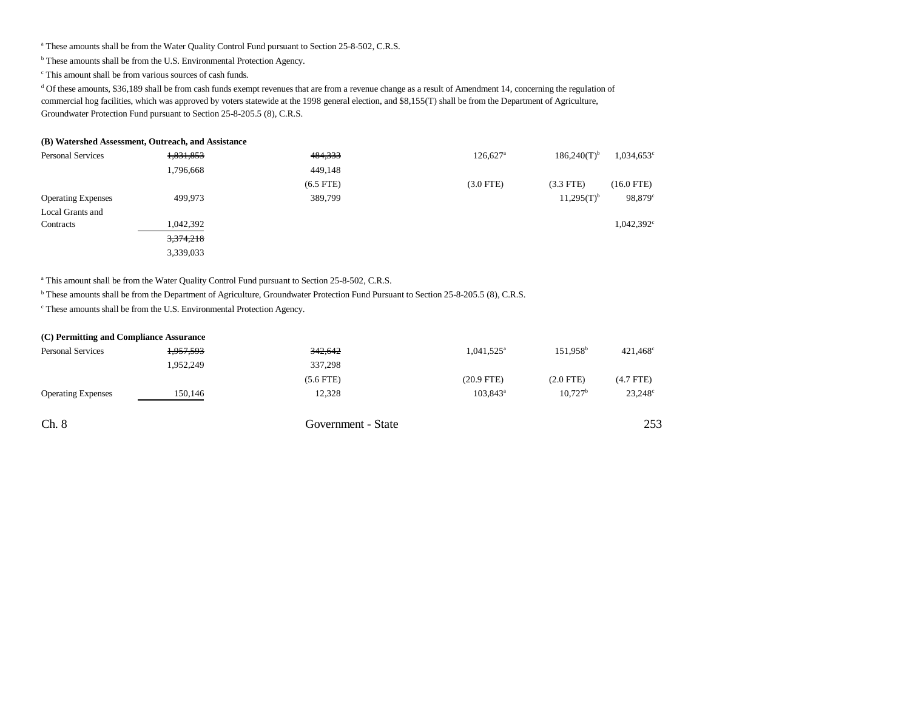[a] These amounts shall be from the Water Quality Control Fund pursuant to Section 25-8-502, C.R.S.

[b] These amounts shall be from the U.S. Environmental Protection Agency.

[c] This amount shall be from various sources of cash funds.

[d] Of these amounts, $36,189 shall be from cash funds exempt revenues that are from a revenue change as a result of Amendment 14, concerning the regulation of commercial hog facilities, which was approved by voters statewide at the 1998 general election, and $8,155(T) shall be from the Department of Agriculture, Groundwater Protection Fund pursuant to Section 25-8-205.5 (8), C.R.S.

**(B) Watershed Assessment, Outreach, and Assistance**

| | | | | | |
|---|---|---|---|---|---|
| Personal Services | ~~1,831,853~~ | ~~484,333~~ | 126,627[a] | 186,240(T)[b] | 1,034,653[c] |
| | 1,796,668 | 449,148 | | | |
| | | (6.5 FTE) | (3.0 FTE) | (3.3 FTE) | (16.0 FTE) |
| Operating Expenses | 499,973 | 389,799 | | 11,295(T)[b] | 98,879[c] |
| Local Grants and Contracts | 1,042,392 | | | | 1,042,392[c] |
| | ~~3,374,218~~ | | | | |
| | 3,339,033 | | | | |

[a] This amount shall be from the Water Quality Control Fund pursuant to Section 25-8-502, C.R.S.

[b] These amounts shall be from the Department of Agriculture, Groundwater Protection Fund Pursuant to Section 25-8-205.5 (8), C.R.S.

[c] These amounts shall be from the U.S. Environmental Protection Agency.

**(C) Permitting and Compliance Assurance**

| | | | | | |
|---|---|---|---|---|---|
| Personal Services | ~~1,957,593~~ | ~~342,642~~ | 1,041,525[a] | 151,958[b] | 421,468[c] |
| | 1,952,249 | 337,298 | | | |
| | | (5.6 FTE) | (20.9 FTE) | (2.0 FTE) | (4.7 FTE) |
| Operating Expenses | 150,146 | 12,328 | 103,843[a] | 10,727[b] | 23,248[c] |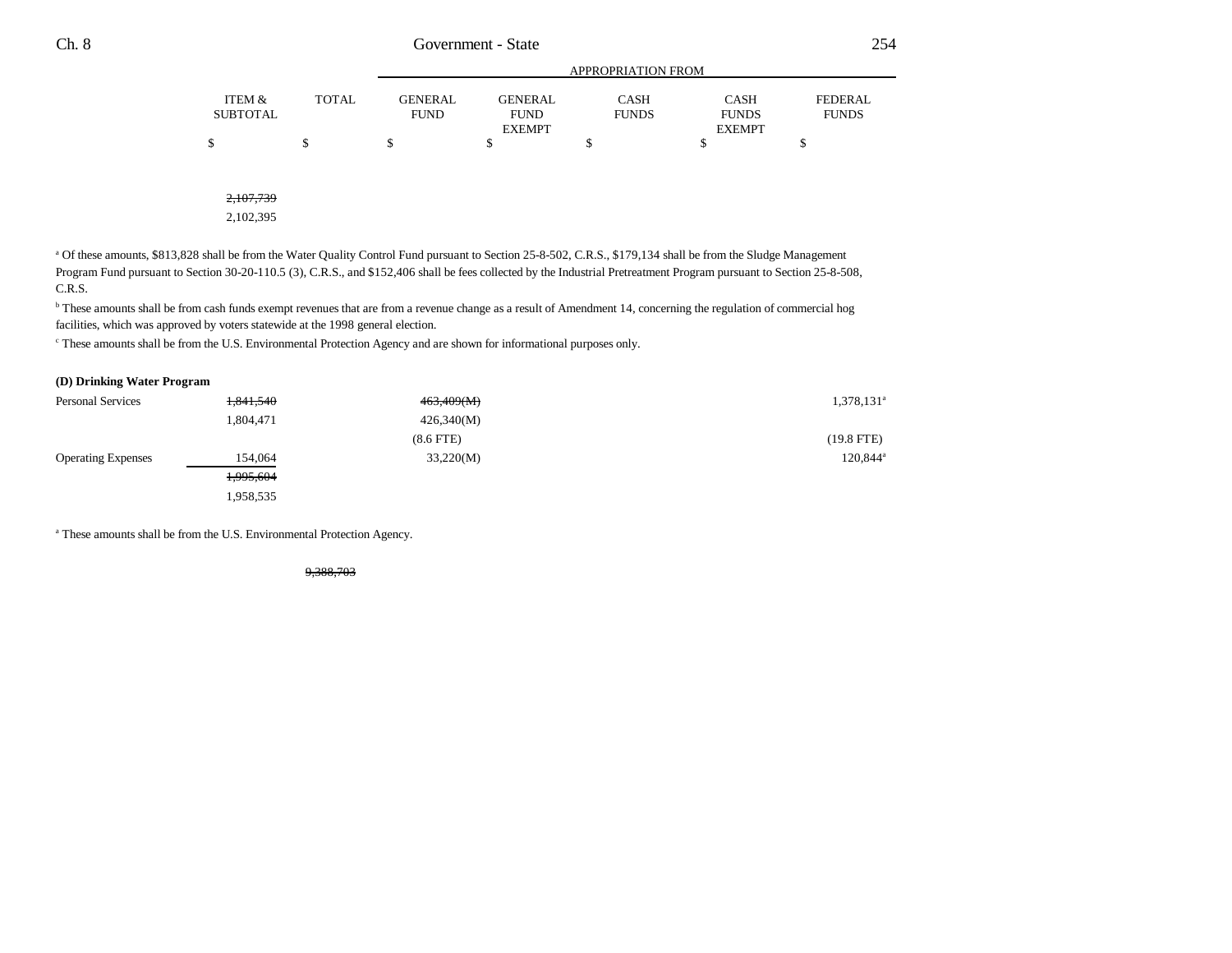| | ITEM & SUBTOTAL | TOTAL | GENERAL FUND | GENERAL FUND EXEMPT | CASH FUNDS | CASH FUNDS EXEMPT | FEDERAL FUNDS |
|---|---|---|---|---|---|---|---|
| | | | APPROPRIATION FROM | | | | |
| | $ | $ | $ | $ | $ | $ | $ |
| | ~~2,107,739~~ | | | | | | |
| | 2,102,395 | | | | | | |

[a] Of these amounts, $813,828 shall be from the Water Quality Control Fund pursuant to Section 25-8-502, C.R.S., $179,134 shall be from the Sludge Management Program Fund pursuant to Section 30-20-110.5 (3), C.R.S., and $152,406 shall be fees collected by the Industrial Pretreatment Program pursuant to Section 25-8-508, C.R.S.

[b] These amounts shall be from cash funds exempt revenues that are from a revenue change as a result of Amendment 14, concerning the regulation of commercial hog facilities, which was approved by voters statewide at the 1998 general election.

[c] These amounts shall be from the U.S. Environmental Protection Agency and are shown for informational purposes only.

**(D) Drinking Water Program**

| | ITEM & SUBTOTAL | TOTAL | GENERAL FUND | GENERAL FUND EXEMPT | CASH FUNDS | CASH FUNDS EXEMPT | FEDERAL FUNDS |
|---|---|---|---|---|---|---|---|
| Personal Services | ~~1,841,540~~ | | ~~463,409(M)~~ | | | | 1,378,131[a] |
| | 1,804,471 | | 426,340(M) | | | | |
| | | | (8.6 FTE) | | | | (19.8 FTE) |
| Operating Expenses | 154,064 | | 33,220(M) | | | | 120,844[a] |
| | ~~1,995,604~~ | | | | | | |
| | 1,958,535 | | | | | | |

[a] These amounts shall be from the U.S. Environmental Protection Agency.

| | ITEM & SUBTOTAL | TOTAL | GENERAL FUND | GENERAL FUND EXEMPT | CASH FUNDS | CASH FUNDS EXEMPT | FEDERAL FUNDS |
|---|---|---|---|---|---|---|---|
| | | ~~9,388,703~~ | | | | | |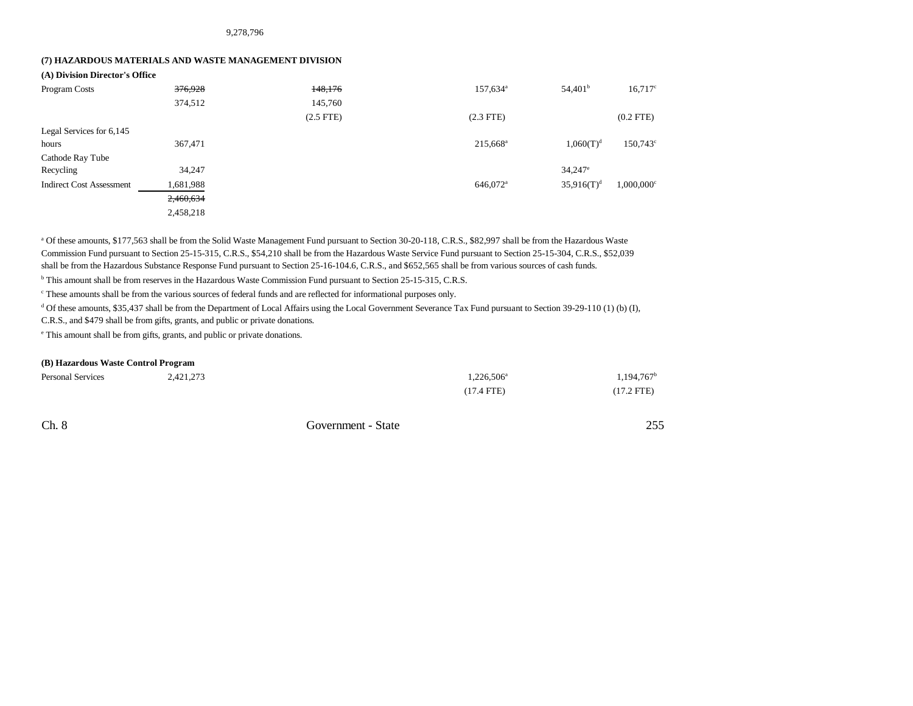9,278,796

**(7) HAZARDOUS MATERIALS AND WASTE MANAGEMENT DIVISION**

**(A) Division Director's Office**

| | | | | | |
|---|---|---|---|---|---|
| Program Costs | ~~376,928~~ | ~~148,176~~ | 157,634[a] | 54,401[b] | 16,717[c] |
| | 374,512 | 145,760 | | | |
| | | (2.5 FTE) | (2.3 FTE) | | (0.2 FTE) |
| Legal Services for 6,145 hours | 367,471 | | 215,668[a] | 1,060(T)[d] | 150,743[c] |
| Cathode Ray Tube Recycling | 34,247 | | | 34,247[e] | |
| Indirect Cost Assessment | 1,681,988 | | 646,072[a] | 35,916(T)[d] | 1,000,000[c] |
| | ~~2,460,634~~ | | | | |
| | 2,458,218 | | | | |

[a] Of these amounts, $177,563 shall be from the Solid Waste Management Fund pursuant to Section 30-20-118, C.R.S., $82,997 shall be from the Hazardous Waste Commission Fund pursuant to Section 25-15-315, C.R.S., $54,210 shall be from the Hazardous Waste Service Fund pursuant to Section 25-15-304, C.R.S., $52,039 shall be from the Hazardous Substance Response Fund pursuant to Section 25-16-104.6, C.R.S., and $652,565 shall be from various sources of cash funds.

[b] This amount shall be from reserves in the Hazardous Waste Commission Fund pursuant to Section 25-15-315, C.R.S.

[c] These amounts shall be from the various sources of federal funds and are reflected for informational purposes only.

[d] Of these amounts, $35,437 shall be from the Department of Local Affairs using the Local Government Severance Tax Fund pursuant to Section 39-29-110 (1) (b) (I), C.R.S., and $479 shall be from gifts, grants, and public or private donations.

[e] This amount shall be from gifts, grants, and public or private donations.

**(B) Hazardous Waste Control Program**

| | | | | | |
|---|---|---|---|---|---|
| Personal Services | 2,421,273 | | 1,226,506[a] | | 1,194,767[b] |
| | | | (17.4 FTE) | | (17.2 FTE) |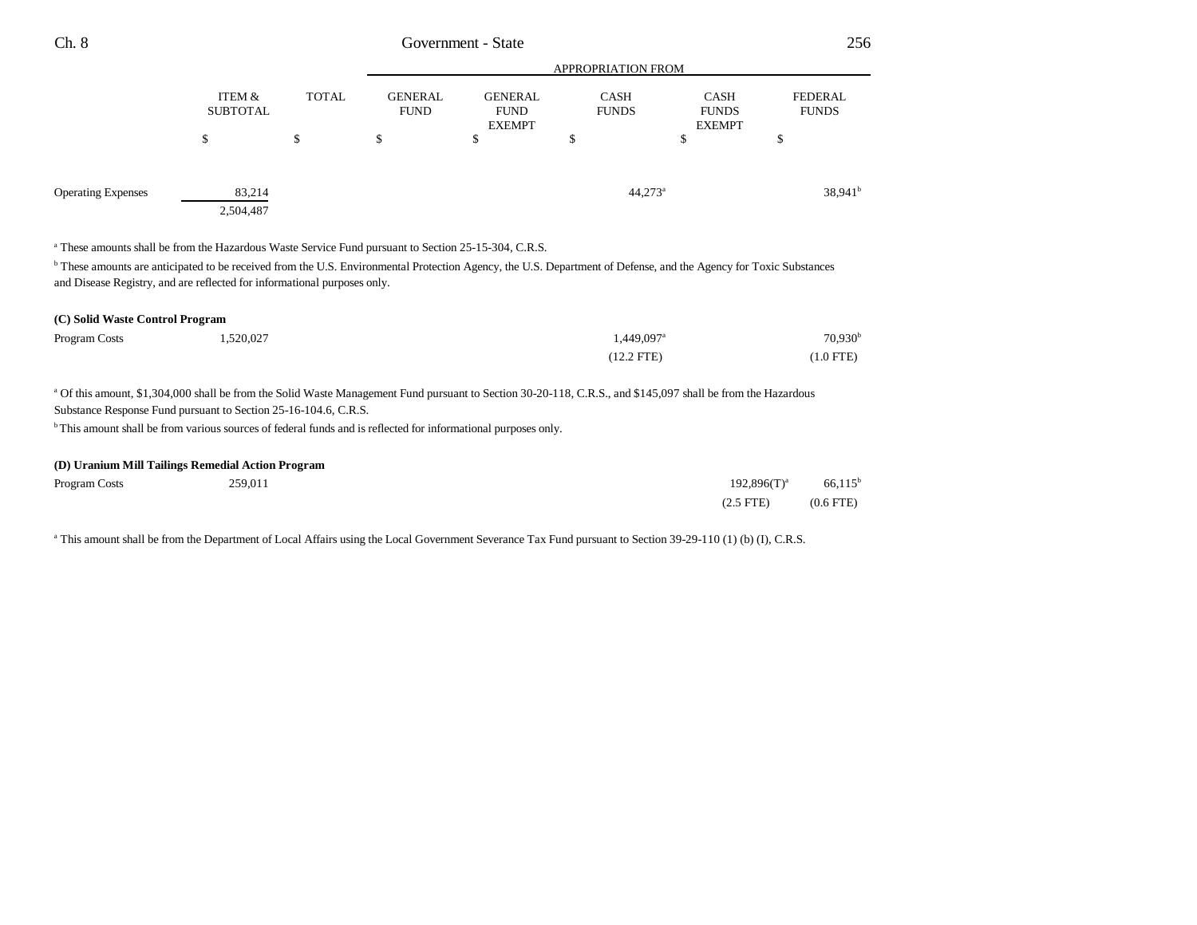| | ITEM & SUBTOTAL | TOTAL | APPROPRIATION FROM GENERAL FUND | GENERAL FUND EXEMPT | CASH FUNDS | CASH FUNDS EXEMPT | FEDERAL FUNDS |
|---|---|---|---|---|---|---|---|
| | $ | $ | $ | $ | $ | $ | $ |
| Operating Expenses | 83,214 | | | | 44,273[a] | | 38,941[b] |
| | 2,504,487 | | | | | | |

[a] These amounts shall be from the Hazardous Waste Service Fund pursuant to Section 25-15-304, C.R.S.

[b] These amounts are anticipated to be received from the U.S. Environmental Protection Agency, the U.S. Department of Defense, and the Agency for Toxic Substances and Disease Registry, and are reflected for informational purposes only.

**(C) Solid Waste Control Program**

| | ITEM & SUBTOTAL | TOTAL | GENERAL FUND | GENERAL FUND EXEMPT | CASH FUNDS | CASH FUNDS EXEMPT | FEDERAL FUNDS |
|---|---|---|---|---|---|---|---|
| Program Costs | 1,520,027 | | | | 1,449,097[a] | | 70,930[b] |
| | | | | | (12.2 FTE) | | (1.0 FTE) |

[a] Of this amount, $1,304,000 shall be from the Solid Waste Management Fund pursuant to Section 30-20-118, C.R.S., and $145,097 shall be from the Hazardous Substance Response Fund pursuant to Section 25-16-104.6, C.R.S.

[b] This amount shall be from various sources of federal funds and is reflected for informational purposes only.

**(D) Uranium Mill Tailings Remedial Action Program**

| | ITEM & SUBTOTAL | TOTAL | GENERAL FUND | GENERAL FUND EXEMPT | CASH FUNDS | CASH FUNDS EXEMPT | FEDERAL FUNDS |
|---|---|---|---|---|---|---|---|
| Program Costs | 259,011 | | | | | 192,896(T)[a] | 66,115[b] |
| | | | | | | (2.5 FTE) | (0.6 FTE) |

[a] This amount shall be from the Department of Local Affairs using the Local Government Severance Tax Fund pursuant to Section 39-29-110 (1) (b) (I), C.R.S.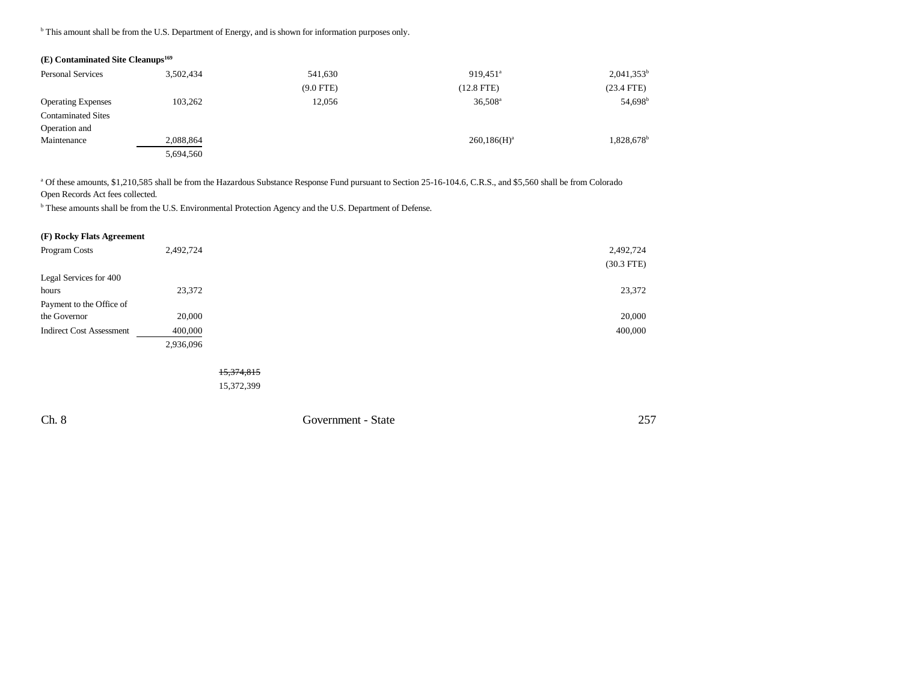[b] This amount shall be from the U.S. Department of Energy, and is shown for information purposes only.

**(E) Contaminated Site Cleanups[169]**

| | | | | |
|---|---|---|---|---|
| Personal Services | 3,502,434 | 541,630 | 919,451[a] | 2,041,353[b] |
| | | (9.0 FTE) | (12.8 FTE) | (23.4 FTE) |
| Operating Expenses | 103,262 | 12,056 | 36,508[a] | 54,698[b] |
| Contaminated Sites Operation and Maintenance | 2,088,864 | | 260,186(H)[a] | 1,828,678[b] |
| | 5,694,560 | | | |

[a] Of these amounts, $1,210,585 shall be from the Hazardous Substance Response Fund pursuant to Section 25-16-104.6, C.R.S., and $5,560 shall be from Colorado Open Records Act fees collected.

[b] These amounts shall be from the U.S. Environmental Protection Agency and the U.S. Department of Defense.

**(F) Rocky Flats Agreement**

| | | |
|---|---|---|
| Program Costs | 2,492,724 | 2,492,724 |
| | | (30.3 FTE) |
| Legal Services for 400 hours | 23,372 | 23,372 |
| Payment to the Office of the Governor | 20,000 | 20,000 |
| Indirect Cost Assessment | 400,000 | 400,000 |
| | 2,936,096 | |

~~15,374,815~~

15,372,399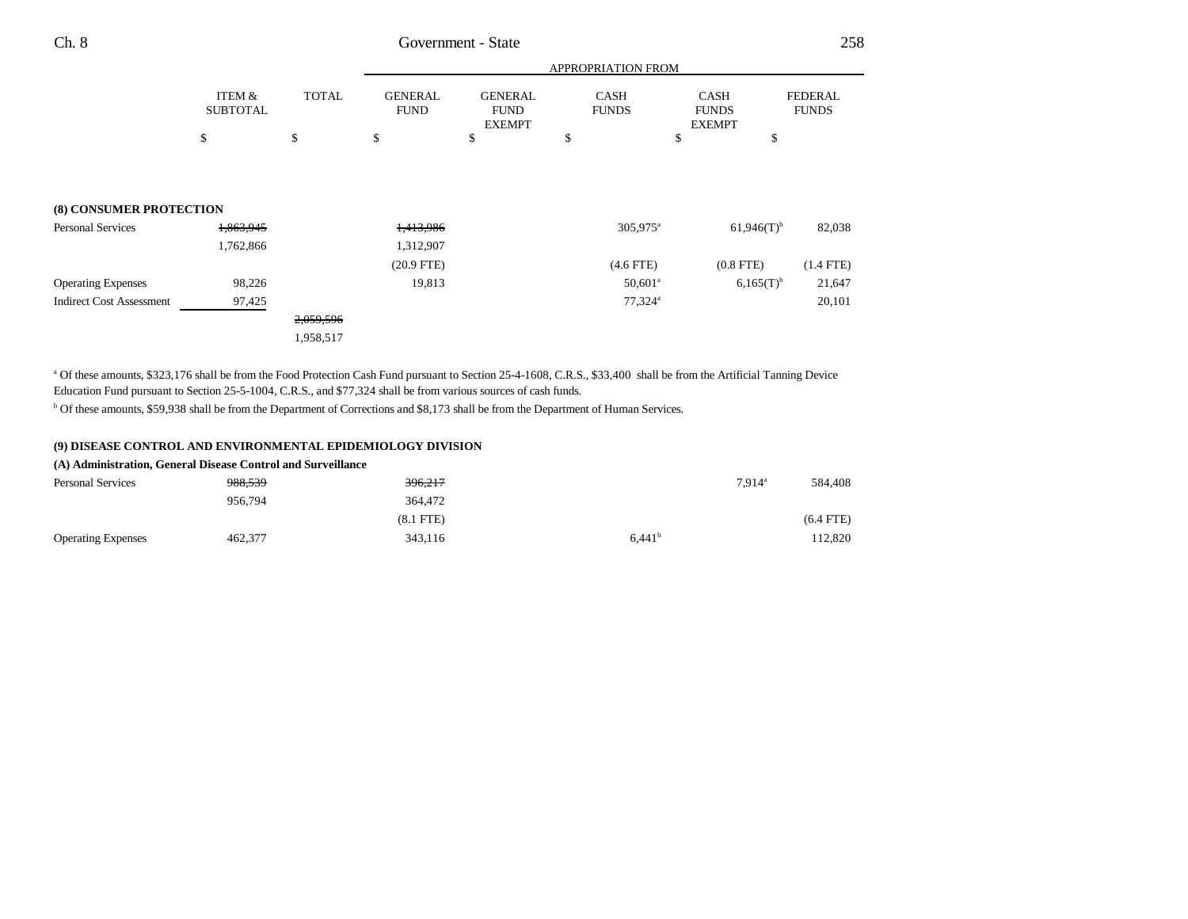| | ITEM & SUBTOTAL | TOTAL | GENERAL FUND | GENERAL FUND EXEMPT | CASH FUNDS | CASH FUNDS EXEMPT | FEDERAL FUNDS |
|---|---|---|---|---|---|---|---|
| | | | APPROPRIATION FROM | | | | |
| | $ | $ | $ | $ | $ | $ | $ |
| **(8) CONSUMER PROTECTION** | | | | | | | |
| Personal Services | ~~1,863,945~~ | | ~~1,413,986~~ | | 305,975[a] | 61,946(T)[b] | 82,038 |
| | 1,762,866 | | 1,312,907 | | | | |
| | | | (20.9 FTE) | | (4.6 FTE) | (0.8 FTE) | (1.4 FTE) |
| Operating Expenses | 98,226 | | 19,813 | | 50,601[a] | 6,165(T)[b] | 21,647 |
| Indirect Cost Assessment | 97,425 | | | | 77,324[a] | | 20,101 |
| | | ~~2,059,596~~ | | | | | |
| | | 1,958,517 | | | | | |

[a] Of these amounts, $323,176 shall be from the Food Protection Cash Fund pursuant to Section 25-4-1608, C.R.S., $33,400 shall be from the Artificial Tanning Device Education Fund pursuant to Section 25-5-1004, C.R.S., and $77,324 shall be from various sources of cash funds.

[b] Of these amounts, $59,938 shall be from the Department of Corrections and $8,173 shall be from the Department of Human Services.

**(9) DISEASE CONTROL AND ENVIRONMENTAL EPIDEMIOLOGY DIVISION**

**(A) Administration, General Disease Control and Surveillance**

| | ITEM & SUBTOTAL | TOTAL | GENERAL FUND | GENERAL FUND EXEMPT | CASH FUNDS | CASH FUNDS EXEMPT | FEDERAL FUNDS |
|---|---|---|---|---|---|---|---|
| Personal Services | ~~988,539~~ | | ~~396,217~~ | | | 7,914[a] | 584,408 |
| | 956,794 | | 364,472 | | | | |
| | | | (8.1 FTE) | | | | (6.4 FTE) |
| Operating Expenses | 462,377 | | 343,116 | | 6,441[b] | | 112,820 |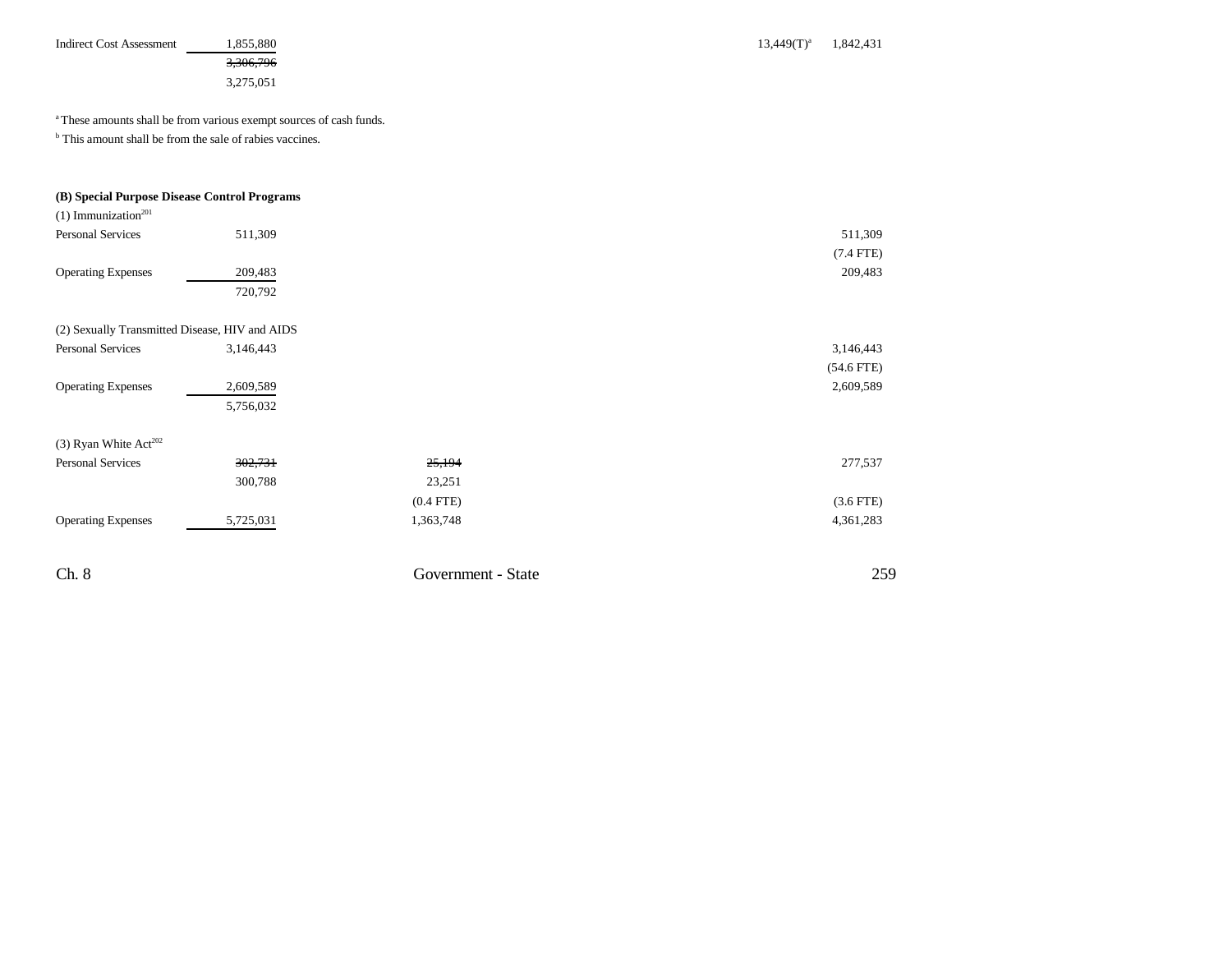| | Total | | | Column 4 | Column 5 |
|---|---|---|---|---|---|
| Indirect Cost Assessment | 1,855,880 | | | 13,449(T)[a] | 1,842,431 |
| | ~~3,306,796~~ | | | | |
| | 3,275,051 | | | | |

[a] These amounts shall be from various exempt sources of cash funds.

[b] This amount shall be from the sale of rabies vaccines.

**(B) Special Purpose Disease Control Programs**

| | Total | General Fund | | | Federal Funds |
|---|---|---|---|---|---|
| (1) Immunization[201] | | | | | |
| Personal Services | 511,309 | | | | 511,309 |
| | | | | | (7.4 FTE) |
| Operating Expenses | 209,483 | | | | 209,483 |
| | 720,792 | | | | |
| (2) Sexually Transmitted Disease, HIV and AIDS | | | | | |
| Personal Services | 3,146,443 | | | | 3,146,443 |
| | | | | | (54.6 FTE) |
| Operating Expenses | 2,609,589 | | | | 2,609,589 |
| | 5,756,032 | | | | |
| (3) Ryan White Act[202] | | | | | |
| Personal Services | ~~302,731~~ | ~~25,194~~ | | | 277,537 |
| | 300,788 | 23,251 | | | |
| | | (0.4 FTE) | | | (3.6 FTE) |
| Operating Expenses | 5,725,031 | 1,363,748 | | | 4,361,283 |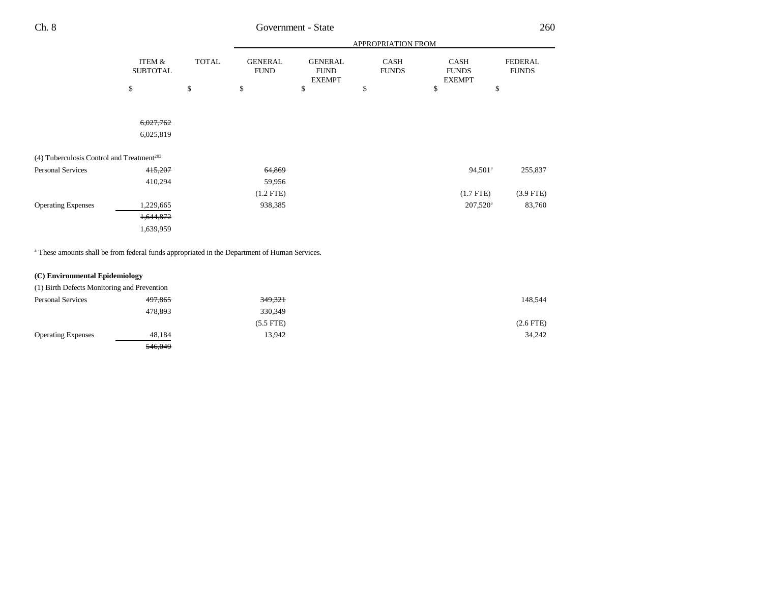| | ITEM & SUBTOTAL | TOTAL | APPROPRIATION FROM GENERAL FUND | GENERAL FUND EXEMPT | CASH FUNDS | CASH FUNDS EXEMPT | FEDERAL FUNDS |
|---|---|---|---|---|---|---|---|
| | $ | $ | $ | $ | $ | $ | $ |
| | ~~6,027,762~~ | | | | | | |
| | 6,025,819 | | | | | | |
| (4) Tuberculosis Control and Treatment[203] | | | | | | | |
| Personal Services | ~~415,207~~ | | ~~64,869~~ | | | 94,501[a] | 255,837 |
| | 410,294 | | 59,956 | | | | |
| | | | (1.2 FTE) | | | (1.7 FTE) | (3.9 FTE) |
| Operating Expenses | 1,229,665 | | 938,385 | | | 207,520[a] | 83,760 |
| | ~~1,644,872~~ | | | | | | |
| | 1,639,959 | | | | | | |

[a] These amounts shall be from federal funds appropriated in the Department of Human Services.

**(C) Environmental Epidemiology**

| | ITEM & SUBTOTAL | TOTAL | GENERAL FUND | GENERAL FUND EXEMPT | CASH FUNDS | CASH FUNDS EXEMPT | FEDERAL FUNDS |
|---|---|---|---|---|---|---|---|
| (1) Birth Defects Monitoring and Prevention | | | | | | | |
| Personal Services | ~~497,865~~ | | ~~349,321~~ | | | | 148,544 |
| | 478,893 | | 330,349 | | | | |
| | | | (5.5 FTE) | | | | (2.6 FTE) |
| Operating Expenses | 48,184 | | 13,942 | | | | 34,242 |
| | ~~546,049~~ | | | | | | |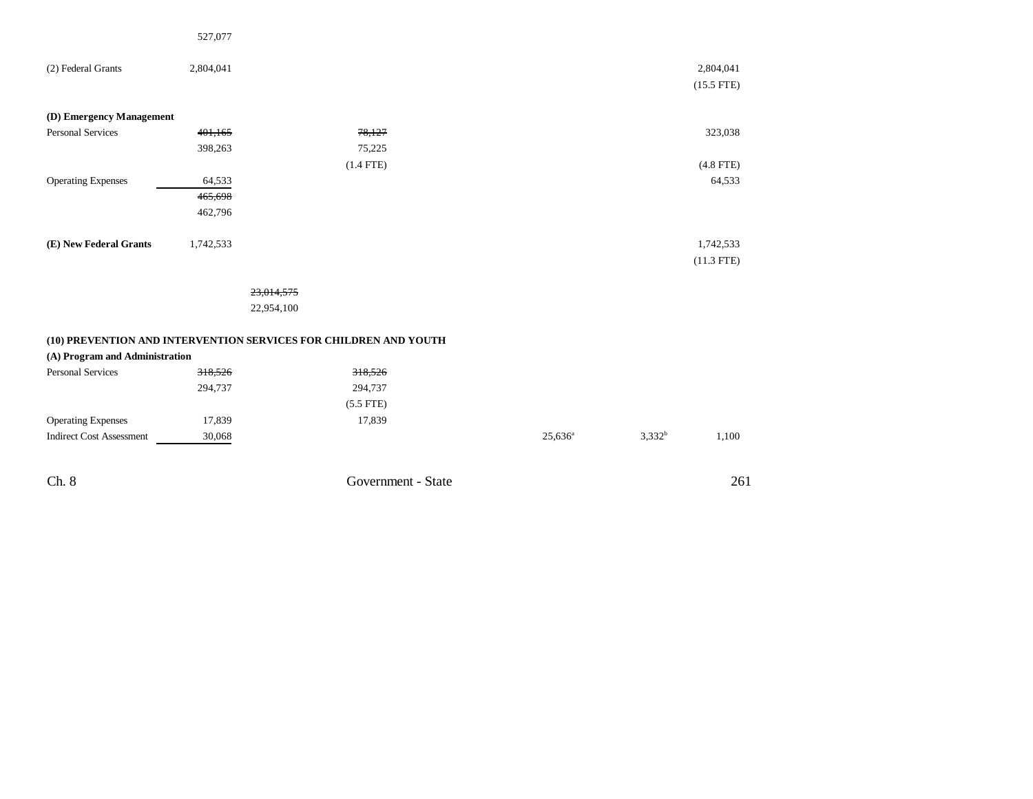| | | | | | | |
|---|---|---|---|---|---|---|
| | 527,077 | | | | | |
| (2) Federal Grants | 2,804,041 | | | | | 2,804,041<br>(15.5 FTE) |
| **(D) Emergency Management** | | | | | | |
| Personal Services | ~~401,165~~<br>398,263 | | ~~78,127~~<br>75,225<br>(1.4 FTE) | | | 323,038<br>(4.8 FTE) |
| Operating Expenses | 64,533 | | | | | 64,533 |
| | ~~465,698~~<br>462,796 | | | | | |
| **(E) New Federal Grants** | 1,742,533 | | | | | 1,742,533<br>(11.3 FTE) |
| | | ~~23,014,575~~<br>22,954,100 | | | | |
| **(10) PREVENTION AND INTERVENTION SERVICES FOR CHILDREN AND YOUTH** | | | | | | |
| **(A) Program and Administration** | | | | | | |
| Personal Services | ~~318,526~~<br>294,737 | | ~~318,526~~<br>294,737<br>(5.5 FTE) | | | |
| Operating Expenses | 17,839 | | 17,839 | | | |
| Indirect Cost Assessment | 30,068 | | | 25,636[a] | 3,332[b] | 1,100 |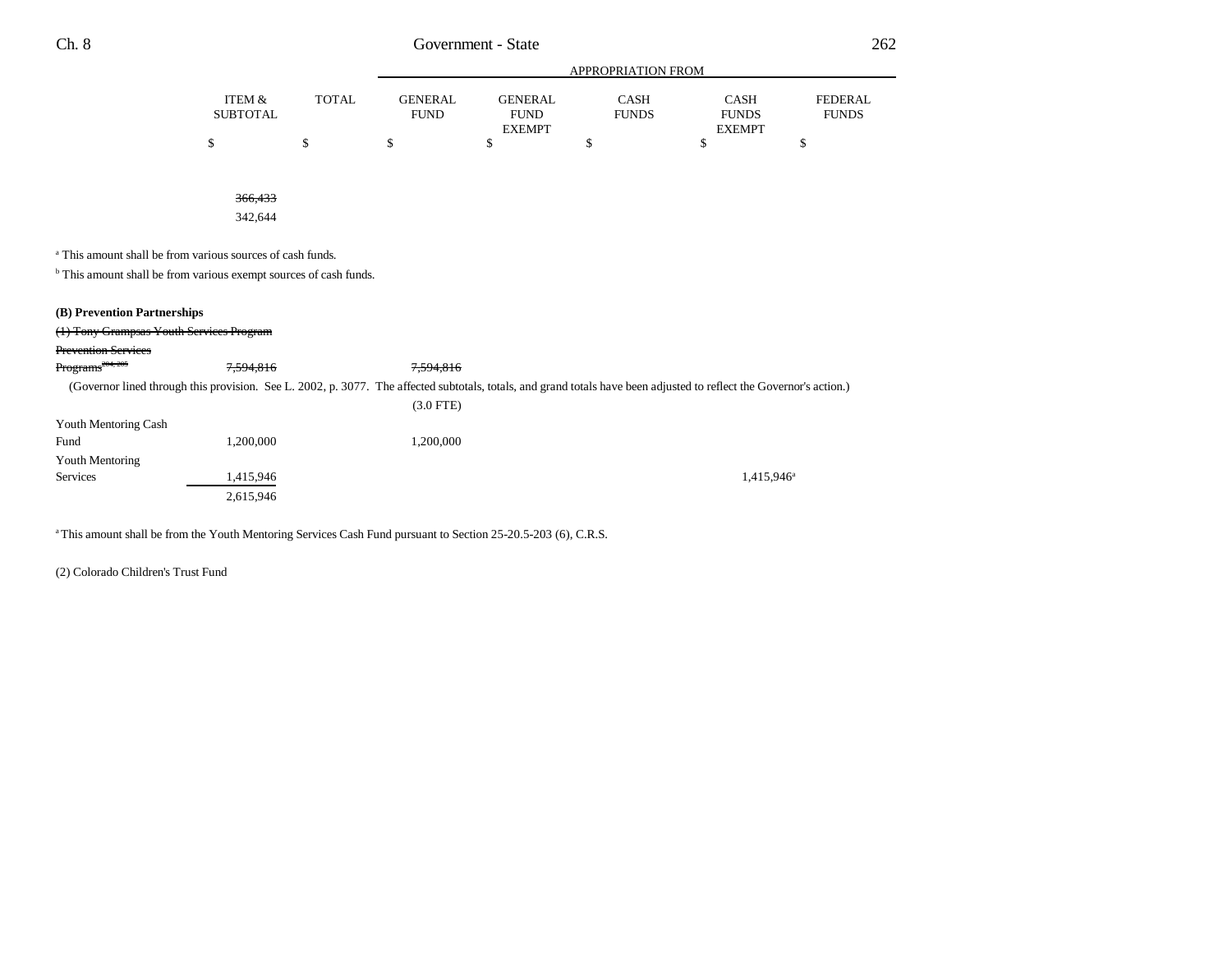| | ITEM & SUBTOTAL | TOTAL | APPROPRIATION FROM GENERAL FUND | GENERAL FUND EXEMPT | CASH FUNDS | CASH FUNDS EXEMPT | FEDERAL FUNDS |
|---|---|---|---|---|---|---|---|
| | $ | $ | $ | $ | $ | $ | $ |
| | ~~366,433~~ | | | | | | |
| | 342,644 | | | | | | |

[a] This amount shall be from various sources of cash funds.

[b] This amount shall be from various exempt sources of cash funds.

**(B) Prevention Partnerships**

| | ITEM & SUBTOTAL | TOTAL | GENERAL FUND | GENERAL FUND EXEMPT | CASH FUNDS | CASH FUNDS EXEMPT | FEDERAL FUNDS |
|---|---|---|---|---|---|---|---|
| ~~(1) Tony Grampsas Youth Services Program~~ | | | | | | | |
| ~~Prevention Services Programs[204, 205]~~ | ~~7,594,816~~ | | ~~7,594,816~~ | | | | |
| (Governor lined through this provision. See L. 2002, p. 3077. The affected subtotals, totals, and grand totals have been adjusted to reflect the Governor's action.) | | | | | | | |
| | | | (3.0 FTE) | | | | |
| Youth Mentoring Cash Fund | 1,200,000 | | 1,200,000 | | | | |
| Youth Mentoring Services | 1,415,946 | | | | | 1,415,946[a] | |
| | 2,615,946 | | | | | | |

[a] This amount shall be from the Youth Mentoring Services Cash Fund pursuant to Section 25-20.5-203 (6), C.R.S.

(2) Colorado Children's Trust Fund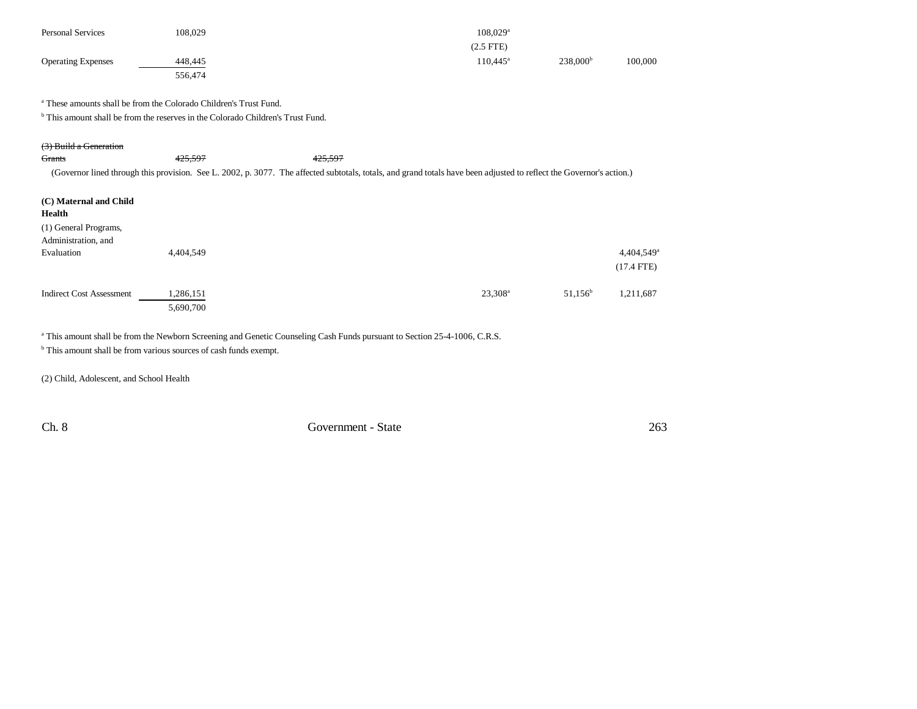| | | | | | | |
|---|---|---|---|---|---|---|
| Personal Services | 108,029 | | | 108,029[a] | | |
| | | | | (2.5 FTE) | | |
| Operating Expenses | 448,445 | | | 110,445[a] | 238,000[b] | 100,000 |
| | 556,474 | | | | | |

[a] These amounts shall be from the Colorado Children's Trust Fund.

[b] This amount shall be from the reserves in the Colorado Children's Trust Fund.

| | | | | | | |
|---|---|---|---|---|---|---|
| ~~(3) Build a Generation Grants~~ | ~~425,597~~ | ~~425,597~~ | | | | |

(Governor lined through this provision. See L. 2002, p. 3077. The affected subtotals, totals, and grand totals have been adjusted to reflect the Governor's action.)

**(C) Maternal and Child Health**

| | | | | | | |
|---|---|---|---|---|---|---|
| (1) General Programs, Administration, and Evaluation | 4,404,549 | | | | | 4,404,549[a] |
| | | | | | | (17.4 FTE) |
| Indirect Cost Assessment | 1,286,151 | | | 23,308[a] | 51,156[b] | 1,211,687 |
| | 5,690,700 | | | | | |

[a] This amount shall be from the Newborn Screening and Genetic Counseling Cash Funds pursuant to Section 25-4-1006, C.R.S.

[b] This amount shall be from various sources of cash funds exempt.

(2) Child, Adolescent, and School Health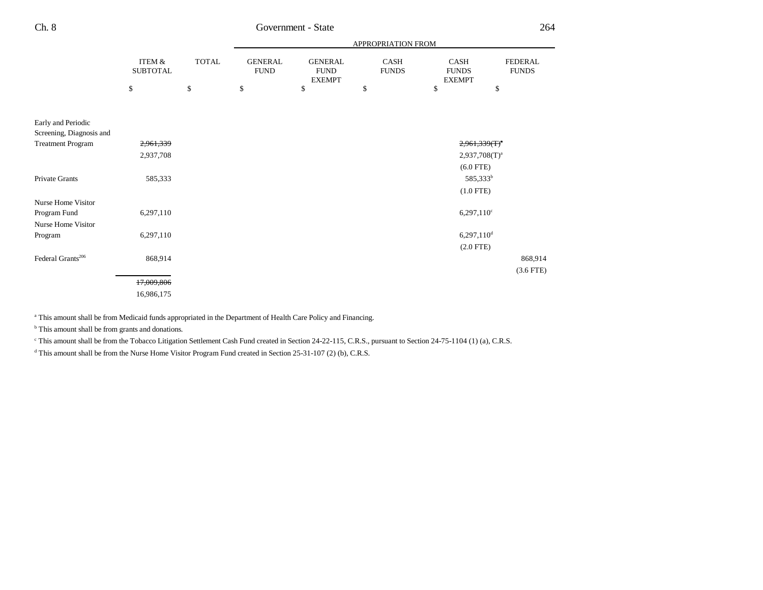| | ITEM & SUBTOTAL | TOTAL | GENERAL FUND | GENERAL FUND EXEMPT | CASH FUNDS | CASH FUNDS EXEMPT | FEDERAL FUNDS |
|---|---|---|---|---|---|---|---|
| | | | APPROPRIATION FROM | | | | |
| | $ | $ | $ | $ | $ | $ | $ |
| Early and Periodic Screening, Diagnosis and Treatment Program | ~~2,961,339~~ | | | | | ~~2,961,339(T)~~[a] | |
| | 2,937,708 | | | | | 2,937,708(T)[a] | |
| | | | | | | (6.0 FTE) | |
| Private Grants | 585,333 | | | | | 585,333[b] | |
| | | | | | | (1.0 FTE) | |
| Nurse Home Visitor Program Fund | 6,297,110 | | | | | 6,297,110[c] | |
| Nurse Home Visitor Program | 6,297,110 | | | | | 6,297,110[d] | |
| | | | | | | (2.0 FTE) | |
| Federal Grants[206] | 868,914 | | | | | | 868,914 |
| | | | | | | | (3.6 FTE) |
| | ~~17,009,806~~ | | | | | | |
| | 16,986,175 | | | | | | |

[a] This amount shall be from Medicaid funds appropriated in the Department of Health Care Policy and Financing.

[b] This amount shall be from grants and donations.

[c] This amount shall be from the Tobacco Litigation Settlement Cash Fund created in Section 24-22-115, C.R.S., pursuant to Section 24-75-1104 (1) (a), C.R.S.

[d] This amount shall be from the Nurse Home Visitor Program Fund created in Section 25-31-107 (2) (b), C.R.S.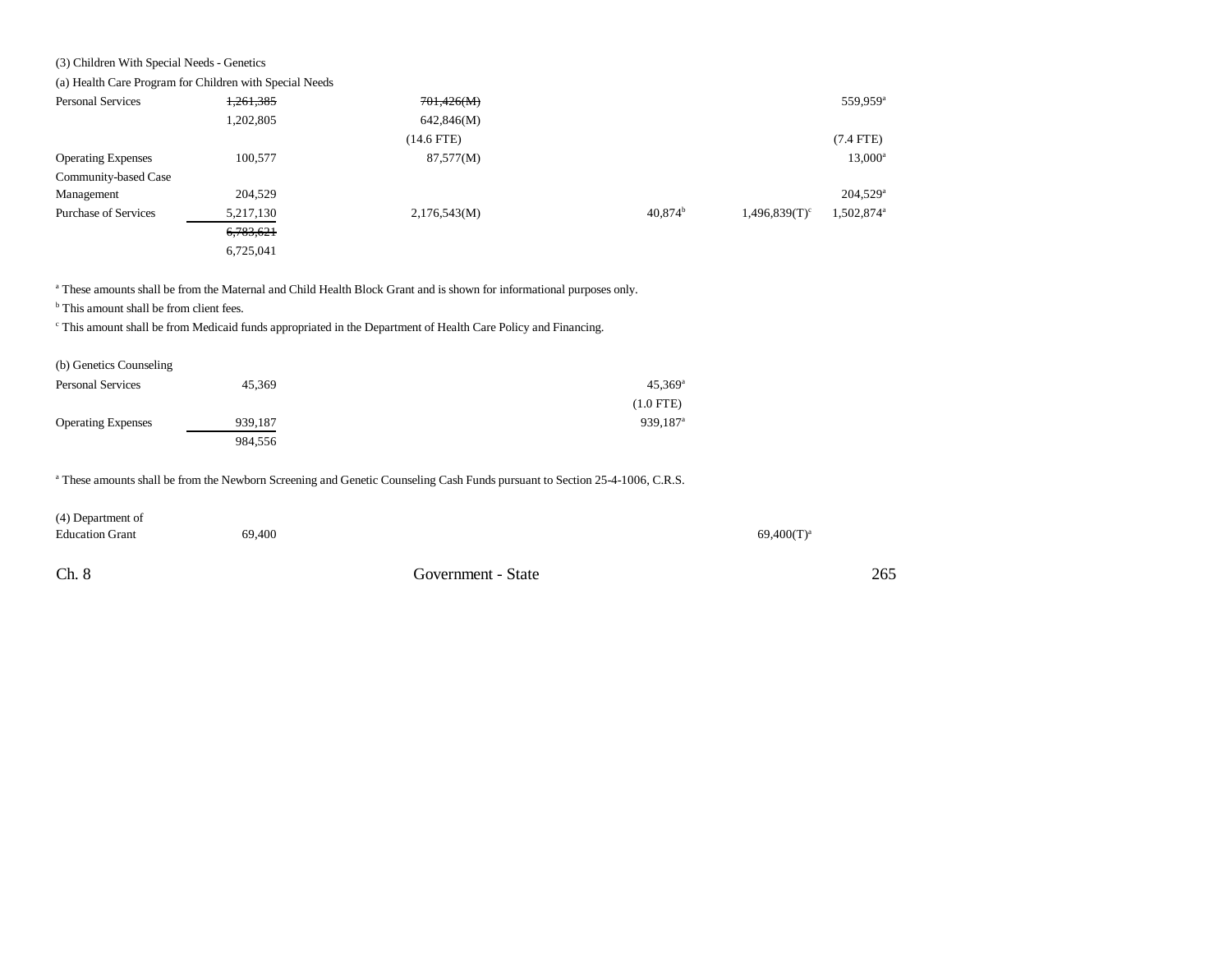(3) Children With Special Needs - Genetics

(a) Health Care Program for Children with Special Needs

| | | | | | |
|---|---|---|---|---|---|
| Personal Services | ~~1,261,385~~ | ~~701,426(M)~~ | | | 559,959[a] |
| | 1,202,805 | 642,846(M) | | | |
| | | (14.6 FTE) | | | (7.4 FTE) |
| Operating Expenses | 100,577 | 87,577(M) | | | 13,000[a] |
| Community-based Case Management | 204,529 | | | | 204,529[a] |
| Purchase of Services | 5,217,130 | 2,176,543(M) | 40,874[b] | 1,496,839(T)[c] | 1,502,874[a] |
| | ~~6,783,621~~ | | | | |
| | 6,725,041 | | | | |

[a] These amounts shall be from the Maternal and Child Health Block Grant and is shown for informational purposes only.

[b] This amount shall be from client fees.

[c] This amount shall be from Medicaid funds appropriated in the Department of Health Care Policy and Financing.

(b) Genetics Counseling

| | | | | | |
|---|---|---|---|---|---|
| Personal Services | 45,369 | | 45,369[a] | | |
| | | | (1.0 FTE) | | |
| Operating Expenses | 939,187 | | 939,187[a] | | |
| | 984,556 | | | | |

[a] These amounts shall be from the Newborn Screening and Genetic Counseling Cash Funds pursuant to Section 25-4-1006, C.R.S.

| | | | | | |
|---|---|---|---|---|---|
| (4) Department of Education Grant | 69,400 | | | 69,400(T)[a] | |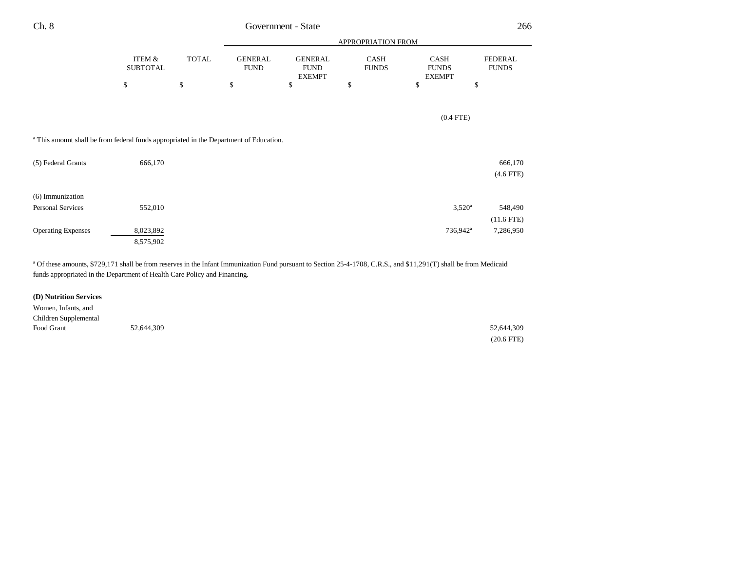| | ITEM & SUBTOTAL | TOTAL | GENERAL FUND | GENERAL FUND EXEMPT | CASH FUNDS | CASH FUNDS EXEMPT | FEDERAL FUNDS |
|---|---|---|---|---|---|---|---|
| | | | APPROPRIATION FROM | | | | |
| | $ | $ | $ | $ | $ | $ | $ |
| | | | | | | (0.4 FTE) | |

[a] This amount shall be from federal funds appropriated in the Department of Education.

| | ITEM & SUBTOTAL | TOTAL | GENERAL FUND | GENERAL FUND EXEMPT | CASH FUNDS | CASH FUNDS EXEMPT | FEDERAL FUNDS |
|---|---|---|---|---|---|---|---|
| (5) Federal Grants | 666,170 | | | | | | 666,170 |
| | | | | | | | (4.6 FTE) |
| (6) Immunization | | | | | | | |
| Personal Services | 552,010 | | | | | 3,520[a] | 548,490 |
| | | | | | | | (11.6 FTE) |
| Operating Expenses | 8,023,892 | | | | | 736,942[a] | 7,286,950 |
| | 8,575,902 | | | | | | |

[a] Of these amounts, $729,171 shall be from reserves in the Infant Immunization Fund pursuant to Section 25-4-1708, C.R.S., and $11,291(T) shall be from Medicaid funds appropriated in the Department of Health Care Policy and Financing.

**(D) Nutrition Services**

| | ITEM & SUBTOTAL | TOTAL | GENERAL FUND | GENERAL FUND EXEMPT | CASH FUNDS | CASH FUNDS EXEMPT | FEDERAL FUNDS |
|---|---|---|---|---|---|---|---|
| Women, Infants, and Children Supplemental Food Grant | 52,644,309 | | | | | | 52,644,309 |
| | | | | | | | (20.6 FTE) |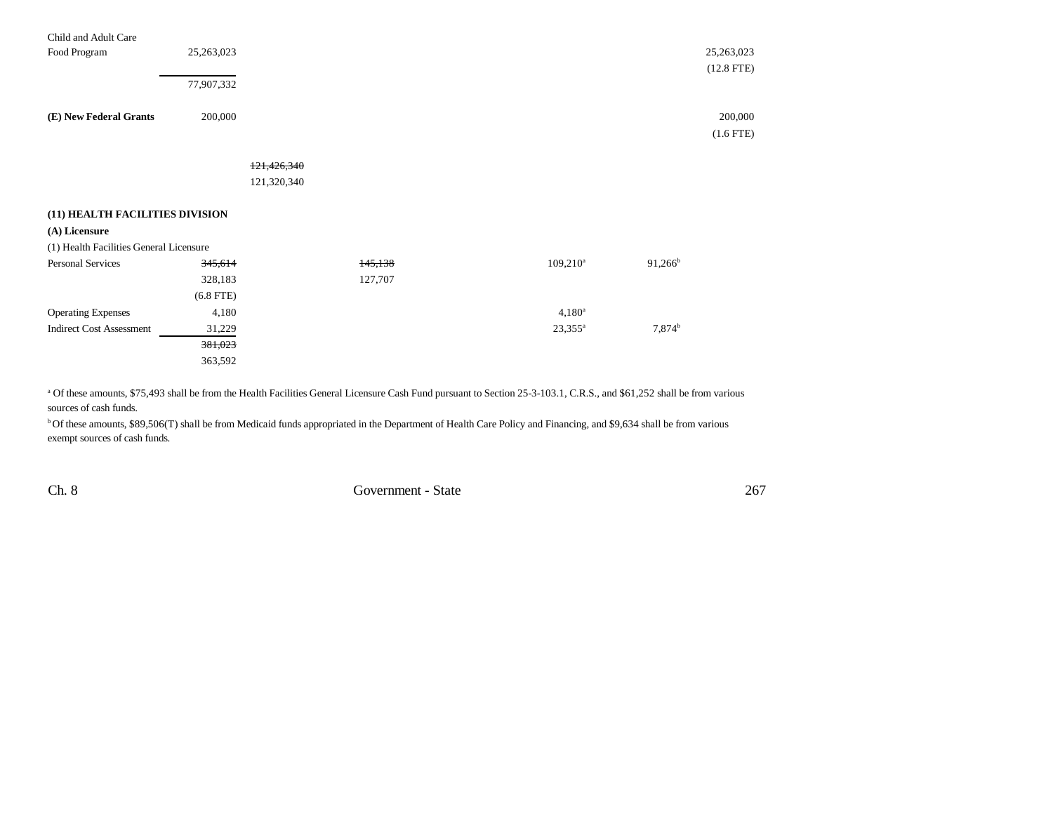| | | | | | | |
|---|---|---|---|---|---|---|
| Child and Adult Care Food Program | 25,263,023 | | | | | 25,263,023<br>(12.8 FTE) |
| | 77,907,332 | | | | | |
| **(E) New Federal Grants** | 200,000 | | | | | 200,000<br>(1.6 FTE) |
| | | ~~121,426,340~~<br>121,320,340 | | | | |

**(11) HEALTH FACILITIES DIVISION**

**(A) Licensure**

(1) Health Facilities General Licensure

| | | | | | | |
|---|---|---|---|---|---|---|
| Personal Services | ~~345,614~~<br>328,183<br>(6.8 FTE) | | ~~145,138~~<br>127,707 | 109,210[a] | 91,266[b] | |
| Operating Expenses | 4,180 | | | 4,180[a] | | |
| Indirect Cost Assessment | 31,229 | | | 23,355[a] | 7,874[b] | |
| | ~~381,023~~<br>363,592 | | | | | |

[a] Of these amounts, $75,493 shall be from the Health Facilities General Licensure Cash Fund pursuant to Section 25-3-103.1, C.R.S., and $61,252 shall be from various sources of cash funds.

[b] Of these amounts, $89,506(T) shall be from Medicaid funds appropriated in the Department of Health Care Policy and Financing, and $9,634 shall be from various exempt sources of cash funds.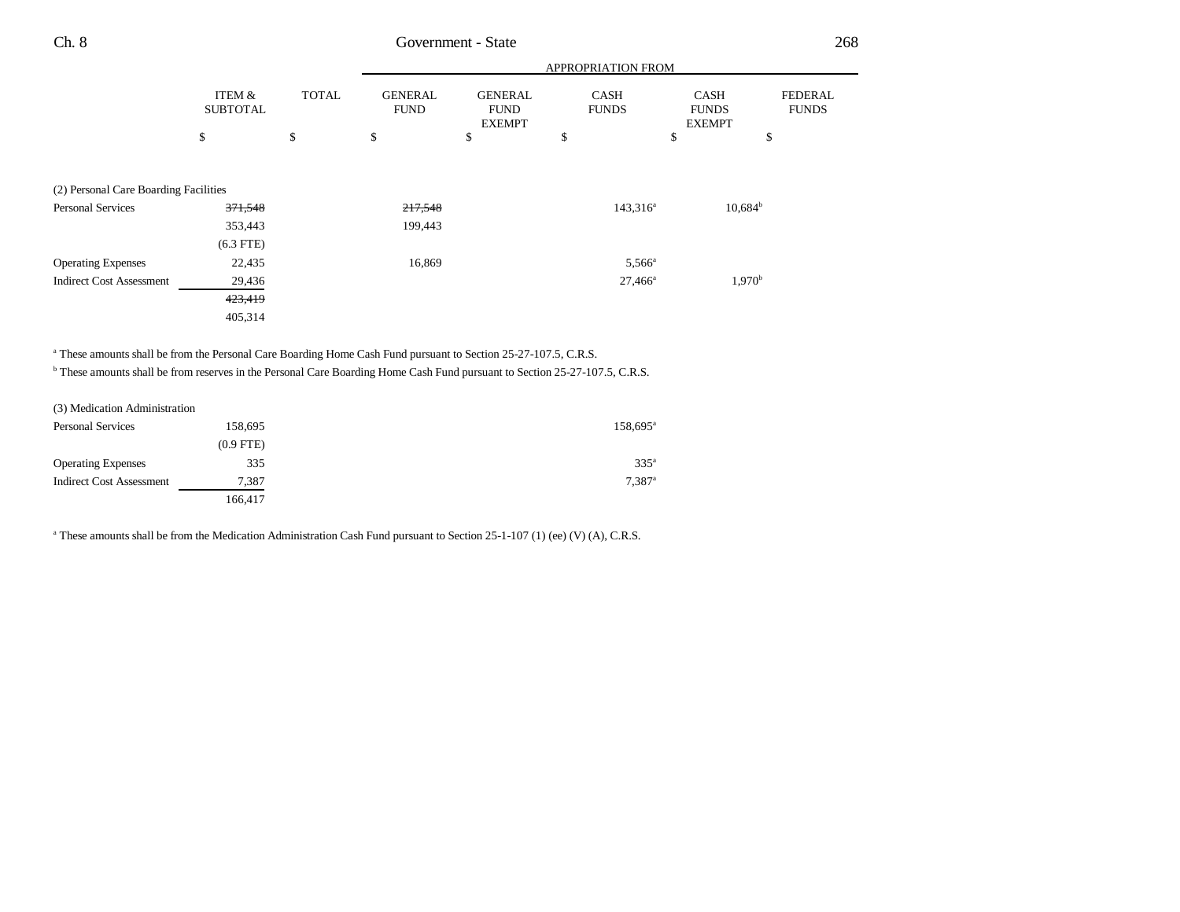| | ITEM & SUBTOTAL | TOTAL | APPROPRIATION FROM GENERAL FUND | GENERAL FUND EXEMPT | CASH FUNDS | CASH FUNDS EXEMPT | FEDERAL FUNDS |
|---|---|---|---|---|---|---|---|
| | $ | $ | $ | $ | $ | $ | $ |
| (2) Personal Care Boarding Facilities | | | | | | | |
| Personal Services | ~~371,548~~ | | ~~217,548~~ | | 143,316[a] | 10,684[b] | |
| | 353,443 | | 199,443 | | | | |
| | (6.3 FTE) | | | | | | |
| Operating Expenses | 22,435 | | 16,869 | | 5,566[a] | | |
| Indirect Cost Assessment | 29,436 | | | | 27,466[a] | 1,970[b] | |
| | ~~423,419~~ | | | | | | |
| | 405,314 | | | | | | |

[a] These amounts shall be from the Personal Care Boarding Home Cash Fund pursuant to Section 25-27-107.5, C.R.S.

[b] These amounts shall be from reserves in the Personal Care Boarding Home Cash Fund pursuant to Section 25-27-107.5, C.R.S.

| | ITEM & SUBTOTAL | TOTAL | GENERAL FUND | GENERAL FUND EXEMPT | CASH FUNDS | CASH FUNDS EXEMPT | FEDERAL FUNDS |
|---|---|---|---|---|---|---|---|
| (3) Medication Administration | | | | | | | |
| Personal Services | 158,695 | | | | 158,695[a] | | |
| | (0.9 FTE) | | | | | | |
| Operating Expenses | 335 | | | | 335[a] | | |
| Indirect Cost Assessment | 7,387 | | | | 7,387[a] | | |
| | 166,417 | | | | | | |

[a] These amounts shall be from the Medication Administration Cash Fund pursuant to Section 25-1-107 (1) (ee) (V) (A), C.R.S.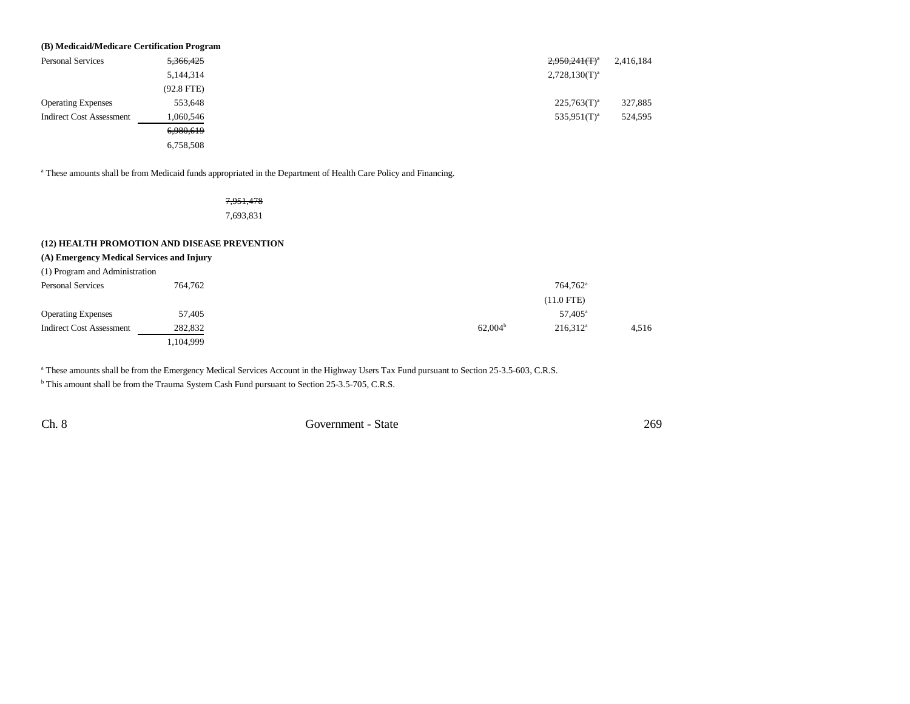**(B) Medicaid/Medicare Certification Program**

| | | | | | |
|---|---|---|---|---|---|
| Personal Services | ~~5,366,425~~ | | | ~~2,950,241(T)~~[a] | 2,416,184 |
| | 5,144,314 | | | 2,728,130(T)[a] | |
| | (92.8 FTE) | | | | |
| Operating Expenses | 553,648 | | | 225,763(T)[a] | 327,885 |
| Indirect Cost Assessment | 1,060,546 | | | 535,951(T)[a] | 524,595 |
| | ~~6,980,619~~ | | | | |
| | 6,758,508 | | | | |

[a] These amounts shall be from Medicaid funds appropriated in the Department of Health Care Policy and Financing.

| | |
|---|---|
| | ~~7,951,478~~ |
| | 7,693,831 |

**(12) HEALTH PROMOTION AND DISEASE PREVENTION**

**(A) Emergency Medical Services and Injury**

(1) Program and Administration

| | | | | | |
|---|---|---|---|---|---|
| Personal Services | 764,762 | | | 764,762[a] | |
| | | | | (11.0 FTE) | |
| Operating Expenses | 57,405 | | | 57,405[a] | |
| Indirect Cost Assessment | 282,832 | | 62,004[b] | 216,312[a] | 4,516 |
| | 1,104,999 | | | | |

[a] These amounts shall be from the Emergency Medical Services Account in the Highway Users Tax Fund pursuant to Section 25-3.5-603, C.R.S.

[b] This amount shall be from the Trauma System Cash Fund pursuant to Section 25-3.5-705, C.R.S.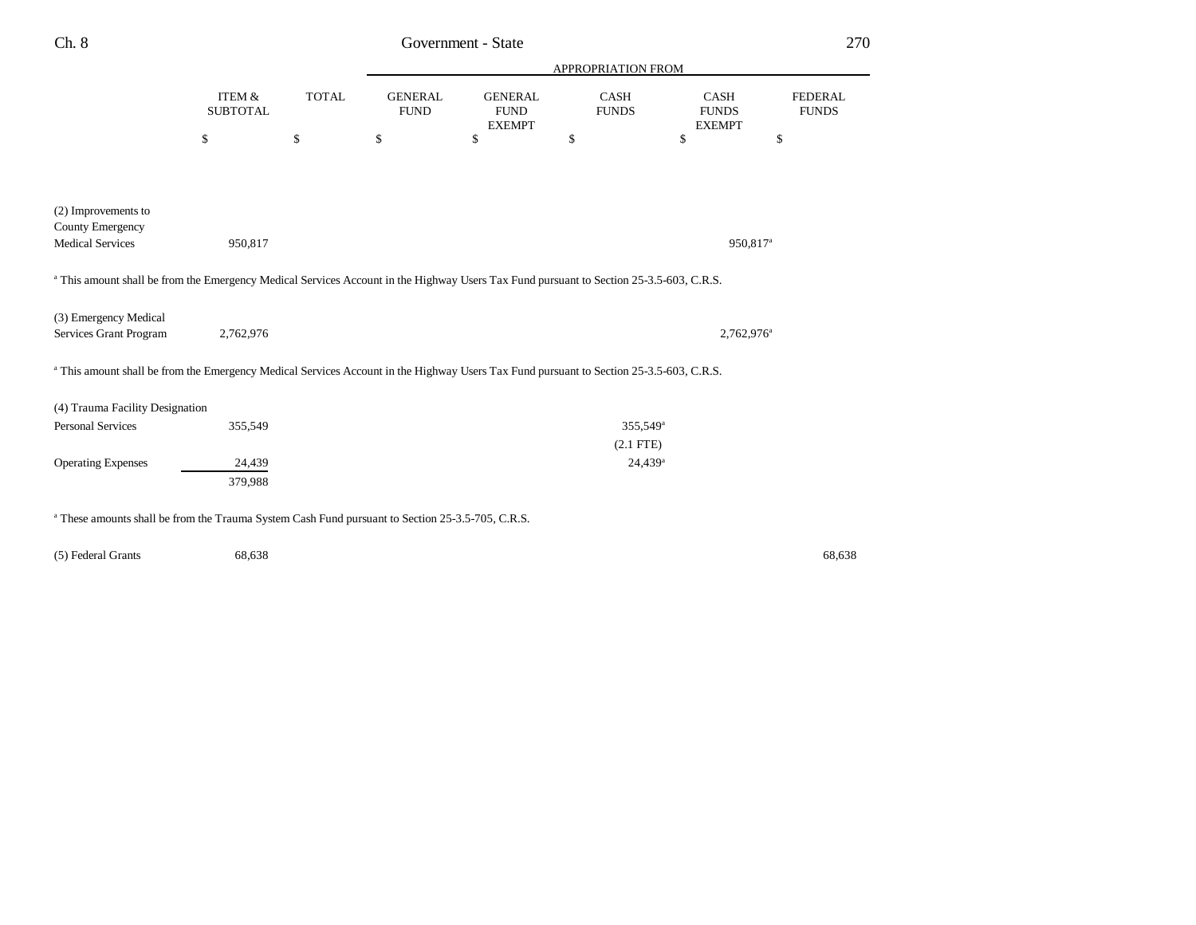| | ITEM & SUBTOTAL | TOTAL | APPROPRIATION FROM GENERAL FUND | GENERAL FUND EXEMPT | CASH FUNDS | CASH FUNDS EXEMPT | FEDERAL FUNDS |
|---|---|---|---|---|---|---|---|
| | $ | $ | $ | $ | $ | $ | $ |
| (2) Improvements to County Emergency Medical Services | 950,817 | | | | | 950,817[a] | |

[a] This amount shall be from the Emergency Medical Services Account in the Highway Users Tax Fund pursuant to Section 25-3.5-603, C.R.S.

| | ITEM & SUBTOTAL | TOTAL | GENERAL FUND | GENERAL FUND EXEMPT | CASH FUNDS | CASH FUNDS EXEMPT | FEDERAL FUNDS |
|---|---|---|---|---|---|---|---|
| (3) Emergency Medical Services Grant Program | 2,762,976 | | | | | 2,762,976[a] | |

[a] This amount shall be from the Emergency Medical Services Account in the Highway Users Tax Fund pursuant to Section 25-3.5-603, C.R.S.

| | ITEM & SUBTOTAL | TOTAL | GENERAL FUND | GENERAL FUND EXEMPT | CASH FUNDS | CASH FUNDS EXEMPT | FEDERAL FUNDS |
|---|---|---|---|---|---|---|---|
| (4) Trauma Facility Designation | | | | | | | |
| Personal Services | 355,549 | | | | 355,549[a] (2.1 FTE) | | |
| Operating Expenses | 24,439 | | | | 24,439[a] | | |
| | 379,988 | | | | | | |

[a] These amounts shall be from the Trauma System Cash Fund pursuant to Section 25-3.5-705, C.R.S.

| | ITEM & SUBTOTAL | TOTAL | GENERAL FUND | GENERAL FUND EXEMPT | CASH FUNDS | CASH FUNDS EXEMPT | FEDERAL FUNDS |
|---|---|---|---|---|---|---|---|
| (5) Federal Grants | 68,638 | | | | | | 68,638 |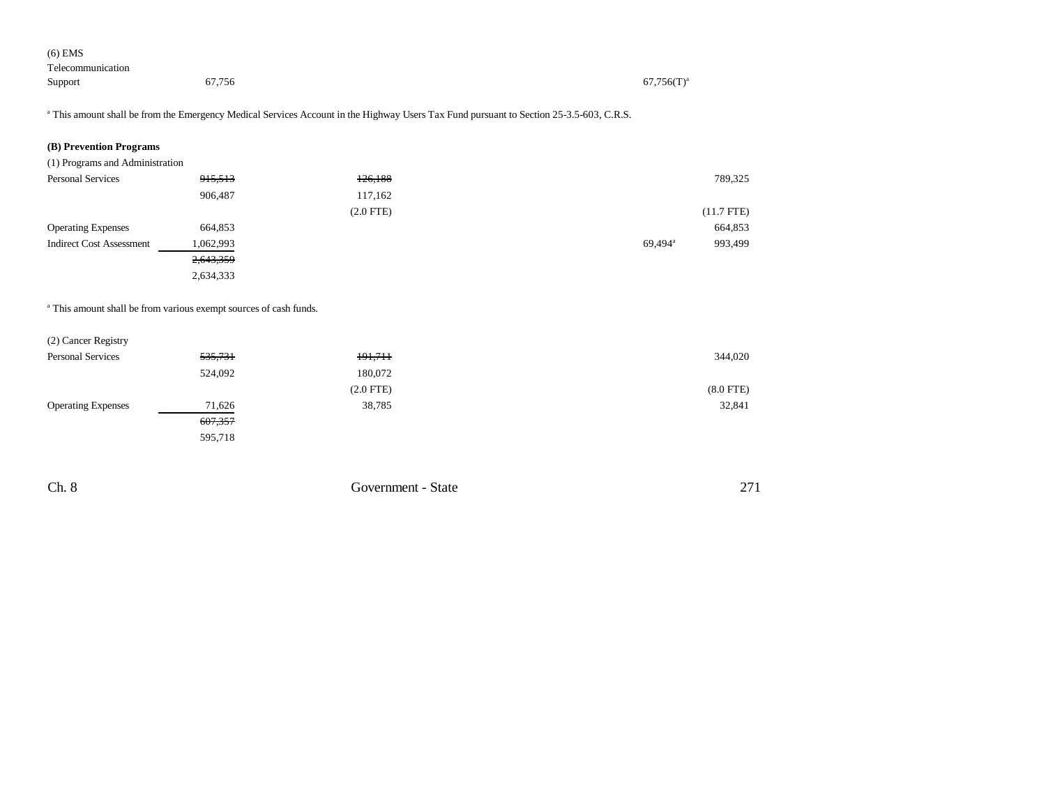| | | | | | |
|---|---|---|---|---|---|
| (6) EMS Telecommunication Support | 67,756 | | | 67,756(T)[a] | |

[a] This amount shall be from the Emergency Medical Services Account in the Highway Users Tax Fund pursuant to Section 25-3.5-603, C.R.S.

**(B) Prevention Programs**

(1) Programs and Administration

| | | | | | |
|---|---|---|---|---|---|
| Personal Services | ~~915,513~~ 906,487 | ~~126,188~~ 117,162 (2.0 FTE) | | | 789,325 (11.7 FTE) |
| Operating Expenses | 664,853 | | | | 664,853 |
| Indirect Cost Assessment | 1,062,993 | | | 69,494[a] | 993,499 |
| | ~~2,643,359~~ 2,634,333 | | | | |

[a] This amount shall be from various exempt sources of cash funds.

(2) Cancer Registry

| | | | | | |
|---|---|---|---|---|---|
| Personal Services | ~~535,731~~ 524,092 | ~~191,711~~ 180,072 (2.0 FTE) | | | 344,020 (8.0 FTE) |
| Operating Expenses | 71,626 | 38,785 | | | 32,841 |
| | ~~607,357~~ 595,718 | | | | |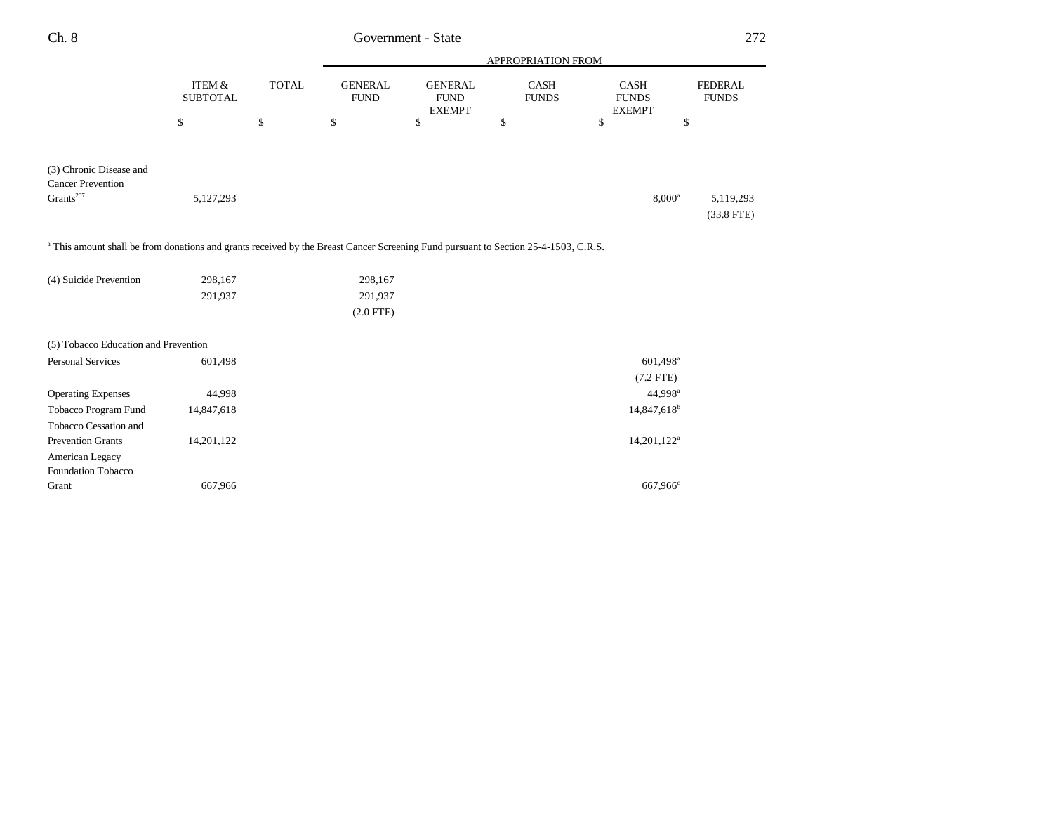| | ITEM & SUBTOTAL | TOTAL | APPROPRIATION FROM GENERAL FUND | GENERAL FUND EXEMPT | CASH FUNDS | CASH FUNDS EXEMPT | FEDERAL FUNDS |
|---|---|---|---|---|---|---|---|
| | $ | $ | $ | $ | $ | $ | $ |
| (3) Chronic Disease and Cancer Prevention Grants[207] | 5,127,293 | | | | | 8,000[a] | 5,119,293 (33.8 FTE) |

[a] This amount shall be from donations and grants received by the Breast Cancer Screening Fund pursuant to Section 25-4-1503, C.R.S.

| | ITEM & SUBTOTAL | TOTAL | GENERAL FUND | GENERAL FUND EXEMPT | CASH FUNDS | CASH FUNDS EXEMPT | FEDERAL FUNDS |
|---|---|---|---|---|---|---|---|
| (4) Suicide Prevention | ~~298,167~~ 291,937 | | ~~298,167~~ 291,937 (2.0 FTE) | | | | |
| (5) Tobacco Education and Prevention | | | | | | | |
| Personal Services | 601,498 | | | | | 601,498[a] (7.2 FTE) | |
| Operating Expenses | 44,998 | | | | | 44,998[a] | |
| Tobacco Program Fund | 14,847,618 | | | | | 14,847,618[b] | |
| Tobacco Cessation and Prevention Grants | 14,201,122 | | | | | 14,201,122[a] | |
| American Legacy Foundation Tobacco Grant | 667,966 | | | | | 667,966[c] | |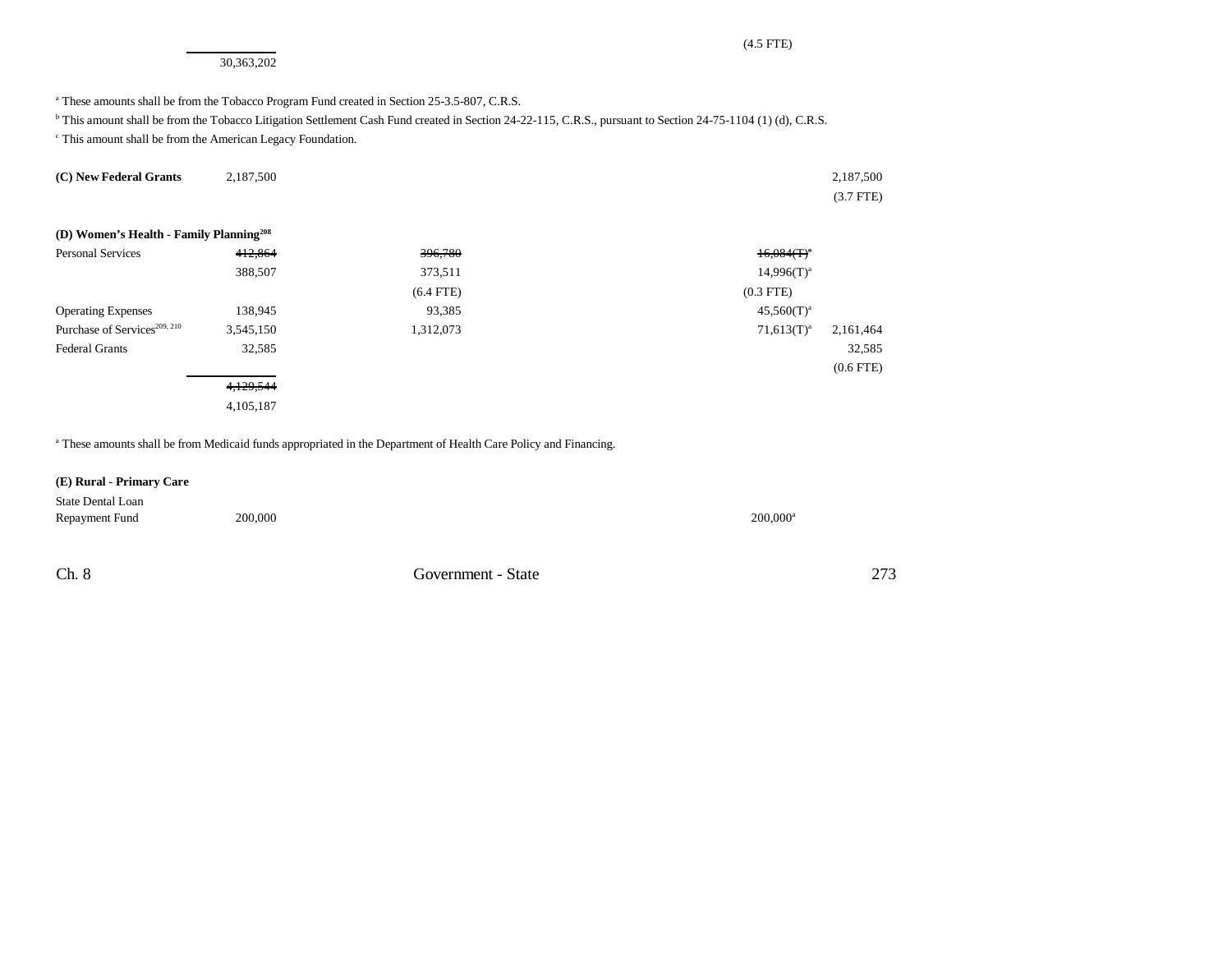| | | | | | |
|---|---|---|---|---|---|
| | | | | (4.5 FTE) | |
| | 30,363,202 | | | | |

[a] These amounts shall be from the Tobacco Program Fund created in Section 25-3.5-807, C.R.S.

[b] This amount shall be from the Tobacco Litigation Settlement Cash Fund created in Section 24-22-115, C.R.S., pursuant to Section 24-75-1104 (1) (d), C.R.S.

[c] This amount shall be from the American Legacy Foundation.

| | | | | | |
|---|---|---|---|---|---|
| **(C) New Federal Grants** | 2,187,500 | | | | 2,187,500 |
| | | | | | (3.7 FTE) |
| **(D) Women's Health - Family Planning[208]** | | | | | |
| Personal Services | ~~412,864~~ | ~~396,780~~ | | ~~16,084(T)[a]~~ | |
| | 388,507 | 373,511 | | 14,996(T)[a] | |
| | | (6.4 FTE) | | (0.3 FTE) | |
| Operating Expenses | 138,945 | 93,385 | | 45,560(T)[a] | |
| Purchase of Services[209, 210] | 3,545,150 | 1,312,073 | | 71,613(T)[a] | 2,161,464 |
| Federal Grants | 32,585 | | | | 32,585 |
| | | | | | (0.6 FTE) |
| | ~~4,129,544~~ | | | | |
| | 4,105,187 | | | | |

[a] These amounts shall be from Medicaid funds appropriated in the Department of Health Care Policy and Financing.

| | | | | | |
|---|---|---|---|---|---|
| **(E) Rural - Primary Care** | | | | | |
| State Dental Loan Repayment Fund | 200,000 | | | 200,000[a] | |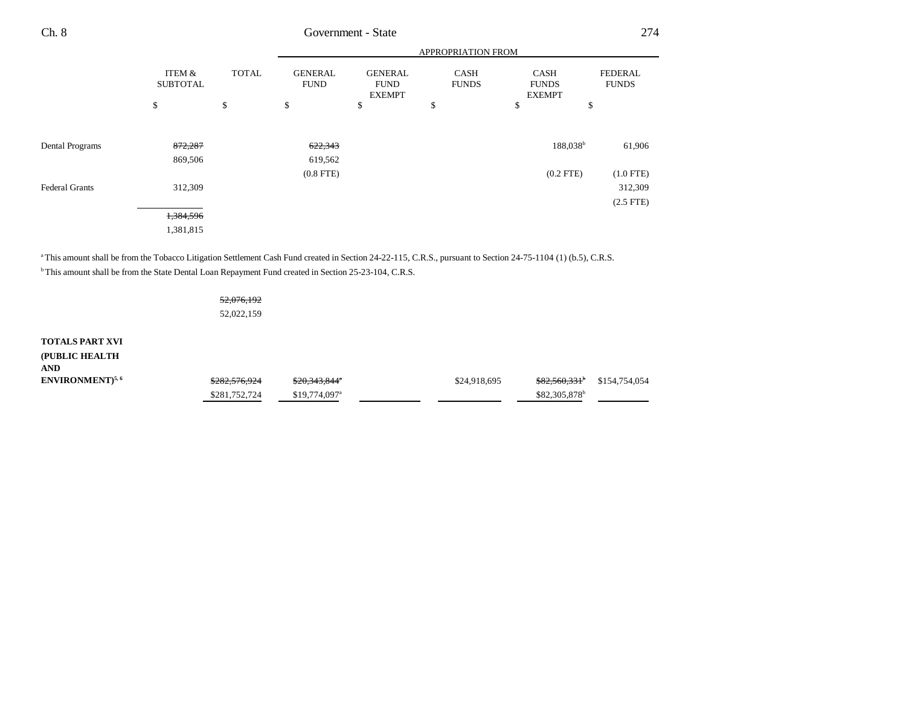| | ITEM & SUBTOTAL | TOTAL | GENERAL FUND | GENERAL FUND EXEMPT | CASH FUNDS | CASH FUNDS EXEMPT | FEDERAL FUNDS |
|---|---|---|---|---|---|---|---|
| | | | APPROPRIATION FROM | | | | |
| | $ | $ | $ | $ | $ | $ | $ |
| Dental Programs | ~~872,287~~ | | ~~622,343~~ | | | 188,038[b] | 61,906 |
| | 869,506 | | 619,562 | | | | |
| | | | (0.8 FTE) | | | (0.2 FTE) | (1.0 FTE) |
| Federal Grants | 312,309 | | | | | | 312,309 |
| | | | | | | | (2.5 FTE) |
| | ~~1,384,596~~ | | | | | | |
| | 1,381,815 | | | | | | |

[a] This amount shall be from the Tobacco Litigation Settlement Cash Fund created in Section 24-22-115, C.R.S., pursuant to Section 24-75-1104 (1) (b.5), C.R.S.

[b] This amount shall be from the State Dental Loan Repayment Fund created in Section 25-23-104, C.R.S.

| | ITEM & SUBTOTAL | TOTAL | GENERAL FUND | GENERAL FUND EXEMPT | CASH FUNDS | CASH FUNDS EXEMPT | FEDERAL FUNDS |
|---|---|---|---|---|---|---|---|
| | | ~~52,076,192~~ | | | | | |
| | | 52,022,159 | | | | | |
| **TOTALS PART XVI (PUBLIC HEALTH AND ENVIRONMENT)[5, 6]** | | ~~$282,576,924~~ | ~~$20,343,844[a]~~ | | $24,918,695 | ~~$82,560,331[b]~~ | $154,754,054 |
| | | $281,752,724 | $19,774,097[a] | | | $82,305,878[b] | |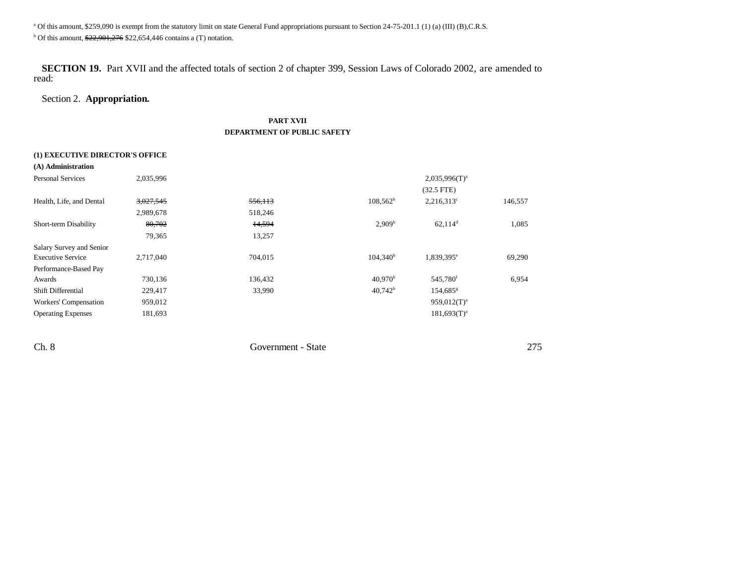[a] Of this amount, $259,090 is exempt from the statutory limit on state General Fund appropriations pursuant to Section 24-75-201.1 (1) (a) (III) (B),C.R.S.

[b] Of this amount, ~~$22,901,276~~ $22,654,446 contains a (T) notation.

**SECTION 19.** Part XVII and the affected totals of section 2 of chapter 399, Session Laws of Colorado 2002, are amended to read:

Section 2. **Appropriation.**

**PART XVII**
**DEPARTMENT OF PUBLIC SAFETY**

| | | | | | | |
|---|---|---|---|---|---|---|
| **(1) EXECUTIVE DIRECTOR'S OFFICE** | | | | | | |
| **(A) Administration** | | | | | | |
| Personal Services | 2,035,996 | | | | 2,035,996(T)[a] | |
| | | | | | (32.5 FTE) | |
| Health, Life, and Dental | ~~3,027,545~~ | ~~556,113~~ | | 108,562[b] | 2,216,313[c] | 146,557 |
| | 2,989,678 | 518,246 | | | | |
| Short-term Disability | ~~80,702~~ | ~~14,594~~ | | 2,909[b] | 62,114[d] | 1,085 |
| | 79,365 | 13,257 | | | | |
| Salary Survey and Senior Executive Service | 2,717,040 | 704,015 | | 104,340[b] | 1,839,395[e] | 69,290 |
| Performance-Based Pay Awards | 730,136 | 136,432 | | 40,970[b] | 545,780[f] | 6,954 |
| Shift Differential | 229,417 | 33,990 | | 40,742[b] | 154,685[g] | |
| Workers' Compensation | 959,012 | | | | 959,012(T)[a] | |
| Operating Expenses | 181,693 | | | | 181,693(T)[a] | |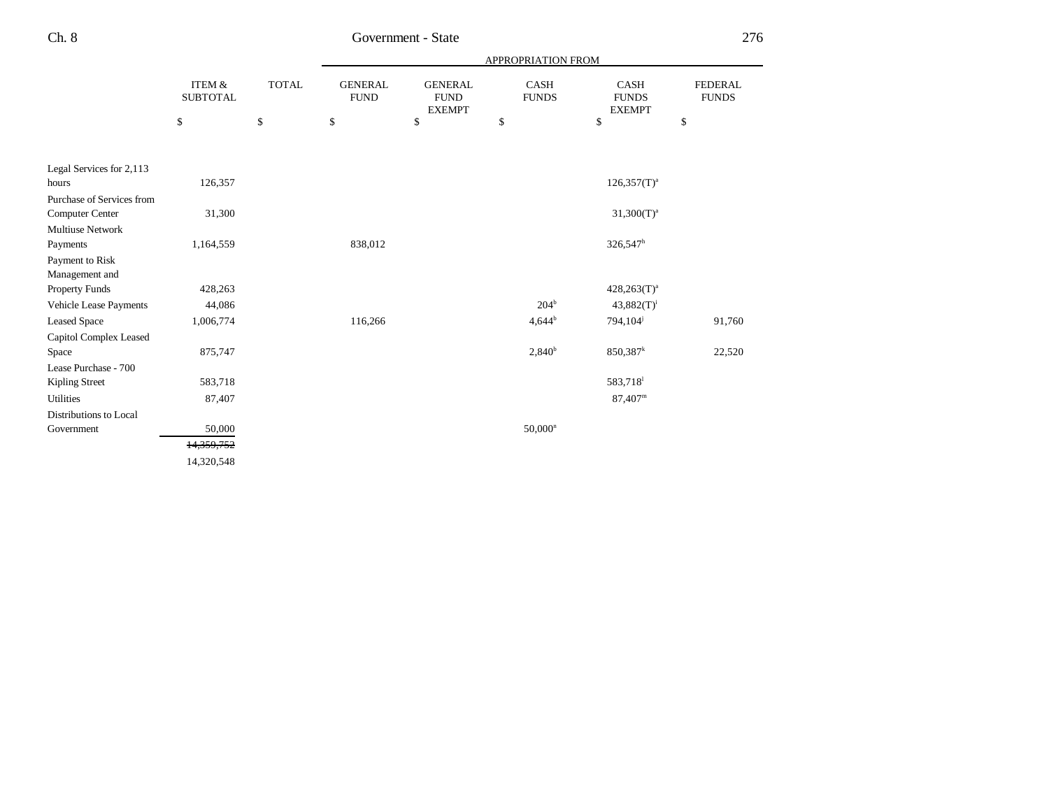| | ITEM & SUBTOTAL | TOTAL | APPROPRIATION FROM GENERAL FUND | GENERAL FUND EXEMPT | CASH FUNDS | CASH FUNDS EXEMPT | FEDERAL FUNDS |
|---|---|---|---|---|---|---|---|
| | $ | $ | $ | $ | $ | $ | $ |
| Legal Services for 2,113 hours | 126,357 | | | | | 126,357(T)[a] | |
| Purchase of Services from Computer Center | 31,300 | | | | | 31,300(T)[a] | |
| Multiuse Network Payments | 1,164,559 | | 838,012 | | | 326,547[h] | |
| Payment to Risk Management and Property Funds | 428,263 | | | | | 428,263(T)[a] | |
| Vehicle Lease Payments | 44,086 | | | | 204[b] | 43,882(T)[i] | |
| Leased Space | 1,006,774 | | 116,266 | | 4,644[b] | 794,104[j] | 91,760 |
| Capitol Complex Leased Space | 875,747 | | | | 2,840[b] | 850,387[k] | 22,520 |
| Lease Purchase - 700 Kipling Street | 583,718 | | | | | 583,718[l] | |
| Utilities | 87,407 | | | | | 87,407[m] | |
| Distributions to Local Government | 50,000 | | | | 50,000[n] | | |
| | ~~14,359,752~~ | | | | | | |
| | 14,320,548 | | | | | | |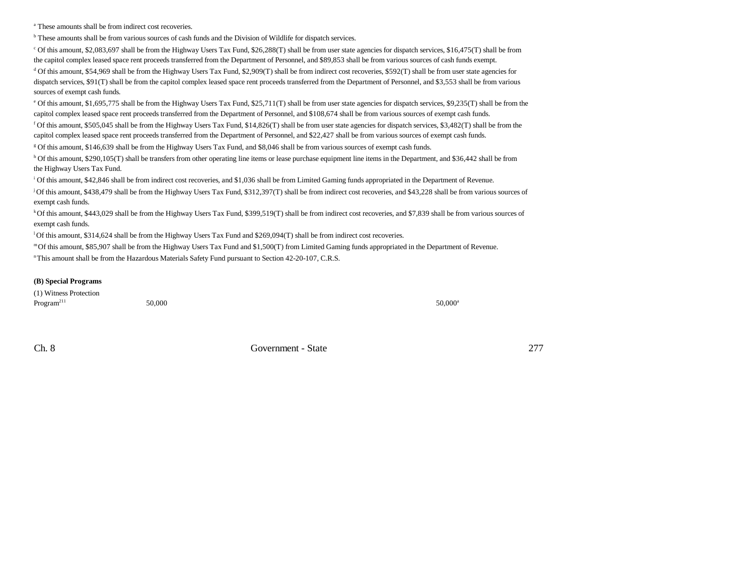[a] These amounts shall be from indirect cost recoveries.

[b] These amounts shall be from various sources of cash funds and the Division of Wildlife for dispatch services.

[c] Of this amount, $2,083,697 shall be from the Highway Users Tax Fund, $26,288(T) shall be from user state agencies for dispatch services, $16,475(T) shall be from the capitol complex leased space rent proceeds transferred from the Department of Personnel, and $89,853 shall be from various sources of cash funds exempt.

[d] Of this amount, $54,969 shall be from the Highway Users Tax Fund, $2,909(T) shall be from indirect cost recoveries, $592(T) shall be from user state agencies for dispatch services, $91(T) shall be from the capitol complex leased space rent proceeds transferred from the Department of Personnel, and $3,553 shall be from various sources of exempt cash funds.

[e] Of this amount, $1,695,775 shall be from the Highway Users Tax Fund, $25,711(T) shall be from user state agencies for dispatch services, $9,235(T) shall be from the capitol complex leased space rent proceeds transferred from the Department of Personnel, and $108,674 shall be from various sources of exempt cash funds.

[f] Of this amount, $505,045 shall be from the Highway Users Tax Fund, $14,826(T) shall be from user state agencies for dispatch services, $3,482(T) shall be from the capitol complex leased space rent proceeds transferred from the Department of Personnel, and $22,427 shall be from various sources of exempt cash funds.

[g] Of this amount, $146,639 shall be from the Highway Users Tax Fund, and $8,046 shall be from various sources of exempt cash funds.

[h] Of this amount, $290,105(T) shall be transfers from other operating line items or lease purchase equipment line items in the Department, and $36,442 shall be from the Highway Users Tax Fund.

[i] Of this amount, $42,846 shall be from indirect cost recoveries, and $1,036 shall be from Limited Gaming funds appropriated in the Department of Revenue.

[j] Of this amount, $438,479 shall be from the Highway Users Tax Fund, $312,397(T) shall be from indirect cost recoveries, and $43,228 shall be from various sources of exempt cash funds.

[k] Of this amount, $443,029 shall be from the Highway Users Tax Fund, $399,519(T) shall be from indirect cost recoveries, and $7,839 shall be from various sources of exempt cash funds.

[l] Of this amount, $314,624 shall be from the Highway Users Tax Fund and $269,094(T) shall be from indirect cost recoveries.

[m] Of this amount, $85,907 shall be from the Highway Users Tax Fund and $1,500(T) from Limited Gaming funds appropriated in the Department of Revenue.

[n] This amount shall be from the Hazardous Materials Safety Fund pursuant to Section 42-20-107, C.R.S.

**(B) Special Programs**

| | | |
|---|---|---|
| (1) Witness Protection Program[211] | 50,000 | 50,000[a] |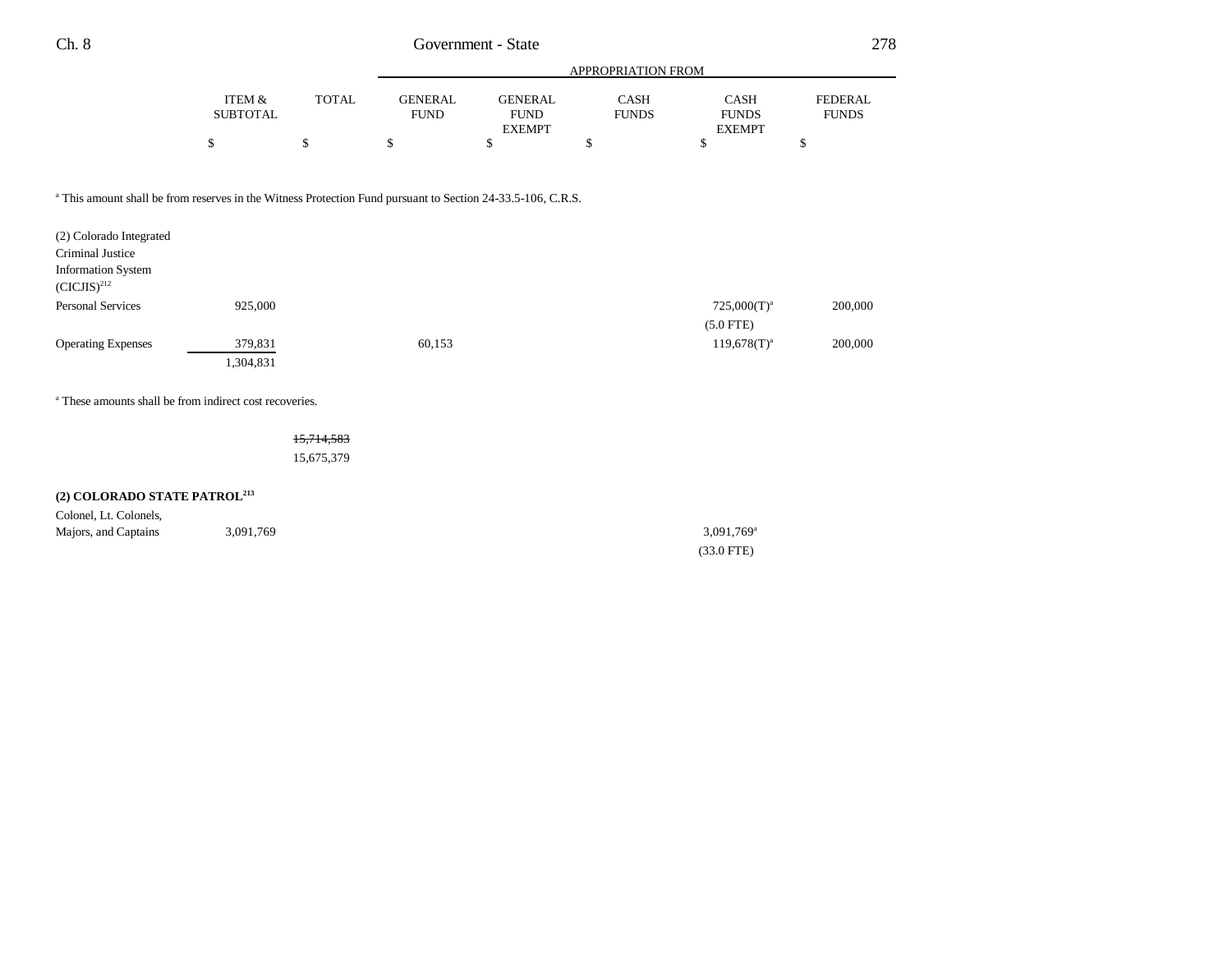| | ITEM & SUBTOTAL | TOTAL | GENERAL FUND | GENERAL FUND EXEMPT | CASH FUNDS | CASH FUNDS EXEMPT | FEDERAL FUNDS |
|---|---|---|---|---|---|---|---|
| | | | APPROPRIATION FROM | | | | |
| | $ | $ | $ | $ | $ | $ | $ |

[a] This amount shall be from reserves in the Witness Protection Fund pursuant to Section 24-33.5-106, C.R.S.

| | ITEM & SUBTOTAL | TOTAL | GENERAL FUND | GENERAL FUND EXEMPT | CASH FUNDS | CASH FUNDS EXEMPT | FEDERAL FUNDS |
|---|---|---|---|---|---|---|---|
| (2) Colorado Integrated Criminal Justice Information System (CICJIS)[212] | | | | | | | |
| Personal Services | 925,000 | | | | | 725,000(T)[a] | 200,000 |
| | | | | | | (5.0 FTE) | |
| Operating Expenses | 379,831 | | 60,153 | | | 119,678(T)[a] | 200,000 |
| | 1,304,831 | | | | | | |

[a] These amounts shall be from indirect cost recoveries.

| | ITEM & SUBTOTAL | TOTAL | GENERAL FUND | GENERAL FUND EXEMPT | CASH FUNDS | CASH FUNDS EXEMPT | FEDERAL FUNDS |
|---|---|---|---|---|---|---|---|
| | | ~~15,714,583~~ | | | | | |
| | | 15,675,379 | | | | | |

**(2) COLORADO STATE PATROL[213]**

| | ITEM & SUBTOTAL | TOTAL | GENERAL FUND | GENERAL FUND EXEMPT | CASH FUNDS | CASH FUNDS EXEMPT | FEDERAL FUNDS |
|---|---|---|---|---|---|---|---|
| Colonel, Lt. Colonels, Majors, and Captains | 3,091,769 | | | | | 3,091,769[a] | |
| | | | | | | (33.0 FTE) | |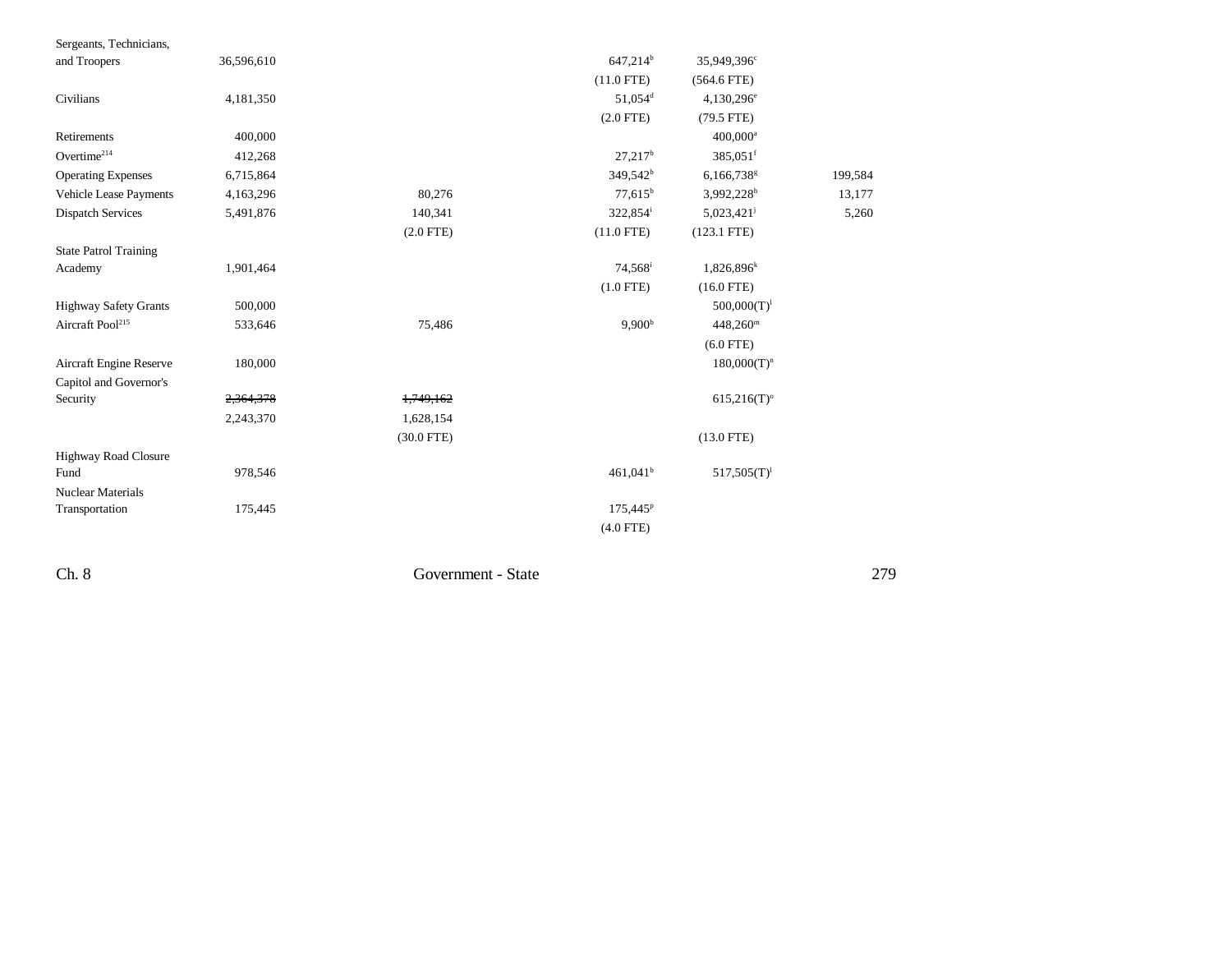| | | | | | |
|---|---|---|---|---|---|
| Sergeants, Technicians, and Troopers | 36,596,610 | | 647,214[b] | 35,949,396[c] | |
| | | | (11.0 FTE) | (564.6 FTE) | |
| Civilians | 4,181,350 | | 51,054[d] | 4,130,296[e] | |
| | | | (2.0 FTE) | (79.5 FTE) | |
| Retirements | 400,000 | | | 400,000[a] | |
| Overtime[214] | 412,268 | | 27,217[b] | 385,051[f] | |
| Operating Expenses | 6,715,864 | | 349,542[b] | 6,166,738[g] | 199,584 |
| Vehicle Lease Payments | 4,163,296 | 80,276 | 77,615[b] | 3,992,228[h] | 13,177 |
| Dispatch Services | 5,491,876 | 140,341 | 322,854[i] | 5,023,421[j] | 5,260 |
| | | (2.0 FTE) | (11.0 FTE) | (123.1 FTE) | |
| State Patrol Training Academy | 1,901,464 | | 74,568[i] | 1,826,896[k] | |
| | | | (1.0 FTE) | (16.0 FTE) | |
| Highway Safety Grants | 500,000 | | | 500,000(T)[l] | |
| Aircraft Pool[215] | 533,646 | 75,486 | 9,900[b] | 448,260[m] | |
| | | | | (6.0 FTE) | |
| Aircraft Engine Reserve | 180,000 | | | 180,000(T)[n] | |
| Capitol and Governor's Security | ~~2,364,378~~ | ~~1,749,162~~ | | 615,216(T)[o] | |
| | 2,243,370 | 1,628,154 | | | |
| | | (30.0 FTE) | | (13.0 FTE) | |
| Highway Road Closure Fund | 978,546 | | 461,041[b] | 517,505(T)[l] | |
| Nuclear Materials Transportation | 175,445 | | 175,445[p] | | |
| | | | (4.0 FTE) | | |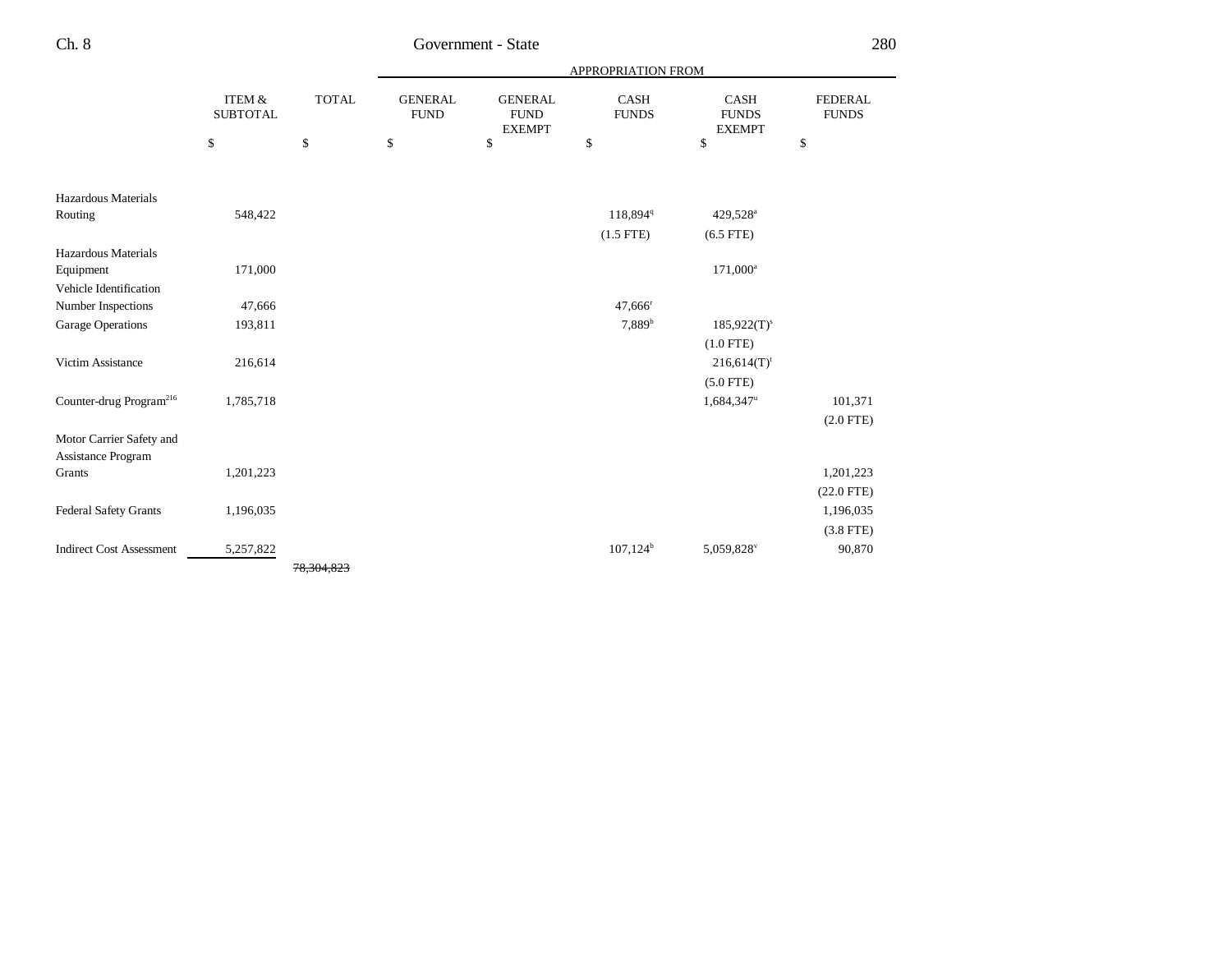| | ITEM & SUBTOTAL | TOTAL | APPROPRIATION FROM GENERAL FUND | GENERAL FUND EXEMPT | CASH FUNDS | CASH FUNDS EXEMPT | FEDERAL FUNDS |
|---|---|---|---|---|---|---|---|
| | $ | $ | $ | $ | $ | $ | $ |
| Hazardous Materials Routing | 548,422 | | | | 118,894[q] | 429,528[a] | |
| | | | | | (1.5 FTE) | (6.5 FTE) | |
| Hazardous Materials Equipment | 171,000 | | | | | 171,000[a] | |
| Vehicle Identification Number Inspections | 47,666 | | | | 47,666[r] | | |
| Garage Operations | 193,811 | | | | 7,889[b] | 185,922(T)[s] | |
| | | | | | | (1.0 FTE) | |
| Victim Assistance | 216,614 | | | | | 216,614(T)[t] | |
| | | | | | | (5.0 FTE) | |
| Counter-drug Program[216] | 1,785,718 | | | | | 1,684,347[u] | 101,371 |
| | | | | | | | (2.0 FTE) |
| Motor Carrier Safety and Assistance Program Grants | 1,201,223 | | | | | | 1,201,223 |
| | | | | | | | (22.0 FTE) |
| Federal Safety Grants | 1,196,035 | | | | | | 1,196,035 |
| | | | | | | | (3.8 FTE) |
| Indirect Cost Assessment | 5,257,822 | | | | 107,124[b] | 5,059,828[v] | 90,870 |
| | | ~~78,304,823~~ | | | | | |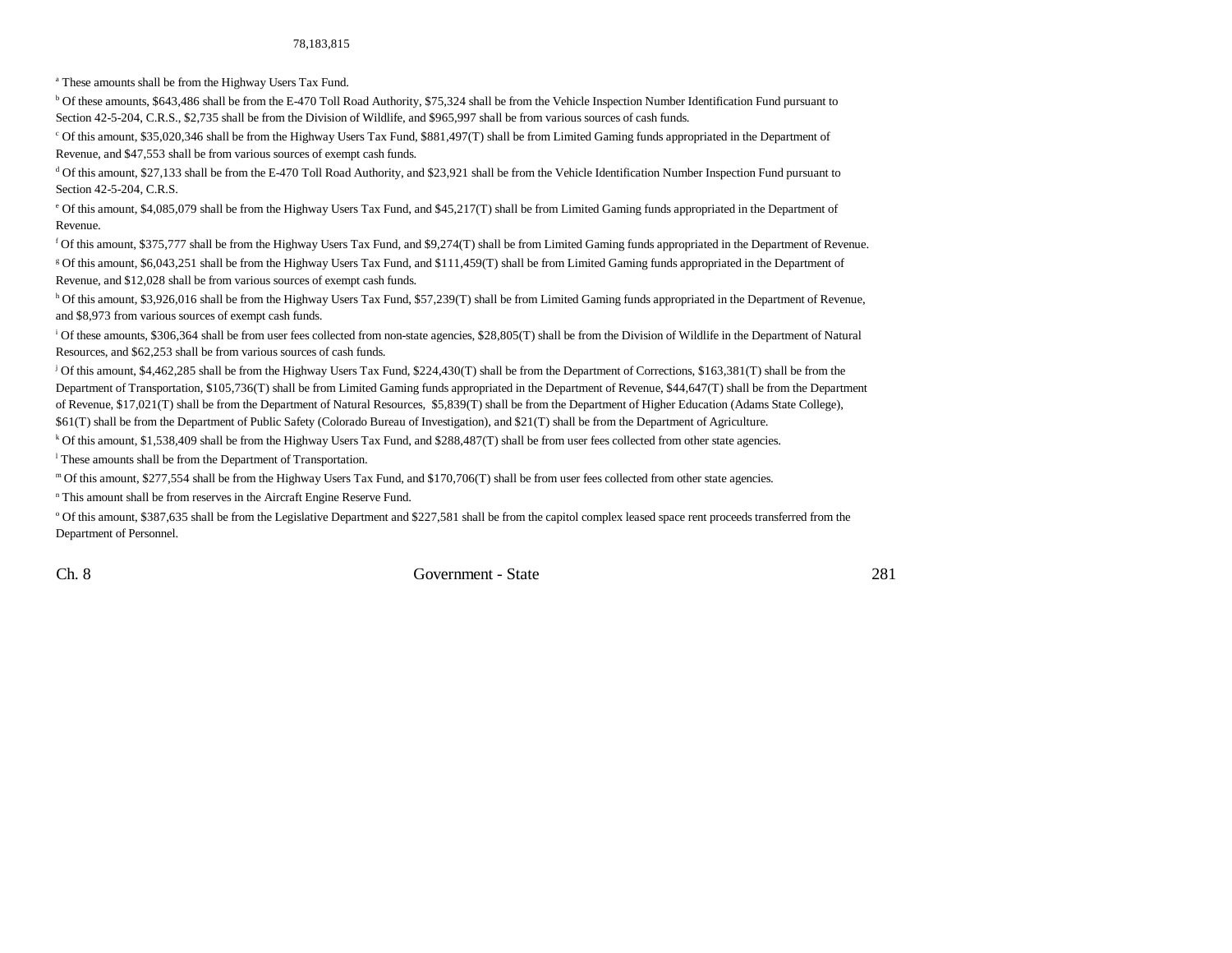78,183,815

[a] These amounts shall be from the Highway Users Tax Fund.

[b] Of these amounts, $643,486 shall be from the E-470 Toll Road Authority, $75,324 shall be from the Vehicle Inspection Number Identification Fund pursuant to Section 42-5-204, C.R.S., $2,735 shall be from the Division of Wildlife, and $965,997 shall be from various sources of cash funds.

[c] Of this amount, $35,020,346 shall be from the Highway Users Tax Fund, $881,497(T) shall be from Limited Gaming funds appropriated in the Department of Revenue, and $47,553 shall be from various sources of exempt cash funds.

[d] Of this amount, $27,133 shall be from the E-470 Toll Road Authority, and $23,921 shall be from the Vehicle Identification Number Inspection Fund pursuant to Section 42-5-204, C.R.S.

[e] Of this amount, $4,085,079 shall be from the Highway Users Tax Fund, and $45,217(T) shall be from Limited Gaming funds appropriated in the Department of Revenue.

[f] Of this amount, $375,777 shall be from the Highway Users Tax Fund, and $9,274(T) shall be from Limited Gaming funds appropriated in the Department of Revenue.

[g] Of this amount, $6,043,251 shall be from the Highway Users Tax Fund, and $111,459(T) shall be from Limited Gaming funds appropriated in the Department of Revenue, and $12,028 shall be from various sources of exempt cash funds.

[h] Of this amount, $3,926,016 shall be from the Highway Users Tax Fund, $57,239(T) shall be from Limited Gaming funds appropriated in the Department of Revenue, and $8,973 from various sources of exempt cash funds.

[i] Of these amounts, $306,364 shall be from user fees collected from non-state agencies, $28,805(T) shall be from the Division of Wildlife in the Department of Natural Resources, and $62,253 shall be from various sources of cash funds.

[j] Of this amount, $4,462,285 shall be from the Highway Users Tax Fund, $224,430(T) shall be from the Department of Corrections, $163,381(T) shall be from the Department of Transportation, $105,736(T) shall be from Limited Gaming funds appropriated in the Department of Revenue, $44,647(T) shall be from the Department of Revenue, $17,021(T) shall be from the Department of Natural Resources, $5,839(T) shall be from the Department of Higher Education (Adams State College), $61(T) shall be from the Department of Public Safety (Colorado Bureau of Investigation), and $21(T) shall be from the Department of Agriculture.

[k] Of this amount, $1,538,409 shall be from the Highway Users Tax Fund, and $288,487(T) shall be from user fees collected from other state agencies.

[l] These amounts shall be from the Department of Transportation.

[m] Of this amount, $277,554 shall be from the Highway Users Tax Fund, and $170,706(T) shall be from user fees collected from other state agencies.

[n] This amount shall be from reserves in the Aircraft Engine Reserve Fund.

[o] Of this amount, $387,635 shall be from the Legislative Department and $227,581 shall be from the capitol complex leased space rent proceeds transferred from the Department of Personnel.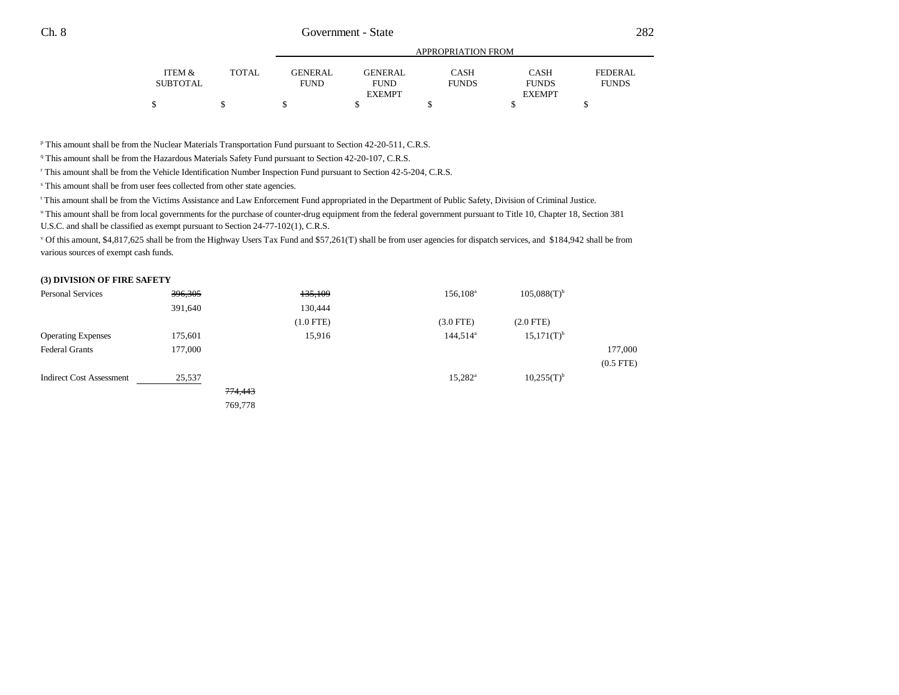| | ITEM & SUBTOTAL | TOTAL | GENERAL FUND | GENERAL FUND EXEMPT | CASH FUNDS | CASH FUNDS EXEMPT | FEDERAL FUNDS |
|---|---|---|---|---|---|---|---|
| | | | APPROPRIATION FROM | | | | |
| | $ | $ | $ | $ | $ | $ | $ |

[p] This amount shall be from the Nuclear Materials Transportation Fund pursuant to Section 42-20-511, C.R.S.

[q] This amount shall be from the Hazardous Materials Safety Fund pursuant to Section 42-20-107, C.R.S.

[r] This amount shall be from the Vehicle Identification Number Inspection Fund pursuant to Section 42-5-204, C.R.S.

[s] This amount shall be from user fees collected from other state agencies.

[t] This amount shall be from the Victims Assistance and Law Enforcement Fund appropriated in the Department of Public Safety, Division of Criminal Justice.

[u] This amount shall be from local governments for the purchase of counter-drug equipment from the federal government pursuant to Title 10, Chapter 18, Section 381 U.S.C. and shall be classified as exempt pursuant to Section 24-77-102(1), C.R.S.

[v] Of this amount, $4,817,625 shall be from the Highway Users Tax Fund and $57,261(T) shall be from user agencies for dispatch services, and $184,942 shall be from various sources of exempt cash funds.

**(3) DIVISION OF FIRE SAFETY**

| | ITEM & SUBTOTAL | TOTAL | GENERAL FUND | GENERAL FUND EXEMPT | CASH FUNDS | CASH FUNDS EXEMPT | FEDERAL FUNDS |
|---|---|---|---|---|---|---|---|
| Personal Services | ~~396,305~~ | | ~~135,109~~ | | 156,108[a] | 105,088(T)[b] | |
| | 391,640 | | 130,444 | | | | |
| | | | (1.0 FTE) | | (3.0 FTE) | (2.0 FTE) | |
| Operating Expenses | 175,601 | | 15,916 | | 144,514[a] | 15,171(T)[b] | |
| Federal Grants | 177,000 | | | | | | 177,000 |
| | | | | | | | (0.5 FTE) |
| Indirect Cost Assessment | 25,537 | | | | 15,282[a] | 10,255(T)[b] | |
| | | ~~774,443~~ | | | | | |
| | | 769,778 | | | | | |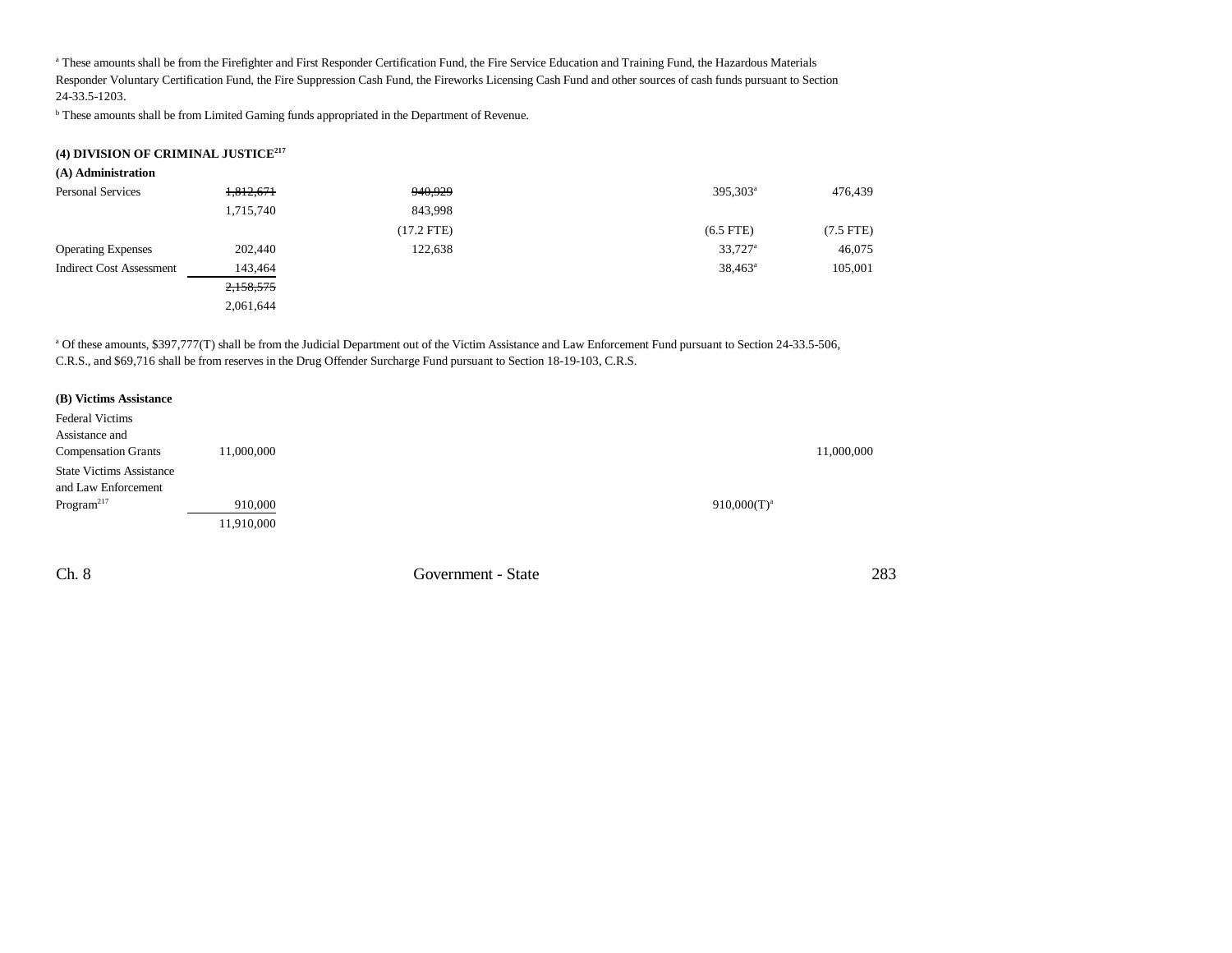[a] These amounts shall be from the Firefighter and First Responder Certification Fund, the Fire Service Education and Training Fund, the Hazardous Materials Responder Voluntary Certification Fund, the Fire Suppression Cash Fund, the Fireworks Licensing Cash Fund and other sources of cash funds pursuant to Section 24-33.5-1203.

[b] These amounts shall be from Limited Gaming funds appropriated in the Department of Revenue.

**(4) DIVISION OF CRIMINAL JUSTICE[217]**

**(A) Administration**

| | | | | | |
|---|---|---|---|---|---|
| Personal Services | ~~1,812,671~~ 1,715,740 | ~~940,929~~ 843,998 (17.2 FTE) | | 395,303[a] (6.5 FTE) | 476,439 (7.5 FTE) |
| Operating Expenses | 202,440 | 122,638 | | 33,727[a] | 46,075 |
| Indirect Cost Assessment | 143,464 | | | 38,463[a] | 105,001 |
| | ~~2,158,575~~ 2,061,644 | | | | |

[a] Of these amounts, $397,777(T) shall be from the Judicial Department out of the Victim Assistance and Law Enforcement Fund pursuant to Section 24-33.5-506, C.R.S., and $69,716 shall be from reserves in the Drug Offender Surcharge Fund pursuant to Section 18-19-103, C.R.S.

**(B) Victims Assistance**

| | | | | | |
|---|---|---|---|---|---|
| Federal Victims Assistance and Compensation Grants | 11,000,000 | | | | 11,000,000 |
| State Victims Assistance and Law Enforcement Program[217] | 910,000 | | | 910,000(T)[a] | |
| | 11,910,000 | | | | |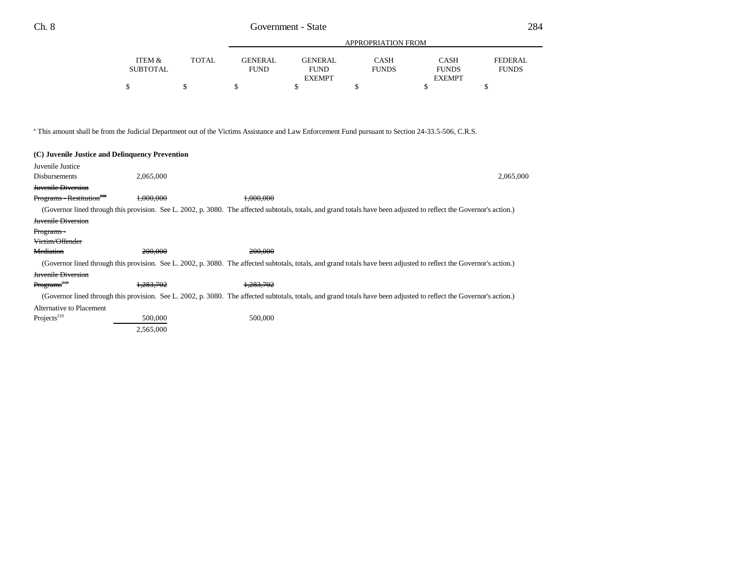| | ITEM & SUBTOTAL | TOTAL | GENERAL FUND | GENERAL FUND EXEMPT | CASH FUNDS | CASH FUNDS EXEMPT | FEDERAL FUNDS |
|---|---|---|---|---|---|---|---|
| | | | APPROPRIATION FROM | | | | |
| | $ | $ | $ | $ | $ | $ | $ |

[a] This amount shall be from the Judicial Department out of the Victims Assistance and Law Enforcement Fund pursuant to Section 24-33.5-506, C.R.S.

**(C) Juvenile Justice and Delinquency Prevention**

| | ITEM & SUBTOTAL | TOTAL | GENERAL FUND | GENERAL FUND EXEMPT | CASH FUNDS | CASH FUNDS EXEMPT | FEDERAL FUNDS |
|---|---|---|---|---|---|---|---|
| Juvenile Justice Disbursements | 2,065,000 | | | | | | 2,065,000 |
| ~~Juvenile Diversion Programs - Restitution[218]~~ | ~~1,000,000~~ | | ~~1,000,000~~ | | | | |
| (Governor lined through this provision. See L. 2002, p. 3080. The affected subtotals, totals, and grand totals have been adjusted to reflect the Governor's action.) | | | | | | | |
| ~~Juvenile Diversion Programs - Victim/Offender Mediation~~ | ~~200,000~~ | | ~~200,000~~ | | | | |
| (Governor lined through this provision. See L. 2002, p. 3080. The affected subtotals, totals, and grand totals have been adjusted to reflect the Governor's action.) | | | | | | | |
| ~~Juvenile Diversion Programs[218]~~ | ~~1,283,702~~ | | ~~1,283,702~~ | | | | |
| (Governor lined through this provision. See L. 2002, p. 3080. The affected subtotals, totals, and grand totals have been adjusted to reflect the Governor's action.) | | | | | | | |
| Alternative to Placement Projects[219] | 500,000 | | 500,000 | | | | |
| | 2,565,000 | | | | | | |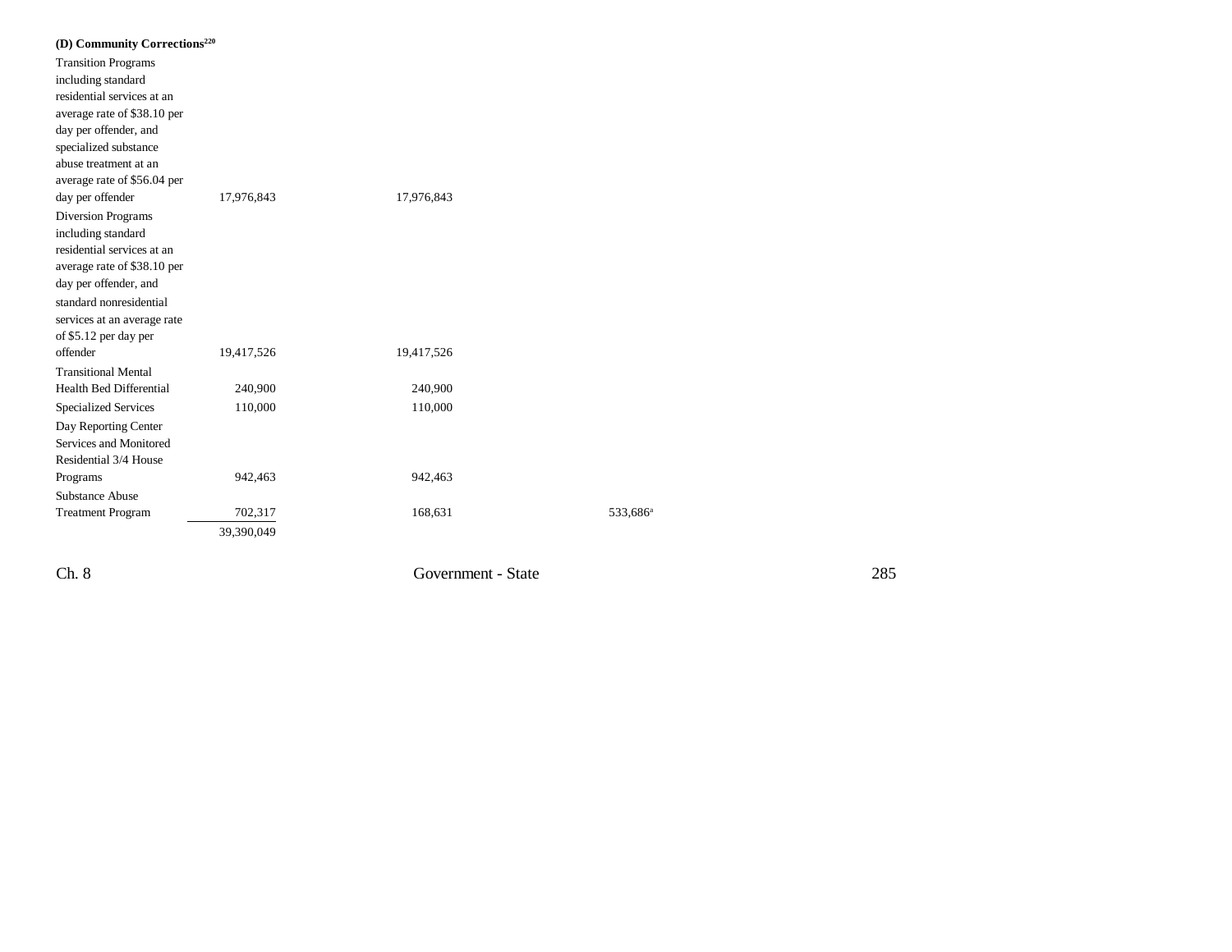**(D) Community Corrections**[220]

| | | | |
|---|---|---|---|
| Transition Programs including standard residential services at an average rate of $38.10 per day per offender, and specialized substance abuse treatment at an average rate of $56.04 per day per offender | 17,976,843 | 17,976,843 | |
| Diversion Programs including standard residential services at an average rate of $38.10 per day per offender, and standard nonresidential services at an average rate of $5.12 per day per offender | 19,417,526 | 19,417,526 | |
| Transitional Mental Health Bed Differential | 240,900 | 240,900 | |
| Specialized Services | 110,000 | 110,000 | |
| Day Reporting Center Services and Monitored Residential 3/4 House Programs | 942,463 | 942,463 | |
| Substance Abuse Treatment Program | 702,317 | 168,631 | 533,686[a] |
| | 39,390,049 | | |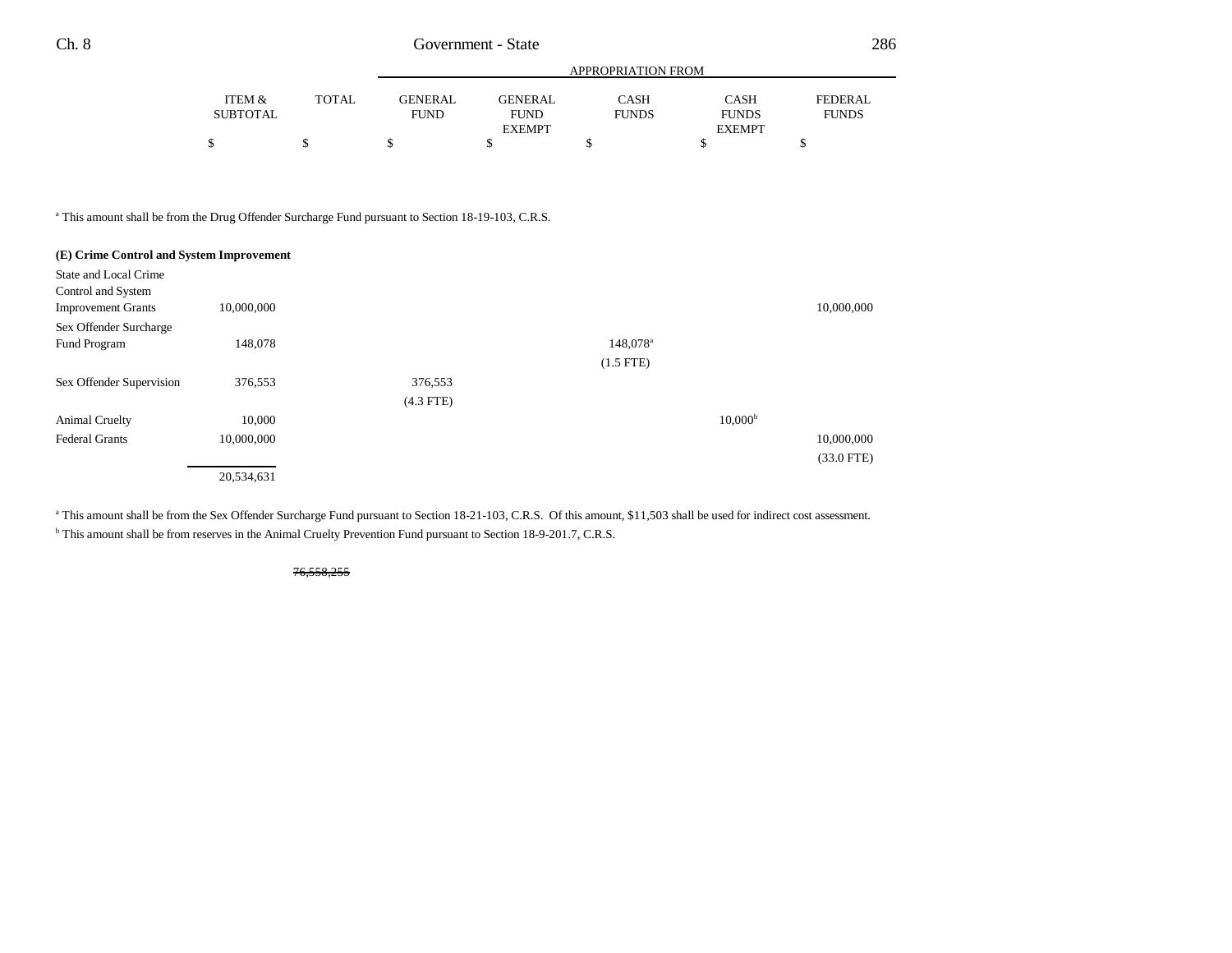| | ITEM & SUBTOTAL | TOTAL | GENERAL FUND | GENERAL FUND EXEMPT | CASH FUNDS | CASH FUNDS EXEMPT | FEDERAL FUNDS |
|---|---|---|---|---|---|---|---|
| | | | APPROPRIATION FROM | | | | |
| | $ | $ | $ | $ | $ | $ | $ |

[a] This amount shall be from the Drug Offender Surcharge Fund pursuant to Section 18-19-103, C.R.S.

**(E) Crime Control and System Improvement**

| | ITEM & SUBTOTAL | TOTAL | GENERAL FUND | GENERAL FUND EXEMPT | CASH FUNDS | CASH FUNDS EXEMPT | FEDERAL FUNDS |
|---|---|---|---|---|---|---|---|
| State and Local Crime Control and System Improvement Grants | 10,000,000 | | | | | | 10,000,000 |
| Sex Offender Surcharge Fund Program | 148,078 | | | | 148,078[a] (1.5 FTE) | | |
| Sex Offender Supervision | 376,553 | | 376,553 (4.3 FTE) | | | | |
| Animal Cruelty | 10,000 | | | | | 10,000[b] | |
| Federal Grants | 10,000,000 | | | | | | 10,000,000 (33.0 FTE) |
| | 20,534,631 | | | | | | |

[a] This amount shall be from the Sex Offender Surcharge Fund pursuant to Section 18-21-103, C.R.S. Of this amount, $11,503 shall be used for indirect cost assessment.

[b] This amount shall be from reserves in the Animal Cruelty Prevention Fund pursuant to Section 18-9-201.7, C.R.S.

| | ITEM & SUBTOTAL | TOTAL | GENERAL FUND | GENERAL FUND EXEMPT | CASH FUNDS | CASH FUNDS EXEMPT | FEDERAL FUNDS |
|---|---|---|---|---|---|---|---|
| | | ~~76,558,255~~ | | | | | |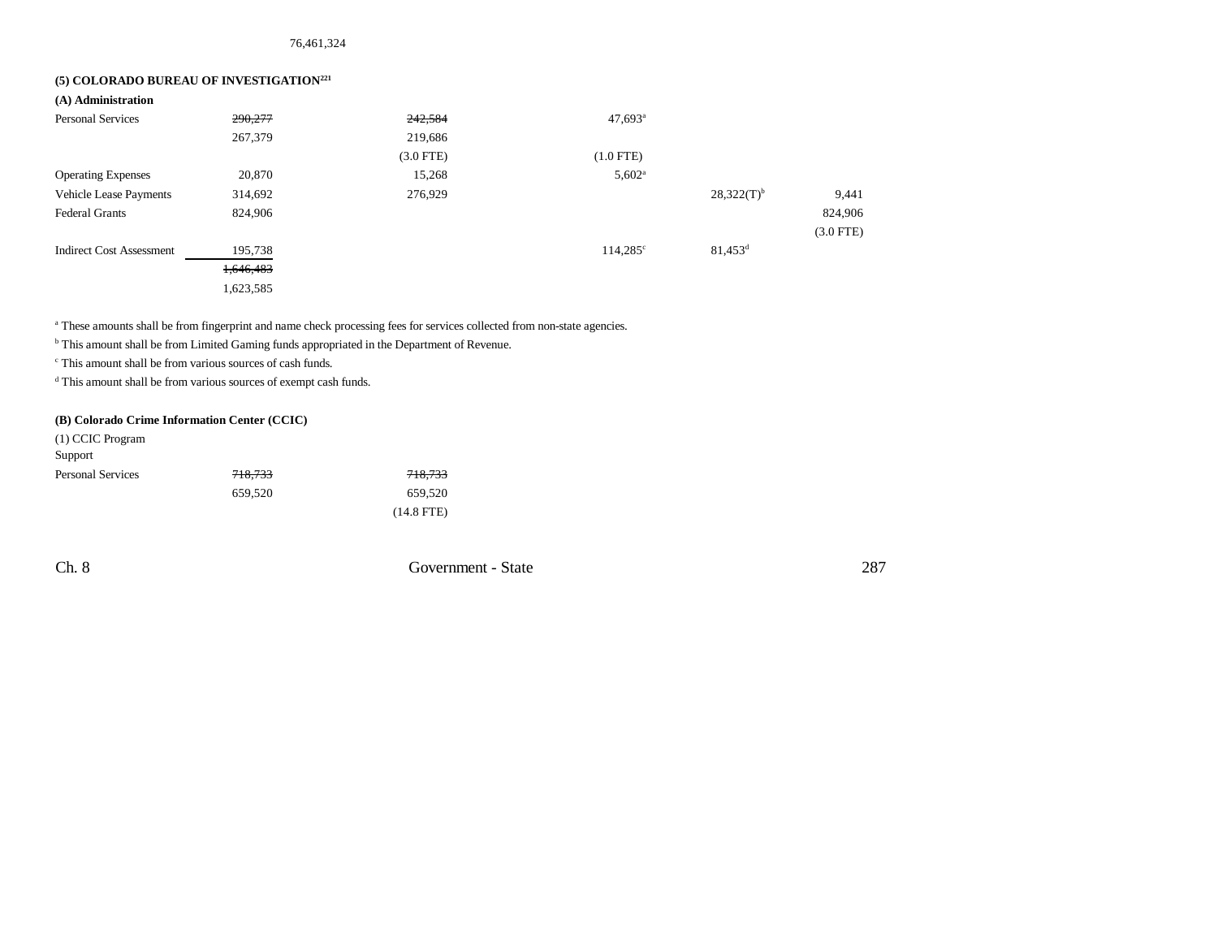76,461,324

**(5) COLORADO BUREAU OF INVESTIGATION[221]**

**(A) Administration**

| | | | | | |
|---|---|---|---|---|---|
| Personal Services | ~~290,277~~ | ~~242,584~~ | 47,693[a] | | |
| | 267,379 | 219,686 | | | |
| | | (3.0 FTE) | (1.0 FTE) | | |
| Operating Expenses | 20,870 | 15,268 | 5,602[a] | | |
| Vehicle Lease Payments | 314,692 | 276,929 | | 28,322(T)[b] | 9,441 |
| Federal Grants | 824,906 | | | | 824,906 |
| | | | | | (3.0 FTE) |
| Indirect Cost Assessment | 195,738 | | 114,285[c] | 81,453[d] | |
| | ~~1,646,483~~ | | | | |
| | 1,623,585 | | | | |

[a] These amounts shall be from fingerprint and name check processing fees for services collected from non-state agencies.

[b] This amount shall be from Limited Gaming funds appropriated in the Department of Revenue.

[c] This amount shall be from various sources of cash funds.

[d] This amount shall be from various sources of exempt cash funds.

**(B) Colorado Crime Information Center (CCIC)**

| | | |
|---|---|---|
| (1) CCIC Program Support | | |
| Personal Services | ~~718,733~~ | ~~718,733~~ |
| | 659,520 | 659,520 |
| | | (14.8 FTE) |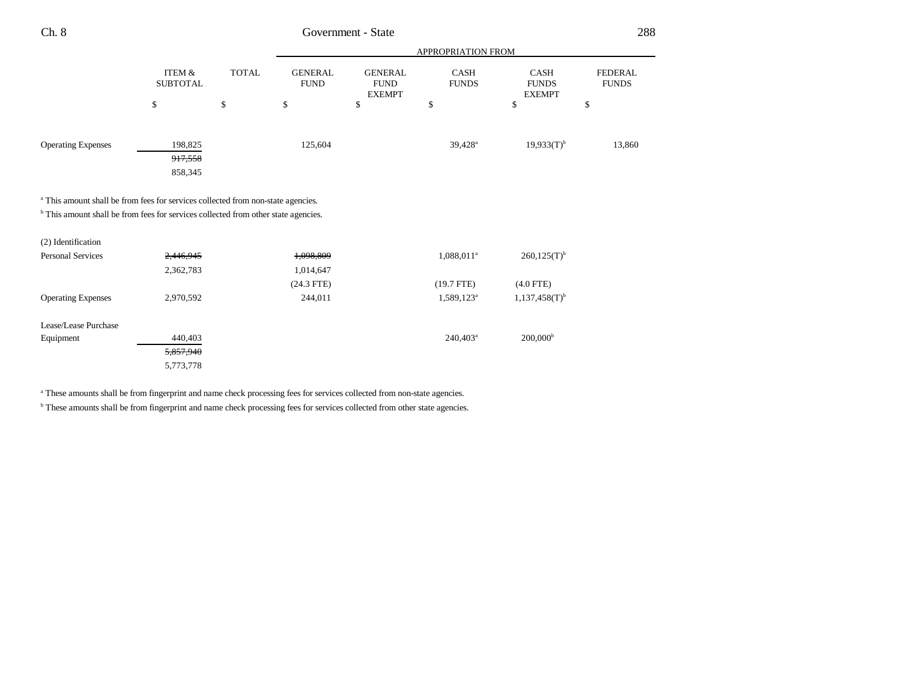| | ITEM & SUBTOTAL | TOTAL | APPROPRIATION FROM GENERAL FUND | GENERAL FUND EXEMPT | CASH FUNDS | CASH FUNDS EXEMPT | FEDERAL FUNDS |
|---|---|---|---|---|---|---|---|
| | $ | $ | $ | $ | $ | $ | $ |
| Operating Expenses | 198,825 | | 125,604 | | 39,428[a] | 19,933(T)[b] | 13,860 |
| | ~~917,558~~ | | | | | | |
| | 858,345 | | | | | | |

[a] This amount shall be from fees for services collected from non-state agencies.

[b] This amount shall be from fees for services collected from other state agencies.

| | ITEM & SUBTOTAL | TOTAL | GENERAL FUND | GENERAL FUND EXEMPT | CASH FUNDS | CASH FUNDS EXEMPT | FEDERAL FUNDS |
|---|---|---|---|---|---|---|---|
| (2) Identification | | | | | | | |
| Personal Services | ~~2,446,945~~ | | ~~1,098,809~~ | | 1,088,011[a] | 260,125(T)[b] | |
| | 2,362,783 | | 1,014,647 | | | | |
| | | | (24.3 FTE) | | (19.7 FTE) | (4.0 FTE) | |
| Operating Expenses | 2,970,592 | | 244,011 | | 1,589,123[a] | 1,137,458(T)[b] | |
| Lease/Lease Purchase Equipment | 440,403 | | | | 240,403[a] | 200,000[b] | |
| | ~~5,857,940~~ | | | | | | |
| | 5,773,778 | | | | | | |

[a] These amounts shall be from fingerprint and name check processing fees for services collected from non-state agencies.

[b] These amounts shall be from fingerprint and name check processing fees for services collected from other state agencies.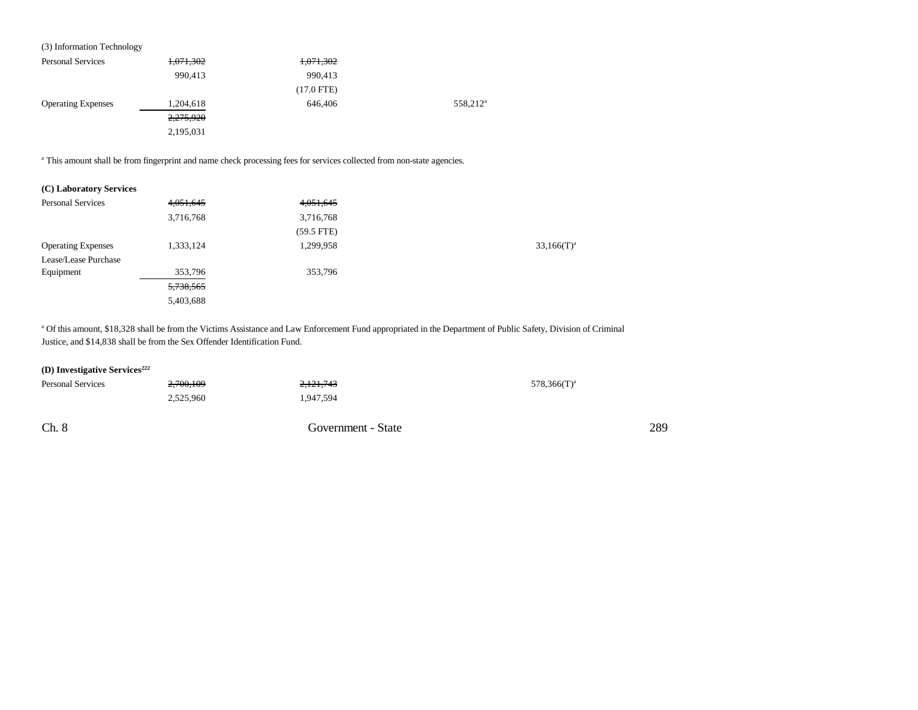(3) Information Technology

| | | | | |
|---|---|---|---|---|
| Personal Services | ~~1,071,302~~ | ~~1,071,302~~ | | |
| | 990,413 | 990,413 | | |
| | | (17.0 FTE) | | |
| Operating Expenses | 1,204,618 | 646,406 | 558,212[a] | |
| | ~~2,275,920~~ | | | |
| | 2,195,031 | | | |

[a] This amount shall be from fingerprint and name check processing fees for services collected from non-state agencies.

**(C) Laboratory Services**

| | | | | |
|---|---|---|---|---|
| Personal Services | ~~4,051,645~~ | ~~4,051,645~~ | | |
| | 3,716,768 | 3,716,768 | | |
| | | (59.5 FTE) | | |
| Operating Expenses | 1,333,124 | 1,299,958 | | 33,166(T)[a] |
| Lease/Lease Purchase Equipment | 353,796 | 353,796 | | |
| | ~~5,738,565~~ | | | |
| | 5,403,688 | | | |

[a] Of this amount, $18,328 shall be from the Victims Assistance and Law Enforcement Fund appropriated in the Department of Public Safety, Division of Criminal Justice, and $14,838 shall be from the Sex Offender Identification Fund.

**(D) Investigative Services[222]**

| | | | | |
|---|---|---|---|---|
| Personal Services | ~~2,700,109~~ | ~~2,121,743~~ | | 578,366(T)[a] |
| | 2,525,960 | 1,947,594 | | |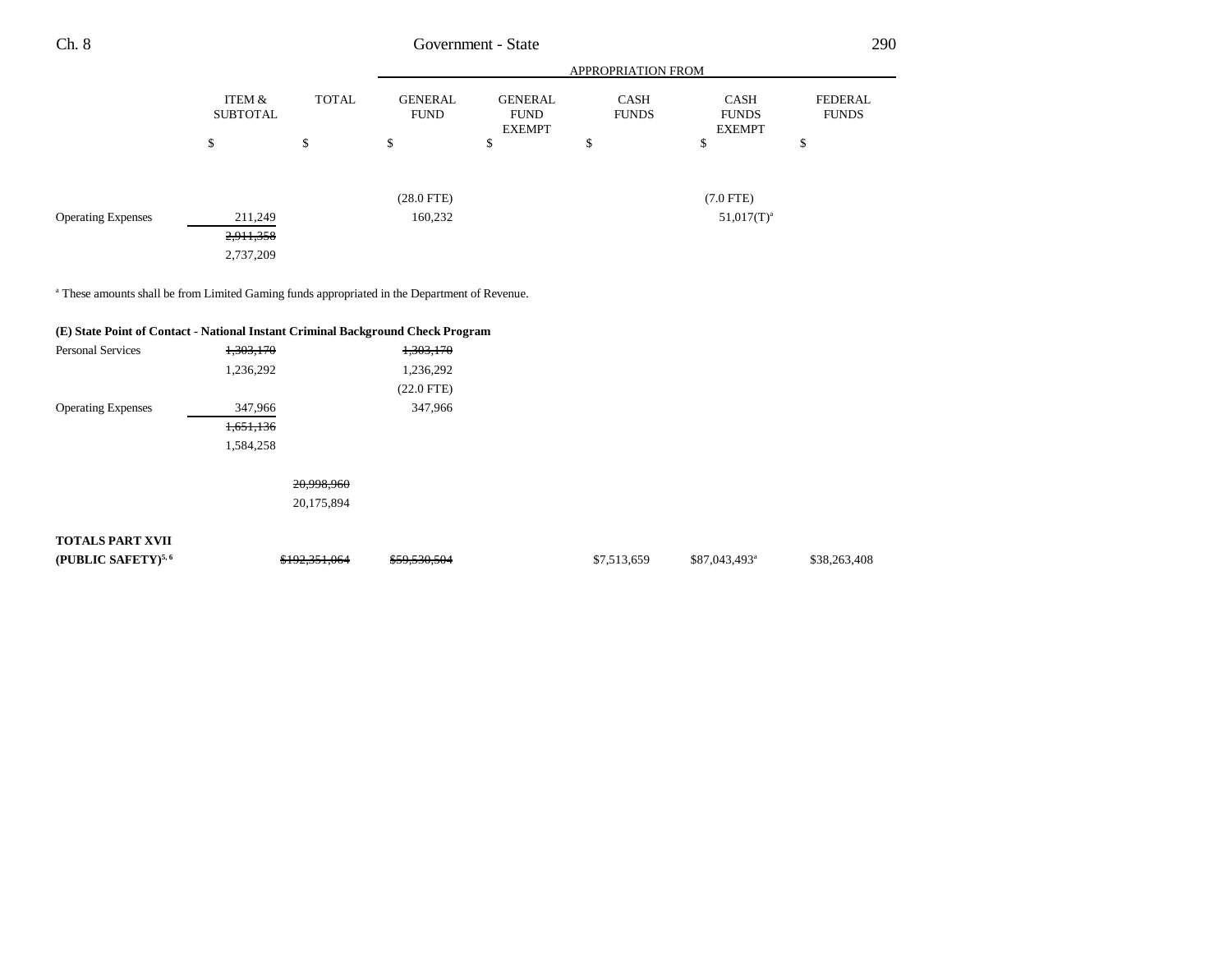| | ITEM & SUBTOTAL | TOTAL | GENERAL FUND | GENERAL FUND EXEMPT | CASH FUNDS | CASH FUNDS EXEMPT | FEDERAL FUNDS |
|---|---|---|---|---|---|---|---|
| | | | APPROPRIATION FROM | | | | |
| | $ | $ | $ | $ | $ | $ | $ |
| | | | (28.0 FTE) | | | (7.0 FTE) | |
| Operating Expenses | 211,249 | | 160,232 | | | 51,017(T)[a] | |
| | ~~2,911,358~~ | | | | | | |
| | 2,737,209 | | | | | | |

[a] These amounts shall be from Limited Gaming funds appropriated in the Department of Revenue.

**(E) State Point of Contact - National Instant Criminal Background Check Program**

| | ITEM & SUBTOTAL | TOTAL | GENERAL FUND | GENERAL FUND EXEMPT | CASH FUNDS | CASH FUNDS EXEMPT | FEDERAL FUNDS |
|---|---|---|---|---|---|---|---|
| Personal Services | ~~1,303,170~~ | | ~~1,303,170~~ | | | | |
| | 1,236,292 | | 1,236,292 | | | | |
| | | | (22.0 FTE) | | | | |
| Operating Expenses | 347,966 | | 347,966 | | | | |
| | ~~1,651,136~~ | | | | | | |
| | 1,584,258 | | | | | | |
| | | ~~20,998,960~~ | | | | | |
| | | 20,175,894 | | | | | |
| **TOTALS PART XVII (PUBLIC SAFETY)[5, 6]** | | ~~$192,351,064~~ | ~~$59,530,504~~ | | $7,513,659 | $87,043,493[a] | $38,263,408 |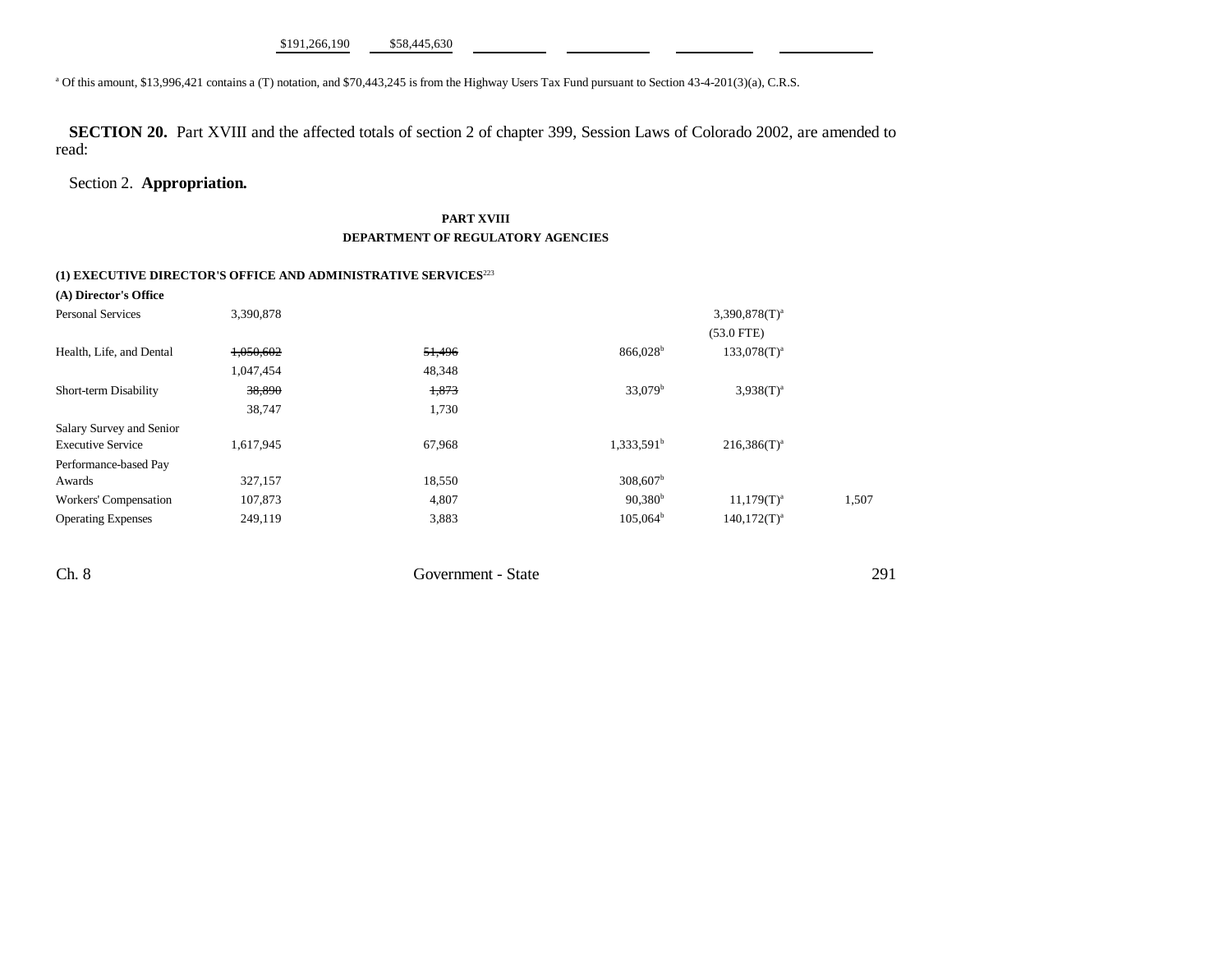| | $191,266,190 | $58,445,630 | | | | |
|---|---|---|---|---|---|---|

[a] Of this amount, $13,996,421 contains a (T) notation, and $70,443,245 is from the Highway Users Tax Fund pursuant to Section 43-4-201(3)(a), C.R.S.

**SECTION 20.** Part XVIII and the affected totals of section 2 of chapter 399, Session Laws of Colorado 2002, are amended to read:

Section 2. **Appropriation.**

**PART XVIII**
**DEPARTMENT OF REGULATORY AGENCIES**

**(1) EXECUTIVE DIRECTOR'S OFFICE AND ADMINISTRATIVE SERVICES**[223]

**(A) Director's Office**

| | | | | | | |
|---|---|---|---|---|---|---|
| Personal Services | 3,390,878 | | | | 3,390,878(T)[a] | |
| | | | | | (53.0 FTE) | |
| Health, Life, and Dental | ~~1,050,602~~ | | ~~51,496~~ | 866,028[b] | 133,078(T)[a] | |
| | 1,047,454 | | 48,348 | | | |
| Short-term Disability | ~~38,890~~ | | ~~1,873~~ | 33,079[b] | 3,938(T)[a] | |
| | 38,747 | | 1,730 | | | |
| Salary Survey and Senior Executive Service | 1,617,945 | | 67,968 | 1,333,591[b] | 216,386(T)[a] | |
| Performance-based Pay Awards | 327,157 | | 18,550 | 308,607[b] | | |
| Workers' Compensation | 107,873 | | 4,807 | 90,380[b] | 11,179(T)[a] | 1,507 |
| Operating Expenses | 249,119 | | 3,883 | 105,064[b] | 140,172(T)[a] | |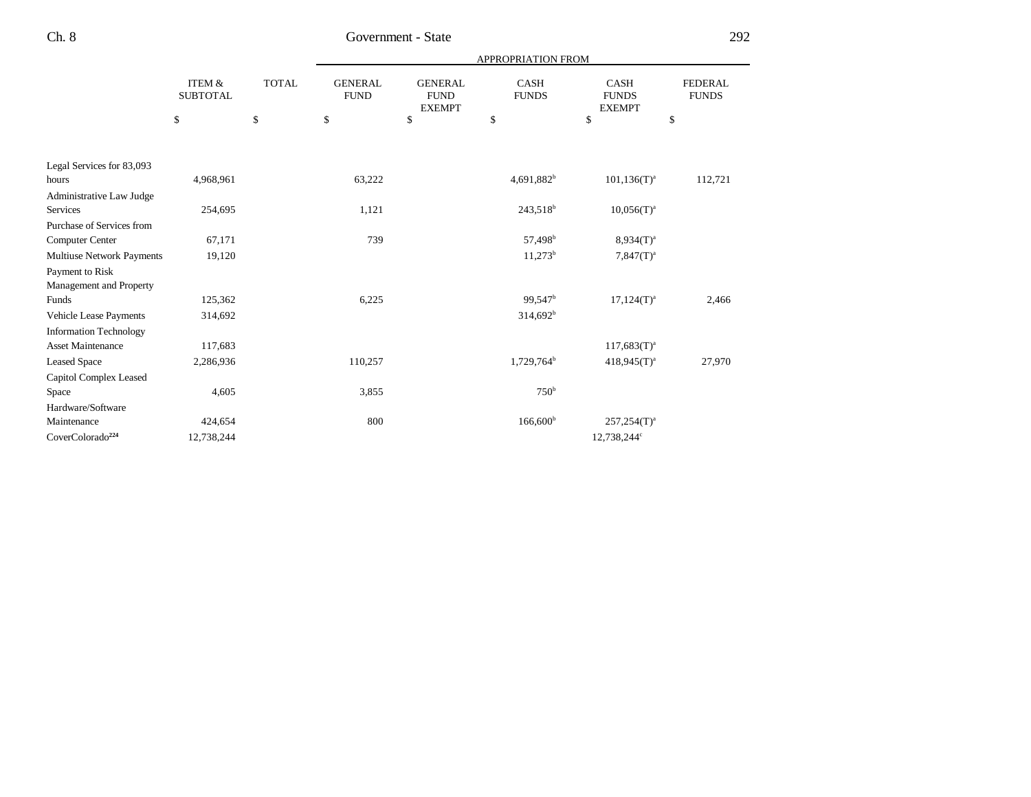| | ITEM & SUBTOTAL | TOTAL | APPROPRIATION FROM | | | | |
|---|---|---|---|---|---|---|---|
| | | | GENERAL FUND | GENERAL FUND EXEMPT | CASH FUNDS | CASH FUNDS EXEMPT | FEDERAL FUNDS |
| | $ | $ | $ | $ | $ | $ | $ |
| Legal Services for 83,093 hours | 4,968,961 | | 63,222 | | 4,691,882[b] | 101,136(T)[a] | 112,721 |
| Administrative Law Judge Services | 254,695 | | 1,121 | | 243,518[b] | 10,056(T)[a] | |
| Purchase of Services from Computer Center | 67,171 | | 739 | | 57,498[b] | 8,934(T)[a] | |
| Multiuse Network Payments | 19,120 | | | | 11,273[b] | 7,847(T)[a] | |
| Payment to Risk Management and Property Funds | 125,362 | | 6,225 | | 99,547[b] | 17,124(T)[a] | 2,466 |
| Vehicle Lease Payments | 314,692 | | | | 314,692[b] | | |
| Information Technology Asset Maintenance | 117,683 | | | | | 117,683(T)[a] | |
| Leased Space | 2,286,936 | | 110,257 | | 1,729,764[b] | 418,945(T)[a] | 27,970 |
| Capitol Complex Leased Space | 4,605 | | 3,855 | | 750[b] | | |
| Hardware/Software Maintenance | 424,654 | | 800 | | 166,600[b] | 257,254(T)[a] | |
| CoverColorado[224] | 12,738,244 | | | | | 12,738,244[c] | |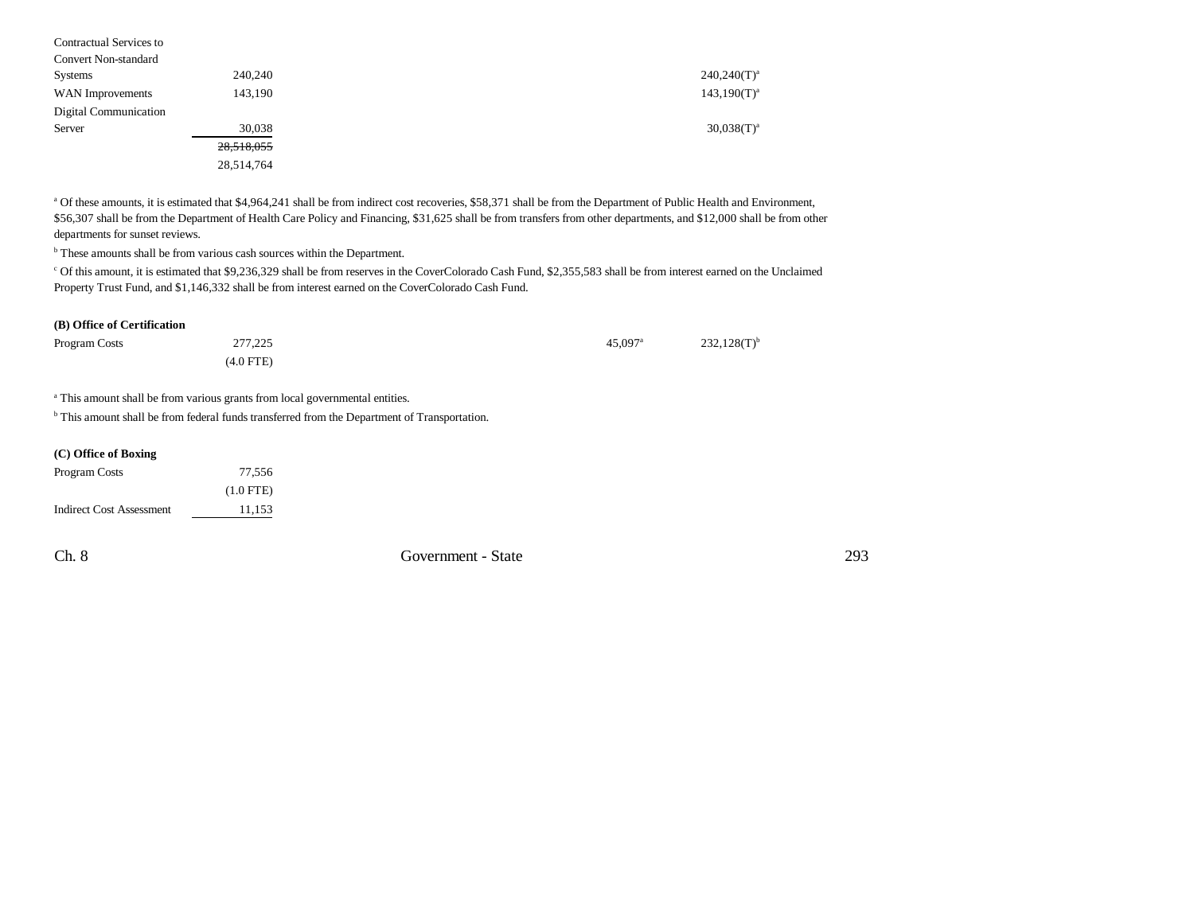| | | | | | |
|---|---|---|---|---|---|
| Contractual Services to Convert Non-standard Systems | 240,240 | | | 240,240(T)[a] | |
| WAN Improvements | 143,190 | | | 143,190(T)[a] | |
| Digital Communication Server | 30,038 | | | 30,038(T)[a] | |
| | ~~28,518,055~~ | | | | |
| | 28,514,764 | | | | |

[a] Of these amounts, it is estimated that $4,964,241 shall be from indirect cost recoveries, $58,371 shall be from the Department of Public Health and Environment, $56,307 shall be from the Department of Health Care Policy and Financing, $31,625 shall be from transfers from other departments, and $12,000 shall be from other departments for sunset reviews.

[b] These amounts shall be from various cash sources within the Department.

[c] Of this amount, it is estimated that $9,236,329 shall be from reserves in the CoverColorado Cash Fund, $2,355,583 shall be from interest earned on the Unclaimed Property Trust Fund, and $1,146,332 shall be from interest earned on the CoverColorado Cash Fund.

**(B) Office of Certification**

| | | | | | |
|---|---|---|---|---|---|
| Program Costs | 277,225 | | 45,097[a] | 232,128(T)[b] | |
| | (4.0 FTE) | | | | |

[a] This amount shall be from various grants from local governmental entities.

[b] This amount shall be from federal funds transferred from the Department of Transportation.

**(C) Office of Boxing**

| | |
|---|---|
| Program Costs | 77,556 |
| | (1.0 FTE) |
| Indirect Cost Assessment | 11,153 |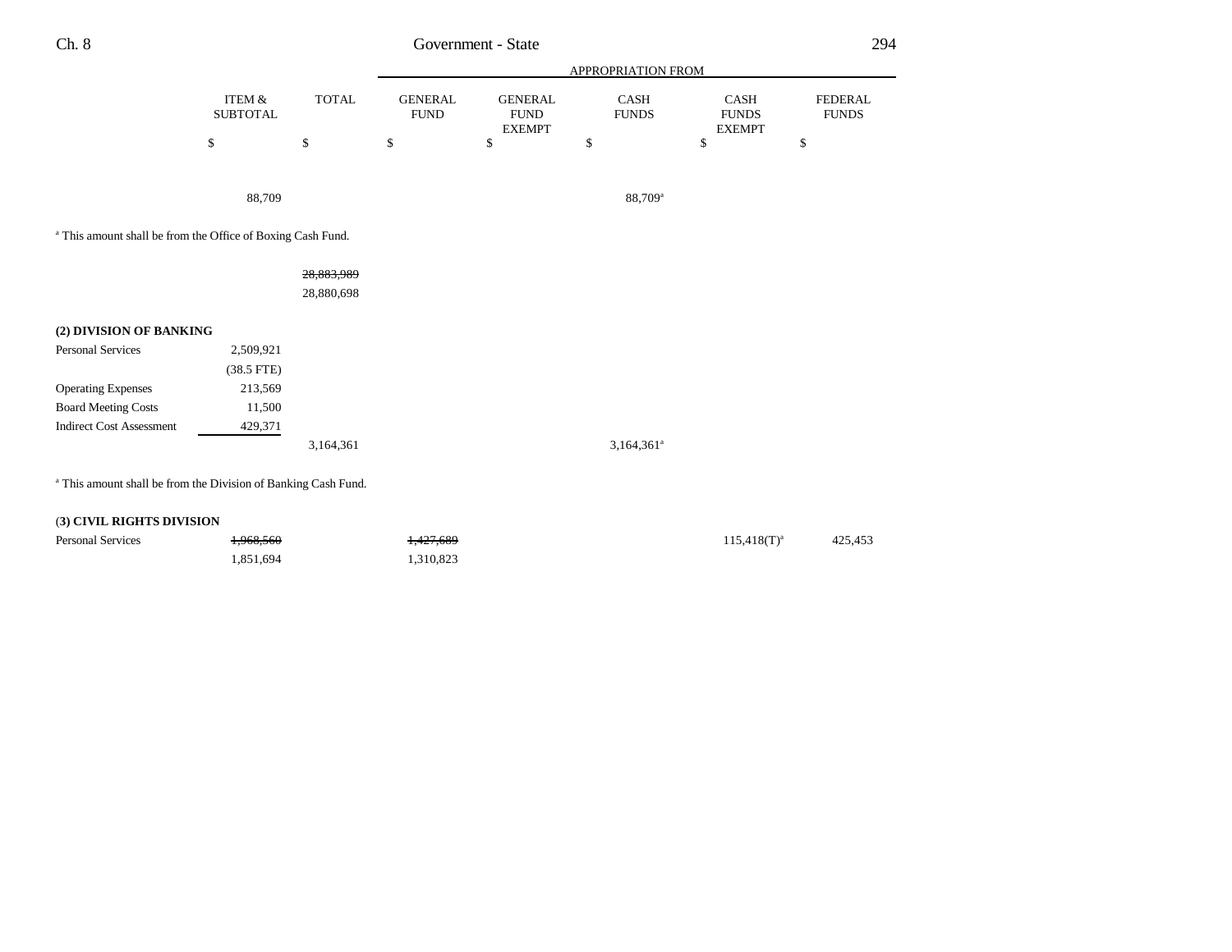| | ITEM & SUBTOTAL | TOTAL | GENERAL FUND | GENERAL FUND EXEMPT | CASH FUNDS | CASH FUNDS EXEMPT | FEDERAL FUNDS |
|---|---|---|---|---|---|---|---|
| | | | APPROPRIATION FROM | | | | |
| | $ | $ | $ | $ | $ | $ | $ |
| | | 88,709 | | | 88,709[a] | | |

[a] This amount shall be from the Office of Boxing Cash Fund.

| | ITEM & SUBTOTAL | TOTAL | GENERAL FUND | GENERAL FUND EXEMPT | CASH FUNDS | CASH FUNDS EXEMPT | FEDERAL FUNDS |
|---|---|---|---|---|---|---|---|
| | | ~~28,883,989~~ | | | | | |
| | | 28,880,698 | | | | | |

**(2) DIVISION OF BANKING**

| | ITEM & SUBTOTAL | TOTAL | GENERAL FUND | GENERAL FUND EXEMPT | CASH FUNDS | CASH FUNDS EXEMPT | FEDERAL FUNDS |
|---|---|---|---|---|---|---|---|
| Personal Services | 2,509,921 | | | | | | |
| | (38.5 FTE) | | | | | | |
| Operating Expenses | 213,569 | | | | | | |
| Board Meeting Costs | 11,500 | | | | | | |
| Indirect Cost Assessment | 429,371 | | | | | | |
| | | 3,164,361 | | | 3,164,361[a] | | |

[a] This amount shall be from the Division of Banking Cash Fund.

**(3) CIVIL RIGHTS DIVISION**

| | ITEM & SUBTOTAL | TOTAL | GENERAL FUND | GENERAL FUND EXEMPT | CASH FUNDS | CASH FUNDS EXEMPT | FEDERAL FUNDS |
|---|---|---|---|---|---|---|---|
| Personal Services | ~~1,968,560~~ | | ~~1,427,689~~ | | | 115,418(T)[a] | 425,453 |
| | 1,851,694 | | 1,310,823 | | | | |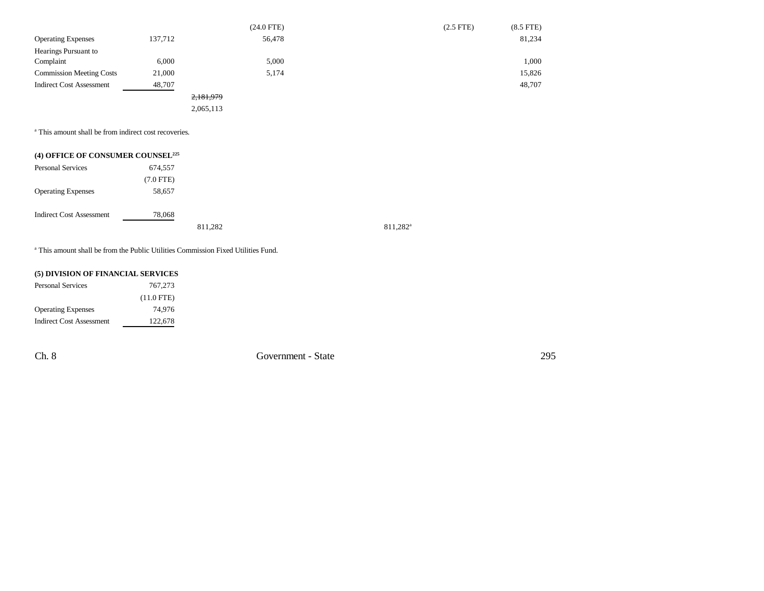| | | | | | | |
|---|---|---|---|---|---|---|
| | | | (24.0 FTE) | | (2.5 FTE) | (8.5 FTE) |
| Operating Expenses | 137,712 | | 56,478 | | | 81,234 |
| Hearings Pursuant to Complaint | 6,000 | | 5,000 | | | 1,000 |
| Commission Meeting Costs | 21,000 | | 5,174 | | | 15,826 |
| Indirect Cost Assessment | 48,707 | | | | | 48,707 |
| | | ~~2,181,979~~ | | | | |
| | | 2,065,113 | | | | |

[a] This amount shall be from indirect cost recoveries.

**(4) OFFICE OF CONSUMER COUNSEL[225]**

| | | | |
|---|---|---|---|
| Personal Services | 674,557 | | |
| | (7.0 FTE) | | |
| Operating Expenses | 58,657 | | |
| Indirect Cost Assessment | 78,068 | | |
| | | 811,282 | 811,282[a] |

[a] This amount shall be from the Public Utilities Commission Fixed Utilities Fund.

**(5) DIVISION OF FINANCIAL SERVICES**

| | |
|---|---|
| Personal Services | 767,273 |
| | (11.0 FTE) |
| Operating Expenses | 74,976 |
| Indirect Cost Assessment | 122,678 |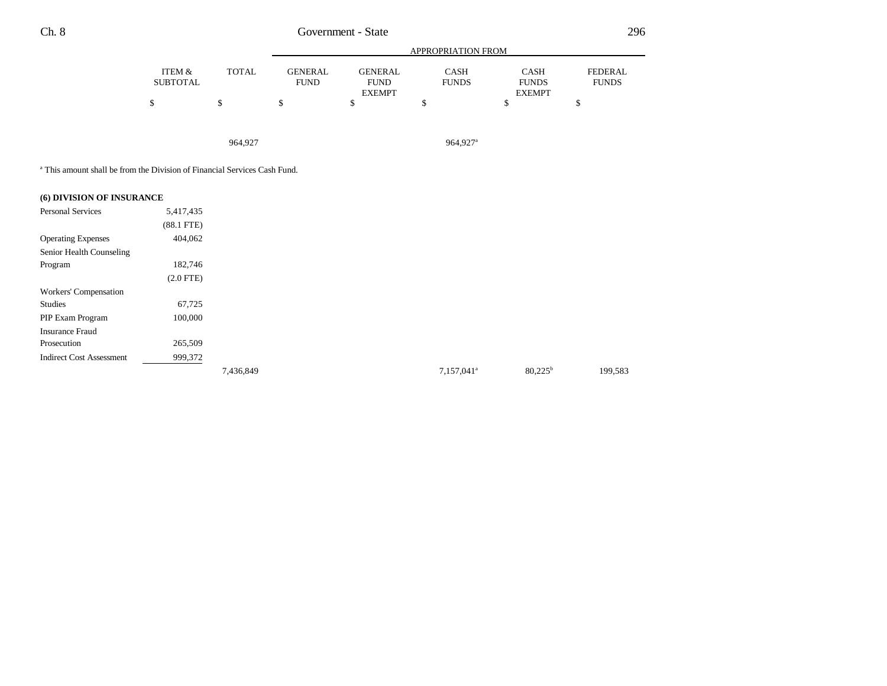| | ITEM & SUBTOTAL | TOTAL | GENERAL FUND | GENERAL FUND EXEMPT | CASH FUNDS | CASH FUNDS EXEMPT | FEDERAL FUNDS |
|---|---|---|---|---|---|---|---|
| | | | APPROPRIATION FROM | | | | |
| | $ | $ | $ | $ | $ | $ | $ |
| | | 964,927 | | | 964,927[a] | | |

[a] This amount shall be from the Division of Financial Services Cash Fund.

**(6) DIVISION OF INSURANCE**

| | ITEM & SUBTOTAL | TOTAL | GENERAL FUND | GENERAL FUND EXEMPT | CASH FUNDS | CASH FUNDS EXEMPT | FEDERAL FUNDS |
|---|---|---|---|---|---|---|---|
| Personal Services | 5,417,435 | | | | | | |
| | (88.1 FTE) | | | | | | |
| Operating Expenses | 404,062 | | | | | | |
| Senior Health Counseling Program | 182,746 | | | | | | |
| | (2.0 FTE) | | | | | | |
| Workers' Compensation Studies | 67,725 | | | | | | |
| PIP Exam Program | 100,000 | | | | | | |
| Insurance Fraud Prosecution | 265,509 | | | | | | |
| Indirect Cost Assessment | 999,372 | | | | | | |
| | | 7,436,849 | | | 7,157,041[a] | 80,225[b] | 199,583 |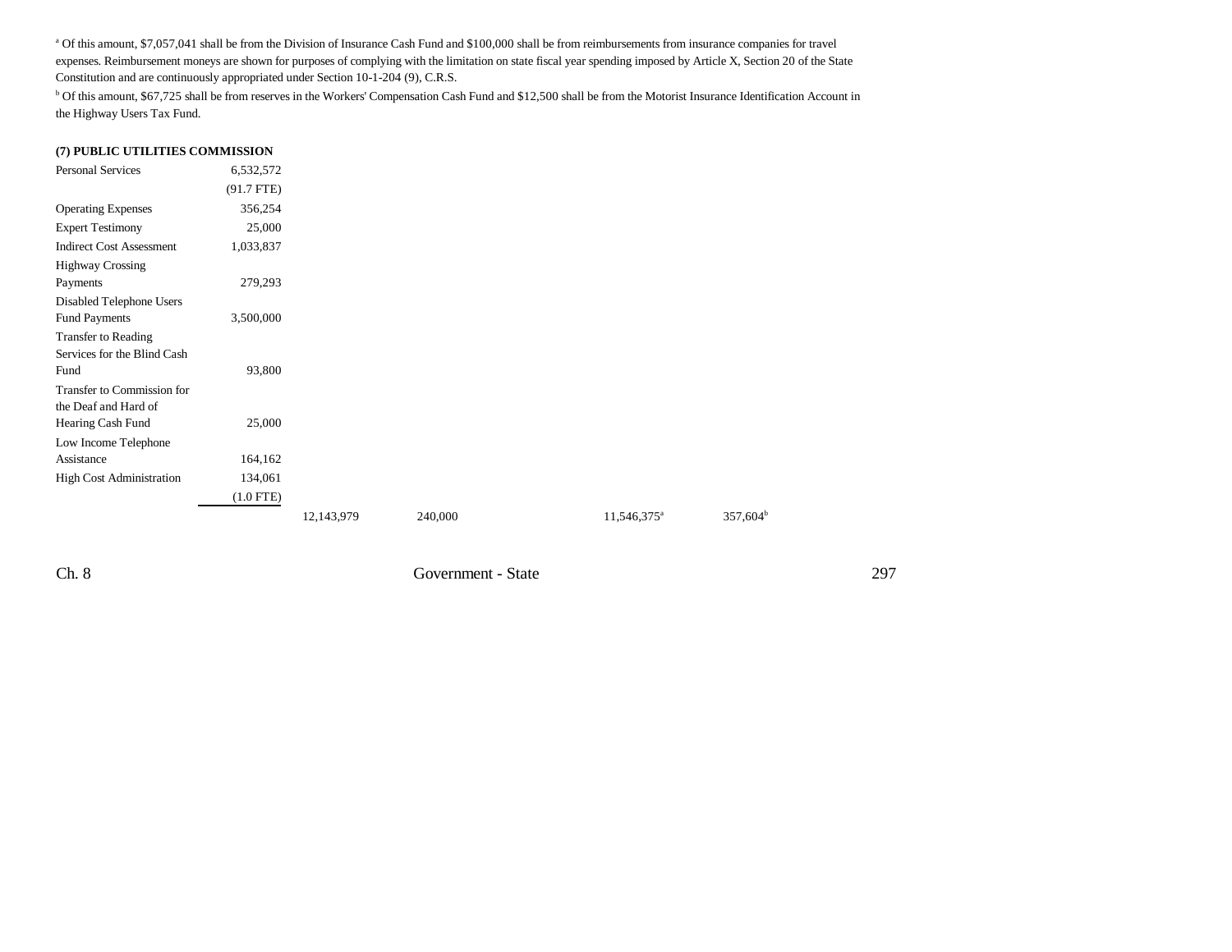[a] Of this amount, $7,057,041 shall be from the Division of Insurance Cash Fund and $100,000 shall be from reimbursements from insurance companies for travel expenses. Reimbursement moneys are shown for purposes of complying with the limitation on state fiscal year spending imposed by Article X, Section 20 of the State Constitution and are continuously appropriated under Section 10-1-204 (9), C.R.S.

[b] Of this amount, $67,725 shall be from reserves in the Workers' Compensation Cash Fund and $12,500 shall be from the Motorist Insurance Identification Account in the Highway Users Tax Fund.

**(7) PUBLIC UTILITIES COMMISSION**

| | | | | | | |
|---|---|---|---|---|---|---|
| Personal Services | 6,532,572 | | | | | |
| | (91.7 FTE) | | | | | |
| Operating Expenses | 356,254 | | | | | |
| Expert Testimony | 25,000 | | | | | |
| Indirect Cost Assessment | 1,033,837 | | | | | |
| Highway Crossing Payments | 279,293 | | | | | |
| Disabled Telephone Users Fund Payments | 3,500,000 | | | | | |
| Transfer to Reading Services for the Blind Cash Fund | 93,800 | | | | | |
| Transfer to Commission for the Deaf and Hard of Hearing Cash Fund | 25,000 | | | | | |
| Low Income Telephone Assistance | 164,162 | | | | | |
| High Cost Administration | 134,061 | | | | | |
| | (1.0 FTE) | | | | | |
| | | 12,143,979 | 240,000 | | 11,546,375[a] | 357,604[b] |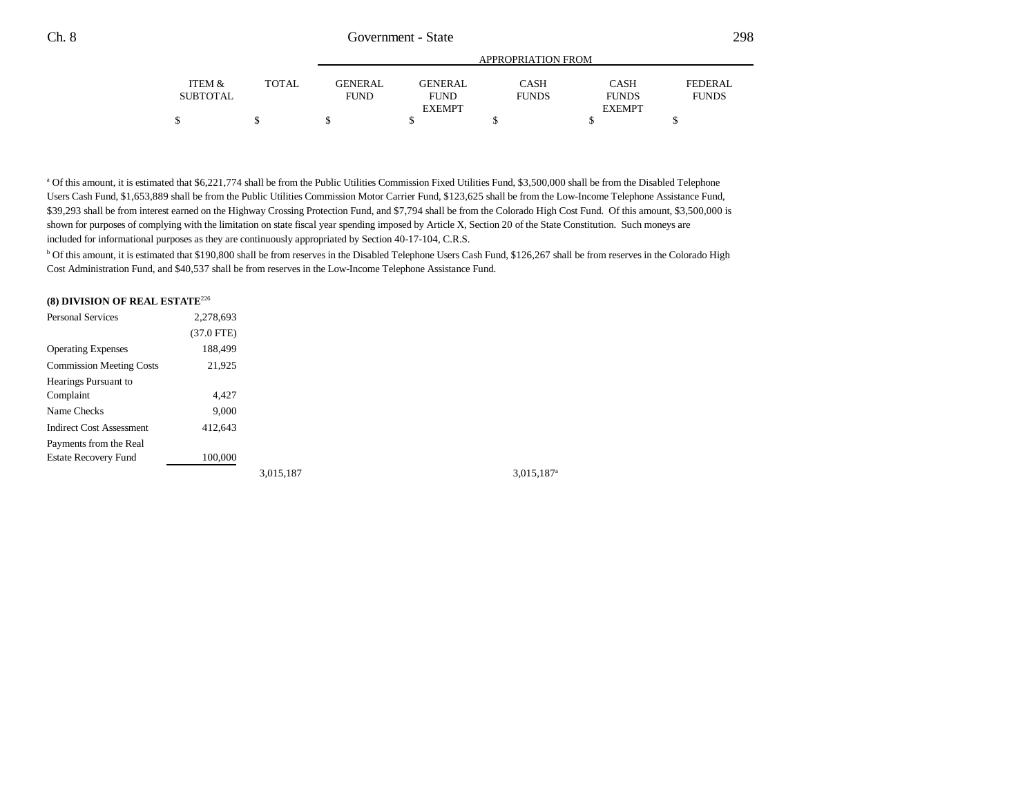| | ITEM & SUBTOTAL | TOTAL | APPROPRIATION FROM GENERAL FUND | GENERAL FUND EXEMPT | CASH FUNDS | CASH FUNDS EXEMPT | FEDERAL FUNDS |
|---|---|---|---|---|---|---|---|
| | $ | $ | $ | $ | $ | $ | $ |

[a] Of this amount, it is estimated that $6,221,774 shall be from the Public Utilities Commission Fixed Utilities Fund, $3,500,000 shall be from the Disabled Telephone Users Cash Fund, $1,653,889 shall be from the Public Utilities Commission Motor Carrier Fund, $123,625 shall be from the Low-Income Telephone Assistance Fund, $39,293 shall be from interest earned on the Highway Crossing Protection Fund, and $7,794 shall be from the Colorado High Cost Fund. Of this amount, $3,500,000 is shown for purposes of complying with the limitation on state fiscal year spending imposed by Article X, Section 20 of the State Constitution. Such moneys are included for informational purposes as they are continuously appropriated by Section 40-17-104, C.R.S.

[b] Of this amount, it is estimated that $190,800 shall be from reserves in the Disabled Telephone Users Cash Fund, $126,267 shall be from reserves in the Colorado High Cost Administration Fund, and $40,537 shall be from reserves in the Low-Income Telephone Assistance Fund.

**(8) DIVISION OF REAL ESTATE**[226]

| | ITEM & SUBTOTAL | TOTAL | GENERAL FUND | GENERAL FUND EXEMPT | CASH FUNDS | CASH FUNDS EXEMPT | FEDERAL FUNDS |
|---|---|---|---|---|---|---|---|
| Personal Services | 2,278,693 | | | | | | |
| | (37.0 FTE) | | | | | | |
| Operating Expenses | 188,499 | | | | | | |
| Commission Meeting Costs | 21,925 | | | | | | |
| Hearings Pursuant to Complaint | 4,427 | | | | | | |
| Name Checks | 9,000 | | | | | | |
| Indirect Cost Assessment | 412,643 | | | | | | |
| Payments from the Real Estate Recovery Fund | 100,000 | | | | | | |
| | | 3,015,187 | | | 3,015,187[a] | | |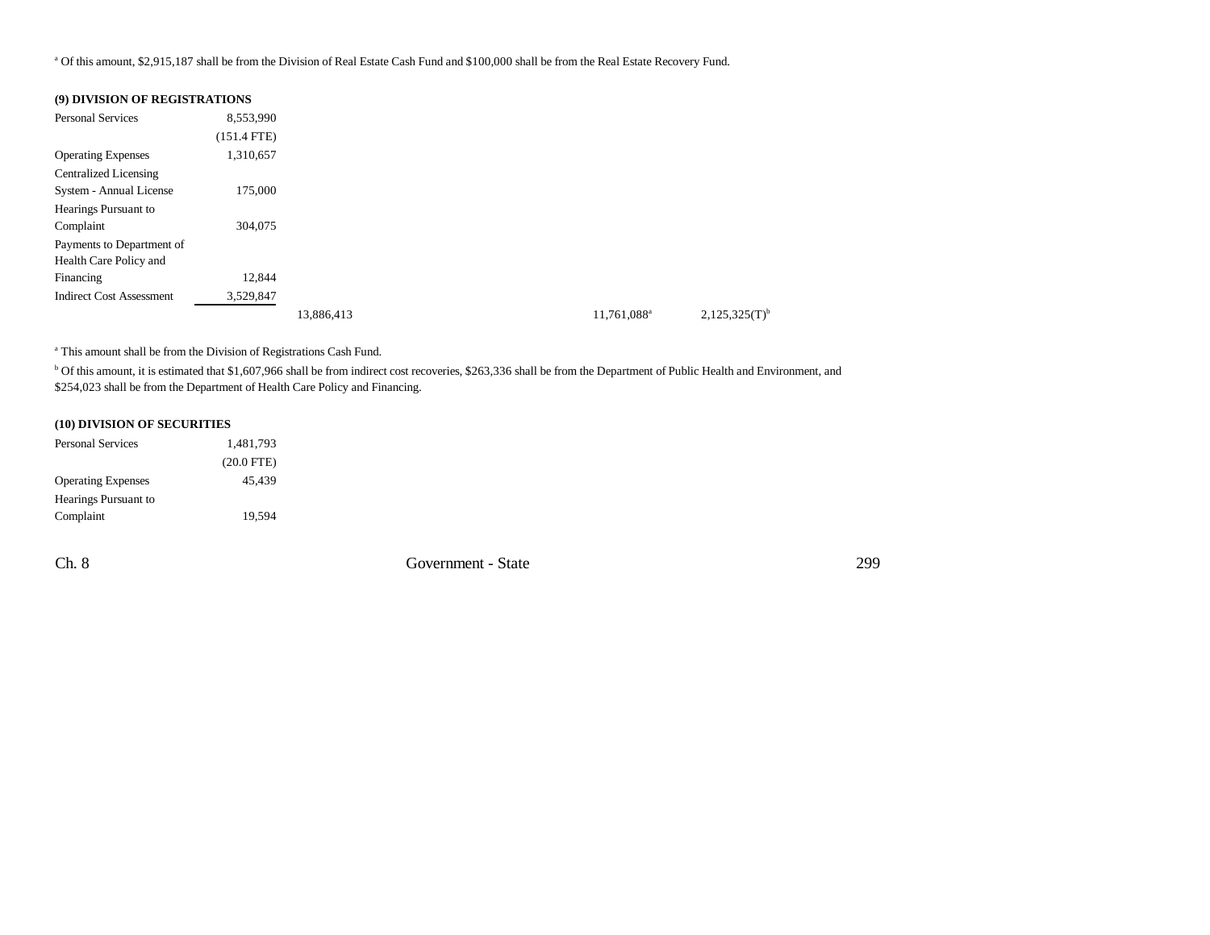[a] Of this amount, $2,915,187 shall be from the Division of Real Estate Cash Fund and $100,000 shall be from the Real Estate Recovery Fund.

**(9) DIVISION OF REGISTRATIONS**

| | | | | | |
|---|---|---|---|---|---|
| Personal Services | 8,553,990 | | | | |
| | (151.4 FTE) | | | | |
| Operating Expenses | 1,310,657 | | | | |
| Centralized Licensing System - Annual License | 175,000 | | | | |
| Hearings Pursuant to Complaint | 304,075 | | | | |
| Payments to Department of Health Care Policy and Financing | 12,844 | | | | |
| Indirect Cost Assessment | 3,529,847 | | | | |
| | | 13,886,413 | | 11,761,088[a] | 2,125,325(T)[b] |

[a] This amount shall be from the Division of Registrations Cash Fund.

[b] Of this amount, it is estimated that $1,607,966 shall be from indirect cost recoveries, $263,336 shall be from the Department of Public Health and Environment, and $254,023 shall be from the Department of Health Care Policy and Financing.

**(10) DIVISION OF SECURITIES**

| | |
|---|---|
| Personal Services | 1,481,793 |
| | (20.0 FTE) |
| Operating Expenses | 45,439 |
| Hearings Pursuant to Complaint | 19,594 |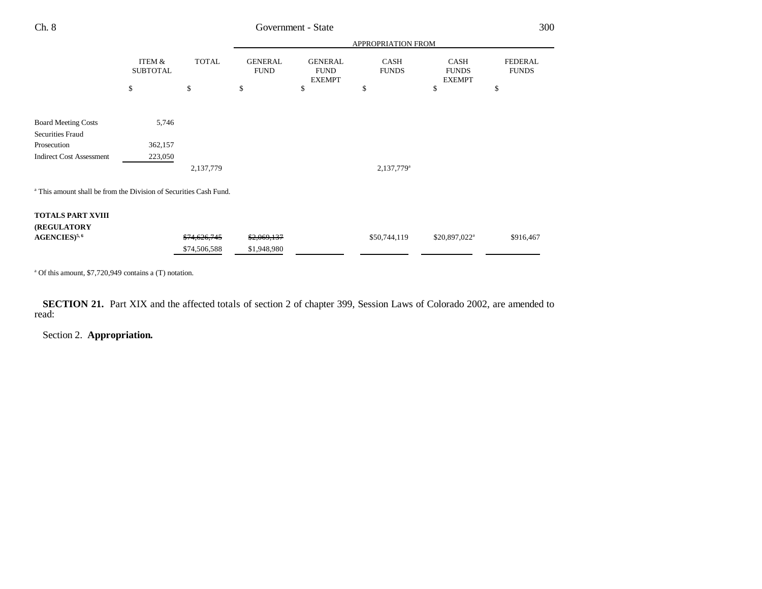| | ITEM & SUBTOTAL | TOTAL | APPROPRIATION FROM GENERAL FUND | GENERAL FUND EXEMPT | CASH FUNDS | CASH FUNDS EXEMPT | FEDERAL FUNDS |
|---|---|---|---|---|---|---|---|
| | $ | $ | $ | $ | $ | $ | $ |
| Board Meeting Costs | 5,746 | | | | | | |
| Securities Fraud Prosecution | 362,157 | | | | | | |
| Indirect Cost Assessment | 223,050 | | | | | | |
| | | 2,137,779 | | | 2,137,779[a] | | |

[a] This amount shall be from the Division of Securities Cash Fund.

| | ITEM & SUBTOTAL | TOTAL | GENERAL FUND | GENERAL FUND EXEMPT | CASH FUNDS | CASH FUNDS EXEMPT | FEDERAL FUNDS |
|---|---|---|---|---|---|---|---|
| **TOTALS PART XVIII (REGULATORY AGENCIES)**[5, 6] | | ~~$74,626,745~~ $74,506,588 | ~~$2,069,137~~ $1,948,980 | | $50,744,119 | $20,897,022[a] | $916,467 |

[a] Of this amount, $7,720,949 contains a (T) notation.

**SECTION 21.** Part XIX and the affected totals of section 2 of chapter 399, Session Laws of Colorado 2002, are amended to read:

Section 2. **Appropriation.**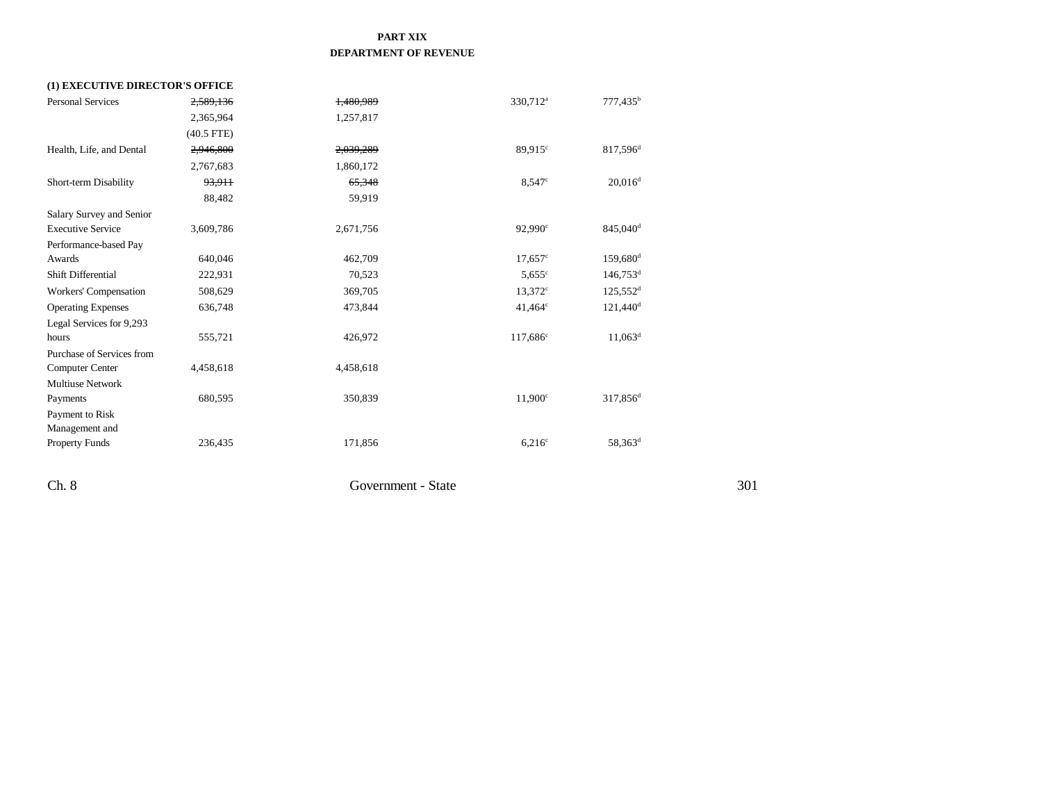**PART XIX**
**DEPARTMENT OF REVENUE**

| | | | | |
|---|---|---|---|---|
| **(1) EXECUTIVE DIRECTOR'S OFFICE** | | | | |
| Personal Services | ~~2,589,136~~ | ~~1,480,989~~ | 330,712[a] | 777,435[b] |
| | 2,365,964 | 1,257,817 | | |
| | (40.5 FTE) | | | |
| Health, Life, and Dental | ~~2,946,800~~ | ~~2,039,289~~ | 89,915[c] | 817,596[d] |
| | 2,767,683 | 1,860,172 | | |
| Short-term Disability | ~~93,911~~ | ~~65,348~~ | 8,547[c] | 20,016[d] |
| | 88,482 | 59,919 | | |
| Salary Survey and Senior Executive Service | 3,609,786 | 2,671,756 | 92,990[c] | 845,040[d] |
| Performance-based Pay Awards | 640,046 | 462,709 | 17,657[c] | 159,680[d] |
| Shift Differential | 222,931 | 70,523 | 5,655[c] | 146,753[d] |
| Workers' Compensation | 508,629 | 369,705 | 13,372[c] | 125,552[d] |
| Operating Expenses | 636,748 | 473,844 | 41,464[c] | 121,440[d] |
| Legal Services for 9,293 hours | 555,721 | 426,972 | 117,686[c] | 11,063[d] |
| Purchase of Services from Computer Center | 4,458,618 | 4,458,618 | | |
| Multiuse Network Payments | 680,595 | 350,839 | 11,900[c] | 317,856[d] |
| Payment to Risk Management and Property Funds | 236,435 | 171,856 | 6,216[c] | 58,363[d] |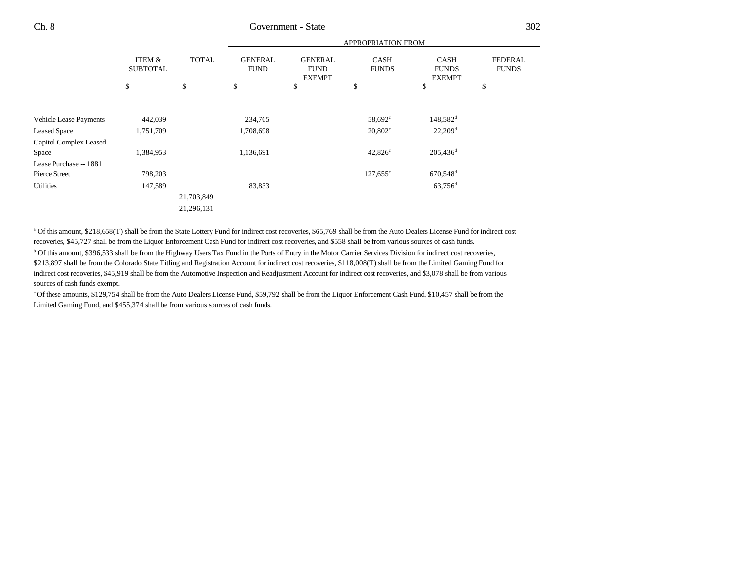| | ITEM & SUBTOTAL | TOTAL | APPROPRIATION FROM GENERAL FUND | GENERAL FUND EXEMPT | CASH FUNDS | CASH FUNDS EXEMPT | FEDERAL FUNDS |
|---|---|---|---|---|---|---|---|
| | $ | $ | $ | $ | $ | $ | $ |
| Vehicle Lease Payments | 442,039 | | 234,765 | | 58,692[c] | 148,582[d] | |
| Leased Space | 1,751,709 | | 1,708,698 | | 20,802[c] | 22,209[d] | |
| Capitol Complex Leased Space | 1,384,953 | | 1,136,691 | | 42,826[c] | 205,436[d] | |
| Lease Purchase -- 1881 Pierce Street | 798,203 | | | | 127,655[c] | 670,548[d] | |
| Utilities | 147,589 | | 83,833 | | | 63,756[d] | |
| | | ~~21,703,849~~ 21,296,131 | | | | | |

[a] Of this amount, $218,658(T) shall be from the State Lottery Fund for indirect cost recoveries, $65,769 shall be from the Auto Dealers License Fund for indirect cost recoveries, $45,727 shall be from the Liquor Enforcement Cash Fund for indirect cost recoveries, and $558 shall be from various sources of cash funds.

[b] Of this amount, $396,533 shall be from the Highway Users Tax Fund in the Ports of Entry in the Motor Carrier Services Division for indirect cost recoveries, $213,897 shall be from the Colorado State Titling and Registration Account for indirect cost recoveries, $118,008(T) shall be from the Limited Gaming Fund for indirect cost recoveries, $45,919 shall be from the Automotive Inspection and Readjustment Account for indirect cost recoveries, and $3,078 shall be from various sources of cash funds exempt.

[c] Of these amounts, $129,754 shall be from the Auto Dealers License Fund, $59,792 shall be from the Liquor Enforcement Cash Fund, $10,457 shall be from the Limited Gaming Fund, and $455,374 shall be from various sources of cash funds.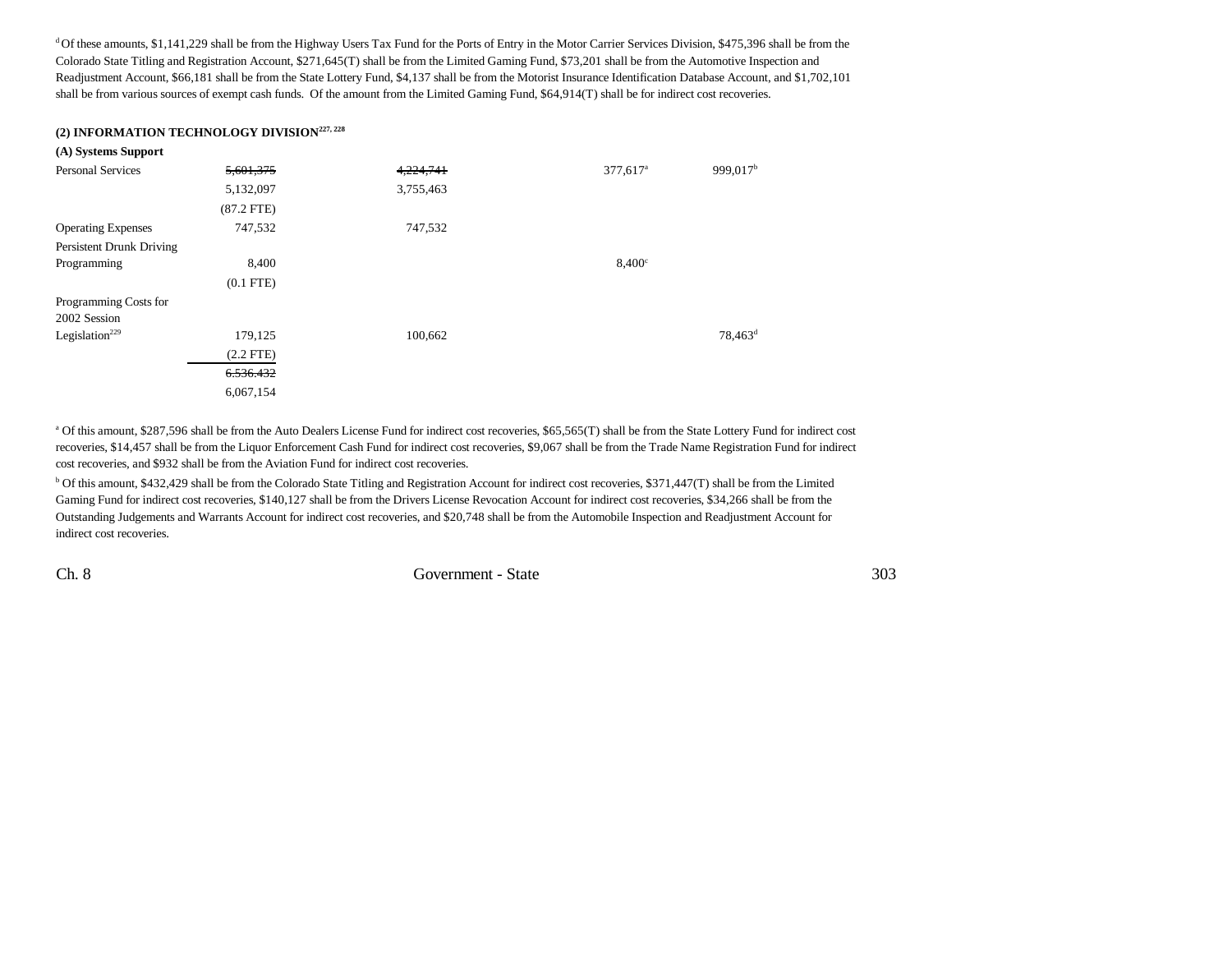[d] Of these amounts, $1,141,229 shall be from the Highway Users Tax Fund for the Ports of Entry in the Motor Carrier Services Division, $475,396 shall be from the Colorado State Titling and Registration Account, $271,645(T) shall be from the Limited Gaming Fund, $73,201 shall be from the Automotive Inspection and Readjustment Account, $66,181 shall be from the State Lottery Fund, $4,137 shall be from the Motorist Insurance Identification Database Account, and $1,702,101 shall be from various sources of exempt cash funds. Of the amount from the Limited Gaming Fund, $64,914(T) shall be for indirect cost recoveries.

### (2) INFORMATION TECHNOLOGY DIVISION[227, 228]

| | | | | | |
|---|---|---|---|---|---|
| **(A) Systems Support** | | | | | |
| Personal Services | ~~5,601,375~~ | ~~4,224,741~~ | | 377,617[a] | 999,017[b] |
| | 5,132,097 | 3,755,463 | | | |
| | (87.2 FTE) | | | | |
| Operating Expenses | 747,532 | 747,532 | | | |
| Persistent Drunk Driving Programming | 8,400 | | | 8,400[c] | |
| | (0.1 FTE) | | | | |
| Programming Costs for 2002 Session Legislation[229] | 179,125 | 100,662 | | | 78,463[d] |
| | (2.2 FTE) | | | | |
| | ~~6,536,432~~ | | | | |
| | 6,067,154 | | | | |

[a] Of this amount, $287,596 shall be from the Auto Dealers License Fund for indirect cost recoveries, $65,565(T) shall be from the State Lottery Fund for indirect cost recoveries, $14,457 shall be from the Liquor Enforcement Cash Fund for indirect cost recoveries, $9,067 shall be from the Trade Name Registration Fund for indirect cost recoveries, and $932 shall be from the Aviation Fund for indirect cost recoveries.

[b] Of this amount, $432,429 shall be from the Colorado State Titling and Registration Account for indirect cost recoveries, $371,447(T) shall be from the Limited Gaming Fund for indirect cost recoveries, $140,127 shall be from the Drivers License Revocation Account for indirect cost recoveries, $34,266 shall be from the Outstanding Judgements and Warrants Account for indirect cost recoveries, and $20,748 shall be from the Automobile Inspection and Readjustment Account for indirect cost recoveries.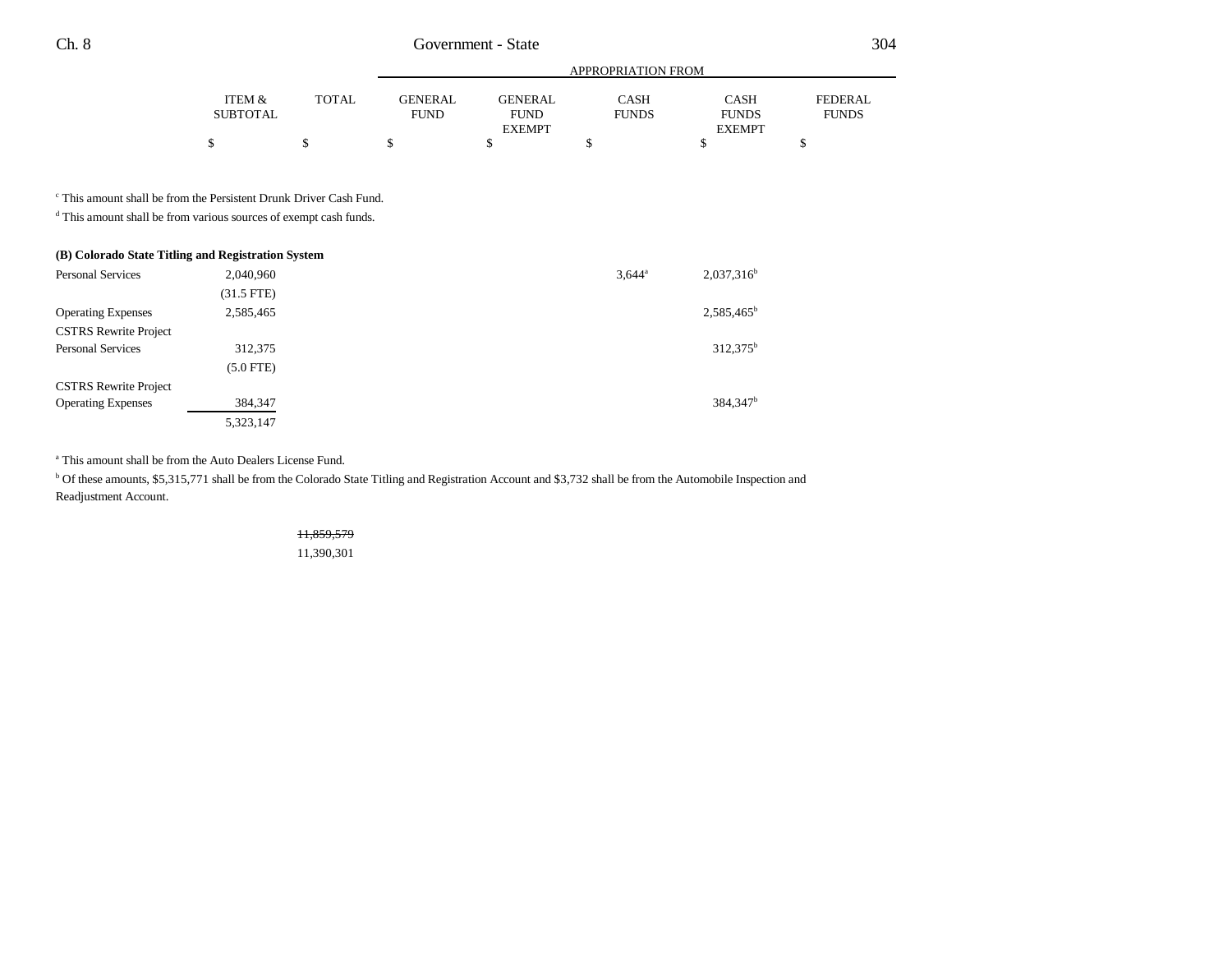| | ITEM & SUBTOTAL | TOTAL | GENERAL FUND | GENERAL FUND EXEMPT | CASH FUNDS | CASH FUNDS EXEMPT | FEDERAL FUNDS |
|---|---|---|---|---|---|---|---|
| | | | APPROPRIATION FROM | | | | |
| | $ | $ | $ | $ | $ | $ | $ |

[c] This amount shall be from the Persistent Drunk Driver Cash Fund.

[d] This amount shall be from various sources of exempt cash funds.

| | ITEM & SUBTOTAL | TOTAL | GENERAL FUND | GENERAL FUND EXEMPT | CASH FUNDS | CASH FUNDS EXEMPT | FEDERAL FUNDS |
|---|---|---|---|---|---|---|---|
| **(B) Colorado State Titling and Registration System** | | | | | | | |
| Personal Services | 2,040,960 | | | | 3,644[a] | 2,037,316[b] | |
| | (31.5 FTE) | | | | | | |
| Operating Expenses | 2,585,465 | | | | | 2,585,465[b] | |
| CSTRS Rewrite Project Personal Services | 312,375 | | | | | 312,375[b] | |
| | (5.0 FTE) | | | | | | |
| CSTRS Rewrite Project Operating Expenses | 384,347 | | | | | 384,347[b] | |
| | 5,323,147 | | | | | | |

[a] This amount shall be from the Auto Dealers License Fund.

[b] Of these amounts, $5,315,771 shall be from the Colorado State Titling and Registration Account and $3,732 shall be from the Automobile Inspection and Readjustment Account.

| | ITEM & SUBTOTAL | TOTAL | GENERAL FUND | GENERAL FUND EXEMPT | CASH FUNDS | CASH FUNDS EXEMPT | FEDERAL FUNDS |
|---|---|---|---|---|---|---|---|
| | | ~~11,859,579~~ | | | | | |
| | | 11,390,301 | | | | | |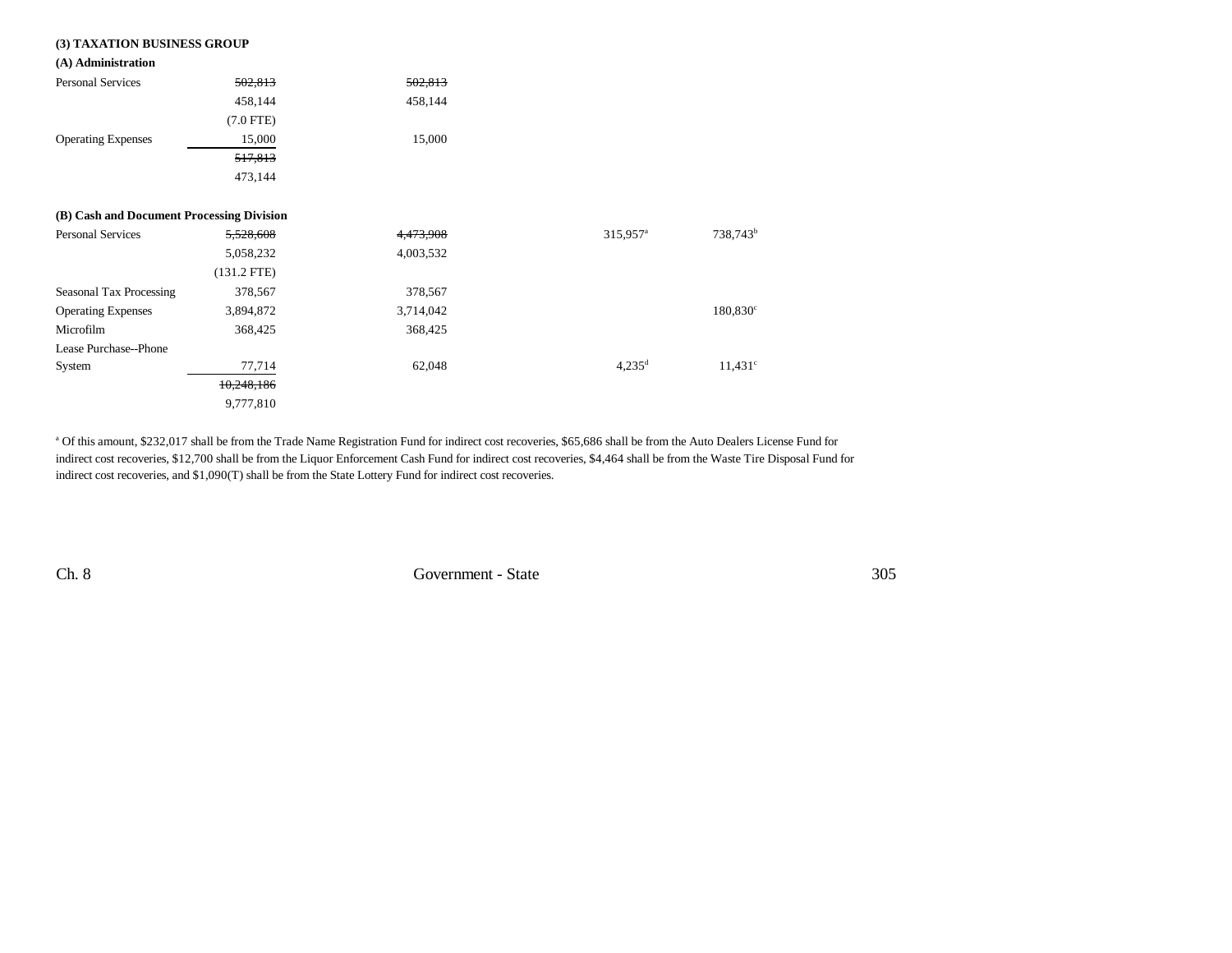**(3) TAXATION BUSINESS GROUP**

**(A) Administration**

| | | | | |
|---|---|---|---|---|
| Personal Services | ~~502,813~~ | ~~502,813~~ | | |
| | 458,144 | 458,144 | | |
| | (7.0 FTE) | | | |
| Operating Expenses | 15,000 | 15,000 | | |
| | ~~517,813~~ | | | |
| | 473,144 | | | |

**(B) Cash and Document Processing Division**

| | | | | |
|---|---|---|---|---|
| Personal Services | ~~5,528,608~~ | ~~4,473,908~~ | 315,957[a] | 738,743[b] |
| | 5,058,232 | 4,003,532 | | |
| | (131.2 FTE) | | | |
| Seasonal Tax Processing | 378,567 | 378,567 | | |
| Operating Expenses | 3,894,872 | 3,714,042 | | 180,830[c] |
| Microfilm | 368,425 | 368,425 | | |
| Lease Purchase--Phone System | 77,714 | 62,048 | 4,235[d] | 11,431[c] |
| | ~~10,248,186~~ | | | |
| | 9,777,810 | | | |

[a] Of this amount, $232,017 shall be from the Trade Name Registration Fund for indirect cost recoveries, $65,686 shall be from the Auto Dealers License Fund for indirect cost recoveries, $12,700 shall be from the Liquor Enforcement Cash Fund for indirect cost recoveries, $4,464 shall be from the Waste Tire Disposal Fund for indirect cost recoveries, and $1,090(T) shall be from the State Lottery Fund for indirect cost recoveries.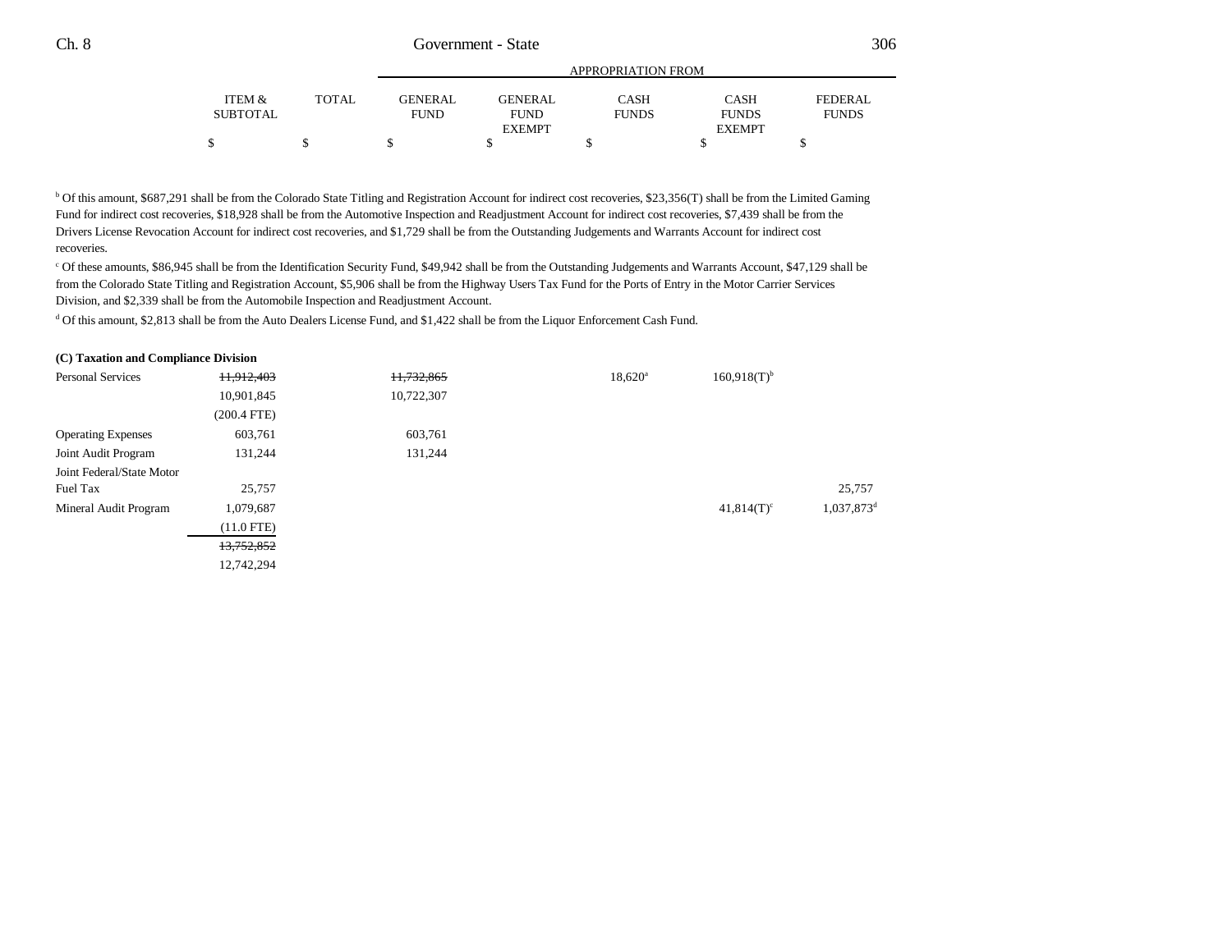| | ITEM & SUBTOTAL | TOTAL | GENERAL FUND | GENERAL FUND EXEMPT | CASH FUNDS | CASH FUNDS EXEMPT | FEDERAL FUNDS |
|---|---|---|---|---|---|---|---|
| | $ | $ | $ | $ | $ | $ | $ |

[b] Of this amount, $687,291 shall be from the Colorado State Titling and Registration Account for indirect cost recoveries, $23,356(T) shall be from the Limited Gaming Fund for indirect cost recoveries, $18,928 shall be from the Automotive Inspection and Readjustment Account for indirect cost recoveries, $7,439 shall be from the Drivers License Revocation Account for indirect cost recoveries, and $1,729 shall be from the Outstanding Judgements and Warrants Account for indirect cost recoveries.

[c] Of these amounts, $86,945 shall be from the Identification Security Fund, $49,942 shall be from the Outstanding Judgements and Warrants Account, $47,129 shall be from the Colorado State Titling and Registration Account, $5,906 shall be from the Highway Users Tax Fund for the Ports of Entry in the Motor Carrier Services Division, and $2,339 shall be from the Automobile Inspection and Readjustment Account.

[d] Of this amount, $2,813 shall be from the Auto Dealers License Fund, and $1,422 shall be from the Liquor Enforcement Cash Fund.

**(C) Taxation and Compliance Division**

| | ITEM & SUBTOTAL | TOTAL | GENERAL FUND | GENERAL FUND EXEMPT | CASH FUNDS | CASH FUNDS EXEMPT | FEDERAL FUNDS |
|---|---|---|---|---|---|---|---|
| Personal Services | ~~11,912,403~~ | | ~~11,732,865~~ | | 18,620[a] | 160,918(T)[b] | |
| | 10,901,845 | | 10,722,307 | | | | |
| | (200.4 FTE) | | | | | | |
| Operating Expenses | 603,761 | | 603,761 | | | | |
| Joint Audit Program | 131,244 | | 131,244 | | | | |
| Joint Federal/State Motor Fuel Tax | 25,757 | | | | | | 25,757 |
| Mineral Audit Program | 1,079,687 | | | | | 41,814(T)[c] | 1,037,873[d] |
| | (11.0 FTE) | | | | | | |
| | ~~13,752,852~~ | | | | | | |
| | 12,742,294 | | | | | | |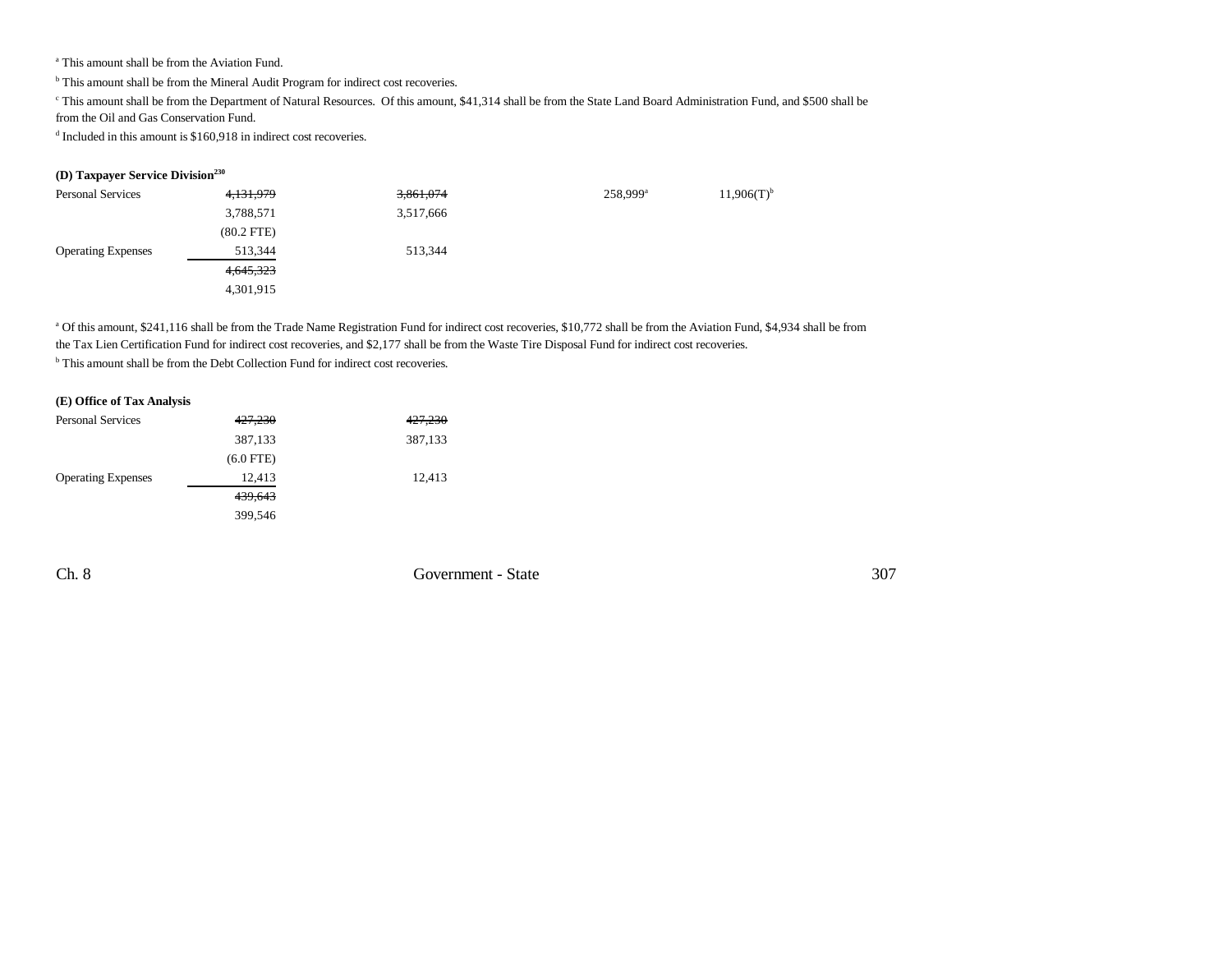[a] This amount shall be from the Aviation Fund.

[b] This amount shall be from the Mineral Audit Program for indirect cost recoveries.

[c] This amount shall be from the Department of Natural Resources. Of this amount, $41,314 shall be from the State Land Board Administration Fund, and $500 shall be from the Oil and Gas Conservation Fund.

[d] Included in this amount is $160,918 in indirect cost recoveries.

**(D) Taxpayer Service Division[230]**

| | | | | |
|---|---|---|---|---|
| Personal Services | ~~4,131,979~~ | ~~3,861,074~~ | 258,999[a] | 11,906(T)[b] |
| | 3,788,571 | 3,517,666 | | |
| | (80.2 FTE) | | | |
| Operating Expenses | 513,344 | 513,344 | | |
| | ~~4,645,323~~ | | | |
| | 4,301,915 | | | |

[a] Of this amount, $241,116 shall be from the Trade Name Registration Fund for indirect cost recoveries, $10,772 shall be from the Aviation Fund, $4,934 shall be from the Tax Lien Certification Fund for indirect cost recoveries, and $2,177 shall be from the Waste Tire Disposal Fund for indirect cost recoveries.

[b] This amount shall be from the Debt Collection Fund for indirect cost recoveries.

**(E) Office of Tax Analysis**

| | | |
|---|---|---|
| Personal Services | ~~427,230~~ | ~~427,230~~ |
| | 387,133 | 387,133 |
| | (6.0 FTE) | |
| Operating Expenses | 12,413 | 12,413 |
| | ~~439,643~~ | |
| | 399,546 | |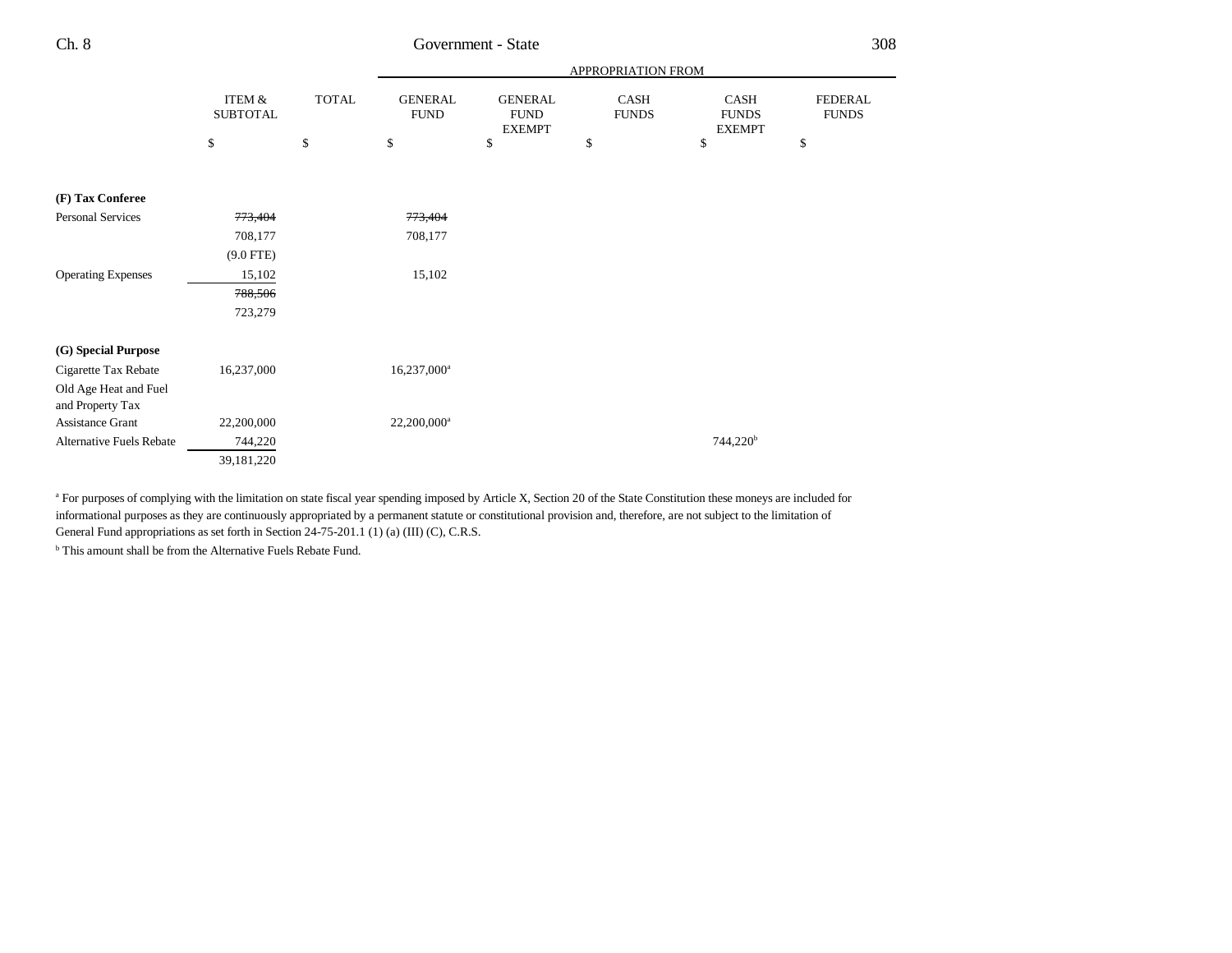| | ITEM & SUBTOTAL | TOTAL | APPROPRIATION FROM GENERAL FUND | GENERAL FUND EXEMPT | CASH FUNDS | CASH FUNDS EXEMPT | FEDERAL FUNDS |
|---|---|---|---|---|---|---|---|
| | $ | $ | $ | $ | $ | $ | $ |
| **(F) Tax Conferee** | | | | | | | |
| Personal Services | ~~773,404~~ | | ~~773,404~~ | | | | |
| | 708,177 | | 708,177 | | | | |
| | (9.0 FTE) | | | | | | |
| Operating Expenses | 15,102 | | 15,102 | | | | |
| | ~~788,506~~ | | | | | | |
| | 723,279 | | | | | | |
| **(G) Special Purpose** | | | | | | | |
| Cigarette Tax Rebate | 16,237,000 | | 16,237,000[a] | | | | |
| Old Age Heat and Fuel and Property Tax Assistance Grant | 22,200,000 | | 22,200,000[a] | | | | |
| Alternative Fuels Rebate | 744,220 | | | | | 744,220[b] | |
| | 39,181,220 | | | | | | |

[a] For purposes of complying with the limitation on state fiscal year spending imposed by Article X, Section 20 of the State Constitution these moneys are included for informational purposes as they are continuously appropriated by a permanent statute or constitutional provision and, therefore, are not subject to the limitation of General Fund appropriations as set forth in Section 24-75-201.1 (1) (a) (III) (C), C.R.S.

[b] This amount shall be from the Alternative Fuels Rebate Fund.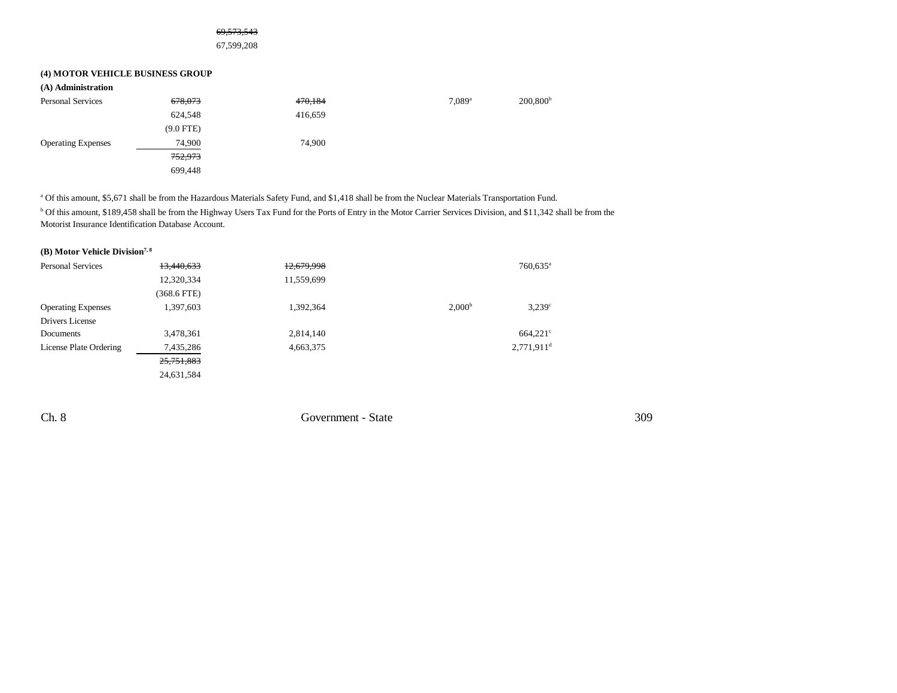~~69,573,543~~
67,599,208

**(4) MOTOR VEHICLE BUSINESS GROUP**

**(A) Administration**

| | | | | | |
|---|---|---|---|---|---|
| Personal Services | ~~678,073~~ | ~~470,184~~ | | 7,089[a] | 200,800[b] |
| | 624,548 | 416,659 | | | |
| | (9.0 FTE) | | | | |
| Operating Expenses | 74,900 | 74,900 | | | |
| | ~~752,973~~ | | | | |
| | 699,448 | | | | |

[a] Of this amount, $5,671 shall be from the Hazardous Materials Safety Fund, and $1,418 shall be from the Nuclear Materials Transportation Fund.

[b] Of this amount, $189,458 shall be from the Highway Users Tax Fund for the Ports of Entry in the Motor Carrier Services Division, and $11,342 shall be from the Motorist Insurance Identification Database Account.

**(B) Motor Vehicle Division[7, 8]**

| | | | | | |
|---|---|---|---|---|---|
| Personal Services | ~~13,440,633~~ | ~~12,679,998~~ | | | 760,635[a] |
| | 12,320,334 | 11,559,699 | | | |
| | (368.6 FTE) | | | | |
| Operating Expenses | 1,397,603 | 1,392,364 | | 2,000[b] | 3,239[c] |
| Drivers License Documents | 3,478,361 | 2,814,140 | | | 664,221[c] |
| License Plate Ordering | 7,435,286 | 4,663,375 | | | 2,771,911[d] |
| | ~~25,751,883~~ | | | | |
| | 24,631,584 | | | | |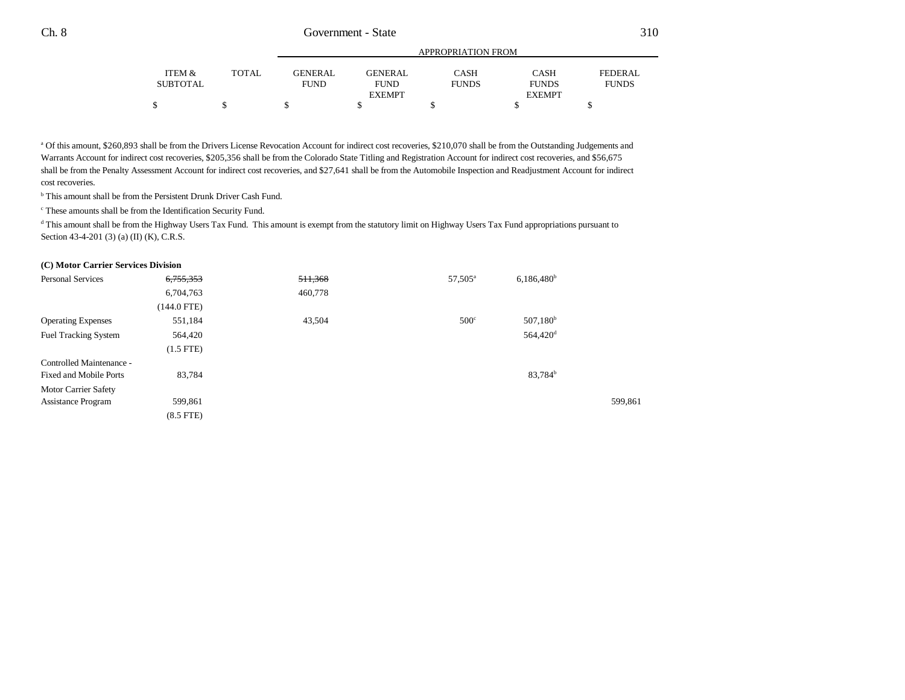| | ITEM & SUBTOTAL | TOTAL | APPROPRIATION FROM GENERAL FUND | GENERAL FUND EXEMPT | CASH FUNDS | CASH FUNDS EXEMPT | FEDERAL FUNDS |
|---|---|---|---|---|---|---|---|
| | $ | $ | $ | $ | $ | $ | $ |

[a] Of this amount, $260,893 shall be from the Drivers License Revocation Account for indirect cost recoveries, $210,070 shall be from the Outstanding Judgements and Warrants Account for indirect cost recoveries, $205,356 shall be from the Colorado State Titling and Registration Account for indirect cost recoveries, and $56,675 shall be from the Penalty Assessment Account for indirect cost recoveries, and $27,641 shall be from the Automobile Inspection and Readjustment Account for indirect cost recoveries.

[b] This amount shall be from the Persistent Drunk Driver Cash Fund.

[c] These amounts shall be from the Identification Security Fund.

[d] This amount shall be from the Highway Users Tax Fund. This amount is exempt from the statutory limit on Highway Users Tax Fund appropriations pursuant to Section 43-4-201 (3) (a) (II) (K), C.R.S.

**(C) Motor Carrier Services Division**

| | ITEM & SUBTOTAL | TOTAL | GENERAL FUND | GENERAL FUND EXEMPT | CASH FUNDS | CASH FUNDS EXEMPT | FEDERAL FUNDS |
|---|---|---|---|---|---|---|---|
| Personal Services | ~~6,755,353~~ | | ~~511,368~~ | | 57,505[a] | 6,186,480[b] | |
| | 6,704,763 | | 460,778 | | | | |
| | (144.0 FTE) | | | | | | |
| Operating Expenses | 551,184 | | 43,504 | | 500[c] | 507,180[b] | |
| Fuel Tracking System | 564,420 | | | | | 564,420[d] | |
| | (1.5 FTE) | | | | | | |
| Controlled Maintenance - Fixed and Mobile Ports | 83,784 | | | | | 83,784[b] | |
| Motor Carrier Safety Assistance Program | 599,861 | | | | | | 599,861 |
| | (8.5 FTE) | | | | | | |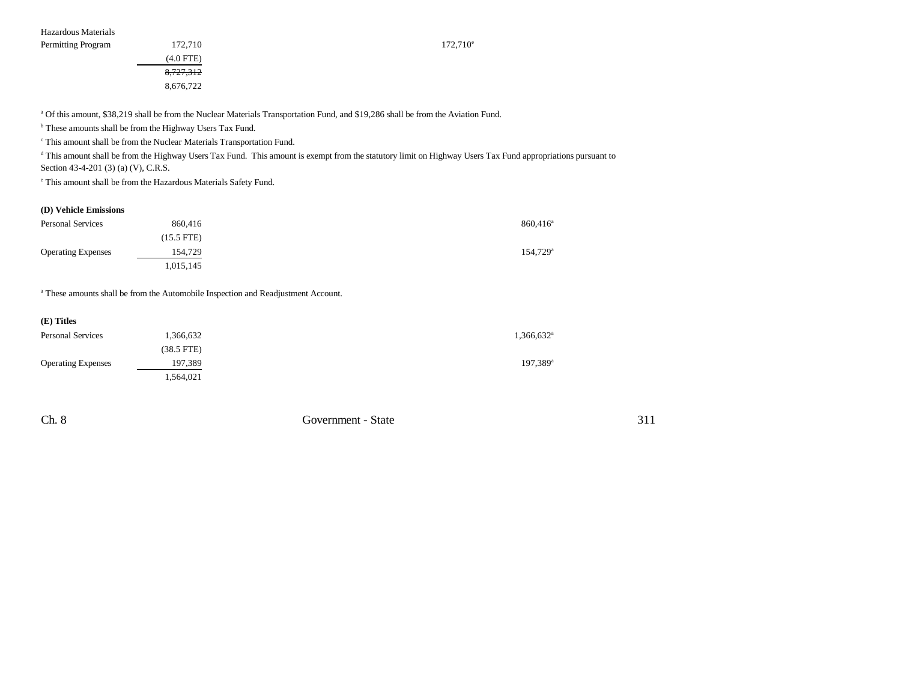| | | | | |
|---|---|---|---|---|
| Hazardous Materials Permitting Program | 172,710 | | 172,710[e] | |
| | (4.0 FTE) | | | |
| | ~~8,727,312~~ | | | |
| | 8,676,722 | | | |

[a] Of this amount, $38,219 shall be from the Nuclear Materials Transportation Fund, and $19,286 shall be from the Aviation Fund.

[b] These amounts shall be from the Highway Users Tax Fund.

[c] This amount shall be from the Nuclear Materials Transportation Fund.

[d] This amount shall be from the Highway Users Tax Fund. This amount is exempt from the statutory limit on Highway Users Tax Fund appropriations pursuant to Section 43-4-201 (3) (a) (V), C.R.S.

[e] This amount shall be from the Hazardous Materials Safety Fund.

**(D) Vehicle Emissions**

| | | | |
|---|---|---|---|
| Personal Services | 860,416 | | 860,416[a] |
| | (15.5 FTE) | | |
| Operating Expenses | 154,729 | | 154,729[a] |
| | 1,015,145 | | |

[a] These amounts shall be from the Automobile Inspection and Readjustment Account.

**(E) Titles**

| | | | |
|---|---|---|---|
| Personal Services | 1,366,632 | | 1,366,632[a] |
| | (38.5 FTE) | | |
| Operating Expenses | 197,389 | | 197,389[a] |
| | 1,564,021 | | |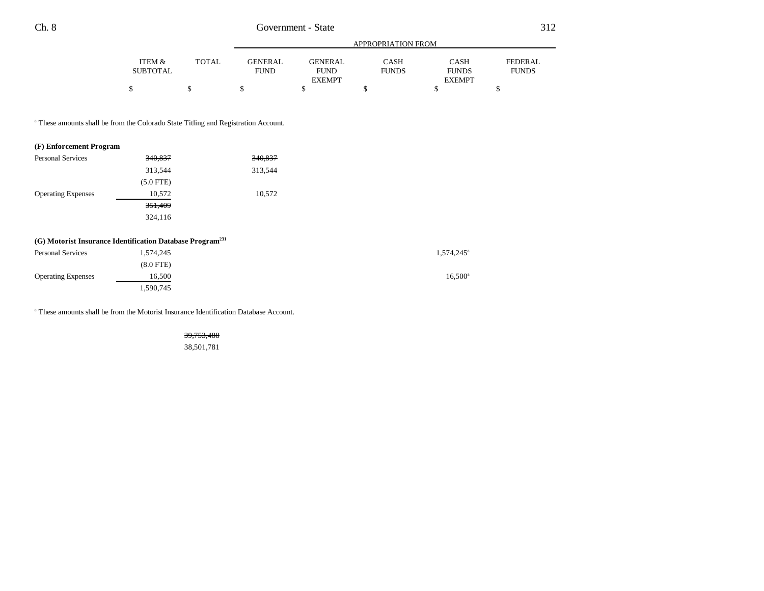| | ITEM & SUBTOTAL | TOTAL | GENERAL FUND | GENERAL FUND EXEMPT | CASH FUNDS | CASH FUNDS EXEMPT | FEDERAL FUNDS |
|---|---|---|---|---|---|---|---|
| | $ | $ | $ | $ | $ | $ | $ |

[a] These amounts shall be from the Colorado State Titling and Registration Account.

| | ITEM & SUBTOTAL | TOTAL | GENERAL FUND | GENERAL FUND EXEMPT | CASH FUNDS | CASH FUNDS EXEMPT | FEDERAL FUNDS |
|---|---|---|---|---|---|---|---|
| **(F) Enforcement Program** | | | | | | | |
| Personal Services | ~~340,837~~ | | ~~340,837~~ | | | | |
| | 313,544 | | 313,544 | | | | |
| | (5.0 FTE) | | | | | | |
| Operating Expenses | 10,572 | | 10,572 | | | | |
| | ~~351,409~~ | | | | | | |
| | 324,116 | | | | | | |
| **(G) Motorist Insurance Identification Database Program**[231] | | | | | | | |
| Personal Services | 1,574,245 | | | | | 1,574,245[a] | |
| | (8.0 FTE) | | | | | | |
| Operating Expenses | 16,500 | | | | | 16,500[a] | |
| | 1,590,745 | | | | | | |

[a] These amounts shall be from the Motorist Insurance Identification Database Account.

| | ITEM & SUBTOTAL | TOTAL | GENERAL FUND | GENERAL FUND EXEMPT | CASH FUNDS | CASH FUNDS EXEMPT | FEDERAL FUNDS |
|---|---|---|---|---|---|---|---|
| | | ~~39,753,488~~ | | | | | |
| | | 38,501,781 | | | | | |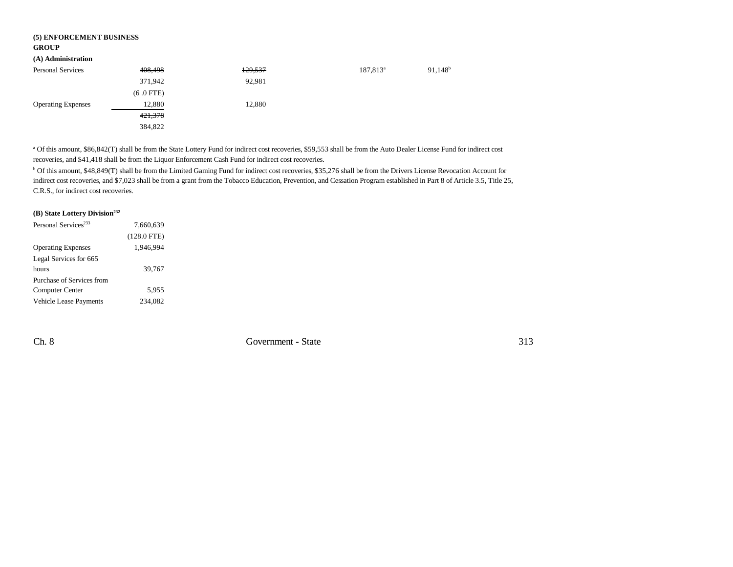**(5) ENFORCEMENT BUSINESS GROUP**

**(A) Administration**

| | | | | | |
|---|---|---|---|---|---|
| Personal Services | ~~408,498~~ | ~~129,537~~ | | 187,813[a] | 91,148[b] |
| | 371,942 | 92,981 | | | |
| | (6 .0 FTE) | | | | |
| Operating Expenses | 12,880 | 12,880 | | | |
| | ~~421,378~~ | | | | |
| | 384,822 | | | | |

[a] Of this amount, $86,842(T) shall be from the State Lottery Fund for indirect cost recoveries, $59,553 shall be from the Auto Dealer License Fund for indirect cost recoveries, and $41,418 shall be from the Liquor Enforcement Cash Fund for indirect cost recoveries.

[b] Of this amount, $48,849(T) shall be from the Limited Gaming Fund for indirect cost recoveries, $35,276 shall be from the Drivers License Revocation Account for indirect cost recoveries, and $7,023 shall be from a grant from the Tobacco Education, Prevention, and Cessation Program established in Part 8 of Article 3.5, Title 25, C.R.S., for indirect cost recoveries.

**(B) State Lottery Division[232]**

| | |
|---|---|
| Personal Services[233] | 7,660,639 |
| | (128.0 FTE) |
| Operating Expenses | 1,946,994 |
| Legal Services for 665 hours | 39,767 |
| Purchase of Services from Computer Center | 5,955 |
| Vehicle Lease Payments | 234,082 |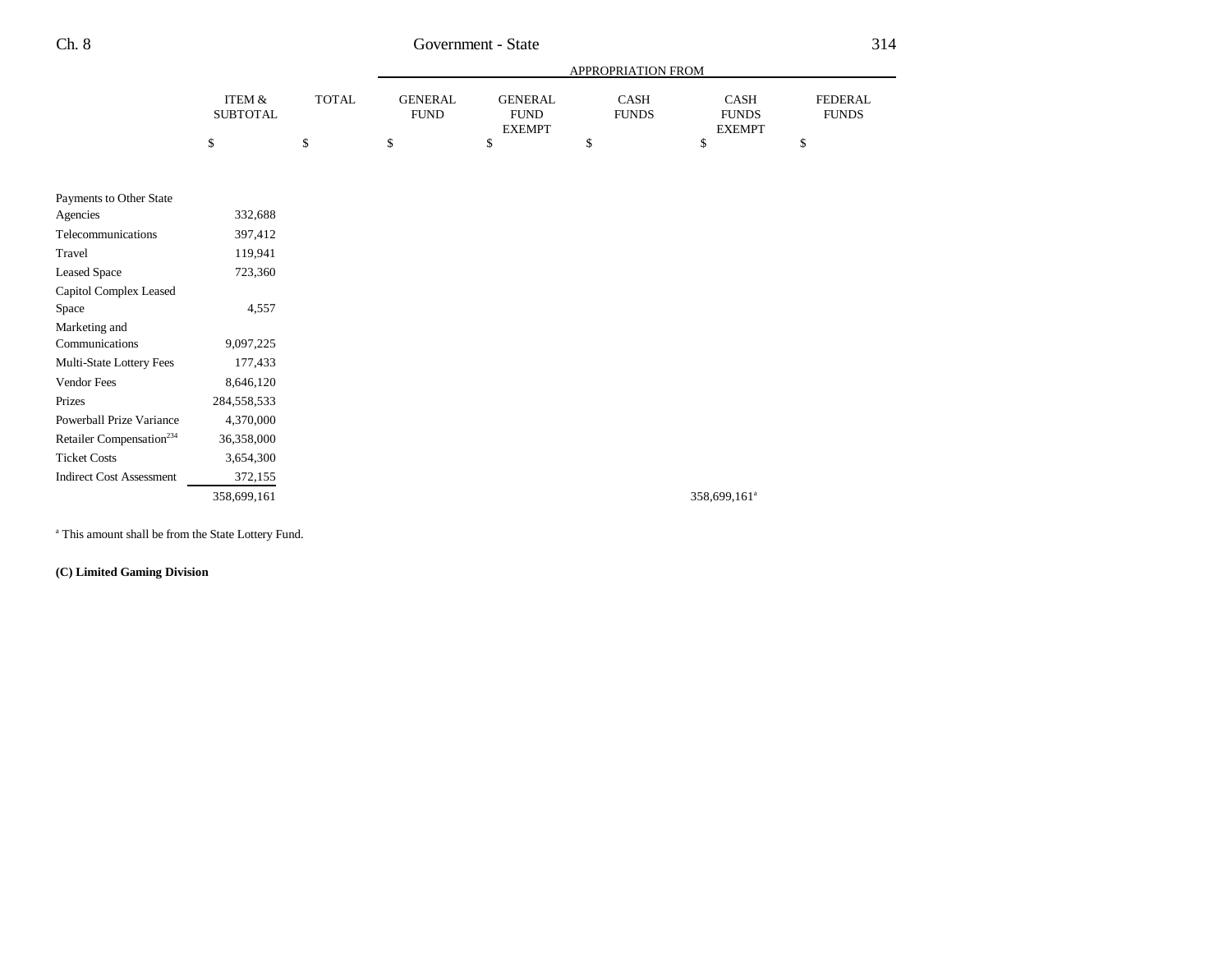| | ITEM & SUBTOTAL | TOTAL | APPROPRIATION FROM GENERAL FUND | GENERAL FUND EXEMPT | CASH FUNDS | CASH FUNDS EXEMPT | FEDERAL FUNDS |
|---|---|---|---|---|---|---|---|
| | $ | $ | $ | $ | $ | $ | $ |
| Payments to Other State Agencies | 332,688 | | | | | | |
| Telecommunications | 397,412 | | | | | | |
| Travel | 119,941 | | | | | | |
| Leased Space | 723,360 | | | | | | |
| Capitol Complex Leased Space | 4,557 | | | | | | |
| Marketing and Communications | 9,097,225 | | | | | | |
| Multi-State Lottery Fees | 177,433 | | | | | | |
| Vendor Fees | 8,646,120 | | | | | | |
| Prizes | 284,558,533 | | | | | | |
| Powerball Prize Variance | 4,370,000 | | | | | | |
| Retailer Compensation[234] | 36,358,000 | | | | | | |
| Ticket Costs | 3,654,300 | | | | | | |
| Indirect Cost Assessment | 372,155 | | | | | | |
| | 358,699,161 | | | | | 358,699,161[a] | |

[a] This amount shall be from the State Lottery Fund.

**(C) Limited Gaming Division**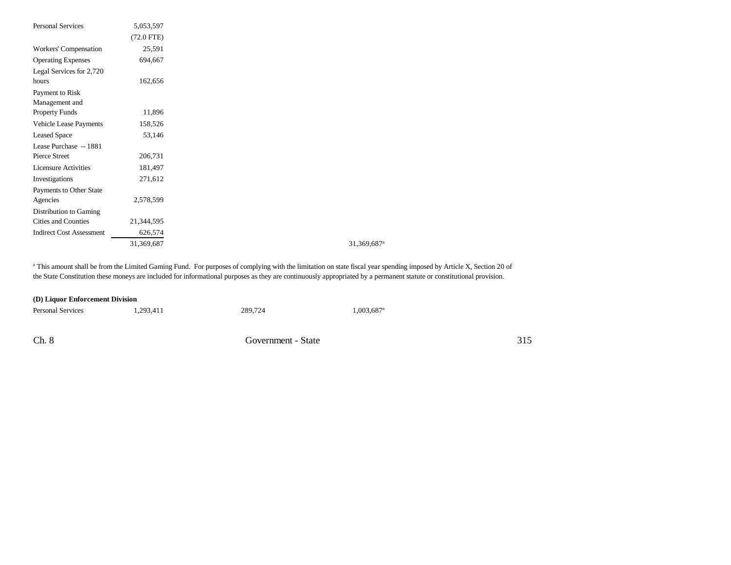| | | | | |
|---|---|---|---|---|
| Personal Services | 5,053,597 | | | |
| | (72.0 FTE) | | | |
| Workers' Compensation | 25,591 | | | |
| Operating Expenses | 694,667 | | | |
| Legal Services for 2,720 hours | 162,656 | | | |
| Payment to Risk Management and Property Funds | 11,896 | | | |
| Vehicle Lease Payments | 158,526 | | | |
| Leased Space | 53,146 | | | |
| Lease Purchase -- 1881 Pierce Street | 206,731 | | | |
| Licensure Activities | 181,497 | | | |
| Investigations | 271,612 | | | |
| Payments to Other State Agencies | 2,578,599 | | | |
| Distribution to Gaming Cities and Counties | 21,344,595 | | | |
| Indirect Cost Assessment | 626,574 | | | |
| | 31,369,687 | | | 31,369,687[a] |

[a] This amount shall be from the Limited Gaming Fund. For purposes of complying with the limitation on state fiscal year spending imposed by Article X, Section 20 of the State Constitution these moneys are included for informational purposes as they are continuously appropriated by a permanent statute or constitutional provision.

**(D) Liquor Enforcement Division**

| | | | | |
|---|---|---|---|---|
| Personal Services | 1,293,411 | 289,724 | | 1,003,687[a] |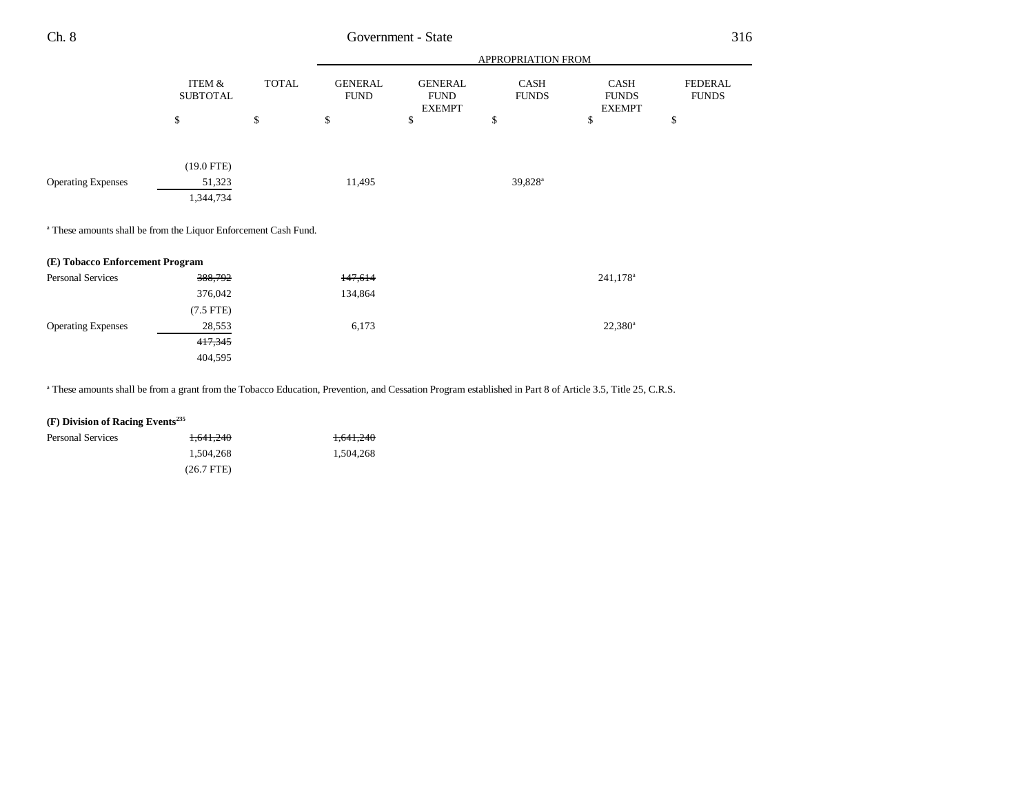| | ITEM & SUBTOTAL | TOTAL | APPROPRIATION FROM GENERAL FUND | GENERAL FUND EXEMPT | CASH FUNDS | CASH FUNDS EXEMPT | FEDERAL FUNDS |
|---|---|---|---|---|---|---|---|
| | $ | $ | $ | $ | $ | $ | $ |
| | (19.0 FTE) | | | | | | |
| Operating Expenses | 51,323 | | 11,495 | | 39,828[a] | | |
| | 1,344,734 | | | | | | |

[a] These amounts shall be from the Liquor Enforcement Cash Fund.

**(E) Tobacco Enforcement Program**

| | ITEM & SUBTOTAL | TOTAL | GENERAL FUND | GENERAL FUND EXEMPT | CASH FUNDS | CASH FUNDS EXEMPT | FEDERAL FUNDS |
|---|---|---|---|---|---|---|---|
| Personal Services | ~~388,792~~ | | ~~147,614~~ | | | 241,178[a] | |
| | 376,042 | | 134,864 | | | | |
| | (7.5 FTE) | | | | | | |
| Operating Expenses | 28,553 | | 6,173 | | | 22,380[a] | |
| | ~~417,345~~ | | | | | | |
| | 404,595 | | | | | | |

[a] These amounts shall be from a grant from the Tobacco Education, Prevention, and Cessation Program established in Part 8 of Article 3.5, Title 25, C.R.S.

**(F) Division of Racing Events[235]**

| | ITEM & SUBTOTAL | TOTAL | GENERAL FUND | GENERAL FUND EXEMPT | CASH FUNDS | CASH FUNDS EXEMPT | FEDERAL FUNDS |
|---|---|---|---|---|---|---|---|
| Personal Services | ~~1,641,240~~ | | ~~1,641,240~~ | | | | |
| | 1,504,268 | | 1,504,268 | | | | |
| | (26.7 FTE) | | | | | | |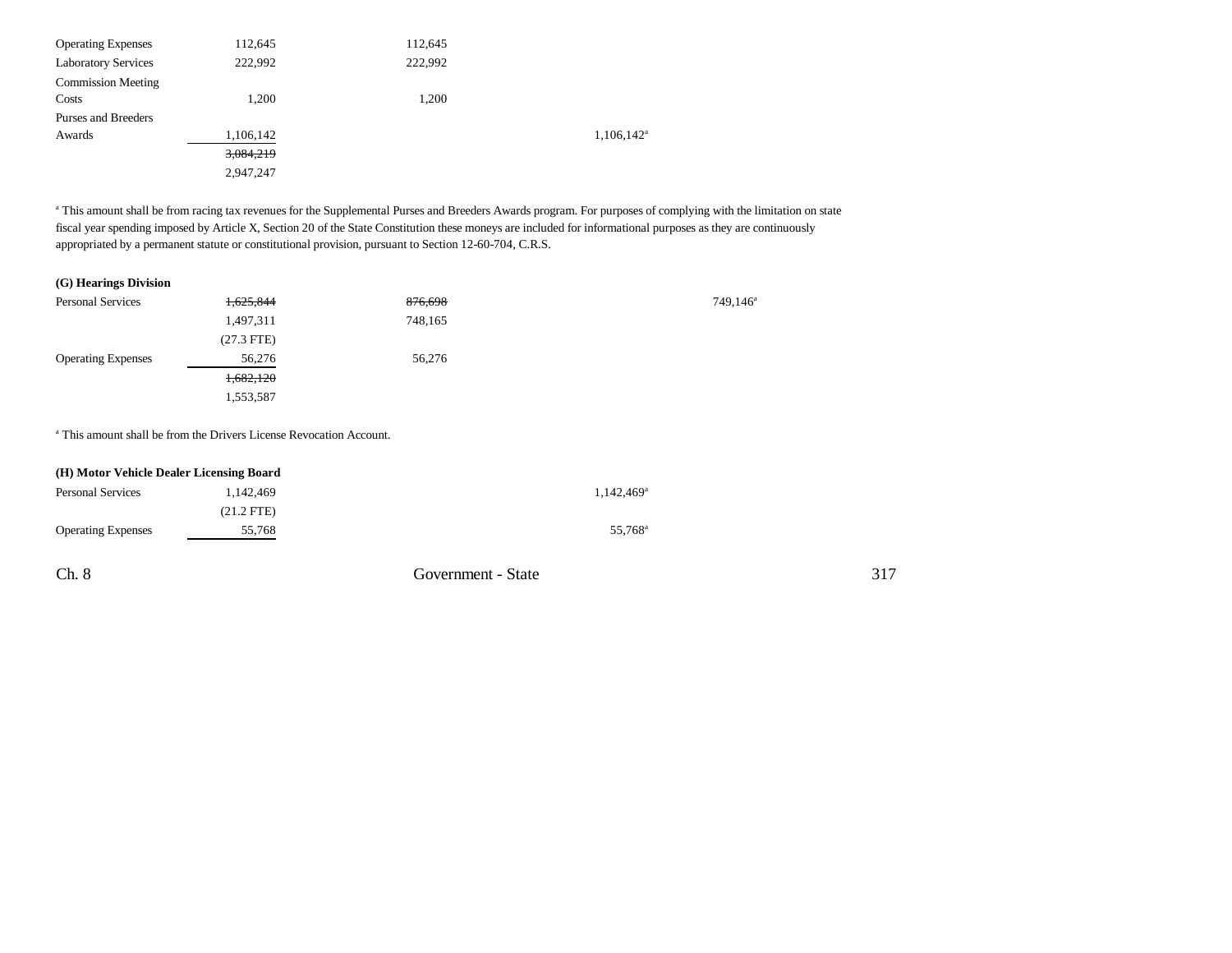| | | | | | |
|---|---|---|---|---|---|
| Operating Expenses | 112,645 | 112,645 | | | |
| Laboratory Services | 222,992 | 222,992 | | | |
| Commission Meeting Costs | 1,200 | 1,200 | | | |
| Purses and Breeders Awards | 1,106,142 | | | 1,106,142[a] | |
| | ~~3,084,219~~ | | | | |
| | 2,947,247 | | | | |

[a] This amount shall be from racing tax revenues for the Supplemental Purses and Breeders Awards program. For purposes of complying with the limitation on state fiscal year spending imposed by Article X, Section 20 of the State Constitution these moneys are included for informational purposes as they are continuously appropriated by a permanent statute or constitutional provision, pursuant to Section 12-60-704, C.R.S.

**(G) Hearings Division**

| | | | | | |
|---|---|---|---|---|---|
| Personal Services | ~~1,625,844~~ | ~~876,698~~ | | | 749,146[a] |
| | 1,497,311 | 748,165 | | | |
| | (27.3 FTE) | | | | |
| Operating Expenses | 56,276 | 56,276 | | | |
| | ~~1,682,120~~ | | | | |
| | 1,553,587 | | | | |

[a] This amount shall be from the Drivers License Revocation Account.

**(H) Motor Vehicle Dealer Licensing Board**

| | | | | | |
|---|---|---|---|---|---|
| Personal Services | 1,142,469 | | | 1,142,469[a] | |
| | (21.2 FTE) | | | | |
| Operating Expenses | 55,768 | | | 55,768[a] | |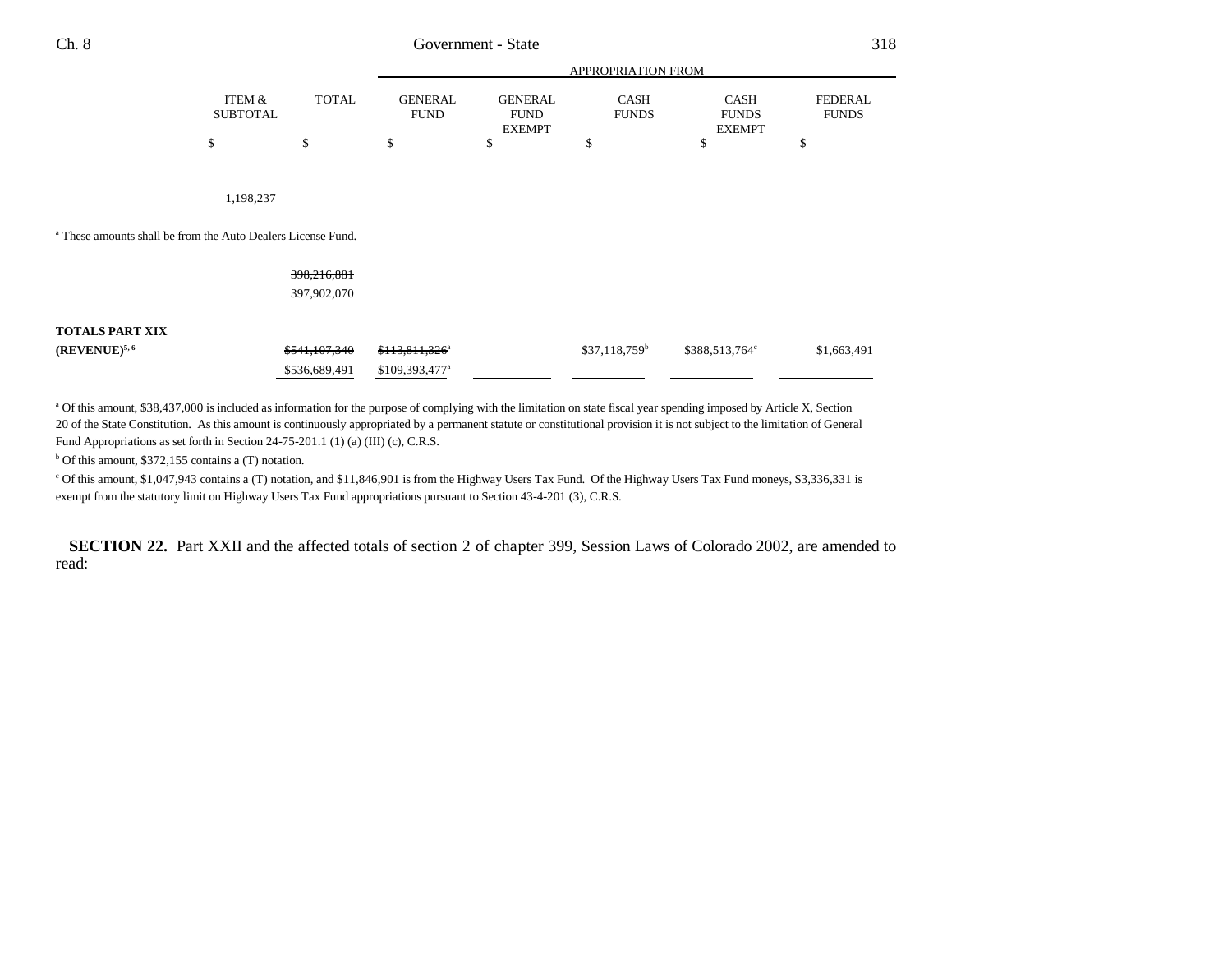| | ITEM & SUBTOTAL | TOTAL | GENERAL FUND | GENERAL FUND EXEMPT | CASH FUNDS | CASH FUNDS EXEMPT | FEDERAL FUNDS |
|---|---|---|---|---|---|---|---|
| | | | APPROPRIATION FROM | | | | |
| | $ | $ | $ | $ | $ | $ | $ |
| | 1,198,237 | | | | | | |

[a] These amounts shall be from the Auto Dealers License Fund.

| | ITEM & SUBTOTAL | TOTAL | GENERAL FUND | GENERAL FUND EXEMPT | CASH FUNDS | CASH FUNDS EXEMPT | FEDERAL FUNDS |
|---|---|---|---|---|---|---|---|
| | | ~~398,216,881~~ 397,902,070 | | | | | |
| **TOTALS PART XIX (REVENUE)**[5, 6] | | ~~$541,107,340~~ $536,689,491 | ~~$113,811,326[a]~~ $109,393,477[a] | | $37,118,759[b] | $388,513,764[c] | $1,663,491 |

[a] Of this amount, $38,437,000 is included as information for the purpose of complying with the limitation on state fiscal year spending imposed by Article X, Section 20 of the State Constitution. As this amount is continuously appropriated by a permanent statute or constitutional provision it is not subject to the limitation of General Fund Appropriations as set forth in Section 24-75-201.1 (1) (a) (III) (c), C.R.S.

[b] Of this amount, $372,155 contains a (T) notation.

[c] Of this amount, $1,047,943 contains a (T) notation, and $11,846,901 is from the Highway Users Tax Fund. Of the Highway Users Tax Fund moneys, $3,336,331 is exempt from the statutory limit on Highway Users Tax Fund appropriations pursuant to Section 43-4-201 (3), C.R.S.

**SECTION 22.** Part XXII and the affected totals of section 2 of chapter 399, Session Laws of Colorado 2002, are amended to read: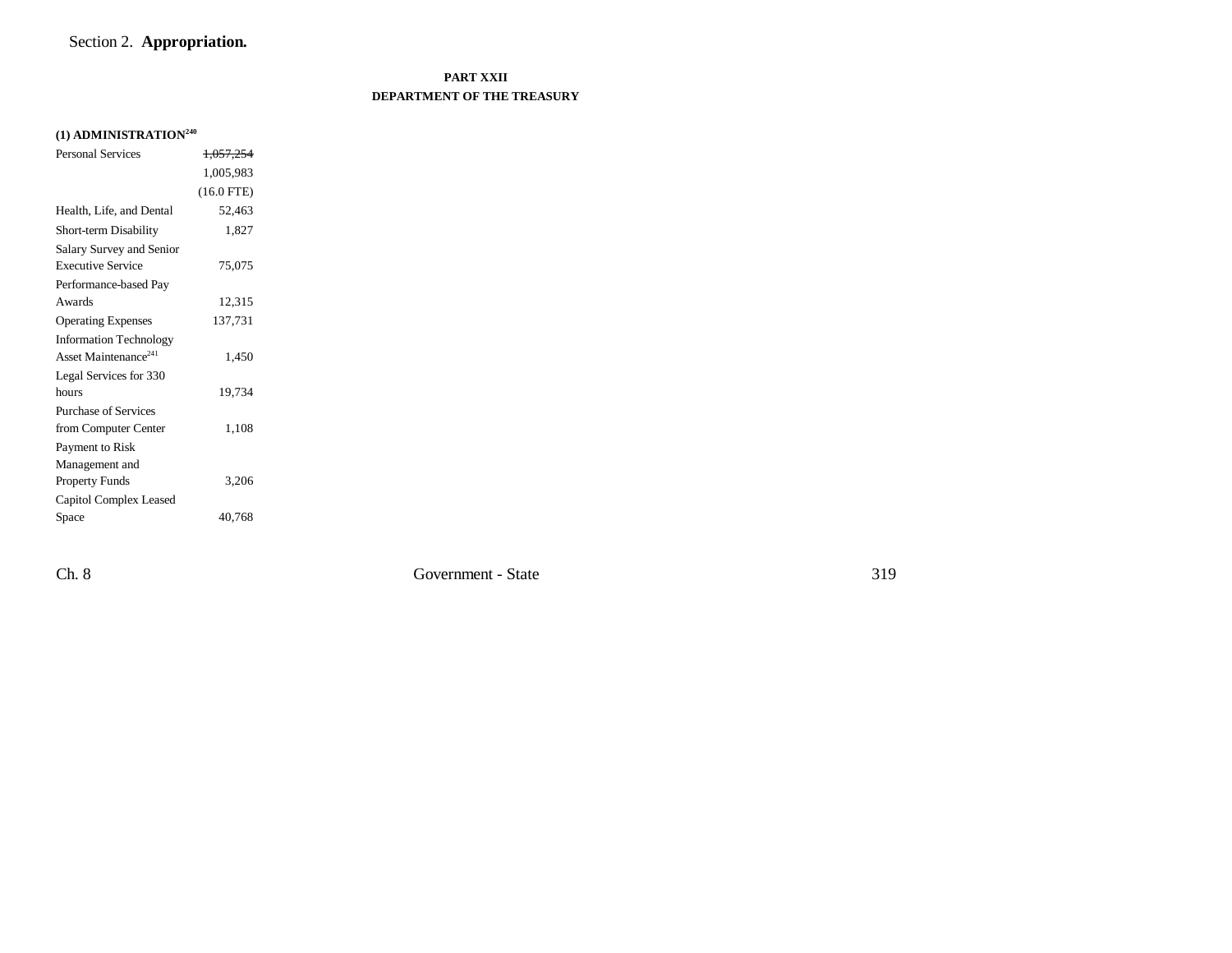Section 2. **Appropriation.**

**PART XXII**

**DEPARTMENT OF THE TREASURY**

**(1) ADMINISTRATION**[240]

| | |
|---|---|
| Personal Services | ~~1,057,254~~ |
| | 1,005,983 |
| | (16.0 FTE) |
| Health, Life, and Dental | 52,463 |
| Short-term Disability | 1,827 |
| Salary Survey and Senior Executive Service | 75,075 |
| Performance-based Pay Awards | 12,315 |
| Operating Expenses | 137,731 |
| Information Technology Asset Maintenance[241] | 1,450 |
| Legal Services for 330 hours | 19,734 |
| Purchase of Services from Computer Center | 1,108 |
| Payment to Risk Management and Property Funds | 3,206 |
| Capitol Complex Leased Space | 40,768 |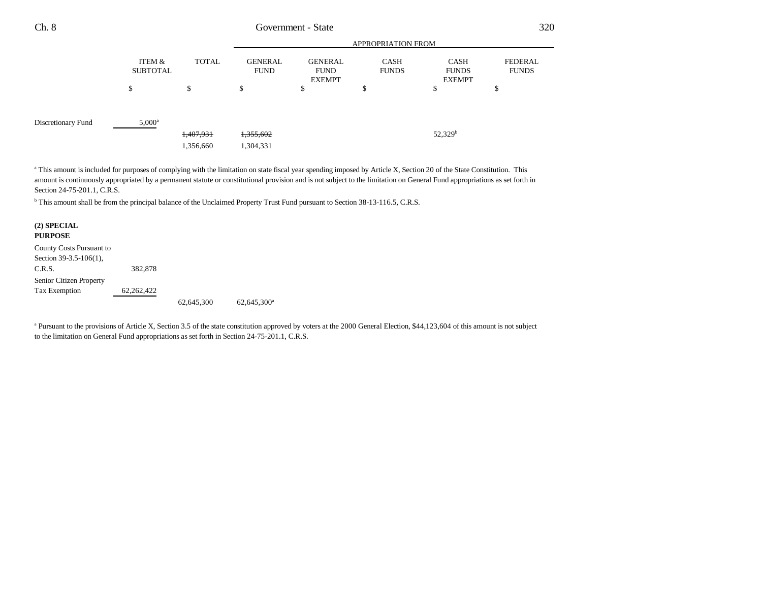| | ITEM & SUBTOTAL | TOTAL | GENERAL FUND | GENERAL FUND EXEMPT | CASH FUNDS | CASH FUNDS EXEMPT | FEDERAL FUNDS |
|---|---|---|---|---|---|---|---|
| | | | APPROPRIATION FROM | | | | |
| | $ | $ | $ | $ | $ | $ | $ |
| Discretionary Fund | 5,000[a] | | | | | | |
| | | ~~1,407,931~~ | ~~1,355,602~~ | | | 52,329[b] | |
| | | 1,356,660 | 1,304,331 | | | | |

[a] This amount is included for purposes of complying with the limitation on state fiscal year spending imposed by Article X, Section 20 of the State Constitution. This amount is continuously appropriated by a permanent statute or constitutional provision and is not subject to the limitation on General Fund appropriations as set forth in Section 24-75-201.1, C.R.S.

[b] This amount shall be from the principal balance of the Unclaimed Property Trust Fund pursuant to Section 38-13-116.5, C.R.S.

**(2) SPECIAL PURPOSE**

| | ITEM & SUBTOTAL | TOTAL | GENERAL FUND | GENERAL FUND EXEMPT | CASH FUNDS | CASH FUNDS EXEMPT | FEDERAL FUNDS |
|---|---|---|---|---|---|---|---|
| County Costs Pursuant to Section 39-3.5-106(1), C.R.S. | 382,878 | | | | | | |
| Senior Citizen Property Tax Exemption | 62,262,422 | | | | | | |
| | | 62,645,300 | 62,645,300[a] | | | | |

[a] Pursuant to the provisions of Article X, Section 3.5 of the state constitution approved by voters at the 2000 General Election, $44,123,604 of this amount is not subject to the limitation on General Fund appropriations as set forth in Section 24-75-201.1, C.R.S.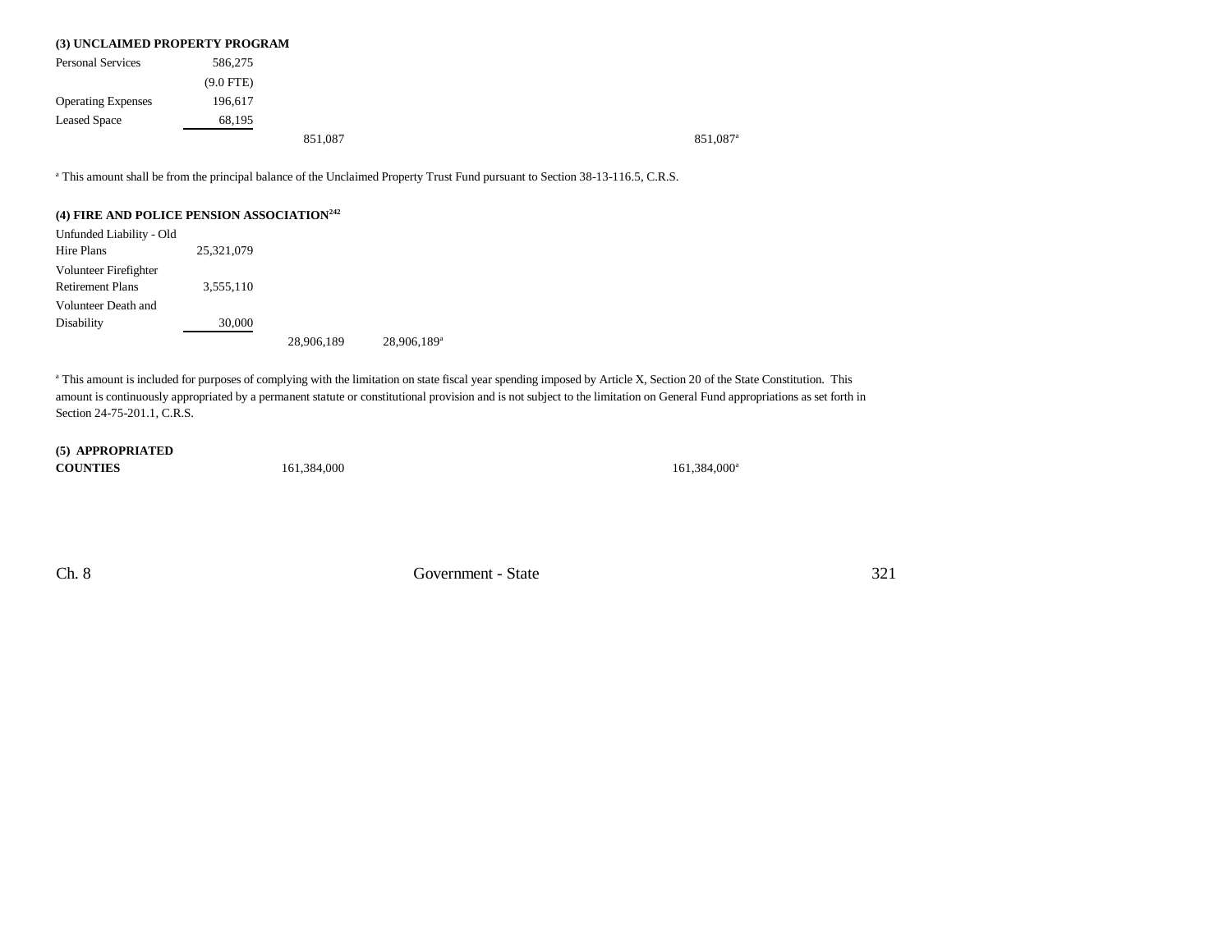**(3) UNCLAIMED PROPERTY PROGRAM**

| | | | | |
|---|---|---|---|---|
| Personal Services | 586,275 | | | |
| | (9.0 FTE) | | | |
| Operating Expenses | 196,617 | | | |
| Leased Space | 68,195 | | | |
| | | 851,087 | | 851,087[a] |

[a] This amount shall be from the principal balance of the Unclaimed Property Trust Fund pursuant to Section 38-13-116.5, C.R.S.

**(4) FIRE AND POLICE PENSION ASSOCIATION[242]**

| | | | |
|---|---|---|---|
| Unfunded Liability - Old Hire Plans | 25,321,079 | | |
| Volunteer Firefighter Retirement Plans | 3,555,110 | | |
| Volunteer Death and Disability | 30,000 | | |
| | | 28,906,189 | 28,906,189[a] |

[a] This amount is included for purposes of complying with the limitation on state fiscal year spending imposed by Article X, Section 20 of the State Constitution. This amount is continuously appropriated by a permanent statute or constitutional provision and is not subject to the limitation on General Fund appropriations as set forth in Section 24-75-201.1, C.R.S.

| | | |
|---|---|---|
| **(5) APPROPRIATED COUNTIES** | 161,384,000 | 161,384,000[a] |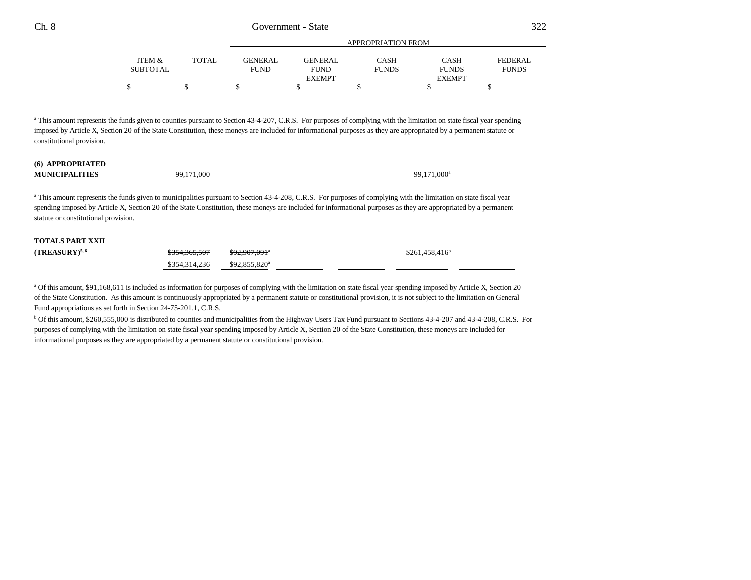| | ITEM & SUBTOTAL | TOTAL | APPROPRIATION FROM GENERAL FUND | GENERAL FUND EXEMPT | CASH FUNDS | CASH FUNDS EXEMPT | FEDERAL FUNDS |
|---|---|---|---|---|---|---|---|
| | $ | $ | $ | $ | $ | $ | $ |

[a] This amount represents the funds given to counties pursuant to Section 43-4-207, C.R.S. For purposes of complying with the limitation on state fiscal year spending imposed by Article X, Section 20 of the State Constitution, these moneys are included for informational purposes as they are appropriated by a permanent statute or constitutional provision.

| | ITEM & SUBTOTAL | TOTAL | GENERAL FUND | GENERAL FUND EXEMPT | CASH FUNDS | CASH FUNDS EXEMPT | FEDERAL FUNDS |
|---|---|---|---|---|---|---|---|
| **(6) APPROPRIATED MUNICIPALITIES** | | 99,171,000 | | | | 99,171,000[a] | |

[a] This amount represents the funds given to municipalities pursuant to Section 43-4-208, C.R.S. For purposes of complying with the limitation on state fiscal year spending imposed by Article X, Section 20 of the State Constitution, these moneys are included for informational purposes as they are appropriated by a permanent statute or constitutional provision.

| | ITEM & SUBTOTAL | TOTAL | GENERAL FUND | GENERAL FUND EXEMPT | CASH FUNDS | CASH FUNDS EXEMPT | FEDERAL FUNDS |
|---|---|---|---|---|---|---|---|
| **TOTALS PART XXII (TREASURY)[5, 6]** | | ~~$354,365,507~~ | ~~$92,907,091[a]~~ | | | $261,458,416[b] | |
| | | $354,314,236 | $92,855,820[a] | | | | |

[a] Of this amount, $91,168,611 is included as information for purposes of complying with the limitation on state fiscal year spending imposed by Article X, Section 20 of the State Constitution. As this amount is continuously appropriated by a permanent statute or constitutional provision, it is not subject to the limitation on General Fund appropriations as set forth in Section 24-75-201.1, C.R.S.

[b] Of this amount, $260,555,000 is distributed to counties and municipalities from the Highway Users Tax Fund pursuant to Sections 43-4-207 and 43-4-208, C.R.S. For purposes of complying with the limitation on state fiscal year spending imposed by Article X, Section 20 of the State Constitution, these moneys are included for informational purposes as they are appropriated by a permanent statute or constitutional provision.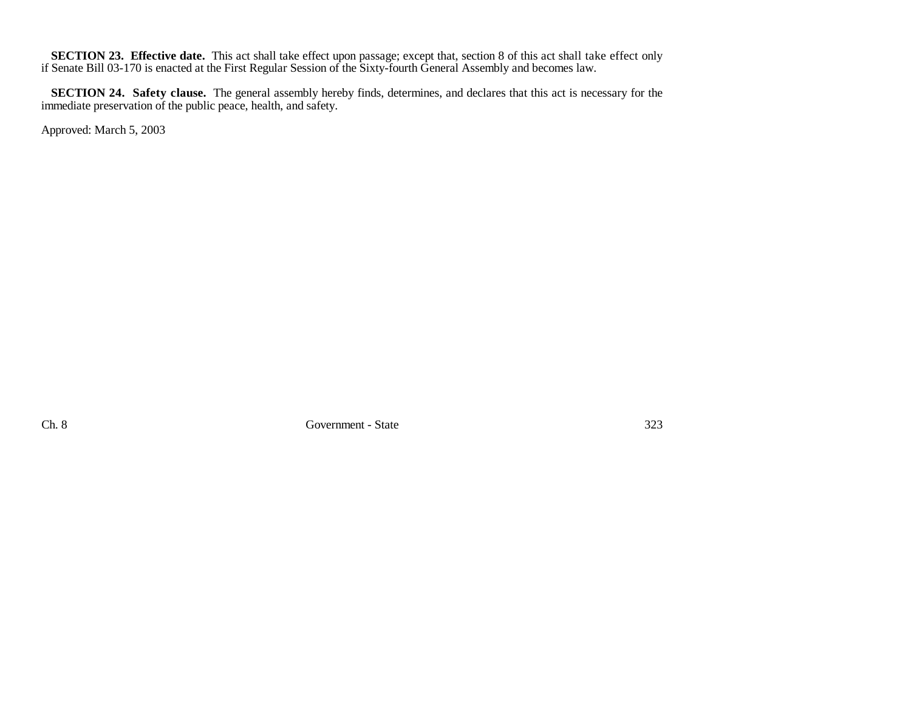**SECTION 23. Effective date.** This act shall take effect upon passage; except that, section 8 of this act shall take effect only if Senate Bill 03-170 is enacted at the First Regular Session of the Sixty-fourth General Assembly and becomes law.

**SECTION 24. Safety clause.** The general assembly hereby finds, determines, and declares that this act is necessary for the immediate preservation of the public peace, health, and safety.

Approved: March 5, 2003